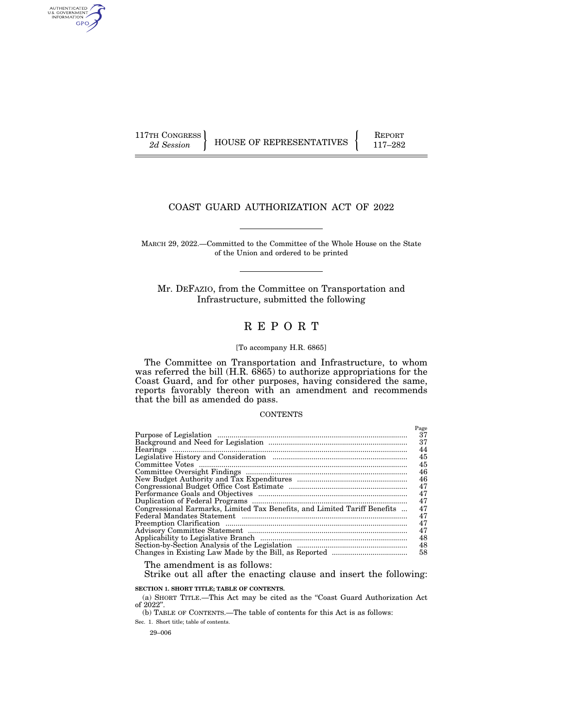117TH CONGRESS
2d Session

HOUSE OF REPRESENTATIVES

REPORT
117–282

# COAST GUARD AUTHORIZATION ACT OF 2022

MARCH 29, 2022.—Committed to the Committee of the Whole House on the State of the Union and ordered to be printed

Mr. DEFAZIO, from the Committee on Transportation and Infrastructure, submitted the following

# R E P O R T

[To accompany H.R. 6865]

The Committee on Transportation and Infrastructure, to whom was referred the bill (H.R. 6865) to authorize appropriations for the Coast Guard, and for other purposes, having considered the same, reports favorably thereon with an amendment and recommends that the bill as amended do pass.

CONTENTS

| | Page |
|---|---|
| Purpose of Legislation | 37 |
| Background and Need for Legislation | 37 |
| Hearings | 44 |
| Legislative History and Consideration | 45 |
| Committee Votes | 45 |
| Committee Oversight Findings | 46 |
| New Budget Authority and Tax Expenditures | 46 |
| Congressional Budget Office Cost Estimate | 47 |
| Performance Goals and Objectives | 47 |
| Duplication of Federal Programs | 47 |
| Congressional Earmarks, Limited Tax Benefits, and Limited Tariff Benefits | 47 |
| Federal Mandates Statement | 47 |
| Preemption Clarification | 47 |
| Advisory Committee Statement | 47 |
| Applicability to Legislative Branch | 48 |
| Section-by-Section Analysis of the Legislation | 48 |
| Changes in Existing Law Made by the Bill, as Reported | 58 |

The amendment is as follows:

Strike out all after the enacting clause and insert the following:

**SECTION 1. SHORT TITLE; TABLE OF CONTENTS.**

(a) SHORT TITLE.—This Act may be cited as the "Coast Guard Authorization Act of 2022".

(b) TABLE OF CONTENTS.—The table of contents for this Act is as follows:

Sec. 1. Short title; table of contents.

29–006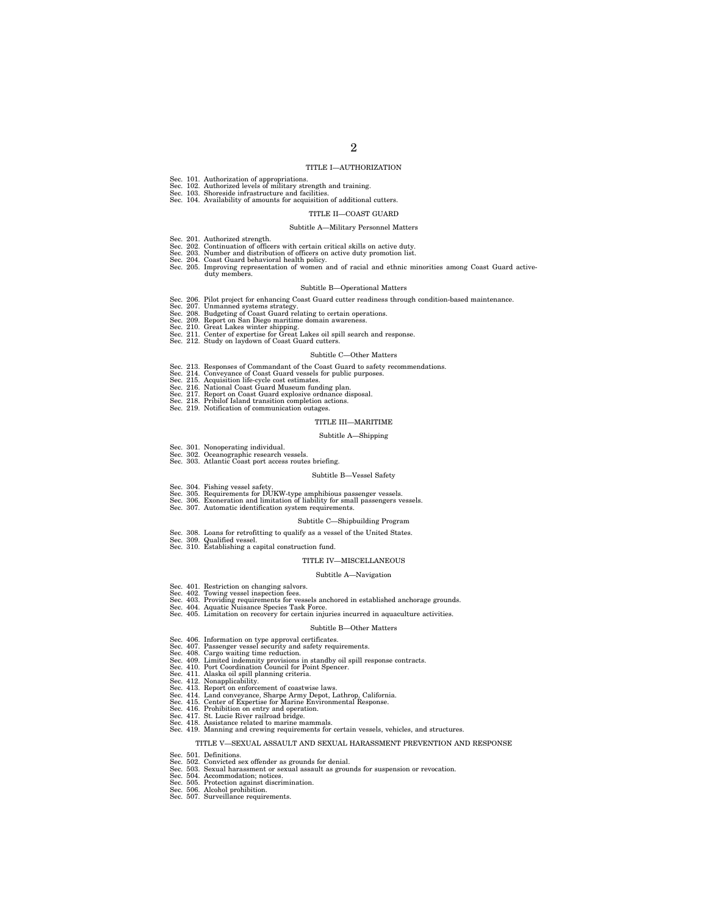TITLE I—AUTHORIZATION

Sec. 101. Authorization of appropriations.
Sec. 102. Authorized levels of military strength and training.
Sec. 103. Shoreside infrastructure and facilities.
Sec. 104. Availability of amounts for acquisition of additional cutters.

TITLE II—COAST GUARD

Subtitle A—Military Personnel Matters

Sec. 201. Authorized strength.
Sec. 202. Continuation of officers with certain critical skills on active duty.
Sec. 203. Number and distribution of officers on active duty promotion list.
Sec. 204. Coast Guard behavioral health policy.
Sec. 205. Improving representation of women and of racial and ethnic minorities among Coast Guard active-duty members.

Subtitle B—Operational Matters

Sec. 206. Pilot project for enhancing Coast Guard cutter readiness through condition-based maintenance.
Sec. 207. Unmanned systems strategy.
Sec. 208. Budgeting of Coast Guard relating to certain operations.
Sec. 209. Report on San Diego maritime domain awareness.
Sec. 210. Great Lakes winter shipping.
Sec. 211. Center of expertise for Great Lakes oil spill search and response.
Sec. 212. Study on laydown of Coast Guard cutters.

Subtitle C—Other Matters

Sec. 213. Responses of Commandant of the Coast Guard to safety recommendations.
Sec. 214. Conveyance of Coast Guard vessels for public purposes.
Sec. 215. Acquisition life-cycle cost estimates.
Sec. 216. National Coast Guard Museum funding plan.
Sec. 217. Report on Coast Guard explosive ordnance disposal.
Sec. 218. Pribilof Island transition completion actions.
Sec. 219. Notification of communication outages.

TITLE III—MARITIME

Subtitle A—Shipping

Sec. 301. Nonoperating individual.
Sec. 302. Oceanographic research vessels.
Sec. 303. Atlantic Coast port access routes briefing.

Subtitle B—Vessel Safety

Sec. 304. Fishing vessel safety.
Sec. 305. Requirements for DUKW-type amphibious passenger vessels.
Sec. 306. Exoneration and limitation of liability for small passengers vessels.
Sec. 307. Automatic identification system requirements.

Subtitle C—Shipbuilding Program

Sec. 308. Loans for retrofitting to qualify as a vessel of the United States.
Sec. 309. Qualified vessel.
Sec. 310. Establishing a capital construction fund.

TITLE IV—MISCELLANEOUS

Subtitle A—Navigation

Sec. 401. Restriction on changing salvors.
Sec. 402. Towing vessel inspection fees.
Sec. 403. Providing requirements for vessels anchored in established anchorage grounds.
Sec. 404. Aquatic Nuisance Species Task Force.
Sec. 405. Limitation on recovery for certain injuries incurred in aquaculture activities.

Subtitle B—Other Matters

Sec. 406. Information on type approval certificates.
Sec. 407. Passenger vessel security and safety requirements.
Sec. 408. Cargo waiting time reduction.
Sec. 409. Limited indemnity provisions in standby oil spill response contracts.
Sec. 410. Port Coordination Council for Point Spencer.
Sec. 411. Alaska oil spill planning criteria.
Sec. 412. Nonapplicability.
Sec. 413. Report on enforcement of coastwise laws.
Sec. 414. Land conveyance, Sharpe Army Depot, Lathrop, California.
Sec. 415. Center of Expertise for Marine Environmental Response.
Sec. 416. Prohibition on entry and operation.
Sec. 417. St. Lucie River railroad bridge.
Sec. 418. Assistance related to marine mammals.
Sec. 419. Manning and crewing requirements for certain vessels, vehicles, and structures.

TITLE V—SEXUAL ASSAULT AND SEXUAL HARASSMENT PREVENTION AND RESPONSE

Sec. 501. Definitions.
Sec. 502. Convicted sex offender as grounds for denial.
Sec. 503. Sexual harassment or sexual assault as grounds for suspension or revocation.
Sec. 504. Accommodation; notices.
Sec. 505. Protection against discrimination.
Sec. 506. Alcohol prohibition.
Sec. 507. Surveillance requirements.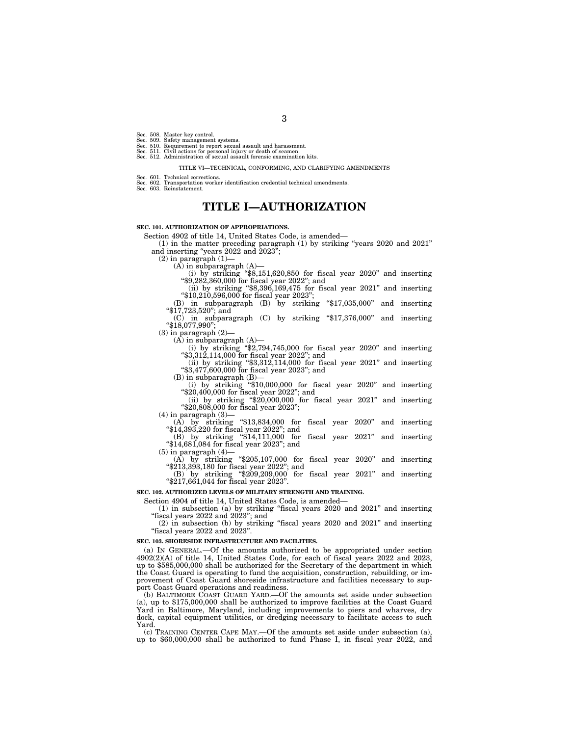Sec. 508. Master key control.
Sec. 509. Safety management systems.
Sec. 510. Requirement to report sexual assault and harassment.
Sec. 511. Civil actions for personal injury or death of seamen.
Sec. 512. Administration of sexual assault forensic examination kits.

TITLE VI—TECHNICAL, CONFORMING, AND CLARIFYING AMENDMENTS

Sec. 601. Technical corrections.
Sec. 602. Transportation worker identification credential technical amendments.
Sec. 603. Reinstatement.

# TITLE I—AUTHORIZATION

**SEC. 101. AUTHORIZATION OF APPROPRIATIONS.**

Section 4902 of title 14, United States Code, is amended—

(1) in the matter preceding paragraph (1) by striking "years 2020 and 2021" and inserting "years 2022 and 2023";

(2) in paragraph (1)—

(A) in subparagraph (A)—

(i) by striking "$8,151,620,850 for fiscal year 2020" and inserting "$9,282,360,000 for fiscal year 2022"; and

(ii) by striking "$8,396,169,475 for fiscal year 2021" and inserting "$10,210,596,000 for fiscal year 2023";

(B) in subparagraph (B) by striking "$17,035,000" and inserting "$17,723,520"; and

(C) in subparagraph (C) by striking "$17,376,000" and inserting "$18,077,990";

(3) in paragraph (2)—

(A) in subparagraph (A)—

(i) by striking "$2,794,745,000 for fiscal year 2020" and inserting "$3,312,114,000 for fiscal year 2022"; and

(ii) by striking "$3,312,114,000 for fiscal year 2021" and inserting "$3,477,600,000 for fiscal year 2023"; and

(B) in subparagraph (B)—

(i) by striking "$10,000,000 for fiscal year 2020" and inserting "$20,400,000 for fiscal year 2022"; and

(ii) by striking "$20,000,000 for fiscal year 2021" and inserting "$20,808,000 for fiscal year 2023";

(4) in paragraph (3)—

(A) by striking "$13,834,000 for fiscal year 2020" and inserting "$14,393,220 for fiscal year 2022"; and

(B) by striking "$14,111,000 for fiscal year 2021" and inserting "$14,681,084 for fiscal year 2023"; and

(5) in paragraph (4)—

(A) by striking "$205,107,000 for fiscal year 2020" and inserting "$213,393,180 for fiscal year 2022"; and

(B) by striking "$209,209,000 for fiscal year 2021" and inserting "$217,661,044 for fiscal year 2023".

**SEC. 102. AUTHORIZED LEVELS OF MILITARY STRENGTH AND TRAINING.**

Section 4904 of title 14, United States Code, is amended—

(1) in subsection (a) by striking "fiscal years 2020 and 2021" and inserting "fiscal years 2022 and 2023"; and

(2) in subsection (b) by striking "fiscal years 2020 and 2021" and inserting "fiscal years 2022 and 2023".

**SEC. 103. SHORESIDE INFRASTRUCTURE AND FACILITIES.**

(a) IN GENERAL.—Of the amounts authorized to be appropriated under section 4902(2)(A) of title 14, United States Code, for each of fiscal years 2022 and 2023, up to $585,000,000 shall be authorized for the Secretary of the department in which the Coast Guard is operating to fund the acquisition, construction, rebuilding, or improvement of Coast Guard shoreside infrastructure and facilities necessary to support Coast Guard operations and readiness.

(b) BALTIMORE COAST GUARD YARD.—Of the amounts set aside under subsection (a), up to $175,000,000 shall be authorized to improve facilities at the Coast Guard Yard in Baltimore, Maryland, including improvements to piers and wharves, dry dock, capital equipment utilities, or dredging necessary to facilitate access to such Yard.

(c) TRAINING CENTER CAPE MAY.—Of the amounts set aside under subsection (a), up to $60,000,000 shall be authorized to fund Phase I, in fiscal year 2022, and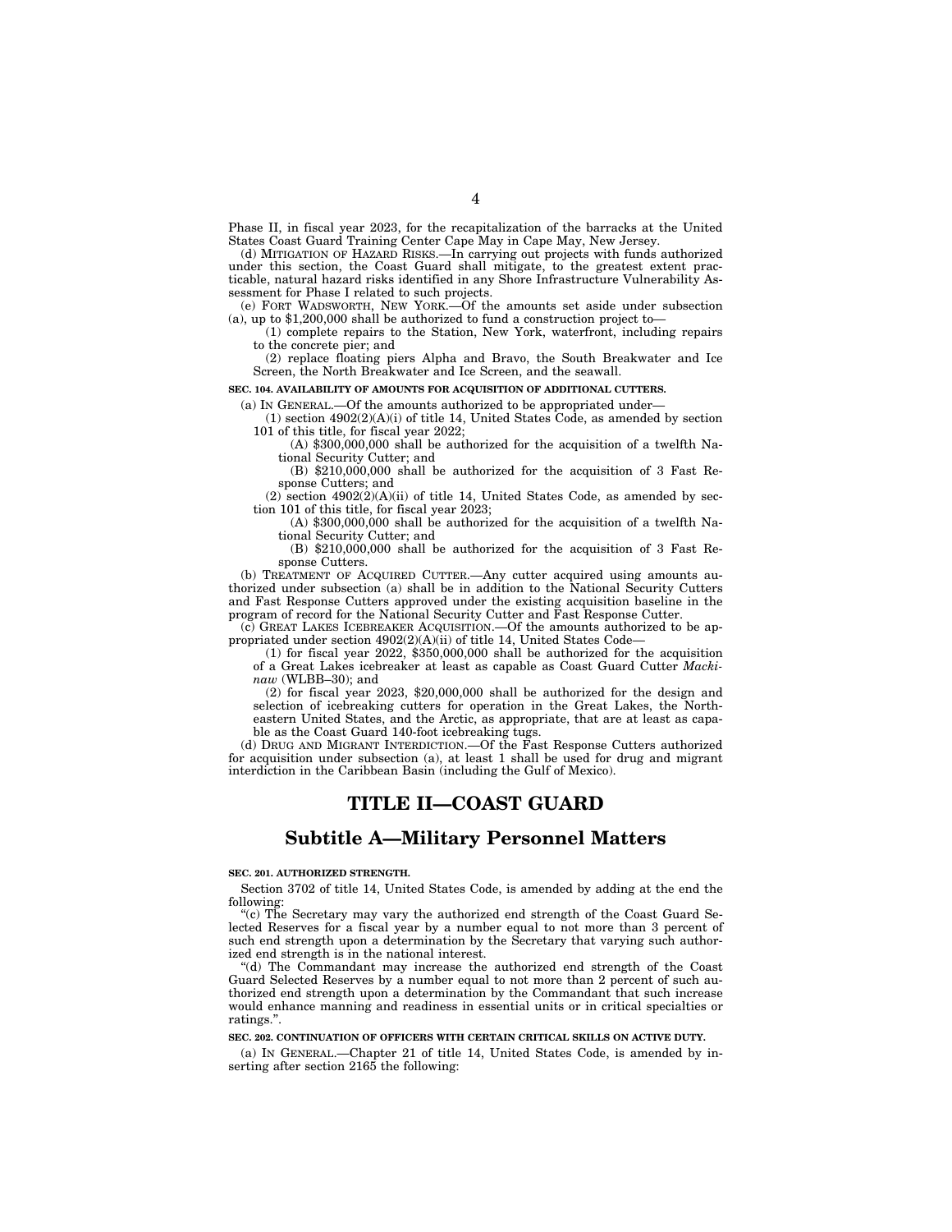Phase II, in fiscal year 2023, for the recapitalization of the barracks at the United States Coast Guard Training Center Cape May in Cape May, New Jersey.

(d) MITIGATION OF HAZARD RISKS.—In carrying out projects with funds authorized under this section, the Coast Guard shall mitigate, to the greatest extent practicable, natural hazard risks identified in any Shore Infrastructure Vulnerability Assessment for Phase I related to such projects.

(e) FORT WADSWORTH, NEW YORK.—Of the amounts set aside under subsection (a), up to $1,200,000 shall be authorized to fund a construction project to—

(1) complete repairs to the Station, New York, waterfront, including repairs to the concrete pier; and

(2) replace floating piers Alpha and Bravo, the South Breakwater and Ice Screen, the North Breakwater and Ice Screen, and the seawall.

**SEC. 104. AVAILABILITY OF AMOUNTS FOR ACQUISITION OF ADDITIONAL CUTTERS.**

(a) IN GENERAL.—Of the amounts authorized to be appropriated under—

(1) section 4902(2)(A)(i) of title 14, United States Code, as amended by section 101 of this title, for fiscal year 2022;

(A) $300,000,000 shall be authorized for the acquisition of a twelfth National Security Cutter; and

(B) $210,000,000 shall be authorized for the acquisition of 3 Fast Response Cutters; and

(2) section 4902(2)(A)(ii) of title 14, United States Code, as amended by section 101 of this title, for fiscal year 2023;

(A) $300,000,000 shall be authorized for the acquisition of a twelfth National Security Cutter; and

(B) $210,000,000 shall be authorized for the acquisition of 3 Fast Response Cutters.

(b) TREATMENT OF ACQUIRED CUTTER.—Any cutter acquired using amounts authorized under subsection (a) shall be in addition to the National Security Cutters and Fast Response Cutters approved under the existing acquisition baseline in the program of record for the National Security Cutter and Fast Response Cutter.

(c) GREAT LAKES ICEBREAKER ACQUISITION.—Of the amounts authorized to be appropriated under section 4902(2)(A)(ii) of title 14, United States Code—

(1) for fiscal year 2022, $350,000,000 shall be authorized for the acquisition of a Great Lakes icebreaker at least as capable as Coast Guard Cutter *Mackinaw* (WLBB–30); and

(2) for fiscal year 2023, $20,000,000 shall be authorized for the design and selection of icebreaking cutters for operation in the Great Lakes, the Northeastern United States, and the Arctic, as appropriate, that are at least as capable as the Coast Guard 140-foot icebreaking tugs.

(d) DRUG AND MIGRANT INTERDICTION.—Of the Fast Response Cutters authorized for acquisition under subsection (a), at least 1 shall be used for drug and migrant interdiction in the Caribbean Basin (including the Gulf of Mexico).

# TITLE II—COAST GUARD

## Subtitle A—Military Personnel Matters

**SEC. 201. AUTHORIZED STRENGTH.**

Section 3702 of title 14, United States Code, is amended by adding at the end the following:

"(c) The Secretary may vary the authorized end strength of the Coast Guard Selected Reserves for a fiscal year by a number equal to not more than 3 percent of such end strength upon a determination by the Secretary that varying such authorized end strength is in the national interest.

"(d) The Commandant may increase the authorized end strength of the Coast Guard Selected Reserves by a number equal to not more than 2 percent of such authorized end strength upon a determination by the Commandant that such increase would enhance manning and readiness in essential units or in critical specialties or ratings.".

**SEC. 202. CONTINUATION OF OFFICERS WITH CERTAIN CRITICAL SKILLS ON ACTIVE DUTY.**

(a) IN GENERAL.—Chapter 21 of title 14, United States Code, is amended by inserting after section 2165 the following: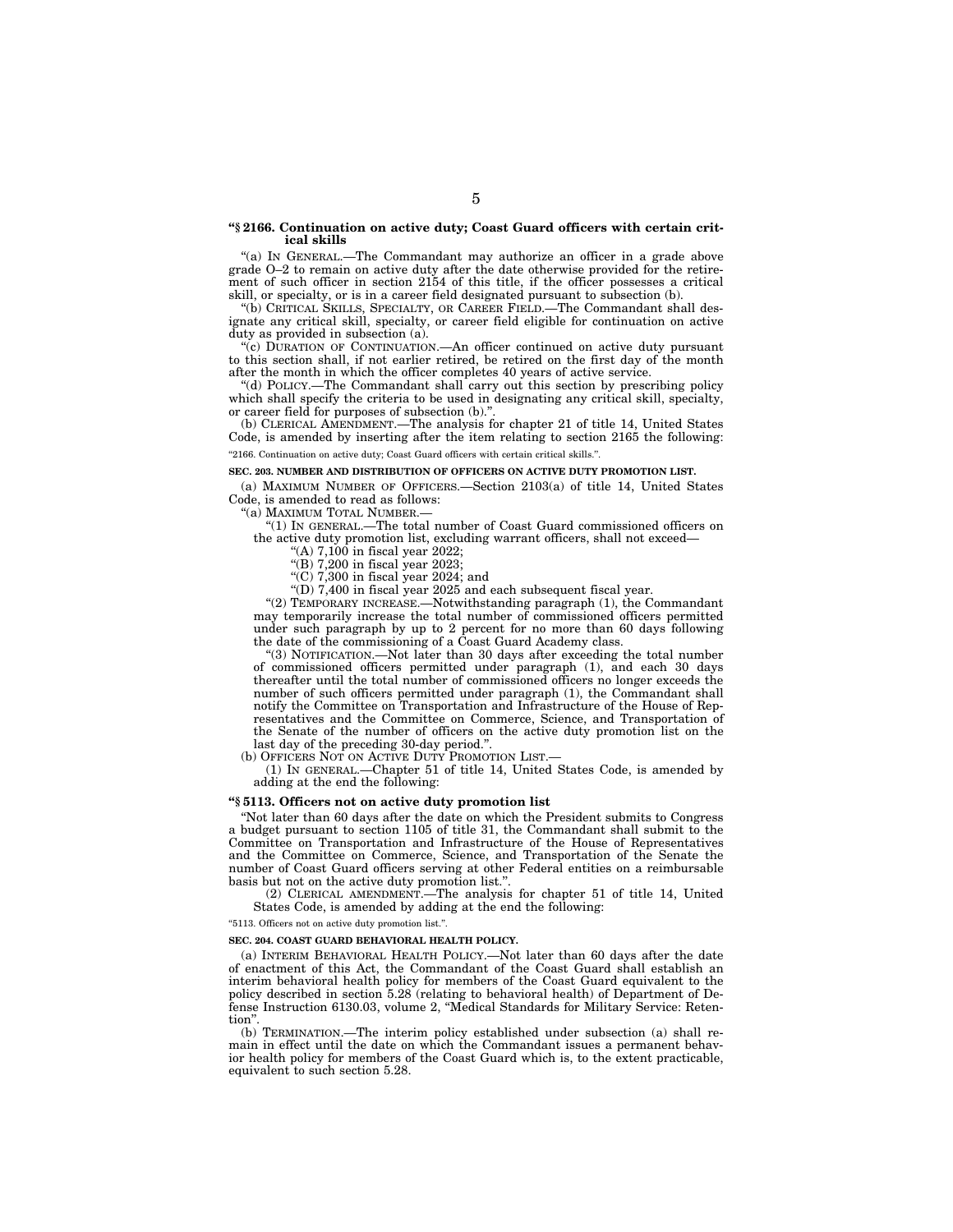**"§ 2166. Continuation on active duty; Coast Guard officers with certain critical skills**

"(a) IN GENERAL.—The Commandant may authorize an officer in a grade above grade O–2 to remain on active duty after the date otherwise provided for the retirement of such officer in section 2154 of this title, if the officer possesses a critical skill, or specialty, or is in a career field designated pursuant to subsection (b).

"(b) CRITICAL SKILLS, SPECIALTY, OR CAREER FIELD.—The Commandant shall designate any critical skill, specialty, or career field eligible for continuation on active duty as provided in subsection (a).

"(c) DURATION OF CONTINUATION.—An officer continued on active duty pursuant to this section shall, if not earlier retired, be retired on the first day of the month after the month in which the officer completes 40 years of active service.

"(d) POLICY.—The Commandant shall carry out this section by prescribing policy which shall specify the criteria to be used in designating any critical skill, specialty, or career field for purposes of subsection (b).".

(b) CLERICAL AMENDMENT.—The analysis for chapter 21 of title 14, United States Code, is amended by inserting after the item relating to section 2165 the following:

"2166. Continuation on active duty; Coast Guard officers with certain critical skills.".

**SEC. 203. NUMBER AND DISTRIBUTION OF OFFICERS ON ACTIVE DUTY PROMOTION LIST.**

(a) MAXIMUM NUMBER OF OFFICERS.—Section 2103(a) of title 14, United States Code, is amended to read as follows:

"(a) MAXIMUM TOTAL NUMBER.—

"(1) IN GENERAL.—The total number of Coast Guard commissioned officers on the active duty promotion list, excluding warrant officers, shall not exceed—

"(A) 7,100 in fiscal year 2022;

"(B) 7,200 in fiscal year 2023;

"(C) 7,300 in fiscal year 2024; and

"(D) 7,400 in fiscal year 2025 and each subsequent fiscal year.

"(2) TEMPORARY INCREASE.—Notwithstanding paragraph (1), the Commandant may temporarily increase the total number of commissioned officers permitted under such paragraph by up to 2 percent for no more than 60 days following the date of the commissioning of a Coast Guard Academy class.

"(3) NOTIFICATION.—Not later than 30 days after exceeding the total number of commissioned officers permitted under paragraph (1), and each 30 days thereafter until the total number of commissioned officers no longer exceeds the number of such officers permitted under paragraph (1), the Commandant shall notify the Committee on Transportation and Infrastructure of the House of Representatives and the Committee on Commerce, Science, and Transportation of the Senate of the number of officers on the active duty promotion list on the last day of the preceding 30-day period.".

(b) OFFICERS NOT ON ACTIVE DUTY PROMOTION LIST.—

(1) IN GENERAL.—Chapter 51 of title 14, United States Code, is amended by adding at the end the following:

**"§ 5113. Officers not on active duty promotion list**

"Not later than 60 days after the date on which the President submits to Congress a budget pursuant to section 1105 of title 31, the Commandant shall submit to the Committee on Transportation and Infrastructure of the House of Representatives and the Committee on Commerce, Science, and Transportation of the Senate the number of Coast Guard officers serving at other Federal entities on a reimbursable basis but not on the active duty promotion list.".

(2) CLERICAL AMENDMENT.—The analysis for chapter 51 of title 14, United States Code, is amended by adding at the end the following:

"5113. Officers not on active duty promotion list.".

**SEC. 204. COAST GUARD BEHAVIORAL HEALTH POLICY.**

(a) INTERIM BEHAVIORAL HEALTH POLICY.—Not later than 60 days after the date of enactment of this Act, the Commandant of the Coast Guard shall establish an interim behavioral health policy for members of the Coast Guard equivalent to the policy described in section 5.28 (relating to behavioral health) of Department of Defense Instruction 6130.03, volume 2, "Medical Standards for Military Service: Retention".

(b) TERMINATION.—The interim policy established under subsection (a) shall remain in effect until the date on which the Commandant issues a permanent behavior health policy for members of the Coast Guard which is, to the extent practicable, equivalent to such section 5.28.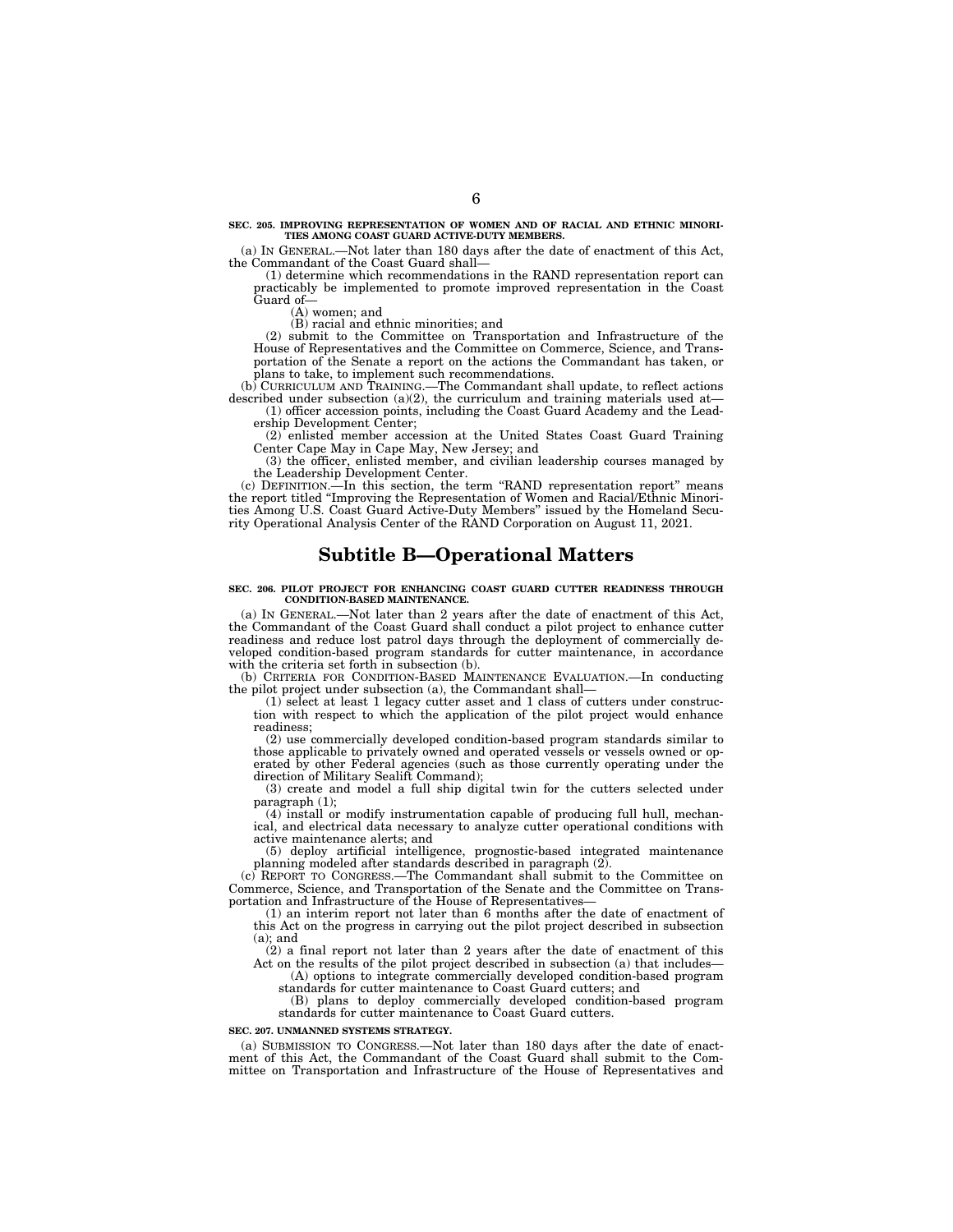**SEC. 205. IMPROVING REPRESENTATION OF WOMEN AND OF RACIAL AND ETHNIC MINORITIES AMONG COAST GUARD ACTIVE-DUTY MEMBERS.**

(a) IN GENERAL.—Not later than 180 days after the date of enactment of this Act, the Commandant of the Coast Guard shall—

(1) determine which recommendations in the RAND representation report can practicably be implemented to promote improved representation in the Coast Guard of—

(A) women; and

(B) racial and ethnic minorities; and

(2) submit to the Committee on Transportation and Infrastructure of the House of Representatives and the Committee on Commerce, Science, and Transportation of the Senate a report on the actions the Commandant has taken, or plans to take, to implement such recommendations.

(b) CURRICULUM AND TRAINING.—The Commandant shall update, to reflect actions described under subsection (a)(2), the curriculum and training materials used at—

(1) officer accession points, including the Coast Guard Academy and the Leadership Development Center;

(2) enlisted member accession at the United States Coast Guard Training Center Cape May in Cape May, New Jersey; and

(3) the officer, enlisted member, and civilian leadership courses managed by the Leadership Development Center.

(c) DEFINITION.—In this section, the term "RAND representation report" means the report titled "Improving the Representation of Women and Racial/Ethnic Minorities Among U.S. Coast Guard Active-Duty Members" issued by the Homeland Security Operational Analysis Center of the RAND Corporation on August 11, 2021.

# Subtitle B—Operational Matters

**SEC. 206. PILOT PROJECT FOR ENHANCING COAST GUARD CUTTER READINESS THROUGH CONDITION-BASED MAINTENANCE.**

(a) IN GENERAL.—Not later than 2 years after the date of enactment of this Act, the Commandant of the Coast Guard shall conduct a pilot project to enhance cutter readiness and reduce lost patrol days through the deployment of commercially developed condition-based program standards for cutter maintenance, in accordance with the criteria set forth in subsection (b).

(b) CRITERIA FOR CONDITION-BASED MAINTENANCE EVALUATION.—In conducting the pilot project under subsection (a), the Commandant shall—

(1) select at least 1 legacy cutter asset and 1 class of cutters under construction with respect to which the application of the pilot project would enhance readiness;

(2) use commercially developed condition-based program standards similar to those applicable to privately owned and operated vessels or vessels owned or operated by other Federal agencies (such as those currently operating under the direction of Military Sealift Command);

(3) create and model a full ship digital twin for the cutters selected under paragraph (1);

(4) install or modify instrumentation capable of producing full hull, mechanical, and electrical data necessary to analyze cutter operational conditions with active maintenance alerts; and

(5) deploy artificial intelligence, prognostic-based integrated maintenance planning modeled after standards described in paragraph (2).

(c) REPORT TO CONGRESS.—The Commandant shall submit to the Committee on Commerce, Science, and Transportation of the Senate and the Committee on Transportation and Infrastructure of the House of Representatives—

(1) an interim report not later than 6 months after the date of enactment of this Act on the progress in carrying out the pilot project described in subsection (a); and

(2) a final report not later than 2 years after the date of enactment of this Act on the results of the pilot project described in subsection (a) that includes—

(A) options to integrate commercially developed condition-based program standards for cutter maintenance to Coast Guard cutters; and

(B) plans to deploy commercially developed condition-based program standards for cutter maintenance to Coast Guard cutters.

**SEC. 207. UNMANNED SYSTEMS STRATEGY.**

(a) SUBMISSION TO CONGRESS.—Not later than 180 days after the date of enactment of this Act, the Commandant of the Coast Guard shall submit to the Committee on Transportation and Infrastructure of the House of Representatives and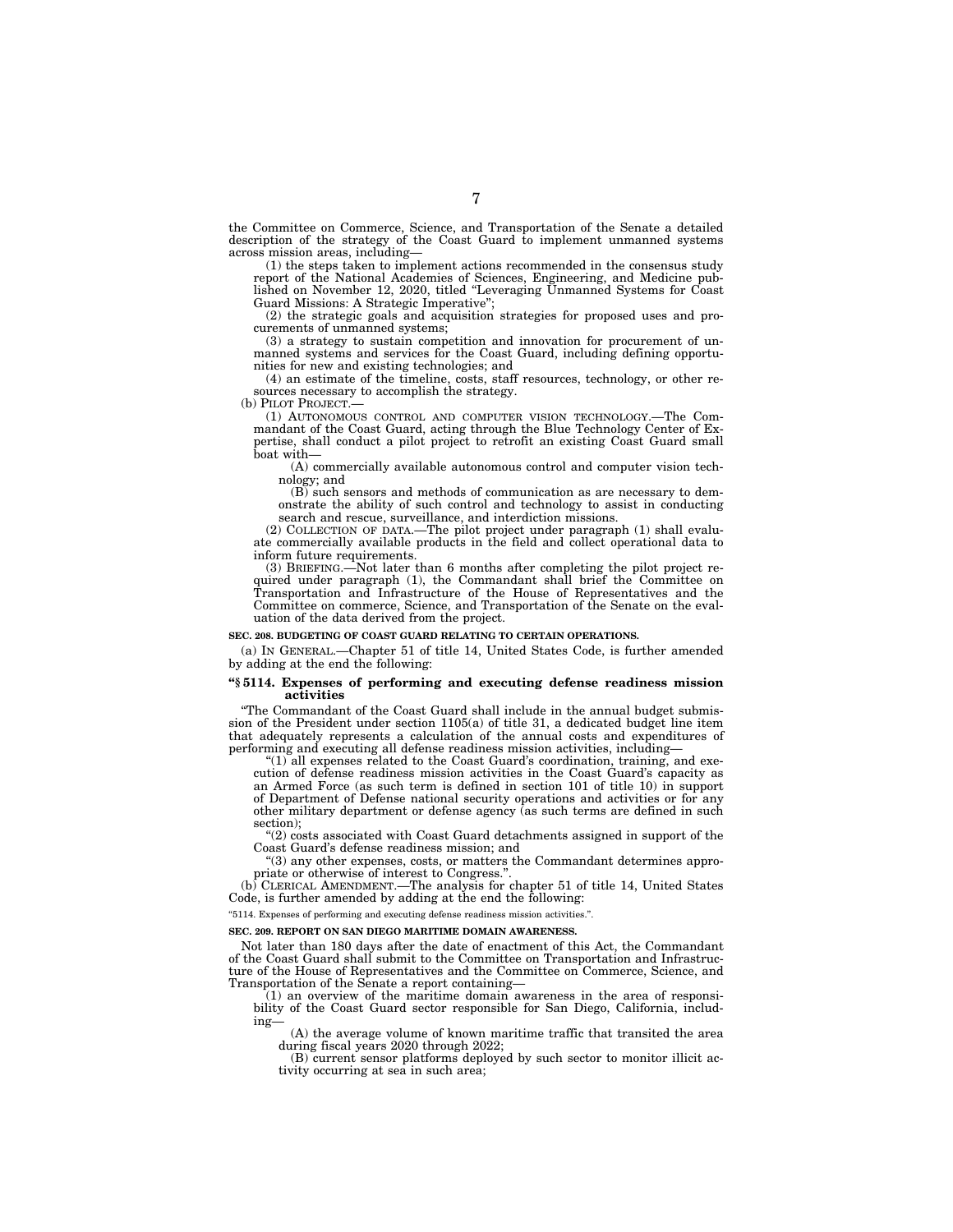the Committee on Commerce, Science, and Transportation of the Senate a detailed description of the strategy of the Coast Guard to implement unmanned systems across mission areas, including—

(1) the steps taken to implement actions recommended in the consensus study report of the National Academies of Sciences, Engineering, and Medicine published on November 12, 2020, titled "Leveraging Unmanned Systems for Coast Guard Missions: A Strategic Imperative";

(2) the strategic goals and acquisition strategies for proposed uses and procurements of unmanned systems;

(3) a strategy to sustain competition and innovation for procurement of unmanned systems and services for the Coast Guard, including defining opportunities for new and existing technologies; and

(4) an estimate of the timeline, costs, staff resources, technology, or other resources necessary to accomplish the strategy.

(b) PILOT PROJECT.—

(1) AUTONOMOUS CONTROL AND COMPUTER VISION TECHNOLOGY.—The Commandant of the Coast Guard, acting through the Blue Technology Center of Expertise, shall conduct a pilot project to retrofit an existing Coast Guard small boat with—

(A) commercially available autonomous control and computer vision technology; and

(B) such sensors and methods of communication as are necessary to demonstrate the ability of such control and technology to assist in conducting search and rescue, surveillance, and interdiction missions.

(2) COLLECTION OF DATA.—The pilot project under paragraph (1) shall evaluate commercially available products in the field and collect operational data to inform future requirements.

(3) BRIEFING.—Not later than 6 months after completing the pilot project required under paragraph (1), the Commandant shall brief the Committee on Transportation and Infrastructure of the House of Representatives and the Committee on commerce, Science, and Transportation of the Senate on the evaluation of the data derived from the project.

**SEC. 208. BUDGETING OF COAST GUARD RELATING TO CERTAIN OPERATIONS.**

(a) IN GENERAL.—Chapter 51 of title 14, United States Code, is further amended by adding at the end the following:

**"§ 5114. Expenses of performing and executing defense readiness mission activities**

"The Commandant of the Coast Guard shall include in the annual budget submission of the President under section 1105(a) of title 31, a dedicated budget line item that adequately represents a calculation of the annual costs and expenditures of performing and executing all defense readiness mission activities, including—

"(1) all expenses related to the Coast Guard's coordination, training, and execution of defense readiness mission activities in the Coast Guard's capacity as an Armed Force (as such term is defined in section 101 of title 10) in support of Department of Defense national security operations and activities or for any other military department or defense agency (as such terms are defined in such section);

"(2) costs associated with Coast Guard detachments assigned in support of the Coast Guard's defense readiness mission; and

"(3) any other expenses, costs, or matters the Commandant determines appropriate or otherwise of interest to Congress.".

(b) CLERICAL AMENDMENT.—The analysis for chapter 51 of title 14, United States Code, is further amended by adding at the end the following:

"5114. Expenses of performing and executing defense readiness mission activities.".

**SEC. 209. REPORT ON SAN DIEGO MARITIME DOMAIN AWARENESS.**

Not later than 180 days after the date of enactment of this Act, the Commandant of the Coast Guard shall submit to the Committee on Transportation and Infrastructure of the House of Representatives and the Committee on Commerce, Science, and Transportation of the Senate a report containing—

(1) an overview of the maritime domain awareness in the area of responsibility of the Coast Guard sector responsible for San Diego, California, including—

(A) the average volume of known maritime traffic that transited the area during fiscal years 2020 through 2022;

(B) current sensor platforms deployed by such sector to monitor illicit activity occurring at sea in such area;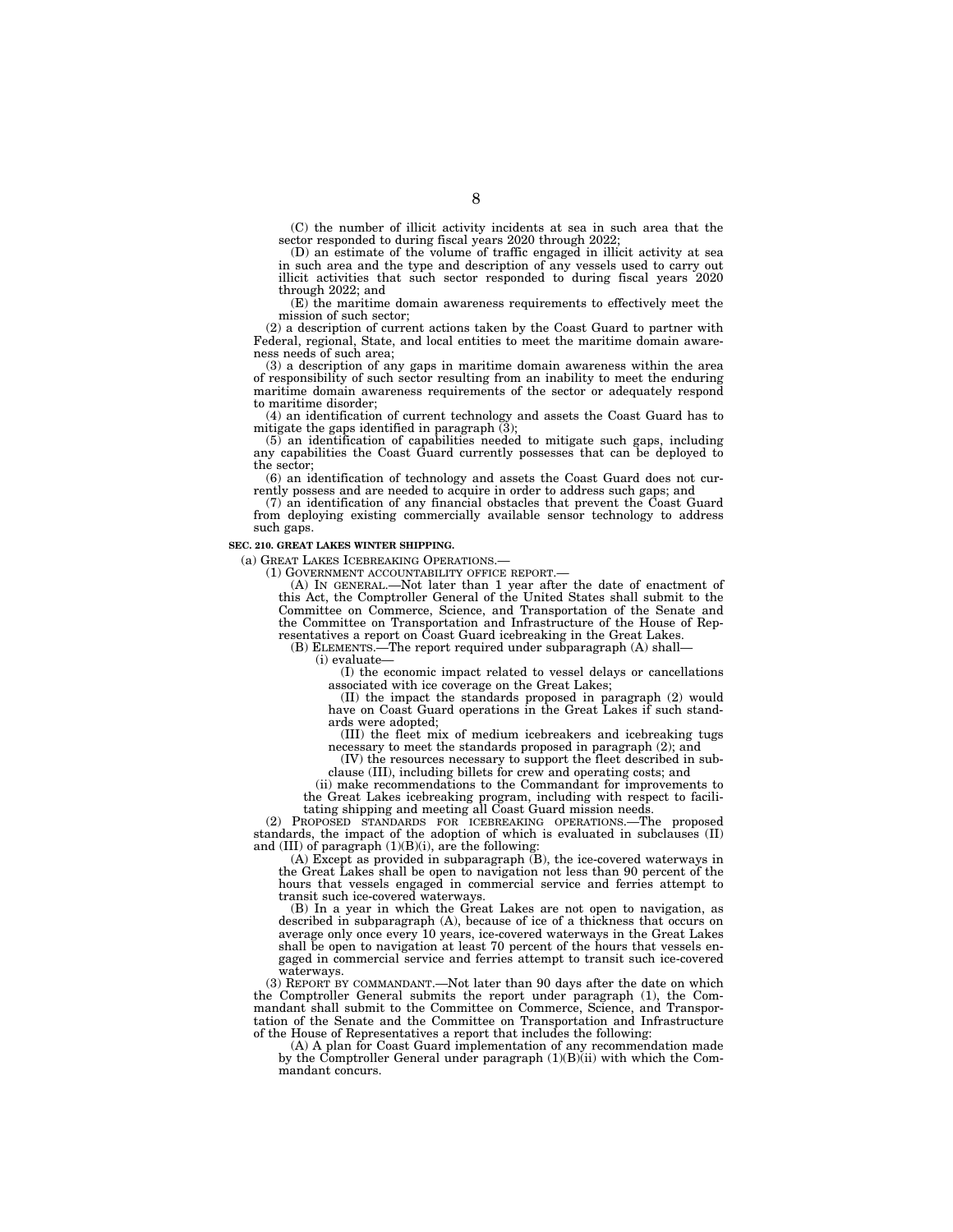(C) the number of illicit activity incidents at sea in such area that the sector responded to during fiscal years 2020 through 2022;

(D) an estimate of the volume of traffic engaged in illicit activity at sea in such area and the type and description of any vessels used to carry out illicit activities that such sector responded to during fiscal years 2020 through 2022; and

(E) the maritime domain awareness requirements to effectively meet the mission of such sector;

(2) a description of current actions taken by the Coast Guard to partner with Federal, regional, State, and local entities to meet the maritime domain awareness needs of such area;

(3) a description of any gaps in maritime domain awareness within the area of responsibility of such sector resulting from an inability to meet the enduring maritime domain awareness requirements of the sector or adequately respond to maritime disorder;

(4) an identification of current technology and assets the Coast Guard has to mitigate the gaps identified in paragraph (3);

(5) an identification of capabilities needed to mitigate such gaps, including any capabilities the Coast Guard currently possesses that can be deployed to the sector;

(6) an identification of technology and assets the Coast Guard does not currently possess and are needed to acquire in order to address such gaps; and

(7) an identification of any financial obstacles that prevent the Coast Guard from deploying existing commercially available sensor technology to address such gaps.

**SEC. 210. GREAT LAKES WINTER SHIPPING.**

(a) GREAT LAKES ICEBREAKING OPERATIONS.—

(1) GOVERNMENT ACCOUNTABILITY OFFICE REPORT.—

(A) IN GENERAL.—Not later than 1 year after the date of enactment of this Act, the Comptroller General of the United States shall submit to the Committee on Commerce, Science, and Transportation of the Senate and the Committee on Transportation and Infrastructure of the House of Representatives a report on Coast Guard icebreaking in the Great Lakes.

(B) ELEMENTS.—The report required under subparagraph (A) shall—

(i) evaluate—

(I) the economic impact related to vessel delays or cancellations associated with ice coverage on the Great Lakes;

(II) the impact the standards proposed in paragraph (2) would have on Coast Guard operations in the Great Lakes if such standards were adopted;

(III) the fleet mix of medium icebreakers and icebreaking tugs necessary to meet the standards proposed in paragraph (2); and

(IV) the resources necessary to support the fleet described in subclause (III), including billets for crew and operating costs; and

(ii) make recommendations to the Commandant for improvements to the Great Lakes icebreaking program, including with respect to facilitating shipping and meeting all Coast Guard mission needs.

(2) PROPOSED STANDARDS FOR ICEBREAKING OPERATIONS.—The proposed standards, the impact of the adoption of which is evaluated in subclauses (II) and (III) of paragraph (1)(B)(i), are the following:

(A) Except as provided in subparagraph (B), the ice-covered waterways in the Great Lakes shall be open to navigation not less than 90 percent of the hours that vessels engaged in commercial service and ferries attempt to transit such ice-covered waterways.

(B) In a year in which the Great Lakes are not open to navigation, as described in subparagraph (A), because of ice of a thickness that occurs on average only once every 10 years, ice-covered waterways in the Great Lakes shall be open to navigation at least 70 percent of the hours that vessels engaged in commercial service and ferries attempt to transit such ice-covered waterways.

(3) REPORT BY COMMANDANT.—Not later than 90 days after the date on which the Comptroller General submits the report under paragraph (1), the Commandant shall submit to the Committee on Commerce, Science, and Transportation of the Senate and the Committee on Transportation and Infrastructure of the House of Representatives a report that includes the following:

(A) A plan for Coast Guard implementation of any recommendation made by the Comptroller General under paragraph (1)(B)(ii) with which the Commandant concurs.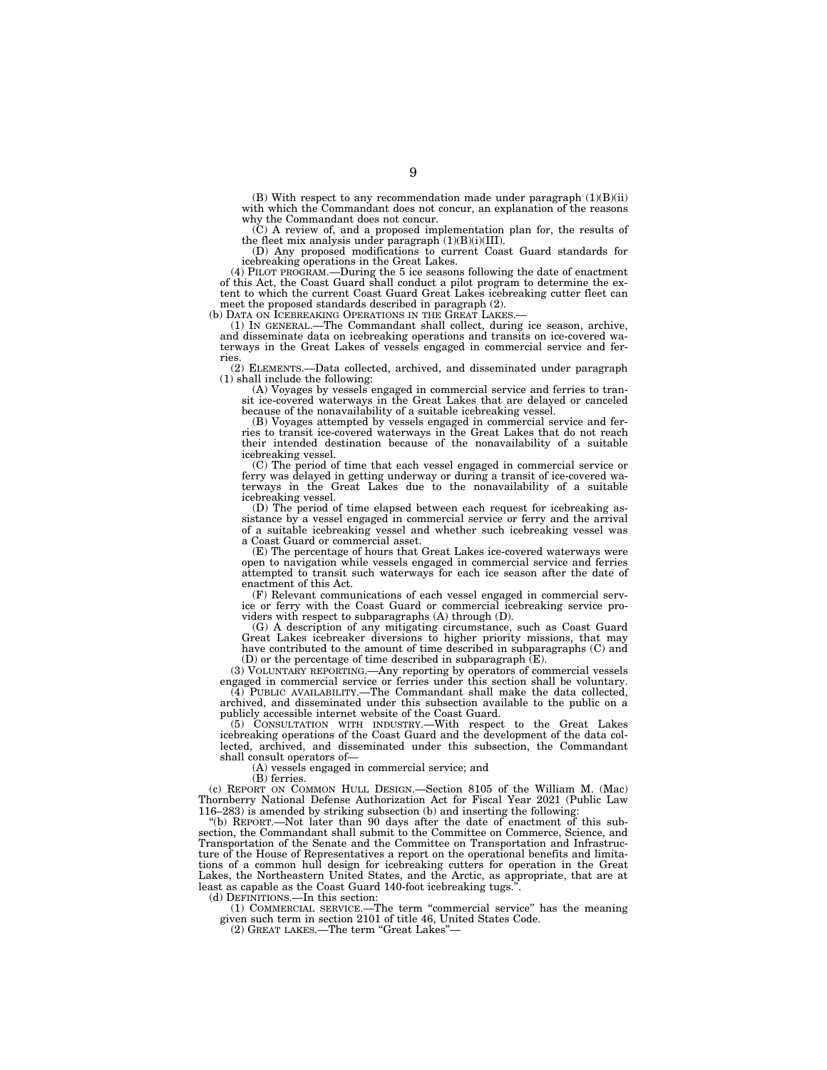(B) With respect to any recommendation made under paragraph (1)(B)(ii) with which the Commandant does not concur, an explanation of the reasons why the Commandant does not concur.

(C) A review of, and a proposed implementation plan for, the results of the fleet mix analysis under paragraph (1)(B)(i)(III).

(D) Any proposed modifications to current Coast Guard standards for icebreaking operations in the Great Lakes.

(4) PILOT PROGRAM.—During the 5 ice seasons following the date of enactment of this Act, the Coast Guard shall conduct a pilot program to determine the extent to which the current Coast Guard Great Lakes icebreaking cutter fleet can meet the proposed standards described in paragraph (2).

(b) DATA ON ICEBREAKING OPERATIONS IN THE GREAT LAKES.—

(1) IN GENERAL.—The Commandant shall collect, during ice season, archive, and disseminate data on icebreaking operations and transits on ice-covered waterways in the Great Lakes of vessels engaged in commercial service and ferries.

(2) ELEMENTS.—Data collected, archived, and disseminated under paragraph (1) shall include the following:

(A) Voyages by vessels engaged in commercial service and ferries to transit ice-covered waterways in the Great Lakes that are delayed or canceled because of the nonavailability of a suitable icebreaking vessel.

(B) Voyages attempted by vessels engaged in commercial service and ferries to transit ice-covered waterways in the Great Lakes that do not reach their intended destination because of the nonavailability of a suitable icebreaking vessel.

(C) The period of time that each vessel engaged in commercial service or ferry was delayed in getting underway or during a transit of ice-covered waterways in the Great Lakes due to the nonavailability of a suitable icebreaking vessel.

(D) The period of time elapsed between each request for icebreaking assistance by a vessel engaged in commercial service or ferry and the arrival of a suitable icebreaking vessel and whether such icebreaking vessel was a Coast Guard or commercial asset.

(E) The percentage of hours that Great Lakes ice-covered waterways were open to navigation while vessels engaged in commercial service and ferries attempted to transit such waterways for each ice season after the date of enactment of this Act.

(F) Relevant communications of each vessel engaged in commercial service or ferry with the Coast Guard or commercial icebreaking service providers with respect to subparagraphs (A) through (D).

(G) A description of any mitigating circumstance, such as Coast Guard Great Lakes icebreaker diversions to higher priority missions, that may have contributed to the amount of time described in subparagraphs (C) and (D) or the percentage of time described in subparagraph (E).

(3) VOLUNTARY REPORTING.—Any reporting by operators of commercial vessels engaged in commercial service or ferries under this section shall be voluntary.

(4) PUBLIC AVAILABILITY.—The Commandant shall make the data collected, archived, and disseminated under this subsection available to the public on a publicly accessible internet website of the Coast Guard.

(5) CONSULTATION WITH INDUSTRY.—With respect to the Great Lakes icebreaking operations of the Coast Guard and the development of the data collected, archived, and disseminated under this subsection, the Commandant shall consult operators of—

(A) vessels engaged in commercial service; and

(B) ferries.

(c) REPORT ON COMMON HULL DESIGN.—Section 8105 of the William M. (Mac) Thornberry National Defense Authorization Act for Fiscal Year 2021 (Public Law 116–283) is amended by striking subsection (b) and inserting the following:

"(b) REPORT.—Not later than 90 days after the date of enactment of this subsection, the Commandant shall submit to the Committee on Commerce, Science, and Transportation of the Senate and the Committee on Transportation and Infrastructure of the House of Representatives a report on the operational benefits and limitations of a common hull design for icebreaking cutters for operation in the Great Lakes, the Northeastern United States, and the Arctic, as appropriate, that are at least as capable as the Coast Guard 140-foot icebreaking tugs.".

(d) DEFINITIONS.—In this section:

(1) COMMERCIAL SERVICE.—The term "commercial service" has the meaning given such term in section 2101 of title 46, United States Code.

(2) GREAT LAKES.—The term "Great Lakes"—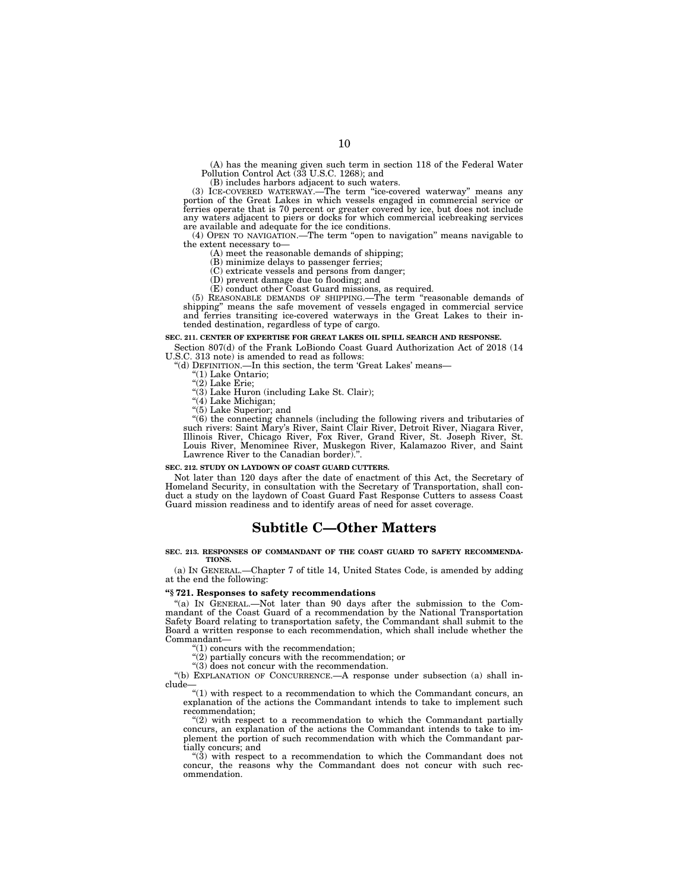(A) has the meaning given such term in section 118 of the Federal Water Pollution Control Act (33 U.S.C. 1268); and

(B) includes harbors adjacent to such waters.

(3) ICE-COVERED WATERWAY.—The term "ice-covered waterway" means any portion of the Great Lakes in which vessels engaged in commercial service or ferries operate that is 70 percent or greater covered by ice, but does not include any waters adjacent to piers or docks for which commercial icebreaking services are available and adequate for the ice conditions.

(4) OPEN TO NAVIGATION.—The term "open to navigation" means navigable to the extent necessary to—

(A) meet the reasonable demands of shipping;

(B) minimize delays to passenger ferries;

(C) extricate vessels and persons from danger;

(D) prevent damage due to flooding; and

(E) conduct other Coast Guard missions, as required.

(5) REASONABLE DEMANDS OF SHIPPING.—The term "reasonable demands of shipping" means the safe movement of vessels engaged in commercial service and ferries transiting ice-covered waterways in the Great Lakes to their intended destination, regardless of type of cargo.

**SEC. 211. CENTER OF EXPERTISE FOR GREAT LAKES OIL SPILL SEARCH AND RESPONSE.**

Section 807(d) of the Frank LoBiondo Coast Guard Authorization Act of 2018 (14 U.S.C. 313 note) is amended to read as follows:

"(d) DEFINITION.—In this section, the term 'Great Lakes' means—

"(1) Lake Ontario;

"(2) Lake Erie;

"(3) Lake Huron (including Lake St. Clair);

"(4) Lake Michigan;

"(5) Lake Superior; and

"(6) the connecting channels (including the following rivers and tributaries of such rivers: Saint Mary's River, Saint Clair River, Detroit River, Niagara River, Illinois River, Chicago River, Fox River, Grand River, St. Joseph River, St. Louis River, Menominee River, Muskegon River, Kalamazoo River, and Saint Lawrence River to the Canadian border).".

**SEC. 212. STUDY ON LAYDOWN OF COAST GUARD CUTTERS.**

Not later than 120 days after the date of enactment of this Act, the Secretary of Homeland Security, in consultation with the Secretary of Transportation, shall conduct a study on the laydown of Coast Guard Fast Response Cutters to assess Coast Guard mission readiness and to identify areas of need for asset coverage.

## Subtitle C—Other Matters

**SEC. 213. RESPONSES OF COMMANDANT OF THE COAST GUARD TO SAFETY RECOMMENDATIONS.**

(a) IN GENERAL.—Chapter 7 of title 14, United States Code, is amended by adding at the end the following:

**"§ 721. Responses to safety recommendations**

"(a) IN GENERAL.—Not later than 90 days after the submission to the Commandant of the Coast Guard of a recommendation by the National Transportation Safety Board relating to transportation safety, the Commandant shall submit to the Board a written response to each recommendation, which shall include whether the Commandant—

"(1) concurs with the recommendation;

"(2) partially concurs with the recommendation; or

"(3) does not concur with the recommendation.

"(b) EXPLANATION OF CONCURRENCE.—A response under subsection (a) shall include—

"(1) with respect to a recommendation to which the Commandant concurs, an explanation of the actions the Commandant intends to take to implement such recommendation;

"(2) with respect to a recommendation to which the Commandant partially concurs, an explanation of the actions the Commandant intends to take to implement the portion of such recommendation with which the Commandant partially concurs; and

"(3) with respect to a recommendation to which the Commandant does not concur, the reasons why the Commandant does not concur with such recommendation.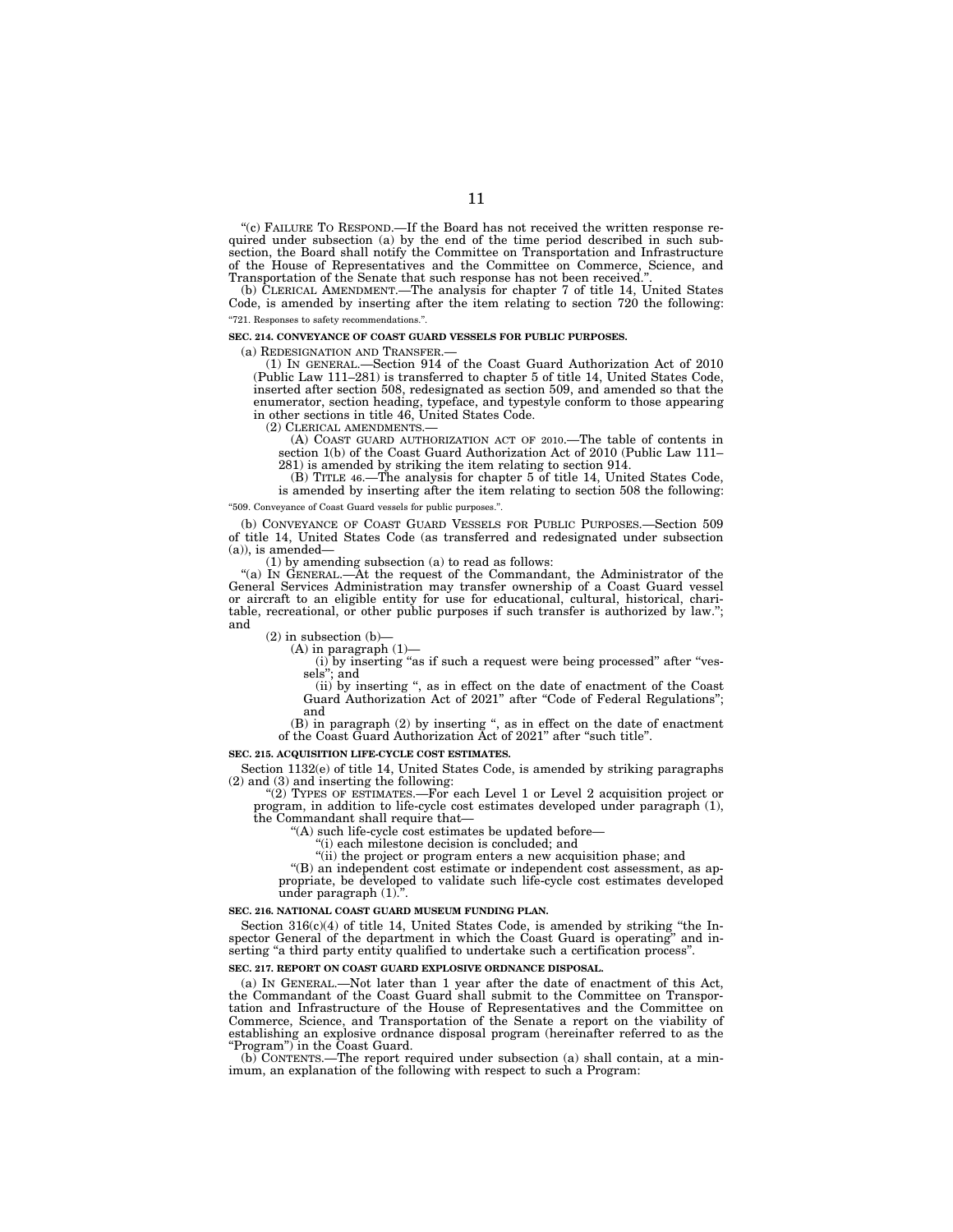"(c) FAILURE TO RESPOND.—If the Board has not received the written response required under subsection (a) by the end of the time period described in such subsection, the Board shall notify the Committee on Transportation and Infrastructure of the House of Representatives and the Committee on Commerce, Science, and Transportation of the Senate that such response has not been received.".

(b) CLERICAL AMENDMENT.—The analysis for chapter 7 of title 14, United States Code, is amended by inserting after the item relating to section 720 the following:

"721. Responses to safety recommendations.".

**SEC. 214. CONVEYANCE OF COAST GUARD VESSELS FOR PUBLIC PURPOSES.**

(a) REDESIGNATION AND TRANSFER.—

(1) IN GENERAL.—Section 914 of the Coast Guard Authorization Act of 2010 (Public Law 111–281) is transferred to chapter 5 of title 14, United States Code, inserted after section 508, redesignated as section 509, and amended so that the enumerator, section heading, typeface, and typestyle conform to those appearing in other sections in title 46, United States Code.

(2) CLERICAL AMENDMENTS.—

(A) COAST GUARD AUTHORIZATION ACT OF 2010.—The table of contents in section 1(b) of the Coast Guard Authorization Act of 2010 (Public Law 111–281) is amended by striking the item relating to section 914.

(B) TITLE 46.—The analysis for chapter 5 of title 14, United States Code, is amended by inserting after the item relating to section 508 the following:

"509. Conveyance of Coast Guard vessels for public purposes.".

(b) CONVEYANCE OF COAST GUARD VESSELS FOR PUBLIC PURPOSES.—Section 509 of title 14, United States Code (as transferred and redesignated under subsection (a)), is amended—

(1) by amending subsection (a) to read as follows:

"(a) IN GENERAL.—At the request of the Commandant, the Administrator of the General Services Administration may transfer ownership of a Coast Guard vessel or aircraft to an eligible entity for use for educational, cultural, historical, charitable, recreational, or other public purposes if such transfer is authorized by law."; and

(2) in subsection (b)—

(A) in paragraph (1)—

(i) by inserting "as if such a request were being processed" after "vessels"; and

(ii) by inserting ", as in effect on the date of enactment of the Coast Guard Authorization Act of 2021" after "Code of Federal Regulations"; and

(B) in paragraph (2) by inserting ", as in effect on the date of enactment of the Coast Guard Authorization Act of 2021" after "such title".

**SEC. 215. ACQUISITION LIFE-CYCLE COST ESTIMATES.**

Section 1132(e) of title 14, United States Code, is amended by striking paragraphs (2) and (3) and inserting the following:

"(2) TYPES OF ESTIMATES.—For each Level 1 or Level 2 acquisition project or program, in addition to life-cycle cost estimates developed under paragraph (1), the Commandant shall require that—

"(A) such life-cycle cost estimates be updated before—

"(i) each milestone decision is concluded; and

"(ii) the project or program enters a new acquisition phase; and

"(B) an independent cost estimate or independent cost assessment, as appropriate, be developed to validate such life-cycle cost estimates developed under paragraph (1).".

**SEC. 216. NATIONAL COAST GUARD MUSEUM FUNDING PLAN.**

Section 316(c)(4) of title 14, United States Code, is amended by striking "the Inspector General of the department in which the Coast Guard is operating" and inserting "a third party entity qualified to undertake such a certification process".

**SEC. 217. REPORT ON COAST GUARD EXPLOSIVE ORDNANCE DISPOSAL.**

(a) IN GENERAL.—Not later than 1 year after the date of enactment of this Act, the Commandant of the Coast Guard shall submit to the Committee on Transportation and Infrastructure of the House of Representatives and the Committee on Commerce, Science, and Transportation of the Senate a report on the viability of establishing an explosive ordnance disposal program (hereinafter referred to as the "Program") in the Coast Guard.

(b) CONTENTS.—The report required under subsection (a) shall contain, at a minimum, an explanation of the following with respect to such a Program: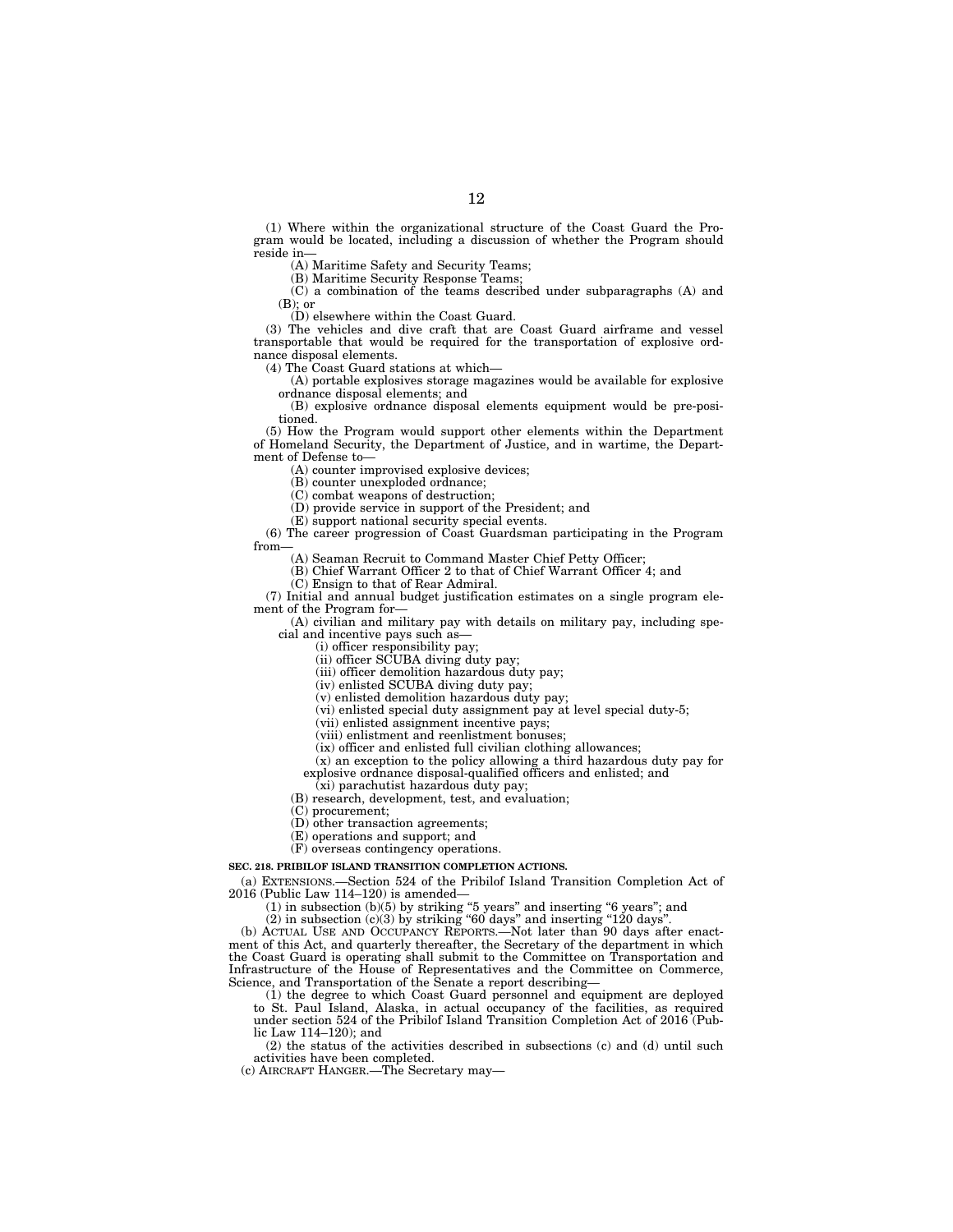(1) Where within the organizational structure of the Coast Guard the Program would be located, including a discussion of whether the Program should reside in—

(A) Maritime Safety and Security Teams;

(B) Maritime Security Response Teams;

(C) a combination of the teams described under subparagraphs (A) and (B); or

(D) elsewhere within the Coast Guard.

(3) The vehicles and dive craft that are Coast Guard airframe and vessel transportable that would be required for the transportation of explosive ordnance disposal elements.

(4) The Coast Guard stations at which—

(A) portable explosives storage magazines would be available for explosive ordnance disposal elements; and

(B) explosive ordnance disposal elements equipment would be pre-positioned.

(5) How the Program would support other elements within the Department of Homeland Security, the Department of Justice, and in wartime, the Department of Defense to—

(A) counter improvised explosive devices;

(B) counter unexploded ordnance;

(C) combat weapons of destruction;

(D) provide service in support of the President; and

(E) support national security special events.

(6) The career progression of Coast Guardsman participating in the Program from—

(A) Seaman Recruit to Command Master Chief Petty Officer;

(B) Chief Warrant Officer 2 to that of Chief Warrant Officer 4; and

(C) Ensign to that of Rear Admiral.

(7) Initial and annual budget justification estimates on a single program element of the Program for—

(A) civilian and military pay with details on military pay, including special and incentive pays such as—

(i) officer responsibility pay;

(ii) officer SCUBA diving duty pay;

(iii) officer demolition hazardous duty pay;

(iv) enlisted SCUBA diving duty pay;

(v) enlisted demolition hazardous duty pay;

(vi) enlisted special duty assignment pay at level special duty-5;

(vii) enlisted assignment incentive pays;

(viii) enlistment and reenlistment bonuses;

(ix) officer and enlisted full civilian clothing allowances;

(x) an exception to the policy allowing a third hazardous duty pay for explosive ordnance disposal-qualified officers and enlisted; and

(xi) parachutist hazardous duty pay;

(B) research, development, test, and evaluation;

(C) procurement;

(D) other transaction agreements;

(E) operations and support; and

(F) overseas contingency operations.

**SEC. 218. PRIBILOF ISLAND TRANSITION COMPLETION ACTIONS.**

(a) EXTENSIONS.—Section 524 of the Pribilof Island Transition Completion Act of 2016 (Public Law 114–120) is amended—

(1) in subsection (b)(5) by striking "5 years" and inserting "6 years"; and

(2) in subsection (c)(3) by striking "60 days" and inserting "120 days".

(b) ACTUAL USE AND OCCUPANCY REPORTS.—Not later than 90 days after enactment of this Act, and quarterly thereafter, the Secretary of the department in which the Coast Guard is operating shall submit to the Committee on Transportation and Infrastructure of the House of Representatives and the Committee on Commerce, Science, and Transportation of the Senate a report describing—

(1) the degree to which Coast Guard personnel and equipment are deployed to St. Paul Island, Alaska, in actual occupancy of the facilities, as required under section 524 of the Pribilof Island Transition Completion Act of 2016 (Public Law 114–120); and

(2) the status of the activities described in subsections (c) and (d) until such activities have been completed.

(c) AIRCRAFT HANGER.—The Secretary may—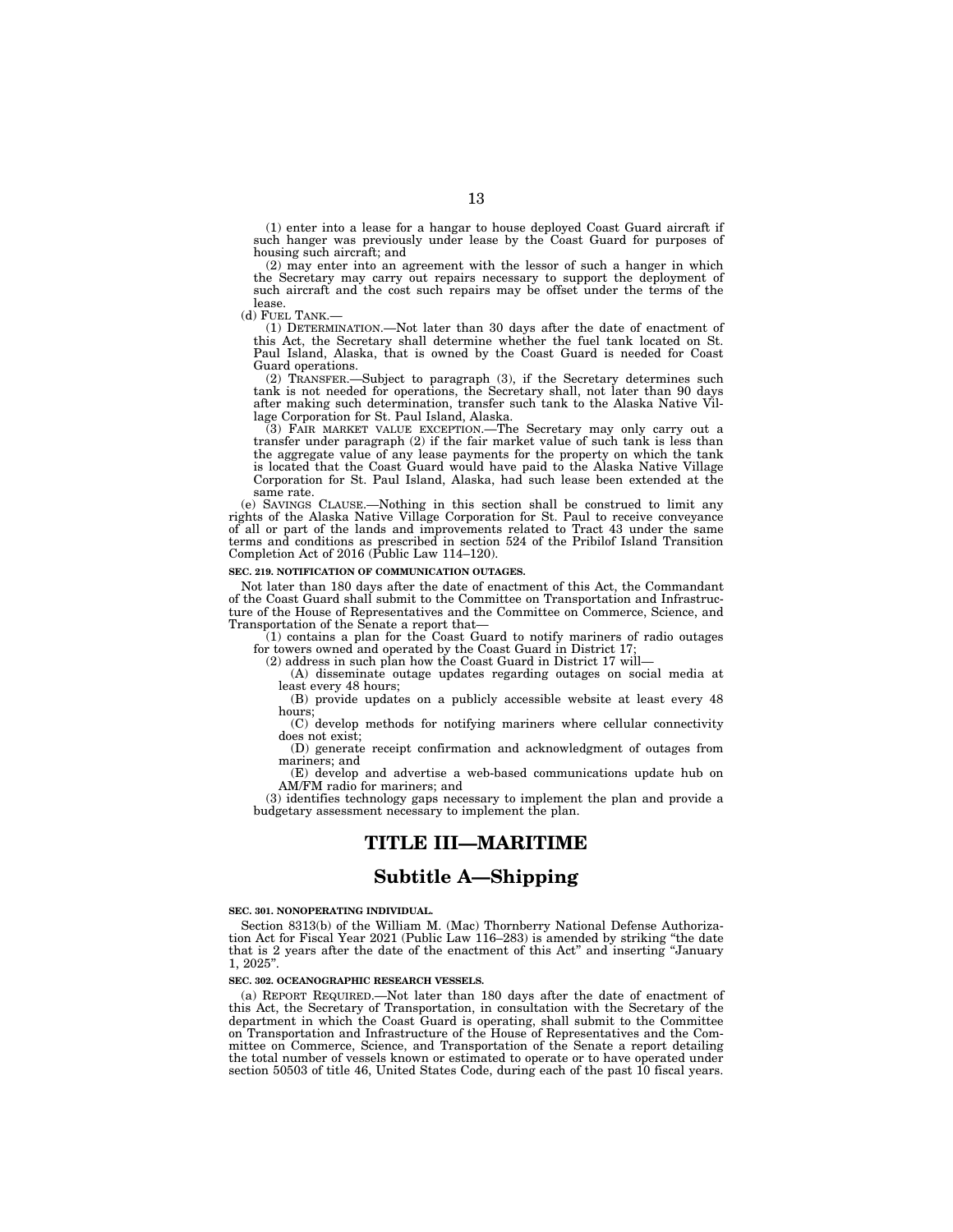(1) enter into a lease for a hangar to house deployed Coast Guard aircraft if such hanger was previously under lease by the Coast Guard for purposes of housing such aircraft; and

(2) may enter into an agreement with the lessor of such a hanger in which the Secretary may carry out repairs necessary to support the deployment of such aircraft and the cost such repairs may be offset under the terms of the lease.

(d) FUEL TANK.—

(1) DETERMINATION.—Not later than 30 days after the date of enactment of this Act, the Secretary shall determine whether the fuel tank located on St. Paul Island, Alaska, that is owned by the Coast Guard is needed for Coast Guard operations.

(2) TRANSFER.—Subject to paragraph (3), if the Secretary determines such tank is not needed for operations, the Secretary shall, not later than 90 days after making such determination, transfer such tank to the Alaska Native Village Corporation for St. Paul Island, Alaska.

(3) FAIR MARKET VALUE EXCEPTION.—The Secretary may only carry out a transfer under paragraph (2) if the fair market value of such tank is less than the aggregate value of any lease payments for the property on which the tank is located that the Coast Guard would have paid to the Alaska Native Village Corporation for St. Paul Island, Alaska, had such lease been extended at the same rate.

(e) SAVINGS CLAUSE.—Nothing in this section shall be construed to limit any rights of the Alaska Native Village Corporation for St. Paul to receive conveyance of all or part of the lands and improvements related to Tract 43 under the same terms and conditions as prescribed in section 524 of the Pribilof Island Transition Completion Act of 2016 (Public Law 114–120).

**SEC. 219. NOTIFICATION OF COMMUNICATION OUTAGES.**

Not later than 180 days after the date of enactment of this Act, the Commandant of the Coast Guard shall submit to the Committee on Transportation and Infrastructure of the House of Representatives and the Committee on Commerce, Science, and Transportation of the Senate a report that—

(1) contains a plan for the Coast Guard to notify mariners of radio outages for towers owned and operated by the Coast Guard in District 17;

(2) address in such plan how the Coast Guard in District 17 will—

(A) disseminate outage updates regarding outages on social media at least every 48 hours;

(B) provide updates on a publicly accessible website at least every 48 hours;

(C) develop methods for notifying mariners where cellular connectivity does not exist;

(D) generate receipt confirmation and acknowledgment of outages from mariners; and

(E) develop and advertise a web-based communications update hub on AM/FM radio for mariners; and

(3) identifies technology gaps necessary to implement the plan and provide a budgetary assessment necessary to implement the plan.

# TITLE III—MARITIME

## Subtitle A—Shipping

**SEC. 301. NONOPERATING INDIVIDUAL.**

Section 8313(b) of the William M. (Mac) Thornberry National Defense Authorization Act for Fiscal Year 2021 (Public Law 116–283) is amended by striking "the date that is 2 years after the date of the enactment of this Act" and inserting "January 1, 2025".

**SEC. 302. OCEANOGRAPHIC RESEARCH VESSELS.**

(a) REPORT REQUIRED.—Not later than 180 days after the date of enactment of this Act, the Secretary of Transportation, in consultation with the Secretary of the department in which the Coast Guard is operating, shall submit to the Committee on Transportation and Infrastructure of the House of Representatives and the Committee on Commerce, Science, and Transportation of the Senate a report detailing the total number of vessels known or estimated to operate or to have operated under section 50503 of title 46, United States Code, during each of the past 10 fiscal years.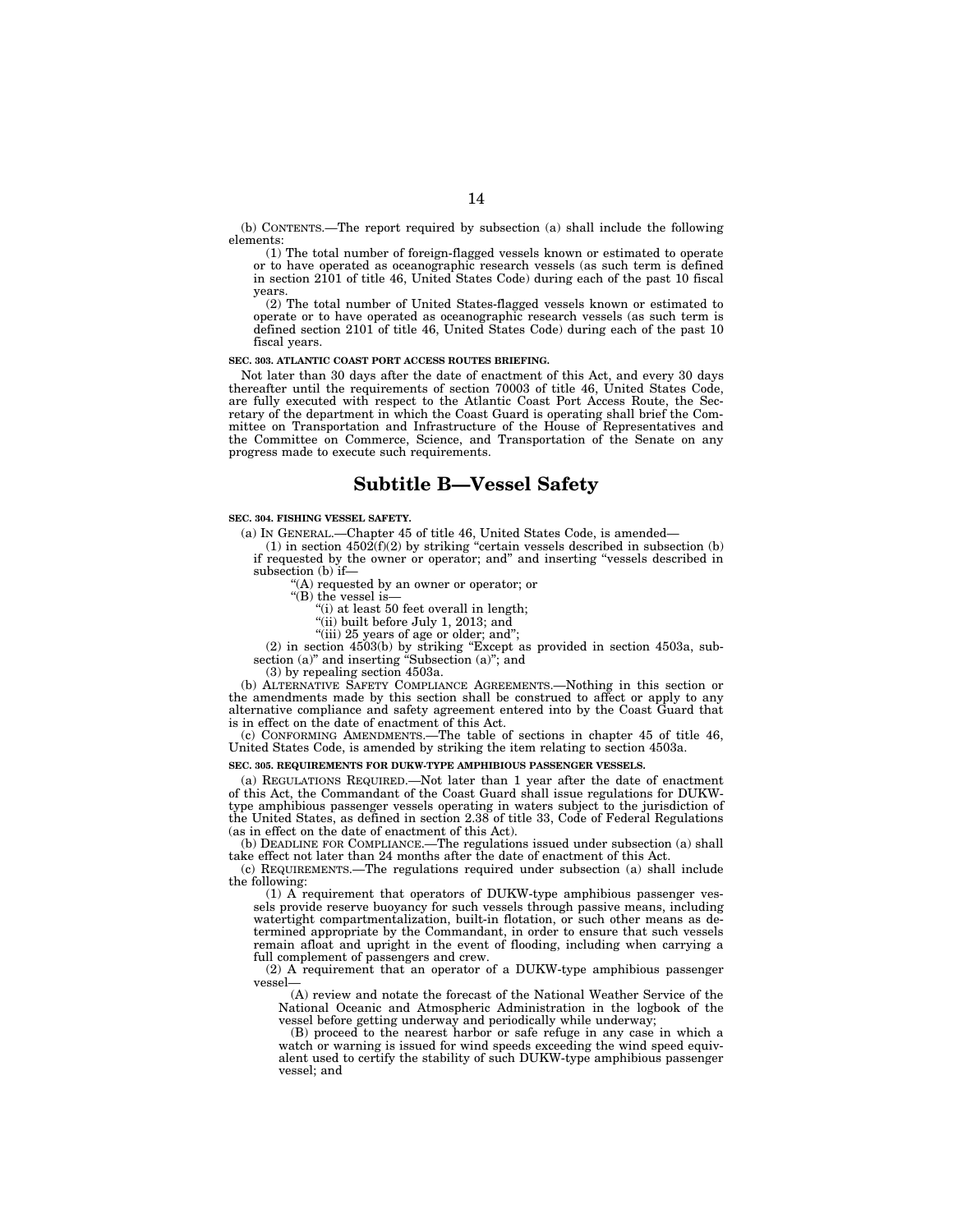(b) CONTENTS.—The report required by subsection (a) shall include the following elements:

(1) The total number of foreign-flagged vessels known or estimated to operate or to have operated as oceanographic research vessels (as such term is defined in section 2101 of title 46, United States Code) during each of the past 10 fiscal years.

(2) The total number of United States-flagged vessels known or estimated to operate or to have operated as oceanographic research vessels (as such term is defined section 2101 of title 46, United States Code) during each of the past 10 fiscal years.

**SEC. 303. ATLANTIC COAST PORT ACCESS ROUTES BRIEFING.**

Not later than 30 days after the date of enactment of this Act, and every 30 days thereafter until the requirements of section 70003 of title 46, United States Code, are fully executed with respect to the Atlantic Coast Port Access Route, the Secretary of the department in which the Coast Guard is operating shall brief the Committee on Transportation and Infrastructure of the House of Representatives and the Committee on Commerce, Science, and Transportation of the Senate on any progress made to execute such requirements.

## Subtitle B—Vessel Safety

**SEC. 304. FISHING VESSEL SAFETY.**

(a) IN GENERAL.—Chapter 45 of title 46, United States Code, is amended—

(1) in section 4502(f)(2) by striking "certain vessels described in subsection (b) if requested by the owner or operator; and" and inserting "vessels described in subsection (b) if—

"(A) requested by an owner or operator; or

"(B) the vessel is—

"(i) at least 50 feet overall in length;

"(ii) built before July 1, 2013; and

"(iii) 25 years of age or older; and";

(2) in section 4503(b) by striking "Except as provided in section 4503a, subsection (a)" and inserting "Subsection (a)"; and

(3) by repealing section 4503a.

(b) ALTERNATIVE SAFETY COMPLIANCE AGREEMENTS.—Nothing in this section or the amendments made by this section shall be construed to affect or apply to any alternative compliance and safety agreement entered into by the Coast Guard that is in effect on the date of enactment of this Act.

(c) CONFORMING AMENDMENTS.—The table of sections in chapter 45 of title 46, United States Code, is amended by striking the item relating to section 4503a.

**SEC. 305. REQUIREMENTS FOR DUKW-TYPE AMPHIBIOUS PASSENGER VESSELS.**

(a) REGULATIONS REQUIRED.—Not later than 1 year after the date of enactment of this Act, the Commandant of the Coast Guard shall issue regulations for DUKW-type amphibious passenger vessels operating in waters subject to the jurisdiction of the United States, as defined in section 2.38 of title 33, Code of Federal Regulations (as in effect on the date of enactment of this Act).

(b) DEADLINE FOR COMPLIANCE.—The regulations issued under subsection (a) shall take effect not later than 24 months after the date of enactment of this Act.

(c) REQUIREMENTS.—The regulations required under subsection (a) shall include the following:

(1) A requirement that operators of DUKW-type amphibious passenger vessels provide reserve buoyancy for such vessels through passive means, including watertight compartmentalization, built-in flotation, or such other means as determined appropriate by the Commandant, in order to ensure that such vessels remain afloat and upright in the event of flooding, including when carrying a full complement of passengers and crew.

(2) A requirement that an operator of a DUKW-type amphibious passenger vessel—

(A) review and notate the forecast of the National Weather Service of the National Oceanic and Atmospheric Administration in the logbook of the vessel before getting underway and periodically while underway;

(B) proceed to the nearest harbor or safe refuge in any case in which a watch or warning is issued for wind speeds exceeding the wind speed equivalent used to certify the stability of such DUKW-type amphibious passenger vessel; and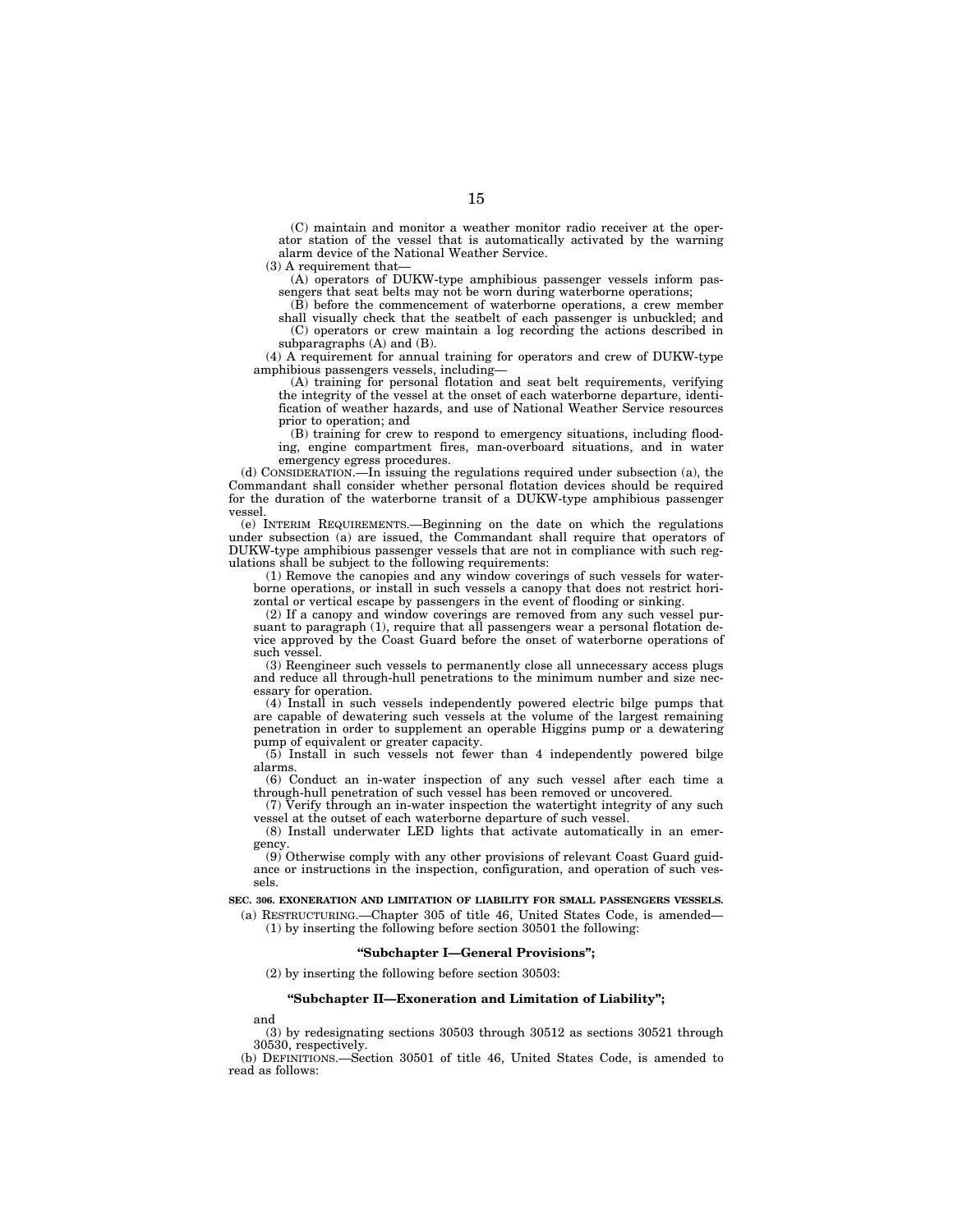(C) maintain and monitor a weather monitor radio receiver at the operator station of the vessel that is automatically activated by the warning alarm device of the National Weather Service.

(3) A requirement that—

(A) operators of DUKW-type amphibious passenger vessels inform passengers that seat belts may not be worn during waterborne operations;

(B) before the commencement of waterborne operations, a crew member shall visually check that the seatbelt of each passenger is unbuckled; and

(C) operators or crew maintain a log recording the actions described in subparagraphs (A) and (B).

(4) A requirement for annual training for operators and crew of DUKW-type amphibious passengers vessels, including—

(A) training for personal flotation and seat belt requirements, verifying the integrity of the vessel at the onset of each waterborne departure, identification of weather hazards, and use of National Weather Service resources prior to operation; and

(B) training for crew to respond to emergency situations, including flooding, engine compartment fires, man-overboard situations, and in water emergency egress procedures.

(d) CONSIDERATION.—In issuing the regulations required under subsection (a), the Commandant shall consider whether personal flotation devices should be required for the duration of the waterborne transit of a DUKW-type amphibious passenger vessel.

(e) INTERIM REQUIREMENTS.—Beginning on the date on which the regulations under subsection (a) are issued, the Commandant shall require that operators of DUKW-type amphibious passenger vessels that are not in compliance with such regulations shall be subject to the following requirements:

(1) Remove the canopies and any window coverings of such vessels for waterborne operations, or install in such vessels a canopy that does not restrict horizontal or vertical escape by passengers in the event of flooding or sinking.

(2) If a canopy and window coverings are removed from any such vessel pursuant to paragraph (1), require that all passengers wear a personal flotation device approved by the Coast Guard before the onset of waterborne operations of such vessel.

(3) Reengineer such vessels to permanently close all unnecessary access plugs and reduce all through-hull penetrations to the minimum number and size necessary for operation.

(4) Install in such vessels independently powered electric bilge pumps that are capable of dewatering such vessels at the volume of the largest remaining penetration in order to supplement an operable Higgins pump or a dewatering pump of equivalent or greater capacity.

(5) Install in such vessels not fewer than 4 independently powered bilge alarms.

(6) Conduct an in-water inspection of any such vessel after each time a through-hull penetration of such vessel has been removed or uncovered.

(7) Verify through an in-water inspection the watertight integrity of any such vessel at the outset of each waterborne departure of such vessel.

(8) Install underwater LED lights that activate automatically in an emergency.

(9) Otherwise comply with any other provisions of relevant Coast Guard guidance or instructions in the inspection, configuration, and operation of such vessels.

**SEC. 306. EXONERATION AND LIMITATION OF LIABILITY FOR SMALL PASSENGERS VESSELS.**

(a) RESTRUCTURING.—Chapter 305 of title 46, United States Code, is amended—

(1) by inserting the following before section 30501 the following:

**"Subchapter I—General Provisions";**

(2) by inserting the following before section 30503:

**"Subchapter II—Exoneration and Limitation of Liability";**

and

(3) by redesignating sections 30503 through 30512 as sections 30521 through 30530, respectively.

(b) DEFINITIONS.—Section 30501 of title 46, United States Code, is amended to read as follows: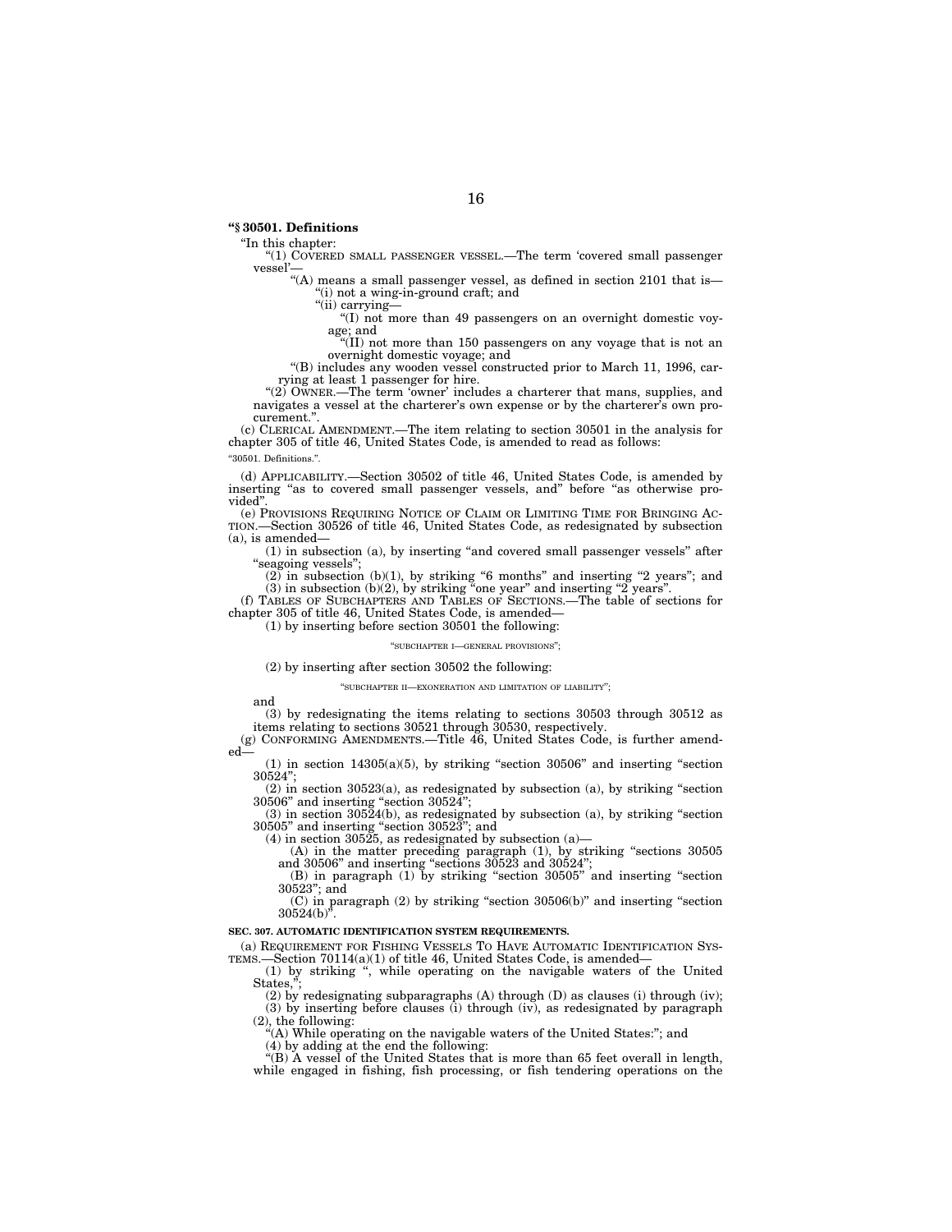**"§ 30501. Definitions**

"In this chapter:

"(1) COVERED SMALL PASSENGER VESSEL.—The term 'covered small passenger vessel'—

"(A) means a small passenger vessel, as defined in section 2101 that is—

"(i) not a wing-in-ground craft; and

"(ii) carrying—

"(I) not more than 49 passengers on an overnight domestic voyage; and

"(II) not more than 150 passengers on any voyage that is not an overnight domestic voyage; and

"(B) includes any wooden vessel constructed prior to March 11, 1996, carrying at least 1 passenger for hire.

"(2) OWNER.—The term 'owner' includes a charterer that mans, supplies, and navigates a vessel at the charterer's own expense or by the charterer's own procurement.".

(c) CLERICAL AMENDMENT.—The item relating to section 30501 in the analysis for chapter 305 of title 46, United States Code, is amended to read as follows:

"30501. Definitions.".

(d) APPLICABILITY.—Section 30502 of title 46, United States Code, is amended by inserting "as to covered small passenger vessels, and" before "as otherwise provided".

(e) PROVISIONS REQUIRING NOTICE OF CLAIM OR LIMITING TIME FOR BRINGING ACTION.—Section 30526 of title 46, United States Code, as redesignated by subsection (a), is amended—

(1) in subsection (a), by inserting "and covered small passenger vessels" after "seagoing vessels";

(2) in subsection (b)(1), by striking "6 months" and inserting "2 years"; and

(3) in subsection (b)(2), by striking "one year" and inserting "2 years".

(f) TABLES OF SUBCHAPTERS AND TABLES OF SECTIONS.—The table of sections for chapter 305 of title 46, United States Code, is amended—

(1) by inserting before section 30501 the following:

"SUBCHAPTER I—GENERAL PROVISIONS";

(2) by inserting after section 30502 the following:

"SUBCHAPTER II—EXONERATION AND LIMITATION OF LIABILITY";

and

(3) by redesignating the items relating to sections 30503 through 30512 as items relating to sections 30521 through 30530, respectively.

(g) CONFORMING AMENDMENTS.—Title 46, United States Code, is further amended—

(1) in section 14305(a)(5), by striking "section 30506" and inserting "section 30524";

(2) in section 30523(a), as redesignated by subsection (a), by striking "section 30506" and inserting "section 30524";

(3) in section 30524(b), as redesignated by subsection (a), by striking "section 30505" and inserting "section 30523"; and

(4) in section 30525, as redesignated by subsection (a)—

(A) in the matter preceding paragraph (1), by striking "sections 30505 and 30506" and inserting "sections 30523 and 30524";

(B) in paragraph (1) by striking "section 30505" and inserting "section 30523"; and

(C) in paragraph (2) by striking "section 30506(b)" and inserting "section 30524(b)".

**SEC. 307. AUTOMATIC IDENTIFICATION SYSTEM REQUIREMENTS.**

(a) REQUIREMENT FOR FISHING VESSELS TO HAVE AUTOMATIC IDENTIFICATION SYSTEMS.—Section 70114(a)(1) of title 46, United States Code, is amended—

(1) by striking ", while operating on the navigable waters of the United States,";

(2) by redesignating subparagraphs (A) through (D) as clauses (i) through (iv);

(3) by inserting before clauses (i) through (iv), as redesignated by paragraph (2), the following:

"(A) While operating on the navigable waters of the United States:"; and

(4) by adding at the end the following:

"(B) A vessel of the United States that is more than 65 feet overall in length, while engaged in fishing, fish processing, or fish tendering operations on the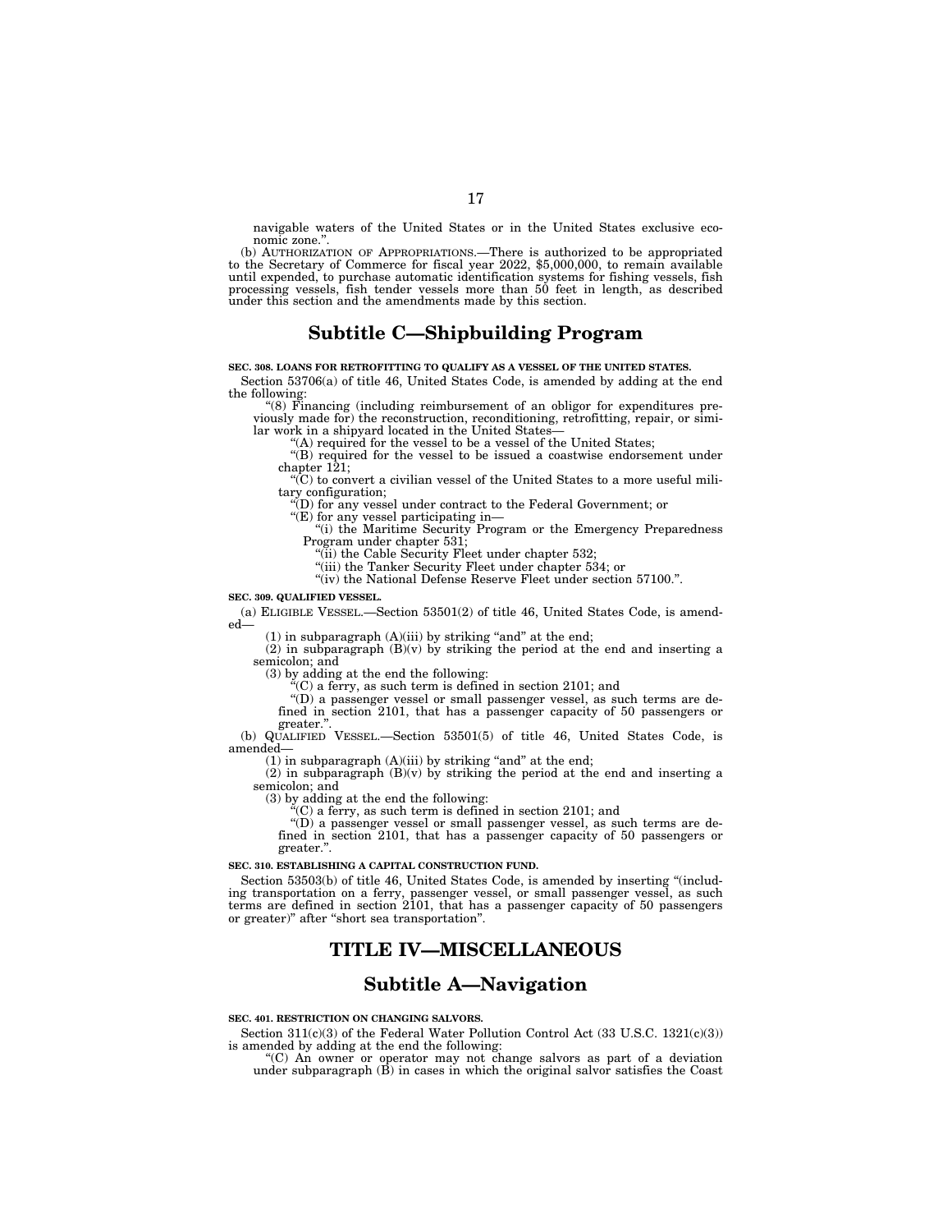navigable waters of the United States or in the United States exclusive economic zone.".

(b) AUTHORIZATION OF APPROPRIATIONS.—There is authorized to be appropriated to the Secretary of Commerce for fiscal year 2022, $5,000,000, to remain available until expended, to purchase automatic identification systems for fishing vessels, fish processing vessels, fish tender vessels more than 50 feet in length, as described under this section and the amendments made by this section.

## Subtitle C—Shipbuilding Program

**SEC. 308. LOANS FOR RETROFITTING TO QUALIFY AS A VESSEL OF THE UNITED STATES.**

Section 53706(a) of title 46, United States Code, is amended by adding at the end the following:

"(8) Financing (including reimbursement of an obligor for expenditures previously made for) the reconstruction, reconditioning, retrofitting, repair, or similar work in a shipyard located in the United States—

"(A) required for the vessel to be a vessel of the United States;

"(B) required for the vessel to be issued a coastwise endorsement under chapter 121;

"(C) to convert a civilian vessel of the United States to a more useful military configuration;

"(D) for any vessel under contract to the Federal Government; or

"(E) for any vessel participating in—

"(i) the Maritime Security Program or the Emergency Preparedness Program under chapter 531;

"(ii) the Cable Security Fleet under chapter 532;

"(iii) the Tanker Security Fleet under chapter 534; or

"(iv) the National Defense Reserve Fleet under section 57100.".

**SEC. 309. QUALIFIED VESSEL.**

(a) ELIGIBLE VESSEL.—Section 53501(2) of title 46, United States Code, is amended—

(1) in subparagraph (A)(iii) by striking "and" at the end;

(2) in subparagraph (B)(v) by striking the period at the end and inserting a semicolon; and

(3) by adding at the end the following:

"(C) a ferry, as such term is defined in section 2101; and

"(D) a passenger vessel or small passenger vessel, as such terms are defined in section 2101, that has a passenger capacity of 50 passengers or greater.".

(b) QUALIFIED VESSEL.—Section 53501(5) of title 46, United States Code, is amended—

(1) in subparagraph (A)(iii) by striking "and" at the end;

(2) in subparagraph (B)(v) by striking the period at the end and inserting a semicolon; and

(3) by adding at the end the following:

"(C) a ferry, as such term is defined in section 2101; and

"(D) a passenger vessel or small passenger vessel, as such terms are defined in section 2101, that has a passenger capacity of 50 passengers or greater.".

**SEC. 310. ESTABLISHING A CAPITAL CONSTRUCTION FUND.**

Section 53503(b) of title 46, United States Code, is amended by inserting "(including transportation on a ferry, passenger vessel, or small passenger vessel, as such terms are defined in section 2101, that has a passenger capacity of 50 passengers or greater)" after "short sea transportation".

# TITLE IV—MISCELLANEOUS

## Subtitle A—Navigation

**SEC. 401. RESTRICTION ON CHANGING SALVORS.**

Section 311(c)(3) of the Federal Water Pollution Control Act (33 U.S.C. 1321(c)(3)) is amended by adding at the end the following:

"(C) An owner or operator may not change salvors as part of a deviation under subparagraph (B) in cases in which the original salvor satisfies the Coast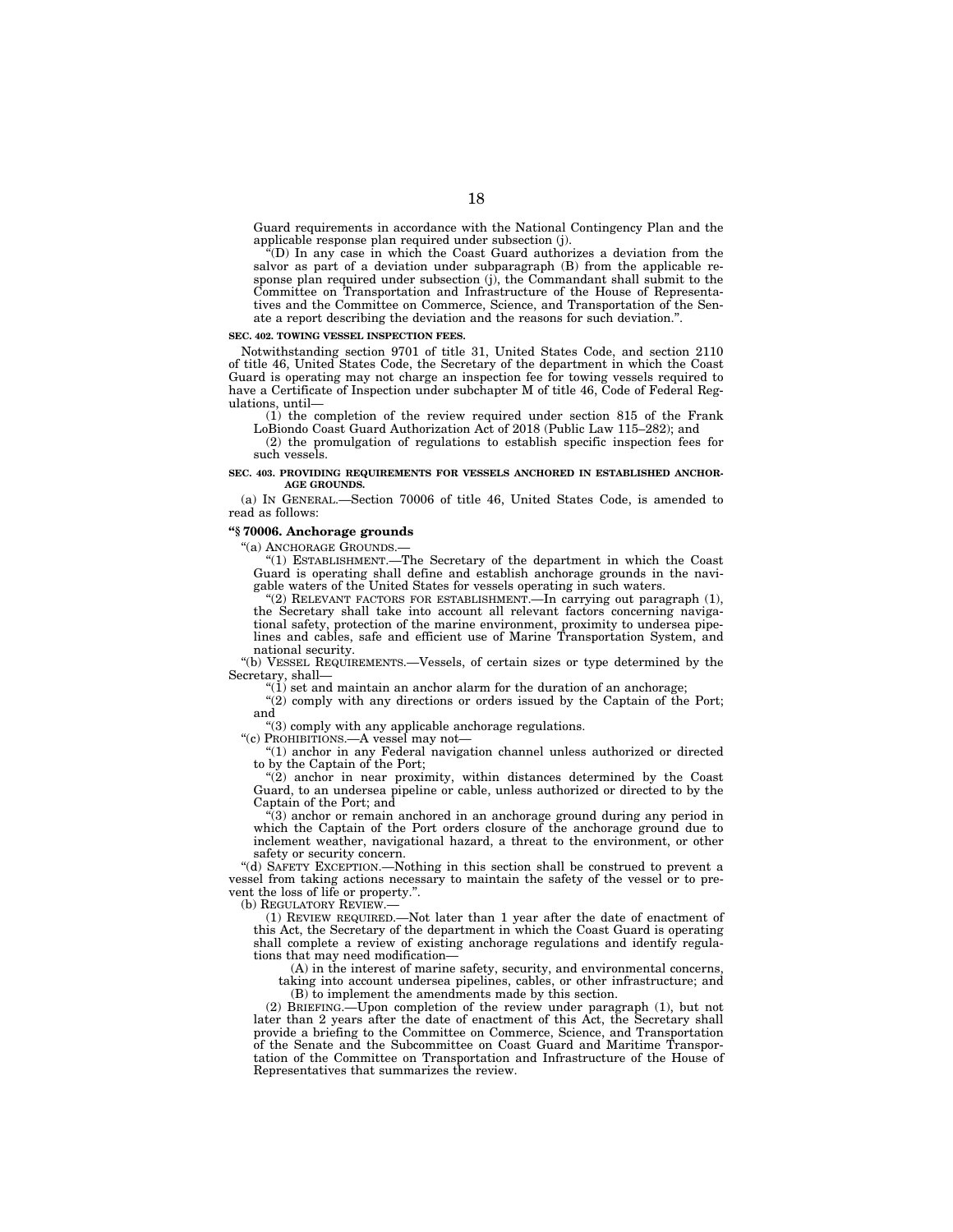Guard requirements in accordance with the National Contingency Plan and the applicable response plan required under subsection (j).

"(D) In any case in which the Coast Guard authorizes a deviation from the salvor as part of a deviation under subparagraph (B) from the applicable response plan required under subsection (j), the Commandant shall submit to the Committee on Transportation and Infrastructure of the House of Representatives and the Committee on Commerce, Science, and Transportation of the Senate a report describing the deviation and the reasons for such deviation.".

**SEC. 402. TOWING VESSEL INSPECTION FEES.**

Notwithstanding section 9701 of title 31, United States Code, and section 2110 of title 46, United States Code, the Secretary of the department in which the Coast Guard is operating may not charge an inspection fee for towing vessels required to have a Certificate of Inspection under subchapter M of title 46, Code of Federal Regulations, until—

(1) the completion of the review required under section 815 of the Frank LoBiondo Coast Guard Authorization Act of 2018 (Public Law 115–282); and

(2) the promulgation of regulations to establish specific inspection fees for such vessels.

**SEC. 403. PROVIDING REQUIREMENTS FOR VESSELS ANCHORED IN ESTABLISHED ANCHORAGE GROUNDS.**

(a) IN GENERAL.—Section 70006 of title 46, United States Code, is amended to read as follows:

**"§ 70006. Anchorage grounds**

"(a) ANCHORAGE GROUNDS.—

"(1) ESTABLISHMENT.—The Secretary of the department in which the Coast Guard is operating shall define and establish anchorage grounds in the navigable waters of the United States for vessels operating in such waters.

"(2) RELEVANT FACTORS FOR ESTABLISHMENT.—In carrying out paragraph (1), the Secretary shall take into account all relevant factors concerning navigational safety, protection of the marine environment, proximity to undersea pipelines and cables, safe and efficient use of Marine Transportation System, and national security.

"(b) VESSEL REQUIREMENTS.—Vessels, of certain sizes or type determined by the Secretary, shall—

"(1) set and maintain an anchor alarm for the duration of an anchorage;

"(2) comply with any directions or orders issued by the Captain of the Port; and

"(3) comply with any applicable anchorage regulations.

"(c) PROHIBITIONS.—A vessel may not—

"(1) anchor in any Federal navigation channel unless authorized or directed to by the Captain of the Port;

"(2) anchor in near proximity, within distances determined by the Coast Guard, to an undersea pipeline or cable, unless authorized or directed to by the Captain of the Port; and

"(3) anchor or remain anchored in an anchorage ground during any period in which the Captain of the Port orders closure of the anchorage ground due to inclement weather, navigational hazard, a threat to the environment, or other safety or security concern.

"(d) SAFETY EXCEPTION.—Nothing in this section shall be construed to prevent a vessel from taking actions necessary to maintain the safety of the vessel or to prevent the loss of life or property.".

(b) REGULATORY REVIEW.—

(1) REVIEW REQUIRED.—Not later than 1 year after the date of enactment of this Act, the Secretary of the department in which the Coast Guard is operating shall complete a review of existing anchorage regulations and identify regulations that may need modification—

(A) in the interest of marine safety, security, and environmental concerns, taking into account undersea pipelines, cables, or other infrastructure; and

(B) to implement the amendments made by this section.

(2) BRIEFING.—Upon completion of the review under paragraph (1), but not later than 2 years after the date of enactment of this Act, the Secretary shall provide a briefing to the Committee on Commerce, Science, and Transportation of the Senate and the Subcommittee on Coast Guard and Maritime Transportation of the Committee on Transportation and Infrastructure of the House of Representatives that summarizes the review.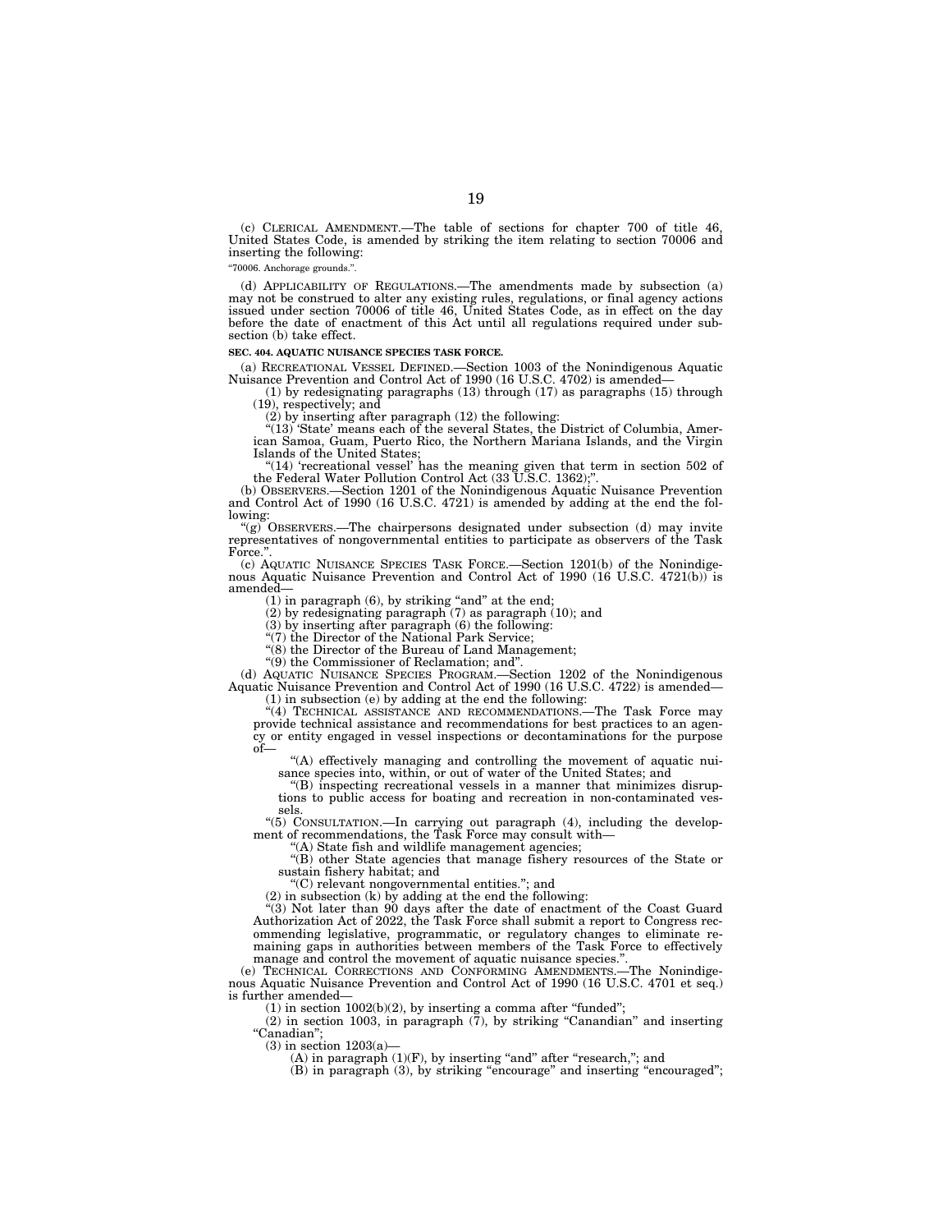(c) CLERICAL AMENDMENT.—The table of sections for chapter 700 of title 46, United States Code, is amended by striking the item relating to section 70006 and inserting the following:

"70006. Anchorage grounds.".

(d) APPLICABILITY OF REGULATIONS.—The amendments made by subsection (a) may not be construed to alter any existing rules, regulations, or final agency actions issued under section 70006 of title 46, United States Code, as in effect on the day before the date of enactment of this Act until all regulations required under subsection (b) take effect.

**SEC. 404. AQUATIC NUISANCE SPECIES TASK FORCE.**

(a) RECREATIONAL VESSEL DEFINED.—Section 1003 of the Nonindigenous Aquatic Nuisance Prevention and Control Act of 1990 (16 U.S.C. 4702) is amended—

(1) by redesignating paragraphs (13) through (17) as paragraphs (15) through (19), respectively; and

(2) by inserting after paragraph (12) the following:

"(13) 'State' means each of the several States, the District of Columbia, American Samoa, Guam, Puerto Rico, the Northern Mariana Islands, and the Virgin Islands of the United States;

"(14) 'recreational vessel' has the meaning given that term in section 502 of the Federal Water Pollution Control Act (33 U.S.C. 1362);".

(b) OBSERVERS.—Section 1201 of the Nonindigenous Aquatic Nuisance Prevention and Control Act of 1990 (16 U.S.C. 4721) is amended by adding at the end the following:

"(g) OBSERVERS.—The chairpersons designated under subsection (d) may invite representatives of nongovernmental entities to participate as observers of the Task Force.".

(c) AQUATIC NUISANCE SPECIES TASK FORCE.—Section 1201(b) of the Nonindigenous Aquatic Nuisance Prevention and Control Act of 1990 (16 U.S.C. 4721(b)) is amended—

(1) in paragraph (6), by striking "and" at the end;

(2) by redesignating paragraph (7) as paragraph (10); and

(3) by inserting after paragraph (6) the following:

"(7) the Director of the National Park Service;

"(8) the Director of the Bureau of Land Management;

"(9) the Commissioner of Reclamation; and".

(d) AQUATIC NUISANCE SPECIES PROGRAM.—Section 1202 of the Nonindigenous Aquatic Nuisance Prevention and Control Act of 1990 (16 U.S.C. 4722) is amended—

(1) in subsection (e) by adding at the end the following:

"(4) TECHNICAL ASSISTANCE AND RECOMMENDATIONS.—The Task Force may provide technical assistance and recommendations for best practices to an agency or entity engaged in vessel inspections or decontaminations for the purpose of—

"(A) effectively managing and controlling the movement of aquatic nuisance species into, within, or out of water of the United States; and

"(B) inspecting recreational vessels in a manner that minimizes disruptions to public access for boating and recreation in non-contaminated vessels.

"(5) CONSULTATION.—In carrying out paragraph (4), including the development of recommendations, the Task Force may consult with—

"(A) State fish and wildlife management agencies;

"(B) other State agencies that manage fishery resources of the State or sustain fishery habitat; and

"(C) relevant nongovernmental entities."; and

(2) in subsection (k) by adding at the end the following:

"(3) Not later than 90 days after the date of enactment of the Coast Guard Authorization Act of 2022, the Task Force shall submit a report to Congress recommending legislative, programmatic, or regulatory changes to eliminate remaining gaps in authorities between members of the Task Force to effectively manage and control the movement of aquatic nuisance species.".

(e) TECHNICAL CORRECTIONS AND CONFORMING AMENDMENTS.—The Nonindigenous Aquatic Nuisance Prevention and Control Act of 1990 (16 U.S.C. 4701 et seq.) is further amended—

(1) in section 1002(b)(2), by inserting a comma after "funded";

(2) in section 1003, in paragraph (7), by striking "Canandian" and inserting "Canadian";

(3) in section 1203(a)—

(A) in paragraph (1)(F), by inserting "and" after "research,"; and

(B) in paragraph (3), by striking "encourage" and inserting "encouraged";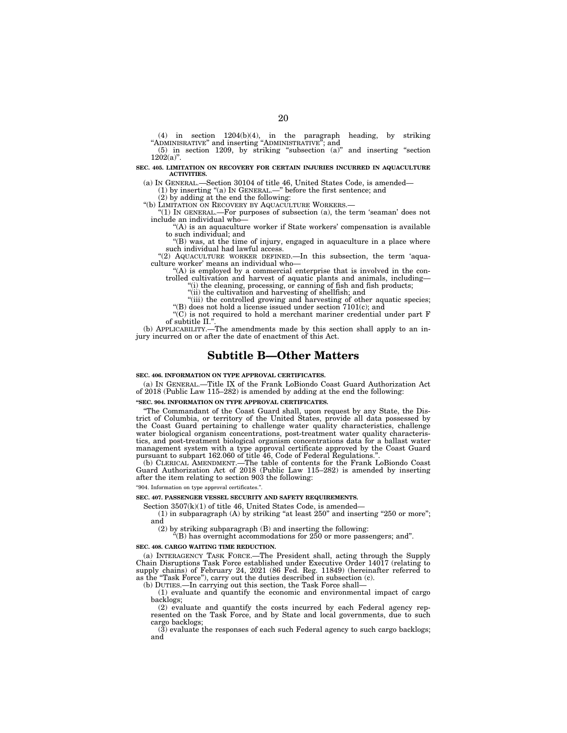(4) in section 1204(b)(4), in the paragraph heading, by striking "ADMINISRATIVE" and inserting "ADMINISTRATIVE"; and

(5) in section 1209, by striking "subsection (a)" and inserting "section 1202(a)".

**SEC. 405. LIMITATION ON RECOVERY FOR CERTAIN INJURIES INCURRED IN AQUACULTURE ACTIVITIES.**

(a) IN GENERAL.—Section 30104 of title 46, United States Code, is amended—

(1) by inserting "(a) IN GENERAL.—" before the first sentence; and

(2) by adding at the end the following:

"(b) LIMITATION ON RECOVERY BY AQUACULTURE WORKERS.—

"(1) IN GENERAL.—For purposes of subsection (a), the term 'seaman' does not include an individual who—

"(A) is an aquaculture worker if State workers' compensation is available to such individual; and

"(B) was, at the time of injury, engaged in aquaculture in a place where such individual had lawful access.

"(2) AQUACULTURE WORKER DEFINED.—In this subsection, the term 'aquaculture worker' means an individual who—

"(A) is employed by a commercial enterprise that is involved in the controlled cultivation and harvest of aquatic plants and animals, including—

"(i) the cleaning, processing, or canning of fish and fish products;

"(ii) the cultivation and harvesting of shellfish; and

"(iii) the controlled growing and harvesting of other aquatic species;

"(B) does not hold a license issued under section 7101(c); and

"(C) is not required to hold a merchant mariner credential under part F of subtitle II.".

(b) APPLICABILITY.—The amendments made by this section shall apply to an injury incurred on or after the date of enactment of this Act.

# Subtitle B—Other Matters

**SEC. 406. INFORMATION ON TYPE APPROVAL CERTIFICATES.**

(a) IN GENERAL.—Title IX of the Frank LoBiondo Coast Guard Authorization Act of 2018 (Public Law 115–282) is amended by adding at the end the following:

**"SEC. 904. INFORMATION ON TYPE APPROVAL CERTIFICATES.**

"The Commandant of the Coast Guard shall, upon request by any State, the District of Columbia, or territory of the United States, provide all data possessed by the Coast Guard pertaining to challenge water quality characteristics, challenge water biological organism concentrations, post-treatment water quality characteristics, and post-treatment biological organism concentrations data for a ballast water management system with a type approval certificate approved by the Coast Guard pursuant to subpart 162.060 of title 46, Code of Federal Regulations.".

(b) CLERICAL AMENDMENT.—The table of contents for the Frank LoBiondo Coast Guard Authorization Act of 2018 (Public Law 115–282) is amended by inserting after the item relating to section 903 the following:

"904. Information on type approval certificates.".

**SEC. 407. PASSENGER VESSEL SECURITY AND SAFETY REQUIREMENTS.**

Section 3507(k)(1) of title 46, United States Code, is amended—

(1) in subparagraph (A) by striking "at least 250" and inserting "250 or more"; and

(2) by striking subparagraph (B) and inserting the following:

"(B) has overnight accommodations for 250 or more passengers; and".

**SEC. 408. CARGO WAITING TIME REDUCTION.**

(a) INTERAGENCY TASK FORCE.—The President shall, acting through the Supply Chain Disruptions Task Force established under Executive Order 14017 (relating to supply chains) of February 24, 2021 (86 Fed. Reg. 11849) (hereinafter referred to as the "Task Force"), carry out the duties described in subsection (c).

(b) DUTIES.—In carrying out this section, the Task Force shall—

(1) evaluate and quantify the economic and environmental impact of cargo backlogs;

(2) evaluate and quantify the costs incurred by each Federal agency represented on the Task Force, and by State and local governments, due to such cargo backlogs;

(3) evaluate the responses of each such Federal agency to such cargo backlogs; and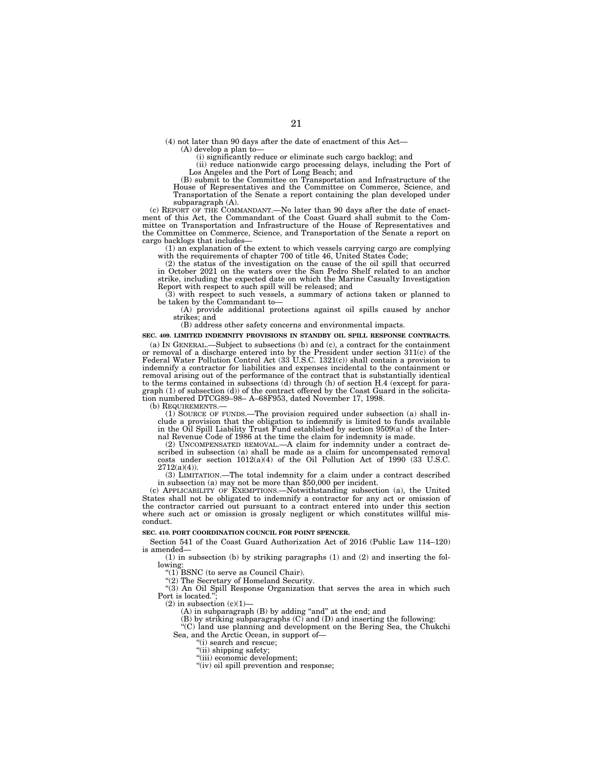(4) not later than 90 days after the date of enactment of this Act—

(A) develop a plan to—

(i) significantly reduce or eliminate such cargo backlog; and

(ii) reduce nationwide cargo processing delays, including the Port of Los Angeles and the Port of Long Beach; and

(B) submit to the Committee on Transportation and Infrastructure of the House of Representatives and the Committee on Commerce, Science, and Transportation of the Senate a report containing the plan developed under subparagraph (A).

(c) REPORT OF THE COMMANDANT.—No later than 90 days after the date of enactment of this Act, the Commandant of the Coast Guard shall submit to the Committee on Transportation and Infrastructure of the House of Representatives and the Committee on Commerce, Science, and Transportation of the Senate a report on cargo backlogs that includes—

(1) an explanation of the extent to which vessels carrying cargo are complying with the requirements of chapter 700 of title 46, United States Code;

(2) the status of the investigation on the cause of the oil spill that occurred in October 2021 on the waters over the San Pedro Shelf related to an anchor strike, including the expected date on which the Marine Casualty Investigation Report with respect to such spill will be released; and

(3) with respect to such vessels, a summary of actions taken or planned to be taken by the Commandant to—

(A) provide additional protections against oil spills caused by anchor strikes; and

(B) address other safety concerns and environmental impacts.

**SEC. 409. LIMITED INDEMNITY PROVISIONS IN STANDBY OIL SPILL RESPONSE CONTRACTS.**

(a) IN GENERAL.—Subject to subsections (b) and (c), a contract for the containment or removal of a discharge entered into by the President under section 311(c) of the Federal Water Pollution Control Act (33 U.S.C. 1321(c)) shall contain a provision to indemnify a contractor for liabilities and expenses incidental to the containment or removal arising out of the performance of the contract that is substantially identical to the terms contained in subsections (d) through (h) of section H.4 (except for paragraph (1) of subsection (d)) of the contract offered by the Coast Guard in the solicitation numbered DTCG89–98– A–68F953, dated November 17, 1998.

(b) REQUIREMENTS.—

(1) SOURCE OF FUNDS.—The provision required under subsection (a) shall include a provision that the obligation to indemnify is limited to funds available in the Oil Spill Liability Trust Fund established by section 9509(a) of the Internal Revenue Code of 1986 at the time the claim for indemnity is made.

(2) UNCOMPENSATED REMOVAL.—A claim for indemnity under a contract described in subsection (a) shall be made as a claim for uncompensated removal costs under section 1012(a)(4) of the Oil Pollution Act of 1990 (33 U.S.C. 2712(a)(4)).

(3) LIMITATION.—The total indemnity for a claim under a contract described in subsection (a) may not be more than $50,000 per incident.

(c) APPLICABILITY OF EXEMPTIONS.—Notwithstanding subsection (a), the United States shall not be obligated to indemnify a contractor for any act or omission of the contractor carried out pursuant to a contract entered into under this section where such act or omission is grossly negligent or which constitutes willful misconduct.

**SEC. 410. PORT COORDINATION COUNCIL FOR POINT SPENCER.**

Section 541 of the Coast Guard Authorization Act of 2016 (Public Law 114–120) is amended—

(1) in subsection (b) by striking paragraphs (1) and (2) and inserting the following:

"(1) BSNC (to serve as Council Chair).

"(2) The Secretary of Homeland Security.

"(3) An Oil Spill Response Organization that serves the area in which such Port is located.";

(2) in subsection (c)(1)—

(A) in subparagraph (B) by adding "and" at the end; and

(B) by striking subparagraphs (C) and (D) and inserting the following:

"(C) land use planning and development on the Bering Sea, the Chukchi Sea, and the Arctic Ocean, in support of—

"(i) search and rescue;

"(ii) shipping safety;

"(iii) economic development;

"(iv) oil spill prevention and response;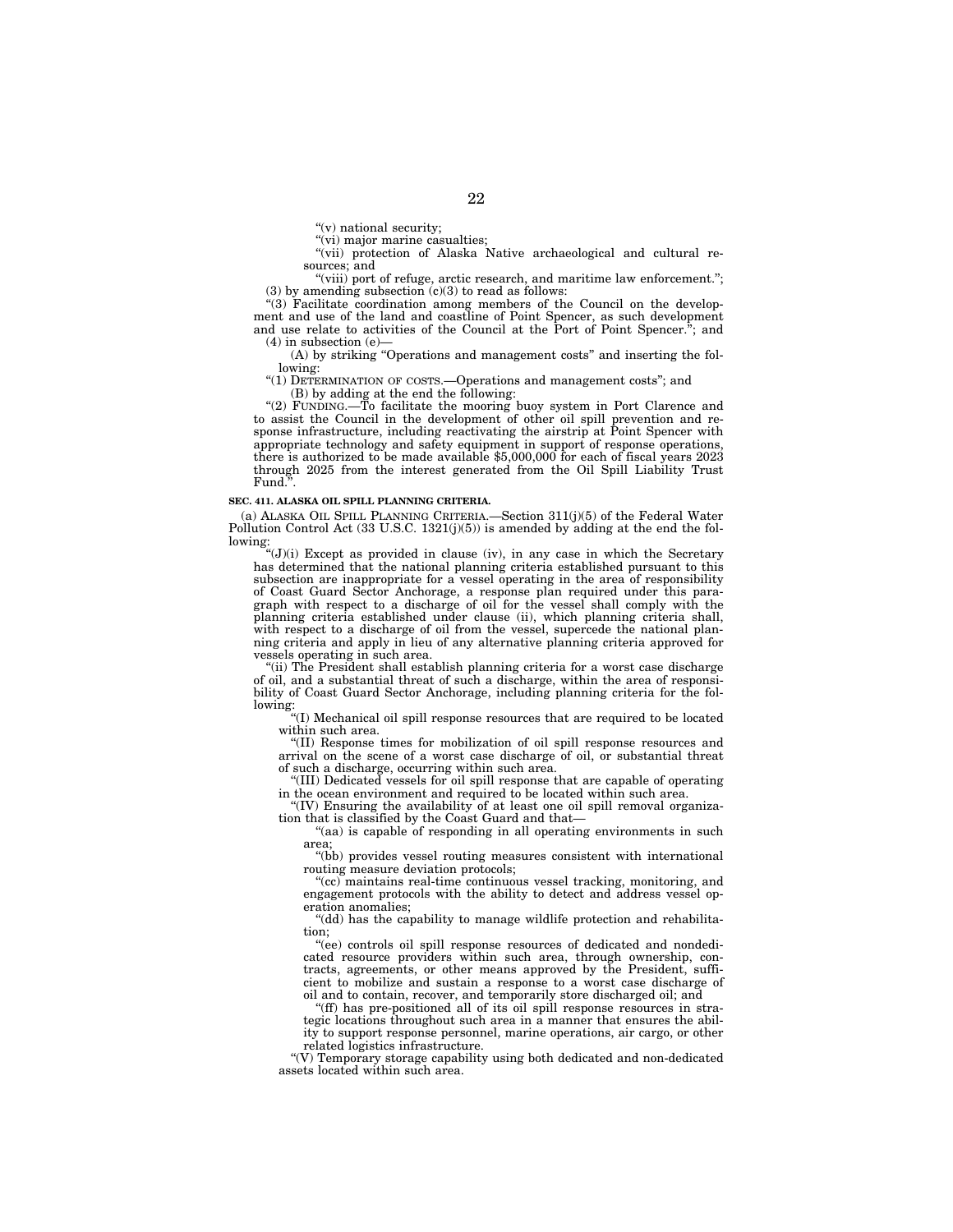"(v) national security;

"(vi) major marine casualties;

"(vii) protection of Alaska Native archaeological and cultural resources; and

"(viii) port of refuge, arctic research, and maritime law enforcement.";

(3) by amending subsection (c)(3) to read as follows:

"(3) Facilitate coordination among members of the Council on the development and use of the land and coastline of Point Spencer, as such development and use relate to activities of the Council at the Port of Point Spencer."; and

(4) in subsection (e)—

(A) by striking "Operations and management costs" and inserting the following:

"(1) DETERMINATION OF COSTS.—Operations and management costs"; and

(B) by adding at the end the following:

"(2) FUNDING.—To facilitate the mooring buoy system in Port Clarence and to assist the Council in the development of other oil spill prevention and response infrastructure, including reactivating the airstrip at Point Spencer with appropriate technology and safety equipment in support of response operations, there is authorized to be made available $5,000,000 for each of fiscal years 2023 through 2025 from the interest generated from the Oil Spill Liability Trust Fund.".

**SEC. 411. ALASKA OIL SPILL PLANNING CRITERIA.**

(a) ALASKA OIL SPILL PLANNING CRITERIA.—Section 311(j)(5) of the Federal Water Pollution Control Act (33 U.S.C. 1321(j)(5)) is amended by adding at the end the following:

"(J)(i) Except as provided in clause (iv), in any case in which the Secretary has determined that the national planning criteria established pursuant to this subsection are inappropriate for a vessel operating in the area of responsibility of Coast Guard Sector Anchorage, a response plan required under this paragraph with respect to a discharge of oil for the vessel shall comply with the planning criteria established under clause (ii), which planning criteria shall, with respect to a discharge of oil from the vessel, supercede the national planning criteria and apply in lieu of any alternative planning criteria approved for vessels operating in such area.

"(ii) The President shall establish planning criteria for a worst case discharge of oil, and a substantial threat of such a discharge, within the area of responsibility of Coast Guard Sector Anchorage, including planning criteria for the following:

"(I) Mechanical oil spill response resources that are required to be located within such area.

"(II) Response times for mobilization of oil spill response resources and arrival on the scene of a worst case discharge of oil, or substantial threat of such a discharge, occurring within such area.

"(III) Dedicated vessels for oil spill response that are capable of operating in the ocean environment and required to be located within such area.

"(IV) Ensuring the availability of at least one oil spill removal organization that is classified by the Coast Guard and that—

"(aa) is capable of responding in all operating environments in such area;

"(bb) provides vessel routing measures consistent with international routing measure deviation protocols;

"(cc) maintains real-time continuous vessel tracking, monitoring, and engagement protocols with the ability to detect and address vessel operation anomalies;

"(dd) has the capability to manage wildlife protection and rehabilitation;

"(ee) controls oil spill response resources of dedicated and nondedicated resource providers within such area, through ownership, contracts, agreements, or other means approved by the President, sufficient to mobilize and sustain a response to a worst case discharge of oil and to contain, recover, and temporarily store discharged oil; and

"(ff) has pre-positioned all of its oil spill response resources in strategic locations throughout such area in a manner that ensures the ability to support response personnel, marine operations, air cargo, or other related logistics infrastructure.

"(V) Temporary storage capability using both dedicated and non-dedicated assets located within such area.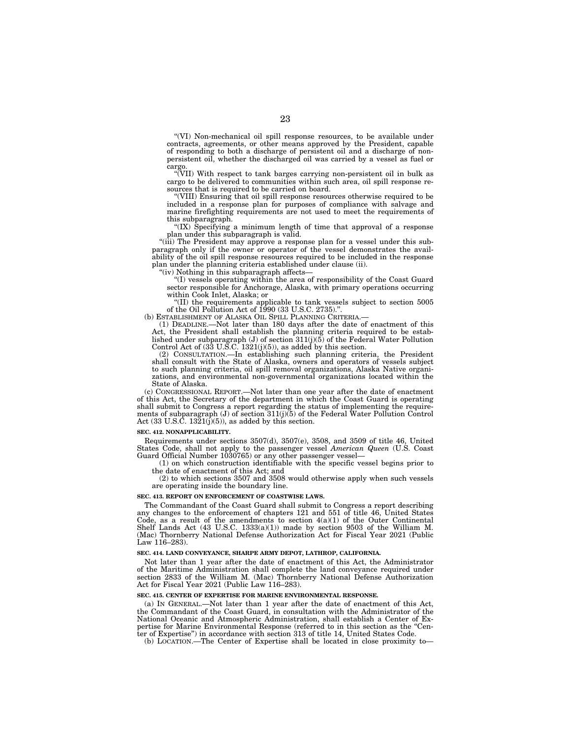"(VI) Non-mechanical oil spill response resources, to be available under contracts, agreements, or other means approved by the President, capable of responding to both a discharge of persistent oil and a discharge of non-persistent oil, whether the discharged oil was carried by a vessel as fuel or cargo.

"(VII) With respect to tank barges carrying non-persistent oil in bulk as cargo to be delivered to communities within such area, oil spill response resources that is required to be carried on board.

"(VIII) Ensuring that oil spill response resources otherwise required to be included in a response plan for purposes of compliance with salvage and marine firefighting requirements are not used to meet the requirements of this subparagraph.

"(IX) Specifying a minimum length of time that approval of a response plan under this subparagraph is valid.

"(iii) The President may approve a response plan for a vessel under this subparagraph only if the owner or operator of the vessel demonstrates the availability of the oil spill response resources required to be included in the response plan under the planning criteria established under clause (ii).

"(iv) Nothing in this subparagraph affects—

"(I) vessels operating within the area of responsibility of the Coast Guard sector responsible for Anchorage, Alaska, with primary operations occurring within Cook Inlet, Alaska; or

"(II) the requirements applicable to tank vessels subject to section 5005 of the Oil Pollution Act of 1990 (33 U.S.C. 2735).".

(b) ESTABLISHMENT OF ALASKA OIL SPILL PLANNING CRITERIA.—

(1) DEADLINE.—Not later than 180 days after the date of enactment of this Act, the President shall establish the planning criteria required to be established under subparagraph (J) of section 311(j)(5) of the Federal Water Pollution Control Act of (33 U.S.C. 1321(j)(5)), as added by this section.

(2) CONSULTATION.—In establishing such planning criteria, the President shall consult with the State of Alaska, owners and operators of vessels subject to such planning criteria, oil spill removal organizations, Alaska Native organizations, and environmental non-governmental organizations located within the State of Alaska.

(c) CONGRESSIONAL REPORT.—Not later than one year after the date of enactment of this Act, the Secretary of the department in which the Coast Guard is operating shall submit to Congress a report regarding the status of implementing the requirements of subparagraph (J) of section 311(j)(5) of the Federal Water Pollution Control Act (33 U.S.C. 1321(j)(5)), as added by this section.

**SEC. 412. NONAPPLICABILITY.**

Requirements under sections 3507(d), 3507(e), 3508, and 3509 of title 46, United States Code, shall not apply to the passenger vessel *American Queen* (U.S. Coast Guard Official Number 1030765) or any other passenger vessel—

(1) on which construction identifiable with the specific vessel begins prior to the date of enactment of this Act; and

(2) to which sections 3507 and 3508 would otherwise apply when such vessels are operating inside the boundary line.

**SEC. 413. REPORT ON ENFORCEMENT OF COASTWISE LAWS.**

The Commandant of the Coast Guard shall submit to Congress a report describing any changes to the enforcement of chapters 121 and 551 of title 46, United States Code, as a result of the amendments to section 4(a)(1) of the Outer Continental Shelf Lands Act (43 U.S.C. 1333(a)(1)) made by section 9503 of the William M. (Mac) Thornberry National Defense Authorization Act for Fiscal Year 2021 (Public Law 116–283).

**SEC. 414. LAND CONVEYANCE, SHARPE ARMY DEPOT, LATHROP, CALIFORNIA.**

Not later than 1 year after the date of enactment of this Act, the Administrator of the Maritime Administration shall complete the land conveyance required under section 2833 of the William M. (Mac) Thornberry National Defense Authorization Act for Fiscal Year 2021 (Public Law 116–283).

**SEC. 415. CENTER OF EXPERTISE FOR MARINE ENVIRONMENTAL RESPONSE.**

(a) IN GENERAL.—Not later than 1 year after the date of enactment of this Act, the Commandant of the Coast Guard, in consultation with the Administrator of the National Oceanic and Atmospheric Administration, shall establish a Center of Expertise for Marine Environmental Response (referred to in this section as the "Center of Expertise") in accordance with section 313 of title 14, United States Code.

(b) LOCATION.—The Center of Expertise shall be located in close proximity to—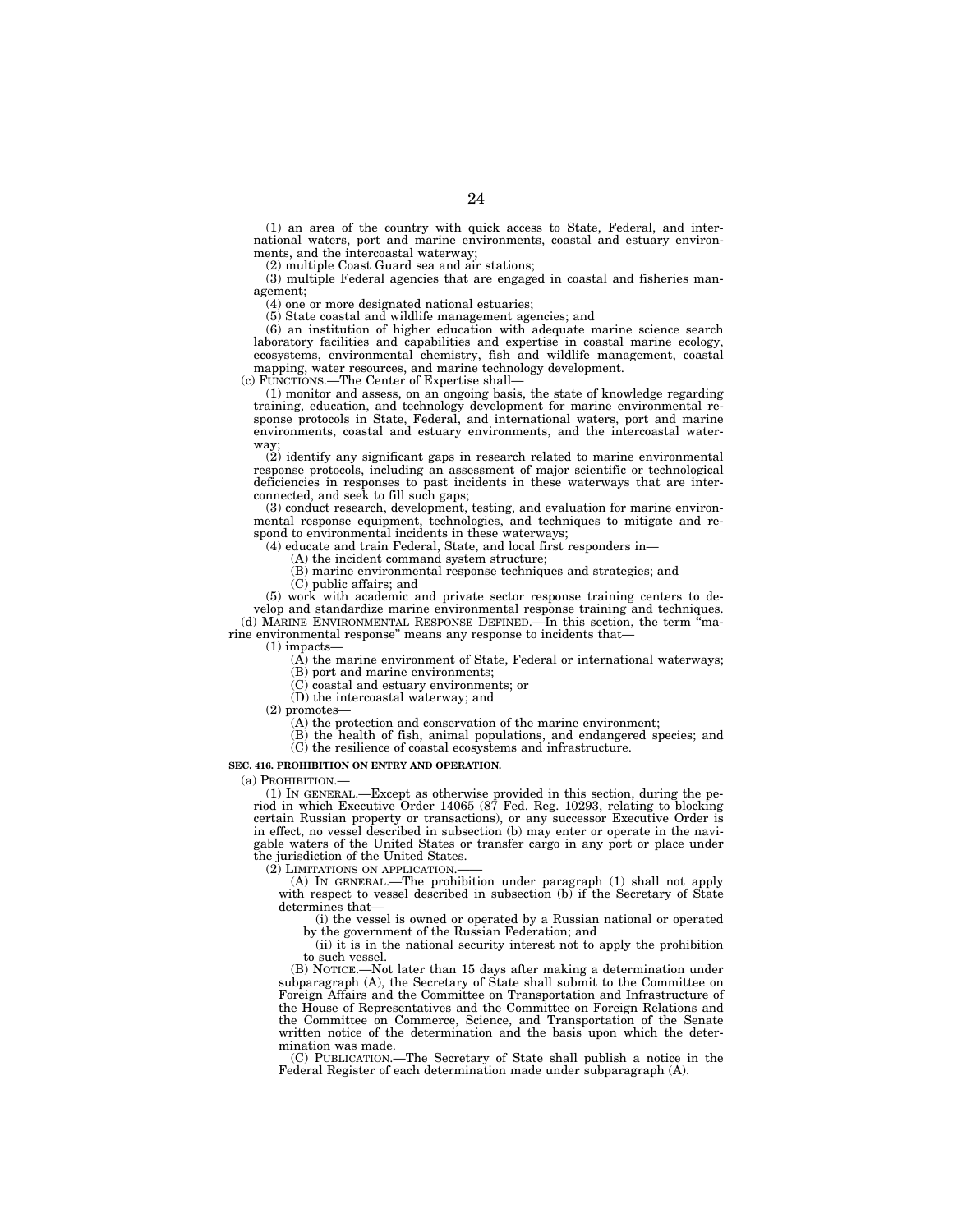(1) an area of the country with quick access to State, Federal, and international waters, port and marine environments, coastal and estuary environments, and the intercoastal waterway;

(2) multiple Coast Guard sea and air stations;

(3) multiple Federal agencies that are engaged in coastal and fisheries management;

(4) one or more designated national estuaries;

(5) State coastal and wildlife management agencies; and

(6) an institution of higher education with adequate marine science search laboratory facilities and capabilities and expertise in coastal marine ecology, ecosystems, environmental chemistry, fish and wildlife management, coastal mapping, water resources, and marine technology development.

(c) FUNCTIONS.—The Center of Expertise shall—

(1) monitor and assess, on an ongoing basis, the state of knowledge regarding training, education, and technology development for marine environmental response protocols in State, Federal, and international waters, port and marine environments, coastal and estuary environments, and the intercoastal waterway;

(2) identify any significant gaps in research related to marine environmental response protocols, including an assessment of major scientific or technological deficiencies in responses to past incidents in these waterways that are interconnected, and seek to fill such gaps;

(3) conduct research, development, testing, and evaluation for marine environmental response equipment, technologies, and techniques to mitigate and respond to environmental incidents in these waterways;

(4) educate and train Federal, State, and local first responders in—

(A) the incident command system structure;

(B) marine environmental response techniques and strategies; and

(C) public affairs; and

(5) work with academic and private sector response training centers to develop and standardize marine environmental response training and techniques.

(d) MARINE ENVIRONMENTAL RESPONSE DEFINED.—In this section, the term "marine environmental response" means any response to incidents that—

(1) impacts—

(A) the marine environment of State, Federal or international waterways;

(B) port and marine environments;

(C) coastal and estuary environments; or

(D) the intercoastal waterway; and

(2) promotes—

(A) the protection and conservation of the marine environment;

(B) the health of fish, animal populations, and endangered species; and

(C) the resilience of coastal ecosystems and infrastructure.

**SEC. 416. PROHIBITION ON ENTRY AND OPERATION.**

(a) PROHIBITION.—

(1) IN GENERAL.—Except as otherwise provided in this section, during the period in which Executive Order 14065 (87 Fed. Reg. 10293, relating to blocking certain Russian property or transactions), or any successor Executive Order is in effect, no vessel described in subsection (b) may enter or operate in the navigable waters of the United States or transfer cargo in any port or place under the jurisdiction of the United States.

(2) LIMITATIONS ON APPLICATION.——

(A) IN GENERAL.—The prohibition under paragraph (1) shall not apply with respect to vessel described in subsection (b) if the Secretary of State determines that—

(i) the vessel is owned or operated by a Russian national or operated by the government of the Russian Federation; and

(ii) it is in the national security interest not to apply the prohibition to such vessel.

(B) NOTICE.—Not later than 15 days after making a determination under subparagraph (A), the Secretary of State shall submit to the Committee on Foreign Affairs and the Committee on Transportation and Infrastructure of the House of Representatives and the Committee on Foreign Relations and the Committee on Commerce, Science, and Transportation of the Senate written notice of the determination and the basis upon which the determination was made.

(C) PUBLICATION.—The Secretary of State shall publish a notice in the Federal Register of each determination made under subparagraph (A).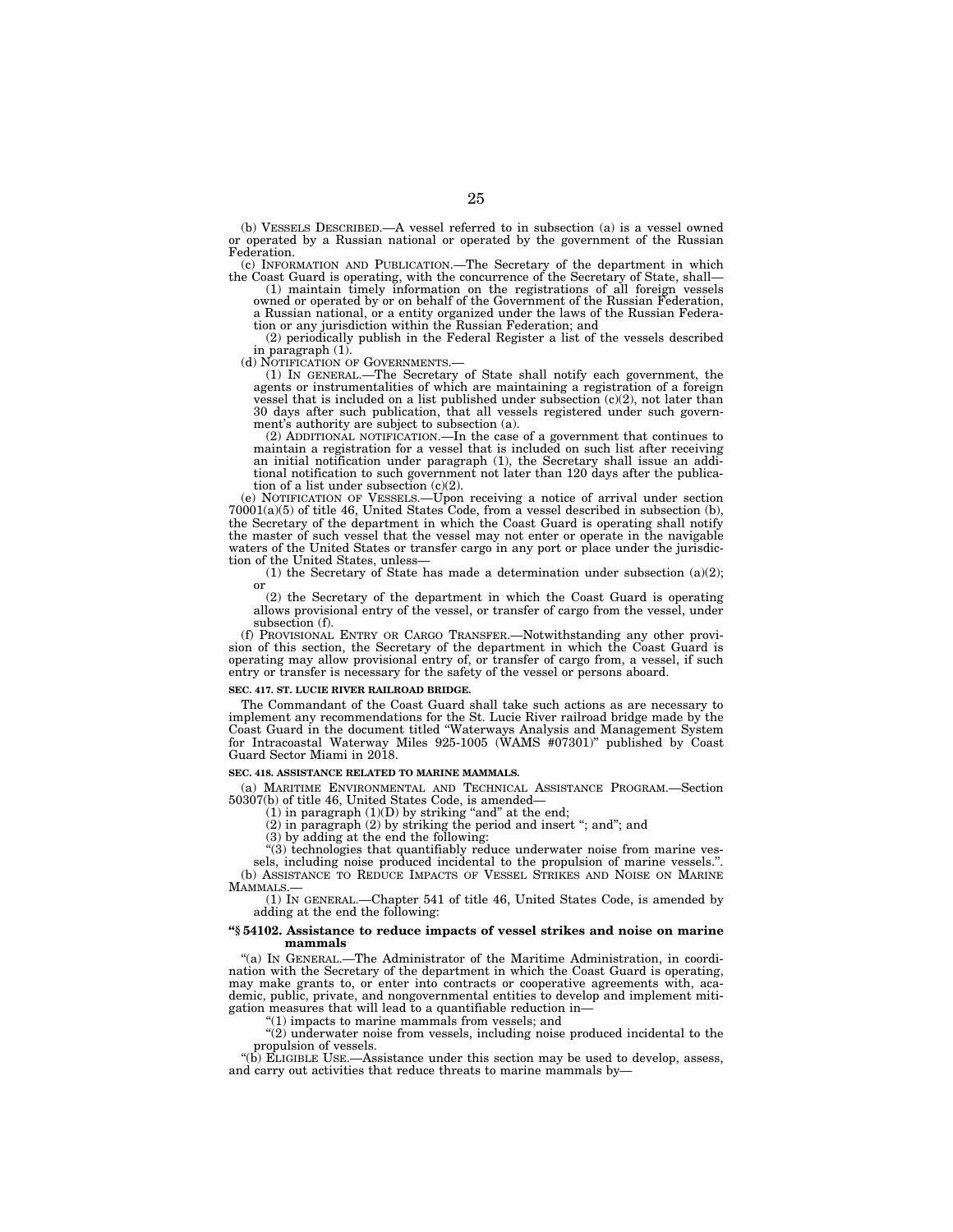(b) VESSELS DESCRIBED.—A vessel referred to in subsection (a) is a vessel owned or operated by a Russian national or operated by the government of the Russian Federation.

(c) INFORMATION AND PUBLICATION.—The Secretary of the department in which the Coast Guard is operating, with the concurrence of the Secretary of State, shall—

(1) maintain timely information on the registrations of all foreign vessels owned or operated by or on behalf of the Government of the Russian Federation, a Russian national, or a entity organized under the laws of the Russian Federation or any jurisdiction within the Russian Federation; and

(2) periodically publish in the Federal Register a list of the vessels described in paragraph (1).

(d) NOTIFICATION OF GOVERNMENTS.—

(1) IN GENERAL.—The Secretary of State shall notify each government, the agents or instrumentalities of which are maintaining a registration of a foreign vessel that is included on a list published under subsection (c)(2), not later than 30 days after such publication, that all vessels registered under such government's authority are subject to subsection (a).

(2) ADDITIONAL NOTIFICATION.—In the case of a government that continues to maintain a registration for a vessel that is included on such list after receiving an initial notification under paragraph (1), the Secretary shall issue an additional notification to such government not later than 120 days after the publication of a list under subsection (c)(2).

(e) NOTIFICATION OF VESSELS.—Upon receiving a notice of arrival under section 70001(a)(5) of title 46, United States Code, from a vessel described in subsection (b), the Secretary of the department in which the Coast Guard is operating shall notify the master of such vessel that the vessel may not enter or operate in the navigable waters of the United States or transfer cargo in any port or place under the jurisdiction of the United States, unless—

(1) the Secretary of State has made a determination under subsection (a)(2); or

(2) the Secretary of the department in which the Coast Guard is operating allows provisional entry of the vessel, or transfer of cargo from the vessel, under subsection (f).

(f) PROVISIONAL ENTRY OR CARGO TRANSFER.—Notwithstanding any other provision of this section, the Secretary of the department in which the Coast Guard is operating may allow provisional entry of, or transfer of cargo from, a vessel, if such entry or transfer is necessary for the safety of the vessel or persons aboard.

**SEC. 417. ST. LUCIE RIVER RAILROAD BRIDGE.**

The Commandant of the Coast Guard shall take such actions as are necessary to implement any recommendations for the St. Lucie River railroad bridge made by the Coast Guard in the document titled "Waterways Analysis and Management System for Intracoastal Waterway Miles 925-1005 (WAMS #07301)" published by Coast Guard Sector Miami in 2018.

**SEC. 418. ASSISTANCE RELATED TO MARINE MAMMALS.**

(a) MARITIME ENVIRONMENTAL AND TECHNICAL ASSISTANCE PROGRAM.—Section 50307(b) of title 46, United States Code, is amended—

(1) in paragraph (1)(D) by striking "and" at the end;

(2) in paragraph (2) by striking the period and insert "; and"; and

(3) by adding at the end the following:

"(3) technologies that quantifiably reduce underwater noise from marine vessels, including noise produced incidental to the propulsion of marine vessels.".

(b) ASSISTANCE TO REDUCE IMPACTS OF VESSEL STRIKES AND NOISE ON MARINE MAMMALS.—

(1) IN GENERAL.—Chapter 541 of title 46, United States Code, is amended by adding at the end the following:

**"§ 54102. Assistance to reduce impacts of vessel strikes and noise on marine mammals**

"(a) IN GENERAL.—The Administrator of the Maritime Administration, in coordination with the Secretary of the department in which the Coast Guard is operating, may make grants to, or enter into contracts or cooperative agreements with, academic, public, private, and nongovernmental entities to develop and implement mitigation measures that will lead to a quantifiable reduction in—

"(1) impacts to marine mammals from vessels; and

"(2) underwater noise from vessels, including noise produced incidental to the propulsion of vessels.

"(b) ELIGIBLE USE.—Assistance under this section may be used to develop, assess, and carry out activities that reduce threats to marine mammals by—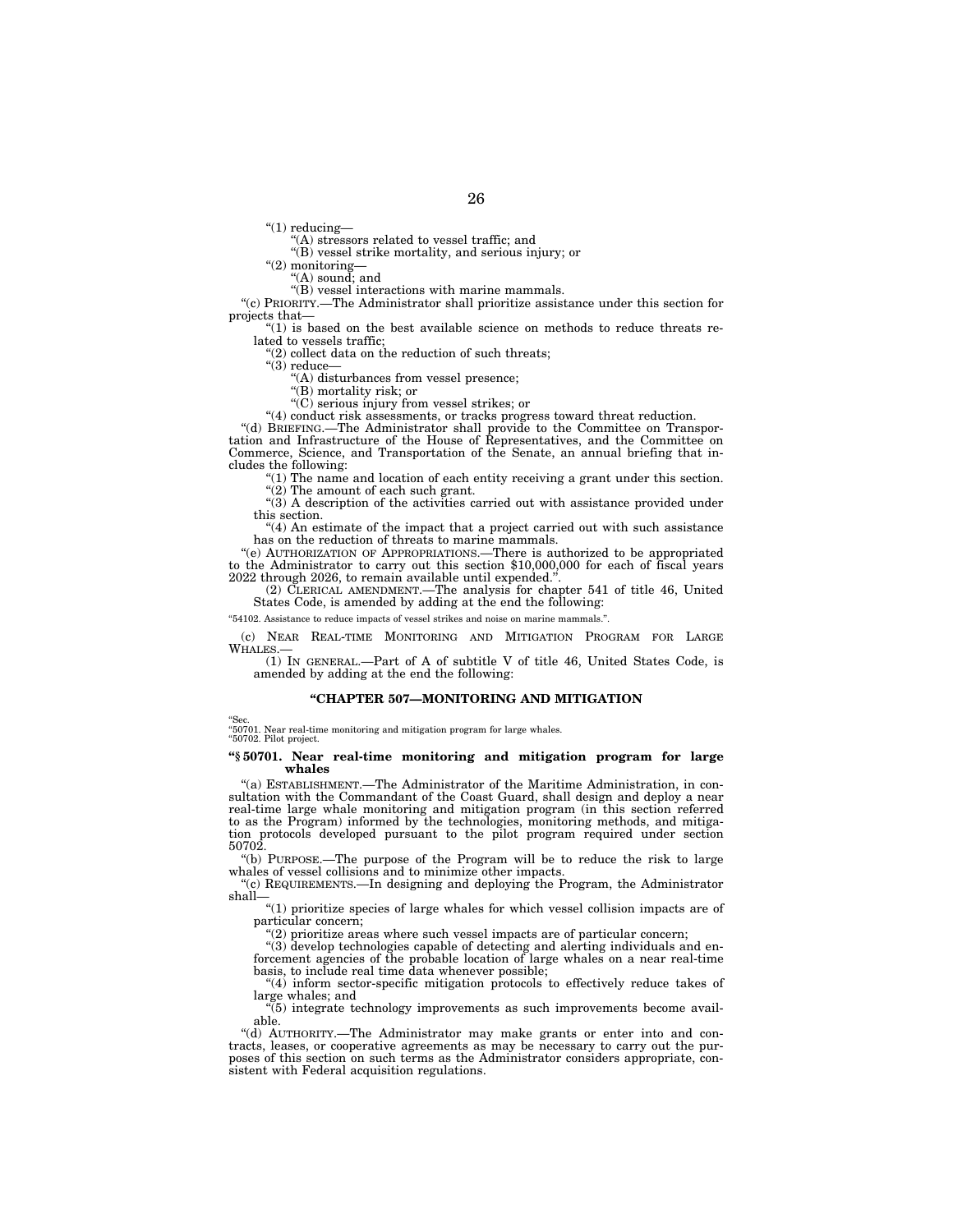"(1) reducing—

"(A) stressors related to vessel traffic; and

"(B) vessel strike mortality, and serious injury; or

"(2) monitoring—

"(A) sound; and

"(B) vessel interactions with marine mammals.

"(c) PRIORITY.—The Administrator shall prioritize assistance under this section for projects that—

"(1) is based on the best available science on methods to reduce threats related to vessels traffic;

"(2) collect data on the reduction of such threats;

"(3) reduce—

"(A) disturbances from vessel presence;

"(B) mortality risk; or

"(C) serious injury from vessel strikes; or

"(4) conduct risk assessments, or tracks progress toward threat reduction.

"(d) BRIEFING.—The Administrator shall provide to the Committee on Transportation and Infrastructure of the House of Representatives, and the Committee on Commerce, Science, and Transportation of the Senate, an annual briefing that includes the following:

"(1) The name and location of each entity receiving a grant under this section.

"(2) The amount of each such grant.

"(3) A description of the activities carried out with assistance provided under this section.

"(4) An estimate of the impact that a project carried out with such assistance has on the reduction of threats to marine mammals.

"(e) AUTHORIZATION OF APPROPRIATIONS.—There is authorized to be appropriated to the Administrator to carry out this section $10,000,000 for each of fiscal years 2022 through 2026, to remain available until expended.".

(2) CLERICAL AMENDMENT.—The analysis for chapter 541 of title 46, United States Code, is amended by adding at the end the following:

"54102. Assistance to reduce impacts of vessel strikes and noise on marine mammals.".

(c) NEAR REAL-TIME MONITORING AND MITIGATION PROGRAM FOR LARGE WHALES.—

(1) IN GENERAL.—Part of A of subtitle V of title 46, United States Code, is amended by adding at the end the following:

### "CHAPTER 507—MONITORING AND MITIGATION

"Sec.
"50701. Near real-time monitoring and mitigation program for large whales.
"50702. Pilot project.

#### "§ 50701. Near real-time monitoring and mitigation program for large whales

"(a) ESTABLISHMENT.—The Administrator of the Maritime Administration, in consultation with the Commandant of the Coast Guard, shall design and deploy a near real-time large whale monitoring and mitigation program (in this section referred to as the Program) informed by the technologies, monitoring methods, and mitigation protocols developed pursuant to the pilot program required under section 50702.

"(b) PURPOSE.—The purpose of the Program will be to reduce the risk to large whales of vessel collisions and to minimize other impacts.

"(c) REQUIREMENTS.—In designing and deploying the Program, the Administrator shall—

"(1) prioritize species of large whales for which vessel collision impacts are of particular concern;

"(2) prioritize areas where such vessel impacts are of particular concern;

"(3) develop technologies capable of detecting and alerting individuals and enforcement agencies of the probable location of large whales on a near real-time basis, to include real time data whenever possible;

"(4) inform sector-specific mitigation protocols to effectively reduce takes of large whales; and

"(5) integrate technology improvements as such improvements become available.

"(d) AUTHORITY.—The Administrator may make grants or enter into and contracts, leases, or cooperative agreements as may be necessary to carry out the purposes of this section on such terms as the Administrator considers appropriate, consistent with Federal acquisition regulations.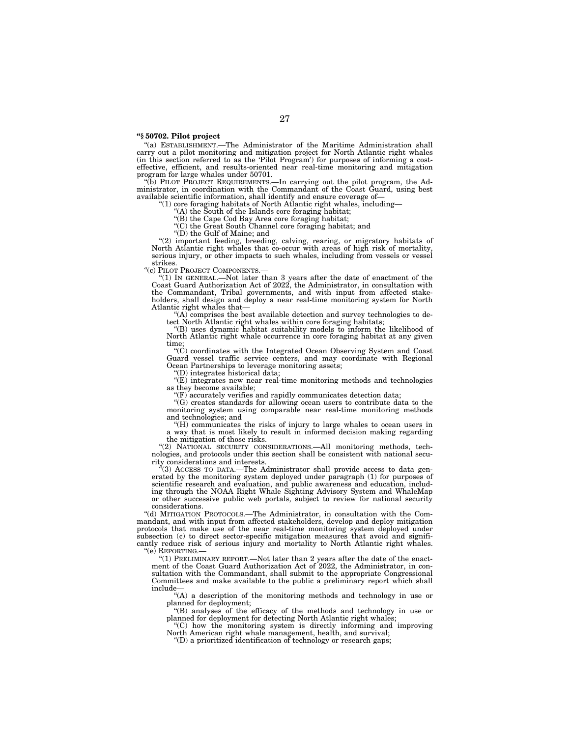**"§ 50702. Pilot project**

"(a) ESTABLISHMENT.—The Administrator of the Maritime Administration shall carry out a pilot monitoring and mitigation project for North Atlantic right whales (in this section referred to as the 'Pilot Program') for purposes of informing a cost-effective, efficient, and results-oriented near real-time monitoring and mitigation program for large whales under 50701.

"(b) PILOT PROJECT REQUIREMENTS.—In carrying out the pilot program, the Administrator, in coordination with the Commandant of the Coast Guard, using best available scientific information, shall identify and ensure coverage of—

"(1) core foraging habitats of North Atlantic right whales, including—

"(A) the South of the Islands core foraging habitat;

"(B) the Cape Cod Bay Area core foraging habitat;

"(C) the Great South Channel core foraging habitat; and

"(D) the Gulf of Maine; and

"(2) important feeding, breeding, calving, rearing, or migratory habitats of North Atlantic right whales that co-occur with areas of high risk of mortality, serious injury, or other impacts to such whales, including from vessels or vessel strikes.

"(c) PILOT PROJECT COMPONENTS.—

"(1) IN GENERAL.—Not later than 3 years after the date of enactment of the Coast Guard Authorization Act of 2022, the Administrator, in consultation with the Commandant, Tribal governments, and with input from affected stakeholders, shall design and deploy a near real-time monitoring system for North Atlantic right whales that—

"(A) comprises the best available detection and survey technologies to detect North Atlantic right whales within core foraging habitats;

"(B) uses dynamic habitat suitability models to inform the likelihood of North Atlantic right whale occurrence in core foraging habitat at any given time;

"(C) coordinates with the Integrated Ocean Observing System and Coast Guard vessel traffic service centers, and may coordinate with Regional Ocean Partnerships to leverage monitoring assets;

"(D) integrates historical data;

"(E) integrates new near real-time monitoring methods and technologies as they become available;

"(F) accurately verifies and rapidly communicates detection data;

"(G) creates standards for allowing ocean users to contribute data to the monitoring system using comparable near real-time monitoring methods and technologies; and

"(H) communicates the risks of injury to large whales to ocean users in a way that is most likely to result in informed decision making regarding the mitigation of those risks.

"(2) NATIONAL SECURITY CONSIDERATIONS.—All monitoring methods, technologies, and protocols under this section shall be consistent with national security considerations and interests.

"(3) ACCESS TO DATA.—The Administrator shall provide access to data generated by the monitoring system deployed under paragraph (1) for purposes of scientific research and evaluation, and public awareness and education, including through the NOAA Right Whale Sighting Advisory System and WhaleMap or other successive public web portals, subject to review for national security considerations.

"(d) MITIGATION PROTOCOLS.—The Administrator, in consultation with the Commandant, and with input from affected stakeholders, develop and deploy mitigation protocols that make use of the near real-time monitoring system deployed under subsection (c) to direct sector-specific mitigation measures that avoid and significantly reduce risk of serious injury and mortality to North Atlantic right whales.

"(e) REPORTING.—

"(1) PRELIMINARY REPORT.—Not later than 2 years after the date of the enactment of the Coast Guard Authorization Act of 2022, the Administrator, in consultation with the Commandant, shall submit to the appropriate Congressional Committees and make available to the public a preliminary report which shall include—

"(A) a description of the monitoring methods and technology in use or planned for deployment;

"(B) analyses of the efficacy of the methods and technology in use or planned for deployment for detecting North Atlantic right whales;

"(C) how the monitoring system is directly informing and improving North American right whale management, health, and survival;

"(D) a prioritized identification of technology or research gaps;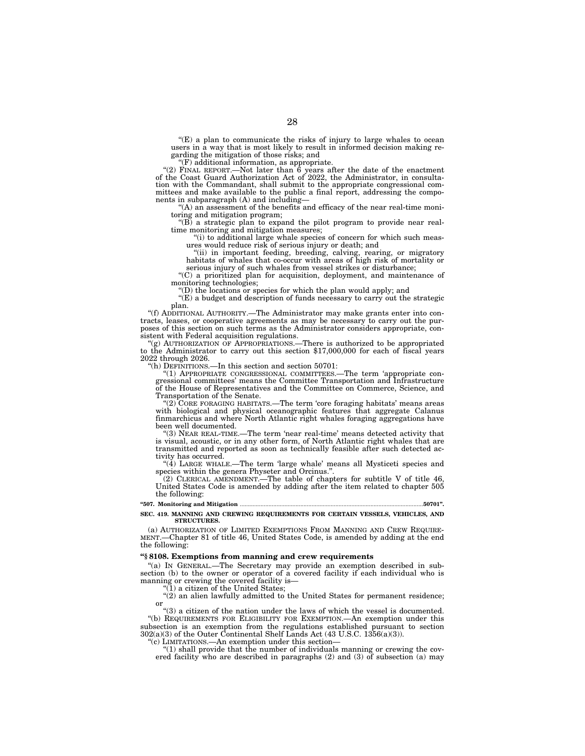"(E) a plan to communicate the risks of injury to large whales to ocean users in a way that is most likely to result in informed decision making regarding the mitigation of those risks; and

"(F) additional information, as appropriate.

"(2) FINAL REPORT.—Not later than 6 years after the date of the enactment of the Coast Guard Authorization Act of 2022, the Administrator, in consultation with the Commandant, shall submit to the appropriate congressional committees and make available to the public a final report, addressing the components in subparagraph (A) and including—

"(A) an assessment of the benefits and efficacy of the near real-time monitoring and mitigation program;

"(B) a strategic plan to expand the pilot program to provide near real-time monitoring and mitigation measures;

"(i) to additional large whale species of concern for which such measures would reduce risk of serious injury or death; and

"(ii) in important feeding, breeding, calving, rearing, or migratory habitats of whales that co-occur with areas of high risk of mortality or serious injury of such whales from vessel strikes or disturbance;

"(C) a prioritized plan for acquisition, deployment, and maintenance of monitoring technologies;

"(D) the locations or species for which the plan would apply; and

"(E) a budget and description of funds necessary to carry out the strategic plan.

"(f) ADDITIONAL AUTHORITY.—The Administrator may make grants enter into contracts, leases, or cooperative agreements as may be necessary to carry out the purposes of this section on such terms as the Administrator considers appropriate, consistent with Federal acquisition regulations.

"(g) AUTHORIZATION OF APPROPRIATIONS.—There is authorized to be appropriated to the Administrator to carry out this section $17,000,000 for each of fiscal years 2022 through 2026.

"(h) DEFINITIONS.—In this section and section 50701:

"(1) APPROPRIATE CONGRESSIONAL COMMITTEES.—The term 'appropriate congressional committees' means the Committee Transportation and Infrastructure of the House of Representatives and the Committee on Commerce, Science, and Transportation of the Senate.

"(2) CORE FORAGING HABITATS.—The term 'core foraging habitats' means areas with biological and physical oceanographic features that aggregate Calanus finmarchicus and where North Atlantic right whales foraging aggregations have been well documented.

"(3) NEAR REAL-TIME.—The term 'near real-time' means detected activity that is visual, acoustic, or in any other form, of North Atlantic right whales that are transmitted and reported as soon as technically feasible after such detected activity has occurred.

"(4) LARGE WHALE.—The term 'large whale' means all Mysticeti species and species within the genera Physeter and Orcinus.".

(2) CLERICAL AMENDMENT.—The table of chapters for subtitle V of title 46, United States Code is amended by adding after the item related to chapter 505 the following:

**"507. Monitoring and Mitigation ....................50701".**

**SEC. 419. MANNING AND CREWING REQUIREMENTS FOR CERTAIN VESSELS, VEHICLES, AND STRUCTURES.**

(a) AUTHORIZATION OF LIMITED EXEMPTIONS FROM MANNING AND CREW REQUIREMENT.—Chapter 81 of title 46, United States Code, is amended by adding at the end the following:

**"§ 8108. Exemptions from manning and crew requirements**

"(a) IN GENERAL.—The Secretary may provide an exemption described in subsection (b) to the owner or operator of a covered facility if each individual who is manning or crewing the covered facility is—

"(1) a citizen of the United States;

"(2) an alien lawfully admitted to the United States for permanent residence; or

"(3) a citizen of the nation under the laws of which the vessel is documented.

"(b) REQUIREMENTS FOR ELIGIBILITY FOR EXEMPTION.—An exemption under this subsection is an exemption from the regulations established pursuant to section 302(a)(3) of the Outer Continental Shelf Lands Act (43 U.S.C. 1356(a)(3)).

"(c) LIMITATIONS.—An exemption under this section—

"(1) shall provide that the number of individuals manning or crewing the covered facility who are described in paragraphs (2) and (3) of subsection (a) may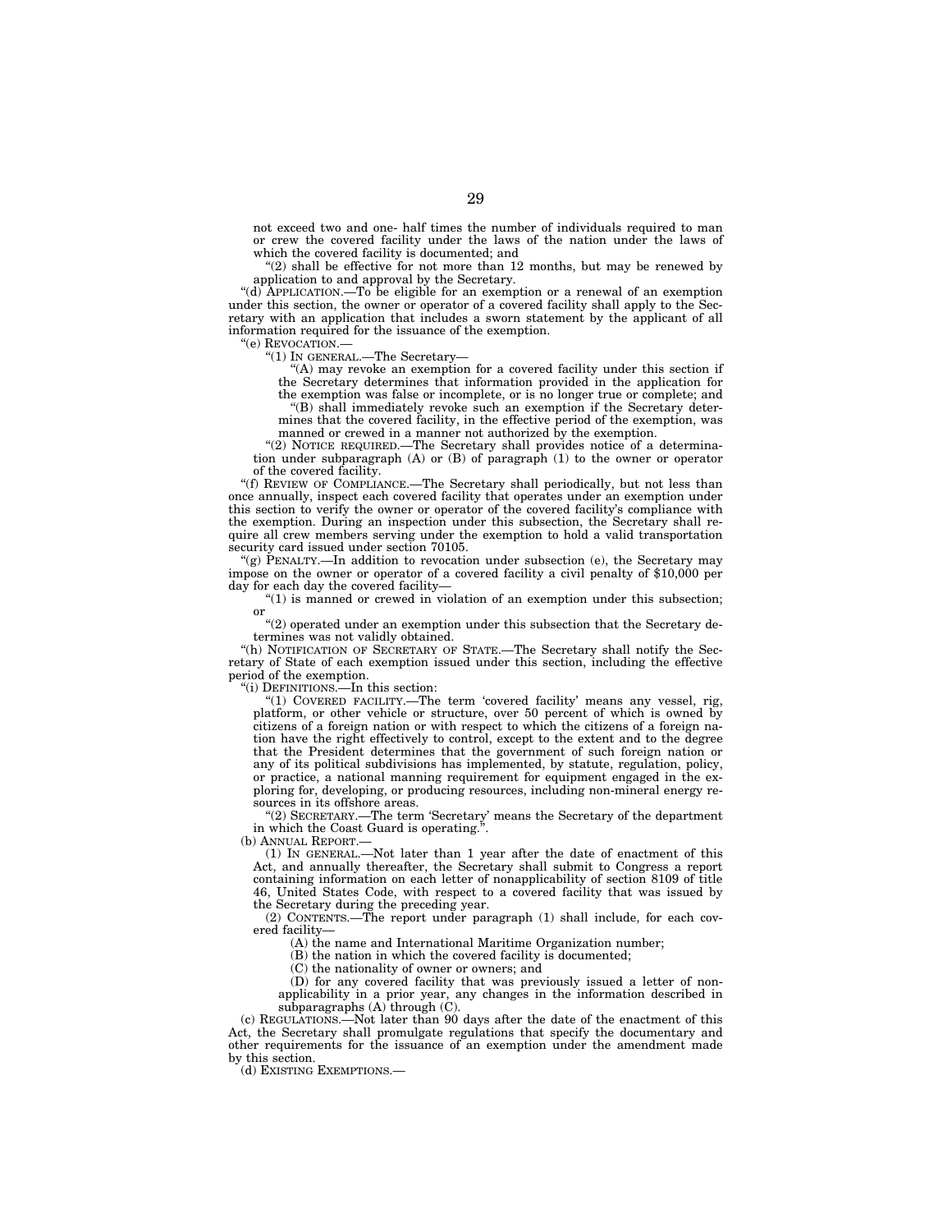not exceed two and one- half times the number of individuals required to man or crew the covered facility under the laws of the nation under the laws of which the covered facility is documented; and

"(2) shall be effective for not more than 12 months, but may be renewed by application to and approval by the Secretary.

"(d) APPLICATION.—To be eligible for an exemption or a renewal of an exemption under this section, the owner or operator of a covered facility shall apply to the Secretary with an application that includes a sworn statement by the applicant of all information required for the issuance of the exemption.

"(e) REVOCATION.—

"(1) IN GENERAL.—The Secretary—

"(A) may revoke an exemption for a covered facility under this section if the Secretary determines that information provided in the application for the exemption was false or incomplete, or is no longer true or complete; and

"(B) shall immediately revoke such an exemption if the Secretary determines that the covered facility, in the effective period of the exemption, was manned or crewed in a manner not authorized by the exemption.

"(2) NOTICE REQUIRED.—The Secretary shall provides notice of a determination under subparagraph (A) or (B) of paragraph (1) to the owner or operator of the covered facility.

"(f) REVIEW OF COMPLIANCE.—The Secretary shall periodically, but not less than once annually, inspect each covered facility that operates under an exemption under this section to verify the owner or operator of the covered facility's compliance with the exemption. During an inspection under this subsection, the Secretary shall require all crew members serving under the exemption to hold a valid transportation security card issued under section 70105.

"(g) PENALTY.—In addition to revocation under subsection (e), the Secretary may impose on the owner or operator of a covered facility a civil penalty of $10,000 per day for each day the covered facility—

"(1) is manned or crewed in violation of an exemption under this subsection; or

"(2) operated under an exemption under this subsection that the Secretary determines was not validly obtained.

"(h) NOTIFICATION OF SECRETARY OF STATE.—The Secretary shall notify the Secretary of State of each exemption issued under this section, including the effective period of the exemption.

"(i) DEFINITIONS.—In this section:

"(1) COVERED FACILITY.—The term 'covered facility' means any vessel, rig, platform, or other vehicle or structure, over 50 percent of which is owned by citizens of a foreign nation or with respect to which the citizens of a foreign nation have the right effectively to control, except to the extent and to the degree that the President determines that the government of such foreign nation or any of its political subdivisions has implemented, by statute, regulation, policy, or practice, a national manning requirement for equipment engaged in the exploring for, developing, or producing resources, including non-mineral energy resources in its offshore areas.

"(2) SECRETARY.—The term 'Secretary' means the Secretary of the department in which the Coast Guard is operating.".

(b) ANNUAL REPORT.—

(1) IN GENERAL.—Not later than 1 year after the date of enactment of this Act, and annually thereafter, the Secretary shall submit to Congress a report containing information on each letter of nonapplicability of section 8109 of title 46, United States Code, with respect to a covered facility that was issued by the Secretary during the preceding year.

(2) CONTENTS.—The report under paragraph (1) shall include, for each covered facility—

(A) the name and International Maritime Organization number;

(B) the nation in which the covered facility is documented;

(C) the nationality of owner or owners; and

(D) for any covered facility that was previously issued a letter of nonapplicability in a prior year, any changes in the information described in subparagraphs (A) through (C).

(c) REGULATIONS.—Not later than 90 days after the date of the enactment of this Act, the Secretary shall promulgate regulations that specify the documentary and other requirements for the issuance of an exemption under the amendment made by this section.

(d) EXISTING EXEMPTIONS.—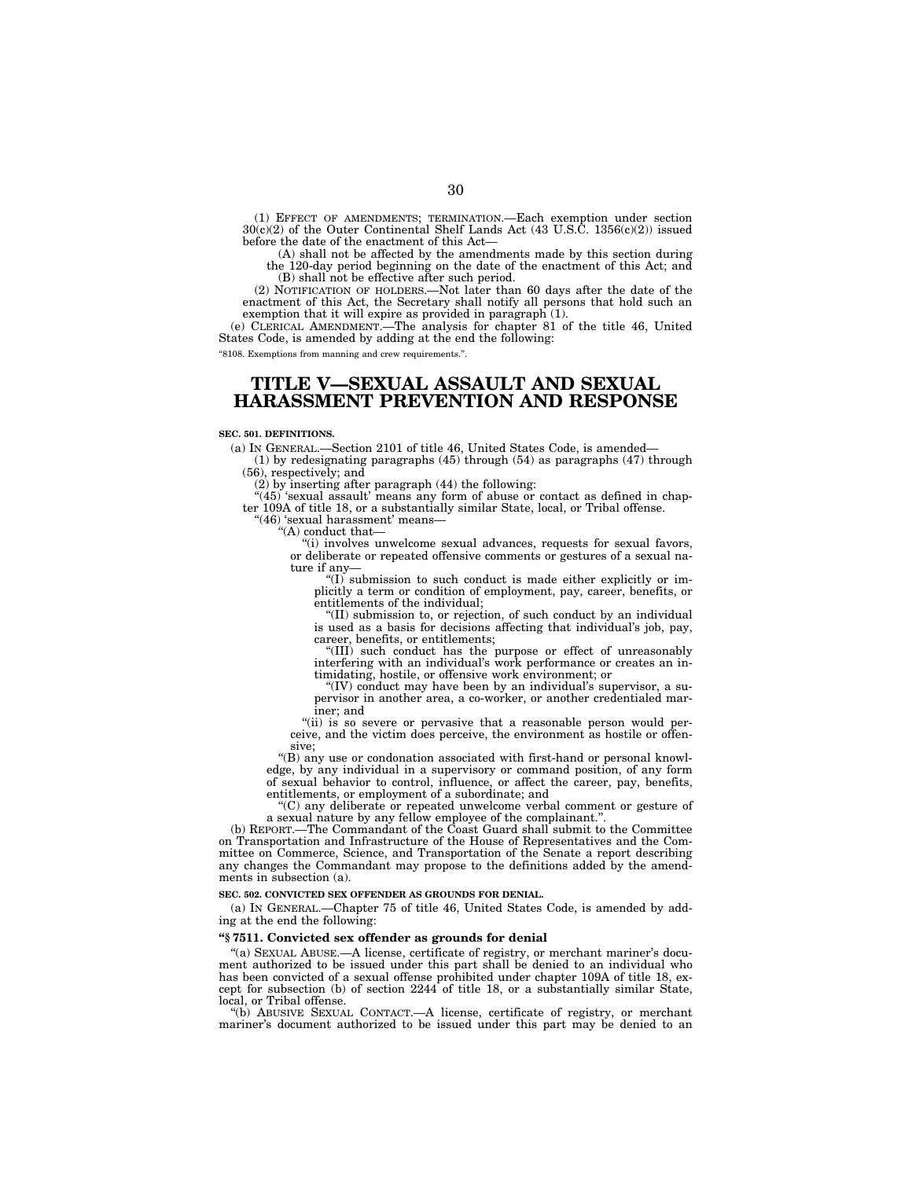(1) EFFECT OF AMENDMENTS; TERMINATION.—Each exemption under section 30(c)(2) of the Outer Continental Shelf Lands Act (43 U.S.C. 1356(c)(2)) issued before the date of the enactment of this Act—

(A) shall not be affected by the amendments made by this section during the 120-day period beginning on the date of the enactment of this Act; and

(B) shall not be effective after such period.

(2) NOTIFICATION OF HOLDERS.—Not later than 60 days after the date of the enactment of this Act, the Secretary shall notify all persons that hold such an exemption that it will expire as provided in paragraph (1).

(e) CLERICAL AMENDMENT.—The analysis for chapter 81 of the title 46, United States Code, is amended by adding at the end the following:

"8108. Exemptions from manning and crew requirements.".

# TITLE V—SEXUAL ASSAULT AND SEXUAL HARASSMENT PREVENTION AND RESPONSE

**SEC. 501. DEFINITIONS.**

(a) IN GENERAL.—Section 2101 of title 46, United States Code, is amended—

(1) by redesignating paragraphs (45) through (54) as paragraphs (47) through (56), respectively; and

(2) by inserting after paragraph (44) the following:

"(45) 'sexual assault' means any form of abuse or contact as defined in chapter 109A of title 18, or a substantially similar State, local, or Tribal offense.

"(46) 'sexual harassment' means—

"(A) conduct that—

"(i) involves unwelcome sexual advances, requests for sexual favors, or deliberate or repeated offensive comments or gestures of a sexual nature if any—

"(I) submission to such conduct is made either explicitly or implicitly a term or condition of employment, pay, career, benefits, or entitlements of the individual;

"(II) submission to, or rejection, of such conduct by an individual is used as a basis for decisions affecting that individual's job, pay, career, benefits, or entitlements;

"(III) such conduct has the purpose or effect of unreasonably interfering with an individual's work performance or creates an intimidating, hostile, or offensive work environment; or

"(IV) conduct may have been by an individual's supervisor, a supervisor in another area, a co-worker, or another credentialed mariner; and

"(ii) is so severe or pervasive that a reasonable person would perceive, and the victim does perceive, the environment as hostile or offensive;

"(B) any use or condonation associated with first-hand or personal knowledge, by any individual in a supervisory or command position, of any form of sexual behavior to control, influence, or affect the career, pay, benefits, entitlements, or employment of a subordinate; and

"(C) any deliberate or repeated unwelcome verbal comment or gesture of a sexual nature by any fellow employee of the complainant.".

(b) REPORT.—The Commandant of the Coast Guard shall submit to the Committee on Transportation and Infrastructure of the House of Representatives and the Committee on Commerce, Science, and Transportation of the Senate a report describing any changes the Commandant may propose to the definitions added by the amendments in subsection (a).

**SEC. 502. CONVICTED SEX OFFENDER AS GROUNDS FOR DENIAL.**

(a) IN GENERAL.—Chapter 75 of title 46, United States Code, is amended by adding at the end the following:

**"§ 7511. Convicted sex offender as grounds for denial**

"(a) SEXUAL ABUSE.—A license, certificate of registry, or merchant mariner's document authorized to be issued under this part shall be denied to an individual who has been convicted of a sexual offense prohibited under chapter 109A of title 18, except for subsection (b) of section 2244 of title 18, or a substantially similar State, local, or Tribal offense.

"(b) ABUSIVE SEXUAL CONTACT.—A license, certificate of registry, or merchant mariner's document authorized to be issued under this part may be denied to an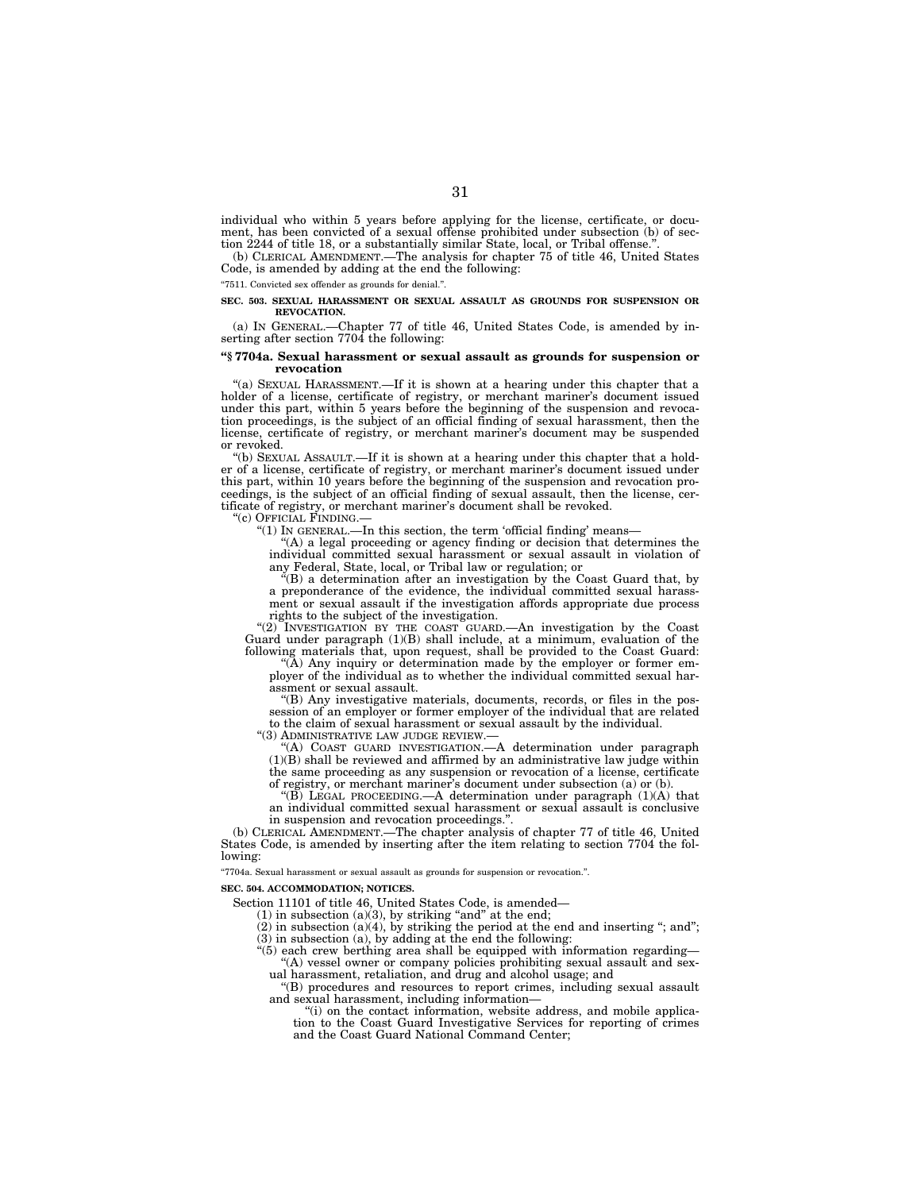individual who within 5 years before applying for the license, certificate, or document, has been convicted of a sexual offense prohibited under subsection (b) of section 2244 of title 18, or a substantially similar State, local, or Tribal offense.".

(b) CLERICAL AMENDMENT.—The analysis for chapter 75 of title 46, United States Code, is amended by adding at the end the following:

"7511. Convicted sex offender as grounds for denial.".

**SEC. 503. SEXUAL HARASSMENT OR SEXUAL ASSAULT AS GROUNDS FOR SUSPENSION OR REVOCATION.**

(a) IN GENERAL.—Chapter 77 of title 46, United States Code, is amended by inserting after section 7704 the following:

**"§ 7704a. Sexual harassment or sexual assault as grounds for suspension or revocation**

"(a) SEXUAL HARASSMENT.—If it is shown at a hearing under this chapter that a holder of a license, certificate of registry, or merchant mariner's document issued under this part, within 5 years before the beginning of the suspension and revocation proceedings, is the subject of an official finding of sexual harassment, then the license, certificate of registry, or merchant mariner's document may be suspended or revoked.

"(b) SEXUAL ASSAULT.—If it is shown at a hearing under this chapter that a holder of a license, certificate of registry, or merchant mariner's document issued under this part, within 10 years before the beginning of the suspension and revocation proceedings, is the subject of an official finding of sexual assault, then the license, certificate of registry, or merchant mariner's document shall be revoked.

"(c) OFFICIAL FINDING.—

"(1) IN GENERAL.—In this section, the term 'official finding' means—

"(A) a legal proceeding or agency finding or decision that determines the individual committed sexual harassment or sexual assault in violation of any Federal, State, local, or Tribal law or regulation; or

"(B) a determination after an investigation by the Coast Guard that, by a preponderance of the evidence, the individual committed sexual harassment or sexual assault if the investigation affords appropriate due process rights to the subject of the investigation.

"(2) INVESTIGATION BY THE COAST GUARD.—An investigation by the Coast Guard under paragraph (1)(B) shall include, at a minimum, evaluation of the following materials that, upon request, shall be provided to the Coast Guard:

"(A) Any inquiry or determination made by the employer or former employer of the individual as to whether the individual committed sexual harassment or sexual assault.

"(B) Any investigative materials, documents, records, or files in the possession of an employer or former employer of the individual that are related to the claim of sexual harassment or sexual assault by the individual.

"(3) ADMINISTRATIVE LAW JUDGE REVIEW.—

"(A) COAST GUARD INVESTIGATION.—A determination under paragraph (1)(B) shall be reviewed and affirmed by an administrative law judge within the same proceeding as any suspension or revocation of a license, certificate of registry, or merchant mariner's document under subsection (a) or (b).

"(B) LEGAL PROCEEDING.—A determination under paragraph (1)(A) that an individual committed sexual harassment or sexual assault is conclusive in suspension and revocation proceedings.".

(b) CLERICAL AMENDMENT.—The chapter analysis of chapter 77 of title 46, United States Code, is amended by inserting after the item relating to section 7704 the following:

"7704a. Sexual harassment or sexual assault as grounds for suspension or revocation.".

**SEC. 504. ACCOMMODATION; NOTICES.**

Section 11101 of title 46, United States Code, is amended—

(1) in subsection (a)(3), by striking "and" at the end;

(2) in subsection (a)(4), by striking the period at the end and inserting "; and";

(3) in subsection (a), by adding at the end the following:

"(5) each crew berthing area shall be equipped with information regarding—

"(A) vessel owner or company policies prohibiting sexual assault and sexual harassment, retaliation, and drug and alcohol usage; and

"(B) procedures and resources to report crimes, including sexual assault and sexual harassment, including information—

"(i) on the contact information, website address, and mobile application to the Coast Guard Investigative Services for reporting of crimes and the Coast Guard National Command Center;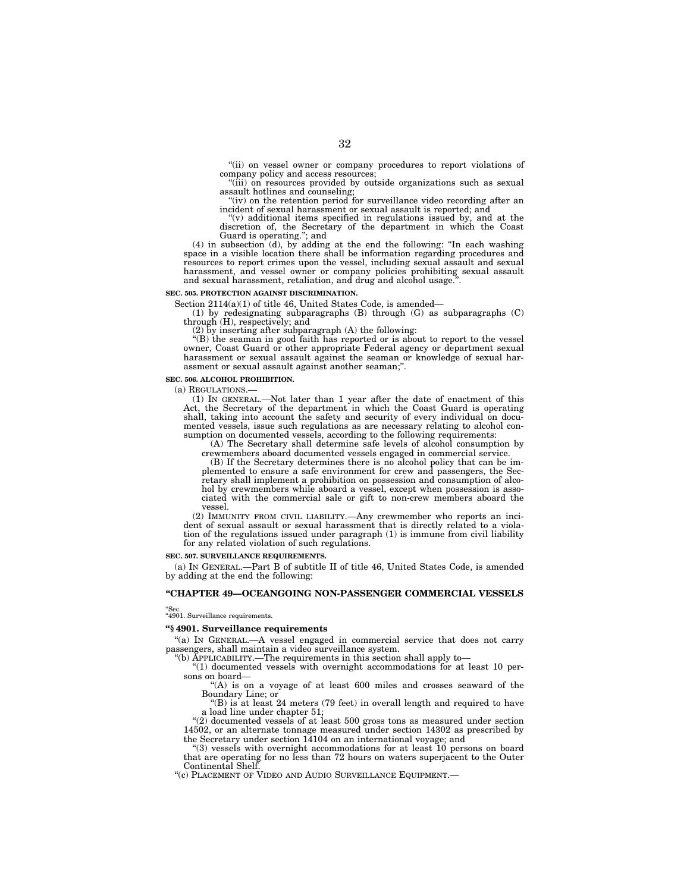"(ii) on vessel owner or company procedures to report violations of company policy and access resources;

"(iii) on resources provided by outside organizations such as sexual assault hotlines and counseling;

"(iv) on the retention period for surveillance video recording after an incident of sexual harassment or sexual assault is reported; and

"(v) additional items specified in regulations issued by, and at the discretion of, the Secretary of the department in which the Coast Guard is operating."; and

(4) in subsection (d), by adding at the end the following: "In each washing space in a visible location there shall be information regarding procedures and resources to report crimes upon the vessel, including sexual assault and sexual harassment, and vessel owner or company policies prohibiting sexual assault and sexual harassment, retaliation, and drug and alcohol usage.".

**SEC. 505. PROTECTION AGAINST DISCRIMINATION.**

Section 2114(a)(1) of title 46, United States Code, is amended—

(1) by redesignating subparagraphs (B) through (G) as subparagraphs (C) through (H), respectively; and

(2) by inserting after subparagraph (A) the following:

"(B) the seaman in good faith has reported or is about to report to the vessel owner, Coast Guard or other appropriate Federal agency or department sexual harassment or sexual assault against the seaman or knowledge of sexual harassment or sexual assault against another seaman;".

**SEC. 506. ALCOHOL PROHIBITION.**

(a) REGULATIONS.—

(1) IN GENERAL.—Not later than 1 year after the date of enactment of this Act, the Secretary of the department in which the Coast Guard is operating shall, taking into account the safety and security of every individual on documented vessels, issue such regulations as are necessary relating to alcohol consumption on documented vessels, according to the following requirements:

(A) The Secretary shall determine safe levels of alcohol consumption by crewmembers aboard documented vessels engaged in commercial service.

(B) If the Secretary determines there is no alcohol policy that can be implemented to ensure a safe environment for crew and passengers, the Secretary shall implement a prohibition on possession and consumption of alcohol by crewmembers while aboard a vessel, except when possession is associated with the commercial sale or gift to non-crew members aboard the vessel.

(2) IMMUNITY FROM CIVIL LIABILITY.—Any crewmember who reports an incident of sexual assault or sexual harassment that is directly related to a violation of the regulations issued under paragraph (1) is immune from civil liability for any related violation of such regulations.

**SEC. 507. SURVEILLANCE REQUIREMENTS.**

(a) IN GENERAL.—Part B of subtitle II of title 46, United States Code, is amended by adding at the end the following:

**"CHAPTER 49—OCEANGOING NON-PASSENGER COMMERCIAL VESSELS**

"Sec.
"4901. Surveillance requirements.

**"§ 4901. Surveillance requirements**

"(a) IN GENERAL.—A vessel engaged in commercial service that does not carry passengers, shall maintain a video surveillance system.

"(b) APPLICABILITY.—The requirements in this section shall apply to—

"(1) documented vessels with overnight accommodations for at least 10 persons on board—

"(A) is on a voyage of at least 600 miles and crosses seaward of the Boundary Line; or

"(B) is at least 24 meters (79 feet) in overall length and required to have a load line under chapter 51;

"(2) documented vessels of at least 500 gross tons as measured under section 14502, or an alternate tonnage measured under section 14302 as prescribed by the Secretary under section 14104 on an international voyage; and

"(3) vessels with overnight accommodations for at least 10 persons on board that are operating for no less than 72 hours on waters superjacent to the Outer Continental Shelf.

"(c) PLACEMENT OF VIDEO AND AUDIO SURVEILLANCE EQUIPMENT.—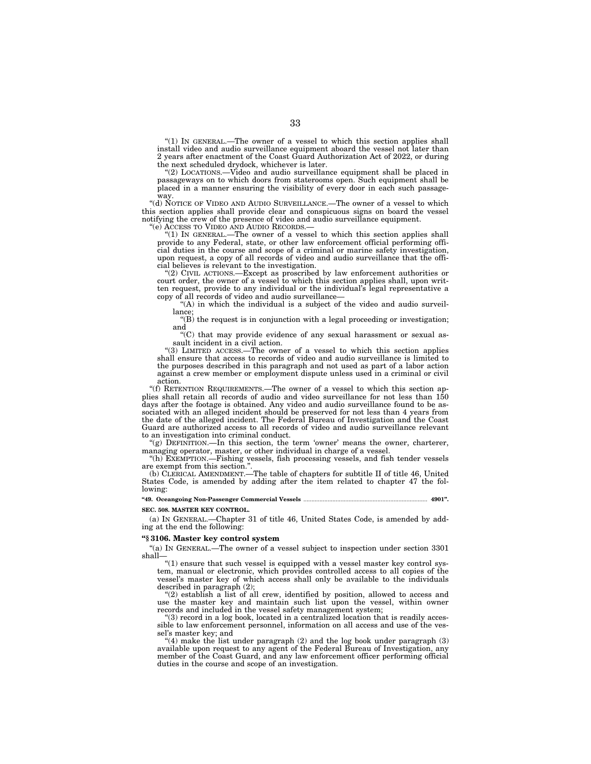"(1) IN GENERAL.—The owner of a vessel to which this section applies shall install video and audio surveillance equipment aboard the vessel not later than 2 years after enactment of the Coast Guard Authorization Act of 2022, or during the next scheduled drydock, whichever is later.

"(2) LOCATIONS.—Video and audio surveillance equipment shall be placed in passageways on to which doors from staterooms open. Such equipment shall be placed in a manner ensuring the visibility of every door in each such passageway.

"(d) NOTICE OF VIDEO AND AUDIO SURVEILLANCE.—The owner of a vessel to which this section applies shall provide clear and conspicuous signs on board the vessel notifying the crew of the presence of video and audio surveillance equipment.

"(e) ACCESS TO VIDEO AND AUDIO RECORDS.—

"(1) IN GENERAL.—The owner of a vessel to which this section applies shall provide to any Federal, state, or other law enforcement official performing official duties in the course and scope of a criminal or marine safety investigation, upon request, a copy of all records of video and audio surveillance that the official believes is relevant to the investigation.

"(2) CIVIL ACTIONS.—Except as proscribed by law enforcement authorities or court order, the owner of a vessel to which this section applies shall, upon written request, provide to any individual or the individual's legal representative a copy of all records of video and audio surveillance—

"(A) in which the individual is a subject of the video and audio surveillance;

"(B) the request is in conjunction with a legal proceeding or investigation; and

"(C) that may provide evidence of any sexual harassment or sexual assault incident in a civil action.

"(3) LIMITED ACCESS.—The owner of a vessel to which this section applies shall ensure that access to records of video and audio surveillance is limited to the purposes described in this paragraph and not used as part of a labor action against a crew member or employment dispute unless used in a criminal or civil action.

"(f) RETENTION REQUIREMENTS.—The owner of a vessel to which this section applies shall retain all records of audio and video surveillance for not less than 150 days after the footage is obtained. Any video and audio surveillance found to be associated with an alleged incident should be preserved for not less than 4 years from the date of the alleged incident. The Federal Bureau of Investigation and the Coast Guard are authorized access to all records of video and audio surveillance relevant to an investigation into criminal conduct.

"(g) DEFINITION.—In this section, the term 'owner' means the owner, charterer, managing operator, master, or other individual in charge of a vessel.

"(h) EXEMPTION.—Fishing vessels, fish processing vessels, and fish tender vessels are exempt from this section.".

(b) CLERICAL AMENDMENT.—The table of chapters for subtitle II of title 46, United States Code, is amended by adding after the item related to chapter 47 the following:

**"49. Oceangoing Non-Passenger Commercial Vessels ..... 4901".**

**SEC. 508. MASTER KEY CONTROL.**

(a) IN GENERAL.—Chapter 31 of title 46, United States Code, is amended by adding at the end the following:

**"§ 3106. Master key control system**

"(a) IN GENERAL.—The owner of a vessel subject to inspection under section 3301 shall—

"(1) ensure that such vessel is equipped with a vessel master key control system, manual or electronic, which provides controlled access to all copies of the vessel's master key of which access shall only be available to the individuals described in paragraph (2);

"(2) establish a list of all crew, identified by position, allowed to access and use the master key and maintain such list upon the vessel, within owner records and included in the vessel safety management system;

"(3) record in a log book, located in a centralized location that is readily accessible to law enforcement personnel, information on all access and use of the vessel's master key; and

"(4) make the list under paragraph (2) and the log book under paragraph (3) available upon request to any agent of the Federal Bureau of Investigation, any member of the Coast Guard, and any law enforcement officer performing official duties in the course and scope of an investigation.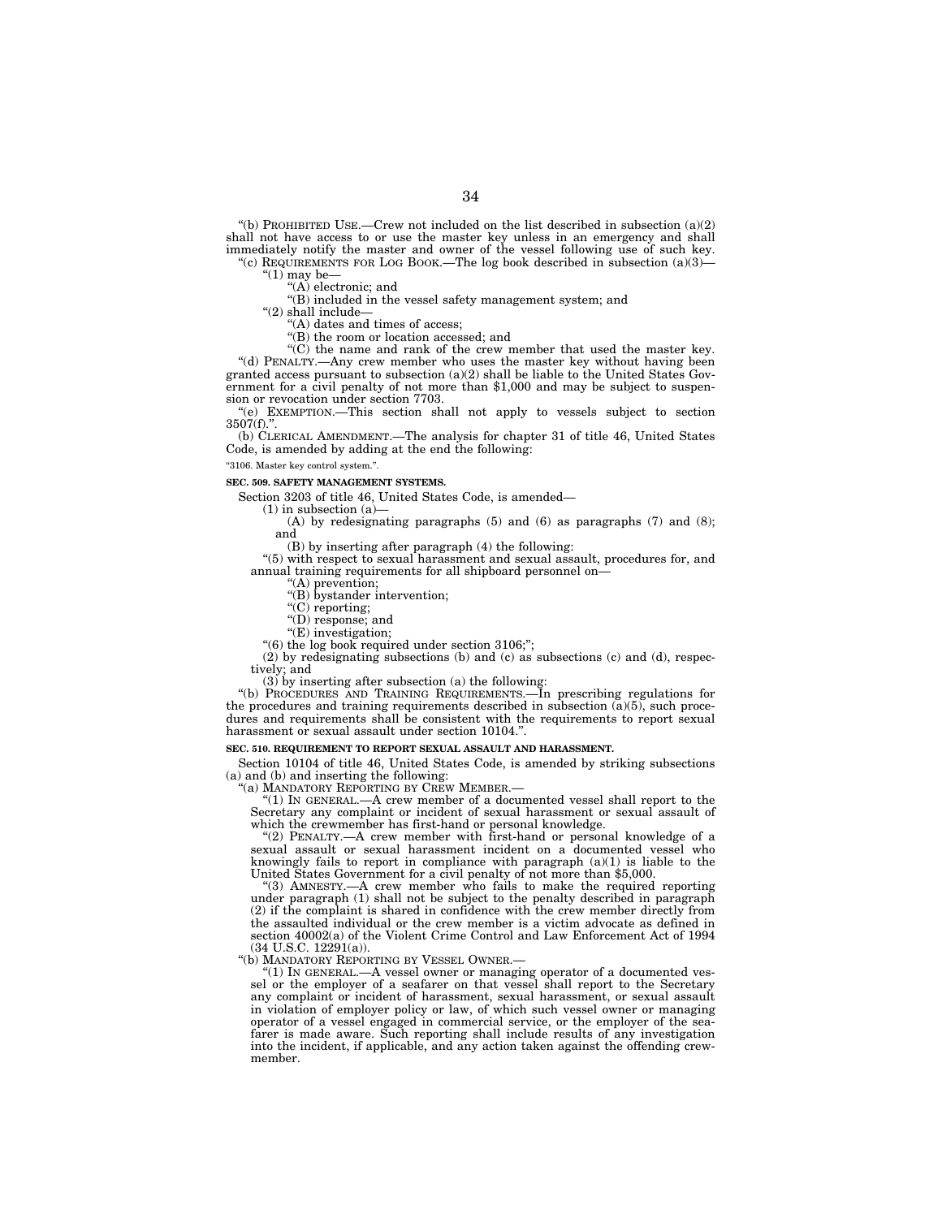"(b) PROHIBITED USE.—Crew not included on the list described in subsection (a)(2) shall not have access to or use the master key unless in an emergency and shall immediately notify the master and owner of the vessel following use of such key.

"(c) REQUIREMENTS FOR LOG BOOK.—The log book described in subsection (a)(3)—

"(1) may be—

"(A) electronic; and

"(B) included in the vessel safety management system; and

"(2) shall include—

"(A) dates and times of access;

"(B) the room or location accessed; and

"(C) the name and rank of the crew member that used the master key.

"(d) PENALTY.—Any crew member who uses the master key without having been granted access pursuant to subsection (a)(2) shall be liable to the United States Government for a civil penalty of not more than $1,000 and may be subject to suspension or revocation under section 7703.

"(e) EXEMPTION.—This section shall not apply to vessels subject to section 3507(f).".

(b) CLERICAL AMENDMENT.—The analysis for chapter 31 of title 46, United States Code, is amended by adding at the end the following:

"3106. Master key control system.".

**SEC. 509. SAFETY MANAGEMENT SYSTEMS.**

Section 3203 of title 46, United States Code, is amended—

(1) in subsection (a)—

(A) by redesignating paragraphs (5) and (6) as paragraphs (7) and (8); and

(B) by inserting after paragraph (4) the following:

"(5) with respect to sexual harassment and sexual assault, procedures for, and annual training requirements for all shipboard personnel on—

"(A) prevention;

"(B) bystander intervention;

"(C) reporting;

"(D) response; and

"(E) investigation;

"(6) the log book required under section 3106;";

(2) by redesignating subsections (b) and (c) as subsections (c) and (d), respectively; and

(3) by inserting after subsection (a) the following:

"(b) PROCEDURES AND TRAINING REQUIREMENTS.—In prescribing regulations for the procedures and training requirements described in subsection (a)(5), such procedures and requirements shall be consistent with the requirements to report sexual harassment or sexual assault under section 10104.".

**SEC. 510. REQUIREMENT TO REPORT SEXUAL ASSAULT AND HARASSMENT.**

Section 10104 of title 46, United States Code, is amended by striking subsections (a) and (b) and inserting the following:

"(a) MANDATORY REPORTING BY CREW MEMBER.—

"(1) IN GENERAL.—A crew member of a documented vessel shall report to the Secretary any complaint or incident of sexual harassment or sexual assault of which the crewmember has first-hand or personal knowledge.

"(2) PENALTY.—A crew member with first-hand or personal knowledge of a sexual assault or sexual harassment incident on a documented vessel who knowingly fails to report in compliance with paragraph (a)(1) is liable to the United States Government for a civil penalty of not more than $5,000.

"(3) AMNESTY.—A crew member who fails to make the required reporting under paragraph (1) shall not be subject to the penalty described in paragraph (2) if the complaint is shared in confidence with the crew member directly from the assaulted individual or the crew member is a victim advocate as defined in section 40002(a) of the Violent Crime Control and Law Enforcement Act of 1994 (34 U.S.C. 12291(a)).

"(b) MANDATORY REPORTING BY VESSEL OWNER.—

"(1) IN GENERAL.—A vessel owner or managing operator of a documented vessel or the employer of a seafarer on that vessel shall report to the Secretary any complaint or incident of harassment, sexual harassment, or sexual assault in violation of employer policy or law, of which such vessel owner or managing operator of a vessel engaged in commercial service, or the employer of the seafarer is made aware. Such reporting shall include results of any investigation into the incident, if applicable, and any action taken against the offending crewmember.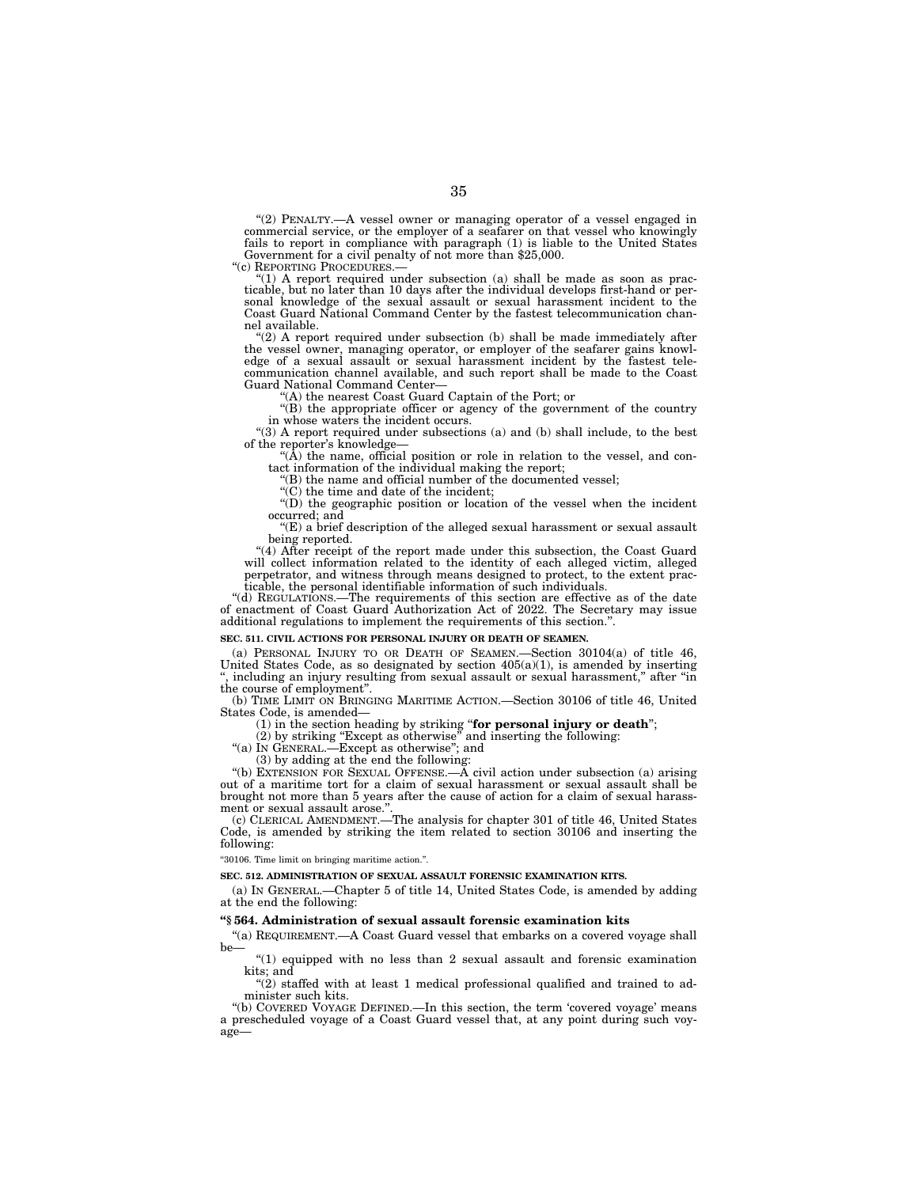"(2) PENALTY.—A vessel owner or managing operator of a vessel engaged in commercial service, or the employer of a seafarer on that vessel who knowingly fails to report in compliance with paragraph (1) is liable to the United States Government for a civil penalty of not more than $25,000.

"(c) REPORTING PROCEDURES.—

"(1) A report required under subsection (a) shall be made as soon as practicable, but no later than 10 days after the individual develops first-hand or personal knowledge of the sexual assault or sexual harassment incident to the Coast Guard National Command Center by the fastest telecommunication channel available.

"(2) A report required under subsection (b) shall be made immediately after the vessel owner, managing operator, or employer of the seafarer gains knowledge of a sexual assault or sexual harassment incident by the fastest telecommunication channel available, and such report shall be made to the Coast Guard National Command Center—

"(A) the nearest Coast Guard Captain of the Port; or

"(B) the appropriate officer or agency of the government of the country in whose waters the incident occurs.

"(3) A report required under subsections (a) and (b) shall include, to the best of the reporter's knowledge—

"(A) the name, official position or role in relation to the vessel, and contact information of the individual making the report;

"(B) the name and official number of the documented vessel;

"(C) the time and date of the incident;

"(D) the geographic position or location of the vessel when the incident occurred; and

"(E) a brief description of the alleged sexual harassment or sexual assault being reported.

"(4) After receipt of the report made under this subsection, the Coast Guard will collect information related to the identity of each alleged victim, alleged perpetrator, and witness through means designed to protect, to the extent practicable, the personal identifiable information of such individuals.

"(d) REGULATIONS.—The requirements of this section are effective as of the date of enactment of Coast Guard Authorization Act of 2022. The Secretary may issue additional regulations to implement the requirements of this section.".

**SEC. 511. CIVIL ACTIONS FOR PERSONAL INJURY OR DEATH OF SEAMEN.**

(a) PERSONAL INJURY TO OR DEATH OF SEAMEN.—Section 30104(a) of title 46, United States Code, as so designated by section 405(a)(1), is amended by inserting ", including an injury resulting from sexual assault or sexual harassment," after "in the course of employment".

(b) TIME LIMIT ON BRINGING MARITIME ACTION.—Section 30106 of title 46, United States Code, is amended—

(1) in the section heading by striking "**for personal injury or death**";

(2) by striking "Except as otherwise" and inserting the following:

"(a) IN GENERAL.—Except as otherwise"; and

(3) by adding at the end the following:

"(b) EXTENSION FOR SEXUAL OFFENSE.—A civil action under subsection (a) arising out of a maritime tort for a claim of sexual harassment or sexual assault shall be brought not more than 5 years after the cause of action for a claim of sexual harassment or sexual assault arose.".

(c) CLERICAL AMENDMENT.—The analysis for chapter 301 of title 46, United States Code, is amended by striking the item related to section 30106 and inserting the following:

"30106. Time limit on bringing maritime action.".

**SEC. 512. ADMINISTRATION OF SEXUAL ASSAULT FORENSIC EXAMINATION KITS.**

(a) IN GENERAL.—Chapter 5 of title 14, United States Code, is amended by adding at the end the following:

**"§ 564. Administration of sexual assault forensic examination kits**

"(a) REQUIREMENT.—A Coast Guard vessel that embarks on a covered voyage shall be—

"(1) equipped with no less than 2 sexual assault and forensic examination kits; and

"(2) staffed with at least 1 medical professional qualified and trained to administer such kits.

"(b) COVERED VOYAGE DEFINED.—In this section, the term 'covered voyage' means a prescheduled voyage of a Coast Guard vessel that, at any point during such voyage—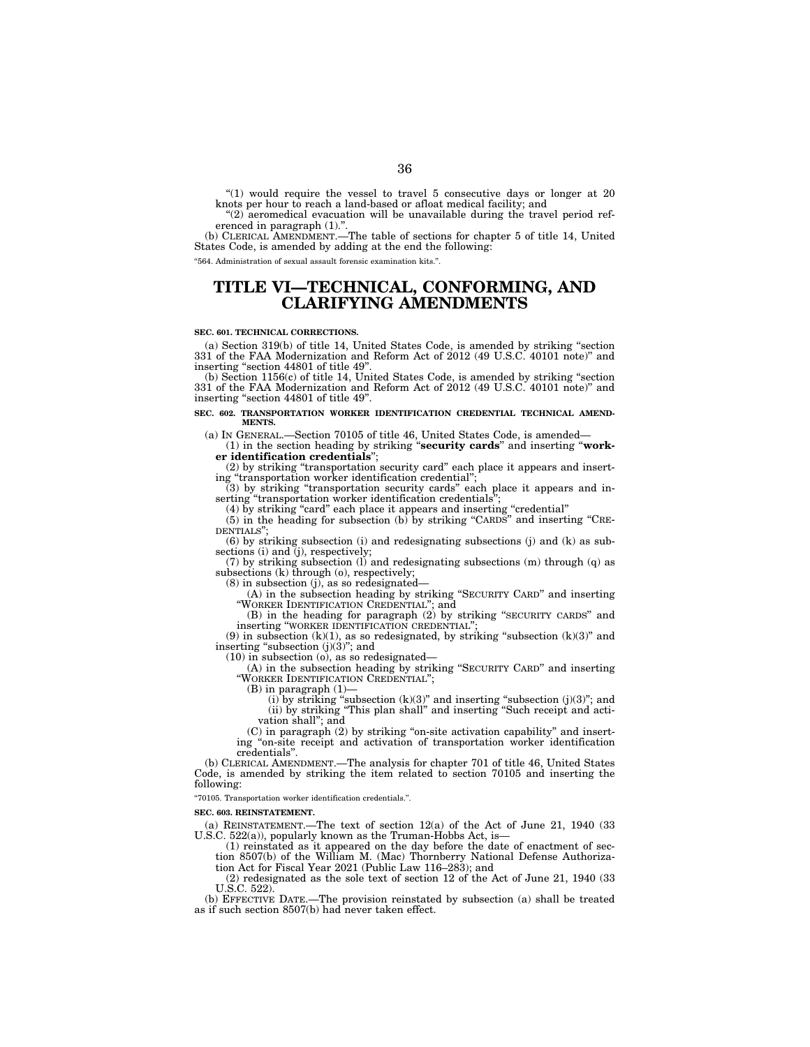"(1) would require the vessel to travel 5 consecutive days or longer at 20 knots per hour to reach a land-based or afloat medical facility; and

"(2) aeromedical evacuation will be unavailable during the travel period referenced in paragraph (1).".

(b) CLERICAL AMENDMENT.—The table of sections for chapter 5 of title 14, United States Code, is amended by adding at the end the following:

"564. Administration of sexual assault forensic examination kits.".

# TITLE VI—TECHNICAL, CONFORMING, AND CLARIFYING AMENDMENTS

**SEC. 601. TECHNICAL CORRECTIONS.**

(a) Section 319(b) of title 14, United States Code, is amended by striking "section 331 of the FAA Modernization and Reform Act of 2012 (49 U.S.C. 40101 note)" and inserting "section 44801 of title 49".

(b) Section 1156(c) of title 14, United States Code, is amended by striking "section 331 of the FAA Modernization and Reform Act of 2012 (49 U.S.C. 40101 note)" and inserting "section 44801 of title 49".

**SEC. 602. TRANSPORTATION WORKER IDENTIFICATION CREDENTIAL TECHNICAL AMENDMENTS.**

(a) IN GENERAL.—Section 70105 of title 46, United States Code, is amended—

(1) in the section heading by striking "**security cards**" and inserting "**worker identification credentials**";

(2) by striking "transportation security card" each place it appears and inserting "transportation worker identification credential";

(3) by striking "transportation security cards" each place it appears and inserting "transportation worker identification credentials";

(4) by striking "card" each place it appears and inserting "credential"

(5) in the heading for subsection (b) by striking "CARDS" and inserting "CREDENTIALS";

(6) by striking subsection (i) and redesignating subsections (j) and (k) as subsections (i) and (j), respectively;

(7) by striking subsection (l) and redesignating subsections (m) through (q) as subsections (k) through (o), respectively;

(8) in subsection (j), as so redesignated—

(A) in the subsection heading by striking "SECURITY CARD" and inserting "WORKER IDENTIFICATION CREDENTIAL"; and

(B) in the heading for paragraph (2) by striking "SECURITY CARDS" and inserting "WORKER IDENTIFICATION CREDENTIAL";

(9) in subsection (k)(1), as so redesignated, by striking "subsection (k)(3)" and inserting "subsection (j)(3)"; and

(10) in subsection (o), as so redesignated—

(A) in the subsection heading by striking "SECURITY CARD" and inserting "WORKER IDENTIFICATION CREDENTIAL";

(B) in paragraph (1)—

(i) by striking "subsection (k)(3)" and inserting "subsection (j)(3)"; and

(ii) by striking "This plan shall" and inserting "Such receipt and activation shall"; and

(C) in paragraph (2) by striking "on-site activation capability" and inserting "on-site receipt and activation of transportation worker identification credentials".

(b) CLERICAL AMENDMENT.—The analysis for chapter 701 of title 46, United States Code, is amended by striking the item related to section 70105 and inserting the following:

"70105. Transportation worker identification credentials.".

**SEC. 603. REINSTATEMENT.**

(a) REINSTATEMENT.—The text of section 12(a) of the Act of June 21, 1940 (33 U.S.C. 522(a)), popularly known as the Truman-Hobbs Act, is—

(1) reinstated as it appeared on the day before the date of enactment of section 8507(b) of the William M. (Mac) Thornberry National Defense Authorization Act for Fiscal Year 2021 (Public Law 116–283); and

(2) redesignated as the sole text of section 12 of the Act of June 21, 1940 (33 U.S.C. 522).

(b) EFFECTIVE DATE.—The provision reinstated by subsection (a) shall be treated as if such section 8507(b) had never taken effect.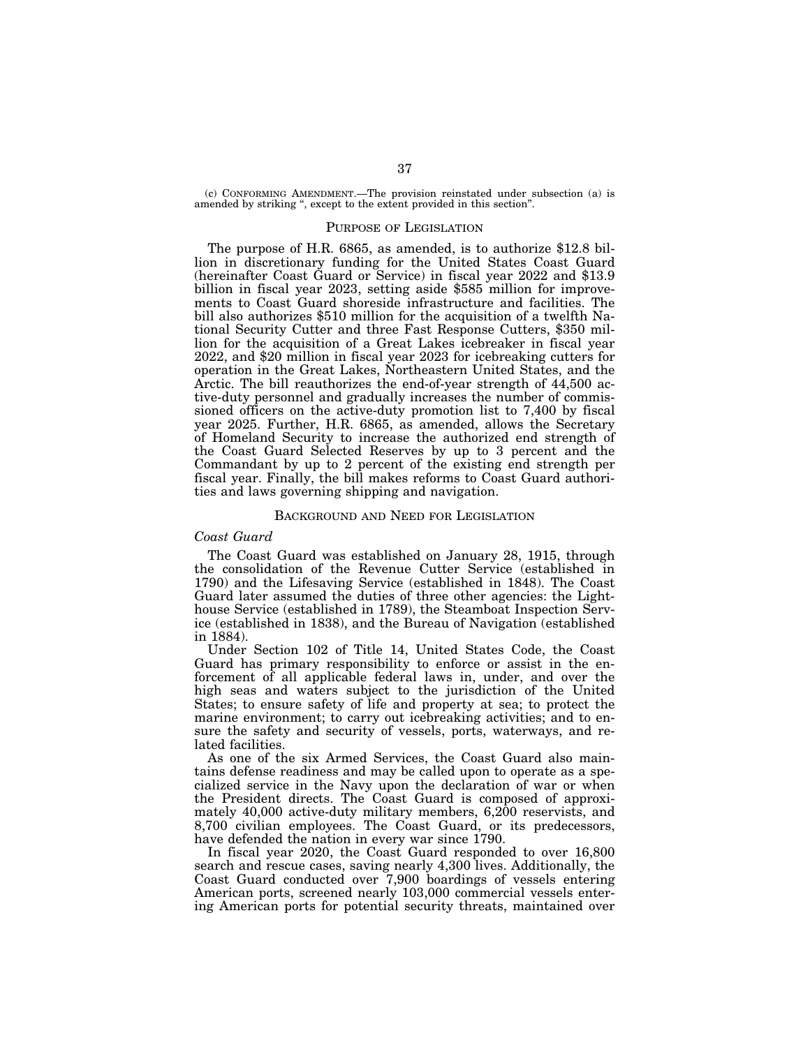(c) CONFORMING AMENDMENT.—The provision reinstated under subsection (a) is amended by striking ", except to the extent provided in this section".

## PURPOSE OF LEGISLATION

The purpose of H.R. 6865, as amended, is to authorize $12.8 billion in discretionary funding for the United States Coast Guard (hereinafter Coast Guard or Service) in fiscal year 2022 and $13.9 billion in fiscal year 2023, setting aside $585 million for improvements to Coast Guard shoreside infrastructure and facilities. The bill also authorizes $510 million for the acquisition of a twelfth National Security Cutter and three Fast Response Cutters, $350 million for the acquisition of a Great Lakes icebreaker in fiscal year 2022, and $20 million in fiscal year 2023 for icebreaking cutters for operation in the Great Lakes, Northeastern United States, and the Arctic. The bill reauthorizes the end-of-year strength of 44,500 active-duty personnel and gradually increases the number of commissioned officers on the active-duty promotion list to 7,400 by fiscal year 2025. Further, H.R. 6865, as amended, allows the Secretary of Homeland Security to increase the authorized end strength of the Coast Guard Selected Reserves by up to 3 percent and the Commandant by up to 2 percent of the existing end strength per fiscal year. Finally, the bill makes reforms to Coast Guard authorities and laws governing shipping and navigation.

## BACKGROUND AND NEED FOR LEGISLATION

### *Coast Guard*

The Coast Guard was established on January 28, 1915, through the consolidation of the Revenue Cutter Service (established in 1790) and the Lifesaving Service (established in 1848). The Coast Guard later assumed the duties of three other agencies: the Lighthouse Service (established in 1789), the Steamboat Inspection Service (established in 1838), and the Bureau of Navigation (established in 1884).

Under Section 102 of Title 14, United States Code, the Coast Guard has primary responsibility to enforce or assist in the enforcement of all applicable federal laws in, under, and over the high seas and waters subject to the jurisdiction of the United States; to ensure safety of life and property at sea; to protect the marine environment; to carry out icebreaking activities; and to ensure the safety and security of vessels, ports, waterways, and related facilities.

As one of the six Armed Services, the Coast Guard also maintains defense readiness and may be called upon to operate as a specialized service in the Navy upon the declaration of war or when the President directs. The Coast Guard is composed of approximately 40,000 active-duty military members, 6,200 reservists, and 8,700 civilian employees. The Coast Guard, or its predecessors, have defended the nation in every war since 1790.

In fiscal year 2020, the Coast Guard responded to over 16,800 search and rescue cases, saving nearly 4,300 lives. Additionally, the Coast Guard conducted over 7,900 boardings of vessels entering American ports, screened nearly 103,000 commercial vessels entering American ports for potential security threats, maintained over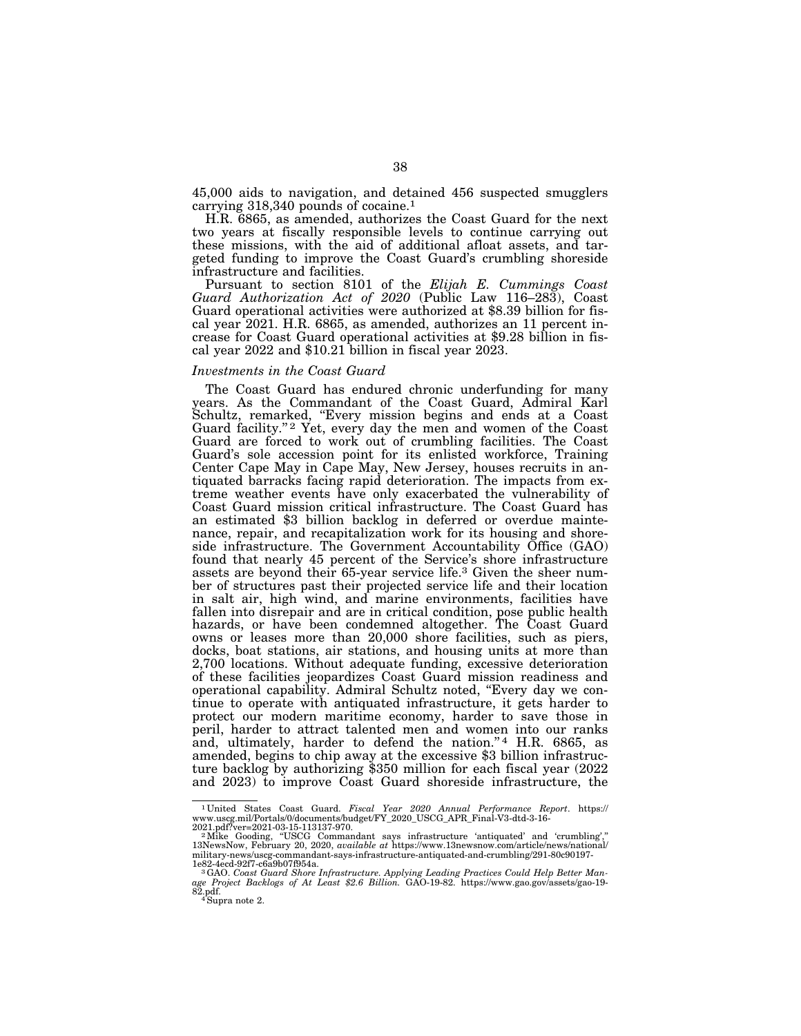45,000 aids to navigation, and detained 456 suspected smugglers carrying 318,340 pounds of cocaine.[1]

H.R. 6865, as amended, authorizes the Coast Guard for the next two years at fiscally responsible levels to continue carrying out these missions, with the aid of additional afloat assets, and targeted funding to improve the Coast Guard's crumbling shoreside infrastructure and facilities.

Pursuant to section 8101 of the *Elijah E. Cummings Coast Guard Authorization Act of 2020* (Public Law 116–283), Coast Guard operational activities were authorized at $8.39 billion for fiscal year 2021. H.R. 6865, as amended, authorizes an 11 percent increase for Coast Guard operational activities at $9.28 billion in fiscal year 2022 and $10.21 billion in fiscal year 2023.

*Investments in the Coast Guard*

The Coast Guard has endured chronic underfunding for many years. As the Commandant of the Coast Guard, Admiral Karl Schultz, remarked, "Every mission begins and ends at a Coast Guard facility."[2] Yet, every day the men and women of the Coast Guard are forced to work out of crumbling facilities. The Coast Guard's sole accession point for its enlisted workforce, Training Center Cape May in Cape May, New Jersey, houses recruits in antiquated barracks facing rapid deterioration. The impacts from extreme weather events have only exacerbated the vulnerability of Coast Guard mission critical infrastructure. The Coast Guard has an estimated $3 billion backlog in deferred or overdue maintenance, repair, and recapitalization work for its housing and shoreside infrastructure. The Government Accountability Office (GAO) found that nearly 45 percent of the Service's shore infrastructure assets are beyond their 65-year service life.[3] Given the sheer number of structures past their projected service life and their location in salt air, high wind, and marine environments, facilities have fallen into disrepair and are in critical condition, pose public health hazards, or have been condemned altogether. The Coast Guard owns or leases more than 20,000 shore facilities, such as piers, docks, boat stations, air stations, and housing units at more than 2,700 locations. Without adequate funding, excessive deterioration of these facilities jeopardizes Coast Guard mission readiness and operational capability. Admiral Schultz noted, "Every day we continue to operate with antiquated infrastructure, it gets harder to protect our modern maritime economy, harder to save those in peril, harder to attract talented men and women into our ranks and, ultimately, harder to defend the nation."[4] H.R. 6865, as amended, begins to chip away at the excessive $3 billion infrastructure backlog by authorizing $350 million for each fiscal year (2022 and 2023) to improve Coast Guard shoreside infrastructure, the

---

[1] United States Coast Guard. *Fiscal Year 2020 Annual Performance Report*. https://www.uscg.mil/Portals/0/documents/budget/FY_2020_USCG_APR_Final-V3-dtd-3-16-2021.pdf?ver=2021-03-15-113137-970.

[2] Mike Gooding, "USCG Commandant says infrastructure 'antiquated' and 'crumbling'," 13NewsNow, February 20, 2020, *available at* https://www.13newsnow.com/article/news/national/military-news/uscg-commandant-says-infrastructure-antiquated-and-crumbling/291-80c90197-1e82-4ecd-92f7-c6a9b07f954a.

[3] GAO. *Coast Guard Shore Infrastructure. Applying Leading Practices Could Help Better Manage Project Backlogs of At Least $2.6 Billion.* GAO-19-82. https://www.gao.gov/assets/gao-19-82.pdf.

[4] Supra note 2.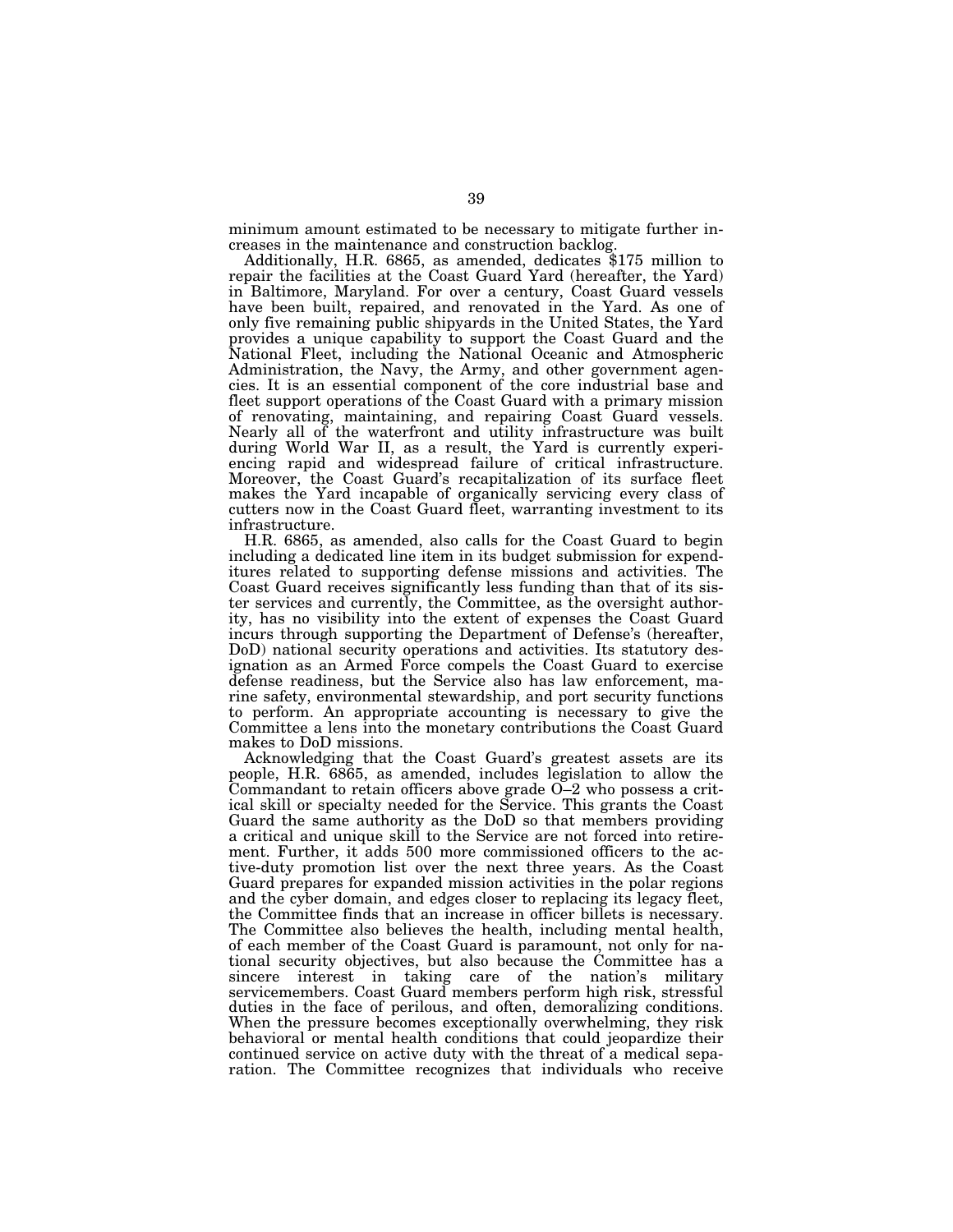minimum amount estimated to be necessary to mitigate further increases in the maintenance and construction backlog.

Additionally, H.R. 6865, as amended, dedicates $175 million to repair the facilities at the Coast Guard Yard (hereafter, the Yard) in Baltimore, Maryland. For over a century, Coast Guard vessels have been built, repaired, and renovated in the Yard. As one of only five remaining public shipyards in the United States, the Yard provides a unique capability to support the Coast Guard and the National Fleet, including the National Oceanic and Atmospheric Administration, the Navy, the Army, and other government agencies. It is an essential component of the core industrial base and fleet support operations of the Coast Guard with a primary mission of renovating, maintaining, and repairing Coast Guard vessels. Nearly all of the waterfront and utility infrastructure was built during World War II, as a result, the Yard is currently experiencing rapid and widespread failure of critical infrastructure. Moreover, the Coast Guard's recapitalization of its surface fleet makes the Yard incapable of organically servicing every class of cutters now in the Coast Guard fleet, warranting investment to its infrastructure.

H.R. 6865, as amended, also calls for the Coast Guard to begin including a dedicated line item in its budget submission for expenditures related to supporting defense missions and activities. The Coast Guard receives significantly less funding than that of its sister services and currently, the Committee, as the oversight authority, has no visibility into the extent of expenses the Coast Guard incurs through supporting the Department of Defense's (hereafter, DoD) national security operations and activities. Its statutory designation as an Armed Force compels the Coast Guard to exercise defense readiness, but the Service also has law enforcement, marine safety, environmental stewardship, and port security functions to perform. An appropriate accounting is necessary to give the Committee a lens into the monetary contributions the Coast Guard makes to DoD missions.

Acknowledging that the Coast Guard's greatest assets are its people, H.R. 6865, as amended, includes legislation to allow the Commandant to retain officers above grade O–2 who possess a critical skill or specialty needed for the Service. This grants the Coast Guard the same authority as the DoD so that members providing a critical and unique skill to the Service are not forced into retirement. Further, it adds 500 more commissioned officers to the active-duty promotion list over the next three years. As the Coast Guard prepares for expanded mission activities in the polar regions and the cyber domain, and edges closer to replacing its legacy fleet, the Committee finds that an increase in officer billets is necessary. The Committee also believes the health, including mental health, of each member of the Coast Guard is paramount, not only for national security objectives, but also because the Committee has a sincere interest in taking care of the nation's military servicemembers. Coast Guard members perform high risk, stressful duties in the face of perilous, and often, demoralizing conditions. When the pressure becomes exceptionally overwhelming, they risk behavioral or mental health conditions that could jeopardize their continued service on active duty with the threat of a medical separation. The Committee recognizes that individuals who receive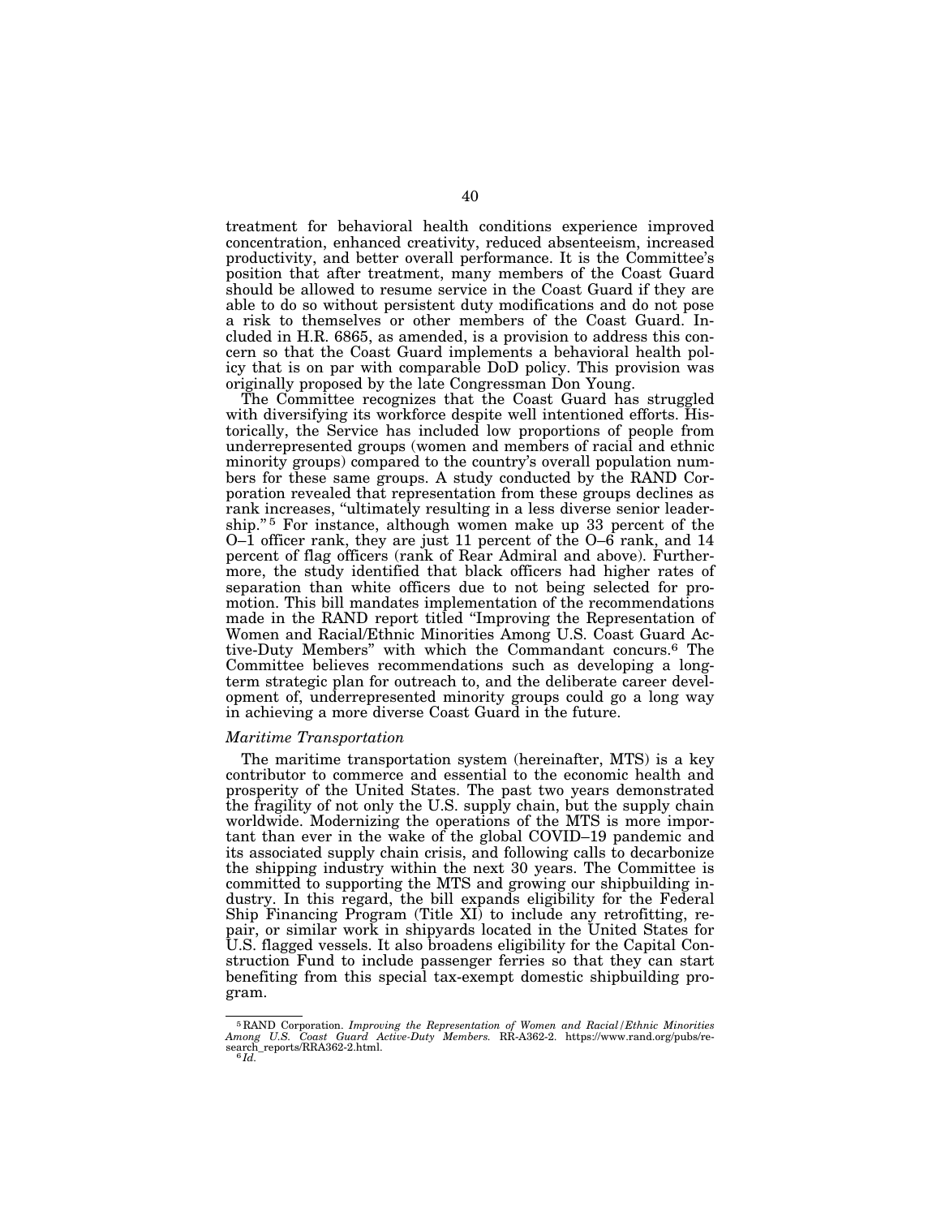treatment for behavioral health conditions experience improved concentration, enhanced creativity, reduced absenteeism, increased productivity, and better overall performance. It is the Committee's position that after treatment, many members of the Coast Guard should be allowed to resume service in the Coast Guard if they are able to do so without persistent duty modifications and do not pose a risk to themselves or other members of the Coast Guard. Included in H.R. 6865, as amended, is a provision to address this concern so that the Coast Guard implements a behavioral health policy that is on par with comparable DoD policy. This provision was originally proposed by the late Congressman Don Young.

The Committee recognizes that the Coast Guard has struggled with diversifying its workforce despite well intentioned efforts. Historically, the Service has included low proportions of people from underrepresented groups (women and members of racial and ethnic minority groups) compared to the country's overall population numbers for these same groups. A study conducted by the RAND Corporation revealed that representation from these groups declines as rank increases, "ultimately resulting in a less diverse senior leadership."[5] For instance, although women make up 33 percent of the O–1 officer rank, they are just 11 percent of the O–6 rank, and 14 percent of flag officers (rank of Rear Admiral and above). Furthermore, the study identified that black officers had higher rates of separation than white officers due to not being selected for promotion. This bill mandates implementation of the recommendations made in the RAND report titled "Improving the Representation of Women and Racial/Ethnic Minorities Among U.S. Coast Guard Active-Duty Members" with which the Commandant concurs.[6] The Committee believes recommendations such as developing a long-term strategic plan for outreach to, and the deliberate career development of, underrepresented minority groups could go a long way in achieving a more diverse Coast Guard in the future.

*Maritime Transportation*

The maritime transportation system (hereinafter, MTS) is a key contributor to commerce and essential to the economic health and prosperity of the United States. The past two years demonstrated the fragility of not only the U.S. supply chain, but the supply chain worldwide. Modernizing the operations of the MTS is more important than ever in the wake of the global COVID–19 pandemic and its associated supply chain crisis, and following calls to decarbonize the shipping industry within the next 30 years. The Committee is committed to supporting the MTS and growing our shipbuilding industry. In this regard, the bill expands eligibility for the Federal Ship Financing Program (Title XI) to include any retrofitting, repair, or similar work in shipyards located in the United States for U.S. flagged vessels. It also broadens eligibility for the Capital Construction Fund to include passenger ferries so that they can start benefiting from this special tax-exempt domestic shipbuilding program.

---

[5] RAND Corporation. *Improving the Representation of Women and Racial/Ethnic Minorities Among U.S. Coast Guard Active-Duty Members.* RR-A362-2. https://www.rand.org/pubs/research_reports/RRA362-2.html.

[6] *Id.*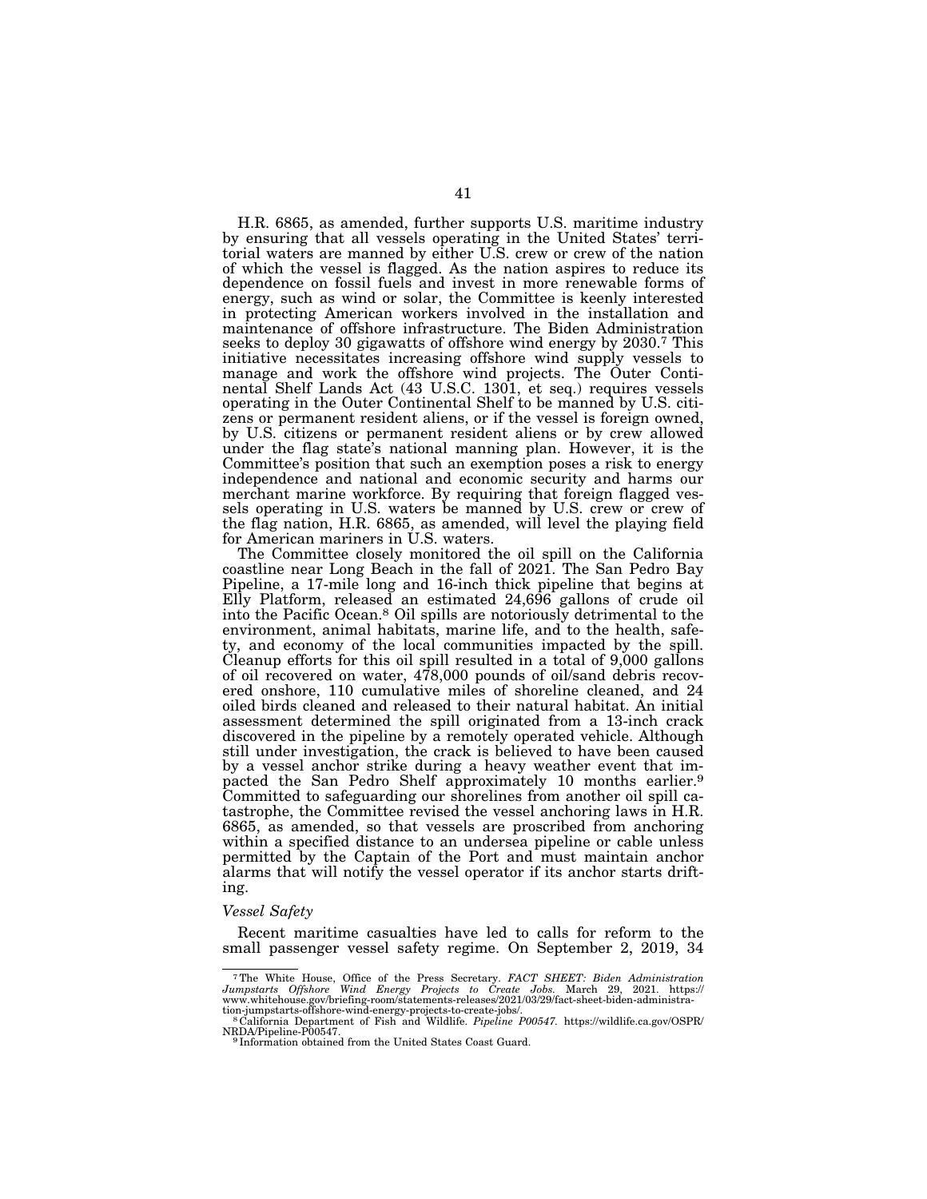H.R. 6865, as amended, further supports U.S. maritime industry by ensuring that all vessels operating in the United States' territorial waters are manned by either U.S. crew or crew of the nation of which the vessel is flagged. As the nation aspires to reduce its dependence on fossil fuels and invest in more renewable forms of energy, such as wind or solar, the Committee is keenly interested in protecting American workers involved in the installation and maintenance of offshore infrastructure. The Biden Administration seeks to deploy 30 gigawatts of offshore wind energy by 2030.[7] This initiative necessitates increasing offshore wind supply vessels to manage and work the offshore wind projects. The Outer Continental Shelf Lands Act (43 U.S.C. 1301, et seq.) requires vessels operating in the Outer Continental Shelf to be manned by U.S. citizens or permanent resident aliens, or if the vessel is foreign owned, by U.S. citizens or permanent resident aliens or by crew allowed under the flag state's national manning plan. However, it is the Committee's position that such an exemption poses a risk to energy independence and national and economic security and harms our merchant marine workforce. By requiring that foreign flagged vessels operating in U.S. waters be manned by U.S. crew or crew of the flag nation, H.R. 6865, as amended, will level the playing field for American mariners in U.S. waters.

The Committee closely monitored the oil spill on the California coastline near Long Beach in the fall of 2021. The San Pedro Bay Pipeline, a 17-mile long and 16-inch thick pipeline that begins at Elly Platform, released an estimated 24,696 gallons of crude oil into the Pacific Ocean.[8] Oil spills are notoriously detrimental to the environment, animal habitats, marine life, and to the health, safety, and economy of the local communities impacted by the spill. Cleanup efforts for this oil spill resulted in a total of 9,000 gallons of oil recovered on water, 478,000 pounds of oil/sand debris recovered onshore, 110 cumulative miles of shoreline cleaned, and 24 oiled birds cleaned and released to their natural habitat. An initial assessment determined the spill originated from a 13-inch crack discovered in the pipeline by a remotely operated vehicle. Although still under investigation, the crack is believed to have been caused by a vessel anchor strike during a heavy weather event that impacted the San Pedro Shelf approximately 10 months earlier.[9] Committed to safeguarding our shorelines from another oil spill catastrophe, the Committee revised the vessel anchoring laws in H.R. 6865, as amended, so that vessels are proscribed from anchoring within a specified distance to an undersea pipeline or cable unless permitted by the Captain of the Port and must maintain anchor alarms that will notify the vessel operator if its anchor starts drifting.

*Vessel Safety*

Recent maritime casualties have led to calls for reform to the small passenger vessel safety regime. On September 2, 2019, 34

---

[7] The White House, Office of the Press Secretary. *FACT SHEET: Biden Administration Jumpstarts Offshore Wind Energy Projects to Create Jobs.* March 29, 2021. https://www.whitehouse.gov/briefing-room/statements-releases/2021/03/29/fact-sheet-biden-administration-jumpstarts-offshore-wind-energy-projects-to-create-jobs/.

[8] California Department of Fish and Wildlife. *Pipeline P00547.* https://wildlife.ca.gov/OSPR/NRDA/Pipeline-P00547.

[9] Information obtained from the United States Coast Guard.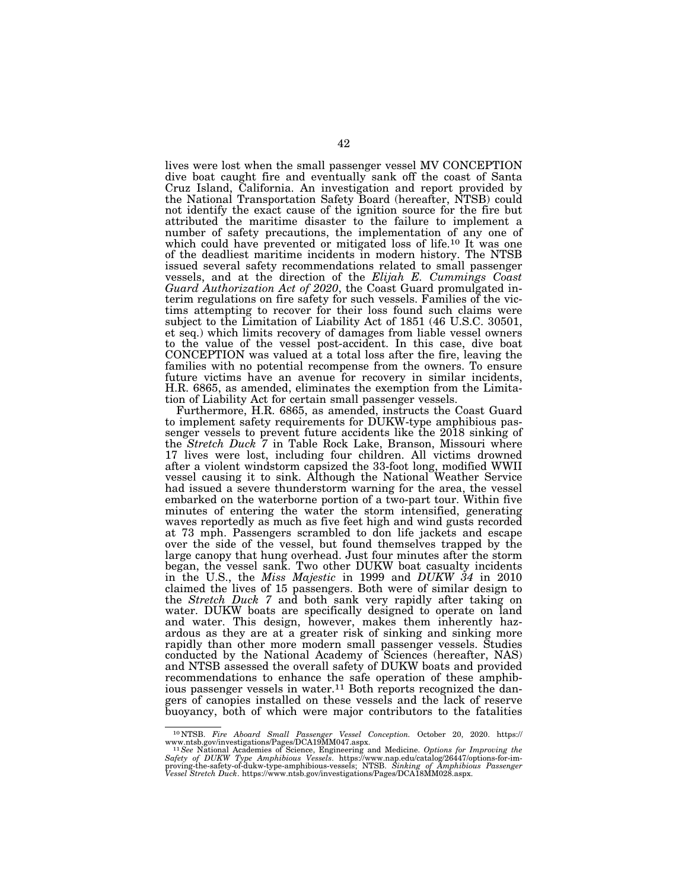lives were lost when the small passenger vessel MV CONCEPTION dive boat caught fire and eventually sank off the coast of Santa Cruz Island, California. An investigation and report provided by the National Transportation Safety Board (hereafter, NTSB) could not identify the exact cause of the ignition source for the fire but attributed the maritime disaster to the failure to implement a number of safety precautions, the implementation of any one of which could have prevented or mitigated loss of life.[10] It was one of the deadliest maritime incidents in modern history. The NTSB issued several safety recommendations related to small passenger vessels, and at the direction of the *Elijah E. Cummings Coast Guard Authorization Act of 2020*, the Coast Guard promulgated interim regulations on fire safety for such vessels. Families of the victims attempting to recover for their loss found such claims were subject to the Limitation of Liability Act of 1851 (46 U.S.C. 30501, et seq.) which limits recovery of damages from liable vessel owners to the value of the vessel post-accident. In this case, dive boat CONCEPTION was valued at a total loss after the fire, leaving the families with no potential recompense from the owners. To ensure future victims have an avenue for recovery in similar incidents, H.R. 6865, as amended, eliminates the exemption from the Limitation of Liability Act for certain small passenger vessels.

Furthermore, H.R. 6865, as amended, instructs the Coast Guard to implement safety requirements for DUKW-type amphibious passenger vessels to prevent future accidents like the 2018 sinking of the *Stretch Duck 7* in Table Rock Lake, Branson, Missouri where 17 lives were lost, including four children. All victims drowned after a violent windstorm capsized the 33-foot long, modified WWII vessel causing it to sink. Although the National Weather Service had issued a severe thunderstorm warning for the area, the vessel embarked on the waterborne portion of a two-part tour. Within five minutes of entering the water the storm intensified, generating waves reportedly as much as five feet high and wind gusts recorded at 73 mph. Passengers scrambled to don life jackets and escape over the side of the vessel, but found themselves trapped by the large canopy that hung overhead. Just four minutes after the storm began, the vessel sank. Two other DUKW boat casualty incidents in the U.S., the *Miss Majestic* in 1999 and *DUKW 34* in 2010 claimed the lives of 15 passengers. Both were of similar design to the *Stretch Duck 7* and both sank very rapidly after taking on water. DUKW boats are specifically designed to operate on land and water. This design, however, makes them inherently hazardous as they are at a greater risk of sinking and sinking more rapidly than other more modern small passenger vessels. Studies conducted by the National Academy of Sciences (hereafter, NAS) and NTSB assessed the overall safety of DUKW boats and provided recommendations to enhance the safe operation of these amphibious passenger vessels in water.[11] Both reports recognized the dangers of canopies installed on these vessels and the lack of reserve buoyancy, both of which were major contributors to the fatalities

---

[10] NTSB. *Fire Aboard Small Passenger Vessel Conception.* October 20, 2020. https://www.ntsb.gov/investigations/Pages/DCA19MM047.aspx.

[11] *See* National Academies of Science, Engineering and Medicine. *Options for Improving the Safety of DUKW Type Amphibious Vessels*. https://www.nap.edu/catalog/26447/options-for-improving-the-safety-of-dukw-type-amphibious-vessels; NTSB. *Sinking of Amphibious Passenger Vessel Stretch Duck*. https://www.ntsb.gov/investigations/Pages/DCA18MM028.aspx.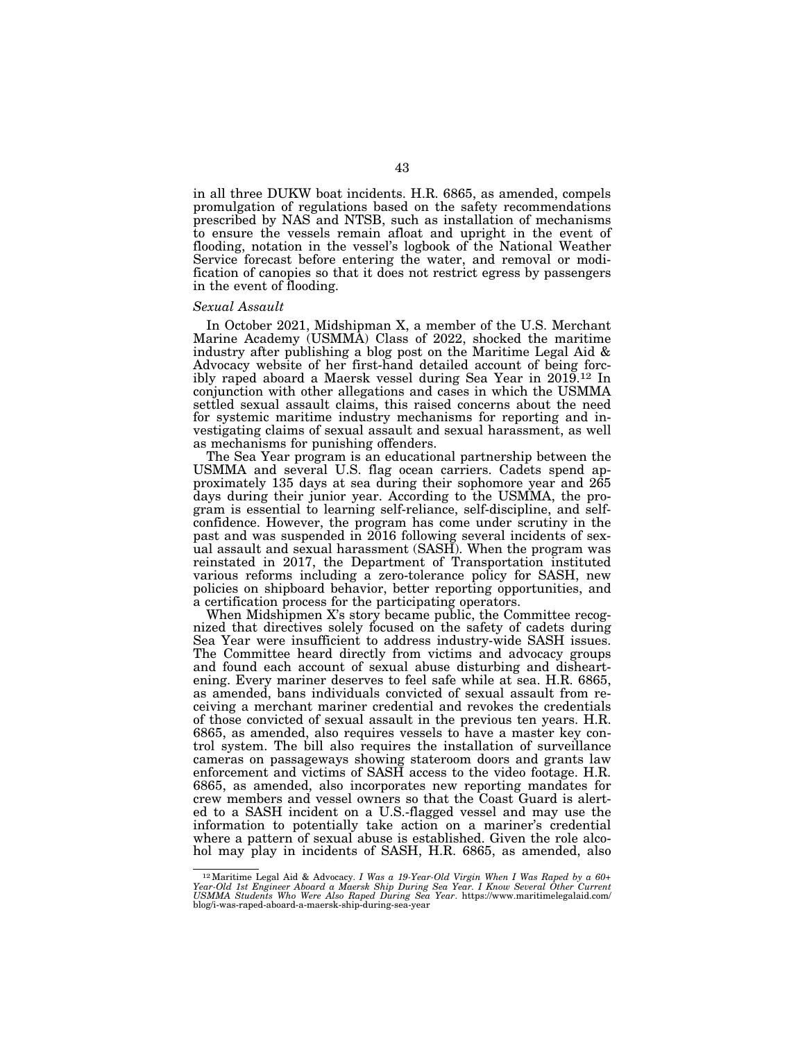in all three DUKW boat incidents. H.R. 6865, as amended, compels promulgation of regulations based on the safety recommendations prescribed by NAS and NTSB, such as installation of mechanisms to ensure the vessels remain afloat and upright in the event of flooding, notation in the vessel's logbook of the National Weather Service forecast before entering the water, and removal or modification of canopies so that it does not restrict egress by passengers in the event of flooding.

*Sexual Assault*

In October 2021, Midshipman X, a member of the U.S. Merchant Marine Academy (USMMA) Class of 2022, shocked the maritime industry after publishing a blog post on the Maritime Legal Aid & Advocacy website of her first-hand detailed account of being forcibly raped aboard a Maersk vessel during Sea Year in 2019.[12] In conjunction with other allegations and cases in which the USMMA settled sexual assault claims, this raised concerns about the need for systemic maritime industry mechanisms for reporting and investigating claims of sexual assault and sexual harassment, as well as mechanisms for punishing offenders.

The Sea Year program is an educational partnership between the USMMA and several U.S. flag ocean carriers. Cadets spend approximately 135 days at sea during their sophomore year and 265 days during their junior year. According to the USMMA, the program is essential to learning self-reliance, self-discipline, and self-confidence. However, the program has come under scrutiny in the past and was suspended in 2016 following several incidents of sexual assault and sexual harassment (SASH). When the program was reinstated in 2017, the Department of Transportation instituted various reforms including a zero-tolerance policy for SASH, new policies on shipboard behavior, better reporting opportunities, and a certification process for the participating operators.

When Midshipmen X's story became public, the Committee recognized that directives solely focused on the safety of cadets during Sea Year were insufficient to address industry-wide SASH issues. The Committee heard directly from victims and advocacy groups and found each account of sexual abuse disturbing and disheartening. Every mariner deserves to feel safe while at sea. H.R. 6865, as amended, bans individuals convicted of sexual assault from receiving a merchant mariner credential and revokes the credentials of those convicted of sexual assault in the previous ten years. H.R. 6865, as amended, also requires vessels to have a master key control system. The bill also requires the installation of surveillance cameras on passageways showing stateroom doors and grants law enforcement and victims of SASH access to the video footage. H.R. 6865, as amended, also incorporates new reporting mandates for crew members and vessel owners so that the Coast Guard is alerted to a SASH incident on a U.S.-flagged vessel and may use the information to potentially take action on a mariner's credential where a pattern of sexual abuse is established. Given the role alcohol may play in incidents of SASH, H.R. 6865, as amended, also

[12] Maritime Legal Aid & Advocacy. *I Was a 19-Year-Old Virgin When I Was Raped by a 60+ Year-Old 1st Engineer Aboard a Maersk Ship During Sea Year. I Know Several Other Current USMMA Students Who Were Also Raped During Sea Year*. https://www.maritimelegalaid.com/blog/i-was-raped-aboard-a-maersk-ship-during-sea-year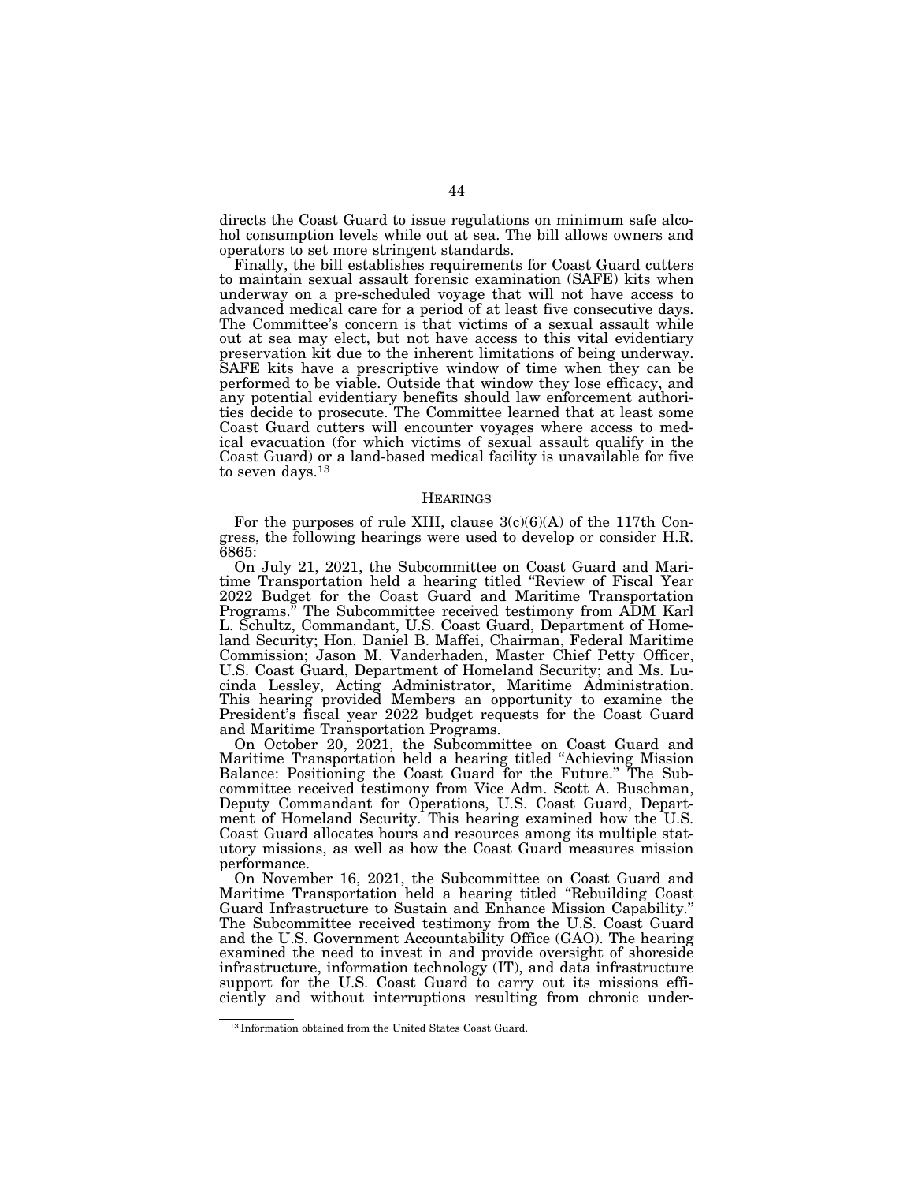directs the Coast Guard to issue regulations on minimum safe alcohol consumption levels while out at sea. The bill allows owners and operators to set more stringent standards.

Finally, the bill establishes requirements for Coast Guard cutters to maintain sexual assault forensic examination (SAFE) kits when underway on a pre-scheduled voyage that will not have access to advanced medical care for a period of at least five consecutive days. The Committee's concern is that victims of a sexual assault while out at sea may elect, but not have access to this vital evidentiary preservation kit due to the inherent limitations of being underway. SAFE kits have a prescriptive window of time when they can be performed to be viable. Outside that window they lose efficacy, and any potential evidentiary benefits should law enforcement authorities decide to prosecute. The Committee learned that at least some Coast Guard cutters will encounter voyages where access to medical evacuation (for which victims of sexual assault qualify in the Coast Guard) or a land-based medical facility is unavailable for five to seven days.[13]

## Hearings

For the purposes of rule XIII, clause 3(c)(6)(A) of the 117th Congress, the following hearings were used to develop or consider H.R. 6865:

On July 21, 2021, the Subcommittee on Coast Guard and Maritime Transportation held a hearing titled "Review of Fiscal Year 2022 Budget for the Coast Guard and Maritime Transportation Programs." The Subcommittee received testimony from ADM Karl L. Schultz, Commandant, U.S. Coast Guard, Department of Homeland Security; Hon. Daniel B. Maffei, Chairman, Federal Maritime Commission; Jason M. Vanderhaden, Master Chief Petty Officer, U.S. Coast Guard, Department of Homeland Security; and Ms. Lucinda Lessley, Acting Administrator, Maritime Administration. This hearing provided Members an opportunity to examine the President's fiscal year 2022 budget requests for the Coast Guard and Maritime Transportation Programs.

On October 20, 2021, the Subcommittee on Coast Guard and Maritime Transportation held a hearing titled "Achieving Mission Balance: Positioning the Coast Guard for the Future." The Subcommittee received testimony from Vice Adm. Scott A. Buschman, Deputy Commandant for Operations, U.S. Coast Guard, Department of Homeland Security. This hearing examined how the U.S. Coast Guard allocates hours and resources among its multiple statutory missions, as well as how the Coast Guard measures mission performance.

On November 16, 2021, the Subcommittee on Coast Guard and Maritime Transportation held a hearing titled "Rebuilding Coast Guard Infrastructure to Sustain and Enhance Mission Capability." The Subcommittee received testimony from the U.S. Coast Guard and the U.S. Government Accountability Office (GAO). The hearing examined the need to invest in and provide oversight of shoreside infrastructure, information technology (IT), and data infrastructure support for the U.S. Coast Guard to carry out its missions efficiently and without interruptions resulting from chronic under-

[13] Information obtained from the United States Coast Guard.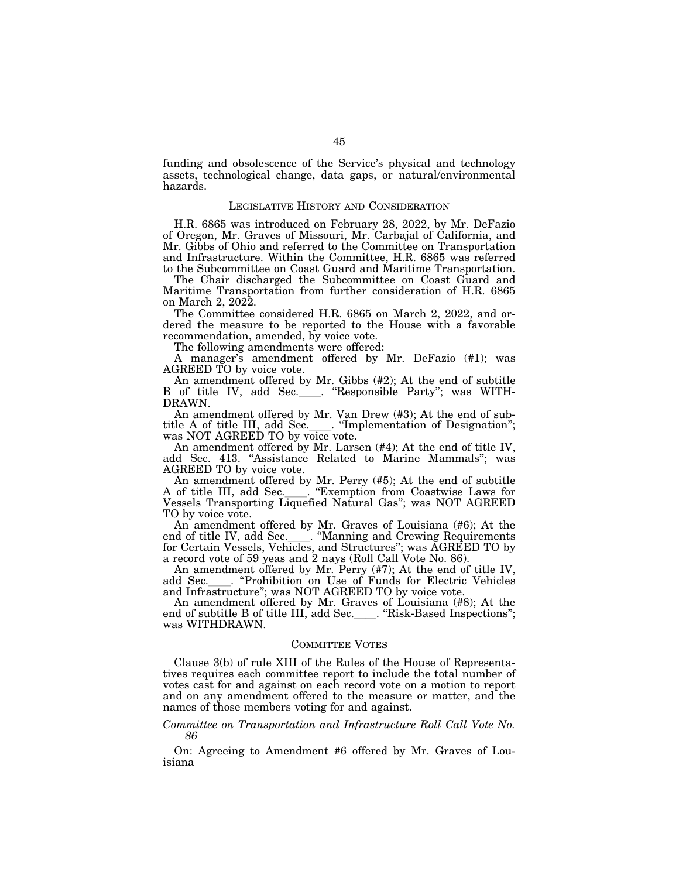funding and obsolescence of the Service's physical and technology assets, technological change, data gaps, or natural/environmental hazards.

## LEGISLATIVE HISTORY AND CONSIDERATION

H.R. 6865 was introduced on February 28, 2022, by Mr. DeFazio of Oregon, Mr. Graves of Missouri, Mr. Carbajal of California, and Mr. Gibbs of Ohio and referred to the Committee on Transportation and Infrastructure. Within the Committee, H.R. 6865 was referred to the Subcommittee on Coast Guard and Maritime Transportation.

The Chair discharged the Subcommittee on Coast Guard and Maritime Transportation from further consideration of H.R. 6865 on March 2, 2022.

The Committee considered H.R. 6865 on March 2, 2022, and ordered the measure to be reported to the House with a favorable recommendation, amended, by voice vote.

The following amendments were offered:

A manager's amendment offered by Mr. DeFazio (#1); was AGREED TO by voice vote.

An amendment offered by Mr. Gibbs (#2); At the end of subtitle B of title IV, add Sec.____. "Responsible Party"; was WITHDRAWN.

An amendment offered by Mr. Van Drew (#3); At the end of subtitle A of title III, add Sec.____. "Implementation of Designation"; was NOT AGREED TO by voice vote.

An amendment offered by Mr. Larsen (#4); At the end of title IV, add Sec. 413. "Assistance Related to Marine Mammals"; was AGREED TO by voice vote.

An amendment offered by Mr. Perry (#5); At the end of subtitle A of title III, add Sec.____. "Exemption from Coastwise Laws for Vessels Transporting Liquefied Natural Gas"; was NOT AGREED TO by voice vote.

An amendment offered by Mr. Graves of Louisiana (#6); At the end of title IV, add Sec.____. "Manning and Crewing Requirements for Certain Vessels, Vehicles, and Structures"; was AGREED TO by a record vote of 59 yeas and 2 nays (Roll Call Vote No. 86).

An amendment offered by Mr. Perry (#7); At the end of title IV, add Sec.____. "Prohibition on Use of Funds for Electric Vehicles and Infrastructure"; was NOT AGREED TO by voice vote.

An amendment offered by Mr. Graves of Louisiana (#8); At the end of subtitle B of title III, add Sec.____. "Risk-Based Inspections"; was WITHDRAWN.

## COMMITTEE VOTES

Clause 3(b) of rule XIII of the Rules of the House of Representatives requires each committee report to include the total number of votes cast for and against on each record vote on a motion to report and on any amendment offered to the measure or matter, and the names of those members voting for and against.

*Committee on Transportation and Infrastructure Roll Call Vote No. 86*

On: Agreeing to Amendment #6 offered by Mr. Graves of Louisiana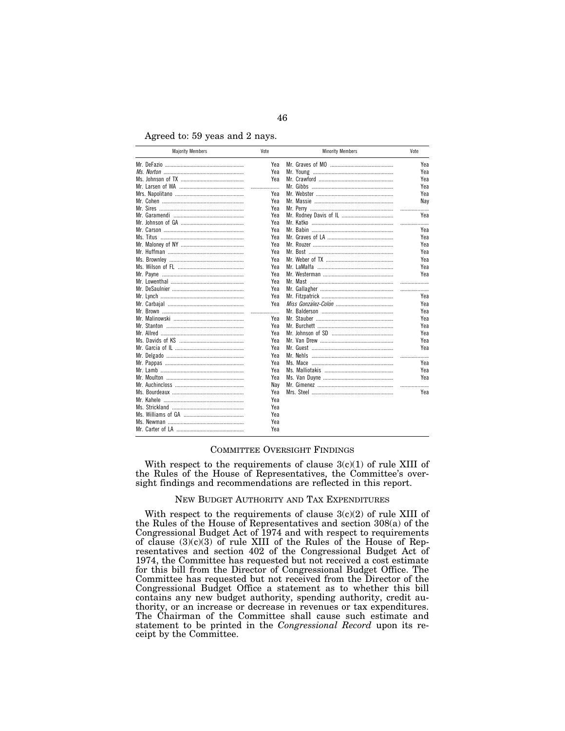Agreed to: 59 yeas and 2 nays.

| Majority Members | Vote | Minority Members | Vote |
|---|---|---|---|
| Mr. DeFazio | Yea | Mr. Graves of MO | Yea |
| *Ms. Norton* | Yea | Mr. Young | Yea |
| Ms. Johnson of TX | Yea | Mr. Crawford | Yea |
| Mr. Larsen of WA | | Mr. Gibbs | Yea |
| Mrs. Napolitano | Yea | Mr. Webster | Yea |
| Mr. Cohen | Yea | Mr. Massie | Nay |
| Mr. Sires | Yea | Mr. Perry | |
| Mr. Garamendi | Yea | Mr. Rodney Davis of IL | Yea |
| Mr. Johnson of GA | Yea | Mr. Katko | |
| Mr. Carson | Yea | Mr. Babin | Yea |
| Ms. Titus | Yea | Mr. Graves of LA | Yea |
| Mr. Maloney of NY | Yea | Mr. Rouzer | Yea |
| Mr. Huffman | Yea | Mr. Bost | Yea |
| Ms. Brownley | Yea | Mr. Weber of TX | Yea |
| Ms. Wilson of FL | Yea | Mr. LaMalfa | Yea |
| Mr. Payne | Yea | Mr. Westerman | Yea |
| Mr. Lowenthal | Yea | Mr. Mast | |
| Mr. DeSaulnier | Yea | Mr. Gallagher | |
| Mr. Lynch | Yea | Mr. Fitzpatrick | Yea |
| Mr. Carbajal | Yea | *Miss González-Colón* | Yea |
| Mr. Brown | | Mr. Balderson | Yea |
| Mr. Malinowski | Yea | Mr. Stauber | Yea |
| Mr. Stanton | Yea | Mr. Burchett | Yea |
| Mr. Allred | Yea | Mr. Johnson of SD | Yea |
| Ms. Davids of KS | Yea | Mr. Van Drew | Yea |
| Mr. García of IL | Yea | Mr. Guest | Yea |
| Mr. Delgado | Yea | Mr. Nehls | |
| Mr. Pappas | Yea | Ms. Mace | Yea |
| Mr. Lamb | Yea | Ms. Malliotakis | Yea |
| Mr. Moulton | Yea | Ms. Van Duyne | Yea |
| Mr. Auchincloss | Nay | Mr. Gimenez | |
| Ms. Bourdeaux | Yea | Mrs. Steel | Yea |
| Mr. Kahele | Yea | | |
| Ms. Strickland | Yea | | |
| Ms. Williams of GA | Yea | | |
| Ms. Newman | Yea | | |
| Mr. Carter of LA | Yea | | |

## Committee Oversight Findings

With respect to the requirements of clause 3(c)(1) of rule XIII of the Rules of the House of Representatives, the Committee's oversight findings and recommendations are reflected in this report.

## New Budget Authority and Tax Expenditures

With respect to the requirements of clause 3(c)(2) of rule XIII of the Rules of the House of Representatives and section 308(a) of the Congressional Budget Act of 1974 and with respect to requirements of clause (3)(c)(3) of rule XIII of the Rules of the House of Representatives and section 402 of the Congressional Budget Act of 1974, the Committee has requested but not received a cost estimate for this bill from the Director of Congressional Budget Office. The Committee has requested but not received from the Director of the Congressional Budget Office a statement as to whether this bill contains any new budget authority, spending authority, credit authority, or an increase or decrease in revenues or tax expenditures. The Chairman of the Committee shall cause such estimate and statement to be printed in the *Congressional Record* upon its receipt by the Committee.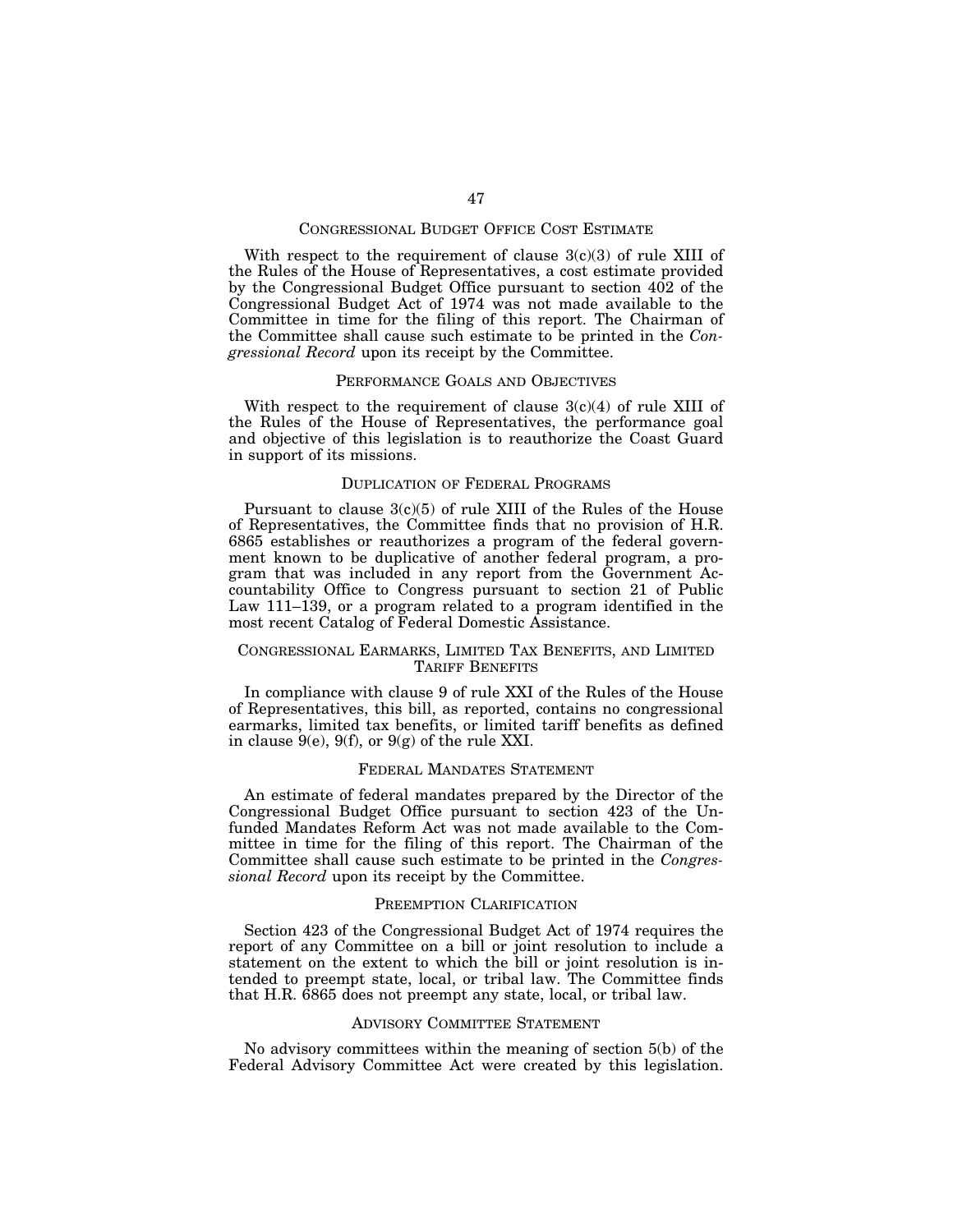## CONGRESSIONAL BUDGET OFFICE COST ESTIMATE

With respect to the requirement of clause 3(c)(3) of rule XIII of the Rules of the House of Representatives, a cost estimate provided by the Congressional Budget Office pursuant to section 402 of the Congressional Budget Act of 1974 was not made available to the Committee in time for the filing of this report. The Chairman of the Committee shall cause such estimate to be printed in the *Congressional Record* upon its receipt by the Committee.

## PERFORMANCE GOALS AND OBJECTIVES

With respect to the requirement of clause 3(c)(4) of rule XIII of the Rules of the House of Representatives, the performance goal and objective of this legislation is to reauthorize the Coast Guard in support of its missions.

## DUPLICATION OF FEDERAL PROGRAMS

Pursuant to clause 3(c)(5) of rule XIII of the Rules of the House of Representatives, the Committee finds that no provision of H.R. 6865 establishes or reauthorizes a program of the federal government known to be duplicative of another federal program, a program that was included in any report from the Government Accountability Office to Congress pursuant to section 21 of Public Law 111–139, or a program related to a program identified in the most recent Catalog of Federal Domestic Assistance.

## CONGRESSIONAL EARMARKS, LIMITED TAX BENEFITS, AND LIMITED TARIFF BENEFITS

In compliance with clause 9 of rule XXI of the Rules of the House of Representatives, this bill, as reported, contains no congressional earmarks, limited tax benefits, or limited tariff benefits as defined in clause 9(e), 9(f), or 9(g) of the rule XXI.

## FEDERAL MANDATES STATEMENT

An estimate of federal mandates prepared by the Director of the Congressional Budget Office pursuant to section 423 of the Unfunded Mandates Reform Act was not made available to the Committee in time for the filing of this report. The Chairman of the Committee shall cause such estimate to be printed in the *Congressional Record* upon its receipt by the Committee.

## PREEMPTION CLARIFICATION

Section 423 of the Congressional Budget Act of 1974 requires the report of any Committee on a bill or joint resolution to include a statement on the extent to which the bill or joint resolution is intended to preempt state, local, or tribal law. The Committee finds that H.R. 6865 does not preempt any state, local, or tribal law.

## ADVISORY COMMITTEE STATEMENT

No advisory committees within the meaning of section 5(b) of the Federal Advisory Committee Act were created by this legislation.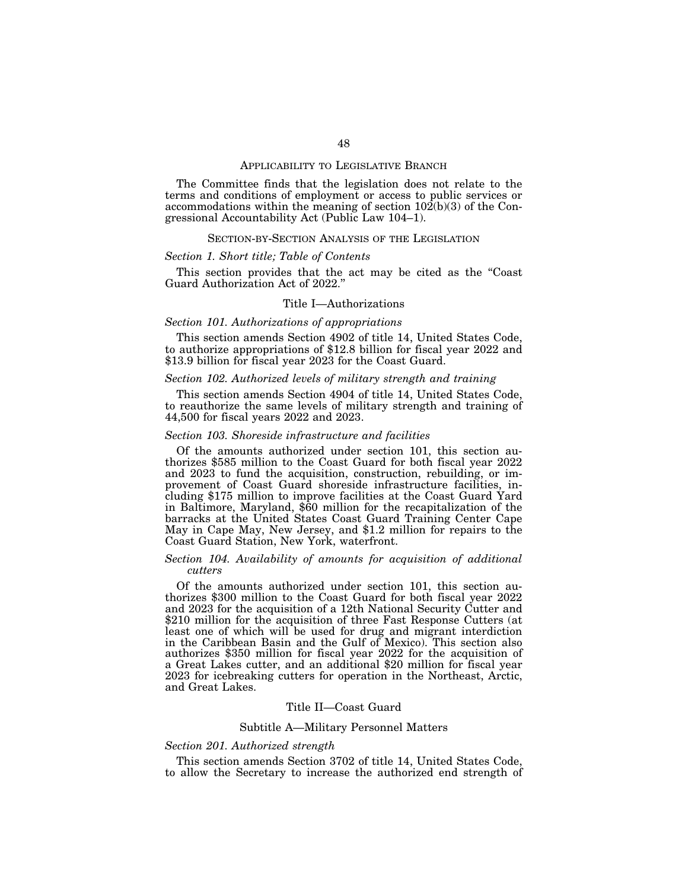## APPLICABILITY TO LEGISLATIVE BRANCH

The Committee finds that the legislation does not relate to the terms and conditions of employment or access to public services or accommodations within the meaning of section 102(b)(3) of the Congressional Accountability Act (Public Law 104–1).

## SECTION-BY-SECTION ANALYSIS OF THE LEGISLATION

*Section 1. Short title; Table of Contents*

This section provides that the act may be cited as the "Coast Guard Authorization Act of 2022."

### Title I—Authorizations

*Section 101. Authorizations of appropriations*

This section amends Section 4902 of title 14, United States Code, to authorize appropriations of $12.8 billion for fiscal year 2022 and $13.9 billion for fiscal year 2023 for the Coast Guard.

*Section 102. Authorized levels of military strength and training*

This section amends Section 4904 of title 14, United States Code, to reauthorize the same levels of military strength and training of 44,500 for fiscal years 2022 and 2023.

*Section 103. Shoreside infrastructure and facilities*

Of the amounts authorized under section 101, this section authorizes $585 million to the Coast Guard for both fiscal year 2022 and 2023 to fund the acquisition, construction, rebuilding, or improvement of Coast Guard shoreside infrastructure facilities, including $175 million to improve facilities at the Coast Guard Yard in Baltimore, Maryland, $60 million for the recapitalization of the barracks at the United States Coast Guard Training Center Cape May in Cape May, New Jersey, and $1.2 million for repairs to the Coast Guard Station, New York, waterfront.

*Section 104. Availability of amounts for acquisition of additional cutters*

Of the amounts authorized under section 101, this section authorizes $300 million to the Coast Guard for both fiscal year 2022 and 2023 for the acquisition of a 12th National Security Cutter and $210 million for the acquisition of three Fast Response Cutters (at least one of which will be used for drug and migrant interdiction in the Caribbean Basin and the Gulf of Mexico). This section also authorizes $350 million for fiscal year 2022 for the acquisition of a Great Lakes cutter, and an additional $20 million for fiscal year 2023 for icebreaking cutters for operation in the Northeast, Arctic, and Great Lakes.

### Title II—Coast Guard

#### Subtitle A—Military Personnel Matters

*Section 201. Authorized strength*

This section amends Section 3702 of title 14, United States Code, to allow the Secretary to increase the authorized end strength of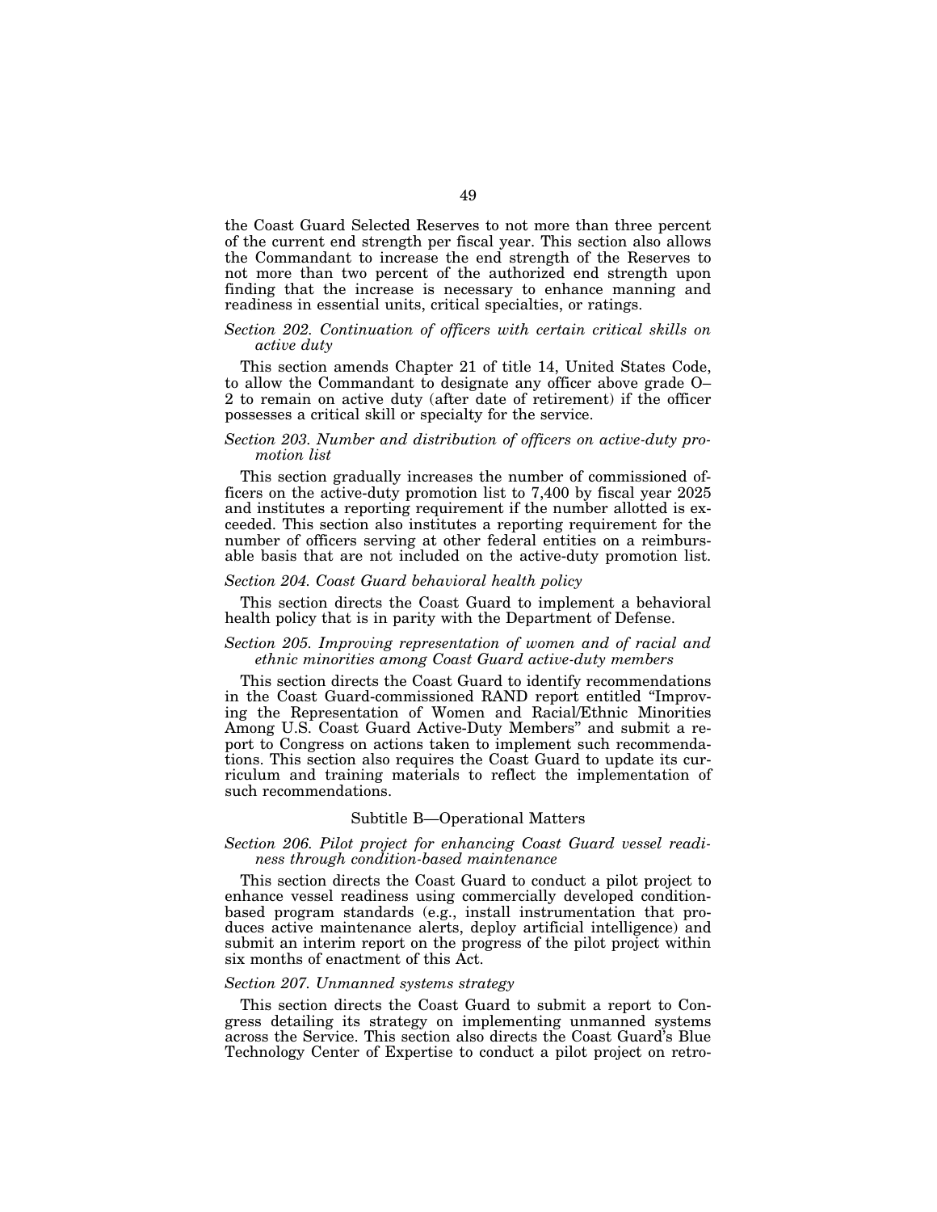the Coast Guard Selected Reserves to not more than three percent of the current end strength per fiscal year. This section also allows the Commandant to increase the end strength of the Reserves to not more than two percent of the authorized end strength upon finding that the increase is necessary to enhance manning and readiness in essential units, critical specialties, or ratings.

*Section 202. Continuation of officers with certain critical skills on active duty*

This section amends Chapter 21 of title 14, United States Code, to allow the Commandant to designate any officer above grade O–2 to remain on active duty (after date of retirement) if the officer possesses a critical skill or specialty for the service.

*Section 203. Number and distribution of officers on active-duty promotion list*

This section gradually increases the number of commissioned officers on the active-duty promotion list to 7,400 by fiscal year 2025 and institutes a reporting requirement if the number allotted is exceeded. This section also institutes a reporting requirement for the number of officers serving at other federal entities on a reimbursable basis that are not included on the active-duty promotion list.

*Section 204. Coast Guard behavioral health policy*

This section directs the Coast Guard to implement a behavioral health policy that is in parity with the Department of Defense.

*Section 205. Improving representation of women and of racial and ethnic minorities among Coast Guard active-duty members*

This section directs the Coast Guard to identify recommendations in the Coast Guard-commissioned RAND report entitled "Improving the Representation of Women and Racial/Ethnic Minorities Among U.S. Coast Guard Active-Duty Members" and submit a report to Congress on actions taken to implement such recommendations. This section also requires the Coast Guard to update its curriculum and training materials to reflect the implementation of such recommendations.

Subtitle B—Operational Matters

*Section 206. Pilot project for enhancing Coast Guard vessel readiness through condition-based maintenance*

This section directs the Coast Guard to conduct a pilot project to enhance vessel readiness using commercially developed condition-based program standards (e.g., install instrumentation that produces active maintenance alerts, deploy artificial intelligence) and submit an interim report on the progress of the pilot project within six months of enactment of this Act.

*Section 207. Unmanned systems strategy*

This section directs the Coast Guard to submit a report to Congress detailing its strategy on implementing unmanned systems across the Service. This section also directs the Coast Guard's Blue Technology Center of Expertise to conduct a pilot project on retro-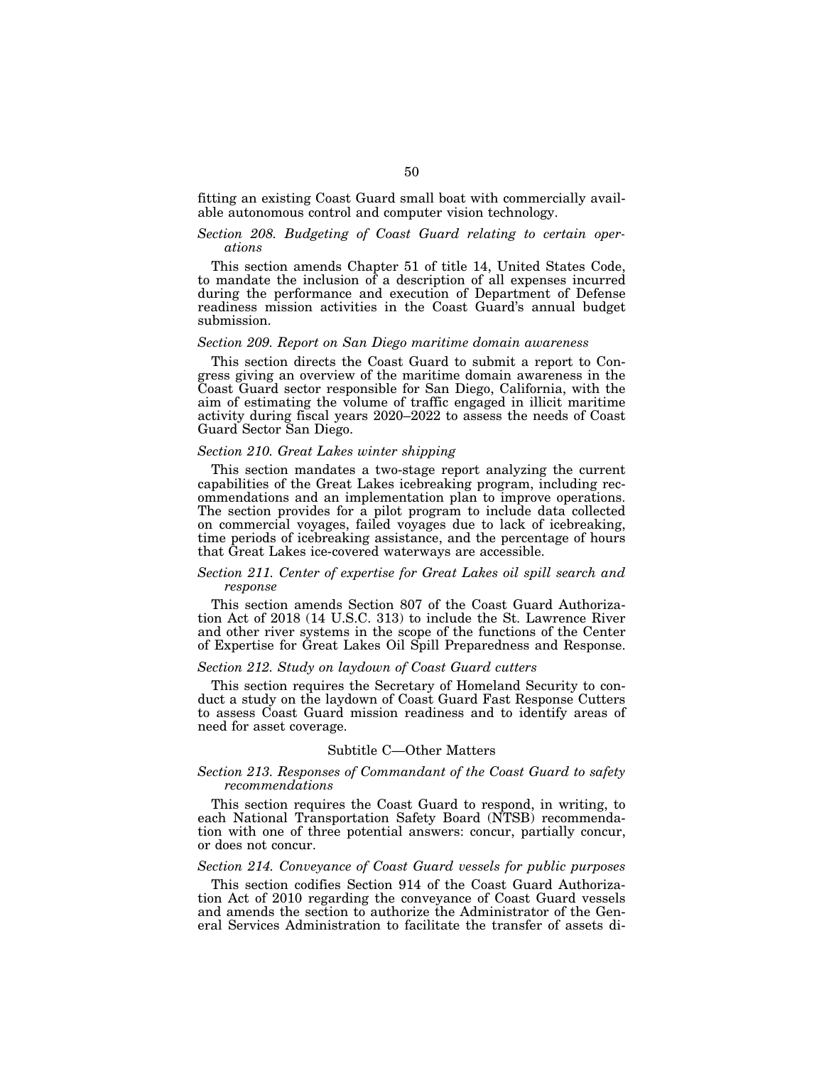fitting an existing Coast Guard small boat with commercially available autonomous control and computer vision technology.

*Section 208. Budgeting of Coast Guard relating to certain operations*

This section amends Chapter 51 of title 14, United States Code, to mandate the inclusion of a description of all expenses incurred during the performance and execution of Department of Defense readiness mission activities in the Coast Guard's annual budget submission.

*Section 209. Report on San Diego maritime domain awareness*

This section directs the Coast Guard to submit a report to Congress giving an overview of the maritime domain awareness in the Coast Guard sector responsible for San Diego, California, with the aim of estimating the volume of traffic engaged in illicit maritime activity during fiscal years 2020–2022 to assess the needs of Coast Guard Sector San Diego.

*Section 210. Great Lakes winter shipping*

This section mandates a two-stage report analyzing the current capabilities of the Great Lakes icebreaking program, including recommendations and an implementation plan to improve operations. The section provides for a pilot program to include data collected on commercial voyages, failed voyages due to lack of icebreaking, time periods of icebreaking assistance, and the percentage of hours that Great Lakes ice-covered waterways are accessible.

*Section 211. Center of expertise for Great Lakes oil spill search and response*

This section amends Section 807 of the Coast Guard Authorization Act of 2018 (14 U.S.C. 313) to include the St. Lawrence River and other river systems in the scope of the functions of the Center of Expertise for Great Lakes Oil Spill Preparedness and Response.

*Section 212. Study on laydown of Coast Guard cutters*

This section requires the Secretary of Homeland Security to conduct a study on the laydown of Coast Guard Fast Response Cutters to assess Coast Guard mission readiness and to identify areas of need for asset coverage.

Subtitle C—Other Matters

*Section 213. Responses of Commandant of the Coast Guard to safety recommendations*

This section requires the Coast Guard to respond, in writing, to each National Transportation Safety Board (NTSB) recommendation with one of three potential answers: concur, partially concur, or does not concur.

*Section 214. Conveyance of Coast Guard vessels for public purposes*

This section codifies Section 914 of the Coast Guard Authorization Act of 2010 regarding the conveyance of Coast Guard vessels and amends the section to authorize the Administrator of the General Services Administration to facilitate the transfer of assets di-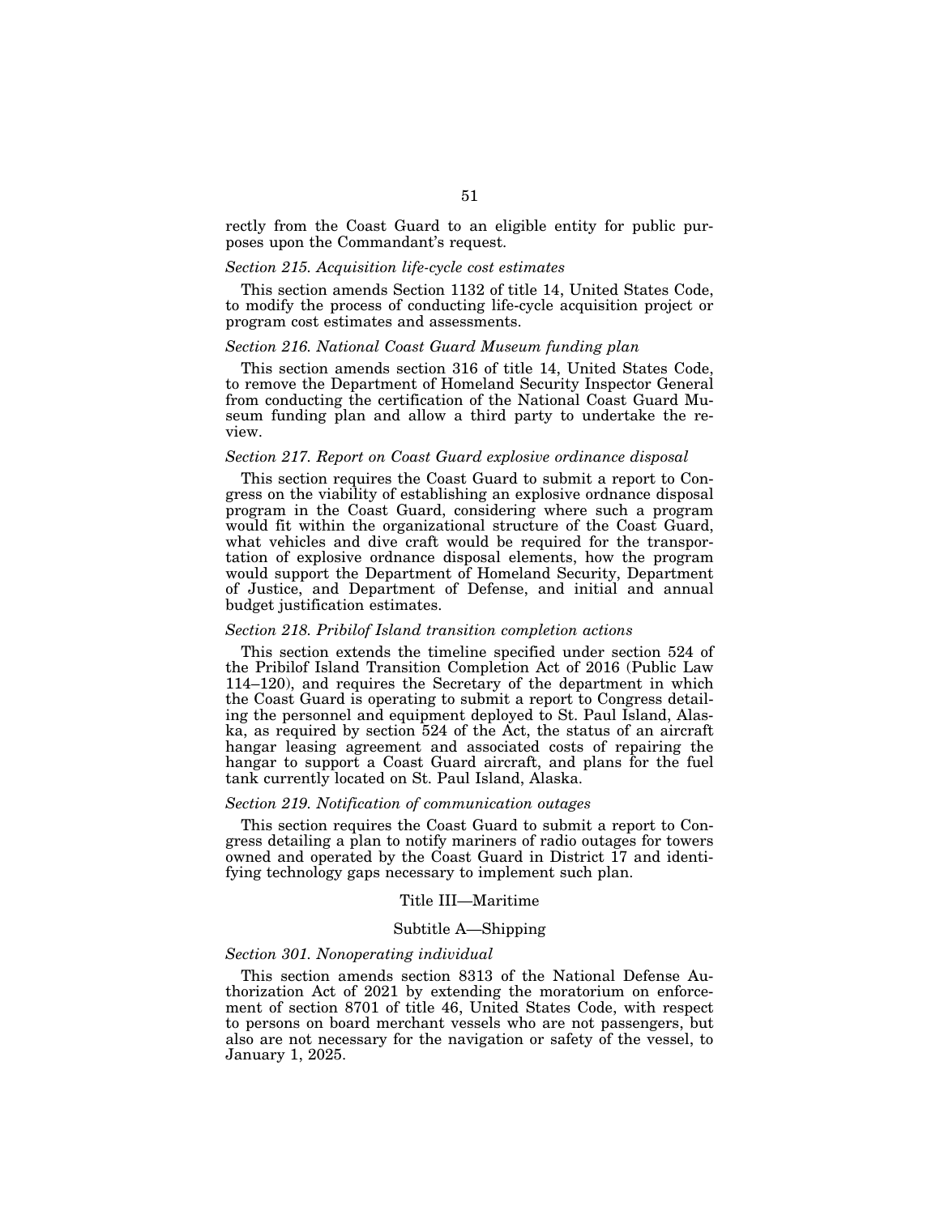rectly from the Coast Guard to an eligible entity for public purposes upon the Commandant's request.

*Section 215. Acquisition life-cycle cost estimates*

This section amends Section 1132 of title 14, United States Code, to modify the process of conducting life-cycle acquisition project or program cost estimates and assessments.

*Section 216. National Coast Guard Museum funding plan*

This section amends section 316 of title 14, United States Code, to remove the Department of Homeland Security Inspector General from conducting the certification of the National Coast Guard Museum funding plan and allow a third party to undertake the review.

*Section 217. Report on Coast Guard explosive ordinance disposal*

This section requires the Coast Guard to submit a report to Congress on the viability of establishing an explosive ordnance disposal program in the Coast Guard, considering where such a program would fit within the organizational structure of the Coast Guard, what vehicles and dive craft would be required for the transportation of explosive ordnance disposal elements, how the program would support the Department of Homeland Security, Department of Justice, and Department of Defense, and initial and annual budget justification estimates.

*Section 218. Pribilof Island transition completion actions*

This section extends the timeline specified under section 524 of the Pribilof Island Transition Completion Act of 2016 (Public Law 114–120), and requires the Secretary of the department in which the Coast Guard is operating to submit a report to Congress detailing the personnel and equipment deployed to St. Paul Island, Alaska, as required by section 524 of the Act, the status of an aircraft hangar leasing agreement and associated costs of repairing the hangar to support a Coast Guard aircraft, and plans for the fuel tank currently located on St. Paul Island, Alaska.

*Section 219. Notification of communication outages*

This section requires the Coast Guard to submit a report to Congress detailing a plan to notify mariners of radio outages for towers owned and operated by the Coast Guard in District 17 and identifying technology gaps necessary to implement such plan.

Title III—Maritime

Subtitle A—Shipping

*Section 301. Nonoperating individual*

This section amends section 8313 of the National Defense Authorization Act of 2021 by extending the moratorium on enforcement of section 8701 of title 46, United States Code, with respect to persons on board merchant vessels who are not passengers, but also are not necessary for the navigation or safety of the vessel, to January 1, 2025.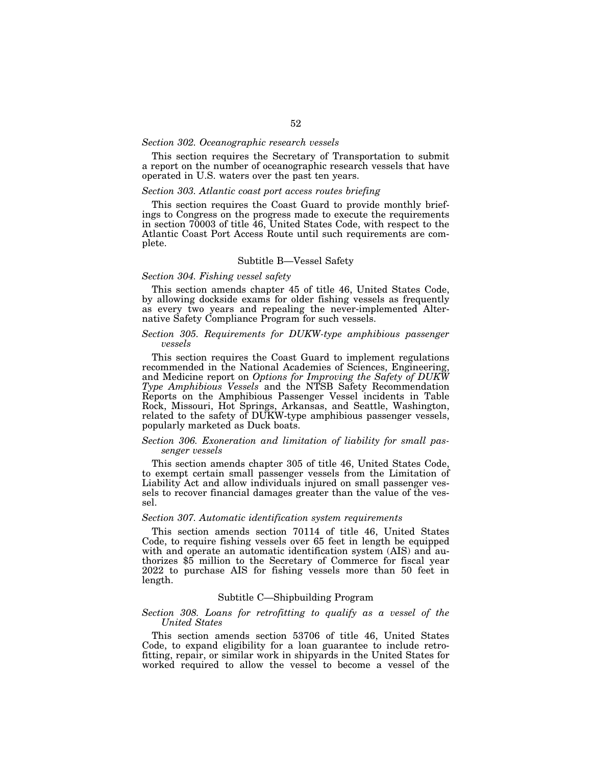*Section 302. Oceanographic research vessels*

This section requires the Secretary of Transportation to submit a report on the number of oceanographic research vessels that have operated in U.S. waters over the past ten years.

*Section 303. Atlantic coast port access routes briefing*

This section requires the Coast Guard to provide monthly briefings to Congress on the progress made to execute the requirements in section 70003 of title 46, United States Code, with respect to the Atlantic Coast Port Access Route until such requirements are complete.

Subtitle B—Vessel Safety

*Section 304. Fishing vessel safety*

This section amends chapter 45 of title 46, United States Code, by allowing dockside exams for older fishing vessels as frequently as every two years and repealing the never-implemented Alternative Safety Compliance Program for such vessels.

*Section 305. Requirements for DUKW-type amphibious passenger vessels*

This section requires the Coast Guard to implement regulations recommended in the National Academies of Sciences, Engineering, and Medicine report on *Options for Improving the Safety of DUKW Type Amphibious Vessels* and the NTSB Safety Recommendation Reports on the Amphibious Passenger Vessel incidents in Table Rock, Missouri, Hot Springs, Arkansas, and Seattle, Washington, related to the safety of DUKW-type amphibious passenger vessels, popularly marketed as Duck boats.

*Section 306. Exoneration and limitation of liability for small passenger vessels*

This section amends chapter 305 of title 46, United States Code, to exempt certain small passenger vessels from the Limitation of Liability Act and allow individuals injured on small passenger vessels to recover financial damages greater than the value of the vessel.

*Section 307. Automatic identification system requirements*

This section amends section 70114 of title 46, United States Code, to require fishing vessels over 65 feet in length be equipped with and operate an automatic identification system (AIS) and authorizes $5 million to the Secretary of Commerce for fiscal year 2022 to purchase AIS for fishing vessels more than 50 feet in length.

Subtitle C—Shipbuilding Program

*Section 308. Loans for retrofitting to qualify as a vessel of the United States*

This section amends section 53706 of title 46, United States Code, to expand eligibility for a loan guarantee to include retrofitting, repair, or similar work in shipyards in the United States for worked required to allow the vessel to become a vessel of the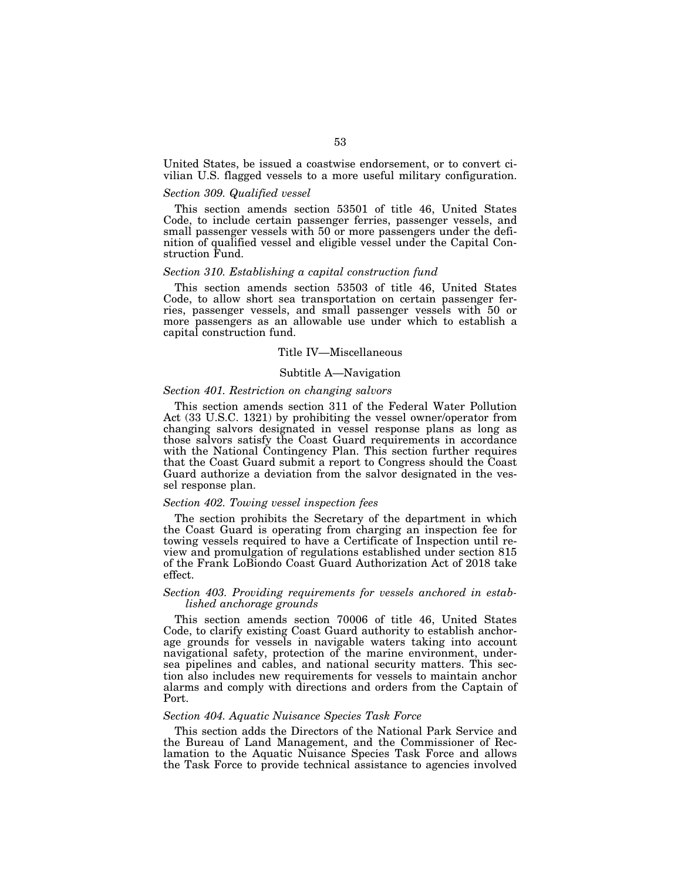United States, be issued a coastwise endorsement, or to convert civilian U.S. flagged vessels to a more useful military configuration.

*Section 309. Qualified vessel*

This section amends section 53501 of title 46, United States Code, to include certain passenger ferries, passenger vessels, and small passenger vessels with 50 or more passengers under the definition of qualified vessel and eligible vessel under the Capital Construction Fund.

*Section 310. Establishing a capital construction fund*

This section amends section 53503 of title 46, United States Code, to allow short sea transportation on certain passenger ferries, passenger vessels, and small passenger vessels with 50 or more passengers as an allowable use under which to establish a capital construction fund.

## Title IV—Miscellaneous

### Subtitle A—Navigation

*Section 401. Restriction on changing salvors*

This section amends section 311 of the Federal Water Pollution Act (33 U.S.C. 1321) by prohibiting the vessel owner/operator from changing salvors designated in vessel response plans as long as those salvors satisfy the Coast Guard requirements in accordance with the National Contingency Plan. This section further requires that the Coast Guard submit a report to Congress should the Coast Guard authorize a deviation from the salvor designated in the vessel response plan.

*Section 402. Towing vessel inspection fees*

The section prohibits the Secretary of the department in which the Coast Guard is operating from charging an inspection fee for towing vessels required to have a Certificate of Inspection until review and promulgation of regulations established under section 815 of the Frank LoBiondo Coast Guard Authorization Act of 2018 take effect.

*Section 403. Providing requirements for vessels anchored in established anchorage grounds*

This section amends section 70006 of title 46, United States Code, to clarify existing Coast Guard authority to establish anchorage grounds for vessels in navigable waters taking into account navigational safety, protection of the marine environment, undersea pipelines and cables, and national security matters. This section also includes new requirements for vessels to maintain anchor alarms and comply with directions and orders from the Captain of Port.

*Section 404. Aquatic Nuisance Species Task Force*

This section adds the Directors of the National Park Service and the Bureau of Land Management, and the Commissioner of Reclamation to the Aquatic Nuisance Species Task Force and allows the Task Force to provide technical assistance to agencies involved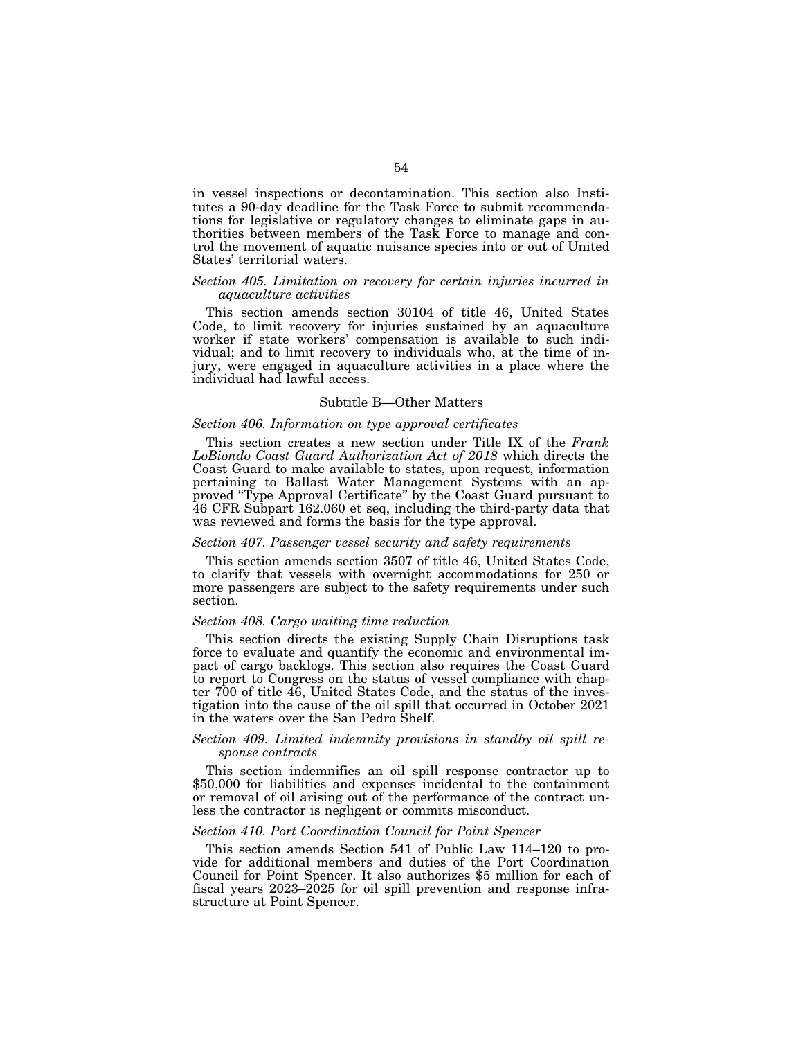in vessel inspections or decontamination. This section also Institutes a 90-day deadline for the Task Force to submit recommendations for legislative or regulatory changes to eliminate gaps in authorities between members of the Task Force to manage and control the movement of aquatic nuisance species into or out of United States' territorial waters.

*Section 405. Limitation on recovery for certain injuries incurred in aquaculture activities*

This section amends section 30104 of title 46, United States Code, to limit recovery for injuries sustained by an aquaculture worker if state workers' compensation is available to such individual; and to limit recovery to individuals who, at the time of injury, were engaged in aquaculture activities in a place where the individual had lawful access.

## Subtitle B—Other Matters

*Section 406. Information on type approval certificates*

This section creates a new section under Title IX of the *Frank LoBiondo Coast Guard Authorization Act of 2018* which directs the Coast Guard to make available to states, upon request, information pertaining to Ballast Water Management Systems with an approved "Type Approval Certificate" by the Coast Guard pursuant to 46 CFR Subpart 162.060 et seq, including the third-party data that was reviewed and forms the basis for the type approval.

*Section 407. Passenger vessel security and safety requirements*

This section amends section 3507 of title 46, United States Code, to clarify that vessels with overnight accommodations for 250 or more passengers are subject to the safety requirements under such section.

*Section 408. Cargo waiting time reduction*

This section directs the existing Supply Chain Disruptions task force to evaluate and quantify the economic and environmental impact of cargo backlogs. This section also requires the Coast Guard to report to Congress on the status of vessel compliance with chapter 700 of title 46, United States Code, and the status of the investigation into the cause of the oil spill that occurred in October 2021 in the waters over the San Pedro Shelf.

*Section 409. Limited indemnity provisions in standby oil spill response contracts*

This section indemnifies an oil spill response contractor up to $50,000 for liabilities and expenses incidental to the containment or removal of oil arising out of the performance of the contract unless the contractor is negligent or commits misconduct.

*Section 410. Port Coordination Council for Point Spencer*

This section amends Section 541 of Public Law 114–120 to provide for additional members and duties of the Port Coordination Council for Point Spencer. It also authorizes $5 million for each of fiscal years 2023–2025 for oil spill prevention and response infrastructure at Point Spencer.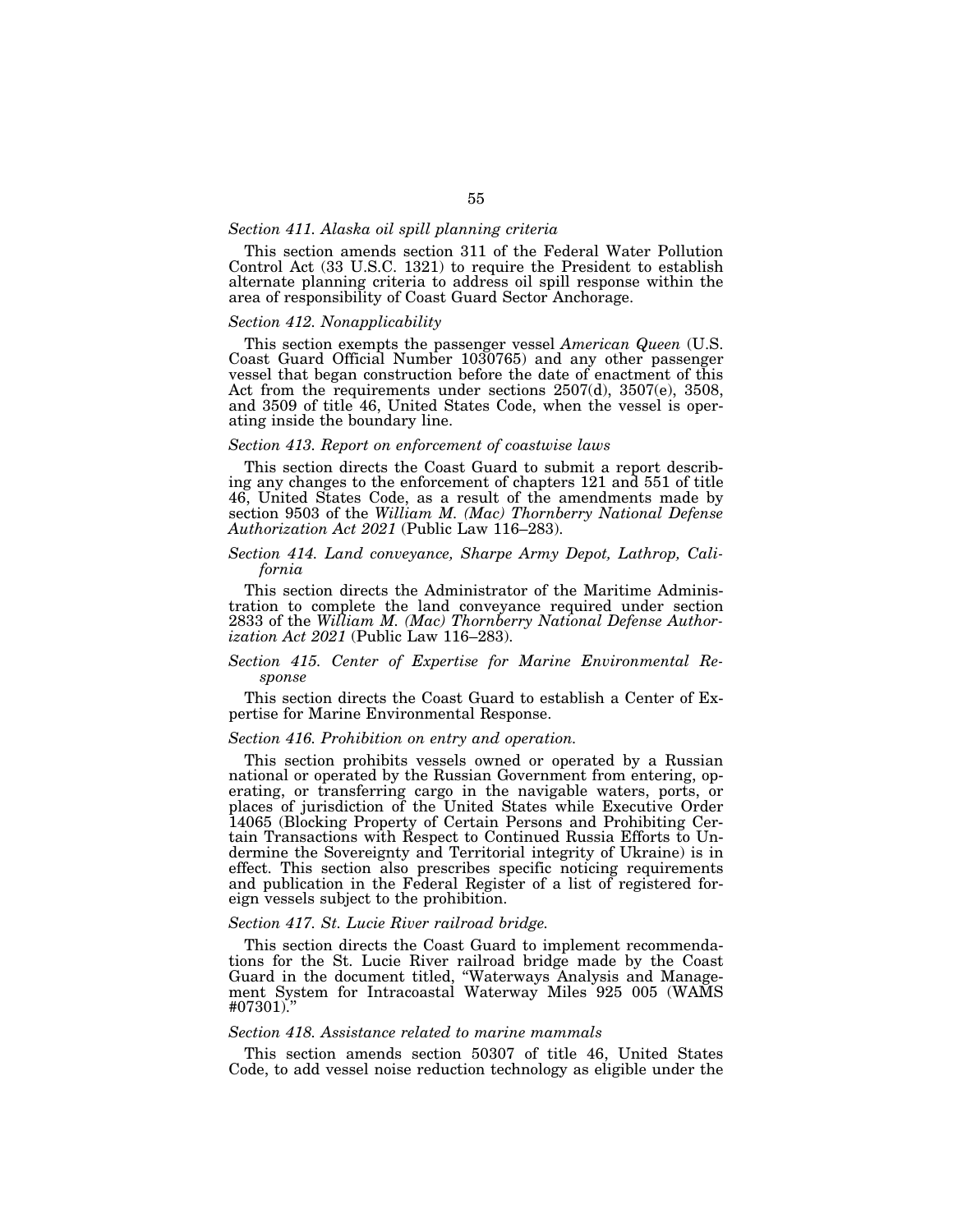*Section 411. Alaska oil spill planning criteria*

This section amends section 311 of the Federal Water Pollution Control Act (33 U.S.C. 1321) to require the President to establish alternate planning criteria to address oil spill response within the area of responsibility of Coast Guard Sector Anchorage.

*Section 412. Nonapplicability*

This section exempts the passenger vessel *American Queen* (U.S. Coast Guard Official Number 1030765) and any other passenger vessel that began construction before the date of enactment of this Act from the requirements under sections 2507(d), 3507(e), 3508, and 3509 of title 46, United States Code, when the vessel is operating inside the boundary line.

*Section 413. Report on enforcement of coastwise laws*

This section directs the Coast Guard to submit a report describing any changes to the enforcement of chapters 121 and 551 of title 46, United States Code, as a result of the amendments made by section 9503 of the *William M. (Mac) Thornberry National Defense Authorization Act 2021* (Public Law 116–283).

*Section 414. Land conveyance, Sharpe Army Depot, Lathrop, California*

This section directs the Administrator of the Maritime Administration to complete the land conveyance required under section 2833 of the *William M. (Mac) Thornberry National Defense Authorization Act 2021* (Public Law 116–283).

*Section 415. Center of Expertise for Marine Environmental Response*

This section directs the Coast Guard to establish a Center of Expertise for Marine Environmental Response.

*Section 416. Prohibition on entry and operation.*

This section prohibits vessels owned or operated by a Russian national or operated by the Russian Government from entering, operating, or transferring cargo in the navigable waters, ports, or places of jurisdiction of the United States while Executive Order 14065 (Blocking Property of Certain Persons and Prohibiting Certain Transactions with Respect to Continued Russia Efforts to Undermine the Sovereignty and Territorial integrity of Ukraine) is in effect. This section also prescribes specific noticing requirements and publication in the Federal Register of a list of registered foreign vessels subject to the prohibition.

*Section 417. St. Lucie River railroad bridge.*

This section directs the Coast Guard to implement recommendations for the St. Lucie River railroad bridge made by the Coast Guard in the document titled, "Waterways Analysis and Management System for Intracoastal Waterway Miles 925 005 (WAMS #07301)."

*Section 418. Assistance related to marine mammals*

This section amends section 50307 of title 46, United States Code, to add vessel noise reduction technology as eligible under the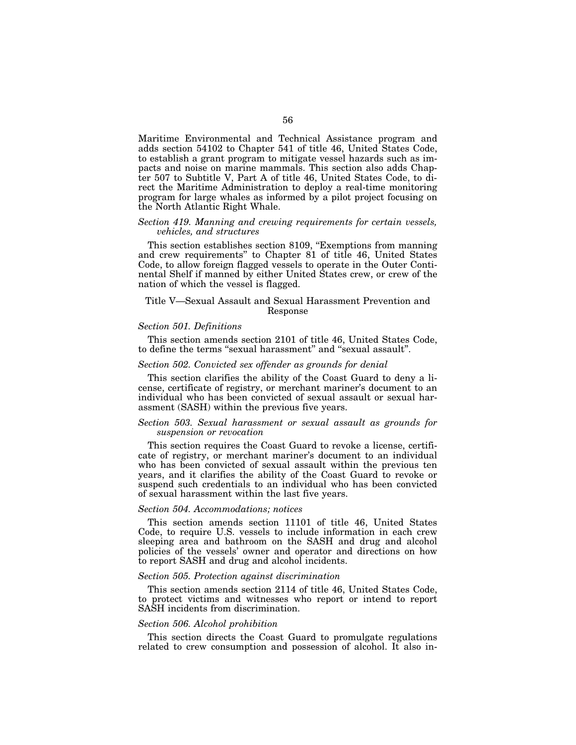Maritime Environmental and Technical Assistance program and adds section 54102 to Chapter 541 of title 46, United States Code, to establish a grant program to mitigate vessel hazards such as impacts and noise on marine mammals. This section also adds Chapter 507 to Subtitle V, Part A of title 46, United States Code, to direct the Maritime Administration to deploy a real-time monitoring program for large whales as informed by a pilot project focusing on the North Atlantic Right Whale.

*Section 419. Manning and crewing requirements for certain vessels, vehicles, and structures*

This section establishes section 8109, "Exemptions from manning and crew requirements" to Chapter 81 of title 46, United States Code, to allow foreign flagged vessels to operate in the Outer Continental Shelf if manned by either United States crew, or crew of the nation of which the vessel is flagged.

## Title V—Sexual Assault and Sexual Harassment Prevention and Response

*Section 501. Definitions*

This section amends section 2101 of title 46, United States Code, to define the terms "sexual harassment" and "sexual assault".

*Section 502. Convicted sex offender as grounds for denial*

This section clarifies the ability of the Coast Guard to deny a license, certificate of registry, or merchant mariner's document to an individual who has been convicted of sexual assault or sexual harassment (SASH) within the previous five years.

*Section 503. Sexual harassment or sexual assault as grounds for suspension or revocation*

This section requires the Coast Guard to revoke a license, certificate of registry, or merchant mariner's document to an individual who has been convicted of sexual assault within the previous ten years, and it clarifies the ability of the Coast Guard to revoke or suspend such credentials to an individual who has been convicted of sexual harassment within the last five years.

*Section 504. Accommodations; notices*

This section amends section 11101 of title 46, United States Code, to require U.S. vessels to include information in each crew sleeping area and bathroom on the SASH and drug and alcohol policies of the vessels' owner and operator and directions on how to report SASH and drug and alcohol incidents.

*Section 505. Protection against discrimination*

This section amends section 2114 of title 46, United States Code, to protect victims and witnesses who report or intend to report SASH incidents from discrimination.

*Section 506. Alcohol prohibition*

This section directs the Coast Guard to promulgate regulations related to crew consumption and possession of alcohol. It also in-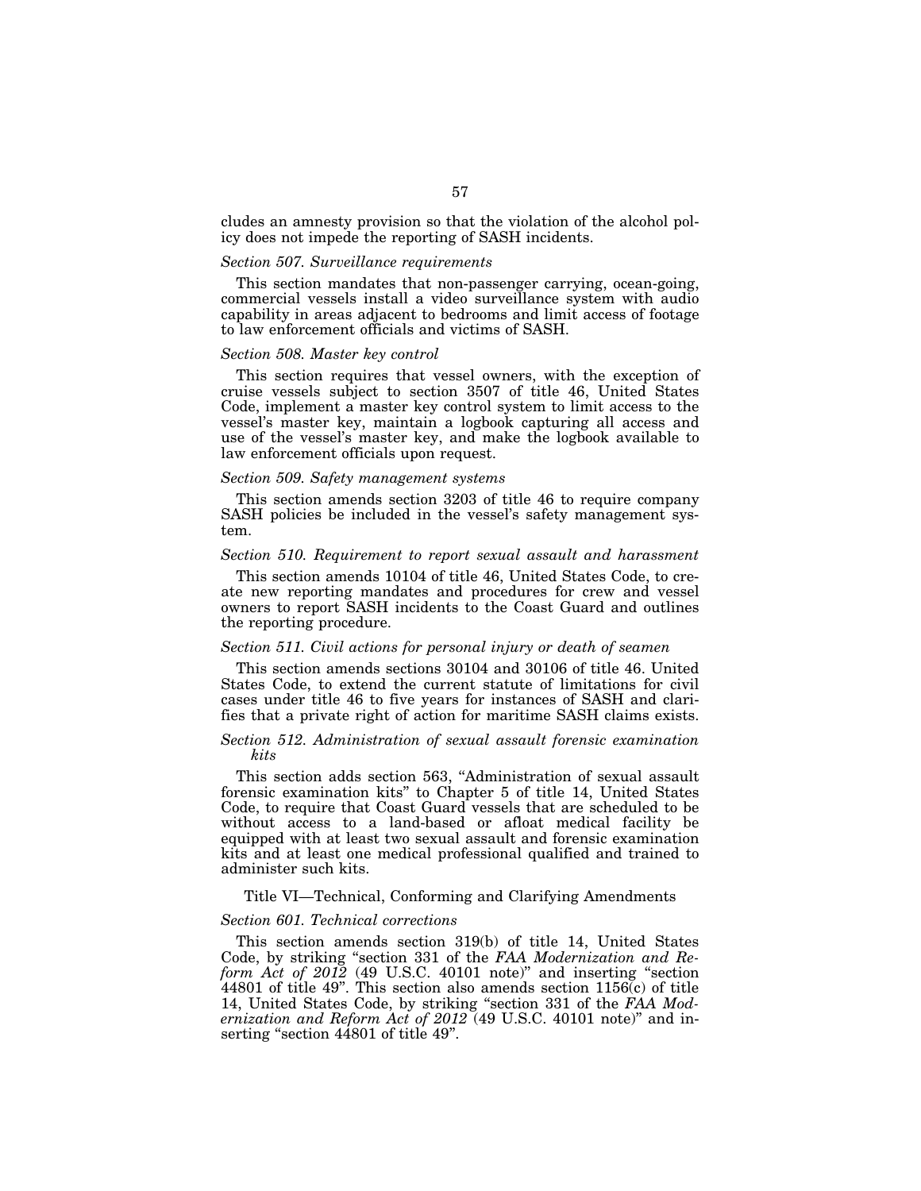cludes an amnesty provision so that the violation of the alcohol policy does not impede the reporting of SASH incidents.

*Section 507. Surveillance requirements*

This section mandates that non-passenger carrying, ocean-going, commercial vessels install a video surveillance system with audio capability in areas adjacent to bedrooms and limit access of footage to law enforcement officials and victims of SASH.

*Section 508. Master key control*

This section requires that vessel owners, with the exception of cruise vessels subject to section 3507 of title 46, United States Code, implement a master key control system to limit access to the vessel's master key, maintain a logbook capturing all access and use of the vessel's master key, and make the logbook available to law enforcement officials upon request.

*Section 509. Safety management systems*

This section amends section 3203 of title 46 to require company SASH policies be included in the vessel's safety management system.

*Section 510. Requirement to report sexual assault and harassment*

This section amends 10104 of title 46, United States Code, to create new reporting mandates and procedures for crew and vessel owners to report SASH incidents to the Coast Guard and outlines the reporting procedure.

*Section 511. Civil actions for personal injury or death of seamen*

This section amends sections 30104 and 30106 of title 46. United States Code, to extend the current statute of limitations for civil cases under title 46 to five years for instances of SASH and clarifies that a private right of action for maritime SASH claims exists.

*Section 512. Administration of sexual assault forensic examination kits*

This section adds section 563, "Administration of sexual assault forensic examination kits" to Chapter 5 of title 14, United States Code, to require that Coast Guard vessels that are scheduled to be without access to a land-based or afloat medical facility be equipped with at least two sexual assault and forensic examination kits and at least one medical professional qualified and trained to administer such kits.

Title VI—Technical, Conforming and Clarifying Amendments

*Section 601. Technical corrections*

This section amends section 319(b) of title 14, United States Code, by striking "section 331 of the *FAA Modernization and Reform Act of 2012* (49 U.S.C. 40101 note)" and inserting "section 44801 of title 49". This section also amends section 1156(c) of title 14, United States Code, by striking "section 331 of the *FAA Modernization and Reform Act of 2012* (49 U.S.C. 40101 note)" and inserting "section 44801 of title 49".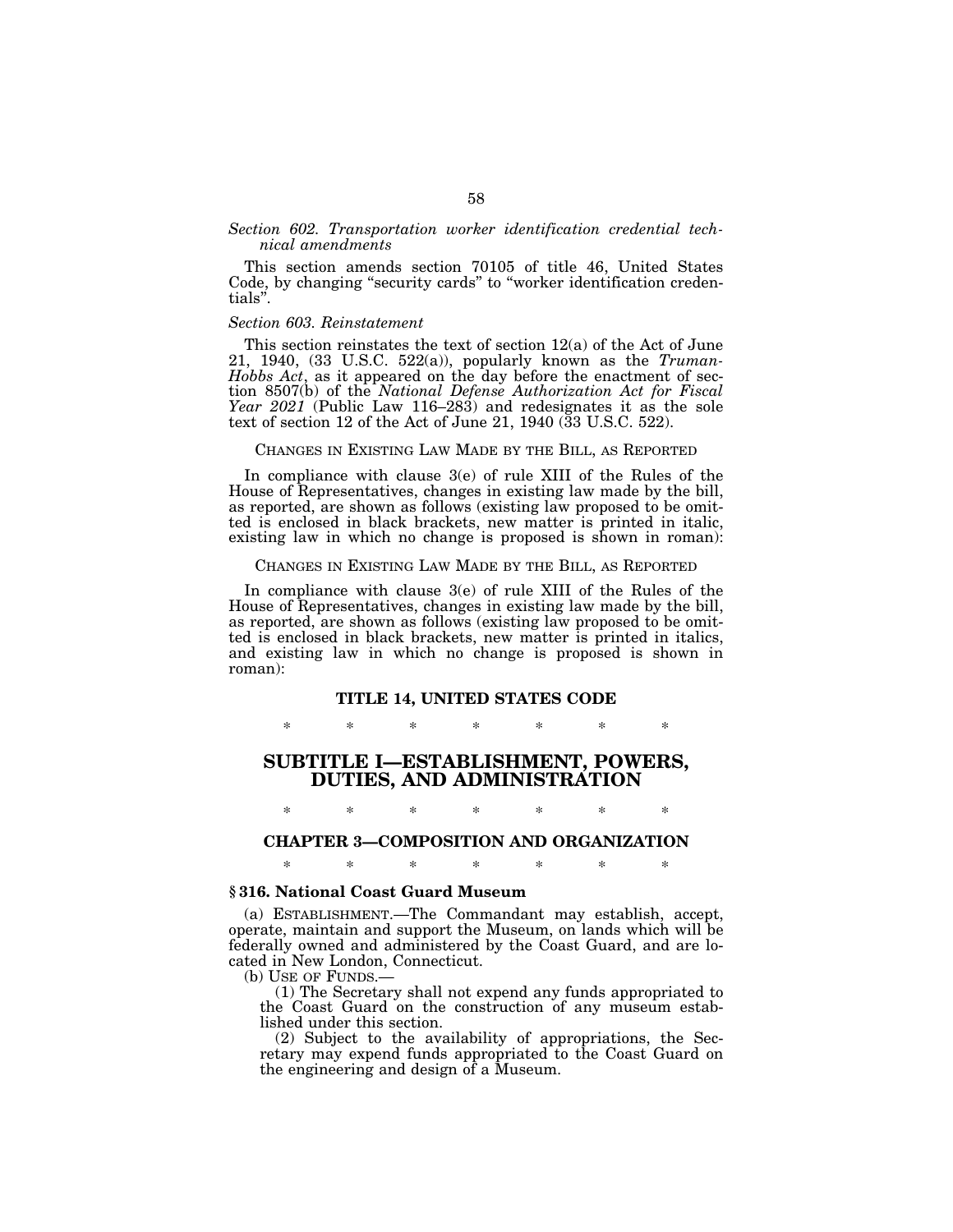*Section 602. Transportation worker identification credential technical amendments*

This section amends section 70105 of title 46, United States Code, by changing "security cards" to "worker identification credentials".

*Section 603. Reinstatement*

This section reinstates the text of section 12(a) of the Act of June 21, 1940, (33 U.S.C. 522(a)), popularly known as the *Truman-Hobbs Act*, as it appeared on the day before the enactment of section 8507(b) of the *National Defense Authorization Act for Fiscal Year 2021* (Public Law 116–283) and redesignates it as the sole text of section 12 of the Act of June 21, 1940 (33 U.S.C. 522).

CHANGES IN EXISTING LAW MADE BY THE BILL, AS REPORTED

In compliance with clause 3(e) of rule XIII of the Rules of the House of Representatives, changes in existing law made by the bill, as reported, are shown as follows (existing law proposed to be omitted is enclosed in black brackets, new matter is printed in italic, existing law in which no change is proposed is shown in roman):

CHANGES IN EXISTING LAW MADE BY THE BILL, AS REPORTED

In compliance with clause 3(e) of rule XIII of the Rules of the House of Representatives, changes in existing law made by the bill, as reported, are shown as follows (existing law proposed to be omitted is enclosed in black brackets, new matter is printed in italics, and existing law in which no change is proposed is shown in roman):

## TITLE 14, UNITED STATES CODE

\* \* \* \* \* \* \*

## SUBTITLE I—ESTABLISHMENT, POWERS, DUTIES, AND ADMINISTRATION

\* \* \* \* \* \* \*

### CHAPTER 3—COMPOSITION AND ORGANIZATION

\* \* \* \* \* \* \*

**§ 316. National Coast Guard Museum**

(a) ESTABLISHMENT.—The Commandant may establish, accept, operate, maintain and support the Museum, on lands which will be federally owned and administered by the Coast Guard, and are located in New London, Connecticut.

(b) USE OF FUNDS.—

(1) The Secretary shall not expend any funds appropriated to the Coast Guard on the construction of any museum established under this section.

(2) Subject to the availability of appropriations, the Secretary may expend funds appropriated to the Coast Guard on the engineering and design of a Museum.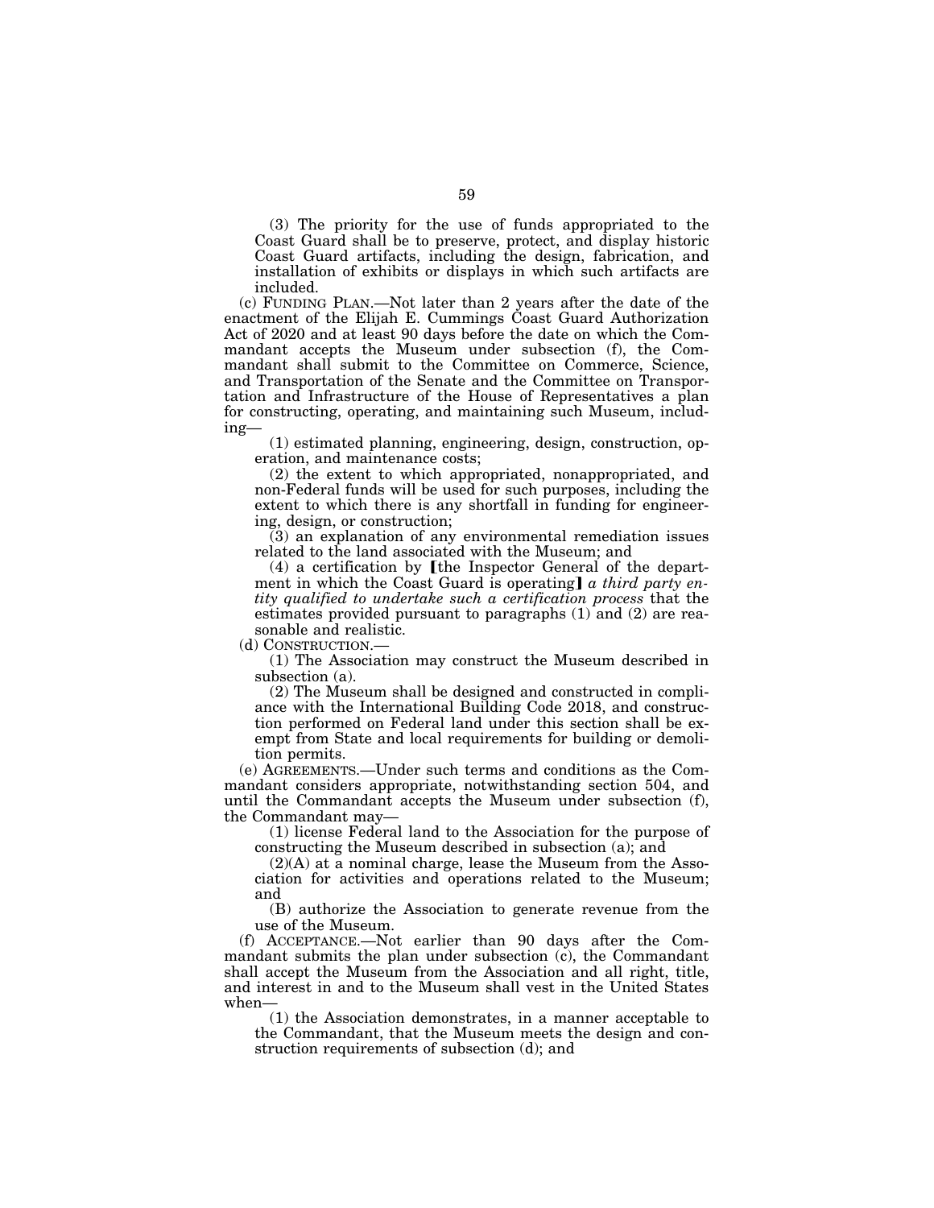(3) The priority for the use of funds appropriated to the Coast Guard shall be to preserve, protect, and display historic Coast Guard artifacts, including the design, fabrication, and installation of exhibits or displays in which such artifacts are included.

(c) FUNDING PLAN.—Not later than 2 years after the date of the enactment of the Elijah E. Cummings Coast Guard Authorization Act of 2020 and at least 90 days before the date on which the Commandant accepts the Museum under subsection (f), the Commandant shall submit to the Committee on Commerce, Science, and Transportation of the Senate and the Committee on Transportation and Infrastructure of the House of Representatives a plan for constructing, operating, and maintaining such Museum, including—

(1) estimated planning, engineering, design, construction, operation, and maintenance costs;

(2) the extent to which appropriated, nonappropriated, and non-Federal funds will be used for such purposes, including the extent to which there is any shortfall in funding for engineering, design, or construction;

(3) an explanation of any environmental remediation issues related to the land associated with the Museum; and

(4) a certification by [the Inspector General of the department in which the Coast Guard is operating] *a third party entity qualified to undertake such a certification process* that the estimates provided pursuant to paragraphs (1) and (2) are reasonable and realistic.

(d) CONSTRUCTION.—

(1) The Association may construct the Museum described in subsection (a).

(2) The Museum shall be designed and constructed in compliance with the International Building Code 2018, and construction performed on Federal land under this section shall be exempt from State and local requirements for building or demolition permits.

(e) AGREEMENTS.—Under such terms and conditions as the Commandant considers appropriate, notwithstanding section 504, and until the Commandant accepts the Museum under subsection (f), the Commandant may—

(1) license Federal land to the Association for the purpose of constructing the Museum described in subsection (a); and

(2)(A) at a nominal charge, lease the Museum from the Association for activities and operations related to the Museum; and

(B) authorize the Association to generate revenue from the use of the Museum.

(f) ACCEPTANCE.—Not earlier than 90 days after the Commandant submits the plan under subsection (c), the Commandant shall accept the Museum from the Association and all right, title, and interest in and to the Museum shall vest in the United States when—

(1) the Association demonstrates, in a manner acceptable to the Commandant, that the Museum meets the design and construction requirements of subsection (d); and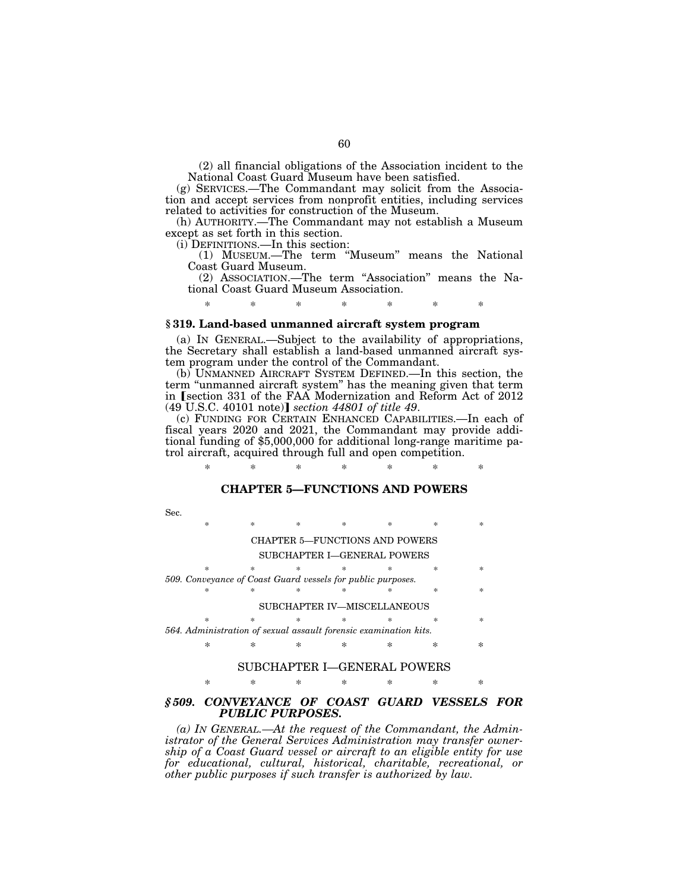(2) all financial obligations of the Association incident to the National Coast Guard Museum have been satisfied.

(g) SERVICES.—The Commandant may solicit from the Association and accept services from nonprofit entities, including services related to activities for construction of the Museum.

(h) AUTHORITY.—The Commandant may not establish a Museum except as set forth in this section.

(i) DEFINITIONS.—In this section:

(1) MUSEUM.—The term "Museum" means the National Coast Guard Museum.

(2) ASSOCIATION.—The term "Association" means the National Coast Guard Museum Association.

\* \* \* \* \* \* \*

### § 319. Land-based unmanned aircraft system program

(a) IN GENERAL.—Subject to the availability of appropriations, the Secretary shall establish a land-based unmanned aircraft system program under the control of the Commandant.

(b) UNMANNED AIRCRAFT SYSTEM DEFINED.—In this section, the term "unmanned aircraft system" has the meaning given that term in [section 331 of the FAA Modernization and Reform Act of 2012 (49 U.S.C. 40101 note)] *section 44801 of title 49*.

(c) FUNDING FOR CERTAIN ENHANCED CAPABILITIES.—In each of fiscal years 2020 and 2021, the Commandant may provide additional funding of $5,000,000 for additional long-range maritime patrol aircraft, acquired through full and open competition.

\* \* \* \* \* \* \*

## CHAPTER 5—FUNCTIONS AND POWERS

Sec.

\* \* \* \* \* \* \*

CHAPTER 5—FUNCTIONS AND POWERS

SUBCHAPTER I—GENERAL POWERS

\* \* \* \* \* \* \*

*509. Conveyance of Coast Guard vessels for public purposes.*

\* \* \* \* \* \* \*

SUBCHAPTER IV—MISCELLANEOUS

\* \* \* \* \* \* \*

*564. Administration of sexual assault forensic examination kits.*

\* \* \* \* \* \* \*

## SUBCHAPTER I—GENERAL POWERS

\* \* \* \* \* \* \*

### *§ 509. CONVEYANCE OF COAST GUARD VESSELS FOR PUBLIC PURPOSES.*

*(a) IN GENERAL.—At the request of the Commandant, the Administrator of the General Services Administration may transfer ownership of a Coast Guard vessel or aircraft to an eligible entity for use for educational, cultural, historical, charitable, recreational, or other public purposes if such transfer is authorized by law.*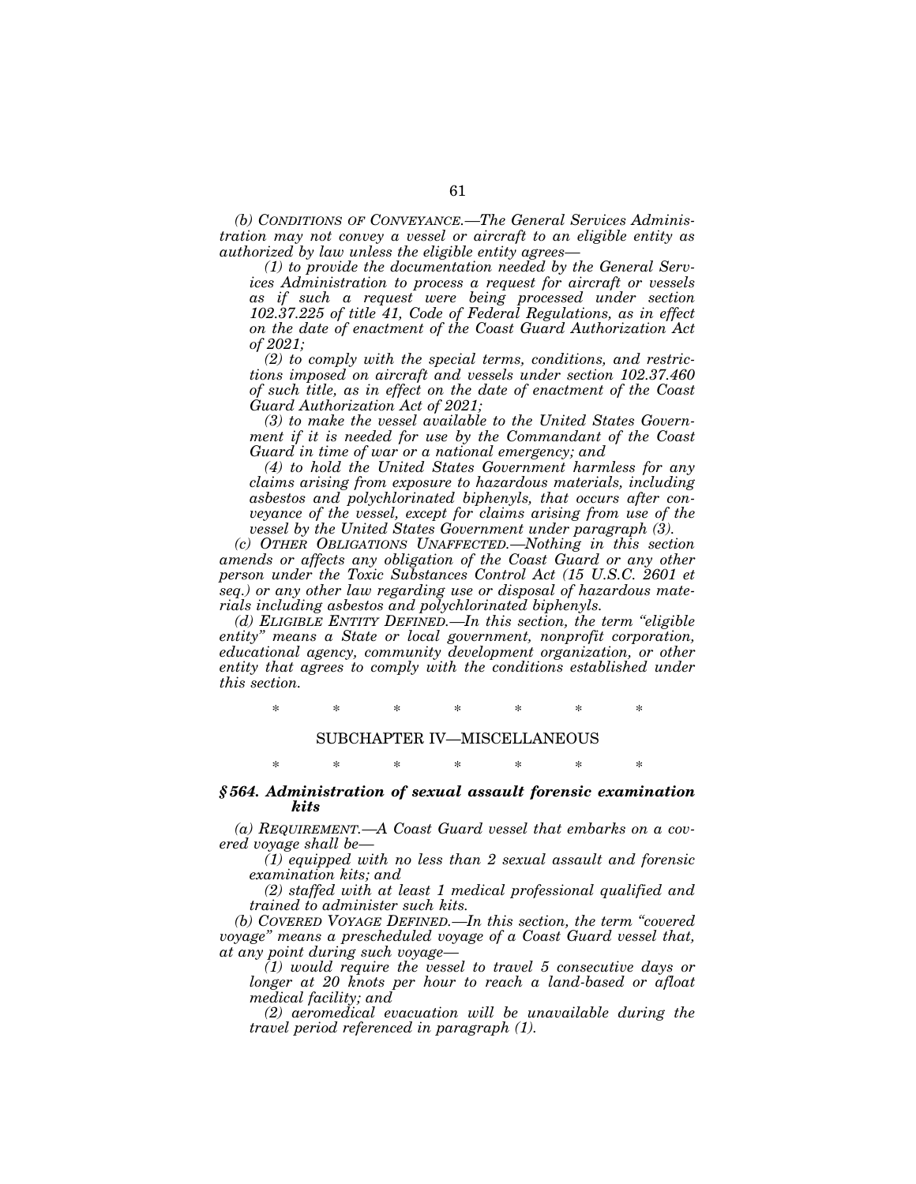*(b) CONDITIONS OF CONVEYANCE.—The General Services Administration may not convey a vessel or aircraft to an eligible entity as authorized by law unless the eligible entity agrees—*

*(1) to provide the documentation needed by the General Services Administration to process a request for aircraft or vessels as if such a request were being processed under section 102.37.225 of title 41, Code of Federal Regulations, as in effect on the date of enactment of the Coast Guard Authorization Act of 2021;*

*(2) to comply with the special terms, conditions, and restrictions imposed on aircraft and vessels under section 102.37.460 of such title, as in effect on the date of enactment of the Coast Guard Authorization Act of 2021;*

*(3) to make the vessel available to the United States Government if it is needed for use by the Commandant of the Coast Guard in time of war or a national emergency; and*

*(4) to hold the United States Government harmless for any claims arising from exposure to hazardous materials, including asbestos and polychlorinated biphenyls, that occurs after conveyance of the vessel, except for claims arising from use of the vessel by the United States Government under paragraph (3).*

*(c) OTHER OBLIGATIONS UNAFFECTED.—Nothing in this section amends or affects any obligation of the Coast Guard or any other person under the Toxic Substances Control Act (15 U.S.C. 2601 et seq.) or any other law regarding use or disposal of hazardous materials including asbestos and polychlorinated biphenyls.*

*(d) ELIGIBLE ENTITY DEFINED.—In this section, the term "eligible entity" means a State or local government, nonprofit corporation, educational agency, community development organization, or other entity that agrees to comply with the conditions established under this section.*

\* \* \* \* \* \* \*

SUBCHAPTER IV—MISCELLANEOUS

\* \* \* \* \* \* \*

***§ 564. Administration of sexual assault forensic examination kits***

*(a) REQUIREMENT.—A Coast Guard vessel that embarks on a covered voyage shall be—*

*(1) equipped with no less than 2 sexual assault and forensic examination kits; and*

*(2) staffed with at least 1 medical professional qualified and trained to administer such kits.*

*(b) COVERED VOYAGE DEFINED.—In this section, the term "covered voyage" means a prescheduled voyage of a Coast Guard vessel that, at any point during such voyage—*

*(1) would require the vessel to travel 5 consecutive days or longer at 20 knots per hour to reach a land-based or afloat medical facility; and*

*(2) aeromedical evacuation will be unavailable during the travel period referenced in paragraph (1).*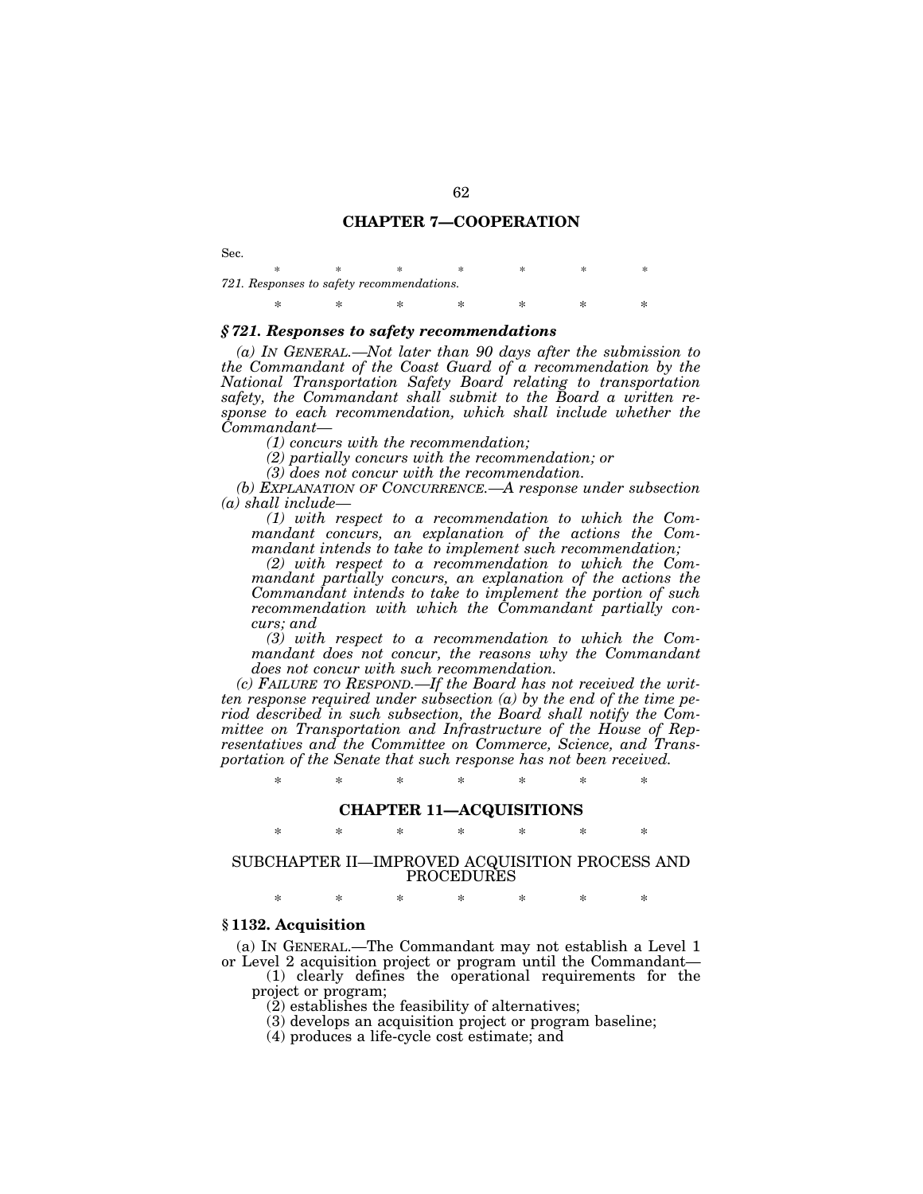## CHAPTER 7—COOPERATION

Sec.

\* \* \* \* \* \* \*

*721. Responses to safety recommendations.*

\* \* \* \* \* \* \*

### ***§ 721. Responses to safety recommendations***

*(a) IN GENERAL.—Not later than 90 days after the submission to the Commandant of the Coast Guard of a recommendation by the National Transportation Safety Board relating to transportation safety, the Commandant shall submit to the Board a written response to each recommendation, which shall include whether the Commandant—*

*(1) concurs with the recommendation;*

*(2) partially concurs with the recommendation; or*

*(3) does not concur with the recommendation.*

*(b) EXPLANATION OF CONCURRENCE.—A response under subsection (a) shall include—*

*(1) with respect to a recommendation to which the Commandant concurs, an explanation of the actions the Commandant intends to take to implement such recommendation;*

*(2) with respect to a recommendation to which the Commandant partially concurs, an explanation of the actions the Commandant intends to take to implement the portion of such recommendation with which the Commandant partially concurs; and*

*(3) with respect to a recommendation to which the Commandant does not concur, the reasons why the Commandant does not concur with such recommendation.*

*(c) FAILURE TO RESPOND.—If the Board has not received the written response required under subsection (a) by the end of the time period described in such subsection, the Board shall notify the Committee on Transportation and Infrastructure of the House of Representatives and the Committee on Commerce, Science, and Transportation of the Senate that such response has not been received.*

\* \* \* \* \* \* \*

## CHAPTER 11—ACQUISITIONS

\* \* \* \* \* \* \*

### SUBCHAPTER II—IMPROVED ACQUISITION PROCESS AND PROCEDURES

\* \* \* \* \* \* \*

### **§ 1132. Acquisition**

(a) IN GENERAL.—The Commandant may not establish a Level 1 or Level 2 acquisition project or program until the Commandant—

(1) clearly defines the operational requirements for the project or program;

(2) establishes the feasibility of alternatives;

(3) develops an acquisition project or program baseline;

(4) produces a life-cycle cost estimate; and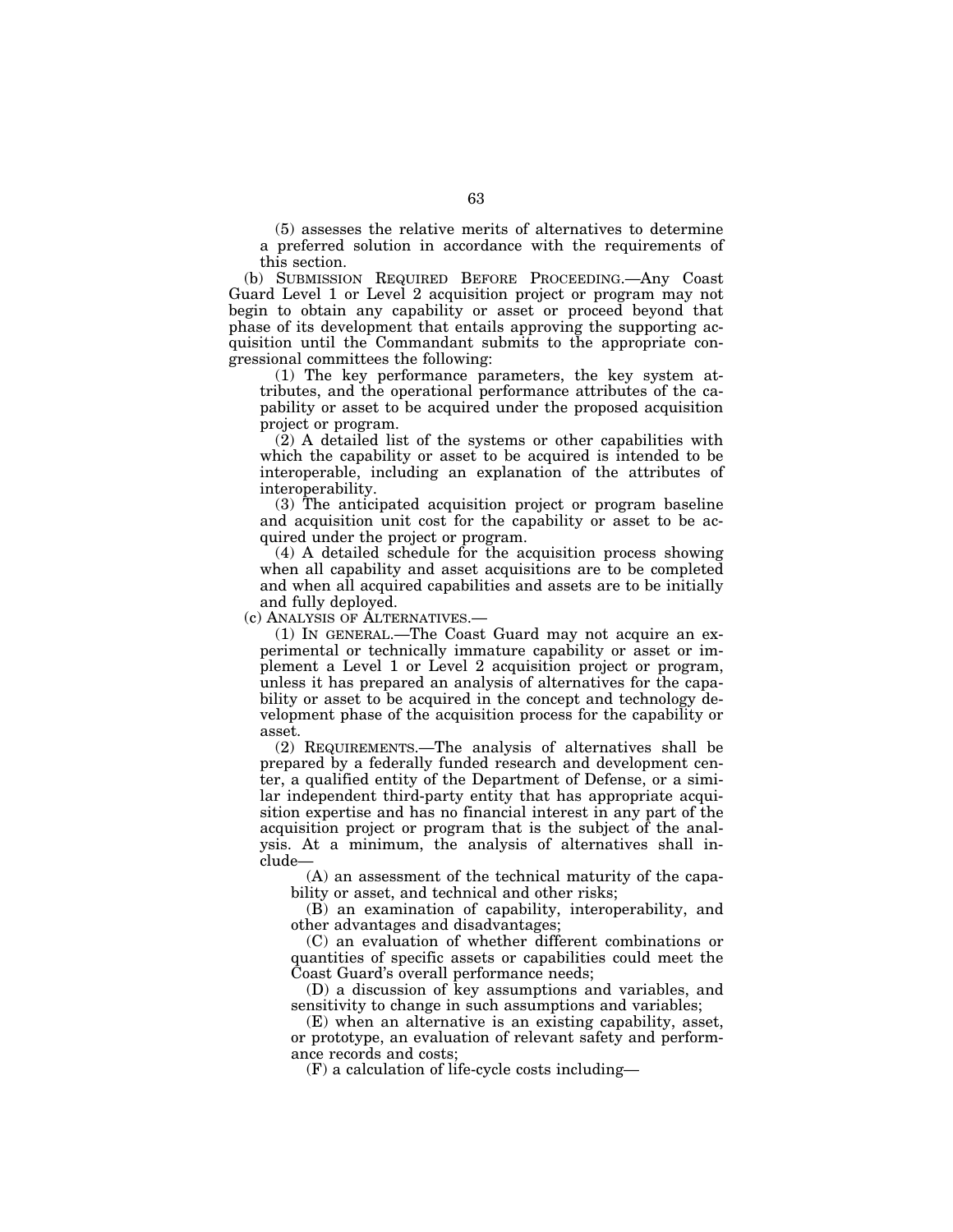(5) assesses the relative merits of alternatives to determine a preferred solution in accordance with the requirements of this section.

(b) SUBMISSION REQUIRED BEFORE PROCEEDING.—Any Coast Guard Level 1 or Level 2 acquisition project or program may not begin to obtain any capability or asset or proceed beyond that phase of its development that entails approving the supporting acquisition until the Commandant submits to the appropriate congressional committees the following:

(1) The key performance parameters, the key system attributes, and the operational performance attributes of the capability or asset to be acquired under the proposed acquisition project or program.

(2) A detailed list of the systems or other capabilities with which the capability or asset to be acquired is intended to be interoperable, including an explanation of the attributes of interoperability.

(3) The anticipated acquisition project or program baseline and acquisition unit cost for the capability or asset to be acquired under the project or program.

(4) A detailed schedule for the acquisition process showing when all capability and asset acquisitions are to be completed and when all acquired capabilities and assets are to be initially and fully deployed.

(c) ANALYSIS OF ALTERNATIVES.—

(1) IN GENERAL.—The Coast Guard may not acquire an experimental or technically immature capability or asset or implement a Level 1 or Level 2 acquisition project or program, unless it has prepared an analysis of alternatives for the capability or asset to be acquired in the concept and technology development phase of the acquisition process for the capability or asset.

(2) REQUIREMENTS.—The analysis of alternatives shall be prepared by a federally funded research and development center, a qualified entity of the Department of Defense, or a similar independent third-party entity that has appropriate acquisition expertise and has no financial interest in any part of the acquisition project or program that is the subject of the analysis. At a minimum, the analysis of alternatives shall include—

(A) an assessment of the technical maturity of the capability or asset, and technical and other risks;

(B) an examination of capability, interoperability, and other advantages and disadvantages;

(C) an evaluation of whether different combinations or quantities of specific assets or capabilities could meet the Coast Guard's overall performance needs;

(D) a discussion of key assumptions and variables, and sensitivity to change in such assumptions and variables;

(E) when an alternative is an existing capability, asset, or prototype, an evaluation of relevant safety and performance records and costs;

(F) a calculation of life-cycle costs including—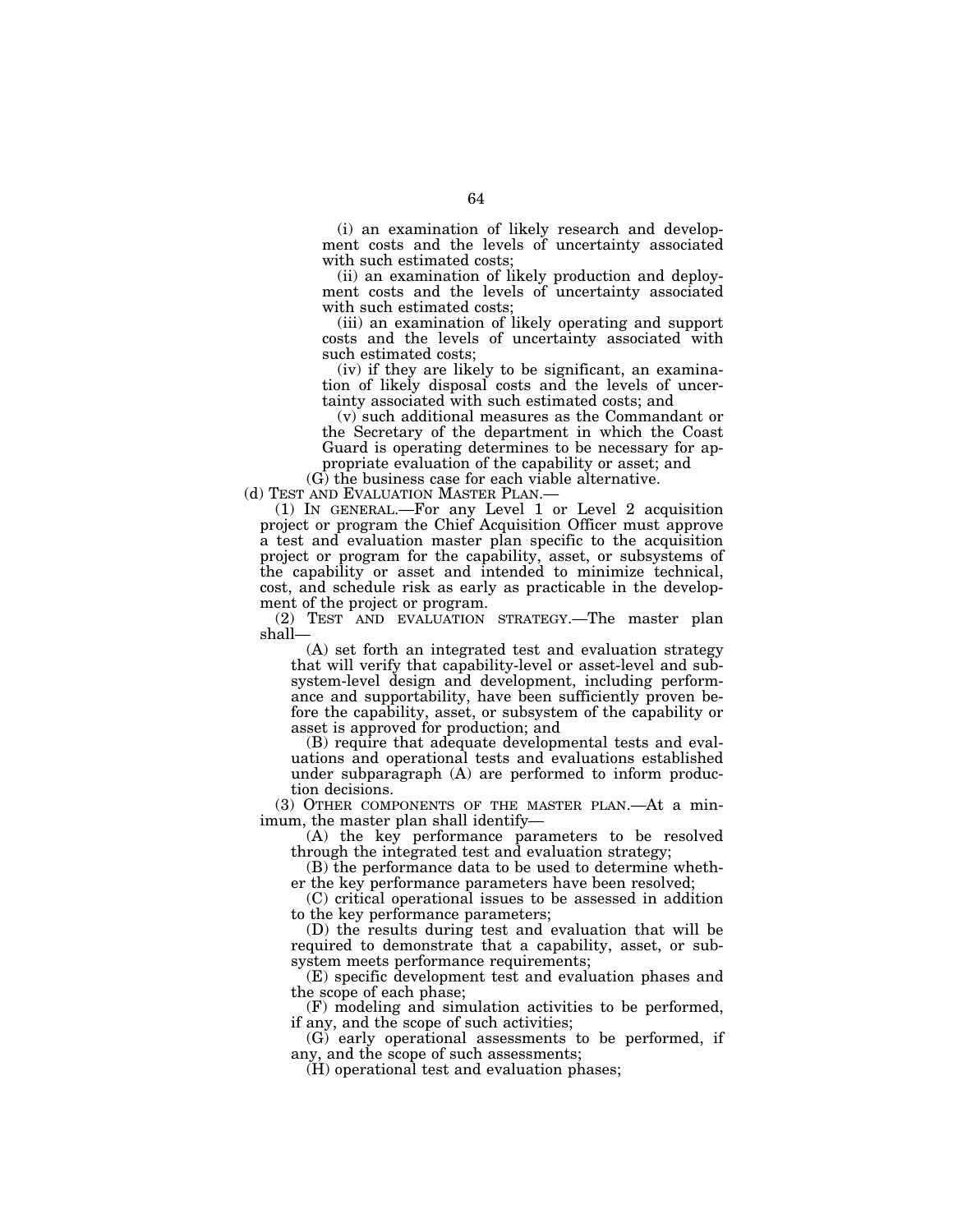(i) an examination of likely research and development costs and the levels of uncertainty associated with such estimated costs;

(ii) an examination of likely production and deployment costs and the levels of uncertainty associated with such estimated costs;

(iii) an examination of likely operating and support costs and the levels of uncertainty associated with such estimated costs;

(iv) if they are likely to be significant, an examination of likely disposal costs and the levels of uncertainty associated with such estimated costs; and

(v) such additional measures as the Commandant or the Secretary of the department in which the Coast Guard is operating determines to be necessary for appropriate evaluation of the capability or asset; and

(G) the business case for each viable alternative.

(d) TEST AND EVALUATION MASTER PLAN.—

(1) IN GENERAL.—For any Level 1 or Level 2 acquisition project or program the Chief Acquisition Officer must approve a test and evaluation master plan specific to the acquisition project or program for the capability, asset, or subsystems of the capability or asset and intended to minimize technical, cost, and schedule risk as early as practicable in the development of the project or program.

(2) TEST AND EVALUATION STRATEGY.—The master plan shall—

(A) set forth an integrated test and evaluation strategy that will verify that capability-level or asset-level and subsystem-level design and development, including performance and supportability, have been sufficiently proven before the capability, asset, or subsystem of the capability or asset is approved for production; and

(B) require that adequate developmental tests and evaluations and operational tests and evaluations established under subparagraph (A) are performed to inform production decisions.

(3) OTHER COMPONENTS OF THE MASTER PLAN.—At a minimum, the master plan shall identify—

(A) the key performance parameters to be resolved through the integrated test and evaluation strategy;

(B) the performance data to be used to determine whether the key performance parameters have been resolved;

(C) critical operational issues to be assessed in addition to the key performance parameters;

(D) the results during test and evaluation that will be required to demonstrate that a capability, asset, or subsystem meets performance requirements;

(E) specific development test and evaluation phases and the scope of each phase;

(F) modeling and simulation activities to be performed, if any, and the scope of such activities;

(G) early operational assessments to be performed, if any, and the scope of such assessments;

(H) operational test and evaluation phases;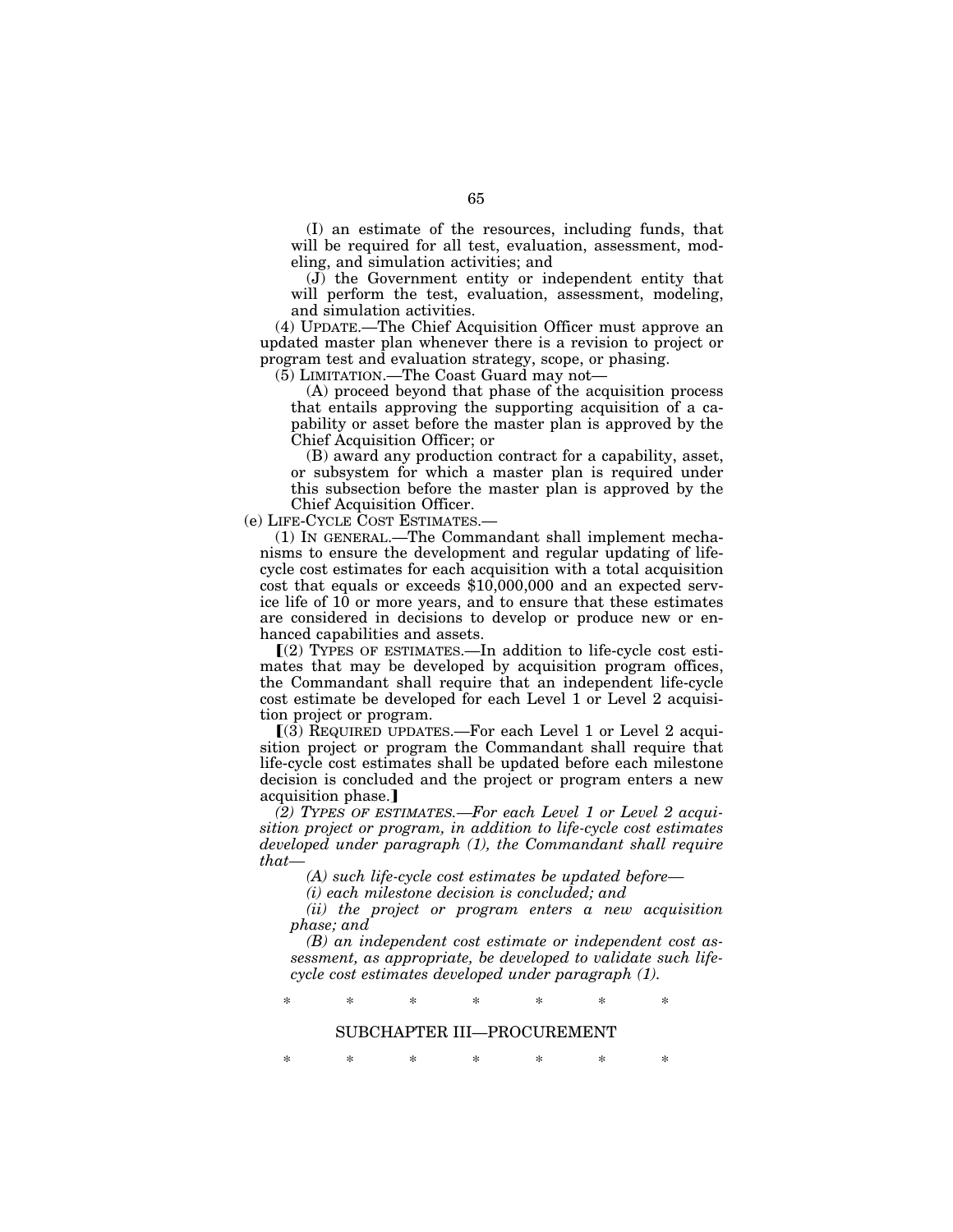(I) an estimate of the resources, including funds, that will be required for all test, evaluation, assessment, modeling, and simulation activities; and

(J) the Government entity or independent entity that will perform the test, evaluation, assessment, modeling, and simulation activities.

(4) UPDATE.—The Chief Acquisition Officer must approve an updated master plan whenever there is a revision to project or program test and evaluation strategy, scope, or phasing.

(5) LIMITATION.—The Coast Guard may not—

(A) proceed beyond that phase of the acquisition process that entails approving the supporting acquisition of a capability or asset before the master plan is approved by the Chief Acquisition Officer; or

(B) award any production contract for a capability, asset, or subsystem for which a master plan is required under this subsection before the master plan is approved by the Chief Acquisition Officer.

(e) LIFE-CYCLE COST ESTIMATES.—

(1) IN GENERAL.—The Commandant shall implement mechanisms to ensure the development and regular updating of life-cycle cost estimates for each acquisition with a total acquisition cost that equals or exceeds $10,000,000 and an expected service life of 10 or more years, and to ensure that these estimates are considered in decisions to develop or produce new or enhanced capabilities and assets.

⟦(2) TYPES OF ESTIMATES.—In addition to life-cycle cost estimates that may be developed by acquisition program offices, the Commandant shall require that an independent life-cycle cost estimate be developed for each Level 1 or Level 2 acquisition project or program.

⟦(3) REQUIRED UPDATES.—For each Level 1 or Level 2 acquisition project or program the Commandant shall require that life-cycle cost estimates shall be updated before each milestone decision is concluded and the project or program enters a new acquisition phase.⟧

*(2) TYPES OF ESTIMATES.—For each Level 1 or Level 2 acquisition project or program, in addition to life-cycle cost estimates developed under paragraph (1), the Commandant shall require that—*

*(A) such life-cycle cost estimates be updated before—*

*(i) each milestone decision is concluded; and*

*(ii) the project or program enters a new acquisition phase; and*

*(B) an independent cost estimate or independent cost assessment, as appropriate, be developed to validate such life-cycle cost estimates developed under paragraph (1).*

\* \* \* \* \* \* \*

SUBCHAPTER III—PROCUREMENT

\* \* \* \* \* \* \*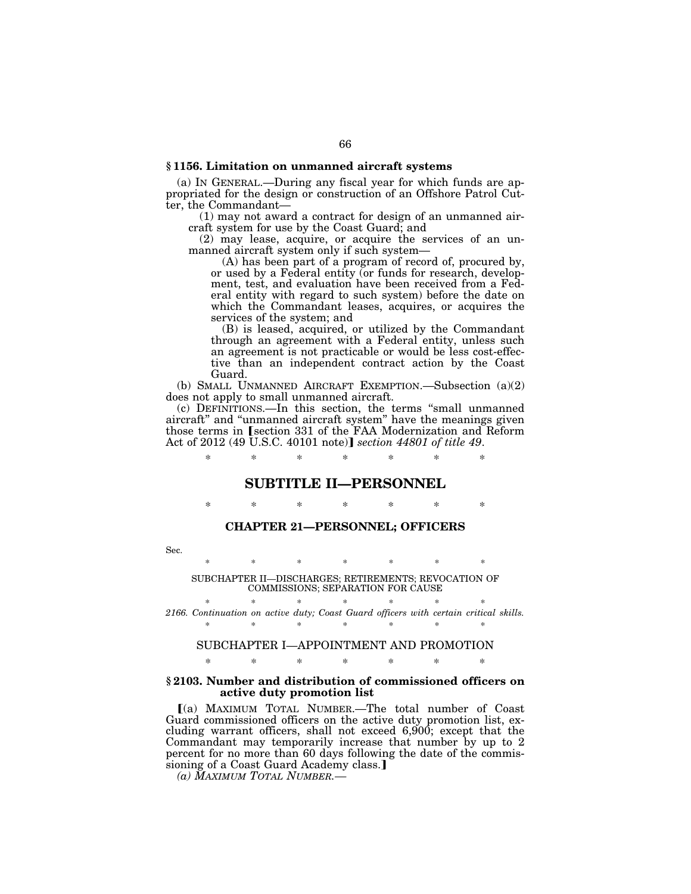**§ 1156. Limitation on unmanned aircraft systems**

(a) IN GENERAL.—During any fiscal year for which funds are appropriated for the design or construction of an Offshore Patrol Cutter, the Commandant—

(1) may not award a contract for design of an unmanned aircraft system for use by the Coast Guard; and

(2) may lease, acquire, or acquire the services of an unmanned aircraft system only if such system—

(A) has been part of a program of record of, procured by, or used by a Federal entity (or funds for research, development, test, and evaluation have been received from a Federal entity with regard to such system) before the date on which the Commandant leases, acquires, or acquires the services of the system; and

(B) is leased, acquired, or utilized by the Commandant through an agreement with a Federal entity, unless such an agreement is not practicable or would be less cost-effective than an independent contract action by the Coast Guard.

(b) SMALL UNMANNED AIRCRAFT EXEMPTION.—Subsection (a)(2) does not apply to small unmanned aircraft.

(c) DEFINITIONS.—In this section, the terms "small unmanned aircraft" and "unmanned aircraft system" have the meanings given those terms in ❲section 331 of the FAA Modernization and Reform Act of 2012 (49 U.S.C. 40101 note)❳ *section 44801 of title 49*.

\* \* \* \* \* \* \*

## SUBTITLE II—PERSONNEL

\* \* \* \* \* \* \*

### CHAPTER 21—PERSONNEL; OFFICERS

Sec.

\* \* \* \* \* \* \*

SUBCHAPTER II—DISCHARGES; RETIREMENTS; REVOCATION OF COMMISSIONS; SEPARATION FOR CAUSE

\* \* \* \* \* \* \*

*2166. Continuation on active duty; Coast Guard officers with certain critical skills.*

\* \* \* \* \* \* \*

### SUBCHAPTER I—APPOINTMENT AND PROMOTION

\* \* \* \* \* \* \*

**§ 2103. Number and distribution of commissioned officers on active duty promotion list**

❲(a) MAXIMUM TOTAL NUMBER.—The total number of Coast Guard commissioned officers on the active duty promotion list, excluding warrant officers, shall not exceed 6,900; except that the Commandant may temporarily increase that number by up to 2 percent for no more than 60 days following the date of the commissioning of a Coast Guard Academy class.❳

*(a) MAXIMUM TOTAL NUMBER.—*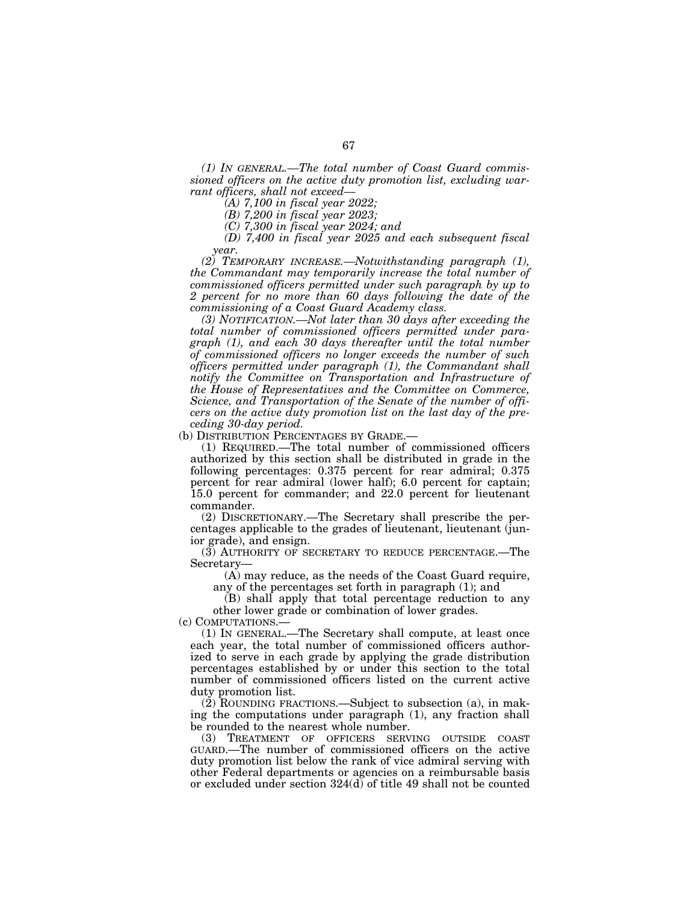*(1) IN GENERAL.—The total number of Coast Guard commissioned officers on the active duty promotion list, excluding warrant officers, shall not exceed—*

*(A) 7,100 in fiscal year 2022;*

*(B) 7,200 in fiscal year 2023;*

*(C) 7,300 in fiscal year 2024; and*

*(D) 7,400 in fiscal year 2025 and each subsequent fiscal year.*

*(2) TEMPORARY INCREASE.—Notwithstanding paragraph (1), the Commandant may temporarily increase the total number of commissioned officers permitted under such paragraph by up to 2 percent for no more than 60 days following the date of the commissioning of a Coast Guard Academy class.*

*(3) NOTIFICATION.—Not later than 30 days after exceeding the total number of commissioned officers permitted under paragraph (1), and each 30 days thereafter until the total number of commissioned officers no longer exceeds the number of such officers permitted under paragraph (1), the Commandant shall notify the Committee on Transportation and Infrastructure of the House of Representatives and the Committee on Commerce, Science, and Transportation of the Senate of the number of officers on the active duty promotion list on the last day of the preceding 30-day period.*

(b) DISTRIBUTION PERCENTAGES BY GRADE.—

(1) REQUIRED.—The total number of commissioned officers authorized by this section shall be distributed in grade in the following percentages: 0.375 percent for rear admiral; 0.375 percent for rear admiral (lower half); 6.0 percent for captain; 15.0 percent for commander; and 22.0 percent for lieutenant commander.

(2) DISCRETIONARY.—The Secretary shall prescribe the percentages applicable to the grades of lieutenant, lieutenant (junior grade), and ensign.

(3) AUTHORITY OF SECRETARY TO REDUCE PERCENTAGE.—The Secretary—

(A) may reduce, as the needs of the Coast Guard require, any of the percentages set forth in paragraph (1); and

(B) shall apply that total percentage reduction to any other lower grade or combination of lower grades.

(c) COMPUTATIONS.—

(1) IN GENERAL.—The Secretary shall compute, at least once each year, the total number of commissioned officers authorized to serve in each grade by applying the grade distribution percentages established by or under this section to the total number of commissioned officers listed on the current active duty promotion list.

(2) ROUNDING FRACTIONS.—Subject to subsection (a), in making the computations under paragraph (1), any fraction shall be rounded to the nearest whole number.

(3) TREATMENT OF OFFICERS SERVING OUTSIDE COAST GUARD.—The number of commissioned officers on the active duty promotion list below the rank of vice admiral serving with other Federal departments or agencies on a reimbursable basis or excluded under section 324(d) of title 49 shall not be counted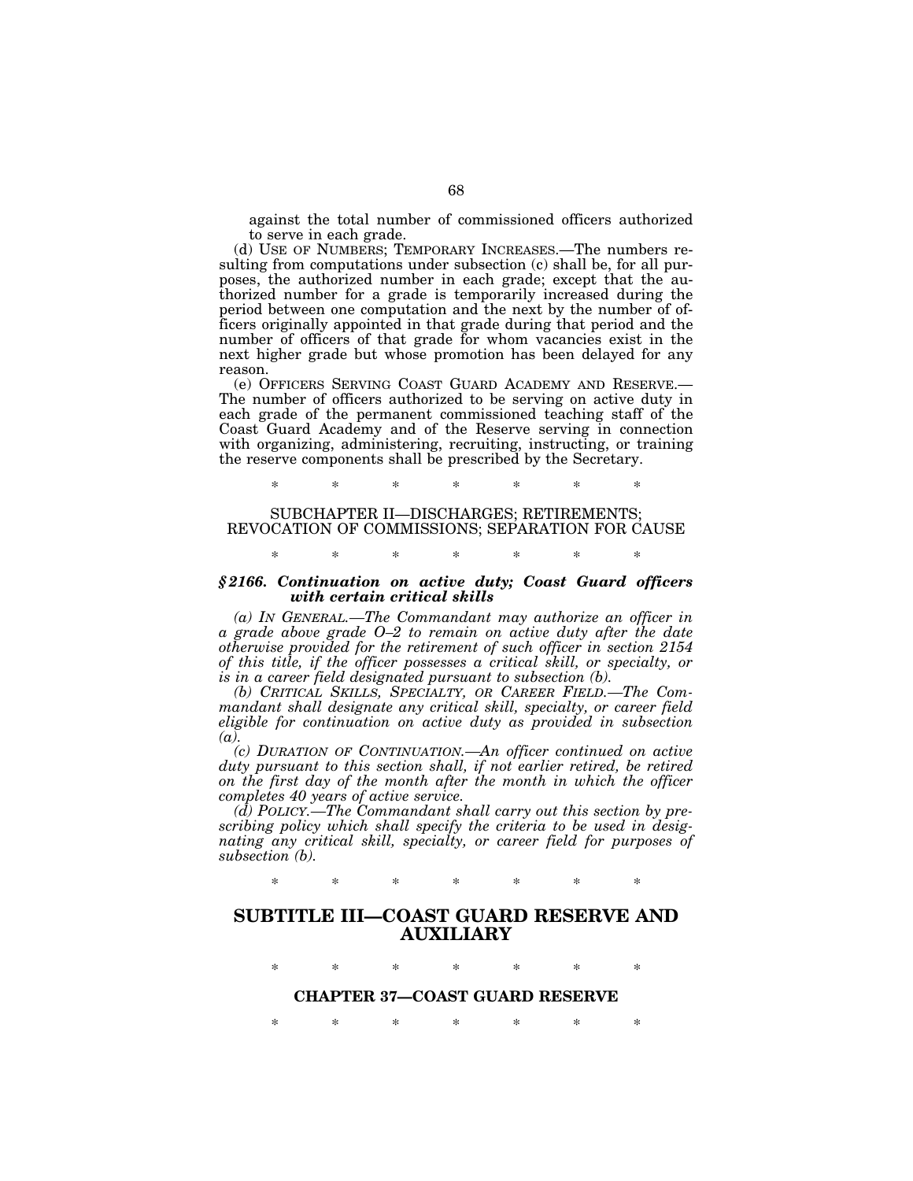against the total number of commissioned officers authorized to serve in each grade.

(d) USE OF NUMBERS; TEMPORARY INCREASES.—The numbers resulting from computations under subsection (c) shall be, for all purposes, the authorized number in each grade; except that the authorized number for a grade is temporarily increased during the period between one computation and the next by the number of officers originally appointed in that grade during that period and the number of officers of that grade for whom vacancies exist in the next higher grade but whose promotion has been delayed for any reason.

(e) OFFICERS SERVING COAST GUARD ACADEMY AND RESERVE.—The number of officers authorized to be serving on active duty in each grade of the permanent commissioned teaching staff of the Coast Guard Academy and of the Reserve serving in connection with organizing, administering, recruiting, instructing, or training the reserve components shall be prescribed by the Secretary.

\* \* \* \* \* \* \*

SUBCHAPTER II—DISCHARGES; RETIREMENTS; REVOCATION OF COMMISSIONS; SEPARATION FOR CAUSE

\* \* \* \* \* \* \*

***§ 2166. Continuation on active duty; Coast Guard officers with certain critical skills***

*(a) IN GENERAL.—The Commandant may authorize an officer in a grade above grade O–2 to remain on active duty after the date otherwise provided for the retirement of such officer in section 2154 of this title, if the officer possesses a critical skill, or specialty, or is in a career field designated pursuant to subsection (b).*

*(b) CRITICAL SKILLS, SPECIALTY, OR CAREER FIELD.—The Commandant shall designate any critical skill, specialty, or career field eligible for continuation on active duty as provided in subsection (a).*

*(c) DURATION OF CONTINUATION.—An officer continued on active duty pursuant to this section shall, if not earlier retired, be retired on the first day of the month after the month in which the officer completes 40 years of active service.*

*(d) POLICY.—The Commandant shall carry out this section by prescribing policy which shall specify the criteria to be used in designating any critical skill, specialty, or career field for purposes of subsection (b).*

\* \* \* \* \* \* \*

## SUBTITLE III—COAST GUARD RESERVE AND AUXILIARY

\* \* \* \* \* \* \*

### CHAPTER 37—COAST GUARD RESERVE

\* \* \* \* \* \* \*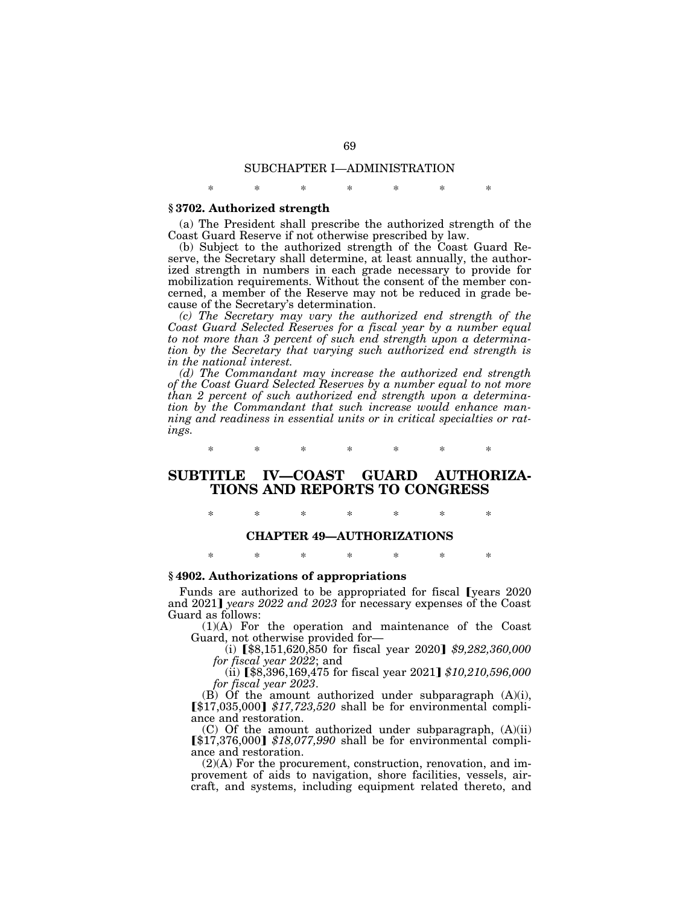SUBCHAPTER I—ADMINISTRATION

\* \* \* \* \* \* \*

### § 3702. Authorized strength

(a) The President shall prescribe the authorized strength of the Coast Guard Reserve if not otherwise prescribed by law.

(b) Subject to the authorized strength of the Coast Guard Reserve, the Secretary shall determine, at least annually, the authorized strength in numbers in each grade necessary to provide for mobilization requirements. Without the consent of the member concerned, a member of the Reserve may not be reduced in grade because of the Secretary's determination.

*(c) The Secretary may vary the authorized end strength of the Coast Guard Selected Reserves for a fiscal year by a number equal to not more than 3 percent of such end strength upon a determination by the Secretary that varying such authorized end strength is in the national interest.*

*(d) The Commandant may increase the authorized end strength of the Coast Guard Selected Reserves by a number equal to not more than 2 percent of such authorized end strength upon a determination by the Commandant that such increase would enhance manning and readiness in essential units or in critical specialties or ratings.*

\* \* \* \* \* \* \*

# SUBTITLE IV—COAST GUARD AUTHORIZATIONS AND REPORTS TO CONGRESS

\* \* \* \* \* \* \*

## CHAPTER 49—AUTHORIZATIONS

\* \* \* \* \* \* \*

### § 4902. Authorizations of appropriations

Funds are authorized to be appropriated for fiscal 【years 2020 and 2021】 *years 2022 and 2023* for necessary expenses of the Coast Guard as follows:

(1)(A) For the operation and maintenance of the Coast Guard, not otherwise provided for—

(i) 【$8,151,620,850 for fiscal year 2020】 *$9,282,360,000 for fiscal year 2022*; and

(ii) 【$8,396,169,475 for fiscal year 2021】 *$10,210,596,000 for fiscal year 2023*.

(B) Of the amount authorized under subparagraph (A)(i), 【$17,035,000】 *$17,723,520* shall be for environmental compliance and restoration.

(C) Of the amount authorized under subparagraph, (A)(ii) 【$17,376,000】 *$18,077,990* shall be for environmental compliance and restoration.

(2)(A) For the procurement, construction, renovation, and improvement of aids to navigation, shore facilities, vessels, aircraft, and systems, including equipment related thereto, and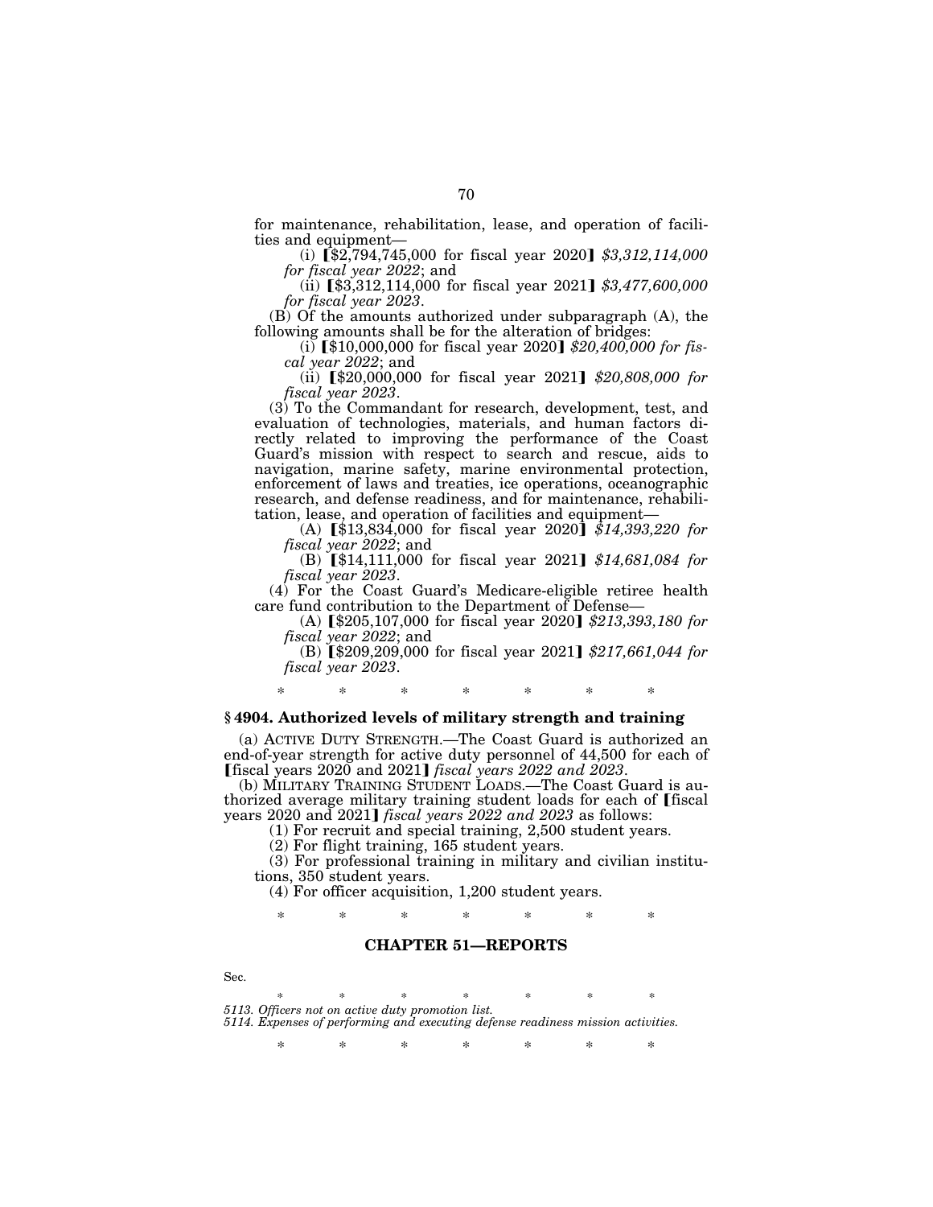for maintenance, rehabilitation, lease, and operation of facilities and equipment—

(i) ⟦$2,794,745,000 for fiscal year 2020⟧ *$3,312,114,000 for fiscal year 2022*; and

(ii) ⟦$3,312,114,000 for fiscal year 2021⟧ *$3,477,600,000 for fiscal year 2023*.

(B) Of the amounts authorized under subparagraph (A), the following amounts shall be for the alteration of bridges:

(i) ⟦$10,000,000 for fiscal year 2020⟧ *$20,400,000 for fiscal year 2022*; and

(ii) ⟦$20,000,000 for fiscal year 2021⟧ *$20,808,000 for fiscal year 2023*.

(3) To the Commandant for research, development, test, and evaluation of technologies, materials, and human factors directly related to improving the performance of the Coast Guard's mission with respect to search and rescue, aids to navigation, marine safety, marine environmental protection, enforcement of laws and treaties, ice operations, oceanographic research, and defense readiness, and for maintenance, rehabilitation, lease, and operation of facilities and equipment—

(A) ⟦$13,834,000 for fiscal year 2020⟧ *$14,393,220 for fiscal year 2022*; and

(B) ⟦$14,111,000 for fiscal year 2021⟧ *$14,681,084 for fiscal year 2023*.

(4) For the Coast Guard's Medicare-eligible retiree health care fund contribution to the Department of Defense—

(A) ⟦$205,107,000 for fiscal year 2020⟧ *$213,393,180 for fiscal year 2022*; and

(B) ⟦$209,209,000 for fiscal year 2021⟧ *$217,661,044 for fiscal year 2023*.

\* \* \* \* \* \* \*

### § 4904. Authorized levels of military strength and training

(a) ACTIVE DUTY STRENGTH.—The Coast Guard is authorized an end-of-year strength for active duty personnel of 44,500 for each of ⟦fiscal years 2020 and 2021⟧ *fiscal years 2022 and 2023*.

(b) MILITARY TRAINING STUDENT LOADS.—The Coast Guard is authorized average military training student loads for each of ⟦fiscal years 2020 and 2021⟧ *fiscal years 2022 and 2023* as follows:

(1) For recruit and special training, 2,500 student years.

(2) For flight training, 165 student years.

(3) For professional training in military and civilian institutions, 350 student years.

(4) For officer acquisition, 1,200 student years.

\* \* \* \* \* \* \*

## CHAPTER 51—REPORTS

Sec.

\* \* \* \* \* \* \*

*5113. Officers not on active duty promotion list.*
*5114. Expenses of performing and executing defense readiness mission activities.*

\* \* \* \* \* \* \*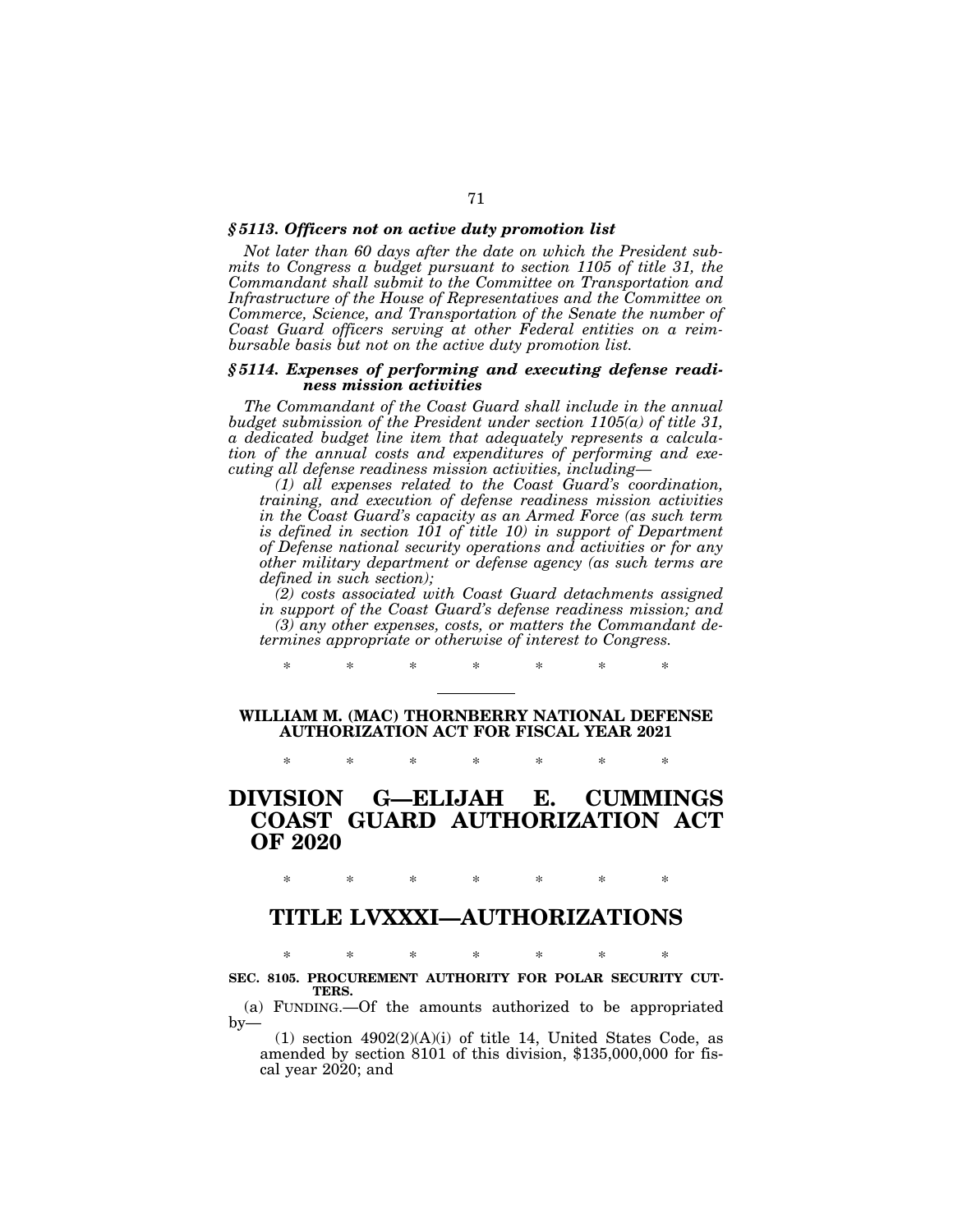### *§ 5113. Officers not on active duty promotion list*

*Not later than 60 days after the date on which the President submits to Congress a budget pursuant to section 1105 of title 31, the Commandant shall submit to the Committee on Transportation and Infrastructure of the House of Representatives and the Committee on Commerce, Science, and Transportation of the Senate the number of Coast Guard officers serving at other Federal entities on a reimbursable basis but not on the active duty promotion list.*

### *§ 5114. Expenses of performing and executing defense readiness mission activities*

*The Commandant of the Coast Guard shall include in the annual budget submission of the President under section 1105(a) of title 31, a dedicated budget line item that adequately represents a calculation of the annual costs and expenditures of performing and executing all defense readiness mission activities, including—*

*(1) all expenses related to the Coast Guard's coordination, training, and execution of defense readiness mission activities in the Coast Guard's capacity as an Armed Force (as such term is defined in section 101 of title 10) in support of Department of Defense national security operations and activities or for any other military department or defense agency (as such terms are defined in such section);*

*(2) costs associated with Coast Guard detachments assigned in support of the Coast Guard's defense readiness mission; and*

*(3) any other expenses, costs, or matters the Commandant determines appropriate or otherwise of interest to Congress.*

\* \* \* \* \* \* \*

---

**WILLIAM M. (MAC) THORNBERRY NATIONAL DEFENSE AUTHORIZATION ACT FOR FISCAL YEAR 2021**

\* \* \* \* \* \* \*

# DIVISION G—ELIJAH E. CUMMINGS COAST GUARD AUTHORIZATION ACT OF 2020

\* \* \* \* \* \* \*

# TITLE LVXXXI—AUTHORIZATIONS

\* \* \* \* \* \* \*

**SEC. 8105. PROCUREMENT AUTHORITY FOR POLAR SECURITY CUTTERS.**

(a) FUNDING.—Of the amounts authorized to be appropriated by—

(1) section 4902(2)(A)(i) of title 14, United States Code, as amended by section 8101 of this division, $135,000,000 for fiscal year 2020; and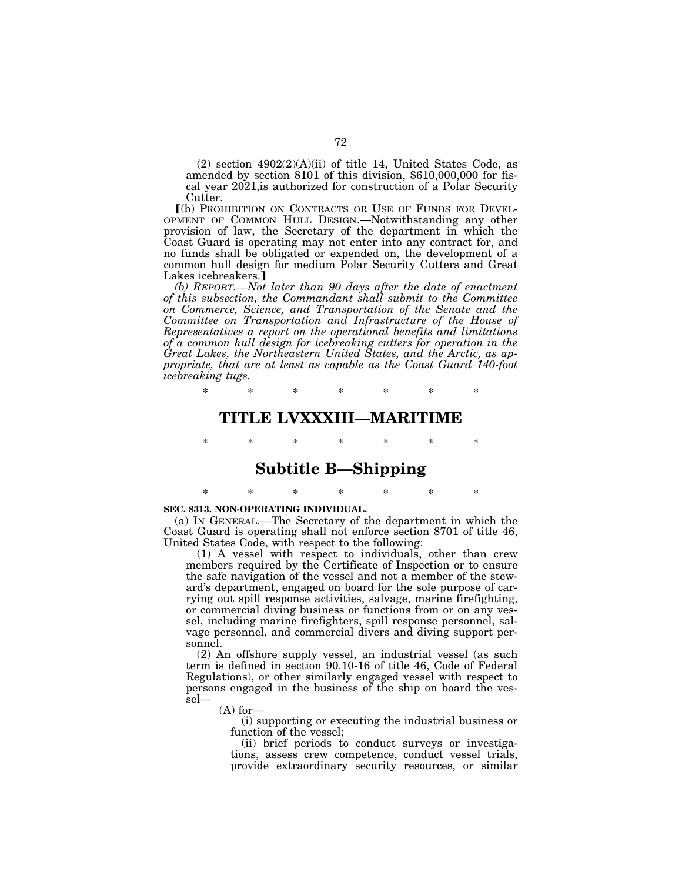(2) section 4902(2)(A)(ii) of title 14, United States Code, as amended by section 8101 of this division, $610,000,000 for fiscal year 2021,is authorized for construction of a Polar Security Cutter.

[(b) PROHIBITION ON CONTRACTS OR USE OF FUNDS FOR DEVELOPMENT OF COMMON HULL DESIGN.—Notwithstanding any other provision of law, the Secretary of the department in which the Coast Guard is operating may not enter into any contract for, and no funds shall be obligated or expended on, the development of a common hull design for medium Polar Security Cutters and Great Lakes icebreakers.]

*(b) REPORT.—Not later than 90 days after the date of enactment of this subsection, the Commandant shall submit to the Committee on Commerce, Science, and Transportation of the Senate and the Committee on Transportation and Infrastructure of the House of Representatives a report on the operational benefits and limitations of a common hull design for icebreaking cutters for operation in the Great Lakes, the Northeastern United States, and the Arctic, as appropriate, that are at least as capable as the Coast Guard 140-foot icebreaking tugs.*

\* \* \* \* \* \* \*

# TITLE LVXXXIII—MARITIME

\* \* \* \* \* \* \*

## Subtitle B—Shipping

\* \* \* \* \* \* \*

**SEC. 8313. NON-OPERATING INDIVIDUAL.**

(a) IN GENERAL.—The Secretary of the department in which the Coast Guard is operating shall not enforce section 8701 of title 46, United States Code, with respect to the following:

(1) A vessel with respect to individuals, other than crew members required by the Certificate of Inspection or to ensure the safe navigation of the vessel and not a member of the steward's department, engaged on board for the sole purpose of carrying out spill response activities, salvage, marine firefighting, or commercial diving business or functions from or on any vessel, including marine firefighters, spill response personnel, salvage personnel, and commercial divers and diving support personnel.

(2) An offshore supply vessel, an industrial vessel (as such term is defined in section 90.10-16 of title 46, Code of Federal Regulations), or other similarly engaged vessel with respect to persons engaged in the business of the ship on board the vessel—

(A) for—

(i) supporting or executing the industrial business or function of the vessel;

(ii) brief periods to conduct surveys or investigations, assess crew competence, conduct vessel trials, provide extraordinary security resources, or similar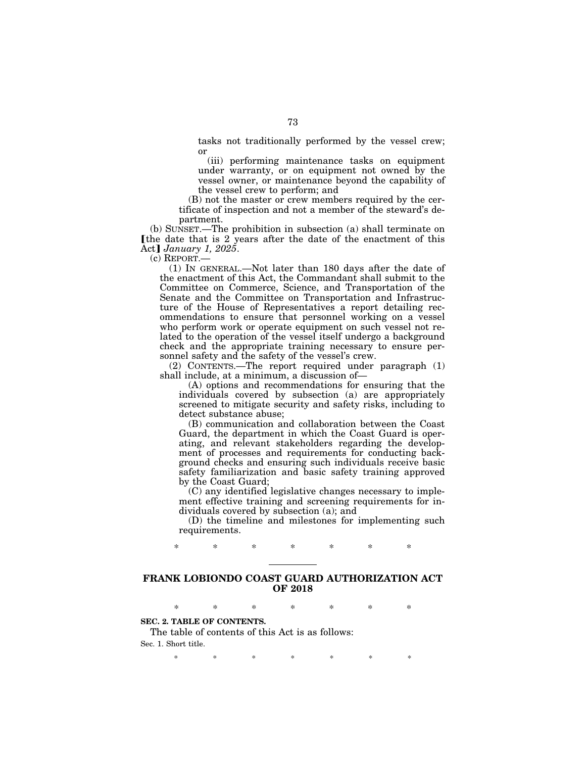tasks not traditionally performed by the vessel crew; or

(iii) performing maintenance tasks on equipment under warranty, or on equipment not owned by the vessel owner, or maintenance beyond the capability of the vessel crew to perform; and

(B) not the master or crew members required by the certificate of inspection and not a member of the steward's department.

(b) SUNSET.—The prohibition in subsection (a) shall terminate on [the date that is 2 years after the date of the enactment of this Act] *January 1, 2025*.

(c) REPORT.—

(1) IN GENERAL.—Not later than 180 days after the date of the enactment of this Act, the Commandant shall submit to the Committee on Commerce, Science, and Transportation of the Senate and the Committee on Transportation and Infrastructure of the House of Representatives a report detailing recommendations to ensure that personnel working on a vessel who perform work or operate equipment on such vessel not related to the operation of the vessel itself undergo a background check and the appropriate training necessary to ensure personnel safety and the safety of the vessel's crew.

(2) CONTENTS.—The report required under paragraph (1) shall include, at a minimum, a discussion of—

(A) options and recommendations for ensuring that the individuals covered by subsection (a) are appropriately screened to mitigate security and safety risks, including to detect substance abuse;

(B) communication and collaboration between the Coast Guard, the department in which the Coast Guard is operating, and relevant stakeholders regarding the development of processes and requirements for conducting background checks and ensuring such individuals receive basic safety familiarization and basic safety training approved by the Coast Guard;

(C) any identified legislative changes necessary to implement effective training and screening requirements for individuals covered by subsection (a); and

(D) the timeline and milestones for implementing such requirements.

\* \* \* \* \* \* \*

---

## FRANK LOBIONDO COAST GUARD AUTHORIZATION ACT OF 2018

\* \* \* \* \* \* \*

**SEC. 2. TABLE OF CONTENTS.**

The table of contents of this Act is as follows:

Sec. 1. Short title.

\* \* \* \* \* \* \*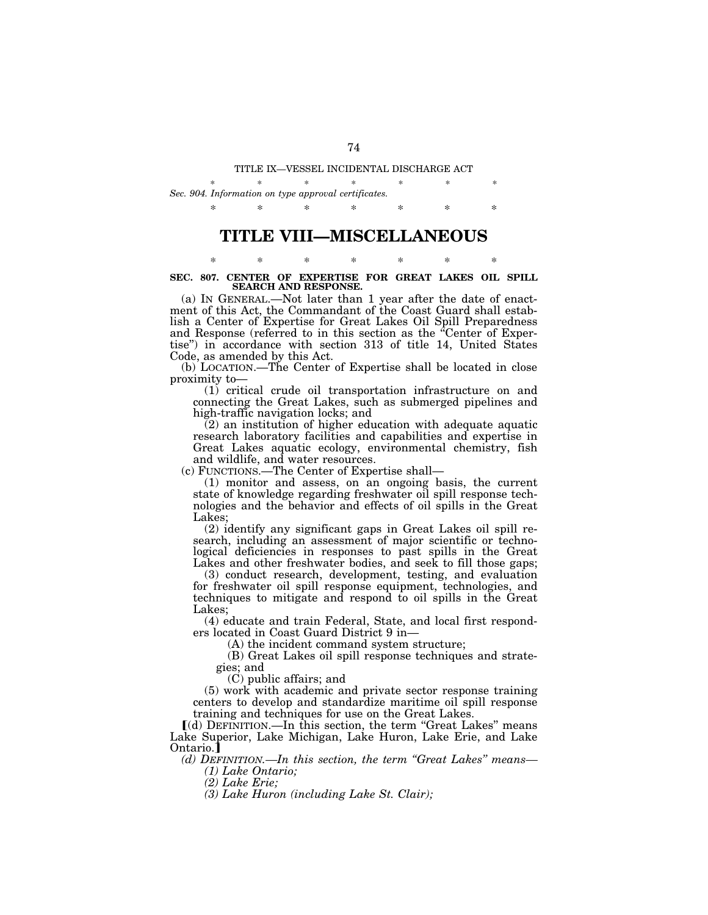TITLE IX—VESSEL INCIDENTAL DISCHARGE ACT

\* \* \* \* \* \* \*

*Sec. 904. Information on type approval certificates.*

\* \* \* \* \* \* \*

# TITLE VIII—MISCELLANEOUS

\* \* \* \* \* \* \*

**SEC. 807. CENTER OF EXPERTISE FOR GREAT LAKES OIL SPILL SEARCH AND RESPONSE.**

(a) IN GENERAL.—Not later than 1 year after the date of enactment of this Act, the Commandant of the Coast Guard shall establish a Center of Expertise for Great Lakes Oil Spill Preparedness and Response (referred to in this section as the "Center of Expertise") in accordance with section 313 of title 14, United States Code, as amended by this Act.

(b) LOCATION.—The Center of Expertise shall be located in close proximity to—

(1) critical crude oil transportation infrastructure on and connecting the Great Lakes, such as submerged pipelines and high-traffic navigation locks; and

(2) an institution of higher education with adequate aquatic research laboratory facilities and capabilities and expertise in Great Lakes aquatic ecology, environmental chemistry, fish and wildlife, and water resources.

(c) FUNCTIONS.—The Center of Expertise shall—

(1) monitor and assess, on an ongoing basis, the current state of knowledge regarding freshwater oil spill response technologies and the behavior and effects of oil spills in the Great Lakes;

(2) identify any significant gaps in Great Lakes oil spill research, including an assessment of major scientific or technological deficiencies in responses to past spills in the Great Lakes and other freshwater bodies, and seek to fill those gaps;

(3) conduct research, development, testing, and evaluation for freshwater oil spill response equipment, technologies, and techniques to mitigate and respond to oil spills in the Great Lakes;

(4) educate and train Federal, State, and local first responders located in Coast Guard District 9 in—

(A) the incident command system structure;

(B) Great Lakes oil spill response techniques and strategies; and

(C) public affairs; and

(5) work with academic and private sector response training centers to develop and standardize maritime oil spill response training and techniques for use on the Great Lakes.

[(d) DEFINITION.—In this section, the term "Great Lakes" means Lake Superior, Lake Michigan, Lake Huron, Lake Erie, and Lake Ontario.]

*(d) DEFINITION.—In this section, the term "Great Lakes" means—*

*(1) Lake Ontario;*

*(2) Lake Erie;*

*(3) Lake Huron (including Lake St. Clair);*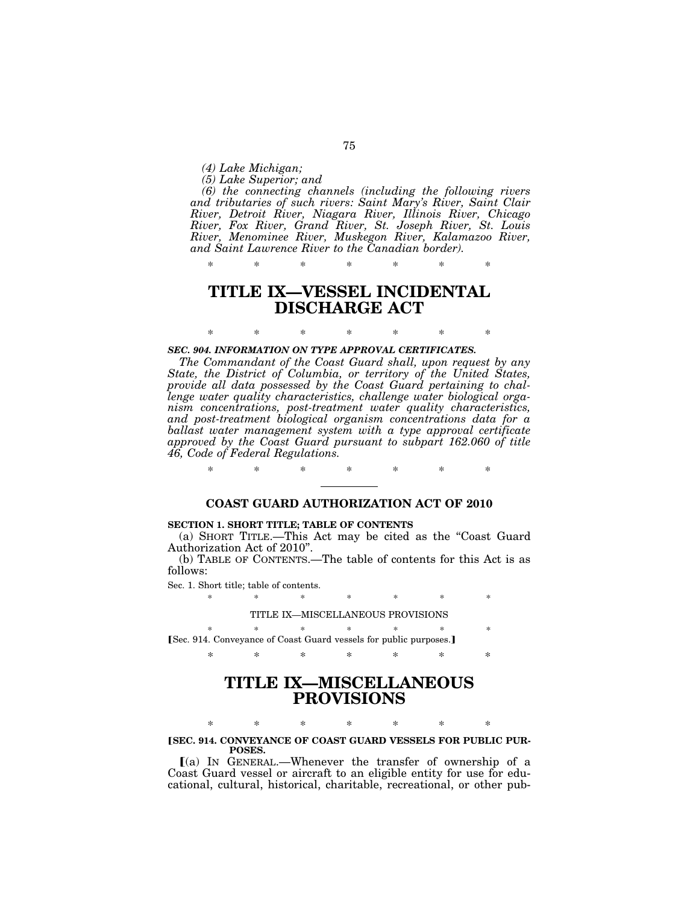*(4) Lake Michigan;*

*(5) Lake Superior; and*

*(6) the connecting channels (including the following rivers and tributaries of such rivers: Saint Mary's River, Saint Clair River, Detroit River, Niagara River, Illinois River, Chicago River, Fox River, Grand River, St. Joseph River, St. Louis River, Menominee River, Muskegon River, Kalamazoo River, and Saint Lawrence River to the Canadian border).*

\* \* \* \* \* \* \*

# TITLE IX—VESSEL INCIDENTAL DISCHARGE ACT

\* \* \* \* \* \* \*

***SEC. 904. INFORMATION ON TYPE APPROVAL CERTIFICATES.***

*The Commandant of the Coast Guard shall, upon request by any State, the District of Columbia, or territory of the United States, provide all data possessed by the Coast Guard pertaining to challenge water quality characteristics, challenge water biological organism concentrations, post-treatment water quality characteristics, and post-treatment biological organism concentrations data for a ballast water management system with a type approval certificate approved by the Coast Guard pursuant to subpart 162.060 of title 46, Code of Federal Regulations.*

\* \* \* \* \* \* \*

---

## COAST GUARD AUTHORIZATION ACT OF 2010

**SECTION 1. SHORT TITLE; TABLE OF CONTENTS**

(a) SHORT TITLE.—This Act may be cited as the "Coast Guard Authorization Act of 2010".

(b) TABLE OF CONTENTS.—The table of contents for this Act is as follows:

Sec. 1. Short title; table of contents.

\* \* \* \* \* \* \*

TITLE IX—MISCELLANEOUS PROVISIONS

\* \* \* \* \* \* \*

[Sec. 914. Conveyance of Coast Guard vessels for public purposes.]

\* \* \* \* \* \* \*

# TITLE IX—MISCELLANEOUS PROVISIONS

\* \* \* \* \* \* \*

**[SEC. 914. CONVEYANCE OF COAST GUARD VESSELS FOR PUBLIC PURPOSES.**

[(a) IN GENERAL.—Whenever the transfer of ownership of a Coast Guard vessel or aircraft to an eligible entity for use for educational, cultural, historical, charitable, recreational, or other pub-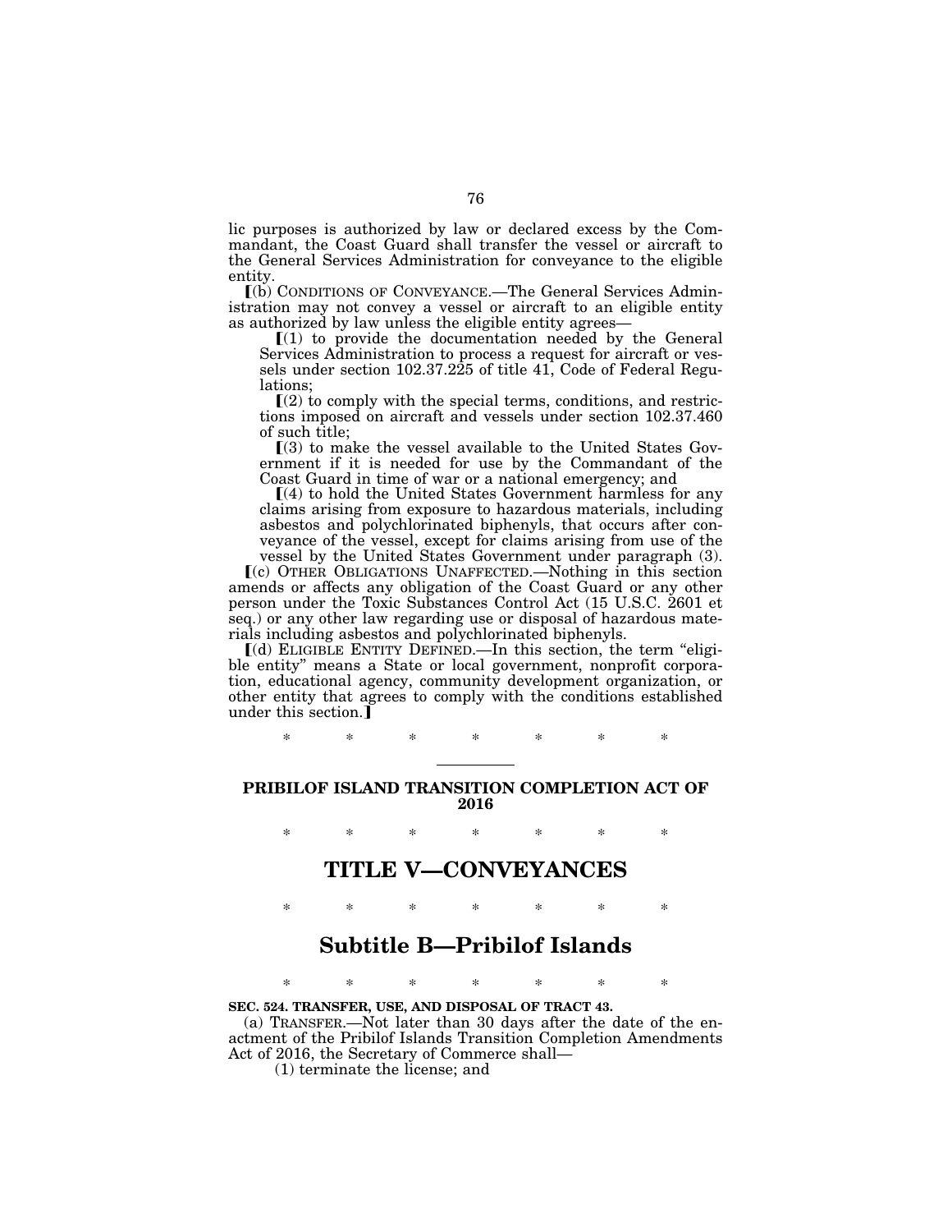lic purposes is authorized by law or declared excess by the Commandant, the Coast Guard shall transfer the vessel or aircraft to the General Services Administration for conveyance to the eligible entity.

⟦(b) CONDITIONS OF CONVEYANCE.—The General Services Administration may not convey a vessel or aircraft to an eligible entity as authorized by law unless the eligible entity agrees—

⟦(1) to provide the documentation needed by the General Services Administration to process a request for aircraft or vessels under section 102.37.225 of title 41, Code of Federal Regulations;

⟦(2) to comply with the special terms, conditions, and restrictions imposed on aircraft and vessels under section 102.37.460 of such title;

⟦(3) to make the vessel available to the United States Government if it is needed for use by the Commandant of the Coast Guard in time of war or a national emergency; and

⟦(4) to hold the United States Government harmless for any claims arising from exposure to hazardous materials, including asbestos and polychlorinated biphenyls, that occurs after conveyance of the vessel, except for claims arising from use of the vessel by the United States Government under paragraph (3).

⟦(c) OTHER OBLIGATIONS UNAFFECTED.—Nothing in this section amends or affects any obligation of the Coast Guard or any other person under the Toxic Substances Control Act (15 U.S.C. 2601 et seq.) or any other law regarding use or disposal of hazardous materials including asbestos and polychlorinated biphenyls.

⟦(d) ELIGIBLE ENTITY DEFINED.—In this section, the term "eligible entity" means a State or local government, nonprofit corporation, educational agency, community development organization, or other entity that agrees to comply with the conditions established under this section.⟧

\* \* \* \* \* \* \*

---

## PRIBILOF ISLAND TRANSITION COMPLETION ACT OF 2016

\* \* \* \* \* \* \*

# TITLE V—CONVEYANCES

\* \* \* \* \* \* \*

## Subtitle B—Pribilof Islands

\* \* \* \* \* \* \*

**SEC. 524. TRANSFER, USE, AND DISPOSAL OF TRACT 43.**

(a) TRANSFER.—Not later than 30 days after the date of the enactment of the Pribilof Islands Transition Completion Amendments Act of 2016, the Secretary of Commerce shall—

(1) terminate the license; and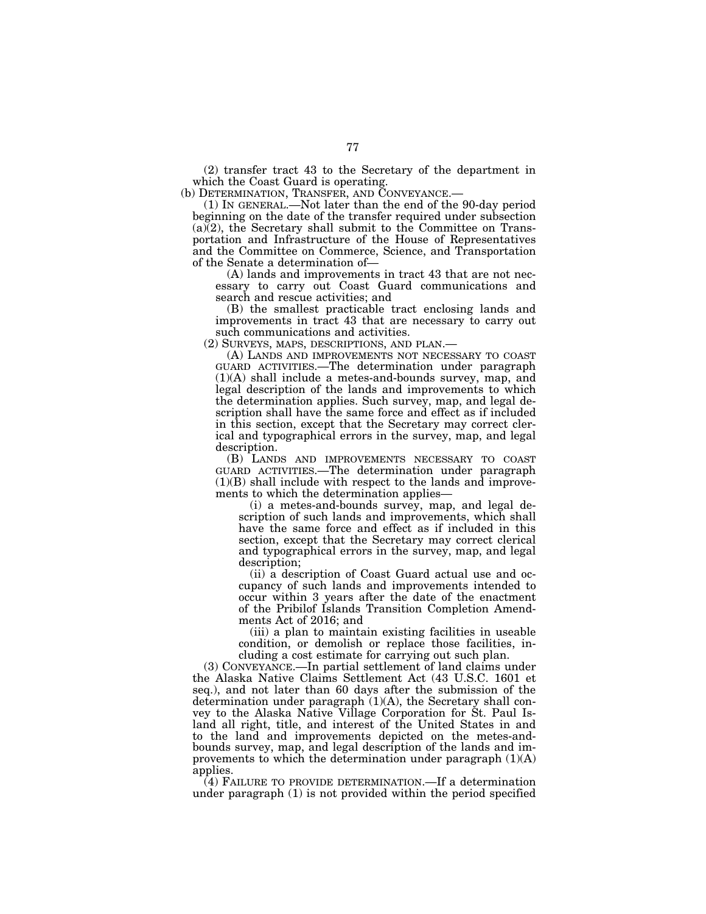(2) transfer tract 43 to the Secretary of the department in which the Coast Guard is operating.

(b) DETERMINATION, TRANSFER, AND CONVEYANCE.—

(1) IN GENERAL.—Not later than the end of the 90-day period beginning on the date of the transfer required under subsection (a)(2), the Secretary shall submit to the Committee on Transportation and Infrastructure of the House of Representatives and the Committee on Commerce, Science, and Transportation of the Senate a determination of—

(A) lands and improvements in tract 43 that are not necessary to carry out Coast Guard communications and search and rescue activities; and

(B) the smallest practicable tract enclosing lands and improvements in tract 43 that are necessary to carry out such communications and activities.

(2) SURVEYS, MAPS, DESCRIPTIONS, AND PLAN.—

(A) LANDS AND IMPROVEMENTS NOT NECESSARY TO COAST GUARD ACTIVITIES.—The determination under paragraph (1)(A) shall include a metes-and-bounds survey, map, and legal description of the lands and improvements to which the determination applies. Such survey, map, and legal description shall have the same force and effect as if included in this section, except that the Secretary may correct clerical and typographical errors in the survey, map, and legal description.

(B) LANDS AND IMPROVEMENTS NECESSARY TO COAST GUARD ACTIVITIES.—The determination under paragraph (1)(B) shall include with respect to the lands and improvements to which the determination applies—

(i) a metes-and-bounds survey, map, and legal description of such lands and improvements, which shall have the same force and effect as if included in this section, except that the Secretary may correct clerical and typographical errors in the survey, map, and legal description;

(ii) a description of Coast Guard actual use and occupancy of such lands and improvements intended to occur within 3 years after the date of the enactment of the Pribilof Islands Transition Completion Amendments Act of 2016; and

(iii) a plan to maintain existing facilities in useable condition, or demolish or replace those facilities, including a cost estimate for carrying out such plan.

(3) CONVEYANCE.—In partial settlement of land claims under the Alaska Native Claims Settlement Act (43 U.S.C. 1601 et seq.), and not later than 60 days after the submission of the determination under paragraph (1)(A), the Secretary shall convey to the Alaska Native Village Corporation for St. Paul Island all right, title, and interest of the United States in and to the land and improvements depicted on the metes-and-bounds survey, map, and legal description of the lands and improvements to which the determination under paragraph (1)(A) applies.

(4) FAILURE TO PROVIDE DETERMINATION.—If a determination under paragraph (1) is not provided within the period specified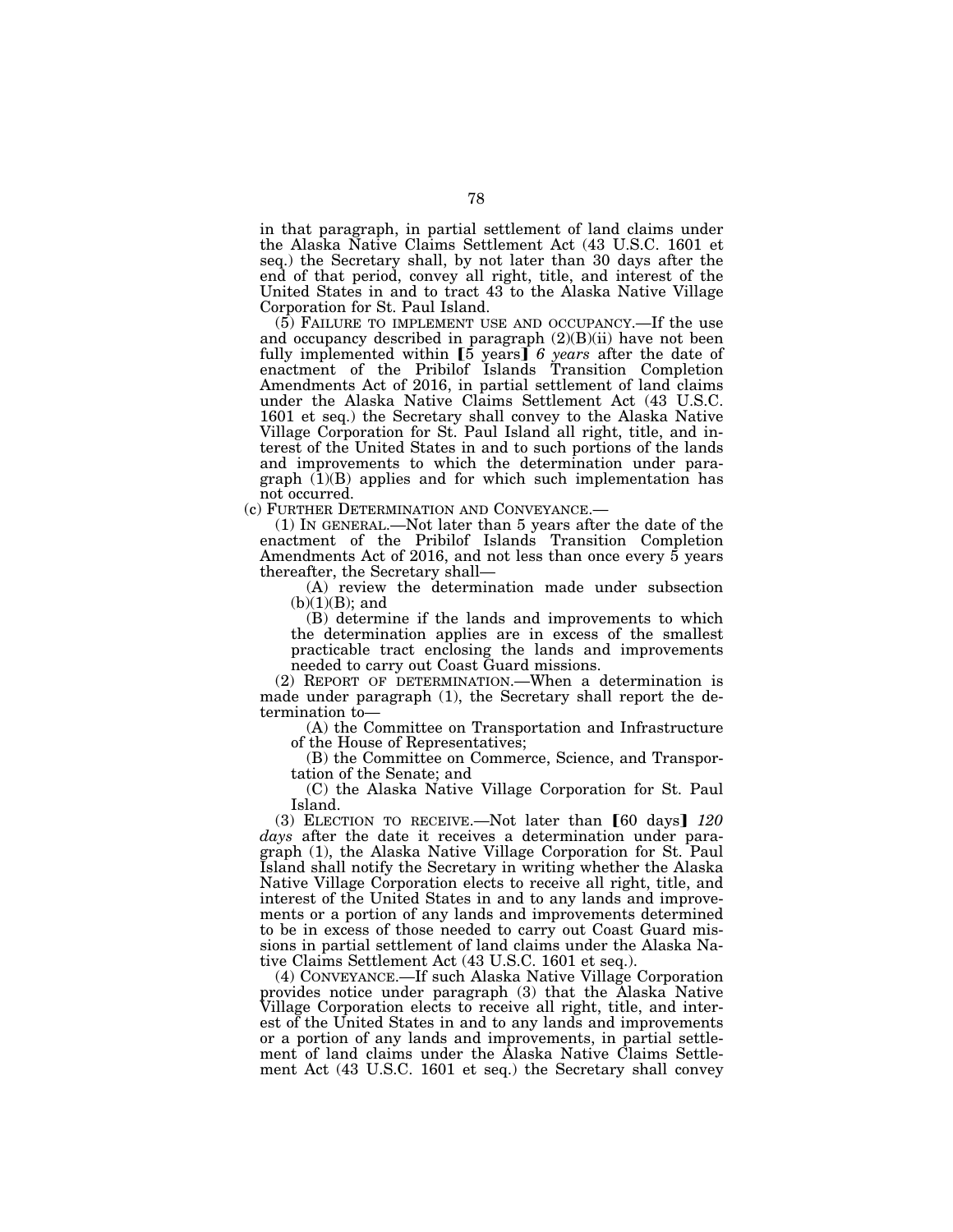in that paragraph, in partial settlement of land claims under the Alaska Native Claims Settlement Act (43 U.S.C. 1601 et seq.) the Secretary shall, by not later than 30 days after the end of that period, convey all right, title, and interest of the United States in and to tract 43 to the Alaska Native Village Corporation for St. Paul Island.

(5) FAILURE TO IMPLEMENT USE AND OCCUPANCY.—If the use and occupancy described in paragraph (2)(B)(ii) have not been fully implemented within ⟦5 years⟧ *6 years* after the date of enactment of the Pribilof Islands Transition Completion Amendments Act of 2016, in partial settlement of land claims under the Alaska Native Claims Settlement Act (43 U.S.C. 1601 et seq.) the Secretary shall convey to the Alaska Native Village Corporation for St. Paul Island all right, title, and interest of the United States in and to such portions of the lands and improvements to which the determination under paragraph (1)(B) applies and for which such implementation has not occurred.

(c) FURTHER DETERMINATION AND CONVEYANCE.—

(1) IN GENERAL.—Not later than 5 years after the date of the enactment of the Pribilof Islands Transition Completion Amendments Act of 2016, and not less than once every 5 years thereafter, the Secretary shall—

(A) review the determination made under subsection (b)(1)(B); and

(B) determine if the lands and improvements to which the determination applies are in excess of the smallest practicable tract enclosing the lands and improvements needed to carry out Coast Guard missions.

(2) REPORT OF DETERMINATION.—When a determination is made under paragraph (1), the Secretary shall report the determination to—

(A) the Committee on Transportation and Infrastructure of the House of Representatives;

(B) the Committee on Commerce, Science, and Transportation of the Senate; and

(C) the Alaska Native Village Corporation for St. Paul Island.

(3) ELECTION TO RECEIVE.—Not later than ⟦60 days⟧ *120 days* after the date it receives a determination under paragraph (1), the Alaska Native Village Corporation for St. Paul Island shall notify the Secretary in writing whether the Alaska Native Village Corporation elects to receive all right, title, and interest of the United States in and to any lands and improvements or a portion of any lands and improvements determined to be in excess of those needed to carry out Coast Guard missions in partial settlement of land claims under the Alaska Native Claims Settlement Act (43 U.S.C. 1601 et seq.).

(4) CONVEYANCE.—If such Alaska Native Village Corporation provides notice under paragraph (3) that the Alaska Native Village Corporation elects to receive all right, title, and interest of the United States in and to any lands and improvements or a portion of any lands and improvements, in partial settlement of land claims under the Alaska Native Claims Settlement Act (43 U.S.C. 1601 et seq.) the Secretary shall convey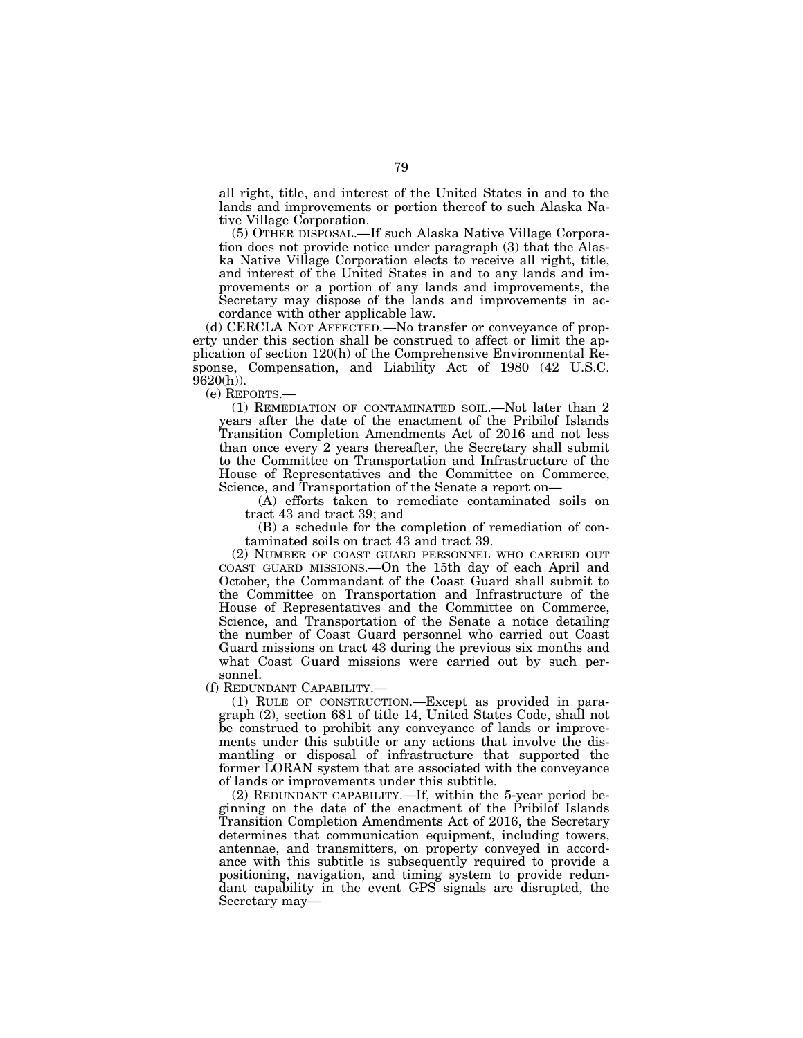all right, title, and interest of the United States in and to the lands and improvements or portion thereof to such Alaska Native Village Corporation.

(5) OTHER DISPOSAL.—If such Alaska Native Village Corporation does not provide notice under paragraph (3) that the Alaska Native Village Corporation elects to receive all right, title, and interest of the United States in and to any lands and improvements or a portion of any lands and improvements, the Secretary may dispose of the lands and improvements in accordance with other applicable law.

(d) CERCLA NOT AFFECTED.—No transfer or conveyance of property under this section shall be construed to affect or limit the application of section 120(h) of the Comprehensive Environmental Response, Compensation, and Liability Act of 1980 (42 U.S.C. 9620(h)).

(e) REPORTS.—

(1) REMEDIATION OF CONTAMINATED SOIL.—Not later than 2 years after the date of the enactment of the Pribilof Islands Transition Completion Amendments Act of 2016 and not less than once every 2 years thereafter, the Secretary shall submit to the Committee on Transportation and Infrastructure of the House of Representatives and the Committee on Commerce, Science, and Transportation of the Senate a report on—

(A) efforts taken to remediate contaminated soils on tract 43 and tract 39; and

(B) a schedule for the completion of remediation of contaminated soils on tract 43 and tract 39.

(2) NUMBER OF COAST GUARD PERSONNEL WHO CARRIED OUT COAST GUARD MISSIONS.—On the 15th day of each April and October, the Commandant of the Coast Guard shall submit to the Committee on Transportation and Infrastructure of the House of Representatives and the Committee on Commerce, Science, and Transportation of the Senate a notice detailing the number of Coast Guard personnel who carried out Coast Guard missions on tract 43 during the previous six months and what Coast Guard missions were carried out by such personnel.

(f) REDUNDANT CAPABILITY.—

(1) RULE OF CONSTRUCTION.—Except as provided in paragraph (2), section 681 of title 14, United States Code, shall not be construed to prohibit any conveyance of lands or improvements under this subtitle or any actions that involve the dismantling or disposal of infrastructure that supported the former LORAN system that are associated with the conveyance of lands or improvements under this subtitle.

(2) REDUNDANT CAPABILITY.—If, within the 5-year period beginning on the date of the enactment of the Pribilof Islands Transition Completion Amendments Act of 2016, the Secretary determines that communication equipment, including towers, antennae, and transmitters, on property conveyed in accordance with this subtitle is subsequently required to provide a positioning, navigation, and timing system to provide redundant capability in the event GPS signals are disrupted, the Secretary may—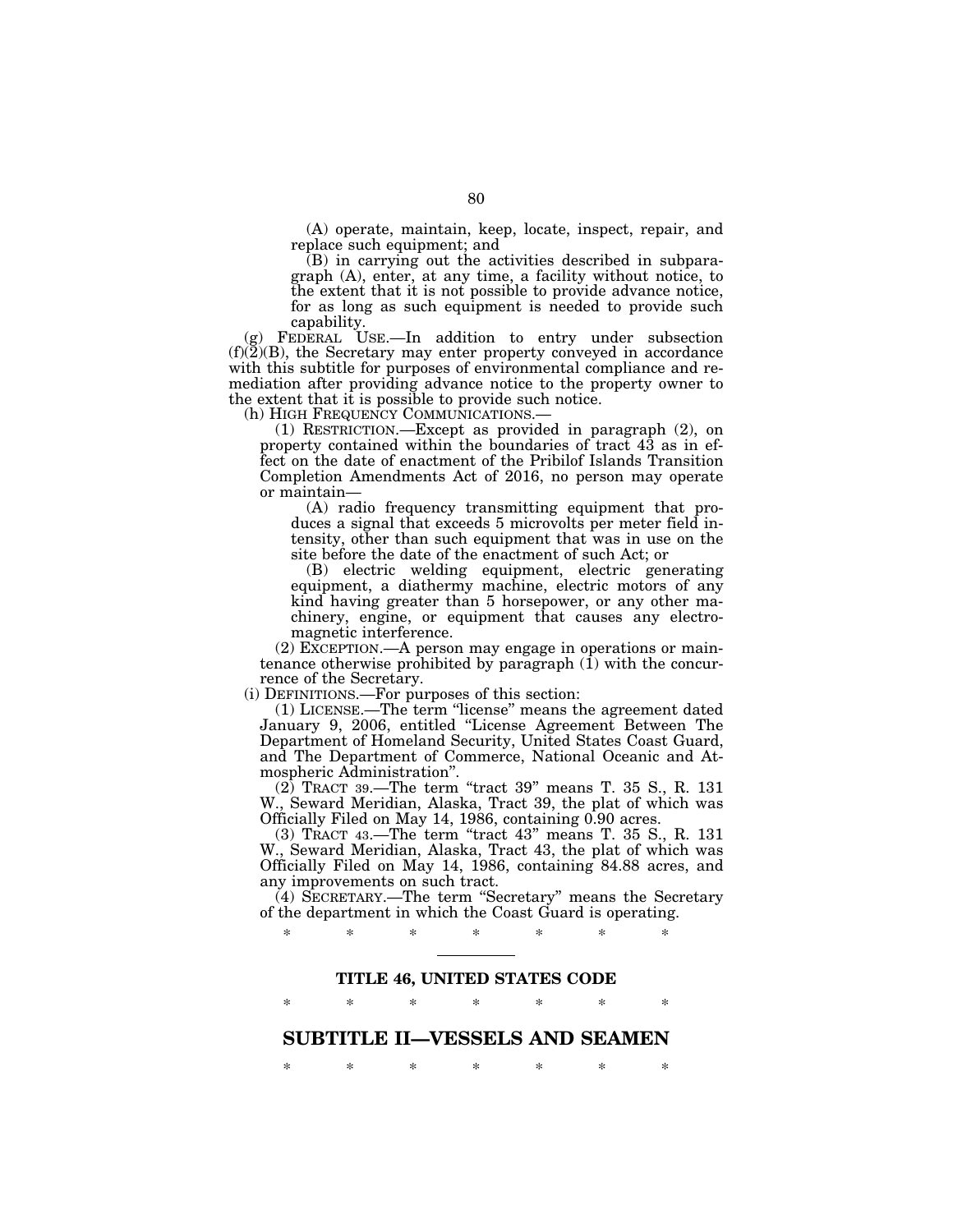(A) operate, maintain, keep, locate, inspect, repair, and replace such equipment; and

(B) in carrying out the activities described in subparagraph (A), enter, at any time, a facility without notice, to the extent that it is not possible to provide advance notice, for as long as such equipment is needed to provide such capability.

(g) FEDERAL USE.—In addition to entry under subsection (f)(2)(B), the Secretary may enter property conveyed in accordance with this subtitle for purposes of environmental compliance and remediation after providing advance notice to the property owner to the extent that it is possible to provide such notice.

(h) HIGH FREQUENCY COMMUNICATIONS.—

(1) RESTRICTION.—Except as provided in paragraph (2), on property contained within the boundaries of tract 43 as in effect on the date of enactment of the Pribilof Islands Transition Completion Amendments Act of 2016, no person may operate or maintain—

(A) radio frequency transmitting equipment that produces a signal that exceeds 5 microvolts per meter field intensity, other than such equipment that was in use on the site before the date of the enactment of such Act; or

(B) electric welding equipment, electric generating equipment, a diathermy machine, electric motors of any kind having greater than 5 horsepower, or any other machinery, engine, or equipment that causes any electromagnetic interference.

(2) EXCEPTION.—A person may engage in operations or maintenance otherwise prohibited by paragraph (1) with the concurrence of the Secretary.

(i) DEFINITIONS.—For purposes of this section:

(1) LICENSE.—The term "license" means the agreement dated January 9, 2006, entitled "License Agreement Between The Department of Homeland Security, United States Coast Guard, and The Department of Commerce, National Oceanic and Atmospheric Administration".

(2) TRACT 39.—The term "tract 39" means T. 35 S., R. 131 W., Seward Meridian, Alaska, Tract 39, the plat of which was Officially Filed on May 14, 1986, containing 0.90 acres.

(3) TRACT 43.—The term "tract 43" means T. 35 S., R. 131 W., Seward Meridian, Alaska, Tract 43, the plat of which was Officially Filed on May 14, 1986, containing 84.88 acres, and any improvements on such tract.

(4) SECRETARY.—The term "Secretary" means the Secretary of the department in which the Coast Guard is operating.

\* \* \* \* \* \* \*

---

## TITLE 46, UNITED STATES CODE

\* \* \* \* \* \* \*

# SUBTITLE II—VESSELS AND SEAMEN

\* \* \* \* \* \* \*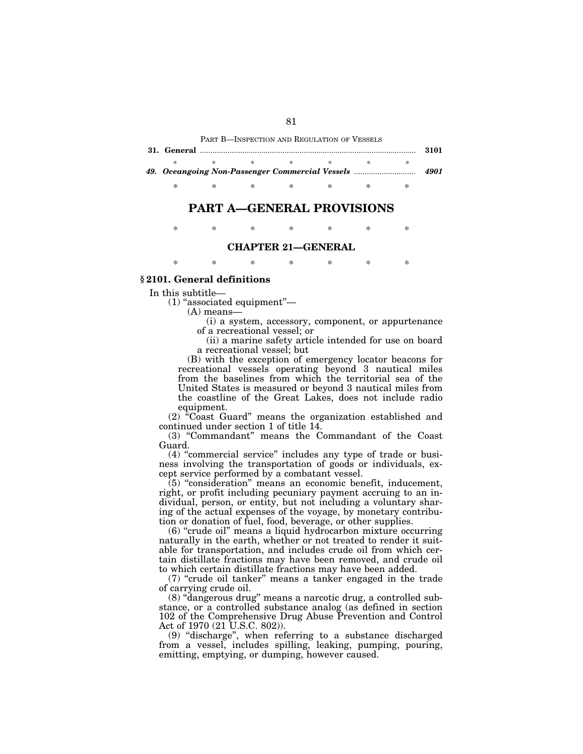PART B—INSPECTION AND REGULATION OF VESSELS

**31. General** ..................................................................................................... **3101**

\* \* \* \* \* \* \*

***49. Oceangoing Non-Passenger Commercial Vessels*** ............................. ***4901***

\* \* \* \* \* \* \*

# PART A—GENERAL PROVISIONS

\* \* \* \* \* \* \*

## CHAPTER 21—GENERAL

\* \* \* \* \* \* \*

### § 2101. General definitions

In this subtitle—

(1) "associated equipment"—

(A) means—

(i) a system, accessory, component, or appurtenance of a recreational vessel; or

(ii) a marine safety article intended for use on board a recreational vessel; but

(B) with the exception of emergency locator beacons for recreational vessels operating beyond 3 nautical miles from the baselines from which the territorial sea of the United States is measured or beyond 3 nautical miles from the coastline of the Great Lakes, does not include radio equipment.

(2) "Coast Guard" means the organization established and continued under section 1 of title 14.

(3) "Commandant" means the Commandant of the Coast Guard.

(4) "commercial service" includes any type of trade or business involving the transportation of goods or individuals, except service performed by a combatant vessel.

(5) "consideration" means an economic benefit, inducement, right, or profit including pecuniary payment accruing to an individual, person, or entity, but not including a voluntary sharing of the actual expenses of the voyage, by monetary contribution or donation of fuel, food, beverage, or other supplies.

(6) "crude oil" means a liquid hydrocarbon mixture occurring naturally in the earth, whether or not treated to render it suitable for transportation, and includes crude oil from which certain distillate fractions may have been removed, and crude oil to which certain distillate fractions may have been added.

(7) "crude oil tanker" means a tanker engaged in the trade of carrying crude oil.

(8) "dangerous drug" means a narcotic drug, a controlled substance, or a controlled substance analog (as defined in section 102 of the Comprehensive Drug Abuse Prevention and Control Act of 1970 (21 U.S.C. 802)).

(9) "discharge", when referring to a substance discharged from a vessel, includes spilling, leaking, pumping, pouring, emitting, emptying, or dumping, however caused.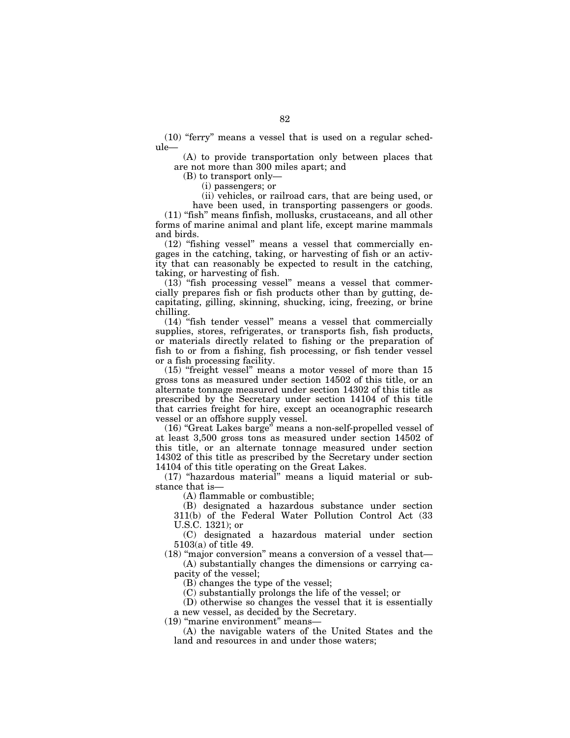(10) "ferry" means a vessel that is used on a regular schedule—

(A) to provide transportation only between places that are not more than 300 miles apart; and

(B) to transport only—

(i) passengers; or

(ii) vehicles, or railroad cars, that are being used, or have been used, in transporting passengers or goods.

(11) "fish" means finfish, mollusks, crustaceans, and all other forms of marine animal and plant life, except marine mammals and birds.

(12) "fishing vessel" means a vessel that commercially engages in the catching, taking, or harvesting of fish or an activity that can reasonably be expected to result in the catching, taking, or harvesting of fish.

(13) "fish processing vessel" means a vessel that commercially prepares fish or fish products other than by gutting, decapitating, gilling, skinning, shucking, icing, freezing, or brine chilling.

(14) "fish tender vessel" means a vessel that commercially supplies, stores, refrigerates, or transports fish, fish products, or materials directly related to fishing or the preparation of fish to or from a fishing, fish processing, or fish tender vessel or a fish processing facility.

(15) "freight vessel" means a motor vessel of more than 15 gross tons as measured under section 14502 of this title, or an alternate tonnage measured under section 14302 of this title as prescribed by the Secretary under section 14104 of this title that carries freight for hire, except an oceanographic research vessel or an offshore supply vessel.

(16) "Great Lakes barge" means a non-self-propelled vessel of at least 3,500 gross tons as measured under section 14502 of this title, or an alternate tonnage measured under section 14302 of this title as prescribed by the Secretary under section 14104 of this title operating on the Great Lakes.

(17) "hazardous material" means a liquid material or substance that is—

(A) flammable or combustible;

(B) designated a hazardous substance under section 311(b) of the Federal Water Pollution Control Act (33 U.S.C. 1321); or

(C) designated a hazardous material under section 5103(a) of title 49.

(18) "major conversion" means a conversion of a vessel that—

(A) substantially changes the dimensions or carrying capacity of the vessel;

(B) changes the type of the vessel;

(C) substantially prolongs the life of the vessel; or

(D) otherwise so changes the vessel that it is essentially a new vessel, as decided by the Secretary.

(19) "marine environment" means—

(A) the navigable waters of the United States and the land and resources in and under those waters;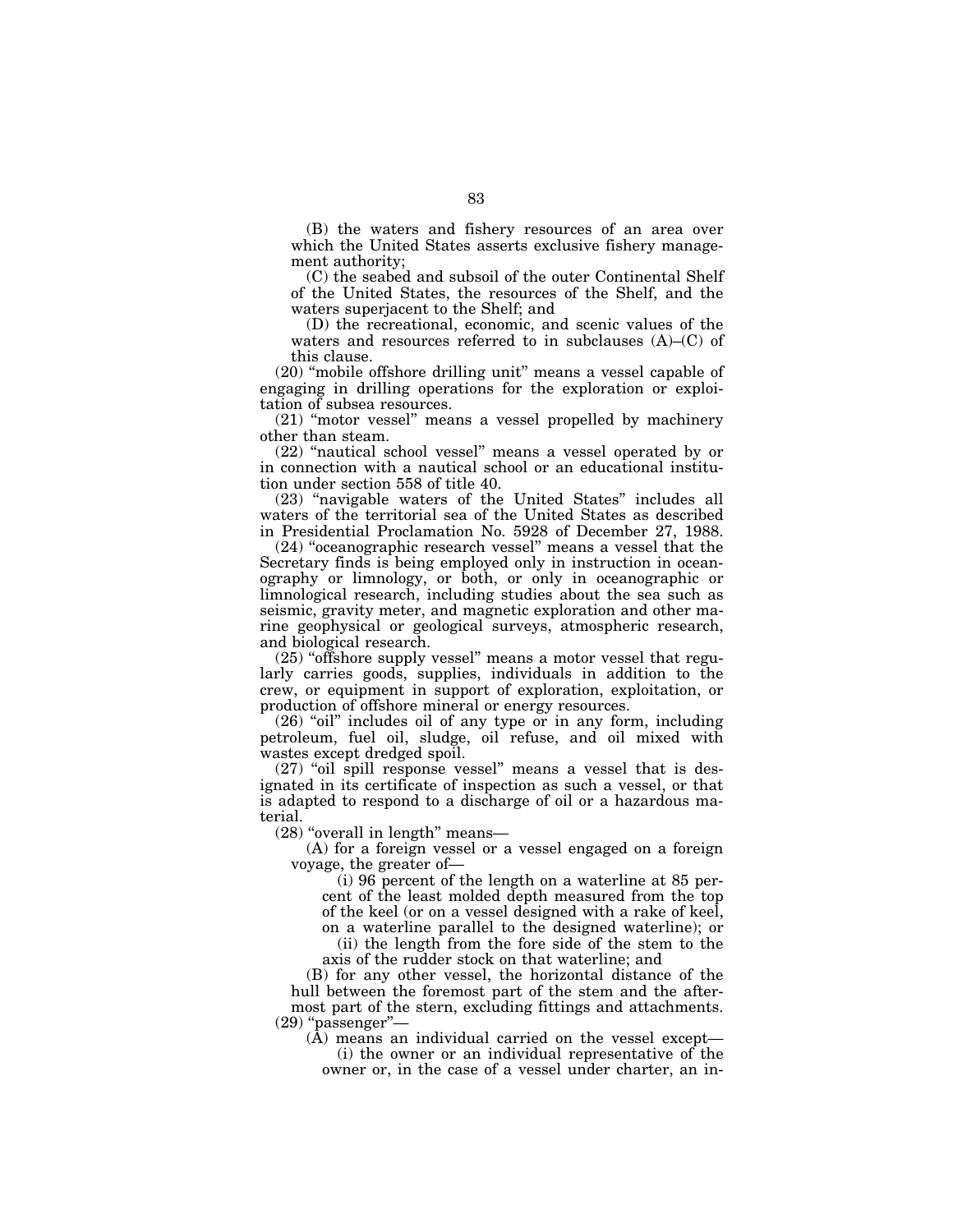(B) the waters and fishery resources of an area over which the United States asserts exclusive fishery management authority;

(C) the seabed and subsoil of the outer Continental Shelf of the United States, the resources of the Shelf, and the waters superjacent to the Shelf; and

(D) the recreational, economic, and scenic values of the waters and resources referred to in subclauses (A)–(C) of this clause.

(20) "mobile offshore drilling unit" means a vessel capable of engaging in drilling operations for the exploration or exploitation of subsea resources.

(21) "motor vessel" means a vessel propelled by machinery other than steam.

(22) "nautical school vessel" means a vessel operated by or in connection with a nautical school or an educational institution under section 558 of title 40.

(23) "navigable waters of the United States" includes all waters of the territorial sea of the United States as described in Presidential Proclamation No. 5928 of December 27, 1988.

(24) "oceanographic research vessel" means a vessel that the Secretary finds is being employed only in instruction in oceanography or limnology, or both, or only in oceanographic or limnological research, including studies about the sea such as seismic, gravity meter, and magnetic exploration and other marine geophysical or geological surveys, atmospheric research, and biological research.

(25) "offshore supply vessel" means a motor vessel that regularly carries goods, supplies, individuals in addition to the crew, or equipment in support of exploration, exploitation, or production of offshore mineral or energy resources.

(26) "oil" includes oil of any type or in any form, including petroleum, fuel oil, sludge, oil refuse, and oil mixed with wastes except dredged spoil.

(27) "oil spill response vessel" means a vessel that is designated in its certificate of inspection as such a vessel, or that is adapted to respond to a discharge of oil or a hazardous material.

(28) "overall in length" means—

(A) for a foreign vessel or a vessel engaged on a foreign voyage, the greater of—

(i) 96 percent of the length on a waterline at 85 percent of the least molded depth measured from the top of the keel (or on a vessel designed with a rake of keel, on a waterline parallel to the designed waterline); or

(ii) the length from the fore side of the stem to the axis of the rudder stock on that waterline; and

(B) for any other vessel, the horizontal distance of the hull between the foremost part of the stem and the aftermost part of the stern, excluding fittings and attachments.

(29) "passenger"—

(A) means an individual carried on the vessel except—

(i) the owner or an individual representative of the owner or, in the case of a vessel under charter, an in-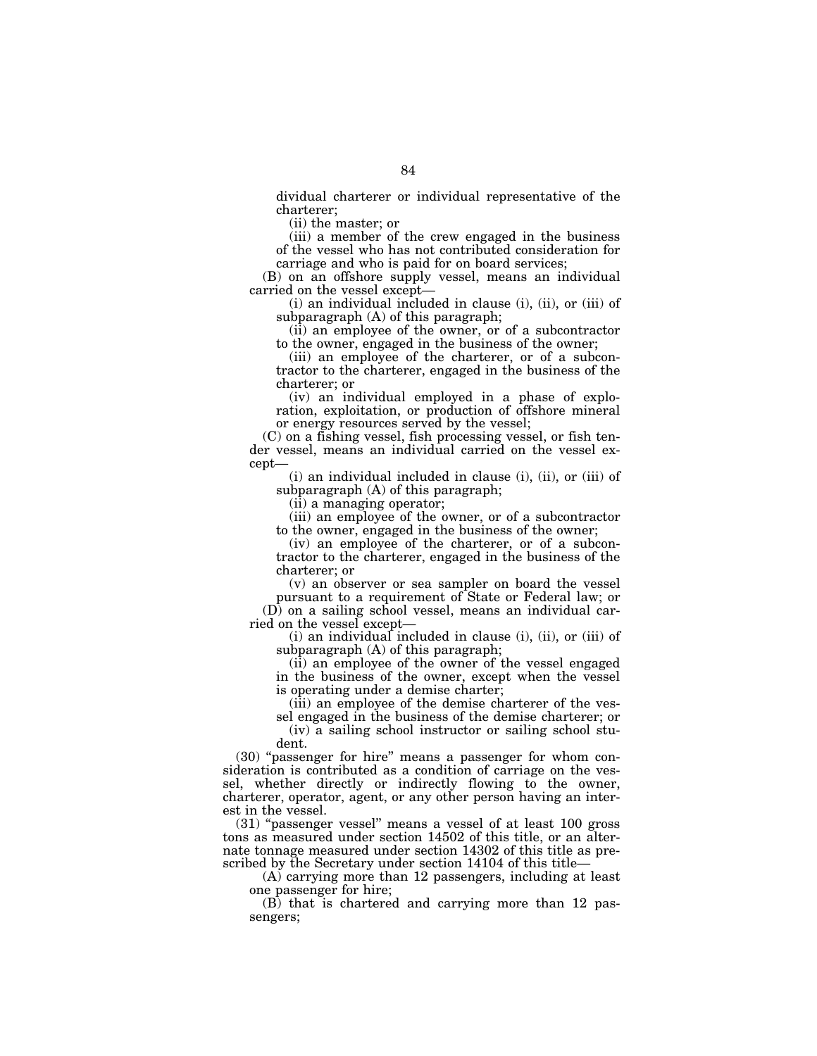dividual charterer or individual representative of the charterer;

(ii) the master; or

(iii) a member of the crew engaged in the business of the vessel who has not contributed consideration for carriage and who is paid for on board services;

(B) on an offshore supply vessel, means an individual carried on the vessel except—

(i) an individual included in clause (i), (ii), or (iii) of subparagraph (A) of this paragraph;

(ii) an employee of the owner, or of a subcontractor to the owner, engaged in the business of the owner;

(iii) an employee of the charterer, or of a subcontractor to the charterer, engaged in the business of the charterer; or

(iv) an individual employed in a phase of exploration, exploitation, or production of offshore mineral or energy resources served by the vessel;

(C) on a fishing vessel, fish processing vessel, or fish tender vessel, means an individual carried on the vessel except—

(i) an individual included in clause (i), (ii), or (iii) of subparagraph (A) of this paragraph;

(ii) a managing operator;

(iii) an employee of the owner, or of a subcontractor to the owner, engaged in the business of the owner;

(iv) an employee of the charterer, or of a subcontractor to the charterer, engaged in the business of the charterer; or

(v) an observer or sea sampler on board the vessel pursuant to a requirement of State or Federal law; or

(D) on a sailing school vessel, means an individual carried on the vessel except—

(i) an individual included in clause (i), (ii), or (iii) of subparagraph (A) of this paragraph;

(ii) an employee of the owner of the vessel engaged in the business of the owner, except when the vessel is operating under a demise charter;

(iii) an employee of the demise charterer of the vessel engaged in the business of the demise charterer; or

(iv) a sailing school instructor or sailing school student.

(30) "passenger for hire" means a passenger for whom consideration is contributed as a condition of carriage on the vessel, whether directly or indirectly flowing to the owner, charterer, operator, agent, or any other person having an interest in the vessel.

(31) "passenger vessel" means a vessel of at least 100 gross tons as measured under section 14502 of this title, or an alternate tonnage measured under section 14302 of this title as prescribed by the Secretary under section 14104 of this title—

(A) carrying more than 12 passengers, including at least one passenger for hire;

(B) that is chartered and carrying more than 12 passengers;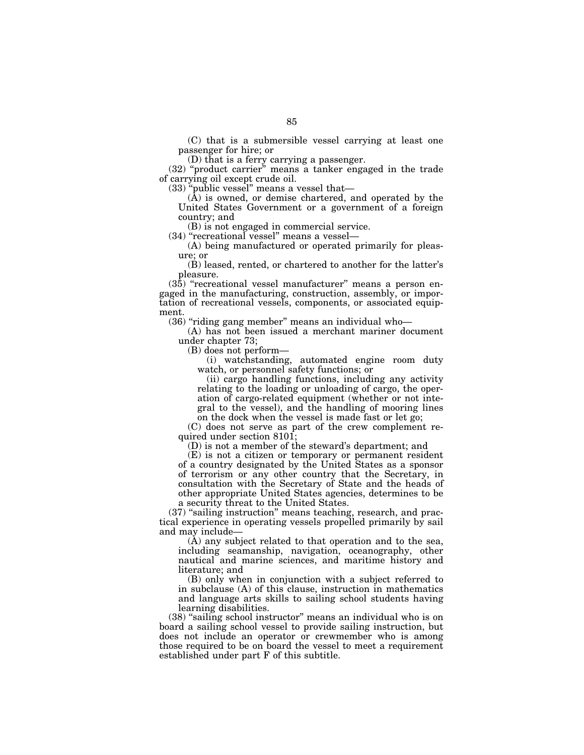(C) that is a submersible vessel carrying at least one passenger for hire; or

(D) that is a ferry carrying a passenger.

(32) "product carrier" means a tanker engaged in the trade of carrying oil except crude oil.

(33) "public vessel" means a vessel that—

(A) is owned, or demise chartered, and operated by the United States Government or a government of a foreign country; and

(B) is not engaged in commercial service.

(34) "recreational vessel" means a vessel—

(A) being manufactured or operated primarily for pleasure; or

(B) leased, rented, or chartered to another for the latter's pleasure.

(35) "recreational vessel manufacturer" means a person engaged in the manufacturing, construction, assembly, or importation of recreational vessels, components, or associated equipment.

(36) "riding gang member" means an individual who—

(A) has not been issued a merchant mariner document under chapter 73;

(B) does not perform—

(i) watchstanding, automated engine room duty watch, or personnel safety functions; or

(ii) cargo handling functions, including any activity relating to the loading or unloading of cargo, the operation of cargo-related equipment (whether or not integral to the vessel), and the handling of mooring lines on the dock when the vessel is made fast or let go;

(C) does not serve as part of the crew complement required under section 8101;

(D) is not a member of the steward's department; and

(E) is not a citizen or temporary or permanent resident of a country designated by the United States as a sponsor of terrorism or any other country that the Secretary, in consultation with the Secretary of State and the heads of other appropriate United States agencies, determines to be a security threat to the United States.

(37) "sailing instruction" means teaching, research, and practical experience in operating vessels propelled primarily by sail and may include—

(A) any subject related to that operation and to the sea, including seamanship, navigation, oceanography, other nautical and marine sciences, and maritime history and literature; and

(B) only when in conjunction with a subject referred to in subclause (A) of this clause, instruction in mathematics and language arts skills to sailing school students having learning disabilities.

(38) "sailing school instructor" means an individual who is on board a sailing school vessel to provide sailing instruction, but does not include an operator or crewmember who is among those required to be on board the vessel to meet a requirement established under part F of this subtitle.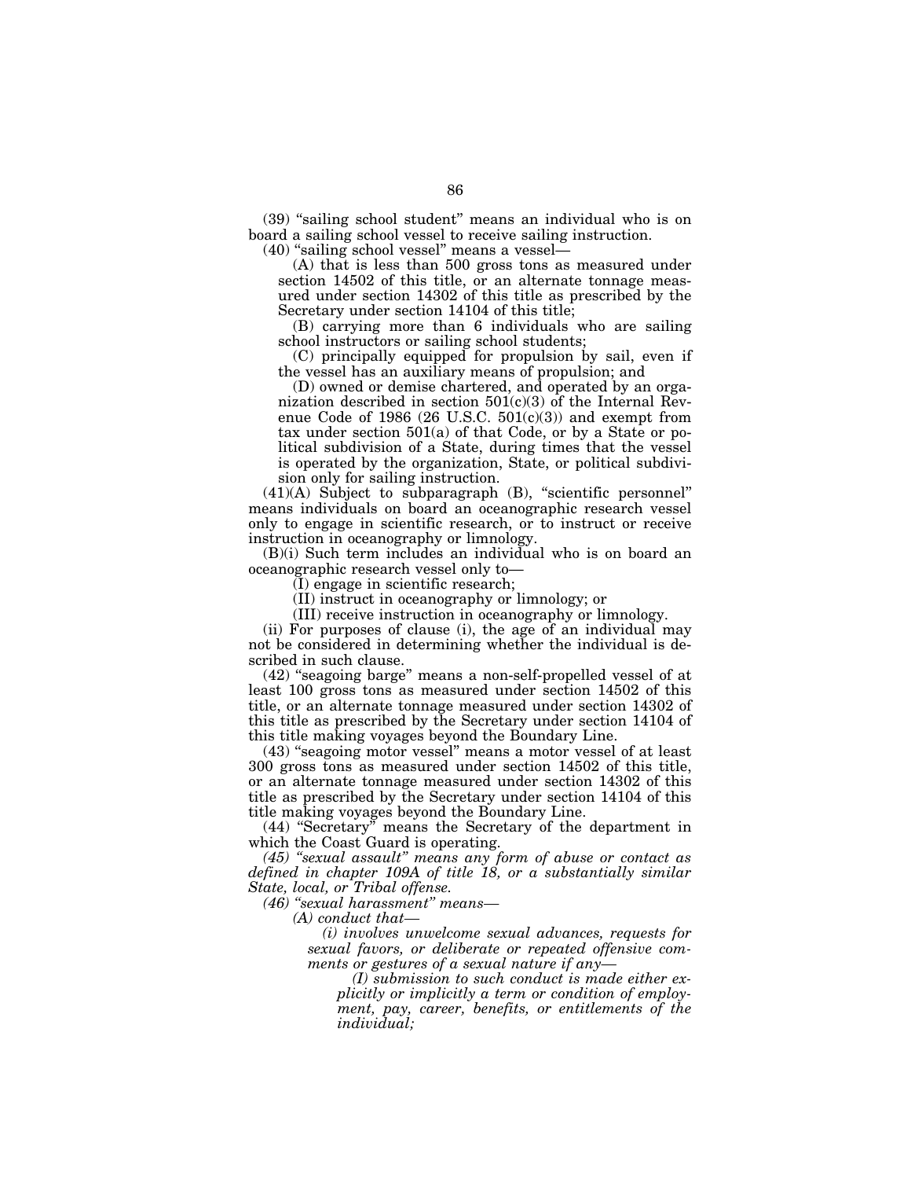(39) "sailing school student" means an individual who is on board a sailing school vessel to receive sailing instruction.

(40) "sailing school vessel" means a vessel—

(A) that is less than 500 gross tons as measured under section 14502 of this title, or an alternate tonnage measured under section 14302 of this title as prescribed by the Secretary under section 14104 of this title;

(B) carrying more than 6 individuals who are sailing school instructors or sailing school students;

(C) principally equipped for propulsion by sail, even if the vessel has an auxiliary means of propulsion; and

(D) owned or demise chartered, and operated by an organization described in section 501(c)(3) of the Internal Revenue Code of 1986 (26 U.S.C. 501(c)(3)) and exempt from tax under section 501(a) of that Code, or by a State or political subdivision of a State, during times that the vessel is operated by the organization, State, or political subdivision only for sailing instruction.

(41)(A) Subject to subparagraph (B), "scientific personnel" means individuals on board an oceanographic research vessel only to engage in scientific research, or to instruct or receive instruction in oceanography or limnology.

(B)(i) Such term includes an individual who is on board an oceanographic research vessel only to—

(I) engage in scientific research;

(II) instruct in oceanography or limnology; or

(III) receive instruction in oceanography or limnology.

(ii) For purposes of clause (i), the age of an individual may not be considered in determining whether the individual is described in such clause.

(42) "seagoing barge" means a non-self-propelled vessel of at least 100 gross tons as measured under section 14502 of this title, or an alternate tonnage measured under section 14302 of this title as prescribed by the Secretary under section 14104 of this title making voyages beyond the Boundary Line.

(43) "seagoing motor vessel" means a motor vessel of at least 300 gross tons as measured under section 14502 of this title, or an alternate tonnage measured under section 14302 of this title as prescribed by the Secretary under section 14104 of this title making voyages beyond the Boundary Line.

(44) "Secretary" means the Secretary of the department in which the Coast Guard is operating.

*(45) "sexual assault" means any form of abuse or contact as defined in chapter 109A of title 18, or a substantially similar State, local, or Tribal offense.*

*(46) "sexual harassment" means—*

*(A) conduct that—*

*(i) involves unwelcome sexual advances, requests for sexual favors, or deliberate or repeated offensive comments or gestures of a sexual nature if any—*

*(I) submission to such conduct is made either explicitly or implicitly a term or condition of employment, pay, career, benefits, or entitlements of the individual;*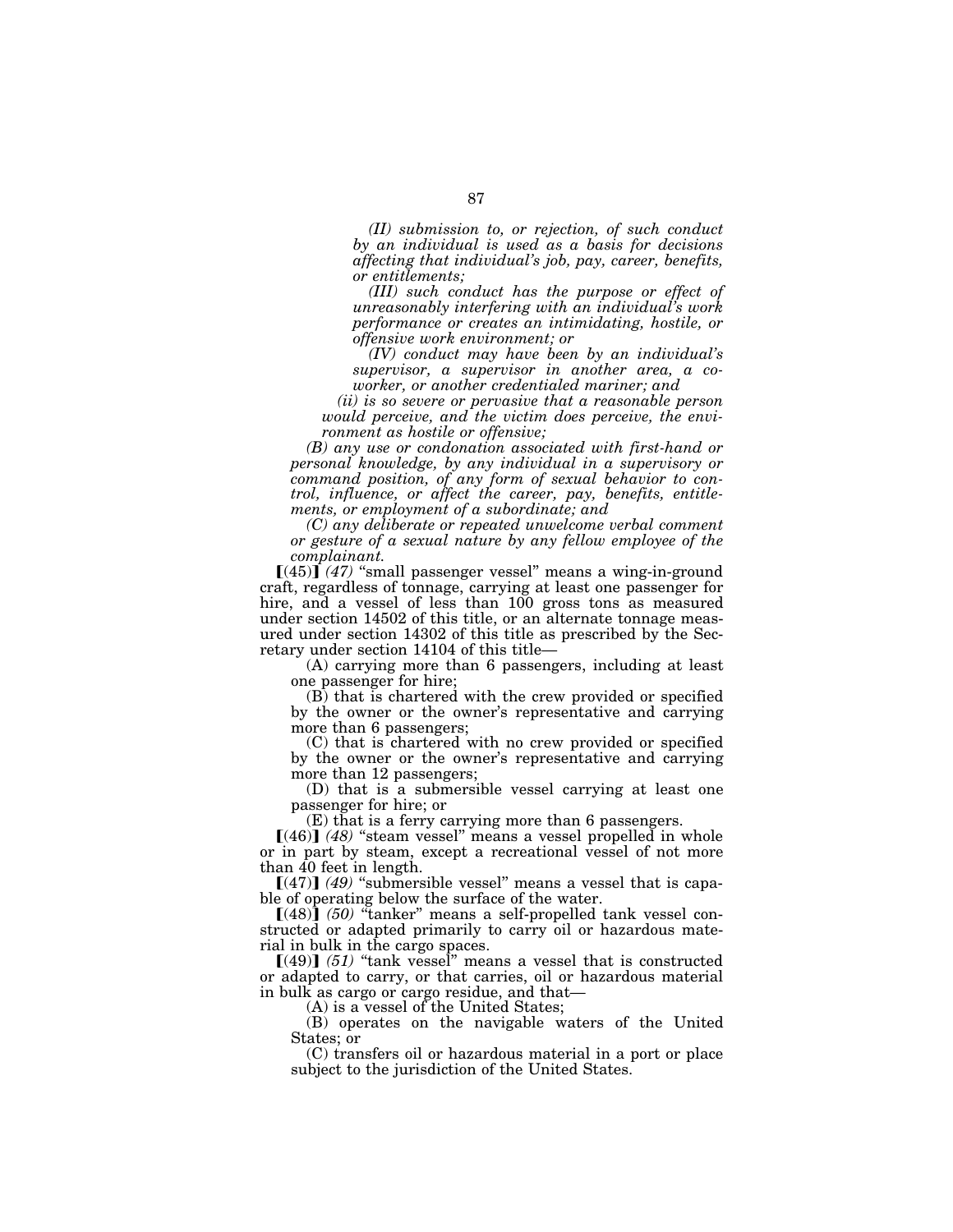*(II) submission to, or rejection, of such conduct by an individual is used as a basis for decisions affecting that individual's job, pay, career, benefits, or entitlements;*

*(III) such conduct has the purpose or effect of unreasonably interfering with an individual's work performance or creates an intimidating, hostile, or offensive work environment; or*

*(IV) conduct may have been by an individual's supervisor, a supervisor in another area, a co-worker, or another credentialed mariner; and*

*(ii) is so severe or pervasive that a reasonable person would perceive, and the victim does perceive, the environment as hostile or offensive;*

*(B) any use or condonation associated with first-hand or personal knowledge, by any individual in a supervisory or command position, of any form of sexual behavior to control, influence, or affect the career, pay, benefits, entitlements, or employment of a subordinate; and*

*(C) any deliberate or repeated unwelcome verbal comment or gesture of a sexual nature by any fellow employee of the complainant.*

⟦(45)⟧ *(47)* "small passenger vessel" means a wing-in-ground craft, regardless of tonnage, carrying at least one passenger for hire, and a vessel of less than 100 gross tons as measured under section 14502 of this title, or an alternate tonnage measured under section 14302 of this title as prescribed by the Secretary under section 14104 of this title—

(A) carrying more than 6 passengers, including at least one passenger for hire;

(B) that is chartered with the crew provided or specified by the owner or the owner's representative and carrying more than 6 passengers;

(C) that is chartered with no crew provided or specified by the owner or the owner's representative and carrying more than 12 passengers;

(D) that is a submersible vessel carrying at least one passenger for hire; or

(E) that is a ferry carrying more than 6 passengers.

⟦(46)⟧ *(48)* "steam vessel" means a vessel propelled in whole or in part by steam, except a recreational vessel of not more than 40 feet in length.

⟦(47)⟧ *(49)* "submersible vessel" means a vessel that is capable of operating below the surface of the water.

⟦(48)⟧ *(50)* "tanker" means a self-propelled tank vessel constructed or adapted primarily to carry oil or hazardous material in bulk in the cargo spaces.

⟦(49)⟧ *(51)* "tank vessel" means a vessel that is constructed or adapted to carry, or that carries, oil or hazardous material in bulk as cargo or cargo residue, and that—

(A) is a vessel of the United States;

(B) operates on the navigable waters of the United States; or

(C) transfers oil or hazardous material in a port or place subject to the jurisdiction of the United States.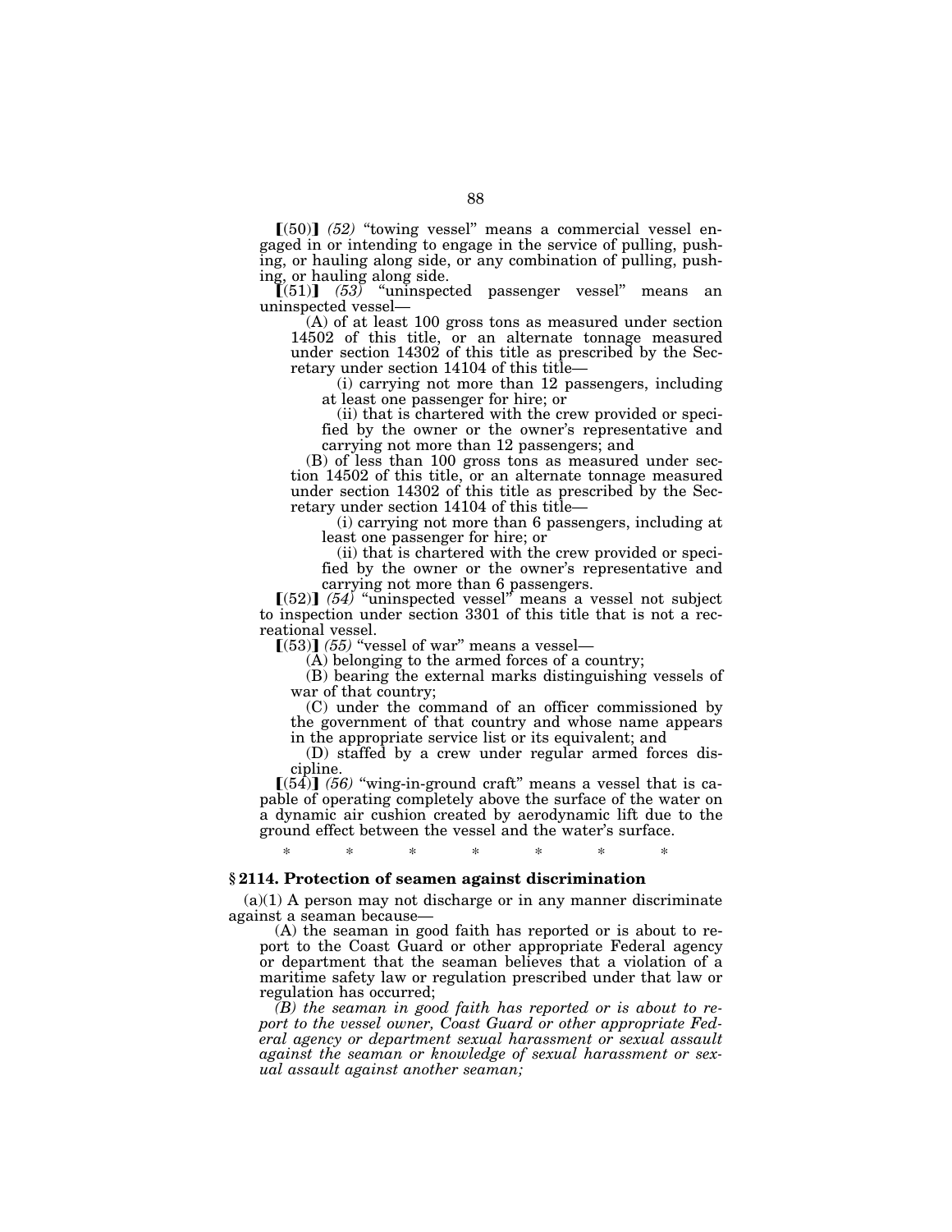⟦(50)⟧ *(52)* "towing vessel" means a commercial vessel engaged in or intending to engage in the service of pulling, pushing, or hauling along side, or any combination of pulling, pushing, or hauling along side.

⟦(51)⟧ *(53)* "uninspected passenger vessel" means an uninspected vessel—

(A) of at least 100 gross tons as measured under section 14502 of this title, or an alternate tonnage measured under section 14302 of this title as prescribed by the Secretary under section 14104 of this title—

(i) carrying not more than 12 passengers, including at least one passenger for hire; or

(ii) that is chartered with the crew provided or specified by the owner or the owner's representative and carrying not more than 12 passengers; and

(B) of less than 100 gross tons as measured under section 14502 of this title, or an alternate tonnage measured under section 14302 of this title as prescribed by the Secretary under section 14104 of this title—

(i) carrying not more than 6 passengers, including at least one passenger for hire; or

(ii) that is chartered with the crew provided or specified by the owner or the owner's representative and carrying not more than 6 passengers.

⟦(52)⟧ *(54)* "uninspected vessel" means a vessel not subject to inspection under section 3301 of this title that is not a recreational vessel.

⟦(53)⟧ *(55)* "vessel of war" means a vessel—

(A) belonging to the armed forces of a country;

(B) bearing the external marks distinguishing vessels of war of that country;

(C) under the command of an officer commissioned by the government of that country and whose name appears in the appropriate service list or its equivalent; and

(D) staffed by a crew under regular armed forces discipline.

⟦(54)⟧ *(56)* "wing-in-ground craft" means a vessel that is capable of operating completely above the surface of the water on a dynamic air cushion created by aerodynamic lift due to the ground effect between the vessel and the water's surface.

\* \* \* \* \* \* \*

### § 2114. Protection of seamen against discrimination

(a)(1) A person may not discharge or in any manner discriminate against a seaman because—

(A) the seaman in good faith has reported or is about to report to the Coast Guard or other appropriate Federal agency or department that the seaman believes that a violation of a maritime safety law or regulation prescribed under that law or regulation has occurred;

*(B) the seaman in good faith has reported or is about to report to the vessel owner, Coast Guard or other appropriate Federal agency or department sexual harassment or sexual assault against the seaman or knowledge of sexual harassment or sexual assault against another seaman;*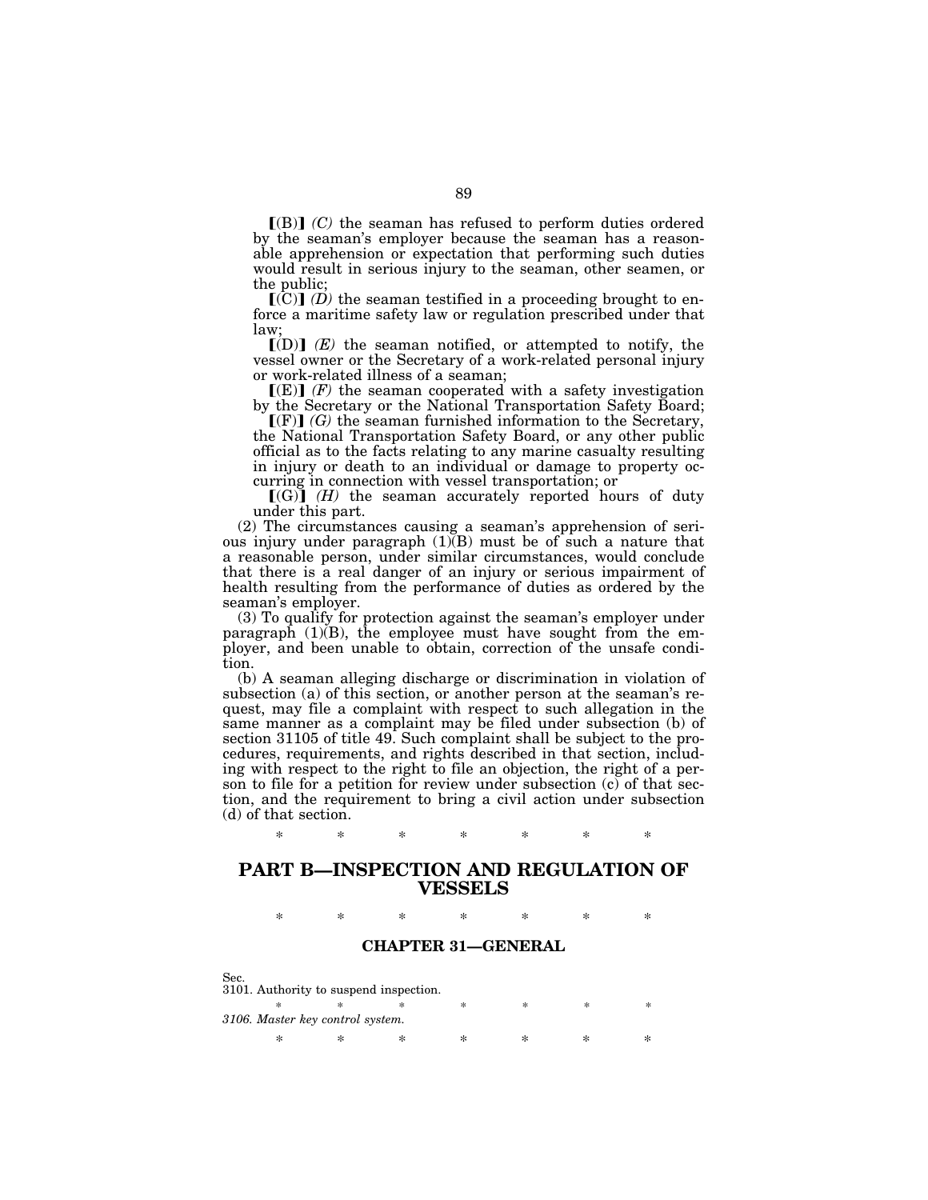【(B)】 *(C)* the seaman has refused to perform duties ordered by the seaman's employer because the seaman has a reasonable apprehension or expectation that performing such duties would result in serious injury to the seaman, other seamen, or the public;

【(C)】 *(D)* the seaman testified in a proceeding brought to enforce a maritime safety law or regulation prescribed under that law;

【(D)】 *(E)* the seaman notified, or attempted to notify, the vessel owner or the Secretary of a work-related personal injury or work-related illness of a seaman;

【(E)】 *(F)* the seaman cooperated with a safety investigation by the Secretary or the National Transportation Safety Board;

【(F)】 *(G)* the seaman furnished information to the Secretary, the National Transportation Safety Board, or any other public official as to the facts relating to any marine casualty resulting in injury or death to an individual or damage to property occurring in connection with vessel transportation; or

【(G)】 *(H)* the seaman accurately reported hours of duty under this part.

(2) The circumstances causing a seaman's apprehension of serious injury under paragraph (1)(B) must be of such a nature that a reasonable person, under similar circumstances, would conclude that there is a real danger of an injury or serious impairment of health resulting from the performance of duties as ordered by the seaman's employer.

(3) To qualify for protection against the seaman's employer under paragraph (1)(B), the employee must have sought from the employer, and been unable to obtain, correction of the unsafe condition.

(b) A seaman alleging discharge or discrimination in violation of subsection (a) of this section, or another person at the seaman's request, may file a complaint with respect to such allegation in the same manner as a complaint may be filed under subsection (b) of section 31105 of title 49. Such complaint shall be subject to the procedures, requirements, and rights described in that section, including with respect to the right to file an objection, the right of a person to file for a petition for review under subsection (c) of that section, and the requirement to bring a civil action under subsection (d) of that section.

\* \* \* \* \* \* \*

# PART B—INSPECTION AND REGULATION OF VESSELS

\* \* \* \* \* \* \*

## CHAPTER 31—GENERAL

Sec.
3101. Authority to suspend inspection.

\* \* \* \* \* \* \*

*3106. Master key control system.*

\* \* \* \* \* \* \*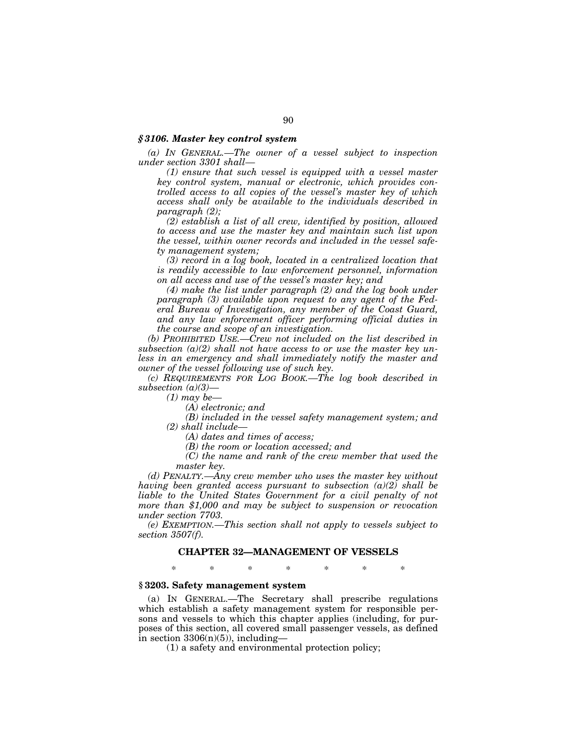### *§ 3106. Master key control system*

*(a) IN GENERAL.—The owner of a vessel subject to inspection under section 3301 shall—*

*(1) ensure that such vessel is equipped with a vessel master key control system, manual or electronic, which provides controlled access to all copies of the vessel's master key of which access shall only be available to the individuals described in paragraph (2);*

*(2) establish a list of all crew, identified by position, allowed to access and use the master key and maintain such list upon the vessel, within owner records and included in the vessel safety management system;*

*(3) record in a log book, located in a centralized location that is readily accessible to law enforcement personnel, information on all access and use of the vessel's master key; and*

*(4) make the list under paragraph (2) and the log book under paragraph (3) available upon request to any agent of the Federal Bureau of Investigation, any member of the Coast Guard, and any law enforcement officer performing official duties in the course and scope of an investigation.*

*(b) PROHIBITED USE.—Crew not included on the list described in subsection (a)(2) shall not have access to or use the master key unless in an emergency and shall immediately notify the master and owner of the vessel following use of such key.*

*(c) REQUIREMENTS FOR LOG BOOK.—The log book described in subsection (a)(3)—*

*(1) may be—*

*(A) electronic; and*

*(B) included in the vessel safety management system; and*

*(2) shall include—*

*(A) dates and times of access;*

*(B) the room or location accessed; and*

*(C) the name and rank of the crew member that used the master key.*

*(d) PENALTY.—Any crew member who uses the master key without having been granted access pursuant to subsection (a)(2) shall be liable to the United States Government for a civil penalty of not more than $1,000 and may be subject to suspension or revocation under section 7703.*

*(e) EXEMPTION.—This section shall not apply to vessels subject to section 3507(f).*

## CHAPTER 32—MANAGEMENT OF VESSELS

\* \* \* \* \* \* \*

### § 3203. Safety management system

(a) IN GENERAL.—The Secretary shall prescribe regulations which establish a safety management system for responsible persons and vessels to which this chapter applies (including, for purposes of this section, all covered small passenger vessels, as defined in section 3306(n)(5)), including—

(1) a safety and environmental protection policy;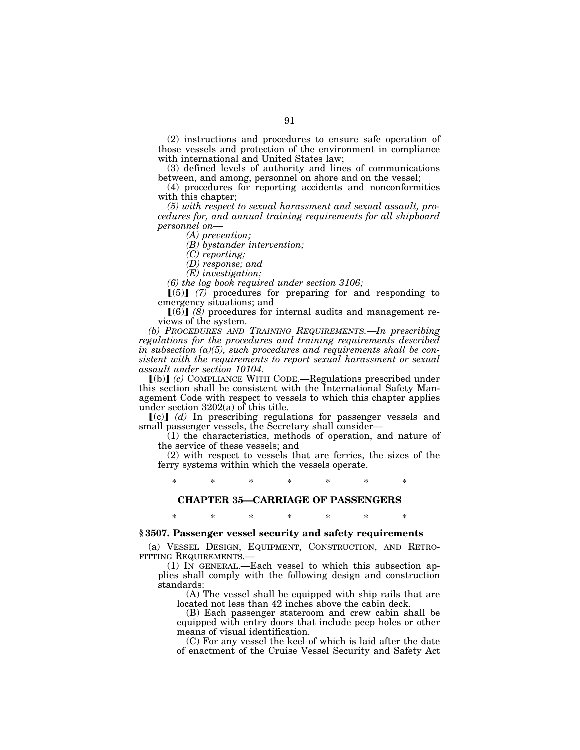(2) instructions and procedures to ensure safe operation of those vessels and protection of the environment in compliance with international and United States law;

(3) defined levels of authority and lines of communications between, and among, personnel on shore and on the vessel;

(4) procedures for reporting accidents and nonconformities with this chapter;

*(5) with respect to sexual harassment and sexual assault, procedures for, and annual training requirements for all shipboard personnel on—*

*(A) prevention;*

*(B) bystander intervention;*

*(C) reporting;*

*(D) response; and*

*(E) investigation;*

*(6) the log book required under section 3106;*

【(5)】 *(7)* procedures for preparing for and responding to emergency situations; and

【(6)】 *(8)* procedures for internal audits and management reviews of the system.

*(b) PROCEDURES AND TRAINING REQUIREMENTS.—In prescribing regulations for the procedures and training requirements described in subsection (a)(5), such procedures and requirements shall be consistent with the requirements to report sexual harassment or sexual assault under section 10104.*

【(b)】 *(c)* COMPLIANCE WITH CODE.—Regulations prescribed under this section shall be consistent with the International Safety Management Code with respect to vessels to which this chapter applies under section 3202(a) of this title.

【(c)】 *(d)* In prescribing regulations for passenger vessels and small passenger vessels, the Secretary shall consider—

(1) the characteristics, methods of operation, and nature of the service of these vessels; and

(2) with respect to vessels that are ferries, the sizes of the ferry systems within which the vessels operate.

\* \* \* \* \* \* \*

## CHAPTER 35—CARRIAGE OF PASSENGERS

\* \* \* \* \* \* \*

### § 3507. Passenger vessel security and safety requirements

(a) VESSEL DESIGN, EQUIPMENT, CONSTRUCTION, AND RETROFITTING REQUIREMENTS.—

(1) IN GENERAL.—Each vessel to which this subsection applies shall comply with the following design and construction standards:

(A) The vessel shall be equipped with ship rails that are located not less than 42 inches above the cabin deck.

(B) Each passenger stateroom and crew cabin shall be equipped with entry doors that include peep holes or other means of visual identification.

(C) For any vessel the keel of which is laid after the date of enactment of the Cruise Vessel Security and Safety Act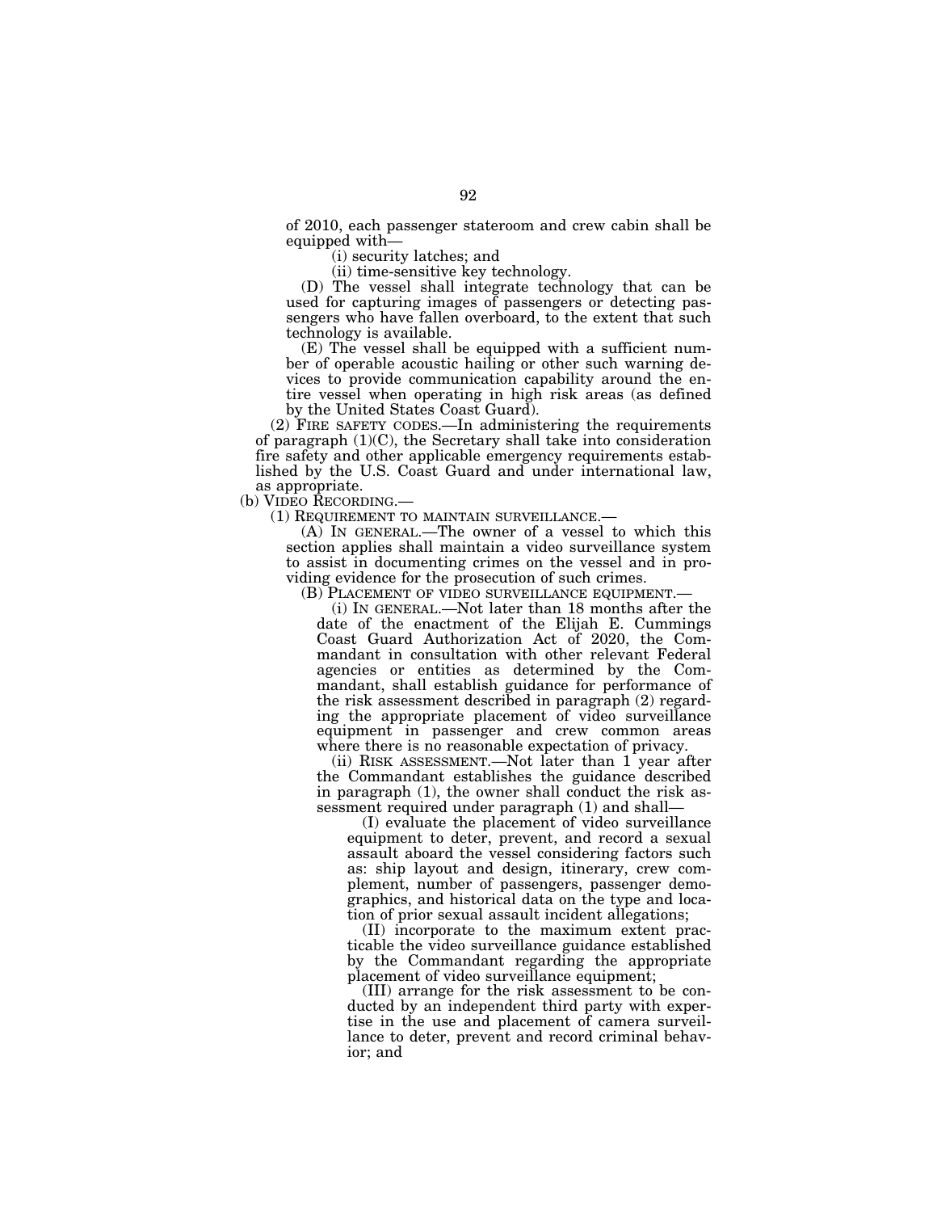of 2010, each passenger stateroom and crew cabin shall be equipped with—

(i) security latches; and

(ii) time-sensitive key technology.

(D) The vessel shall integrate technology that can be used for capturing images of passengers or detecting passengers who have fallen overboard, to the extent that such technology is available.

(E) The vessel shall be equipped with a sufficient number of operable acoustic hailing or other such warning devices to provide communication capability around the entire vessel when operating in high risk areas (as defined by the United States Coast Guard).

(2) FIRE SAFETY CODES.—In administering the requirements of paragraph (1)(C), the Secretary shall take into consideration fire safety and other applicable emergency requirements established by the U.S. Coast Guard and under international law, as appropriate.

(b) VIDEO RECORDING.—

(1) REQUIREMENT TO MAINTAIN SURVEILLANCE.—

(A) IN GENERAL.—The owner of a vessel to which this section applies shall maintain a video surveillance system to assist in documenting crimes on the vessel and in providing evidence for the prosecution of such crimes.

(B) PLACEMENT OF VIDEO SURVEILLANCE EQUIPMENT.—

(i) IN GENERAL.—Not later than 18 months after the date of the enactment of the Elijah E. Cummings Coast Guard Authorization Act of 2020, the Commandant in consultation with other relevant Federal agencies or entities as determined by the Commandant, shall establish guidance for performance of the risk assessment described in paragraph (2) regarding the appropriate placement of video surveillance equipment in passenger and crew common areas where there is no reasonable expectation of privacy.

(ii) RISK ASSESSMENT.—Not later than 1 year after the Commandant establishes the guidance described in paragraph (1), the owner shall conduct the risk assessment required under paragraph (1) and shall—

(I) evaluate the placement of video surveillance equipment to deter, prevent, and record a sexual assault aboard the vessel considering factors such as: ship layout and design, itinerary, crew complement, number of passengers, passenger demographics, and historical data on the type and location of prior sexual assault incident allegations;

(II) incorporate to the maximum extent practicable the video surveillance guidance established by the Commandant regarding the appropriate placement of video surveillance equipment;

(III) arrange for the risk assessment to be conducted by an independent third party with expertise in the use and placement of camera surveillance to deter, prevent and record criminal behavior; and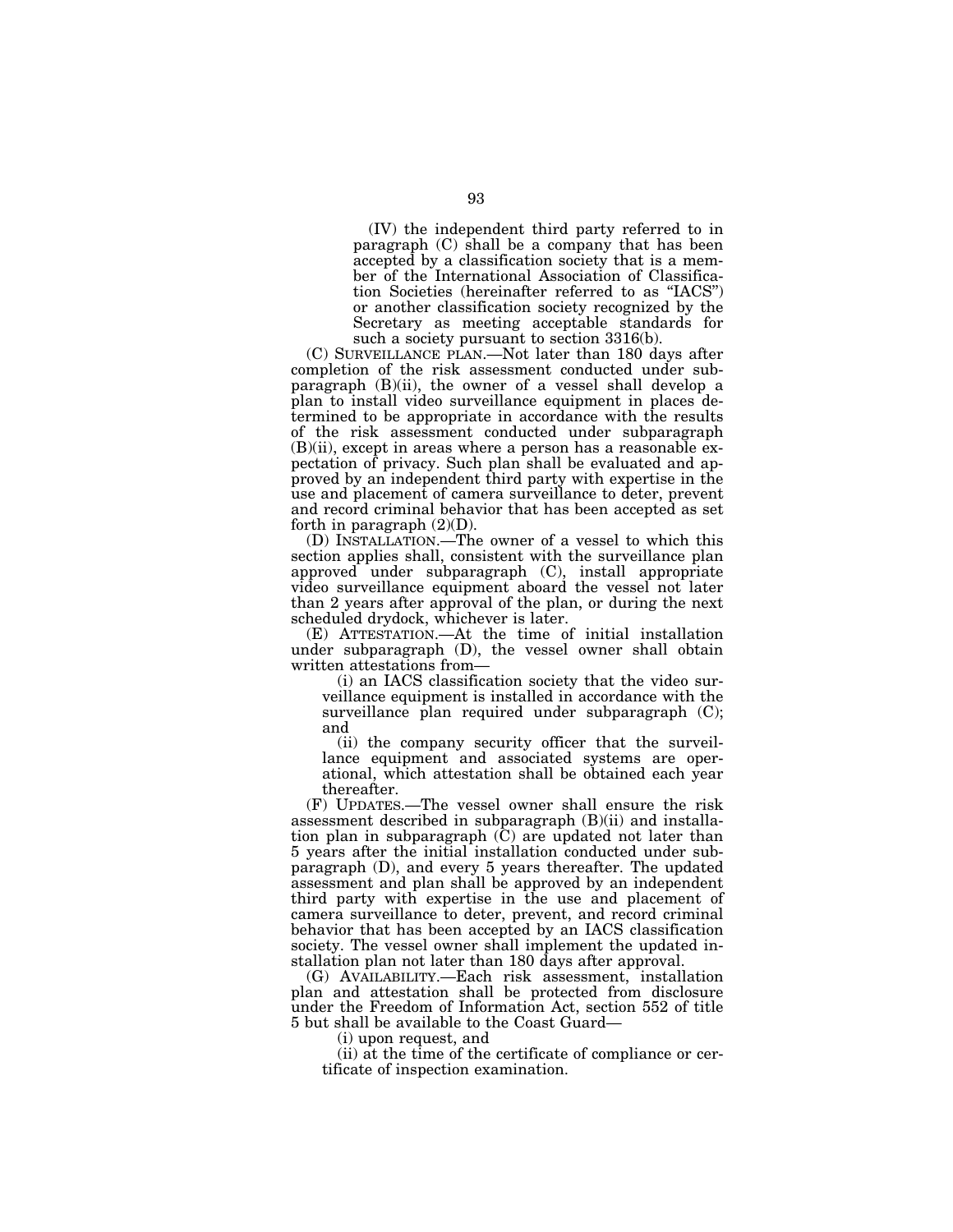(IV) the independent third party referred to in paragraph (C) shall be a company that has been accepted by a classification society that is a member of the International Association of Classification Societies (hereinafter referred to as "IACS") or another classification society recognized by the Secretary as meeting acceptable standards for such a society pursuant to section 3316(b).

(C) SURVEILLANCE PLAN.—Not later than 180 days after completion of the risk assessment conducted under subparagraph (B)(ii), the owner of a vessel shall develop a plan to install video surveillance equipment in places determined to be appropriate in accordance with the results of the risk assessment conducted under subparagraph (B)(ii), except in areas where a person has a reasonable expectation of privacy. Such plan shall be evaluated and approved by an independent third party with expertise in the use and placement of camera surveillance to deter, prevent and record criminal behavior that has been accepted as set forth in paragraph (2)(D).

(D) INSTALLATION.—The owner of a vessel to which this section applies shall, consistent with the surveillance plan approved under subparagraph (C), install appropriate video surveillance equipment aboard the vessel not later than 2 years after approval of the plan, or during the next scheduled drydock, whichever is later.

(E) ATTESTATION.—At the time of initial installation under subparagraph (D), the vessel owner shall obtain written attestations from—

(i) an IACS classification society that the video surveillance equipment is installed in accordance with the surveillance plan required under subparagraph (C); and

(ii) the company security officer that the surveillance equipment and associated systems are operational, which attestation shall be obtained each year thereafter.

(F) UPDATES.—The vessel owner shall ensure the risk assessment described in subparagraph (B)(ii) and installation plan in subparagraph (C) are updated not later than 5 years after the initial installation conducted under subparagraph (D), and every 5 years thereafter. The updated assessment and plan shall be approved by an independent third party with expertise in the use and placement of camera surveillance to deter, prevent, and record criminal behavior that has been accepted by an IACS classification society. The vessel owner shall implement the updated installation plan not later than 180 days after approval.

(G) AVAILABILITY.—Each risk assessment, installation plan and attestation shall be protected from disclosure under the Freedom of Information Act, section 552 of title 5 but shall be available to the Coast Guard—

(i) upon request, and

(ii) at the time of the certificate of compliance or certificate of inspection examination.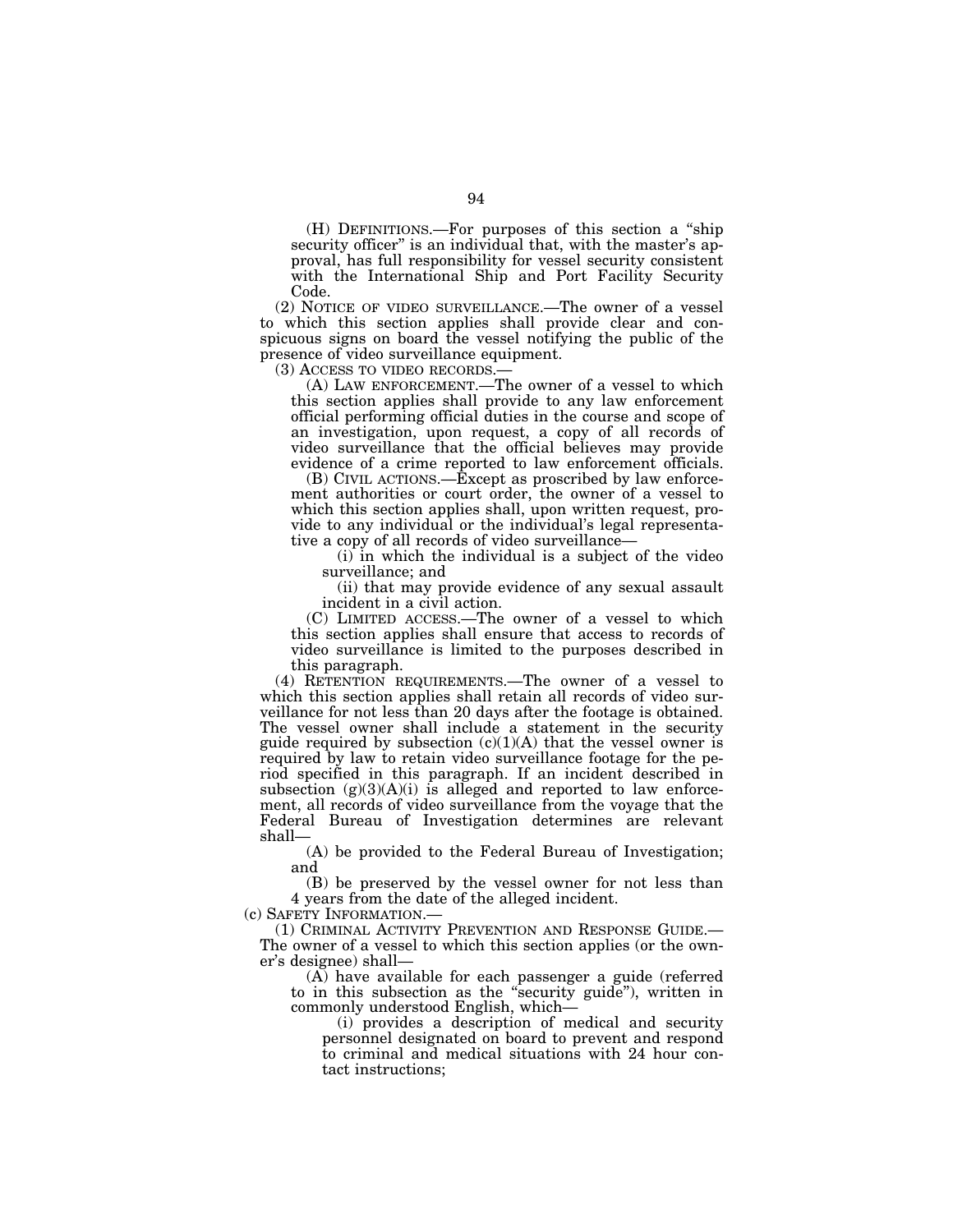(H) DEFINITIONS.—For purposes of this section a "ship security officer" is an individual that, with the master's approval, has full responsibility for vessel security consistent with the International Ship and Port Facility Security Code.

(2) NOTICE OF VIDEO SURVEILLANCE.—The owner of a vessel to which this section applies shall provide clear and conspicuous signs on board the vessel notifying the public of the presence of video surveillance equipment.

(3) ACCESS TO VIDEO RECORDS.—

(A) LAW ENFORCEMENT.—The owner of a vessel to which this section applies shall provide to any law enforcement official performing official duties in the course and scope of an investigation, upon request, a copy of all records of video surveillance that the official believes may provide evidence of a crime reported to law enforcement officials.

(B) CIVIL ACTIONS.—Except as proscribed by law enforcement authorities or court order, the owner of a vessel to which this section applies shall, upon written request, provide to any individual or the individual's legal representative a copy of all records of video surveillance—

(i) in which the individual is a subject of the video surveillance; and

(ii) that may provide evidence of any sexual assault incident in a civil action.

(C) LIMITED ACCESS.—The owner of a vessel to which this section applies shall ensure that access to records of video surveillance is limited to the purposes described in this paragraph.

(4) RETENTION REQUIREMENTS.—The owner of a vessel to which this section applies shall retain all records of video surveillance for not less than 20 days after the footage is obtained. The vessel owner shall include a statement in the security guide required by subsection (c)(1)(A) that the vessel owner is required by law to retain video surveillance footage for the period specified in this paragraph. If an incident described in subsection (g)(3)(A)(i) is alleged and reported to law enforcement, all records of video surveillance from the voyage that the Federal Bureau of Investigation determines are relevant shall—

(A) be provided to the Federal Bureau of Investigation; and

(B) be preserved by the vessel owner for not less than 4 years from the date of the alleged incident.

(c) SAFETY INFORMATION.—

(1) CRIMINAL ACTIVITY PREVENTION AND RESPONSE GUIDE.—The owner of a vessel to which this section applies (or the owner's designee) shall—

(A) have available for each passenger a guide (referred to in this subsection as the "security guide"), written in commonly understood English, which—

(i) provides a description of medical and security personnel designated on board to prevent and respond to criminal and medical situations with 24 hour contact instructions;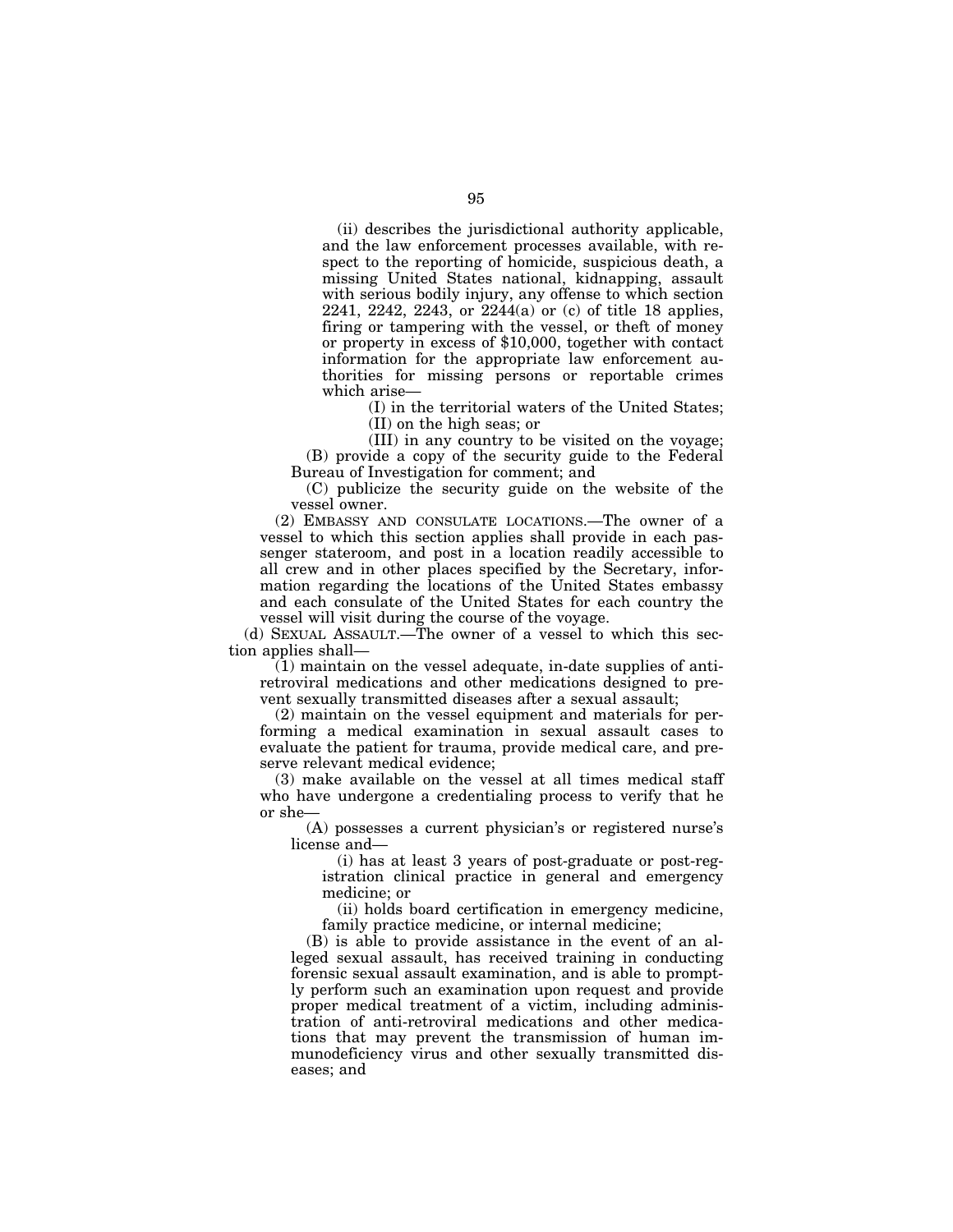(ii) describes the jurisdictional authority applicable, and the law enforcement processes available, with respect to the reporting of homicide, suspicious death, a missing United States national, kidnapping, assault with serious bodily injury, any offense to which section 2241, 2242, 2243, or 2244(a) or (c) of title 18 applies, firing or tampering with the vessel, or theft of money or property in excess of $10,000, together with contact information for the appropriate law enforcement authorities for missing persons or reportable crimes which arise—

(I) in the territorial waters of the United States;

(II) on the high seas; or

(III) in any country to be visited on the voyage;

(B) provide a copy of the security guide to the Federal Bureau of Investigation for comment; and

(C) publicize the security guide on the website of the vessel owner.

(2) EMBASSY AND CONSULATE LOCATIONS.—The owner of a vessel to which this section applies shall provide in each passenger stateroom, and post in a location readily accessible to all crew and in other places specified by the Secretary, information regarding the locations of the United States embassy and each consulate of the United States for each country the vessel will visit during the course of the voyage.

(d) SEXUAL ASSAULT.—The owner of a vessel to which this section applies shall—

(1) maintain on the vessel adequate, in-date supplies of anti-retroviral medications and other medications designed to prevent sexually transmitted diseases after a sexual assault;

(2) maintain on the vessel equipment and materials for performing a medical examination in sexual assault cases to evaluate the patient for trauma, provide medical care, and preserve relevant medical evidence;

(3) make available on the vessel at all times medical staff who have undergone a credentialing process to verify that he or she—

(A) possesses a current physician's or registered nurse's license and—

(i) has at least 3 years of post-graduate or post-registration clinical practice in general and emergency medicine; or

(ii) holds board certification in emergency medicine, family practice medicine, or internal medicine;

(B) is able to provide assistance in the event of an alleged sexual assault, has received training in conducting forensic sexual assault examination, and is able to promptly perform such an examination upon request and provide proper medical treatment of a victim, including administration of anti-retroviral medications and other medications that may prevent the transmission of human immunodeficiency virus and other sexually transmitted diseases; and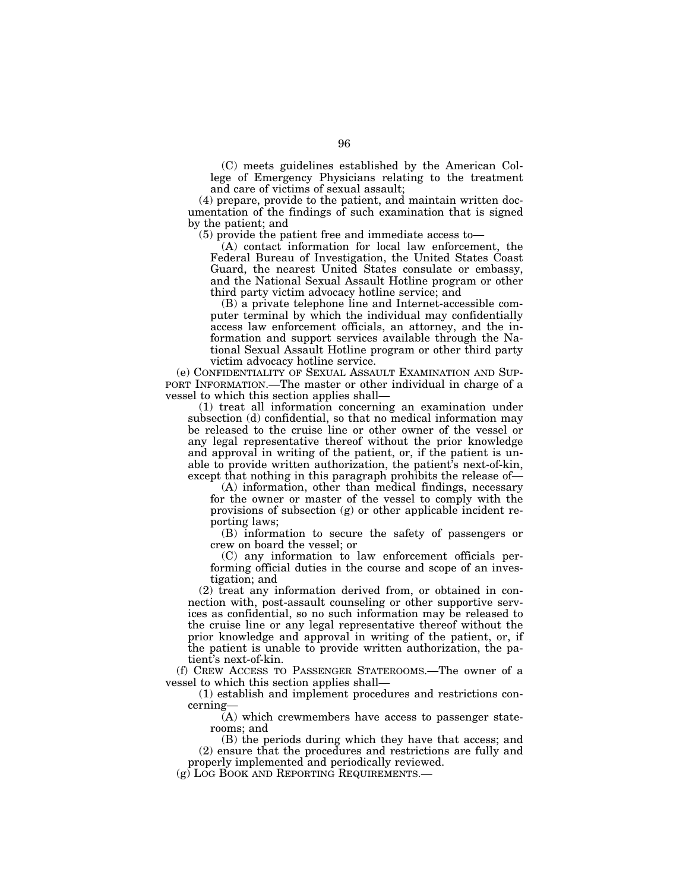(C) meets guidelines established by the American College of Emergency Physicians relating to the treatment and care of victims of sexual assault;

(4) prepare, provide to the patient, and maintain written documentation of the findings of such examination that is signed by the patient; and

(5) provide the patient free and immediate access to—

(A) contact information for local law enforcement, the Federal Bureau of Investigation, the United States Coast Guard, the nearest United States consulate or embassy, and the National Sexual Assault Hotline program or other third party victim advocacy hotline service; and

(B) a private telephone line and Internet-accessible computer terminal by which the individual may confidentially access law enforcement officials, an attorney, and the information and support services available through the National Sexual Assault Hotline program or other third party victim advocacy hotline service.

(e) CONFIDENTIALITY OF SEXUAL ASSAULT EXAMINATION AND SUPPORT INFORMATION.—The master or other individual in charge of a vessel to which this section applies shall—

(1) treat all information concerning an examination under subsection (d) confidential, so that no medical information may be released to the cruise line or other owner of the vessel or any legal representative thereof without the prior knowledge and approval in writing of the patient, or, if the patient is unable to provide written authorization, the patient's next-of-kin, except that nothing in this paragraph prohibits the release of—

(A) information, other than medical findings, necessary for the owner or master of the vessel to comply with the provisions of subsection (g) or other applicable incident reporting laws;

(B) information to secure the safety of passengers or crew on board the vessel; or

(C) any information to law enforcement officials performing official duties in the course and scope of an investigation; and

(2) treat any information derived from, or obtained in connection with, post-assault counseling or other supportive services as confidential, so no such information may be released to the cruise line or any legal representative thereof without the prior knowledge and approval in writing of the patient, or, if the patient is unable to provide written authorization, the patient's next-of-kin.

(f) CREW ACCESS TO PASSENGER STATEROOMS.—The owner of a vessel to which this section applies shall—

(1) establish and implement procedures and restrictions concerning—

(A) which crewmembers have access to passenger staterooms; and

(B) the periods during which they have that access; and

(2) ensure that the procedures and restrictions are fully and properly implemented and periodically reviewed.

(g) LOG BOOK AND REPORTING REQUIREMENTS.—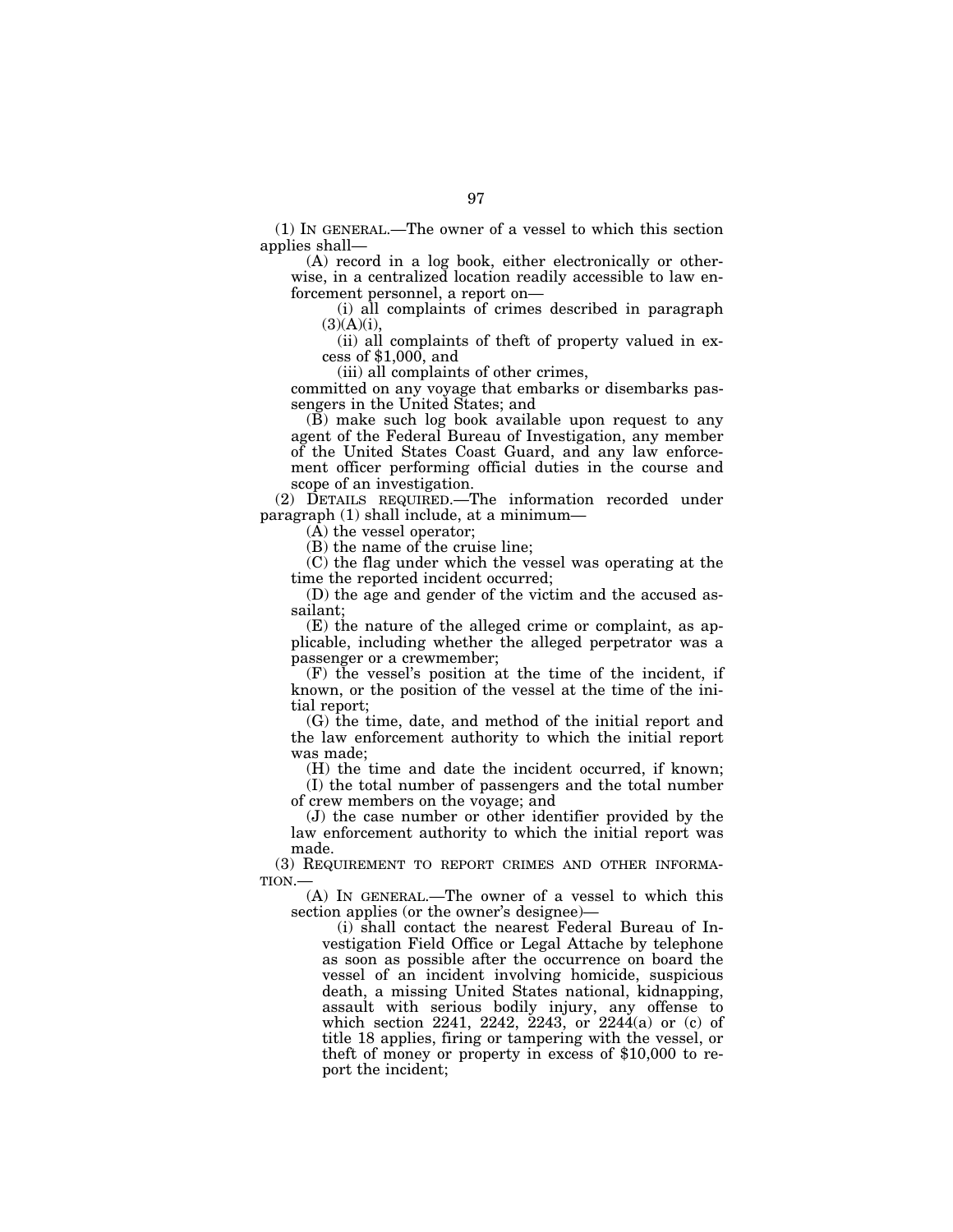(1) IN GENERAL.—The owner of a vessel to which this section applies shall—

(A) record in a log book, either electronically or otherwise, in a centralized location readily accessible to law enforcement personnel, a report on—

(i) all complaints of crimes described in paragraph (3)(A)(i),

(ii) all complaints of theft of property valued in excess of $1,000, and

(iii) all complaints of other crimes,

committed on any voyage that embarks or disembarks passengers in the United States; and

(B) make such log book available upon request to any agent of the Federal Bureau of Investigation, any member of the United States Coast Guard, and any law enforcement officer performing official duties in the course and scope of an investigation.

(2) DETAILS REQUIRED.—The information recorded under paragraph (1) shall include, at a minimum—

(A) the vessel operator;

(B) the name of the cruise line;

(C) the flag under which the vessel was operating at the time the reported incident occurred;

(D) the age and gender of the victim and the accused assailant;

(E) the nature of the alleged crime or complaint, as applicable, including whether the alleged perpetrator was a passenger or a crewmember;

(F) the vessel's position at the time of the incident, if known, or the position of the vessel at the time of the initial report;

(G) the time, date, and method of the initial report and the law enforcement authority to which the initial report was made;

(H) the time and date the incident occurred, if known;

(I) the total number of passengers and the total number of crew members on the voyage; and

(J) the case number or other identifier provided by the law enforcement authority to which the initial report was made.

(3) REQUIREMENT TO REPORT CRIMES AND OTHER INFORMATION.—

(A) IN GENERAL.—The owner of a vessel to which this section applies (or the owner's designee)—

(i) shall contact the nearest Federal Bureau of Investigation Field Office or Legal Attache by telephone as soon as possible after the occurrence on board the vessel of an incident involving homicide, suspicious death, a missing United States national, kidnapping, assault with serious bodily injury, any offense to which section 2241, 2242, 2243, or 2244(a) or (c) of title 18 applies, firing or tampering with the vessel, or theft of money or property in excess of $10,000 to report the incident;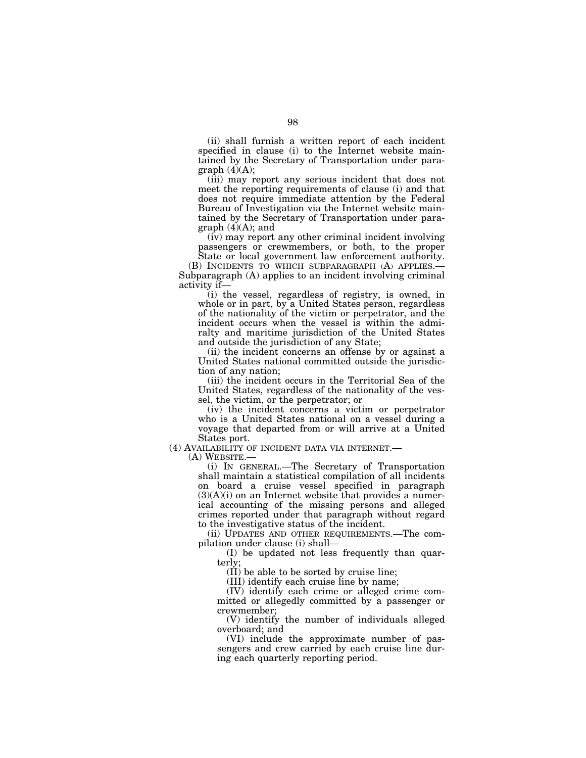(ii) shall furnish a written report of each incident specified in clause (i) to the Internet website maintained by the Secretary of Transportation under paragraph (4)(A);

(iii) may report any serious incident that does not meet the reporting requirements of clause (i) and that does not require immediate attention by the Federal Bureau of Investigation via the Internet website maintained by the Secretary of Transportation under paragraph (4)(A); and

(iv) may report any other criminal incident involving passengers or crewmembers, or both, to the proper State or local government law enforcement authority.

(B) INCIDENTS TO WHICH SUBPARAGRAPH (A) APPLIES.—Subparagraph (A) applies to an incident involving criminal activity if—

(i) the vessel, regardless of registry, is owned, in whole or in part, by a United States person, regardless of the nationality of the victim or perpetrator, and the incident occurs when the vessel is within the admiralty and maritime jurisdiction of the United States and outside the jurisdiction of any State;

(ii) the incident concerns an offense by or against a United States national committed outside the jurisdiction of any nation;

(iii) the incident occurs in the Territorial Sea of the United States, regardless of the nationality of the vessel, the victim, or the perpetrator; or

(iv) the incident concerns a victim or perpetrator who is a United States national on a vessel during a voyage that departed from or will arrive at a United States port.

(4) AVAILABILITY OF INCIDENT DATA VIA INTERNET.—

(A) WEBSITE.—

(i) IN GENERAL.—The Secretary of Transportation shall maintain a statistical compilation of all incidents on board a cruise vessel specified in paragraph (3)(A)(i) on an Internet website that provides a numerical accounting of the missing persons and alleged crimes reported under that paragraph without regard to the investigative status of the incident.

(ii) UPDATES AND OTHER REQUIREMENTS.—The compilation under clause (i) shall—

(I) be updated not less frequently than quarterly;

(II) be able to be sorted by cruise line;

(III) identify each cruise line by name;

(IV) identify each crime or alleged crime committed or allegedly committed by a passenger or crewmember;

(V) identify the number of individuals alleged overboard; and

(VI) include the approximate number of passengers and crew carried by each cruise line during each quarterly reporting period.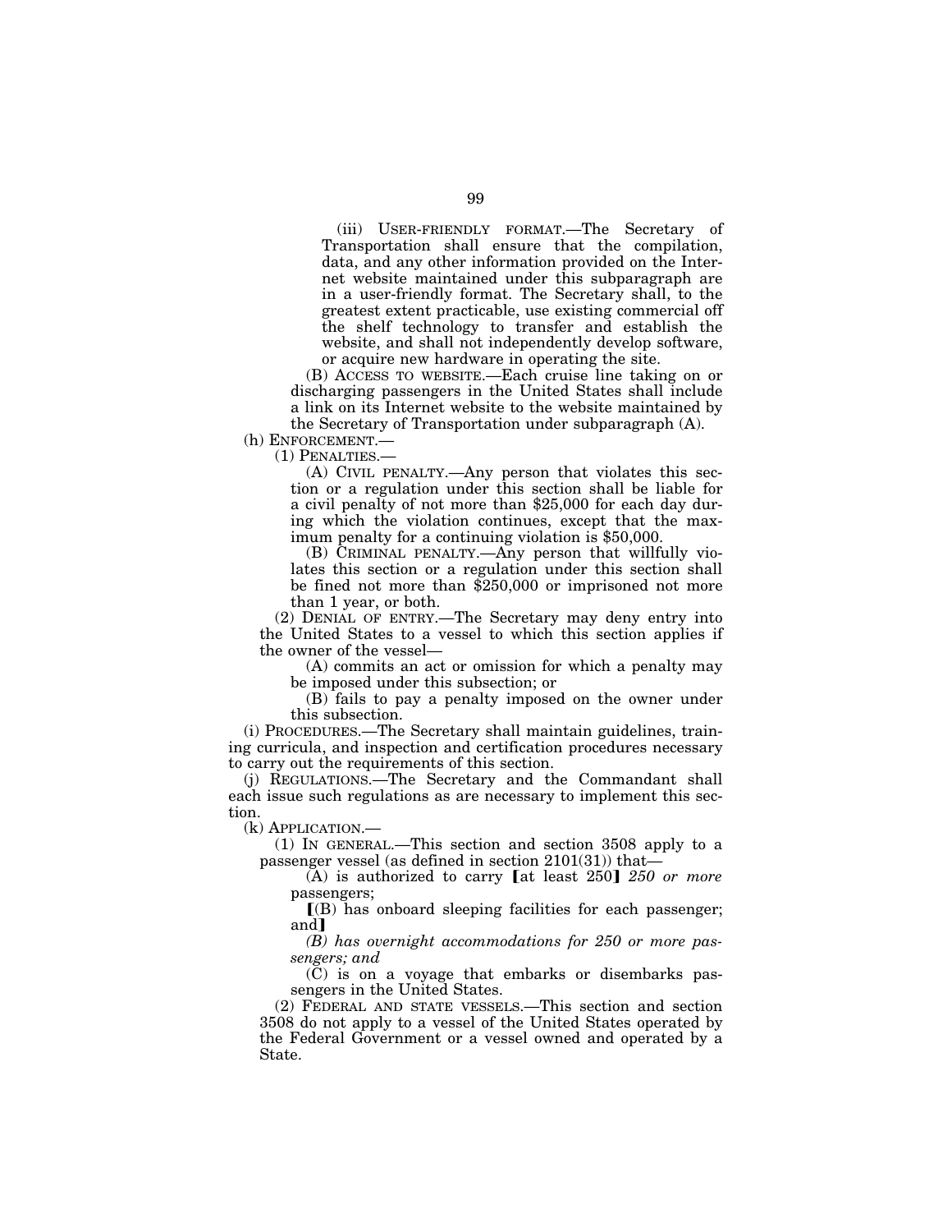(iii) USER-FRIENDLY FORMAT.—The Secretary of Transportation shall ensure that the compilation, data, and any other information provided on the Internet website maintained under this subparagraph are in a user-friendly format. The Secretary shall, to the greatest extent practicable, use existing commercial off the shelf technology to transfer and establish the website, and shall not independently develop software, or acquire new hardware in operating the site.

(B) ACCESS TO WEBSITE.—Each cruise line taking on or discharging passengers in the United States shall include a link on its Internet website to the website maintained by the Secretary of Transportation under subparagraph (A).

(h) ENFORCEMENT.—

(1) PENALTIES.—

(A) CIVIL PENALTY.—Any person that violates this section or a regulation under this section shall be liable for a civil penalty of not more than $25,000 for each day during which the violation continues, except that the maximum penalty for a continuing violation is $50,000.

(B) CRIMINAL PENALTY.—Any person that willfully violates this section or a regulation under this section shall be fined not more than $250,000 or imprisoned not more than 1 year, or both.

(2) DENIAL OF ENTRY.—The Secretary may deny entry into the United States to a vessel to which this section applies if the owner of the vessel—

(A) commits an act or omission for which a penalty may be imposed under this subsection; or

(B) fails to pay a penalty imposed on the owner under this subsection.

(i) PROCEDURES.—The Secretary shall maintain guidelines, training curricula, and inspection and certification procedures necessary to carry out the requirements of this section.

(j) REGULATIONS.—The Secretary and the Commandant shall each issue such regulations as are necessary to implement this section.

(k) APPLICATION.—

(1) IN GENERAL.—This section and section 3508 apply to a passenger vessel (as defined in section 2101(31)) that—

(A) is authorized to carry 【at least 250】 *250 or more* passengers;

【(B) has onboard sleeping facilities for each passenger; and】

*(B) has overnight accommodations for 250 or more passengers; and*

(C) is on a voyage that embarks or disembarks passengers in the United States.

(2) FEDERAL AND STATE VESSELS.—This section and section 3508 do not apply to a vessel of the United States operated by the Federal Government or a vessel owned and operated by a State.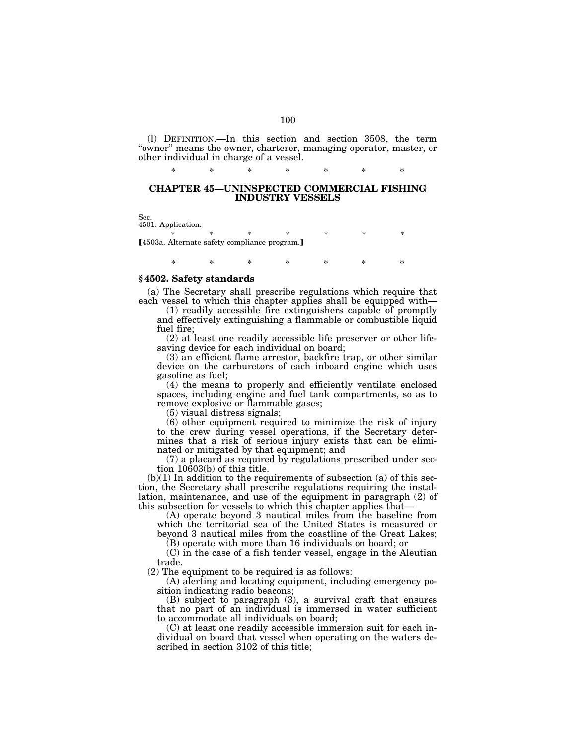(l) DEFINITION.—In this section and section 3508, the term "owner" means the owner, charterer, managing operator, master, or other individual in charge of a vessel.

\* \* \* \* \* \* \*

## CHAPTER 45—UNINSPECTED COMMERCIAL FISHING INDUSTRY VESSELS

Sec.
4501. Application.

\* \* \* \* \* \* \*

[4503a. Alternate safety compliance program.]

\* \* \* \* \* \* \*

### § 4502. Safety standards

(a) The Secretary shall prescribe regulations which require that each vessel to which this chapter applies shall be equipped with—

(1) readily accessible fire extinguishers capable of promptly and effectively extinguishing a flammable or combustible liquid fuel fire;

(2) at least one readily accessible life preserver or other lifesaving device for each individual on board;

(3) an efficient flame arrestor, backfire trap, or other similar device on the carburetors of each inboard engine which uses gasoline as fuel;

(4) the means to properly and efficiently ventilate enclosed spaces, including engine and fuel tank compartments, so as to remove explosive or flammable gases;

(5) visual distress signals;

(6) other equipment required to minimize the risk of injury to the crew during vessel operations, if the Secretary determines that a risk of serious injury exists that can be eliminated or mitigated by that equipment; and

(7) a placard as required by regulations prescribed under section 10603(b) of this title.

(b)(1) In addition to the requirements of subsection (a) of this section, the Secretary shall prescribe regulations requiring the installation, maintenance, and use of the equipment in paragraph (2) of this subsection for vessels to which this chapter applies that—

(A) operate beyond 3 nautical miles from the baseline from which the territorial sea of the United States is measured or beyond 3 nautical miles from the coastline of the Great Lakes;

(B) operate with more than 16 individuals on board; or

(C) in the case of a fish tender vessel, engage in the Aleutian trade.

(2) The equipment to be required is as follows:

(A) alerting and locating equipment, including emergency position indicating radio beacons;

(B) subject to paragraph (3), a survival craft that ensures that no part of an individual is immersed in water sufficient to accommodate all individuals on board;

(C) at least one readily accessible immersion suit for each individual on board that vessel when operating on the waters described in section 3102 of this title;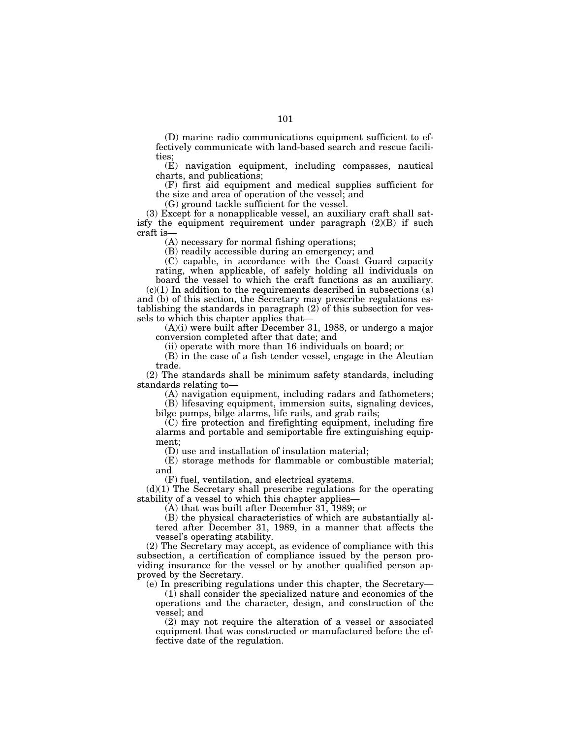(D) marine radio communications equipment sufficient to effectively communicate with land-based search and rescue facilities;

(E) navigation equipment, including compasses, nautical charts, and publications;

(F) first aid equipment and medical supplies sufficient for the size and area of operation of the vessel; and

(G) ground tackle sufficient for the vessel.

(3) Except for a nonapplicable vessel, an auxiliary craft shall satisfy the equipment requirement under paragraph (2)(B) if such craft is—

(A) necessary for normal fishing operations;

(B) readily accessible during an emergency; and

(C) capable, in accordance with the Coast Guard capacity rating, when applicable, of safely holding all individuals on board the vessel to which the craft functions as an auxiliary.

(c)(1) In addition to the requirements described in subsections (a) and (b) of this section, the Secretary may prescribe regulations establishing the standards in paragraph (2) of this subsection for vessels to which this chapter applies that—

(A)(i) were built after December 31, 1988, or undergo a major conversion completed after that date; and

(ii) operate with more than 16 individuals on board; or

(B) in the case of a fish tender vessel, engage in the Aleutian trade.

(2) The standards shall be minimum safety standards, including standards relating to—

(A) navigation equipment, including radars and fathometers;

(B) lifesaving equipment, immersion suits, signaling devices, bilge pumps, bilge alarms, life rails, and grab rails;

(C) fire protection and firefighting equipment, including fire alarms and portable and semiportable fire extinguishing equipment;

(D) use and installation of insulation material;

(E) storage methods for flammable or combustible material; and

(F) fuel, ventilation, and electrical systems.

(d)(1) The Secretary shall prescribe regulations for the operating stability of a vessel to which this chapter applies—

(A) that was built after December 31, 1989; or

(B) the physical characteristics of which are substantially altered after December 31, 1989, in a manner that affects the vessel's operating stability.

(2) The Secretary may accept, as evidence of compliance with this subsection, a certification of compliance issued by the person providing insurance for the vessel or by another qualified person approved by the Secretary.

(e) In prescribing regulations under this chapter, the Secretary—

(1) shall consider the specialized nature and economics of the operations and the character, design, and construction of the vessel; and

(2) may not require the alteration of a vessel or associated equipment that was constructed or manufactured before the effective date of the regulation.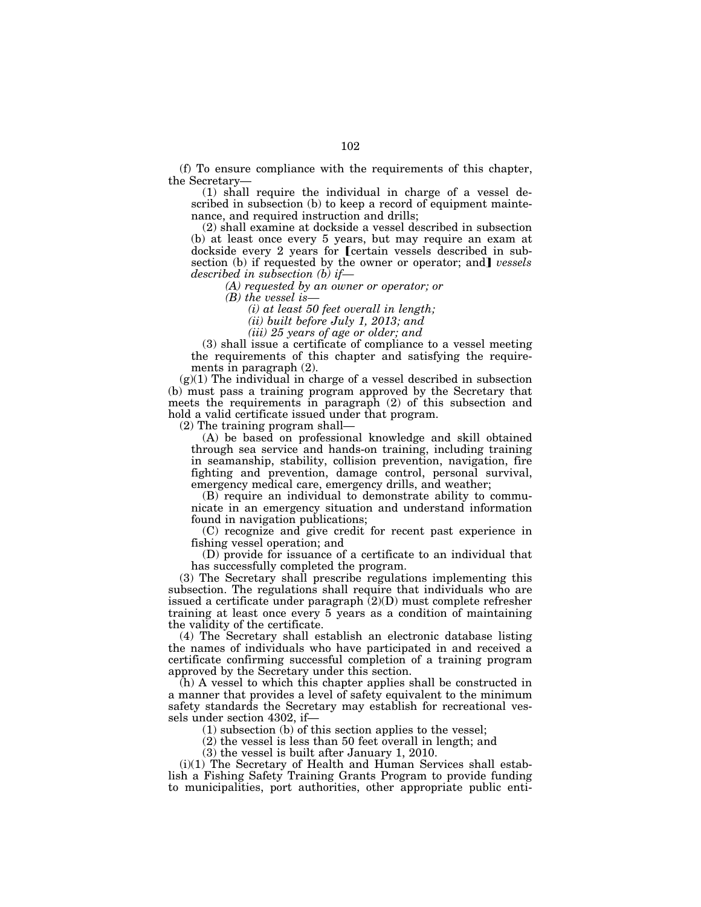(f) To ensure compliance with the requirements of this chapter, the Secretary—

(1) shall require the individual in charge of a vessel described in subsection (b) to keep a record of equipment maintenance, and required instruction and drills;

(2) shall examine at dockside a vessel described in subsection (b) at least once every 5 years, but may require an exam at dockside every 2 years for [certain vessels described in subsection (b) if requested by the owner or operator; and] *vessels described in subsection (b) if—*

*(A) requested by an owner or operator; or*

*(B) the vessel is—*

*(i) at least 50 feet overall in length;*

*(ii) built before July 1, 2013; and*

*(iii) 25 years of age or older; and*

(3) shall issue a certificate of compliance to a vessel meeting the requirements of this chapter and satisfying the requirements in paragraph (2).

(g)(1) The individual in charge of a vessel described in subsection (b) must pass a training program approved by the Secretary that meets the requirements in paragraph (2) of this subsection and hold a valid certificate issued under that program.

(2) The training program shall—

(A) be based on professional knowledge and skill obtained through sea service and hands-on training, including training in seamanship, stability, collision prevention, navigation, fire fighting and prevention, damage control, personal survival, emergency medical care, emergency drills, and weather;

(B) require an individual to demonstrate ability to communicate in an emergency situation and understand information found in navigation publications;

(C) recognize and give credit for recent past experience in fishing vessel operation; and

(D) provide for issuance of a certificate to an individual that has successfully completed the program.

(3) The Secretary shall prescribe regulations implementing this subsection. The regulations shall require that individuals who are issued a certificate under paragraph (2)(D) must complete refresher training at least once every 5 years as a condition of maintaining the validity of the certificate.

(4) The Secretary shall establish an electronic database listing the names of individuals who have participated in and received a certificate confirming successful completion of a training program approved by the Secretary under this section.

(h) A vessel to which this chapter applies shall be constructed in a manner that provides a level of safety equivalent to the minimum safety standards the Secretary may establish for recreational vessels under section 4302, if—

(1) subsection (b) of this section applies to the vessel;

(2) the vessel is less than 50 feet overall in length; and

(3) the vessel is built after January 1, 2010.

(i)(1) The Secretary of Health and Human Services shall establish a Fishing Safety Training Grants Program to provide funding to municipalities, port authorities, other appropriate public enti-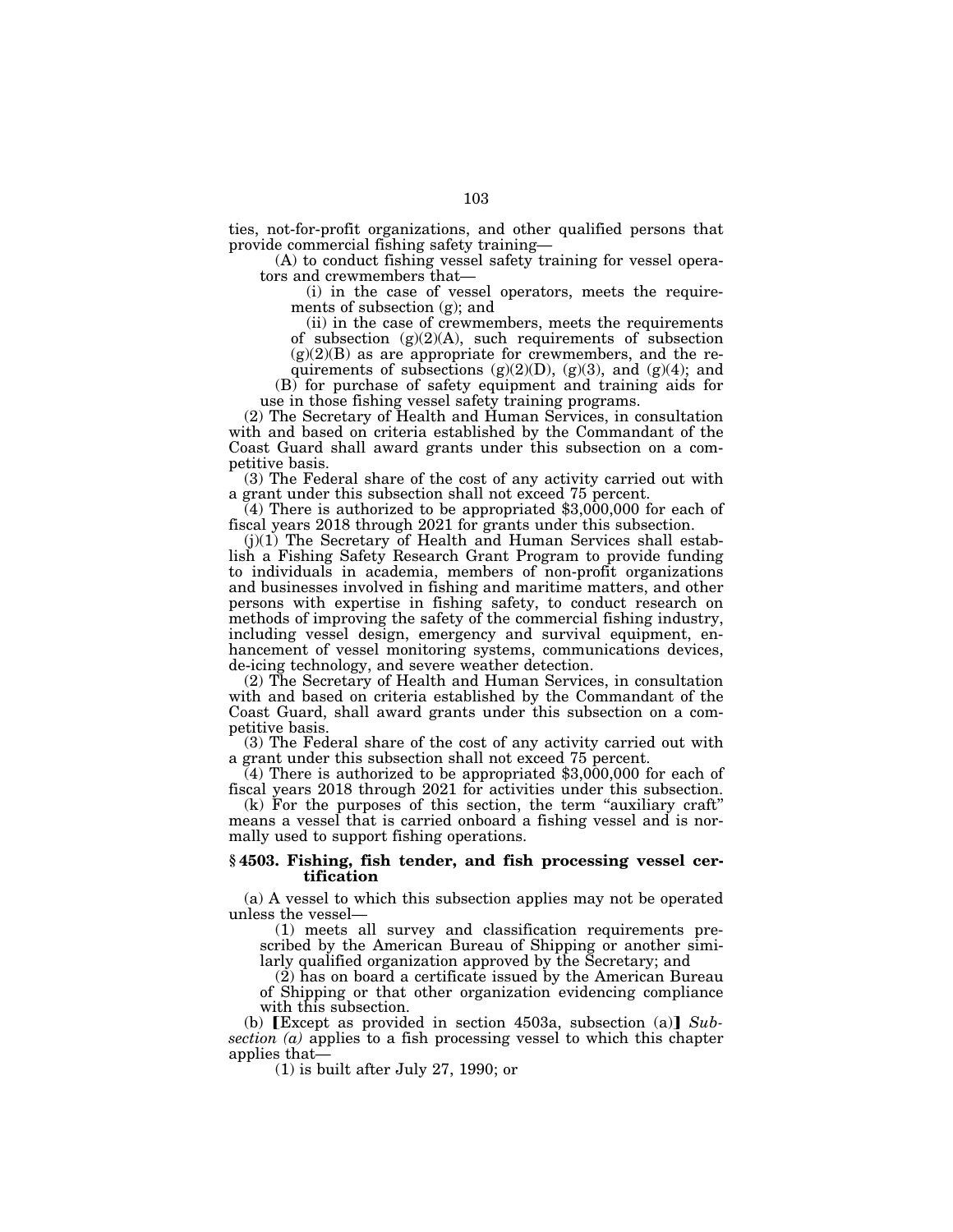ties, not-for-profit organizations, and other qualified persons that provide commercial fishing safety training—

(A) to conduct fishing vessel safety training for vessel operators and crewmembers that—

(i) in the case of vessel operators, meets the requirements of subsection (g); and

(ii) in the case of crewmembers, meets the requirements of subsection (g)(2)(A), such requirements of subsection (g)(2)(B) as are appropriate for crewmembers, and the requirements of subsections (g)(2)(D), (g)(3), and (g)(4); and

(B) for purchase of safety equipment and training aids for use in those fishing vessel safety training programs.

(2) The Secretary of Health and Human Services, in consultation with and based on criteria established by the Commandant of the Coast Guard shall award grants under this subsection on a competitive basis.

(3) The Federal share of the cost of any activity carried out with a grant under this subsection shall not exceed 75 percent.

(4) There is authorized to be appropriated $3,000,000 for each of fiscal years 2018 through 2021 for grants under this subsection.

(j)(1) The Secretary of Health and Human Services shall establish a Fishing Safety Research Grant Program to provide funding to individuals in academia, members of non-profit organizations and businesses involved in fishing and maritime matters, and other persons with expertise in fishing safety, to conduct research on methods of improving the safety of the commercial fishing industry, including vessel design, emergency and survival equipment, enhancement of vessel monitoring systems, communications devices, de-icing technology, and severe weather detection.

(2) The Secretary of Health and Human Services, in consultation with and based on criteria established by the Commandant of the Coast Guard, shall award grants under this subsection on a competitive basis.

(3) The Federal share of the cost of any activity carried out with a grant under this subsection shall not exceed 75 percent.

(4) There is authorized to be appropriated $3,000,000 for each of fiscal years 2018 through 2021 for activities under this subsection.

(k) For the purposes of this section, the term "auxiliary craft" means a vessel that is carried onboard a fishing vessel and is normally used to support fishing operations.

### § 4503. Fishing, fish tender, and fish processing vessel certification

(a) A vessel to which this subsection applies may not be operated unless the vessel—

(1) meets all survey and classification requirements prescribed by the American Bureau of Shipping or another similarly qualified organization approved by the Secretary; and

(2) has on board a certificate issued by the American Bureau of Shipping or that other organization evidencing compliance with this subsection.

(b) [Except as provided in section 4503a, subsection (a)] *Subsection (a)* applies to a fish processing vessel to which this chapter applies that—

(1) is built after July 27, 1990; or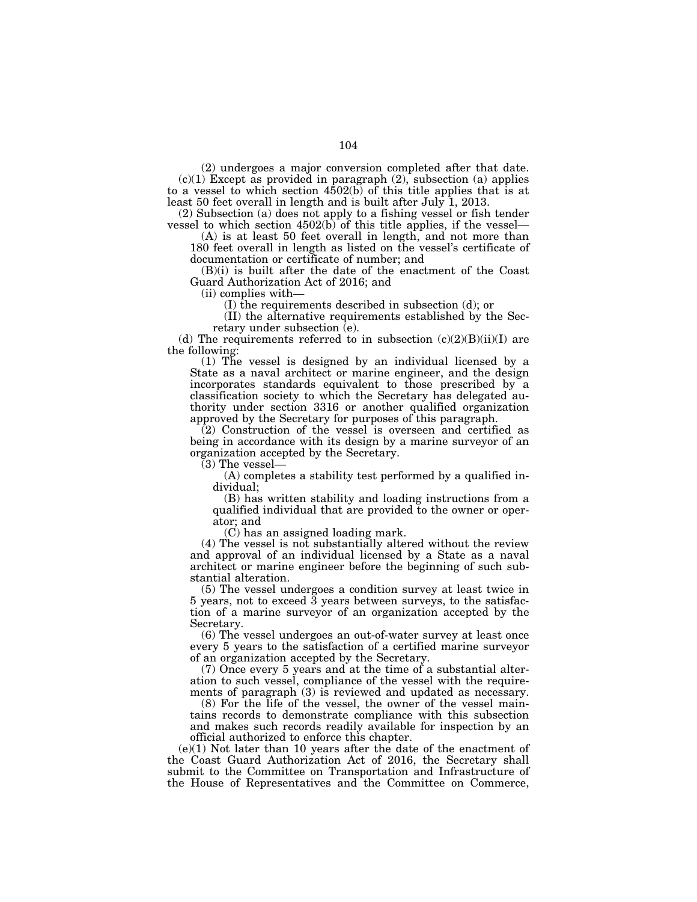(2) undergoes a major conversion completed after that date.

(c)(1) Except as provided in paragraph (2), subsection (a) applies to a vessel to which section 4502(b) of this title applies that is at least 50 feet overall in length and is built after July 1, 2013.

(2) Subsection (a) does not apply to a fishing vessel or fish tender vessel to which section 4502(b) of this title applies, if the vessel—

(A) is at least 50 feet overall in length, and not more than 180 feet overall in length as listed on the vessel's certificate of documentation or certificate of number; and

(B)(i) is built after the date of the enactment of the Coast Guard Authorization Act of 2016; and

(ii) complies with—

(I) the requirements described in subsection (d); or

(II) the alternative requirements established by the Secretary under subsection (e).

(d) The requirements referred to in subsection (c)(2)(B)(ii)(I) are the following:

(1) The vessel is designed by an individual licensed by a State as a naval architect or marine engineer, and the design incorporates standards equivalent to those prescribed by a classification society to which the Secretary has delegated authority under section 3316 or another qualified organization approved by the Secretary for purposes of this paragraph.

(2) Construction of the vessel is overseen and certified as being in accordance with its design by a marine surveyor of an organization accepted by the Secretary.

(3) The vessel—

(A) completes a stability test performed by a qualified individual;

(B) has written stability and loading instructions from a qualified individual that are provided to the owner or operator; and

(C) has an assigned loading mark.

(4) The vessel is not substantially altered without the review and approval of an individual licensed by a State as a naval architect or marine engineer before the beginning of such substantial alteration.

(5) The vessel undergoes a condition survey at least twice in 5 years, not to exceed 3 years between surveys, to the satisfaction of a marine surveyor of an organization accepted by the Secretary.

(6) The vessel undergoes an out-of-water survey at least once every 5 years to the satisfaction of a certified marine surveyor of an organization accepted by the Secretary.

(7) Once every 5 years and at the time of a substantial alteration to such vessel, compliance of the vessel with the requirements of paragraph (3) is reviewed and updated as necessary.

(8) For the life of the vessel, the owner of the vessel maintains records to demonstrate compliance with this subsection and makes such records readily available for inspection by an official authorized to enforce this chapter.

(e)(1) Not later than 10 years after the date of the enactment of the Coast Guard Authorization Act of 2016, the Secretary shall submit to the Committee on Transportation and Infrastructure of the House of Representatives and the Committee on Commerce,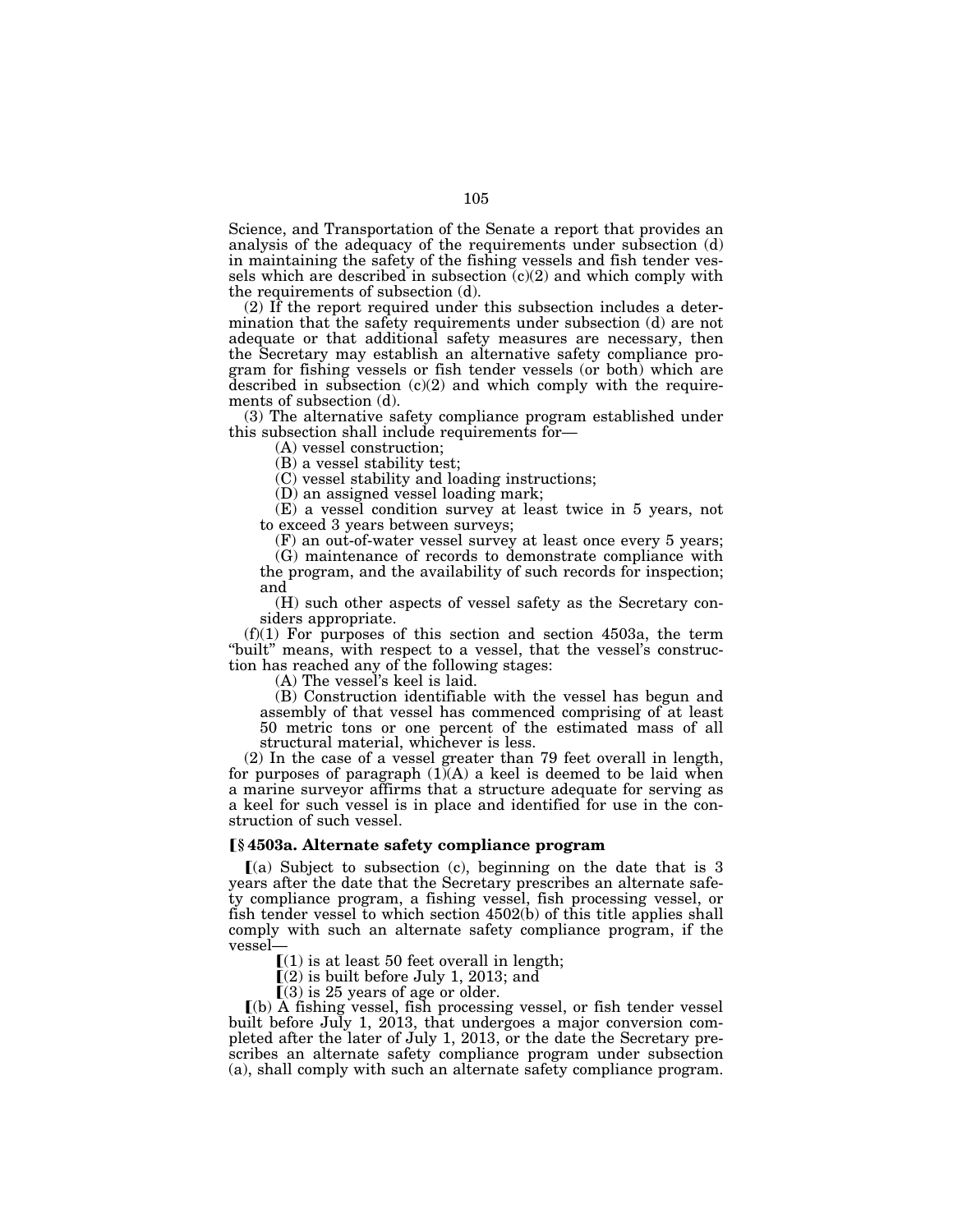Science, and Transportation of the Senate a report that provides an analysis of the adequacy of the requirements under subsection (d) in maintaining the safety of the fishing vessels and fish tender vessels which are described in subsection (c)(2) and which comply with the requirements of subsection (d).

(2) If the report required under this subsection includes a determination that the safety requirements under subsection (d) are not adequate or that additional safety measures are necessary, then the Secretary may establish an alternative safety compliance program for fishing vessels or fish tender vessels (or both) which are described in subsection (c)(2) and which comply with the requirements of subsection (d).

(3) The alternative safety compliance program established under this subsection shall include requirements for—

(A) vessel construction;

(B) a vessel stability test;

(C) vessel stability and loading instructions;

(D) an assigned vessel loading mark;

(E) a vessel condition survey at least twice in 5 years, not to exceed 3 years between surveys;

(F) an out-of-water vessel survey at least once every 5 years;

(G) maintenance of records to demonstrate compliance with the program, and the availability of such records for inspection; and

(H) such other aspects of vessel safety as the Secretary considers appropriate.

(f)(1) For purposes of this section and section 4503a, the term "built" means, with respect to a vessel, that the vessel's construction has reached any of the following stages:

(A) The vessel's keel is laid.

(B) Construction identifiable with the vessel has begun and assembly of that vessel has commenced comprising of at least 50 metric tons or one percent of the estimated mass of all structural material, whichever is less.

(2) In the case of a vessel greater than 79 feet overall in length, for purposes of paragraph (1)(A) a keel is deemed to be laid when a marine surveyor affirms that a structure adequate for serving as a keel for such vessel is in place and identified for use in the construction of such vessel.

### ⟦§ 4503a. Alternate safety compliance program

⟦(a) Subject to subsection (c), beginning on the date that is 3 years after the date that the Secretary prescribes an alternate safety compliance program, a fishing vessel, fish processing vessel, or fish tender vessel to which section 4502(b) of this title applies shall comply with such an alternate safety compliance program, if the vessel—

⟦(1) is at least 50 feet overall in length;

⟦(2) is built before July 1, 2013; and

⟦(3) is 25 years of age or older.

⟦(b) A fishing vessel, fish processing vessel, or fish tender vessel built before July 1, 2013, that undergoes a major conversion completed after the later of July 1, 2013, or the date the Secretary prescribes an alternate safety compliance program under subsection (a), shall comply with such an alternate safety compliance program.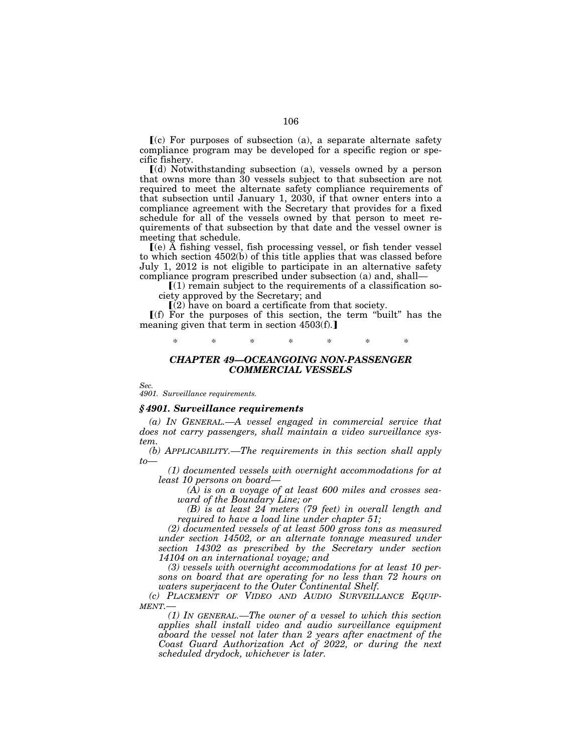⟦(c) For purposes of subsection (a), a separate alternate safety compliance program may be developed for a specific region or specific fishery.

⟦(d) Notwithstanding subsection (a), vessels owned by a person that owns more than 30 vessels subject to that subsection are not required to meet the alternate safety compliance requirements of that subsection until January 1, 2030, if that owner enters into a compliance agreement with the Secretary that provides for a fixed schedule for all of the vessels owned by that person to meet requirements of that subsection by that date and the vessel owner is meeting that schedule.

⟦(e) A fishing vessel, fish processing vessel, or fish tender vessel to which section 4502(b) of this title applies that was classed before July 1, 2012 is not eligible to participate in an alternative safety compliance program prescribed under subsection (a) and, shall—

⟦(1) remain subject to the requirements of a classification society approved by the Secretary; and

⟦(2) have on board a certificate from that society.

⟦(f) For the purposes of this section, the term "built" has the meaning given that term in section 4503(f).⟧

\* \* \* \* \* \* \*

### *CHAPTER 49—OCEANGOING NON-PASSENGER COMMERCIAL VESSELS*

*Sec.*
*4901. Surveillance requirements.*

#### *§ 4901. Surveillance requirements*

*(a) IN GENERAL.—A vessel engaged in commercial service that does not carry passengers, shall maintain a video surveillance system.*

*(b) APPLICABILITY.—The requirements in this section shall apply to—*

*(1) documented vessels with overnight accommodations for at least 10 persons on board—*

*(A) is on a voyage of at least 600 miles and crosses seaward of the Boundary Line; or*

*(B) is at least 24 meters (79 feet) in overall length and required to have a load line under chapter 51;*

*(2) documented vessels of at least 500 gross tons as measured under section 14502, or an alternate tonnage measured under section 14302 as prescribed by the Secretary under section 14104 on an international voyage; and*

*(3) vessels with overnight accommodations for at least 10 persons on board that are operating for no less than 72 hours on waters superjacent to the Outer Continental Shelf.*

*(c) PLACEMENT OF VIDEO AND AUDIO SURVEILLANCE EQUIPMENT.—*

*(1) IN GENERAL.—The owner of a vessel to which this section applies shall install video and audio surveillance equipment aboard the vessel not later than 2 years after enactment of the Coast Guard Authorization Act of 2022, or during the next scheduled drydock, whichever is later.*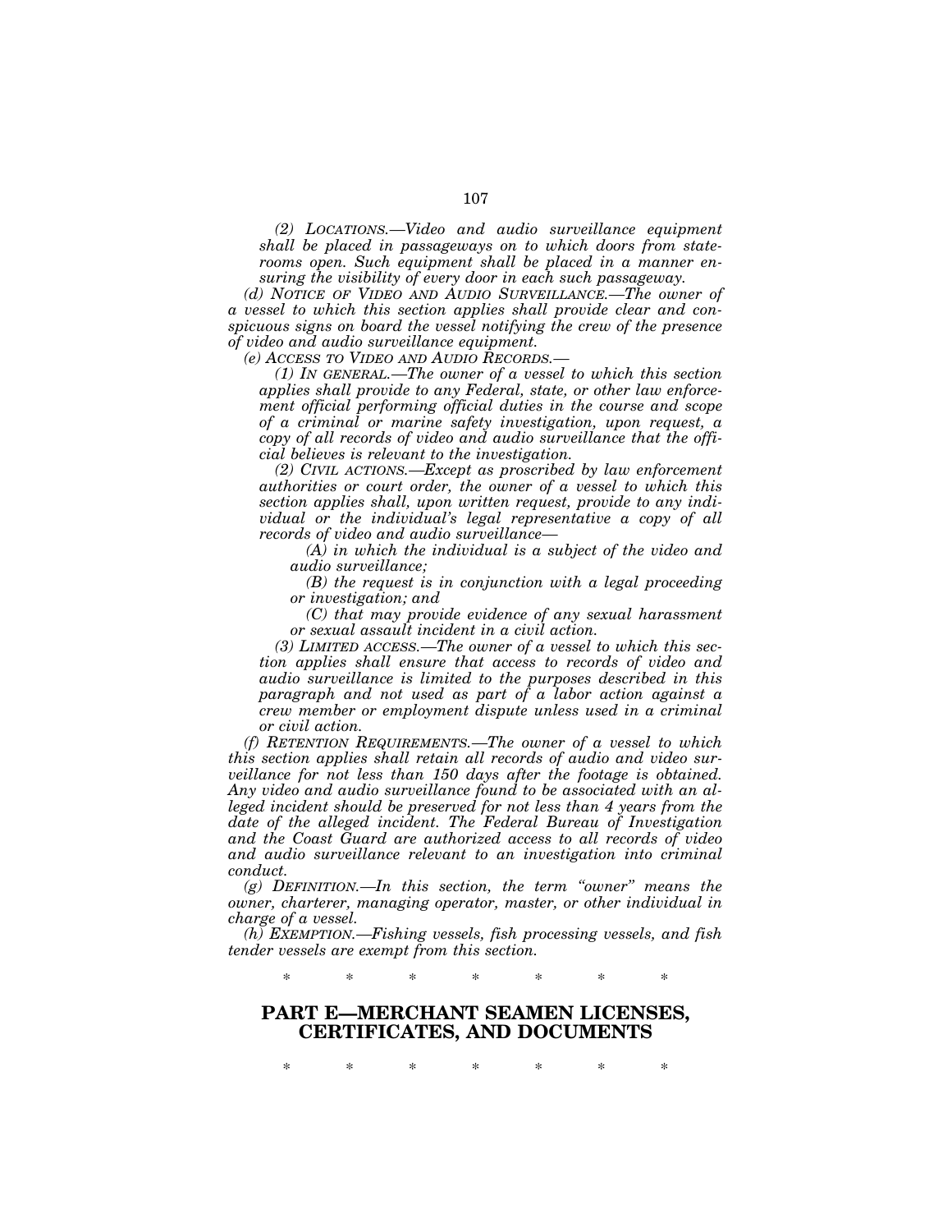*(2) LOCATIONS.—Video and audio surveillance equipment shall be placed in passageways on to which doors from staterooms open. Such equipment shall be placed in a manner ensuring the visibility of every door in each such passageway.*

*(d) NOTICE OF VIDEO AND AUDIO SURVEILLANCE.—The owner of a vessel to which this section applies shall provide clear and conspicuous signs on board the vessel notifying the crew of the presence of video and audio surveillance equipment.*

*(e) ACCESS TO VIDEO AND AUDIO RECORDS.—*

*(1) IN GENERAL.—The owner of a vessel to which this section applies shall provide to any Federal, state, or other law enforcement official performing official duties in the course and scope of a criminal or marine safety investigation, upon request, a copy of all records of video and audio surveillance that the official believes is relevant to the investigation.*

*(2) CIVIL ACTIONS.—Except as proscribed by law enforcement authorities or court order, the owner of a vessel to which this section applies shall, upon written request, provide to any individual or the individual's legal representative a copy of all records of video and audio surveillance—*

*(A) in which the individual is a subject of the video and audio surveillance;*

*(B) the request is in conjunction with a legal proceeding or investigation; and*

*(C) that may provide evidence of any sexual harassment or sexual assault incident in a civil action.*

*(3) LIMITED ACCESS.—The owner of a vessel to which this section applies shall ensure that access to records of video and audio surveillance is limited to the purposes described in this paragraph and not used as part of a labor action against a crew member or employment dispute unless used in a criminal or civil action.*

*(f) RETENTION REQUIREMENTS.—The owner of a vessel to which this section applies shall retain all records of audio and video surveillance for not less than 150 days after the footage is obtained. Any video and audio surveillance found to be associated with an alleged incident should be preserved for not less than 4 years from the date of the alleged incident. The Federal Bureau of Investigation and the Coast Guard are authorized access to all records of video and audio surveillance relevant to an investigation into criminal conduct.*

*(g) DEFINITION.—In this section, the term "owner" means the owner, charterer, managing operator, master, or other individual in charge of a vessel.*

*(h) EXEMPTION.—Fishing vessels, fish processing vessels, and fish tender vessels are exempt from this section.*

\* \* \* \* \* \* \*

## PART E—MERCHANT SEAMEN LICENSES, CERTIFICATES, AND DOCUMENTS

\* \* \* \* \* \* \*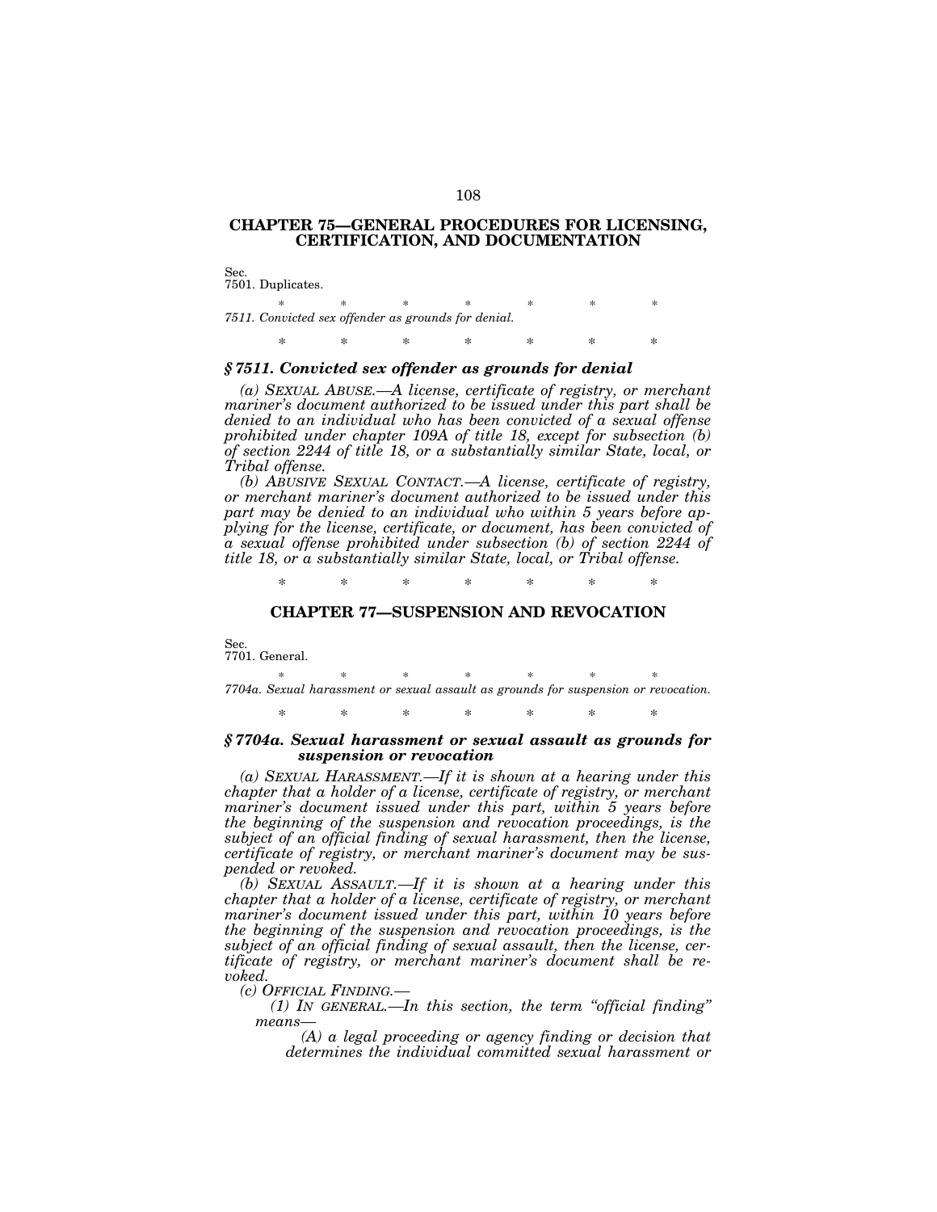## CHAPTER 75—GENERAL PROCEDURES FOR LICENSING, CERTIFICATION, AND DOCUMENTATION

Sec.
7501. Duplicates.

\* \* \* \* \* \* \*

*7511. Convicted sex offender as grounds for denial.*

\* \* \* \* \* \* \*

### *§ 7511. Convicted sex offender as grounds for denial*

*(a) SEXUAL ABUSE.—A license, certificate of registry, or merchant mariner's document authorized to be issued under this part shall be denied to an individual who has been convicted of a sexual offense prohibited under chapter 109A of title 18, except for subsection (b) of section 2244 of title 18, or a substantially similar State, local, or Tribal offense.*

*(b) ABUSIVE SEXUAL CONTACT.—A license, certificate of registry, or merchant mariner's document authorized to be issued under this part may be denied to an individual who within 5 years before applying for the license, certificate, or document, has been convicted of a sexual offense prohibited under subsection (b) of section 2244 of title 18, or a substantially similar State, local, or Tribal offense.*

\* \* \* \* \* \* \*

## CHAPTER 77—SUSPENSION AND REVOCATION

Sec.
7701. General.

\* \* \* \* \* \* \*

*7704a. Sexual harassment or sexual assault as grounds for suspension or revocation.*

\* \* \* \* \* \* \*

### *§ 7704a. Sexual harassment or sexual assault as grounds for suspension or revocation*

*(a) SEXUAL HARASSMENT.—If it is shown at a hearing under this chapter that a holder of a license, certificate of registry, or merchant mariner's document issued under this part, within 5 years before the beginning of the suspension and revocation proceedings, is the subject of an official finding of sexual harassment, then the license, certificate of registry, or merchant mariner's document may be suspended or revoked.*

*(b) SEXUAL ASSAULT.—If it is shown at a hearing under this chapter that a holder of a license, certificate of registry, or merchant mariner's document issued under this part, within 10 years before the beginning of the suspension and revocation proceedings, is the subject of an official finding of sexual assault, then the license, certificate of registry, or merchant mariner's document shall be revoked.*

*(c) OFFICIAL FINDING.—*

*(1) IN GENERAL.—In this section, the term "official finding" means—*

*(A) a legal proceeding or agency finding or decision that determines the individual committed sexual harassment or*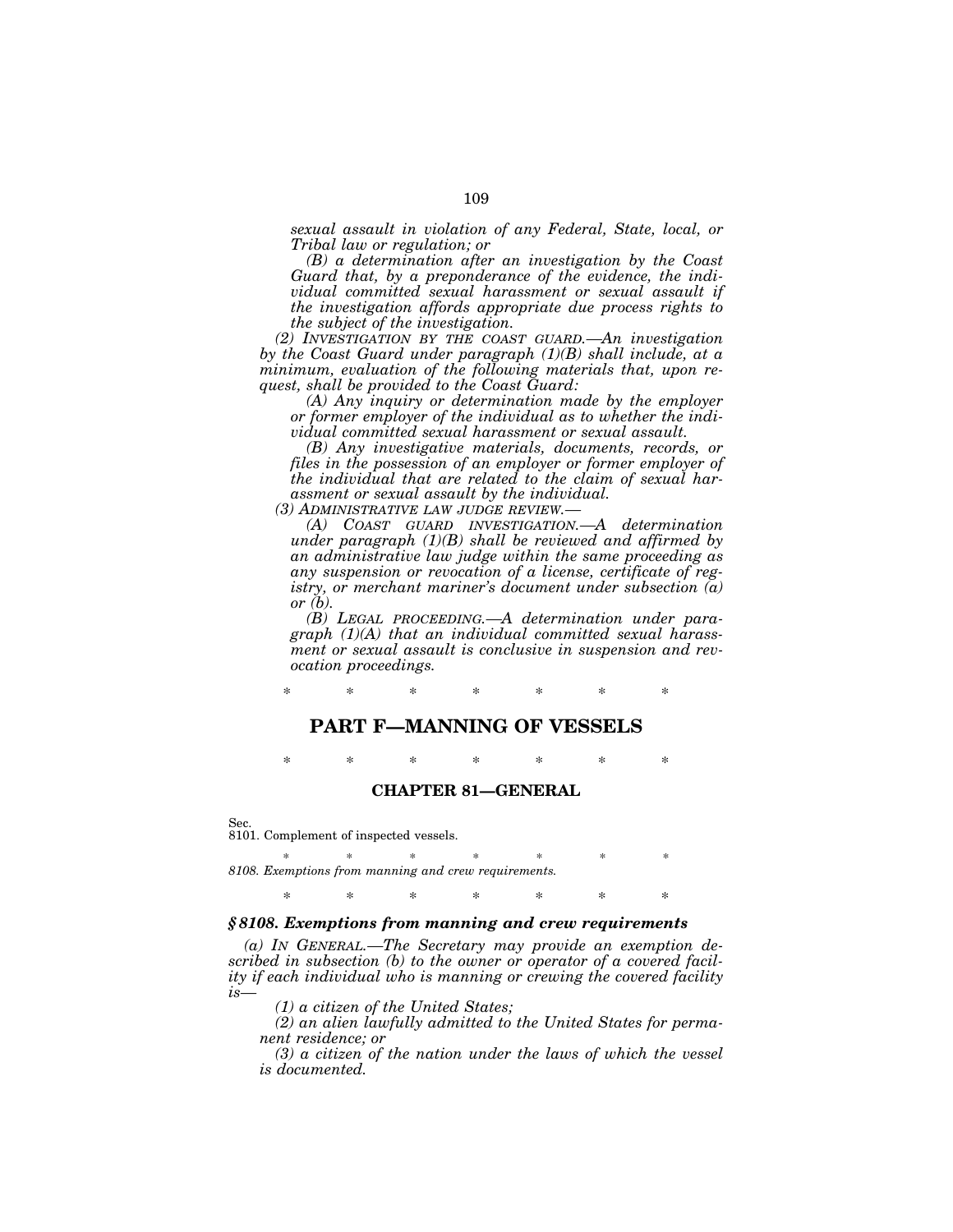*sexual assault in violation of any Federal, State, local, or Tribal law or regulation; or*

*(B) a determination after an investigation by the Coast Guard that, by a preponderance of the evidence, the individual committed sexual harassment or sexual assault if the investigation affords appropriate due process rights to the subject of the investigation.*

*(2) INVESTIGATION BY THE COAST GUARD.—An investigation by the Coast Guard under paragraph (1)(B) shall include, at a minimum, evaluation of the following materials that, upon request, shall be provided to the Coast Guard:*

*(A) Any inquiry or determination made by the employer or former employer of the individual as to whether the individual committed sexual harassment or sexual assault.*

*(B) Any investigative materials, documents, records, or files in the possession of an employer or former employer of the individual that are related to the claim of sexual harassment or sexual assault by the individual.*

*(3) ADMINISTRATIVE LAW JUDGE REVIEW.—*

*(A) COAST GUARD INVESTIGATION.—A determination under paragraph (1)(B) shall be reviewed and affirmed by an administrative law judge within the same proceeding as any suspension or revocation of a license, certificate of registry, or merchant mariner's document under subsection (a) or (b).*

*(B) LEGAL PROCEEDING.—A determination under paragraph (1)(A) that an individual committed sexual harassment or sexual assault is conclusive in suspension and revocation proceedings.*

\* \* \* \* \* \* \*

## PART F—MANNING OF VESSELS

\* \* \* \* \* \* \*

### CHAPTER 81—GENERAL

Sec.
8101. Complement of inspected vessels.

\* \* \* \* \* \* \*

*8108. Exemptions from manning and crew requirements.*

\* \* \* \* \* \* \*

### *§ 8108. Exemptions from manning and crew requirements*

*(a) IN GENERAL.—The Secretary may provide an exemption described in subsection (b) to the owner or operator of a covered facility if each individual who is manning or crewing the covered facility is—*

*(1) a citizen of the United States;*

*(2) an alien lawfully admitted to the United States for permanent residence; or*

*(3) a citizen of the nation under the laws of which the vessel is documented.*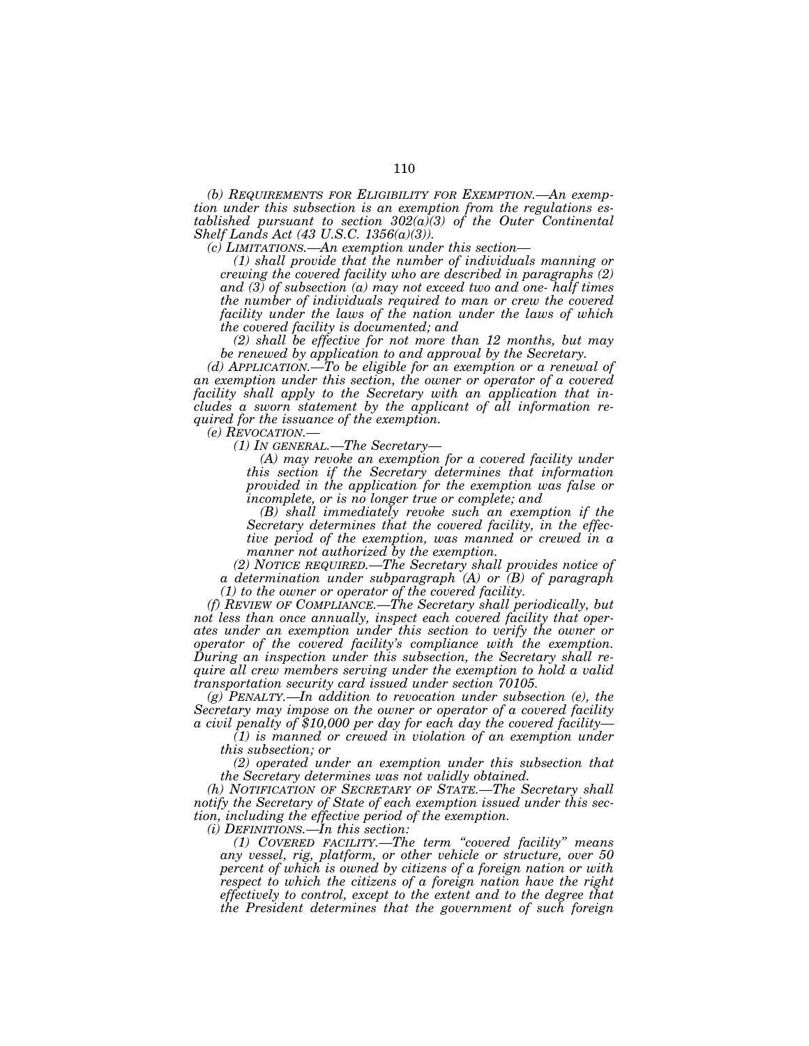*(b) REQUIREMENTS FOR ELIGIBILITY FOR EXEMPTION.—An exemption under this subsection is an exemption from the regulations established pursuant to section 302(a)(3) of the Outer Continental Shelf Lands Act (43 U.S.C. 1356(a)(3)).*

*(c) LIMITATIONS.—An exemption under this section—*

*(1) shall provide that the number of individuals manning or crewing the covered facility who are described in paragraphs (2) and (3) of subsection (a) may not exceed two and one- half times the number of individuals required to man or crew the covered facility under the laws of the nation under the laws of which the covered facility is documented; and*

*(2) shall be effective for not more than 12 months, but may be renewed by application to and approval by the Secretary.*

*(d) APPLICATION.—To be eligible for an exemption or a renewal of an exemption under this section, the owner or operator of a covered facility shall apply to the Secretary with an application that includes a sworn statement by the applicant of all information required for the issuance of the exemption.*

*(e) REVOCATION.—*

*(1) IN GENERAL.—The Secretary—*

*(A) may revoke an exemption for a covered facility under this section if the Secretary determines that information provided in the application for the exemption was false or incomplete, or is no longer true or complete; and*

*(B) shall immediately revoke such an exemption if the Secretary determines that the covered facility, in the effective period of the exemption, was manned or crewed in a manner not authorized by the exemption.*

*(2) NOTICE REQUIRED.—The Secretary shall provides notice of a determination under subparagraph (A) or (B) of paragraph (1) to the owner or operator of the covered facility.*

*(f) REVIEW OF COMPLIANCE.—The Secretary shall periodically, but not less than once annually, inspect each covered facility that operates under an exemption under this section to verify the owner or operator of the covered facility's compliance with the exemption. During an inspection under this subsection, the Secretary shall require all crew members serving under the exemption to hold a valid transportation security card issued under section 70105.*

*(g) PENALTY.—In addition to revocation under subsection (e), the Secretary may impose on the owner or operator of a covered facility a civil penalty of $10,000 per day for each day the covered facility—*

*(1) is manned or crewed in violation of an exemption under this subsection; or*

*(2) operated under an exemption under this subsection that the Secretary determines was not validly obtained.*

*(h) NOTIFICATION OF SECRETARY OF STATE.—The Secretary shall notify the Secretary of State of each exemption issued under this section, including the effective period of the exemption.*

*(i) DEFINITIONS.—In this section:*

*(1) COVERED FACILITY.—The term "covered facility" means any vessel, rig, platform, or other vehicle or structure, over 50 percent of which is owned by citizens of a foreign nation or with respect to which the citizens of a foreign nation have the right effectively to control, except to the extent and to the degree that the President determines that the government of such foreign*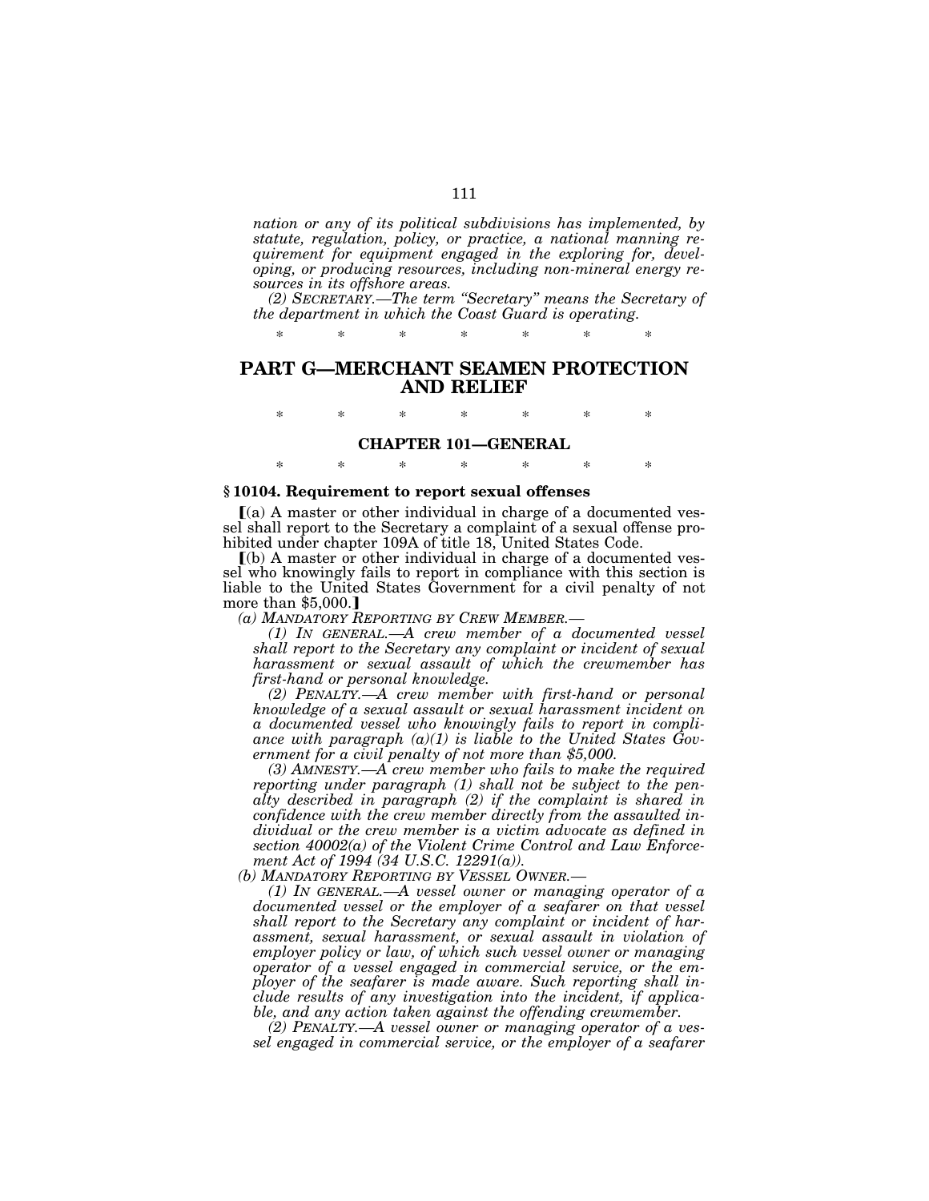*nation or any of its political subdivisions has implemented, by statute, regulation, policy, or practice, a national manning requirement for equipment engaged in the exploring for, developing, or producing resources, including non-mineral energy resources in its offshore areas.*

*(2) SECRETARY.—The term "Secretary" means the Secretary of the department in which the Coast Guard is operating.*

\* \* \* \* \* \* \*

## PART G—MERCHANT SEAMEN PROTECTION AND RELIEF

\* \* \* \* \* \* \*

### CHAPTER 101—GENERAL

\* \* \* \* \* \* \*

**§ 10104. Requirement to report sexual offenses**

[(a) A master or other individual in charge of a documented vessel shall report to the Secretary a complaint of a sexual offense prohibited under chapter 109A of title 18, United States Code.

[(b) A master or other individual in charge of a documented vessel who knowingly fails to report in compliance with this section is liable to the United States Government for a civil penalty of not more than $5,000.]

*(a) MANDATORY REPORTING BY CREW MEMBER.—*

*(1) IN GENERAL.—A crew member of a documented vessel shall report to the Secretary any complaint or incident of sexual harassment or sexual assault of which the crewmember has first-hand or personal knowledge.*

*(2) PENALTY.—A crew member with first-hand or personal knowledge of a sexual assault or sexual harassment incident on a documented vessel who knowingly fails to report in compliance with paragraph (a)(1) is liable to the United States Government for a civil penalty of not more than $5,000.*

*(3) AMNESTY.—A crew member who fails to make the required reporting under paragraph (1) shall not be subject to the penalty described in paragraph (2) if the complaint is shared in confidence with the crew member directly from the assaulted individual or the crew member is a victim advocate as defined in section 40002(a) of the Violent Crime Control and Law Enforcement Act of 1994 (34 U.S.C. 12291(a)).*

*(b) MANDATORY REPORTING BY VESSEL OWNER.—*

*(1) IN GENERAL.—A vessel owner or managing operator of a documented vessel or the employer of a seafarer on that vessel shall report to the Secretary any complaint or incident of harassment, sexual harassment, or sexual assault in violation of employer policy or law, of which such vessel owner or managing operator of a vessel engaged in commercial service, or the employer of the seafarer is made aware. Such reporting shall include results of any investigation into the incident, if applicable, and any action taken against the offending crewmember.*

*(2) PENALTY.—A vessel owner or managing operator of a vessel engaged in commercial service, or the employer of a seafarer*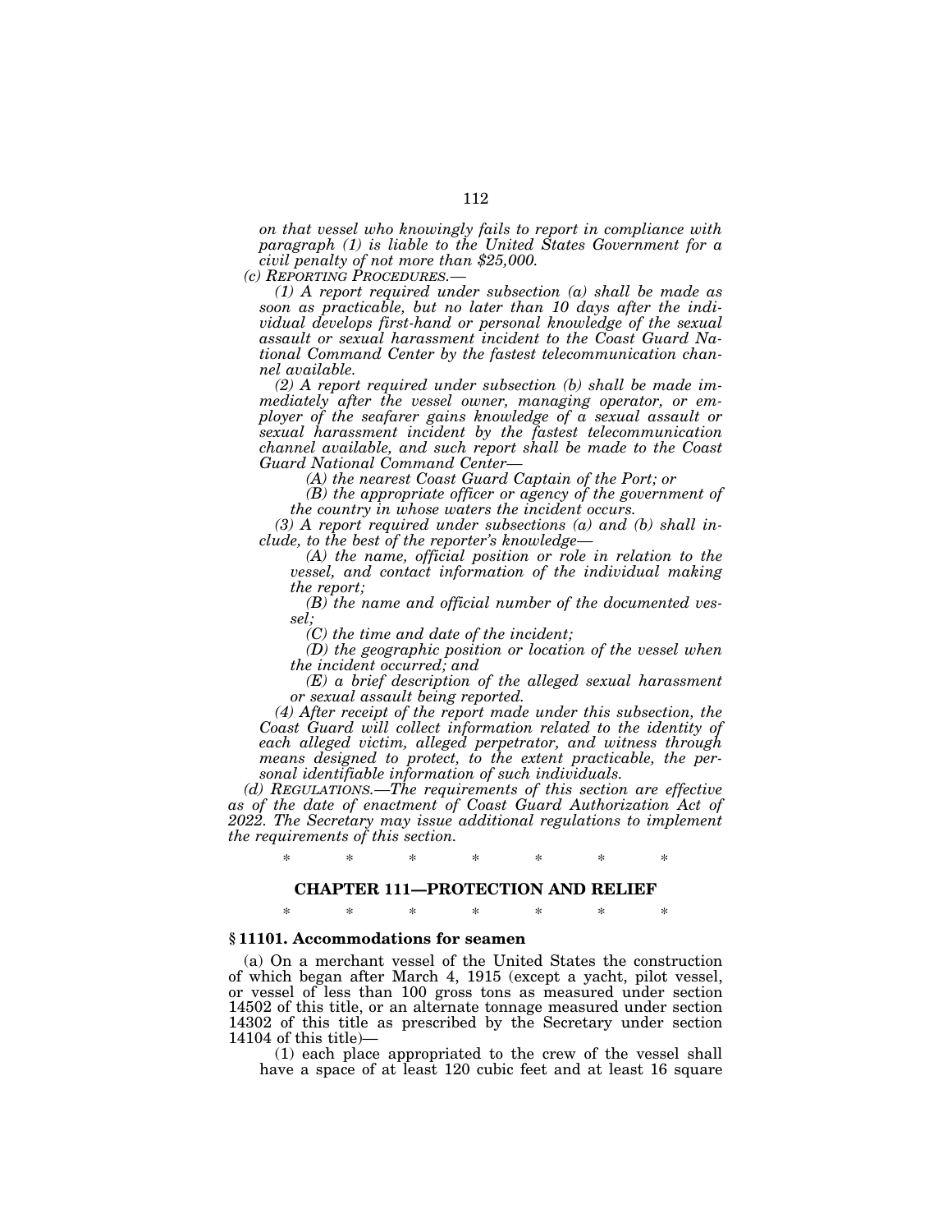*on that vessel who knowingly fails to report in compliance with paragraph (1) is liable to the United States Government for a civil penalty of not more than $25,000.*

*(c) REPORTING PROCEDURES.—*

*(1) A report required under subsection (a) shall be made as soon as practicable, but no later than 10 days after the individual develops first-hand or personal knowledge of the sexual assault or sexual harassment incident to the Coast Guard National Command Center by the fastest telecommunication channel available.*

*(2) A report required under subsection (b) shall be made immediately after the vessel owner, managing operator, or employer of the seafarer gains knowledge of a sexual assault or sexual harassment incident by the fastest telecommunication channel available, and such report shall be made to the Coast Guard National Command Center—*

*(A) the nearest Coast Guard Captain of the Port; or*

*(B) the appropriate officer or agency of the government of the country in whose waters the incident occurs.*

*(3) A report required under subsections (a) and (b) shall include, to the best of the reporter's knowledge—*

*(A) the name, official position or role in relation to the vessel, and contact information of the individual making the report;*

*(B) the name and official number of the documented vessel;*

*(C) the time and date of the incident;*

*(D) the geographic position or location of the vessel when the incident occurred; and*

*(E) a brief description of the alleged sexual harassment or sexual assault being reported.*

*(4) After receipt of the report made under this subsection, the Coast Guard will collect information related to the identity of each alleged victim, alleged perpetrator, and witness through means designed to protect, to the extent practicable, the personal identifiable information of such individuals.*

*(d) REGULATIONS.—The requirements of this section are effective as of the date of enactment of Coast Guard Authorization Act of 2022. The Secretary may issue additional regulations to implement the requirements of this section.*

\* \* \* \* \* \* \*

## CHAPTER 111—PROTECTION AND RELIEF

\* \* \* \* \* \* \*

### § 11101. Accommodations for seamen

(a) On a merchant vessel of the United States the construction of which began after March 4, 1915 (except a yacht, pilot vessel, or vessel of less than 100 gross tons as measured under section 14502 of this title, or an alternate tonnage measured under section 14302 of this title as prescribed by the Secretary under section 14104 of this title)—

(1) each place appropriated to the crew of the vessel shall have a space of at least 120 cubic feet and at least 16 square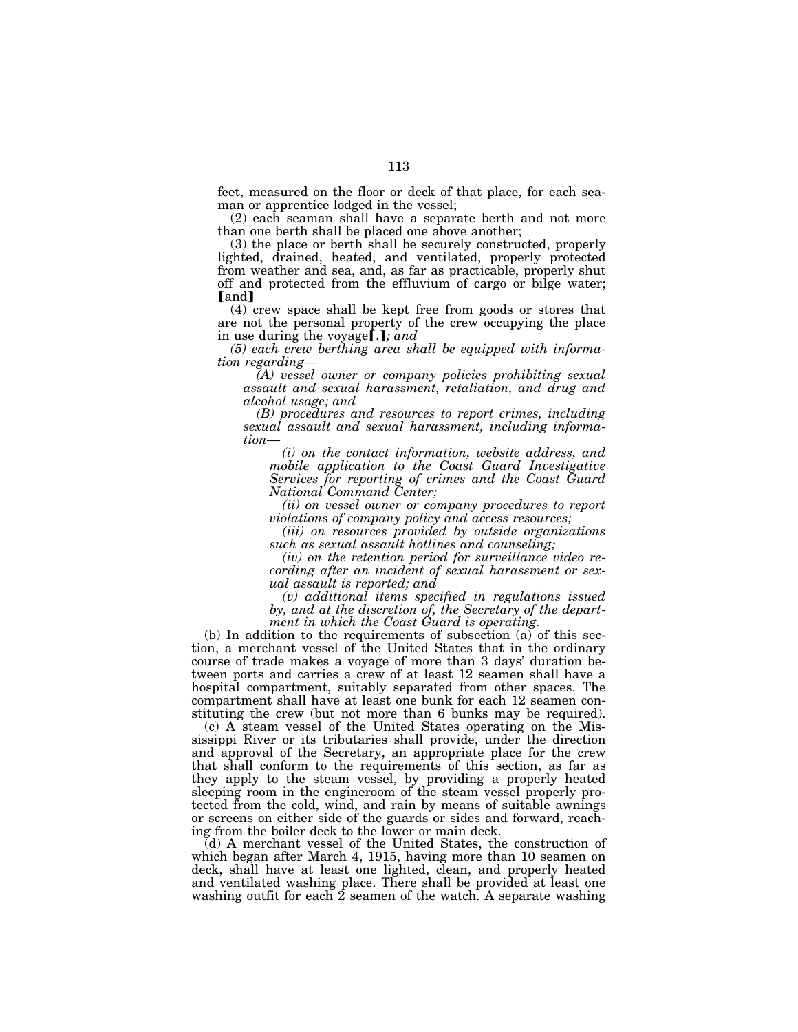feet, measured on the floor or deck of that place, for each seaman or apprentice lodged in the vessel;

(2) each seaman shall have a separate berth and not more than one berth shall be placed one above another;

(3) the place or berth shall be securely constructed, properly lighted, drained, heated, and ventilated, properly protected from weather and sea, and, as far as practicable, properly shut off and protected from the effluvium of cargo or bilge water; [and]

(4) crew space shall be kept free from goods or stores that are not the personal property of the crew occupying the place in use during the voyage[.]*; and*

*(5) each crew berthing area shall be equipped with information regarding—*

*(A) vessel owner or company policies prohibiting sexual assault and sexual harassment, retaliation, and drug and alcohol usage; and*

*(B) procedures and resources to report crimes, including sexual assault and sexual harassment, including information—*

*(i) on the contact information, website address, and mobile application to the Coast Guard Investigative Services for reporting of crimes and the Coast Guard National Command Center;*

*(ii) on vessel owner or company procedures to report violations of company policy and access resources;*

*(iii) on resources provided by outside organizations such as sexual assault hotlines and counseling;*

*(iv) on the retention period for surveillance video recording after an incident of sexual harassment or sexual assault is reported; and*

*(v) additional items specified in regulations issued by, and at the discretion of, the Secretary of the department in which the Coast Guard is operating.*

(b) In addition to the requirements of subsection (a) of this section, a merchant vessel of the United States that in the ordinary course of trade makes a voyage of more than 3 days' duration between ports and carries a crew of at least 12 seamen shall have a hospital compartment, suitably separated from other spaces. The compartment shall have at least one bunk for each 12 seamen constituting the crew (but not more than 6 bunks may be required).

(c) A steam vessel of the United States operating on the Mississippi River or its tributaries shall provide, under the direction and approval of the Secretary, an appropriate place for the crew that shall conform to the requirements of this section, as far as they apply to the steam vessel, by providing a properly heated sleeping room in the engineroom of the steam vessel properly protected from the cold, wind, and rain by means of suitable awnings or screens on either side of the guards or sides and forward, reaching from the boiler deck to the lower or main deck.

(d) A merchant vessel of the United States, the construction of which began after March 4, 1915, having more than 10 seamen on deck, shall have at least one lighted, clean, and properly heated and ventilated washing place. There shall be provided at least one washing outfit for each 2 seamen of the watch. A separate washing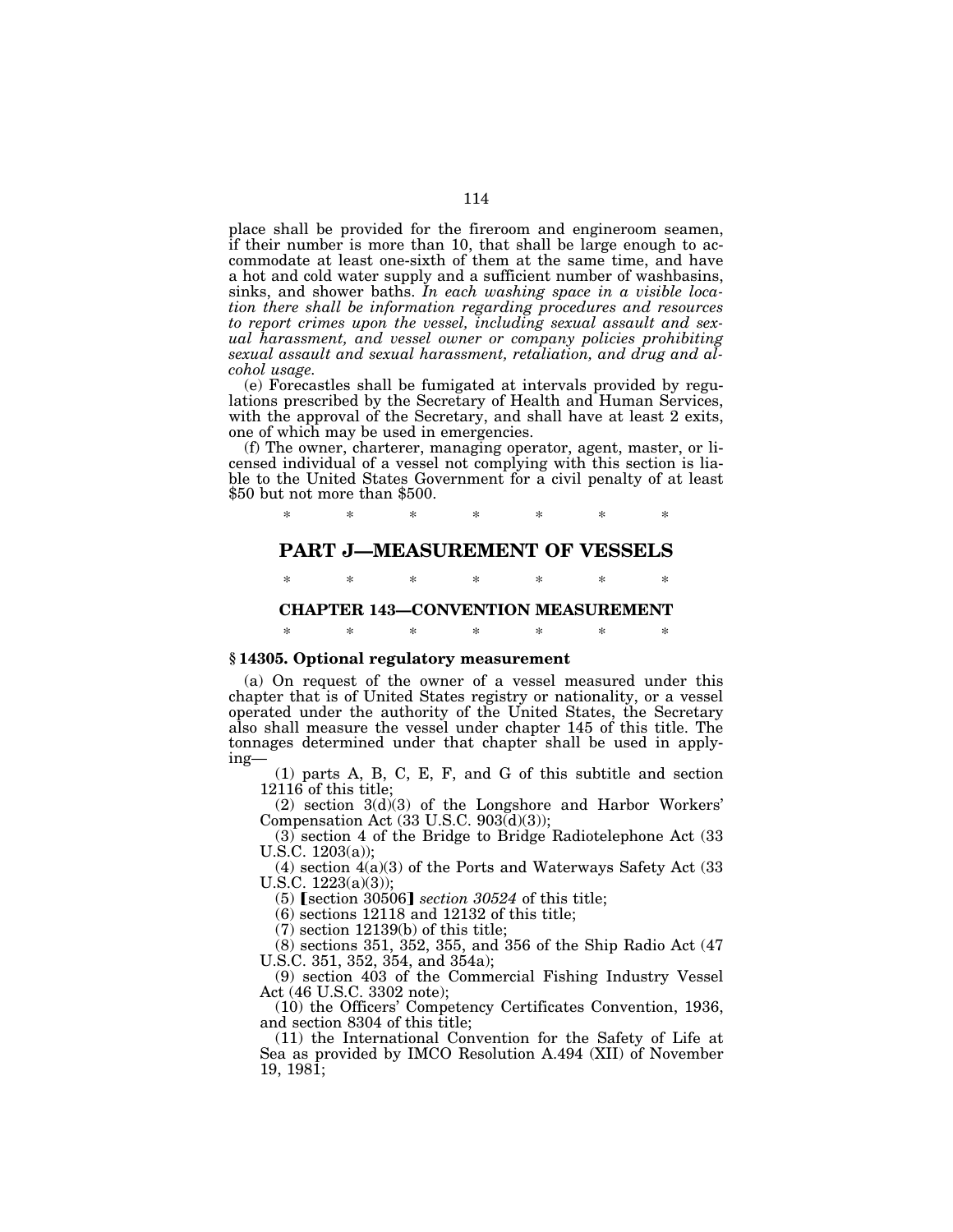place shall be provided for the fireroom and engineroom seamen, if their number is more than 10, that shall be large enough to accommodate at least one-sixth of them at the same time, and have a hot and cold water supply and a sufficient number of washbasins, sinks, and shower baths. *In each washing space in a visible location there shall be information regarding procedures and resources to report crimes upon the vessel, including sexual assault and sexual harassment, and vessel owner or company policies prohibiting sexual assault and sexual harassment, retaliation, and drug and alcohol usage.*

(e) Forecastles shall be fumigated at intervals provided by regulations prescribed by the Secretary of Health and Human Services, with the approval of the Secretary, and shall have at least 2 exits, one of which may be used in emergencies.

(f) The owner, charterer, managing operator, agent, master, or licensed individual of a vessel not complying with this section is liable to the United States Government for a civil penalty of at least $50 but not more than $500.

\* \* \* \* \* \* \*

## PART J—MEASUREMENT OF VESSELS

\* \* \* \* \* \* \*

### CHAPTER 143—CONVENTION MEASUREMENT

\* \* \* \* \* \* \*

**§ 14305. Optional regulatory measurement**

(a) On request of the owner of a vessel measured under this chapter that is of United States registry or nationality, or a vessel operated under the authority of the United States, the Secretary also shall measure the vessel under chapter 145 of this title. The tonnages determined under that chapter shall be used in applying—

(1) parts A, B, C, E, F, and G of this subtitle and section 12116 of this title;

(2) section 3(d)(3) of the Longshore and Harbor Workers' Compensation Act (33 U.S.C. 903(d)(3));

(3) section 4 of the Bridge to Bridge Radiotelephone Act (33 U.S.C. 1203(a));

(4) section 4(a)(3) of the Ports and Waterways Safety Act (33 U.S.C. 1223(a)(3));

(5) ⟦section 30506⟧ *section 30524* of this title;

(6) sections 12118 and 12132 of this title;

(7) section 12139(b) of this title;

(8) sections 351, 352, 355, and 356 of the Ship Radio Act (47 U.S.C. 351, 352, 354, and 354a);

(9) section 403 of the Commercial Fishing Industry Vessel Act (46 U.S.C. 3302 note);

(10) the Officers' Competency Certificates Convention, 1936, and section 8304 of this title;

(11) the International Convention for the Safety of Life at Sea as provided by IMCO Resolution A.494 (XII) of November 19, 1981;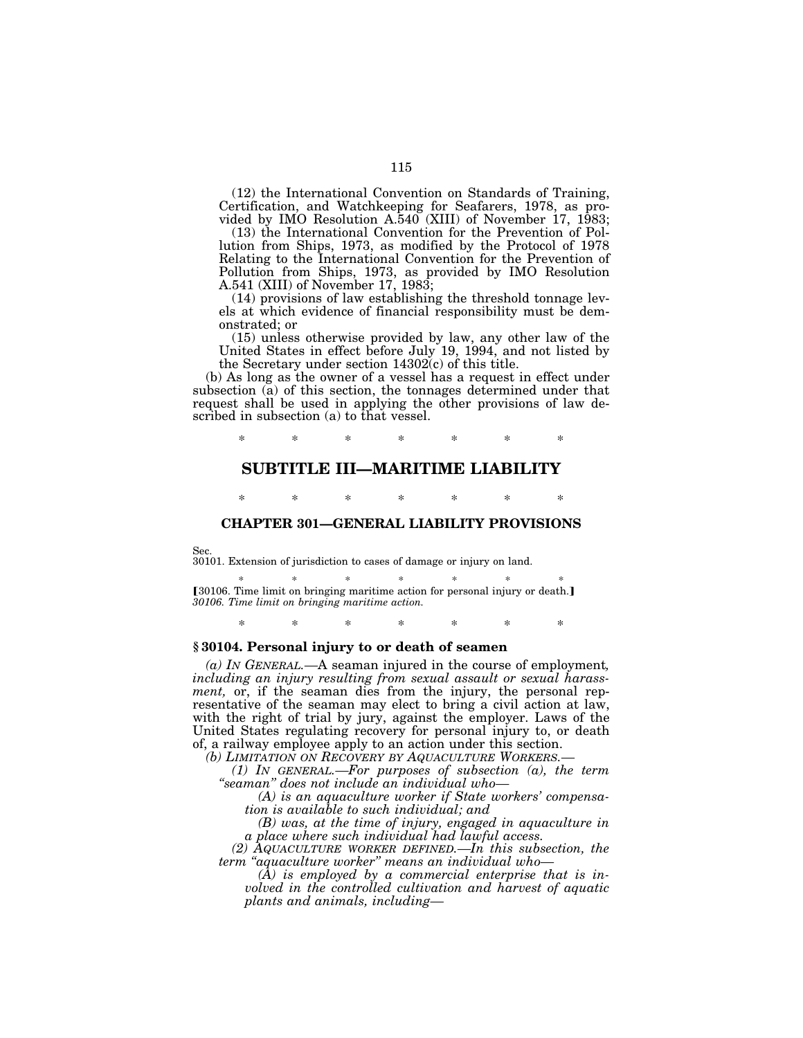(12) the International Convention on Standards of Training, Certification, and Watchkeeping for Seafarers, 1978, as provided by IMO Resolution A.540 (XIII) of November 17, 1983;

(13) the International Convention for the Prevention of Pollution from Ships, 1973, as modified by the Protocol of 1978 Relating to the International Convention for the Prevention of Pollution from Ships, 1973, as provided by IMO Resolution A.541 (XIII) of November 17, 1983;

(14) provisions of law establishing the threshold tonnage levels at which evidence of financial responsibility must be demonstrated; or

(15) unless otherwise provided by law, any other law of the United States in effect before July 19, 1994, and not listed by the Secretary under section 14302(c) of this title.

(b) As long as the owner of a vessel has a request in effect under subsection (a) of this section, the tonnages determined under that request shall be used in applying the other provisions of law described in subsection (a) to that vessel.

\* \* \* \* \* \* \*

# SUBTITLE III—MARITIME LIABILITY

\* \* \* \* \* \* \*

## CHAPTER 301—GENERAL LIABILITY PROVISIONS

Sec.
30101. Extension of jurisdiction to cases of damage or injury on land.

\* \* \* \* \* \* \*

【30106. Time limit on bringing maritime action for personal injury or death.】
*30106. Time limit on bringing maritime action.*

\* \* \* \* \* \* \*

### § 30104. Personal injury to or death of seamen

*(a) IN GENERAL.*—A seaman injured in the course of employment*, including an injury resulting from sexual assault or sexual harassment,* or, if the seaman dies from the injury, the personal representative of the seaman may elect to bring a civil action at law, with the right of trial by jury, against the employer. Laws of the United States regulating recovery for personal injury to, or death of, a railway employee apply to an action under this section.

*(b) LIMITATION ON RECOVERY BY AQUACULTURE WORKERS.—*

*(1) IN GENERAL.—For purposes of subsection (a), the term "seaman" does not include an individual who—*

*(A) is an aquaculture worker if State workers' compensation is available to such individual; and*

*(B) was, at the time of injury, engaged in aquaculture in a place where such individual had lawful access.*

*(2) AQUACULTURE WORKER DEFINED.—In this subsection, the term "aquaculture worker" means an individual who—*

*(A) is employed by a commercial enterprise that is involved in the controlled cultivation and harvest of aquatic plants and animals, including—*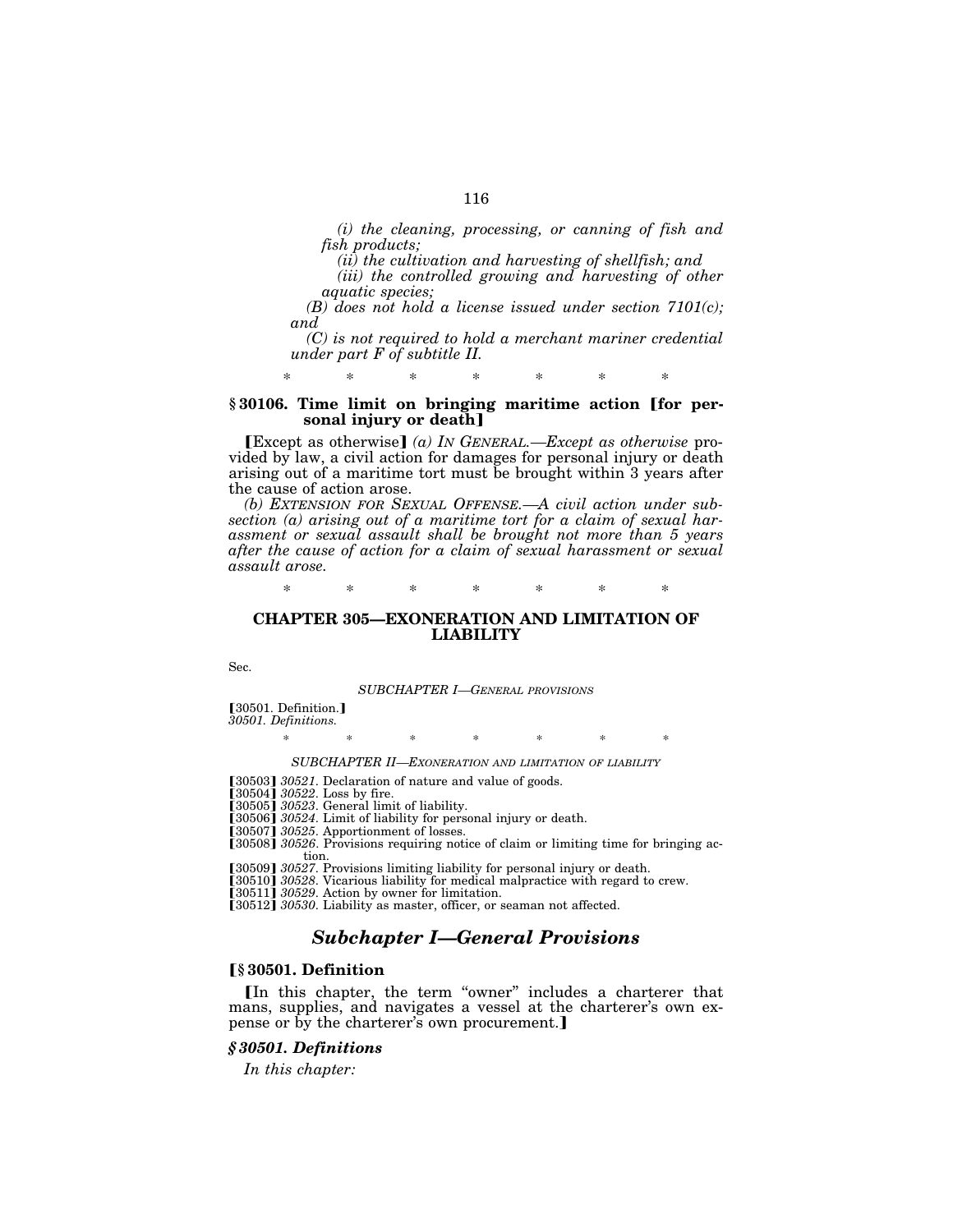*(i) the cleaning, processing, or canning of fish and fish products;*

*(ii) the cultivation and harvesting of shellfish; and*

*(iii) the controlled growing and harvesting of other aquatic species;*

*(B) does not hold a license issued under section 7101(c); and*

*(C) is not required to hold a merchant mariner credential under part F of subtitle II.*

\* \* \* \* \* \* \*

### § 30106. Time limit on bringing maritime action [for personal injury or death]

[Except as otherwise] *(a) IN GENERAL.—Except as otherwise* provided by law, a civil action for damages for personal injury or death arising out of a maritime tort must be brought within 3 years after the cause of action arose.

*(b) EXTENSION FOR SEXUAL OFFENSE.—A civil action under subsection (a) arising out of a maritime tort for a claim of sexual harassment or sexual assault shall be brought not more than 5 years after the cause of action for a claim of sexual harassment or sexual assault arose.*

\* \* \* \* \* \* \*

## CHAPTER 305—EXONERATION AND LIMITATION OF LIABILITY

Sec.

*SUBCHAPTER I—GENERAL PROVISIONS*

[30501. Definition.]
*30501. Definitions.*

\* \* \* \* \* \* \*

*SUBCHAPTER II—EXONERATION AND LIMITATION OF LIABILITY*

[30503] *30521*. Declaration of nature and value of goods.
[30504] *30522*. Loss by fire.
[30505] *30523*. General limit of liability.
[30506] *30524*. Limit of liability for personal injury or death.
[30507] *30525*. Apportionment of losses.
[30508] *30526*. Provisions requiring notice of claim or limiting time for bringing action.
[30509] *30527*. Provisions limiting liability for personal injury or death.
[30510] *30528*. Vicarious liability for medical malpractice with regard to crew.
[30511] *30529*. Action by owner for limitation.
[30512] *30530*. Liability as master, officer, or seaman not affected.

## *Subchapter I—General Provisions*

### [§ 30501. Definition

[In this chapter, the term "owner" includes a charterer that mans, supplies, and navigates a vessel at the charterer's own expense or by the charterer's own procurement.]

### *§ 30501. Definitions*

*In this chapter:*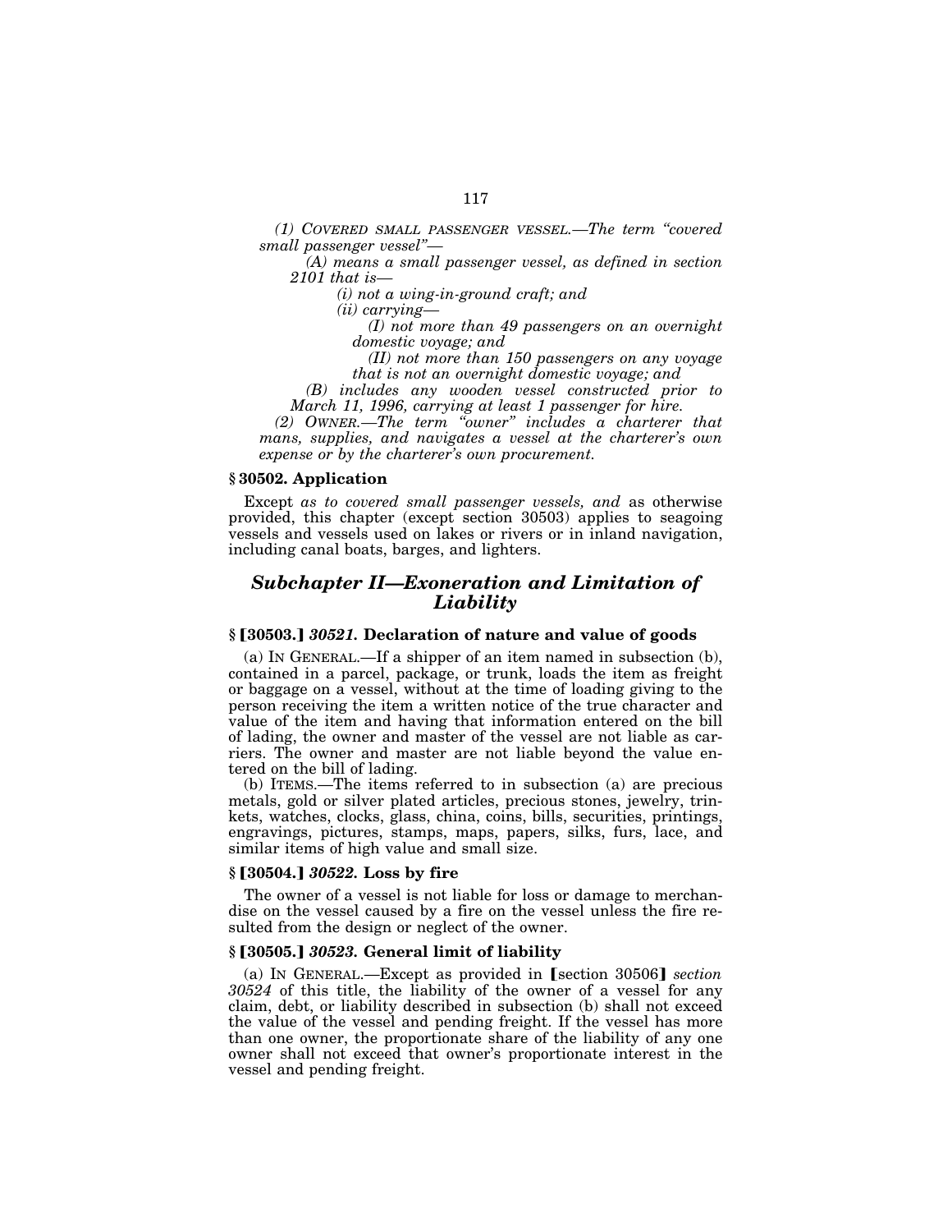*(1) COVERED SMALL PASSENGER VESSEL.—The term "covered small passenger vessel"—*

*(A) means a small passenger vessel, as defined in section 2101 that is—*

*(i) not a wing-in-ground craft; and*

*(ii) carrying—*

*(I) not more than 49 passengers on an overnight domestic voyage; and*

*(II) not more than 150 passengers on any voyage that is not an overnight domestic voyage; and*

*(B) includes any wooden vessel constructed prior to March 11, 1996, carrying at least 1 passenger for hire.*

*(2) OWNER.—The term "owner" includes a charterer that mans, supplies, and navigates a vessel at the charterer's own expense or by the charterer's own procurement.*

### § 30502. Application

Except *as to covered small passenger vessels, and* as otherwise provided, this chapter (except section 30503) applies to seagoing vessels and vessels used on lakes or rivers or in inland navigation, including canal boats, barges, and lighters.

## *Subchapter II—Exoneration and Limitation of Liability*

### § 【30503.】 *30521.* Declaration of nature and value of goods

(a) IN GENERAL.—If a shipper of an item named in subsection (b), contained in a parcel, package, or trunk, loads the item as freight or baggage on a vessel, without at the time of loading giving to the person receiving the item a written notice of the true character and value of the item and having that information entered on the bill of lading, the owner and master of the vessel are not liable as carriers. The owner and master are not liable beyond the value entered on the bill of lading.

(b) ITEMS.—The items referred to in subsection (a) are precious metals, gold or silver plated articles, precious stones, jewelry, trinkets, watches, clocks, glass, china, coins, bills, securities, printings, engravings, pictures, stamps, maps, papers, silks, furs, lace, and similar items of high value and small size.

### § 【30504.】 *30522.* Loss by fire

The owner of a vessel is not liable for loss or damage to merchandise on the vessel caused by a fire on the vessel unless the fire resulted from the design or neglect of the owner.

### § 【30505.】 *30523.* General limit of liability

(a) IN GENERAL.—Except as provided in 【section 30506】 *section 30524* of this title, the liability of the owner of a vessel for any claim, debt, or liability described in subsection (b) shall not exceed the value of the vessel and pending freight. If the vessel has more than one owner, the proportionate share of the liability of any one owner shall not exceed that owner's proportionate interest in the vessel and pending freight.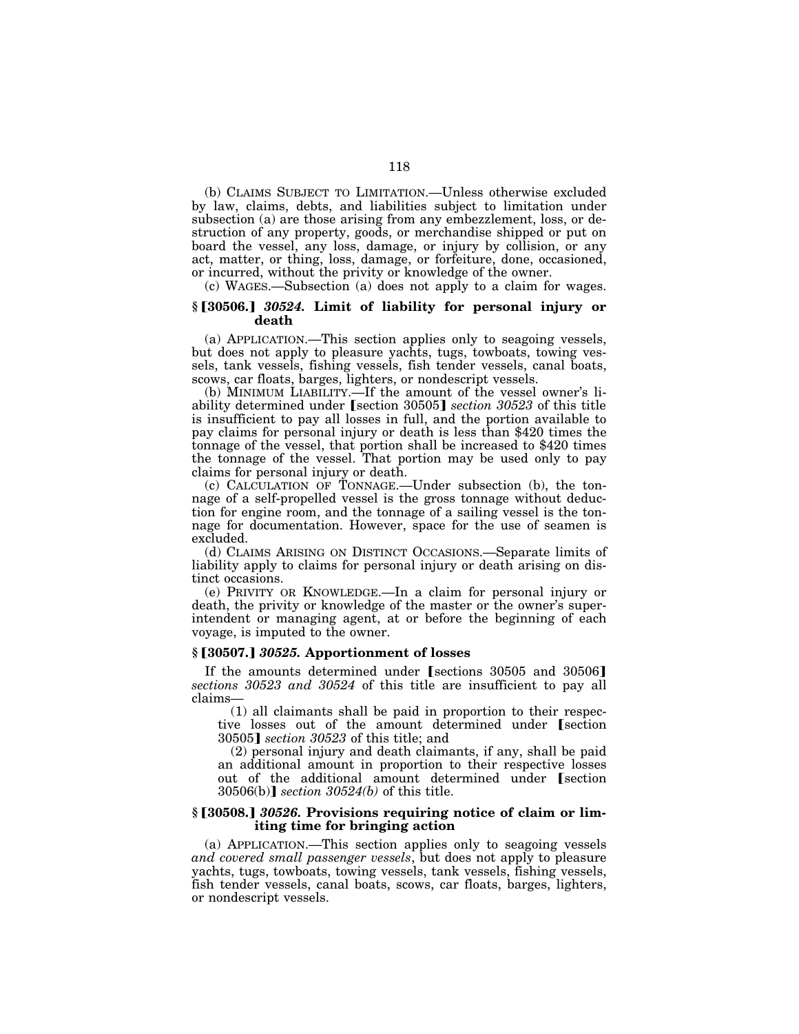(b) CLAIMS SUBJECT TO LIMITATION.—Unless otherwise excluded by law, claims, debts, and liabilities subject to limitation under subsection (a) are those arising from any embezzlement, loss, or destruction of any property, goods, or merchandise shipped or put on board the vessel, any loss, damage, or injury by collision, or any act, matter, or thing, loss, damage, or forfeiture, done, occasioned, or incurred, without the privity or knowledge of the owner.

(c) WAGES.—Subsection (a) does not apply to a claim for wages.

### § [30506.] *30524.* Limit of liability for personal injury or death

(a) APPLICATION.—This section applies only to seagoing vessels, but does not apply to pleasure yachts, tugs, towboats, towing vessels, tank vessels, fishing vessels, fish tender vessels, canal boats, scows, car floats, barges, lighters, or nondescript vessels.

(b) MINIMUM LIABILITY.—If the amount of the vessel owner's liability determined under [section 30505] *section 30523* of this title is insufficient to pay all losses in full, and the portion available to pay claims for personal injury or death is less than $420 times the tonnage of the vessel, that portion shall be increased to $420 times the tonnage of the vessel. That portion may be used only to pay claims for personal injury or death.

(c) CALCULATION OF TONNAGE.—Under subsection (b), the tonnage of a self-propelled vessel is the gross tonnage without deduction for engine room, and the tonnage of a sailing vessel is the tonnage for documentation. However, space for the use of seamen is excluded.

(d) CLAIMS ARISING ON DISTINCT OCCASIONS.—Separate limits of liability apply to claims for personal injury or death arising on distinct occasions.

(e) PRIVITY OR KNOWLEDGE.—In a claim for personal injury or death, the privity or knowledge of the master or the owner's superintendent or managing agent, at or before the beginning of each voyage, is imputed to the owner.

### § [30507.] *30525.* Apportionment of losses

If the amounts determined under [sections 30505 and 30506] *sections 30523 and 30524* of this title are insufficient to pay all claims—

(1) all claimants shall be paid in proportion to their respective losses out of the amount determined under [section 30505] *section 30523* of this title; and

(2) personal injury and death claimants, if any, shall be paid an additional amount in proportion to their respective losses out of the additional amount determined under [section 30506(b)] *section 30524(b)* of this title.

### § [30508.] *30526.* Provisions requiring notice of claim or limiting time for bringing action

(a) APPLICATION.—This section applies only to seagoing vessels *and covered small passenger vessels*, but does not apply to pleasure yachts, tugs, towboats, towing vessels, tank vessels, fishing vessels, fish tender vessels, canal boats, scows, car floats, barges, lighters, or nondescript vessels.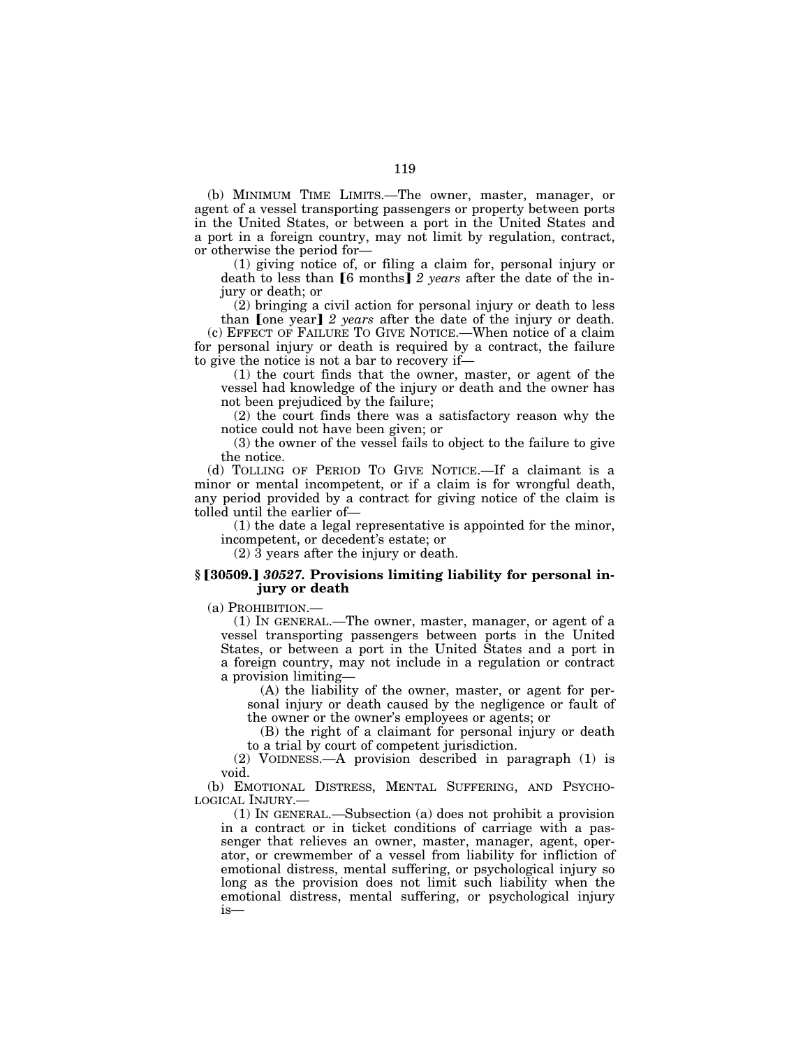(b) MINIMUM TIME LIMITS.—The owner, master, manager, or agent of a vessel transporting passengers or property between ports in the United States, or between a port in the United States and a port in a foreign country, may not limit by regulation, contract, or otherwise the period for—

(1) giving notice of, or filing a claim for, personal injury or death to less than 【6 months】 *2 years* after the date of the injury or death; or

(2) bringing a civil action for personal injury or death to less than 【one year】 *2 years* after the date of the injury or death.

(c) EFFECT OF FAILURE TO GIVE NOTICE.—When notice of a claim for personal injury or death is required by a contract, the failure to give the notice is not a bar to recovery if—

(1) the court finds that the owner, master, or agent of the vessel had knowledge of the injury or death and the owner has not been prejudiced by the failure;

(2) the court finds there was a satisfactory reason why the notice could not have been given; or

(3) the owner of the vessel fails to object to the failure to give the notice.

(d) TOLLING OF PERIOD TO GIVE NOTICE.—If a claimant is a minor or mental incompetent, or if a claim is for wrongful death, any period provided by a contract for giving notice of the claim is tolled until the earlier of—

(1) the date a legal representative is appointed for the minor, incompetent, or decedent's estate; or

(2) 3 years after the injury or death.

### § 【30509.】 *30527.* Provisions limiting liability for personal injury or death

(a) PROHIBITION.—

(1) IN GENERAL.—The owner, master, manager, or agent of a vessel transporting passengers between ports in the United States, or between a port in the United States and a port in a foreign country, may not include in a regulation or contract a provision limiting—

(A) the liability of the owner, master, or agent for personal injury or death caused by the negligence or fault of the owner or the owner's employees or agents; or

(B) the right of a claimant for personal injury or death to a trial by court of competent jurisdiction.

(2) VOIDNESS.—A provision described in paragraph (1) is void.

(b) EMOTIONAL DISTRESS, MENTAL SUFFERING, AND PSYCHOLOGICAL INJURY.—

(1) IN GENERAL.—Subsection (a) does not prohibit a provision in a contract or in ticket conditions of carriage with a passenger that relieves an owner, master, manager, agent, operator, or crewmember of a vessel from liability for infliction of emotional distress, mental suffering, or psychological injury so long as the provision does not limit such liability when the emotional distress, mental suffering, or psychological injury is—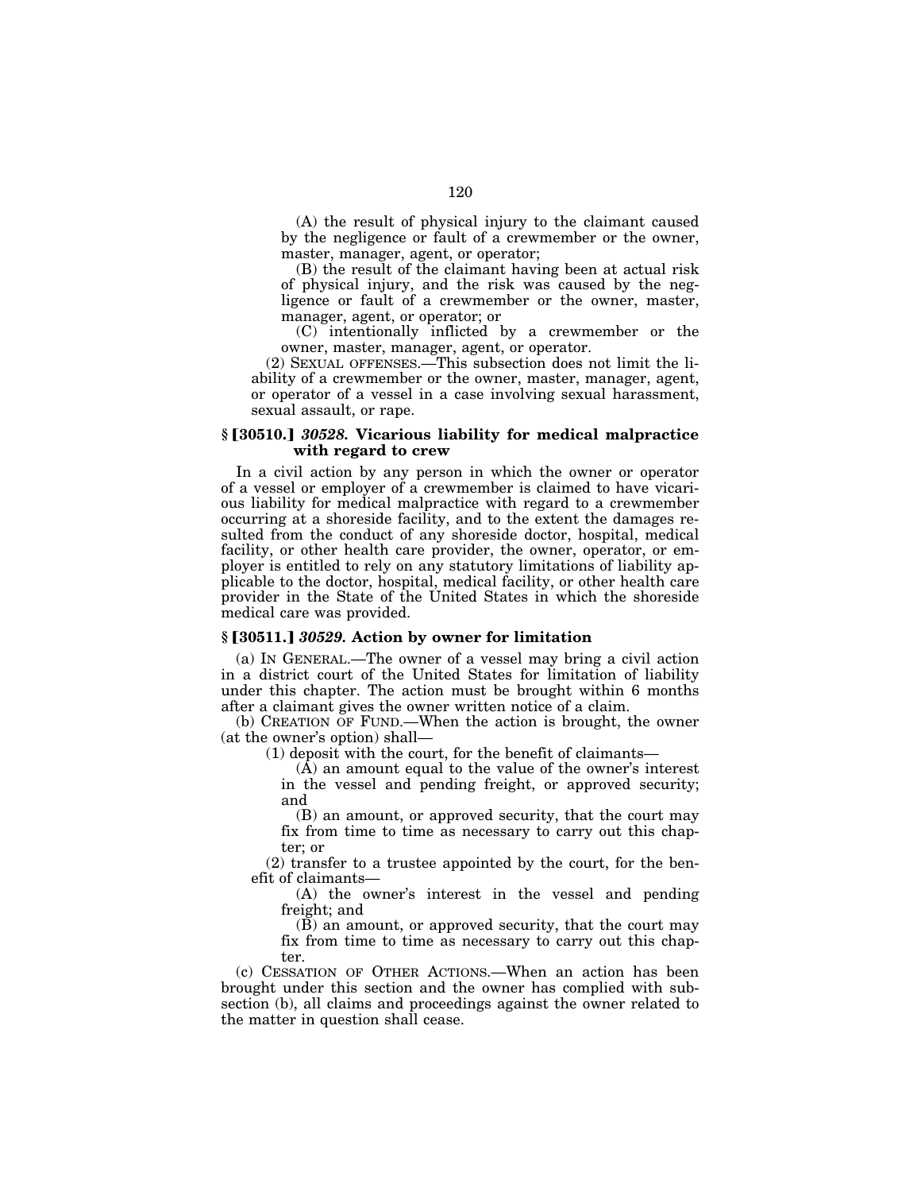(A) the result of physical injury to the claimant caused by the negligence or fault of a crewmember or the owner, master, manager, agent, or operator;

(B) the result of the claimant having been at actual risk of physical injury, and the risk was caused by the negligence or fault of a crewmember or the owner, master, manager, agent, or operator; or

(C) intentionally inflicted by a crewmember or the owner, master, manager, agent, or operator.

(2) SEXUAL OFFENSES.—This subsection does not limit the liability of a crewmember or the owner, master, manager, agent, or operator of a vessel in a case involving sexual harassment, sexual assault, or rape.

### § [30510.] *30528.* Vicarious liability for medical malpractice with regard to crew

In a civil action by any person in which the owner or operator of a vessel or employer of a crewmember is claimed to have vicarious liability for medical malpractice with regard to a crewmember occurring at a shoreside facility, and to the extent the damages resulted from the conduct of any shoreside doctor, hospital, medical facility, or other health care provider, the owner, operator, or employer is entitled to rely on any statutory limitations of liability applicable to the doctor, hospital, medical facility, or other health care provider in the State of the United States in which the shoreside medical care was provided.

### § [30511.] *30529.* Action by owner for limitation

(a) IN GENERAL.—The owner of a vessel may bring a civil action in a district court of the United States for limitation of liability under this chapter. The action must be brought within 6 months after a claimant gives the owner written notice of a claim.

(b) CREATION OF FUND.—When the action is brought, the owner (at the owner's option) shall—

(1) deposit with the court, for the benefit of claimants—

(A) an amount equal to the value of the owner's interest in the vessel and pending freight, or approved security; and

(B) an amount, or approved security, that the court may fix from time to time as necessary to carry out this chapter; or

(2) transfer to a trustee appointed by the court, for the benefit of claimants—

(A) the owner's interest in the vessel and pending freight; and

(B) an amount, or approved security, that the court may fix from time to time as necessary to carry out this chapter.

(c) CESSATION OF OTHER ACTIONS.—When an action has been brought under this section and the owner has complied with subsection (b), all claims and proceedings against the owner related to the matter in question shall cease.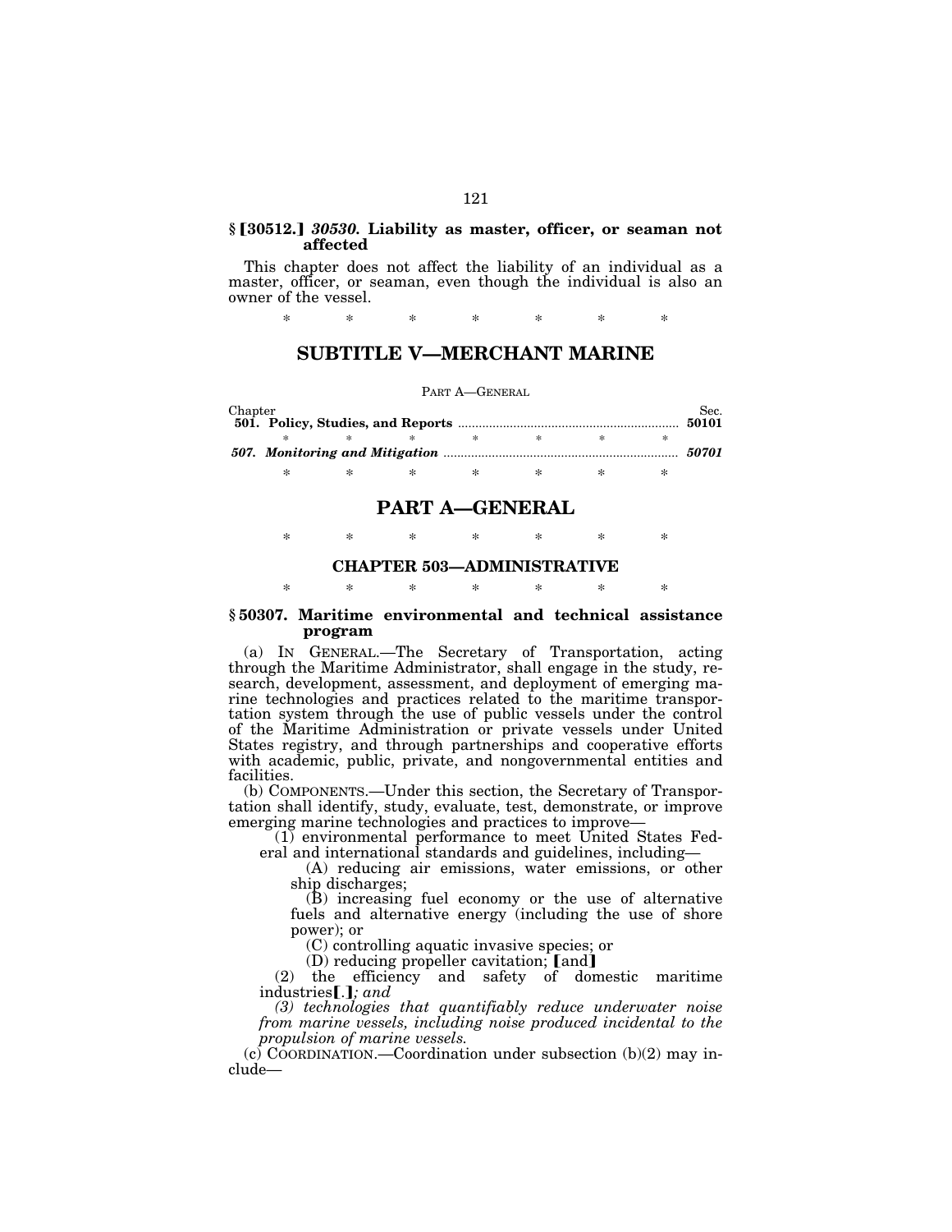**§ [30512.] *30530.* Liability as master, officer, or seaman not affected**

This chapter does not affect the liability of an individual as a master, officer, or seaman, even though the individual is also an owner of the vessel.

\* \* \* \* \* \* \*

# SUBTITLE V—MERCHANT MARINE

PART A—GENERAL

| Chapter | | Sec. |
| --- | --- | --- |
| **501. Policy, Studies, and Reports** | | **50101** |
| \* \* \* \* \* \* \* | | |
| ***507. Monitoring and Mitigation*** | | ***50701*** |

\* \* \* \* \* \* \*

## PART A—GENERAL

\* \* \* \* \* \* \*

### CHAPTER 503—ADMINISTRATIVE

\* \* \* \* \* \* \*

**§ 50307. Maritime environmental and technical assistance program**

(a) IN GENERAL.—The Secretary of Transportation, acting through the Maritime Administrator, shall engage in the study, research, development, assessment, and deployment of emerging marine technologies and practices related to the maritime transportation system through the use of public vessels under the control of the Maritime Administration or private vessels under United States registry, and through partnerships and cooperative efforts with academic, public, private, and nongovernmental entities and facilities.

(b) COMPONENTS.—Under this section, the Secretary of Transportation shall identify, study, evaluate, test, demonstrate, or improve emerging marine technologies and practices to improve—

(1) environmental performance to meet United States Federal and international standards and guidelines, including—

(A) reducing air emissions, water emissions, or other ship discharges;

(B) increasing fuel economy or the use of alternative fuels and alternative energy (including the use of shore power); or

(C) controlling aquatic invasive species; or

(D) reducing propeller cavitation; [and]

(2) the efficiency and safety of domestic maritime industries[.]*; and*

*(3) technologies that quantifiably reduce underwater noise from marine vessels, including noise produced incidental to the propulsion of marine vessels.*

(c) COORDINATION.—Coordination under subsection (b)(2) may include—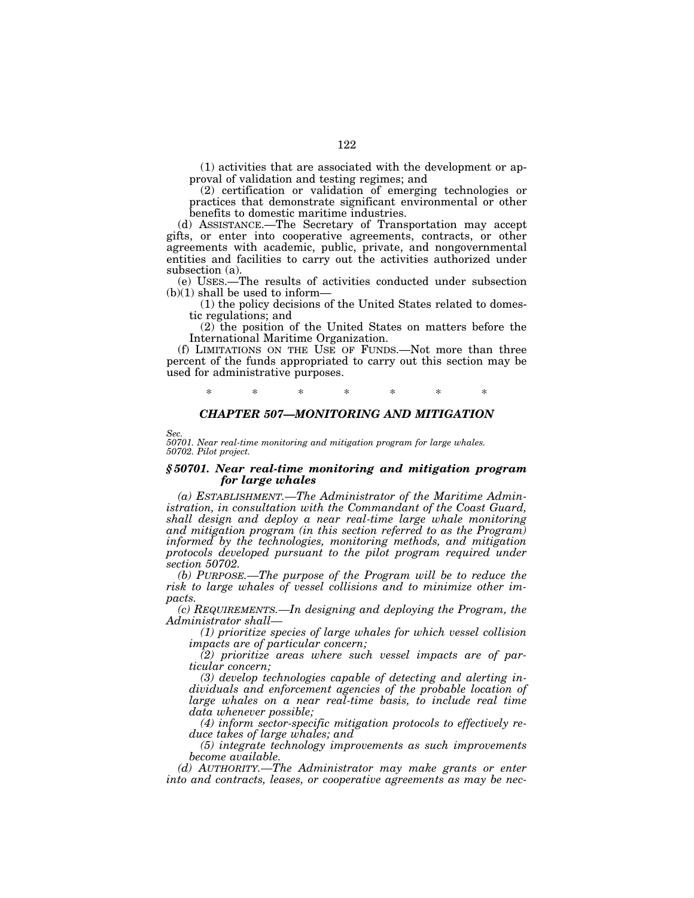(1) activities that are associated with the development or approval of validation and testing regimes; and

(2) certification or validation of emerging technologies or practices that demonstrate significant environmental or other benefits to domestic maritime industries.

(d) ASSISTANCE.—The Secretary of Transportation may accept gifts, or enter into cooperative agreements, contracts, or other agreements with academic, public, private, and nongovernmental entities and facilities to carry out the activities authorized under subsection (a).

(e) USES.—The results of activities conducted under subsection (b)(1) shall be used to inform—

(1) the policy decisions of the United States related to domestic regulations; and

(2) the position of the United States on matters before the International Maritime Organization.

(f) LIMITATIONS ON THE USE OF FUNDS.—Not more than three percent of the funds appropriated to carry out this section may be used for administrative purposes.

\* \* \* \* \* \* \*

## *CHAPTER 507—MONITORING AND MITIGATION*

*Sec.*
*50701. Near real-time monitoring and mitigation program for large whales.*
*50702. Pilot project.*

### *§ 50701. Near real-time monitoring and mitigation program for large whales*

*(a) ESTABLISHMENT.—The Administrator of the Maritime Administration, in consultation with the Commandant of the Coast Guard, shall design and deploy a near real-time large whale monitoring and mitigation program (in this section referred to as the Program) informed by the technologies, monitoring methods, and mitigation protocols developed pursuant to the pilot program required under section 50702.*

*(b) PURPOSE.—The purpose of the Program will be to reduce the risk to large whales of vessel collisions and to minimize other impacts.*

*(c) REQUIREMENTS.—In designing and deploying the Program, the Administrator shall—*

*(1) prioritize species of large whales for which vessel collision impacts are of particular concern;*

*(2) prioritize areas where such vessel impacts are of particular concern;*

*(3) develop technologies capable of detecting and alerting individuals and enforcement agencies of the probable location of large whales on a near real-time basis, to include real time data whenever possible;*

*(4) inform sector-specific mitigation protocols to effectively reduce takes of large whales; and*

*(5) integrate technology improvements as such improvements become available.*

*(d) AUTHORITY.—The Administrator may make grants or enter into and contracts, leases, or cooperative agreements as may be nec-*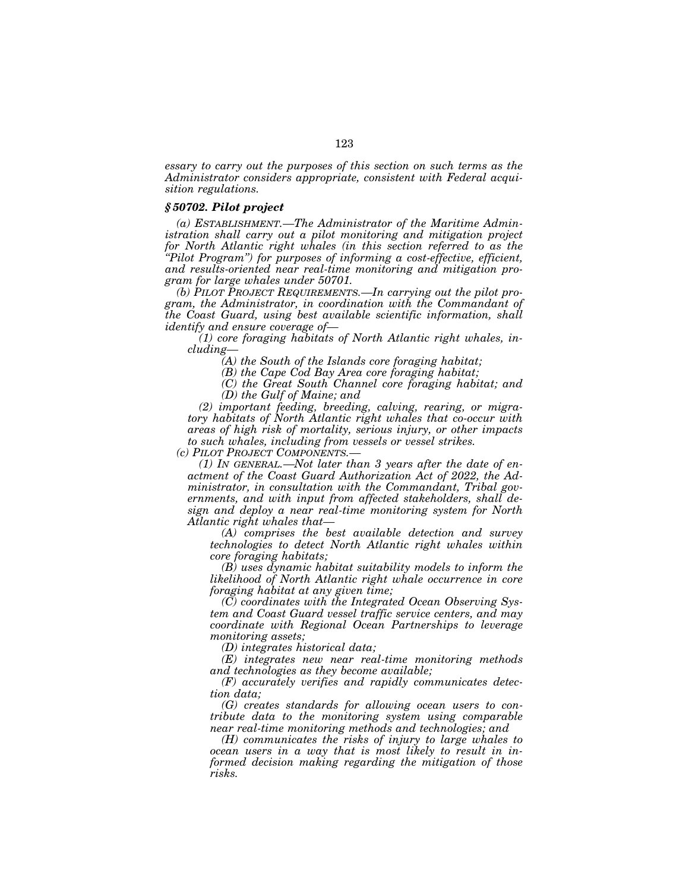*essary to carry out the purposes of this section on such terms as the Administrator considers appropriate, consistent with Federal acquisition regulations.*

### *§ 50702. Pilot project*

*(a) ESTABLISHMENT.—The Administrator of the Maritime Administration shall carry out a pilot monitoring and mitigation project for North Atlantic right whales (in this section referred to as the "Pilot Program") for purposes of informing a cost-effective, efficient, and results-oriented near real-time monitoring and mitigation program for large whales under 50701.*

*(b) PILOT PROJECT REQUIREMENTS.—In carrying out the pilot program, the Administrator, in coordination with the Commandant of the Coast Guard, using best available scientific information, shall identify and ensure coverage of—*

*(1) core foraging habitats of North Atlantic right whales, including—*

*(A) the South of the Islands core foraging habitat;*

*(B) the Cape Cod Bay Area core foraging habitat;*

*(C) the Great South Channel core foraging habitat; and*

*(D) the Gulf of Maine; and*

*(2) important feeding, breeding, calving, rearing, or migratory habitats of North Atlantic right whales that co-occur with areas of high risk of mortality, serious injury, or other impacts to such whales, including from vessels or vessel strikes.*

*(c) PILOT PROJECT COMPONENTS.—*

*(1) IN GENERAL.—Not later than 3 years after the date of enactment of the Coast Guard Authorization Act of 2022, the Administrator, in consultation with the Commandant, Tribal governments, and with input from affected stakeholders, shall design and deploy a near real-time monitoring system for North Atlantic right whales that—*

*(A) comprises the best available detection and survey technologies to detect North Atlantic right whales within core foraging habitats;*

*(B) uses dynamic habitat suitability models to inform the likelihood of North Atlantic right whale occurrence in core foraging habitat at any given time;*

*(C) coordinates with the Integrated Ocean Observing System and Coast Guard vessel traffic service centers, and may coordinate with Regional Ocean Partnerships to leverage monitoring assets;*

*(D) integrates historical data;*

*(E) integrates new near real-time monitoring methods and technologies as they become available;*

*(F) accurately verifies and rapidly communicates detection data;*

*(G) creates standards for allowing ocean users to contribute data to the monitoring system using comparable near real-time monitoring methods and technologies; and*

*(H) communicates the risks of injury to large whales to ocean users in a way that is most likely to result in informed decision making regarding the mitigation of those risks.*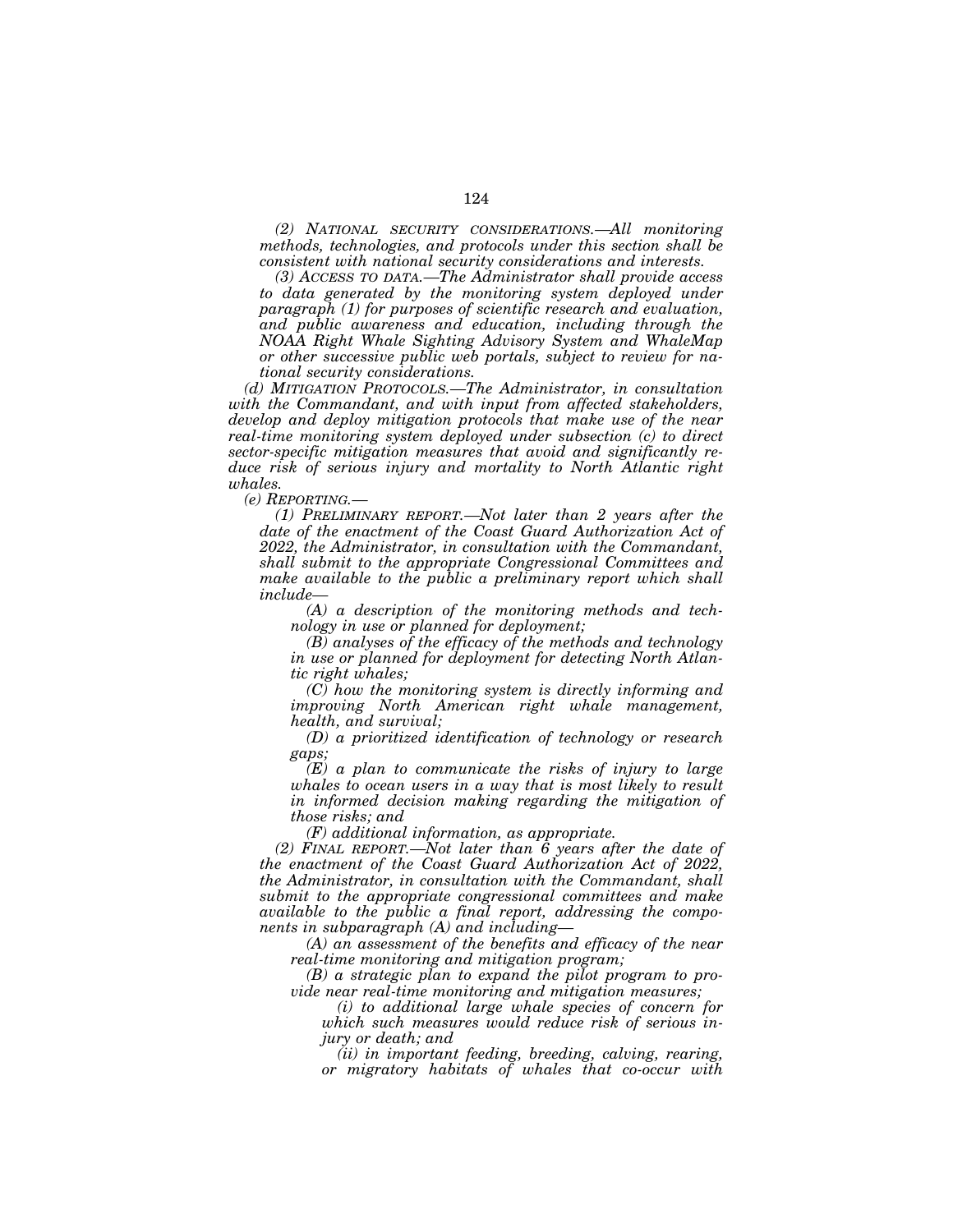*(2) NATIONAL SECURITY CONSIDERATIONS.—All monitoring methods, technologies, and protocols under this section shall be consistent with national security considerations and interests.*

*(3) ACCESS TO DATA.—The Administrator shall provide access to data generated by the monitoring system deployed under paragraph (1) for purposes of scientific research and evaluation, and public awareness and education, including through the NOAA Right Whale Sighting Advisory System and WhaleMap or other successive public web portals, subject to review for national security considerations.*

*(d) MITIGATION PROTOCOLS.—The Administrator, in consultation with the Commandant, and with input from affected stakeholders, develop and deploy mitigation protocols that make use of the near real-time monitoring system deployed under subsection (c) to direct sector-specific mitigation measures that avoid and significantly reduce risk of serious injury and mortality to North Atlantic right whales.*

*(e) REPORTING.—*

*(1) PRELIMINARY REPORT.—Not later than 2 years after the date of the enactment of the Coast Guard Authorization Act of 2022, the Administrator, in consultation with the Commandant, shall submit to the appropriate Congressional Committees and make available to the public a preliminary report which shall include—*

*(A) a description of the monitoring methods and technology in use or planned for deployment;*

*(B) analyses of the efficacy of the methods and technology in use or planned for deployment for detecting North Atlantic right whales;*

*(C) how the monitoring system is directly informing and improving North American right whale management, health, and survival;*

*(D) a prioritized identification of technology or research gaps;*

*(E) a plan to communicate the risks of injury to large whales to ocean users in a way that is most likely to result in informed decision making regarding the mitigation of those risks; and*

*(F) additional information, as appropriate.*

*(2) FINAL REPORT.—Not later than 6 years after the date of the enactment of the Coast Guard Authorization Act of 2022, the Administrator, in consultation with the Commandant, shall submit to the appropriate congressional committees and make available to the public a final report, addressing the components in subparagraph (A) and including—*

*(A) an assessment of the benefits and efficacy of the near real-time monitoring and mitigation program;*

*(B) a strategic plan to expand the pilot program to provide near real-time monitoring and mitigation measures;*

*(i) to additional large whale species of concern for which such measures would reduce risk of serious injury or death; and*

*(ii) in important feeding, breeding, calving, rearing, or migratory habitats of whales that co-occur with*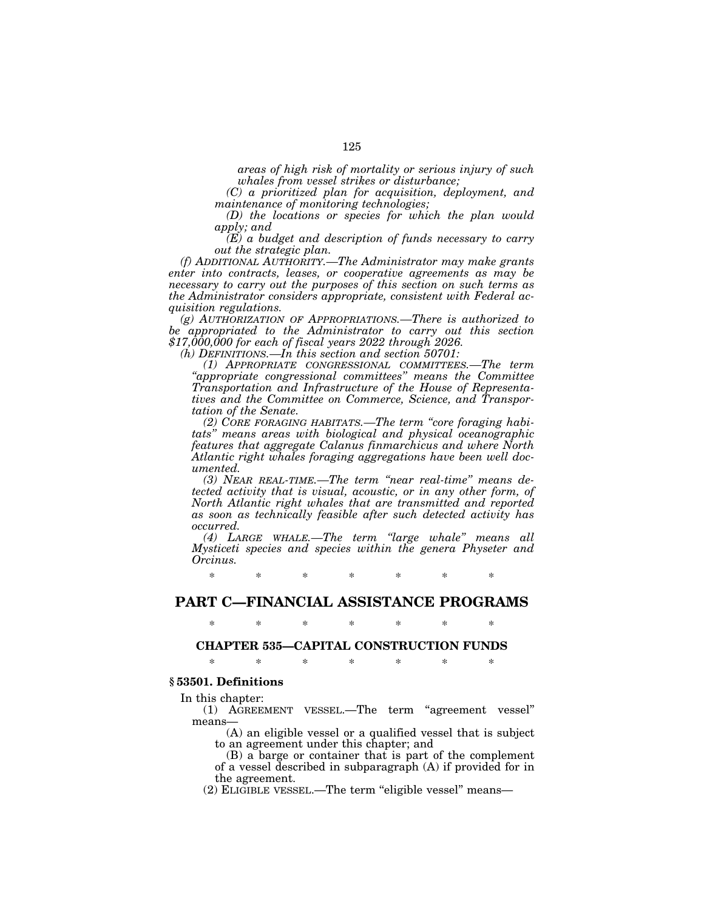*areas of high risk of mortality or serious injury of such whales from vessel strikes or disturbance;*

*(C) a prioritized plan for acquisition, deployment, and maintenance of monitoring technologies;*

*(D) the locations or species for which the plan would apply; and*

*(E) a budget and description of funds necessary to carry out the strategic plan.*

*(f) ADDITIONAL AUTHORITY.—The Administrator may make grants enter into contracts, leases, or cooperative agreements as may be necessary to carry out the purposes of this section on such terms as the Administrator considers appropriate, consistent with Federal acquisition regulations.*

*(g) AUTHORIZATION OF APPROPRIATIONS.—There is authorized to be appropriated to the Administrator to carry out this section $17,000,000 for each of fiscal years 2022 through 2026.*

*(h) DEFINITIONS.—In this section and section 50701:*

*(1) APPROPRIATE CONGRESSIONAL COMMITTEES.—The term "appropriate congressional committees" means the Committee Transportation and Infrastructure of the House of Representatives and the Committee on Commerce, Science, and Transportation of the Senate.*

*(2) CORE FORAGING HABITATS.—The term "core foraging habitats" means areas with biological and physical oceanographic features that aggregate Calanus finmarchicus and where North Atlantic right whales foraging aggregations have been well documented.*

*(3) NEAR REAL-TIME.—The term "near real-time" means detected activity that is visual, acoustic, or in any other form, of North Atlantic right whales that are transmitted and reported as soon as technically feasible after such detected activity has occurred.*

*(4) LARGE WHALE.—The term "large whale" means all Mysticeti species and species within the genera Physeter and Orcinus.*

\* \* \* \* \* \* \*

## PART C—FINANCIAL ASSISTANCE PROGRAMS

\* \* \* \* \* \* \*

### CHAPTER 535—CAPITAL CONSTRUCTION FUNDS

\* \* \* \* \* \* \*

**§ 53501. Definitions**

In this chapter:

(1) AGREEMENT VESSEL.—The term "agreement vessel" means—

(A) an eligible vessel or a qualified vessel that is subject to an agreement under this chapter; and

(B) a barge or container that is part of the complement of a vessel described in subparagraph (A) if provided for in the agreement.

(2) ELIGIBLE VESSEL.—The term "eligible vessel" means—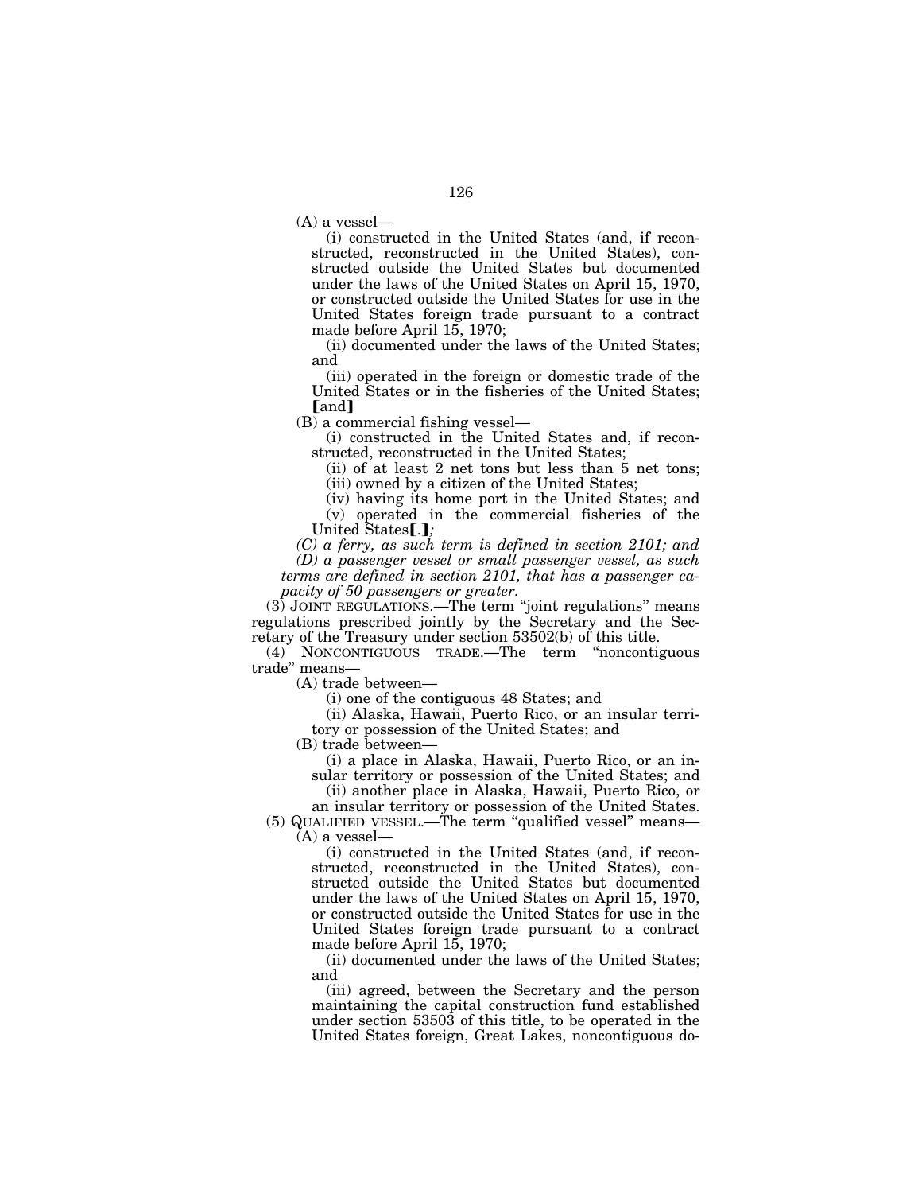(A) a vessel—

(i) constructed in the United States (and, if reconstructed, reconstructed in the United States), constructed outside the United States but documented under the laws of the United States on April 15, 1970, or constructed outside the United States for use in the United States foreign trade pursuant to a contract made before April 15, 1970;

(ii) documented under the laws of the United States; and

(iii) operated in the foreign or domestic trade of the United States or in the fisheries of the United States; [and]

(B) a commercial fishing vessel—

(i) constructed in the United States and, if reconstructed, reconstructed in the United States;

(ii) of at least 2 net tons but less than 5 net tons;

(iii) owned by a citizen of the United States;

(iv) having its home port in the United States; and

(v) operated in the commercial fisheries of the United States[.]*;*

*(C) a ferry, as such term is defined in section 2101; and*

*(D) a passenger vessel or small passenger vessel, as such terms are defined in section 2101, that has a passenger capacity of 50 passengers or greater.*

(3) JOINT REGULATIONS.—The term "joint regulations" means regulations prescribed jointly by the Secretary and the Secretary of the Treasury under section 53502(b) of this title.

(4) NONCONTIGUOUS TRADE.—The term "noncontiguous trade" means—

(A) trade between—

(i) one of the contiguous 48 States; and

(ii) Alaska, Hawaii, Puerto Rico, or an insular territory or possession of the United States; and

(B) trade between—

(i) a place in Alaska, Hawaii, Puerto Rico, or an insular territory or possession of the United States; and

(ii) another place in Alaska, Hawaii, Puerto Rico, or an insular territory or possession of the United States.

(5) QUALIFIED VESSEL.—The term "qualified vessel" means—

(A) a vessel—

(i) constructed in the United States (and, if reconstructed, reconstructed in the United States), constructed outside the United States but documented under the laws of the United States on April 15, 1970, or constructed outside the United States for use in the United States foreign trade pursuant to a contract made before April 15, 1970;

(ii) documented under the laws of the United States; and

(iii) agreed, between the Secretary and the person maintaining the capital construction fund established under section 53503 of this title, to be operated in the United States foreign, Great Lakes, noncontiguous do-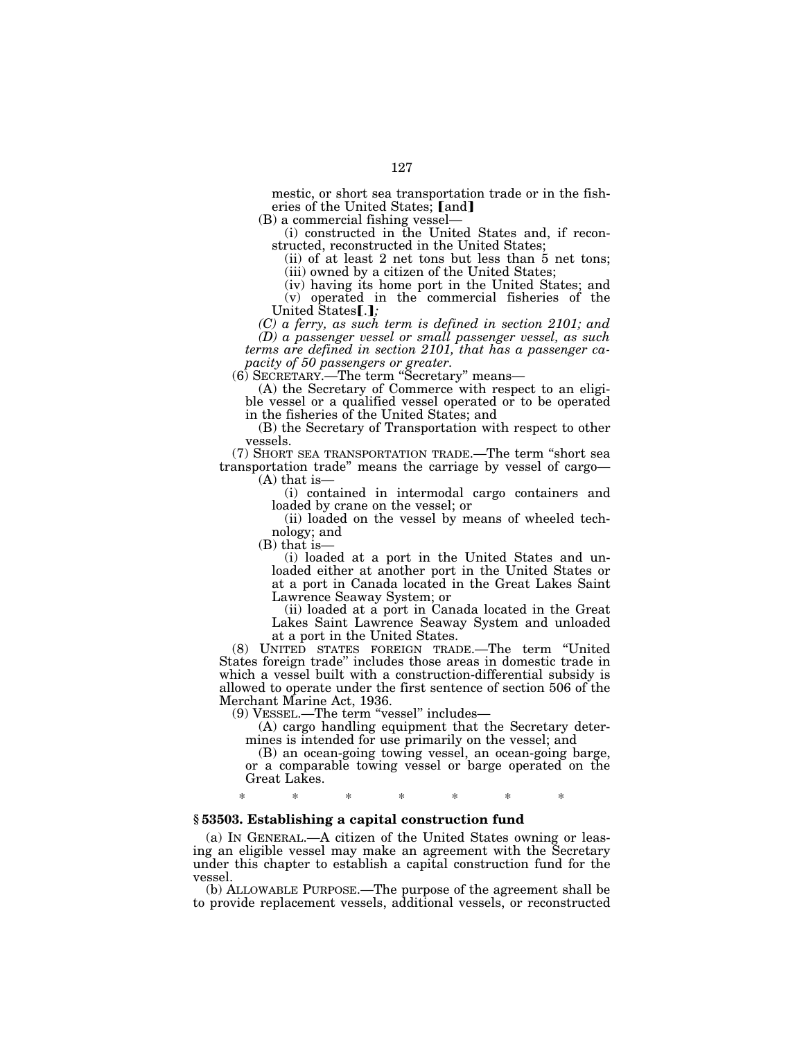mestic, or short sea transportation trade or in the fisheries of the United States; [and]

(B) a commercial fishing vessel—

(i) constructed in the United States and, if reconstructed, reconstructed in the United States;

(ii) of at least 2 net tons but less than 5 net tons;

(iii) owned by a citizen of the United States;

(iv) having its home port in the United States; and

(v) operated in the commercial fisheries of the United States[.]*;*

*(C) a ferry, as such term is defined in section 2101; and*

*(D) a passenger vessel or small passenger vessel, as such terms are defined in section 2101, that has a passenger capacity of 50 passengers or greater.*

(6) SECRETARY.—The term "Secretary" means—

(A) the Secretary of Commerce with respect to an eligible vessel or a qualified vessel operated or to be operated in the fisheries of the United States; and

(B) the Secretary of Transportation with respect to other vessels.

(7) SHORT SEA TRANSPORTATION TRADE.—The term "short sea transportation trade" means the carriage by vessel of cargo—

(A) that is—

(i) contained in intermodal cargo containers and loaded by crane on the vessel; or

(ii) loaded on the vessel by means of wheeled technology; and

(B) that is—

(i) loaded at a port in the United States and unloaded either at another port in the United States or at a port in Canada located in the Great Lakes Saint Lawrence Seaway System; or

(ii) loaded at a port in Canada located in the Great Lakes Saint Lawrence Seaway System and unloaded at a port in the United States.

(8) UNITED STATES FOREIGN TRADE.—The term "United States foreign trade" includes those areas in domestic trade in which a vessel built with a construction-differential subsidy is allowed to operate under the first sentence of section 506 of the Merchant Marine Act, 1936.

(9) VESSEL.—The term "vessel" includes—

(A) cargo handling equipment that the Secretary determines is intended for use primarily on the vessel; and

(B) an ocean-going towing vessel, an ocean-going barge, or a comparable towing vessel or barge operated on the Great Lakes.

\* \* \* \* \* \* \*

### § 53503. Establishing a capital construction fund

(a) IN GENERAL.—A citizen of the United States owning or leasing an eligible vessel may make an agreement with the Secretary under this chapter to establish a capital construction fund for the vessel.

(b) ALLOWABLE PURPOSE.—The purpose of the agreement shall be to provide replacement vessels, additional vessels, or reconstructed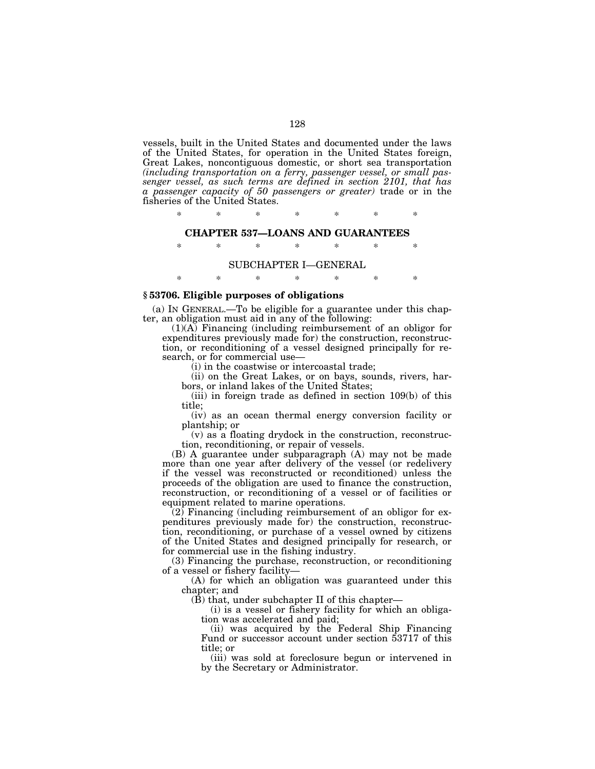vessels, built in the United States and documented under the laws of the United States, for operation in the United States foreign, Great Lakes, noncontiguous domestic, or short sea transportation *(including transportation on a ferry, passenger vessel, or small passenger vessel, as such terms are defined in section 2101, that has a passenger capacity of 50 passengers or greater)* trade or in the fisheries of the United States.

\* \* \* \* \* \* \*

## CHAPTER 537—LOANS AND GUARANTEES

\* \* \* \* \* \* \*

### SUBCHAPTER I—GENERAL

\* \* \* \* \* \* \*

### § 53706. Eligible purposes of obligations

(a) IN GENERAL.—To be eligible for a guarantee under this chapter, an obligation must aid in any of the following:

(1)(A) Financing (including reimbursement of an obligor for expenditures previously made for) the construction, reconstruction, or reconditioning of a vessel designed principally for research, or for commercial use—

(i) in the coastwise or intercoastal trade;

(ii) on the Great Lakes, or on bays, sounds, rivers, harbors, or inland lakes of the United States;

(iii) in foreign trade as defined in section 109(b) of this title;

(iv) as an ocean thermal energy conversion facility or plantship; or

(v) as a floating drydock in the construction, reconstruction, reconditioning, or repair of vessels.

(B) A guarantee under subparagraph (A) may not be made more than one year after delivery of the vessel (or redelivery if the vessel was reconstructed or reconditioned) unless the proceeds of the obligation are used to finance the construction, reconstruction, or reconditioning of a vessel or of facilities or equipment related to marine operations.

(2) Financing (including reimbursement of an obligor for expenditures previously made for) the construction, reconstruction, reconditioning, or purchase of a vessel owned by citizens of the United States and designed principally for research, or for commercial use in the fishing industry.

(3) Financing the purchase, reconstruction, or reconditioning of a vessel or fishery facility—

(A) for which an obligation was guaranteed under this chapter; and

(B) that, under subchapter II of this chapter—

(i) is a vessel or fishery facility for which an obligation was accelerated and paid;

(ii) was acquired by the Federal Ship Financing Fund or successor account under section 53717 of this title; or

(iii) was sold at foreclosure begun or intervened in by the Secretary or Administrator.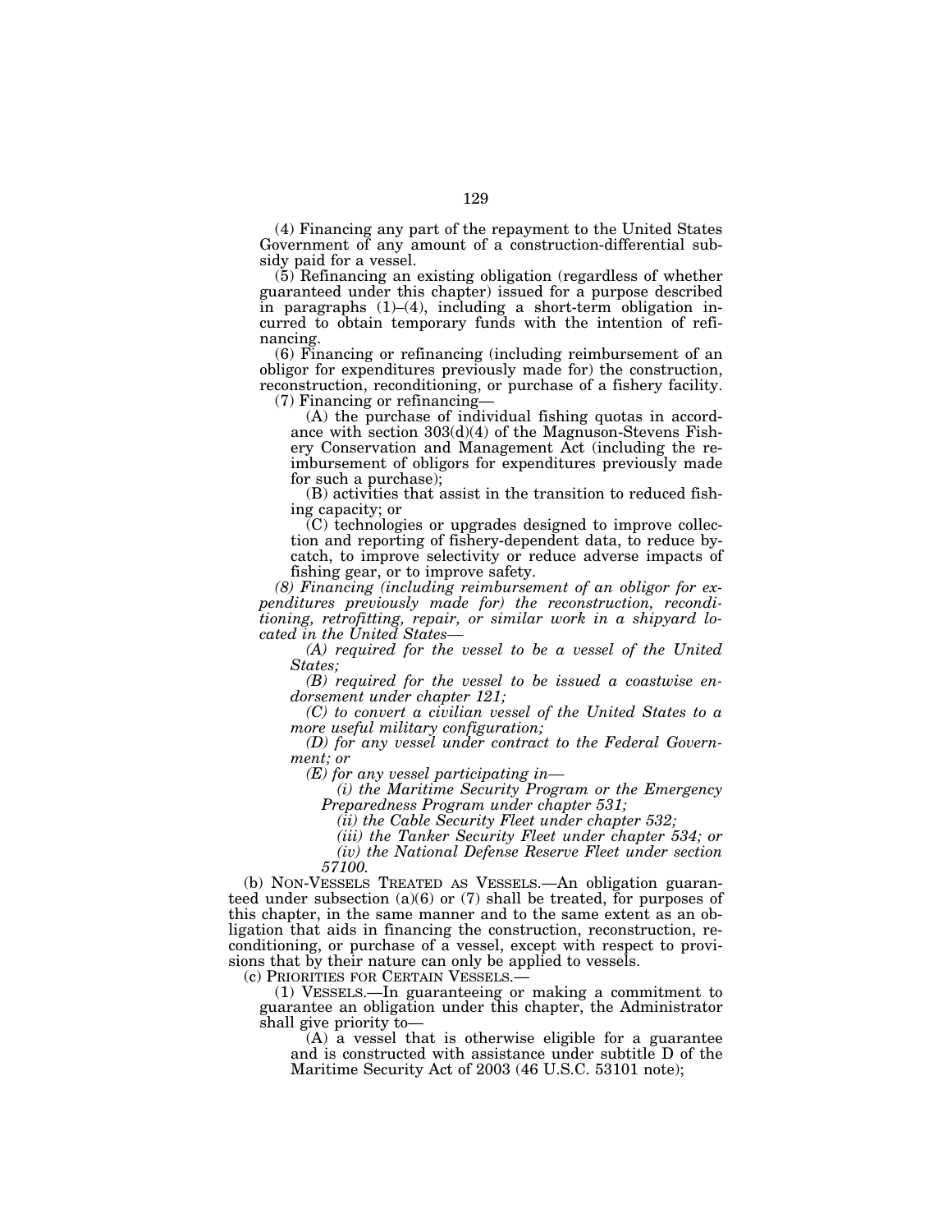(4) Financing any part of the repayment to the United States Government of any amount of a construction-differential subsidy paid for a vessel.

(5) Refinancing an existing obligation (regardless of whether guaranteed under this chapter) issued for a purpose described in paragraphs (1)–(4), including a short-term obligation incurred to obtain temporary funds with the intention of refinancing.

(6) Financing or refinancing (including reimbursement of an obligor for expenditures previously made for) the construction, reconstruction, reconditioning, or purchase of a fishery facility.

(7) Financing or refinancing—

(A) the purchase of individual fishing quotas in accordance with section 303(d)(4) of the Magnuson-Stevens Fishery Conservation and Management Act (including the reimbursement of obligors for expenditures previously made for such a purchase);

(B) activities that assist in the transition to reduced fishing capacity; or

(C) technologies or upgrades designed to improve collection and reporting of fishery-dependent data, to reduce bycatch, to improve selectivity or reduce adverse impacts of fishing gear, or to improve safety.

*(8) Financing (including reimbursement of an obligor for expenditures previously made for) the reconstruction, reconditioning, retrofitting, repair, or similar work in a shipyard located in the United States—*

*(A) required for the vessel to be a vessel of the United States;*

*(B) required for the vessel to be issued a coastwise endorsement under chapter 121;*

*(C) to convert a civilian vessel of the United States to a more useful military configuration;*

*(D) for any vessel under contract to the Federal Government; or*

*(E) for any vessel participating in—*

*(i) the Maritime Security Program or the Emergency Preparedness Program under chapter 531;*

*(ii) the Cable Security Fleet under chapter 532;*

*(iii) the Tanker Security Fleet under chapter 534; or*

*(iv) the National Defense Reserve Fleet under section 57100.*

(b) NON-VESSELS TREATED AS VESSELS.—An obligation guaranteed under subsection (a)(6) or (7) shall be treated, for purposes of this chapter, in the same manner and to the same extent as an obligation that aids in financing the construction, reconstruction, reconditioning, or purchase of a vessel, except with respect to provisions that by their nature can only be applied to vessels.

(c) PRIORITIES FOR CERTAIN VESSELS.—

(1) VESSELS.—In guaranteeing or making a commitment to guarantee an obligation under this chapter, the Administrator shall give priority to—

(A) a vessel that is otherwise eligible for a guarantee and is constructed with assistance under subtitle D of the Maritime Security Act of 2003 (46 U.S.C. 53101 note);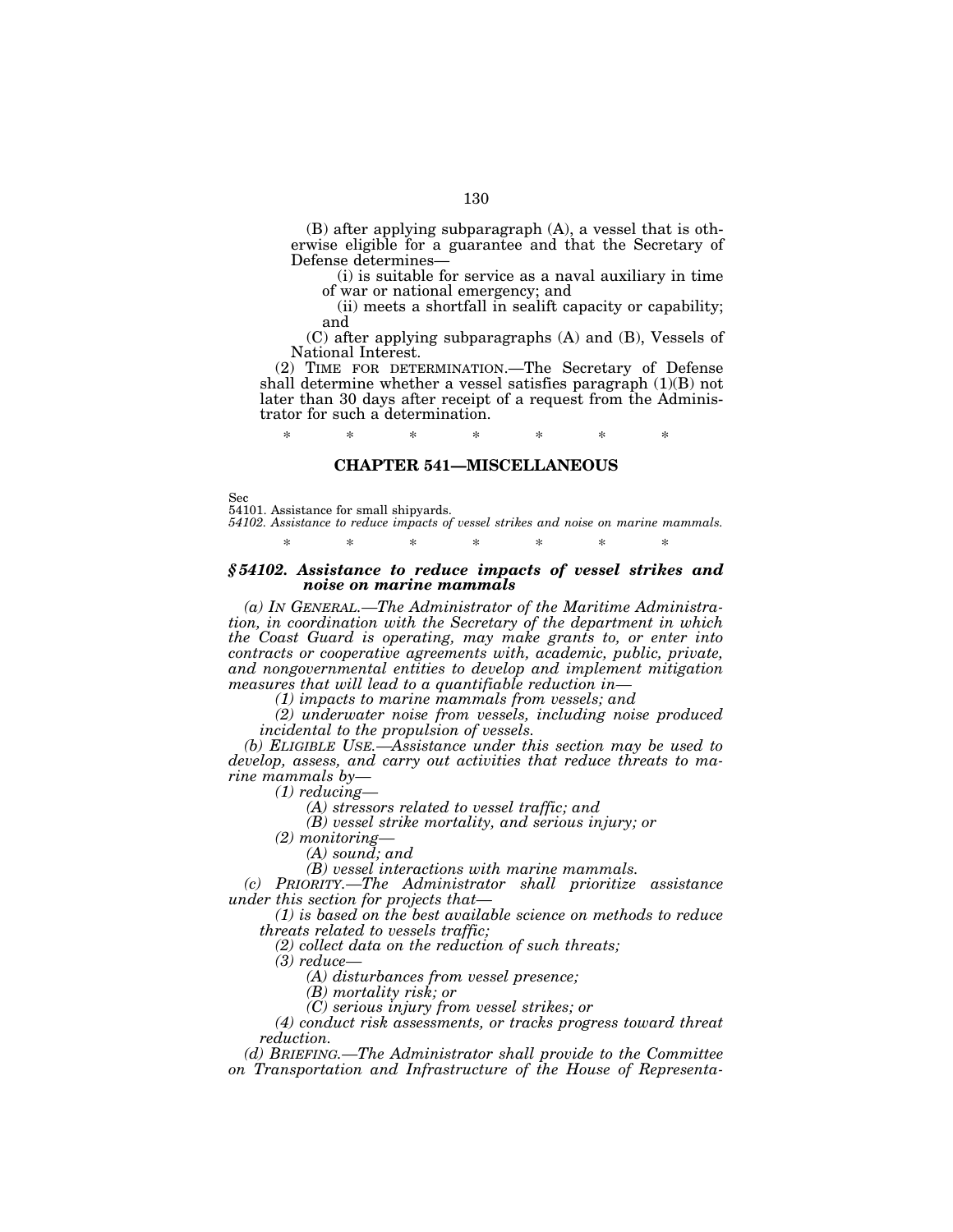(B) after applying subparagraph (A), a vessel that is otherwise eligible for a guarantee and that the Secretary of Defense determines—

(i) is suitable for service as a naval auxiliary in time of war or national emergency; and

(ii) meets a shortfall in sealift capacity or capability; and

(C) after applying subparagraphs (A) and (B), Vessels of National Interest.

(2) TIME FOR DETERMINATION.—The Secretary of Defense shall determine whether a vessel satisfies paragraph (1)(B) not later than 30 days after receipt of a request from the Administrator for such a determination.

\* \* \* \* \* \* \*

## CHAPTER 541—MISCELLANEOUS

Sec
54101. Assistance for small shipyards.
*54102. Assistance to reduce impacts of vessel strikes and noise on marine mammals.*

\* \* \* \* \* \* \*

### *§ 54102. Assistance to reduce impacts of vessel strikes and noise on marine mammals*

*(a) IN GENERAL.—The Administrator of the Maritime Administration, in coordination with the Secretary of the department in which the Coast Guard is operating, may make grants to, or enter into contracts or cooperative agreements with, academic, public, private, and nongovernmental entities to develop and implement mitigation measures that will lead to a quantifiable reduction in—*

*(1) impacts to marine mammals from vessels; and*

*(2) underwater noise from vessels, including noise produced incidental to the propulsion of vessels.*

*(b) ELIGIBLE USE.—Assistance under this section may be used to develop, assess, and carry out activities that reduce threats to marine mammals by—*

*(1) reducing—*

*(A) stressors related to vessel traffic; and*

*(B) vessel strike mortality, and serious injury; or*

*(2) monitoring—*

*(A) sound; and*

*(B) vessel interactions with marine mammals.*

*(c) PRIORITY.—The Administrator shall prioritize assistance under this section for projects that—*

*(1) is based on the best available science on methods to reduce threats related to vessels traffic;*

*(2) collect data on the reduction of such threats;*

*(3) reduce—*

*(A) disturbances from vessel presence;*

*(B) mortality risk; or*

*(C) serious injury from vessel strikes; or*

*(4) conduct risk assessments, or tracks progress toward threat reduction.*

*(d) BRIEFING.—The Administrator shall provide to the Committee on Transportation and Infrastructure of the House of Representa-*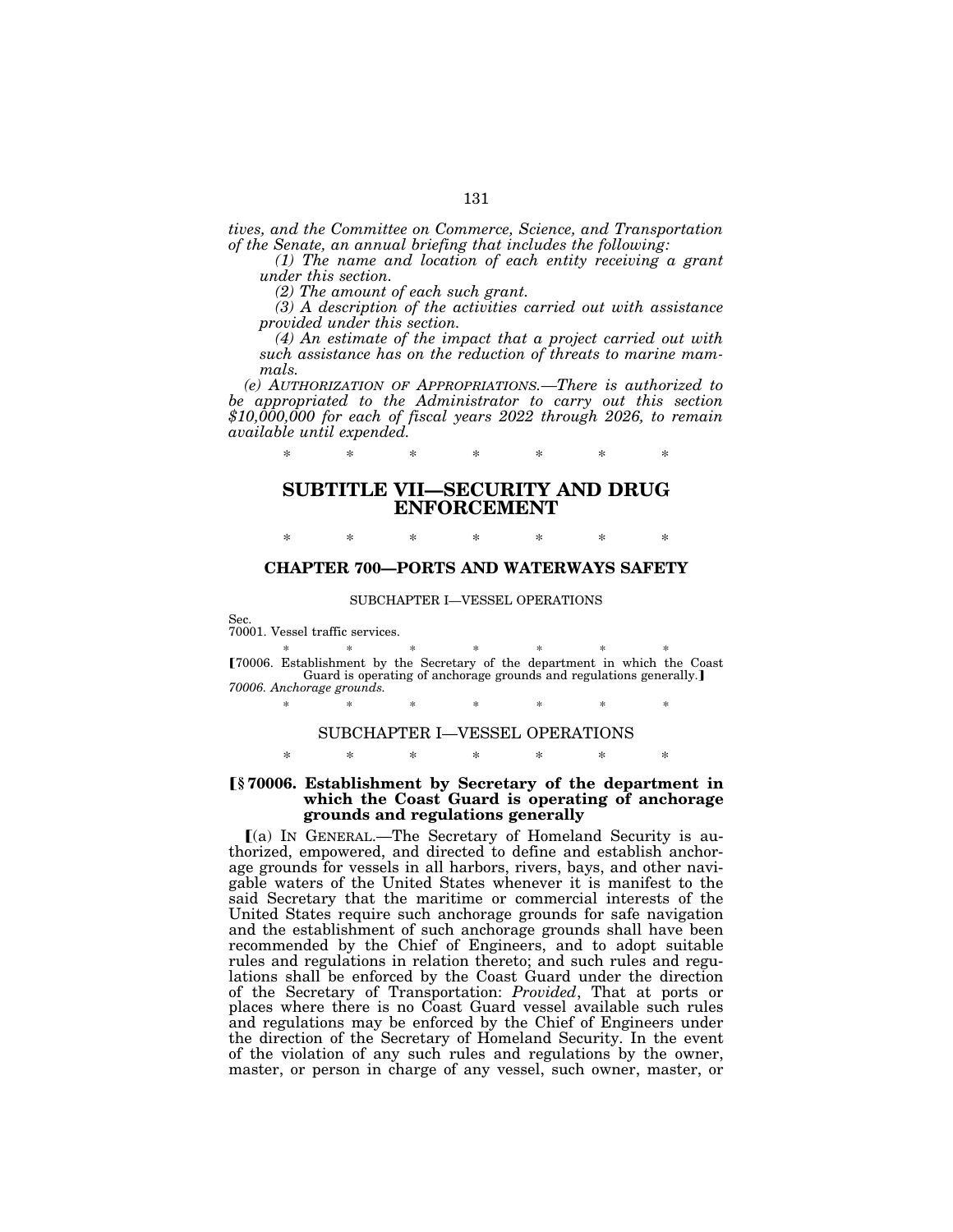*tives, and the Committee on Commerce, Science, and Transportation of the Senate, an annual briefing that includes the following:*

*(1) The name and location of each entity receiving a grant under this section.*

*(2) The amount of each such grant.*

*(3) A description of the activities carried out with assistance provided under this section.*

*(4) An estimate of the impact that a project carried out with such assistance has on the reduction of threats to marine mammals.*

*(e) AUTHORIZATION OF APPROPRIATIONS.—There is authorized to be appropriated to the Administrator to carry out this section $10,000,000 for each of fiscal years 2022 through 2026, to remain available until expended.*

\* \* \* \* \* \* \*

# SUBTITLE VII—SECURITY AND DRUG ENFORCEMENT

\* \* \* \* \* \* \*

## CHAPTER 700—PORTS AND WATERWAYS SAFETY

SUBCHAPTER I—VESSEL OPERATIONS

Sec.
70001. Vessel traffic services.

\* \* \* \* \* \* \*

[70006. Establishment by the Secretary of the department in which the Coast Guard is operating of anchorage grounds and regulations generally.]
*70006. Anchorage grounds.*

\* \* \* \* \* \* \*

SUBCHAPTER I—VESSEL OPERATIONS

\* \* \* \* \* \* \*

### [§ 70006. Establishment by Secretary of the department in which the Coast Guard is operating of anchorage grounds and regulations generally

[(a) IN GENERAL.—The Secretary of Homeland Security is authorized, empowered, and directed to define and establish anchorage grounds for vessels in all harbors, rivers, bays, and other navigable waters of the United States whenever it is manifest to the said Secretary that the maritime or commercial interests of the United States require such anchorage grounds for safe navigation and the establishment of such anchorage grounds shall have been recommended by the Chief of Engineers, and to adopt suitable rules and regulations in relation thereto; and such rules and regulations shall be enforced by the Coast Guard under the direction of the Secretary of Transportation: *Provided*, That at ports or places where there is no Coast Guard vessel available such rules and regulations may be enforced by the Chief of Engineers under the direction of the Secretary of Homeland Security. In the event of the violation of any such rules and regulations by the owner, master, or person in charge of any vessel, such owner, master, or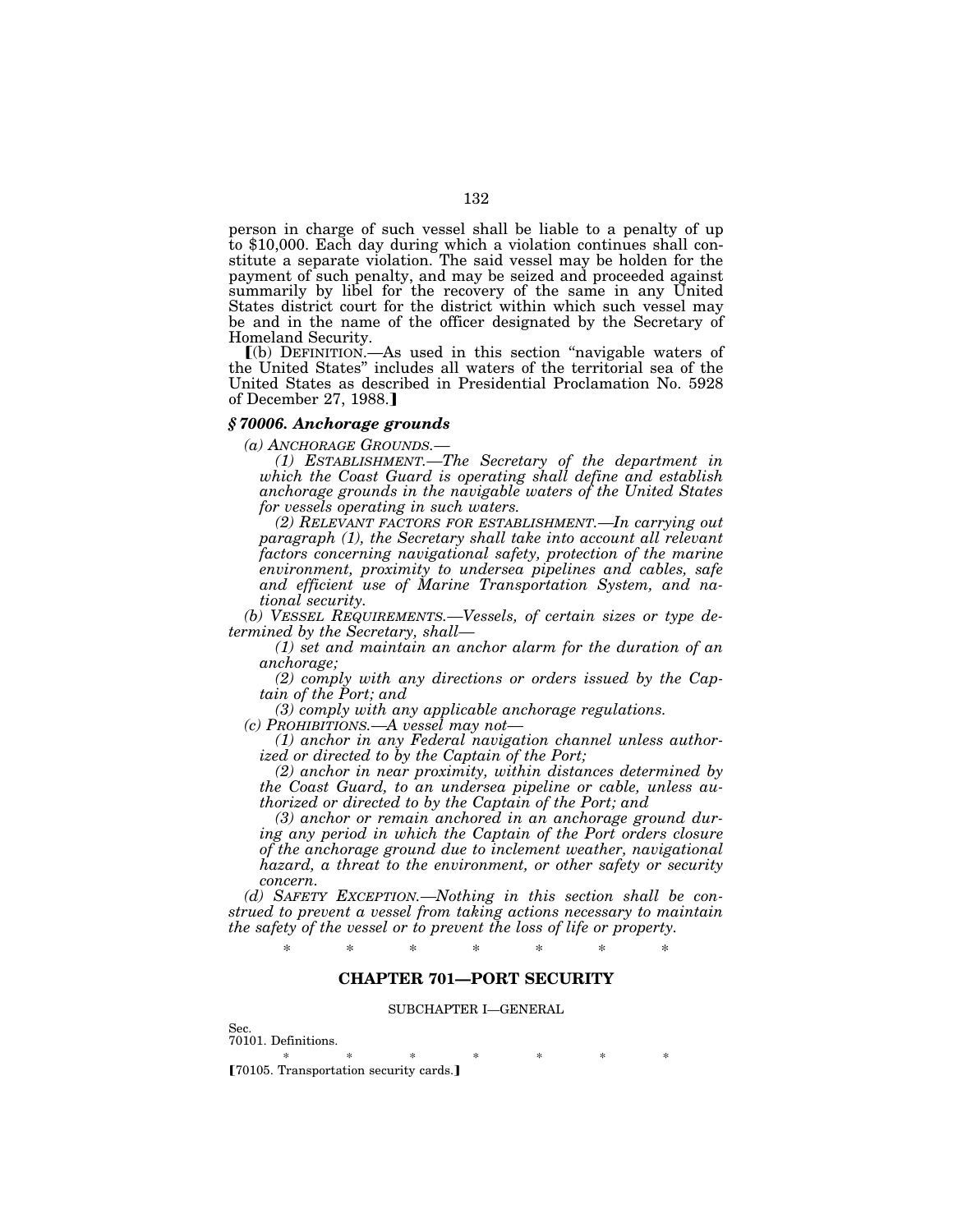person in charge of such vessel shall be liable to a penalty of up to $10,000. Each day during which a violation continues shall constitute a separate violation. The said vessel may be holden for the payment of such penalty, and may be seized and proceeded against summarily by libel for the recovery of the same in any United States district court for the district within which such vessel may be and in the name of the officer designated by the Secretary of Homeland Security.

⟦(b) DEFINITION.—As used in this section "navigable waters of the United States" includes all waters of the territorial sea of the United States as described in Presidential Proclamation No. 5928 of December 27, 1988.⟧

### *§ 70006. Anchorage grounds*

*(a) ANCHORAGE GROUNDS.—*

*(1) ESTABLISHMENT.—The Secretary of the department in which the Coast Guard is operating shall define and establish anchorage grounds in the navigable waters of the United States for vessels operating in such waters.*

*(2) RELEVANT FACTORS FOR ESTABLISHMENT.—In carrying out paragraph (1), the Secretary shall take into account all relevant factors concerning navigational safety, protection of the marine environment, proximity to undersea pipelines and cables, safe and efficient use of Marine Transportation System, and national security.*

*(b) VESSEL REQUIREMENTS.—Vessels, of certain sizes or type determined by the Secretary, shall—*

*(1) set and maintain an anchor alarm for the duration of an anchorage;*

*(2) comply with any directions or orders issued by the Captain of the Port; and*

*(3) comply with any applicable anchorage regulations.*

*(c) PROHIBITIONS.—A vessel may not—*

*(1) anchor in any Federal navigation channel unless authorized or directed to by the Captain of the Port;*

*(2) anchor in near proximity, within distances determined by the Coast Guard, to an undersea pipeline or cable, unless authorized or directed to by the Captain of the Port; and*

*(3) anchor or remain anchored in an anchorage ground during any period in which the Captain of the Port orders closure of the anchorage ground due to inclement weather, navigational hazard, a threat to the environment, or other safety or security concern.*

*(d) SAFETY EXCEPTION.—Nothing in this section shall be construed to prevent a vessel from taking actions necessary to maintain the safety of the vessel or to prevent the loss of life or property.*

\* \* \* \* \* \* \*

## CHAPTER 701—PORT SECURITY

SUBCHAPTER I—GENERAL

Sec.
70101. Definitions.

\* \* \* \* \* \* \*

⟦70105. Transportation security cards.⟧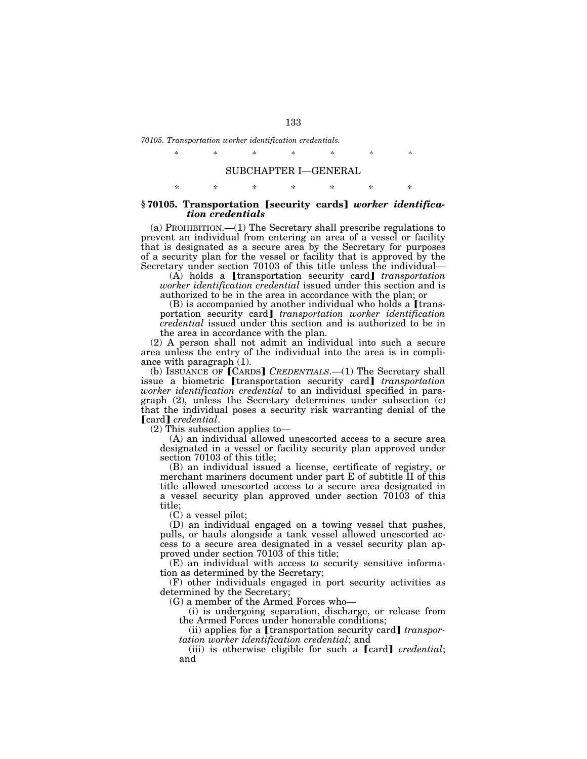*70105. Transportation worker identification credentials.*

\* \* \* \* \* \* \*

SUBCHAPTER I—GENERAL

\* \* \* \* \* \* \*

### § 70105. Transportation ⟦security cards⟧ *worker identification credentials*

(a) PROHIBITION.—(1) The Secretary shall prescribe regulations to prevent an individual from entering an area of a vessel or facility that is designated as a secure area by the Secretary for purposes of a security plan for the vessel or facility that is approved by the Secretary under section 70103 of this title unless the individual—

(A) holds a ⟦transportation security card⟧ *transportation worker identification credential* issued under this section and is authorized to be in the area in accordance with the plan; or

(B) is accompanied by another individual who holds a ⟦transportation security card⟧ *transportation worker identification credential* issued under this section and is authorized to be in the area in accordance with the plan.

(2) A person shall not admit an individual into such a secure area unless the entry of the individual into the area is in compliance with paragraph (1).

(b) ISSUANCE OF ⟦CARDS⟧ *CREDENTIALS*.—(1) The Secretary shall issue a biometric ⟦transportation security card⟧ *transportation worker identification credential* to an individual specified in paragraph (2), unless the Secretary determines under subsection (c) that the individual poses a security risk warranting denial of the ⟦card⟧ *credential*.

(2) This subsection applies to—

(A) an individual allowed unescorted access to a secure area designated in a vessel or facility security plan approved under section 70103 of this title;

(B) an individual issued a license, certificate of registry, or merchant mariners document under part E of subtitle II of this title allowed unescorted access to a secure area designated in a vessel security plan approved under section 70103 of this title;

(C) a vessel pilot;

(D) an individual engaged on a towing vessel that pushes, pulls, or hauls alongside a tank vessel allowed unescorted access to a secure area designated in a vessel security plan approved under section 70103 of this title;

(E) an individual with access to security sensitive information as determined by the Secretary;

(F) other individuals engaged in port security activities as determined by the Secretary;

(G) a member of the Armed Forces who—

(i) is undergoing separation, discharge, or release from the Armed Forces under honorable conditions;

(ii) applies for a ⟦transportation security card⟧ *transportation worker identification credential*; and

(iii) is otherwise eligible for such a ⟦card⟧ *credential*; and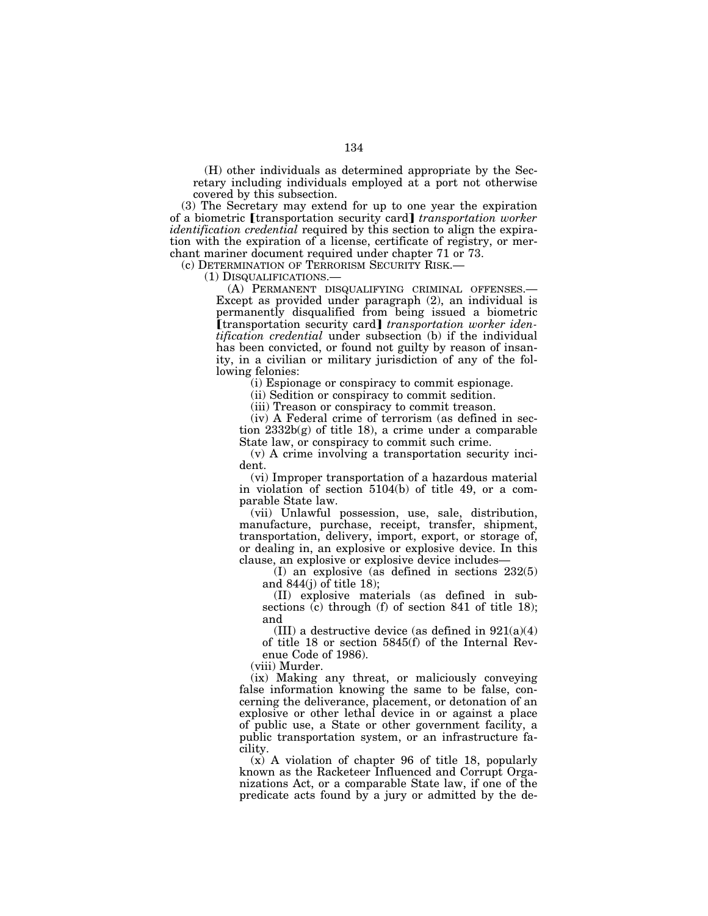(H) other individuals as determined appropriate by the Secretary including individuals employed at a port not otherwise covered by this subsection.

(3) The Secretary may extend for up to one year the expiration of a biometric ⟦transportation security card⟧ *transportation worker identification credential* required by this section to align the expiration with the expiration of a license, certificate of registry, or merchant mariner document required under chapter 71 or 73.

(c) DETERMINATION OF TERRORISM SECURITY RISK.—

(1) DISQUALIFICATIONS.—

(A) PERMANENT DISQUALIFYING CRIMINAL OFFENSES.—Except as provided under paragraph (2), an individual is permanently disqualified from being issued a biometric ⟦transportation security card⟧ *transportation worker identification credential* under subsection (b) if the individual has been convicted, or found not guilty by reason of insanity, in a civilian or military jurisdiction of any of the following felonies:

(i) Espionage or conspiracy to commit espionage.

(ii) Sedition or conspiracy to commit sedition.

(iii) Treason or conspiracy to commit treason.

(iv) A Federal crime of terrorism (as defined in section 2332b(g) of title 18), a crime under a comparable State law, or conspiracy to commit such crime.

(v) A crime involving a transportation security incident.

(vi) Improper transportation of a hazardous material in violation of section 5104(b) of title 49, or a comparable State law.

(vii) Unlawful possession, use, sale, distribution, manufacture, purchase, receipt, transfer, shipment, transportation, delivery, import, export, or storage of, or dealing in, an explosive or explosive device. In this clause, an explosive or explosive device includes—

(I) an explosive (as defined in sections 232(5) and 844(j) of title 18);

(II) explosive materials (as defined in subsections (c) through (f) of section 841 of title 18); and

(III) a destructive device (as defined in 921(a)(4) of title 18 or section 5845(f) of the Internal Revenue Code of 1986).

(viii) Murder.

(ix) Making any threat, or maliciously conveying false information knowing the same to be false, concerning the deliverance, placement, or detonation of an explosive or other lethal device in or against a place of public use, a State or other government facility, a public transportation system, or an infrastructure facility.

(x) A violation of chapter 96 of title 18, popularly known as the Racketeer Influenced and Corrupt Organizations Act, or a comparable State law, if one of the predicate acts found by a jury or admitted by the de-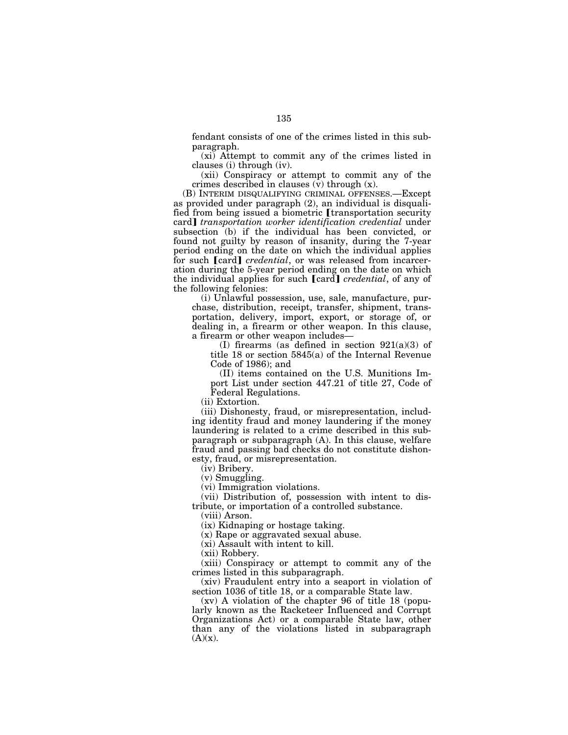fendant consists of one of the crimes listed in this subparagraph.

(xi) Attempt to commit any of the crimes listed in clauses (i) through (iv).

(xii) Conspiracy or attempt to commit any of the crimes described in clauses (v) through (x).

(B) INTERIM DISQUALIFYING CRIMINAL OFFENSES.—Except as provided under paragraph (2), an individual is disqualified from being issued a biometric ⟦transportation security card⟧ *transportation worker identification credential* under subsection (b) if the individual has been convicted, or found not guilty by reason of insanity, during the 7-year period ending on the date on which the individual applies for such ⟦card⟧ *credential*, or was released from incarceration during the 5-year period ending on the date on which the individual applies for such ⟦card⟧ *credential*, of any of the following felonies:

(i) Unlawful possession, use, sale, manufacture, purchase, distribution, receipt, transfer, shipment, transportation, delivery, import, export, or storage of, or dealing in, a firearm or other weapon. In this clause, a firearm or other weapon includes—

(I) firearms (as defined in section 921(a)(3) of title 18 or section 5845(a) of the Internal Revenue Code of 1986); and

(II) items contained on the U.S. Munitions Import List under section 447.21 of title 27, Code of Federal Regulations.

(ii) Extortion.

(iii) Dishonesty, fraud, or misrepresentation, including identity fraud and money laundering if the money laundering is related to a crime described in this subparagraph or subparagraph (A). In this clause, welfare fraud and passing bad checks do not constitute dishonesty, fraud, or misrepresentation.

(iv) Bribery.

(v) Smuggling.

(vi) Immigration violations.

(vii) Distribution of, possession with intent to distribute, or importation of a controlled substance.

(viii) Arson.

(ix) Kidnaping or hostage taking.

(x) Rape or aggravated sexual abuse.

(xi) Assault with intent to kill.

(xii) Robbery.

(xiii) Conspiracy or attempt to commit any of the crimes listed in this subparagraph.

(xiv) Fraudulent entry into a seaport in violation of section 1036 of title 18, or a comparable State law.

(xv) A violation of the chapter 96 of title 18 (popularly known as the Racketeer Influenced and Corrupt Organizations Act) or a comparable State law, other than any of the violations listed in subparagraph (A)(x).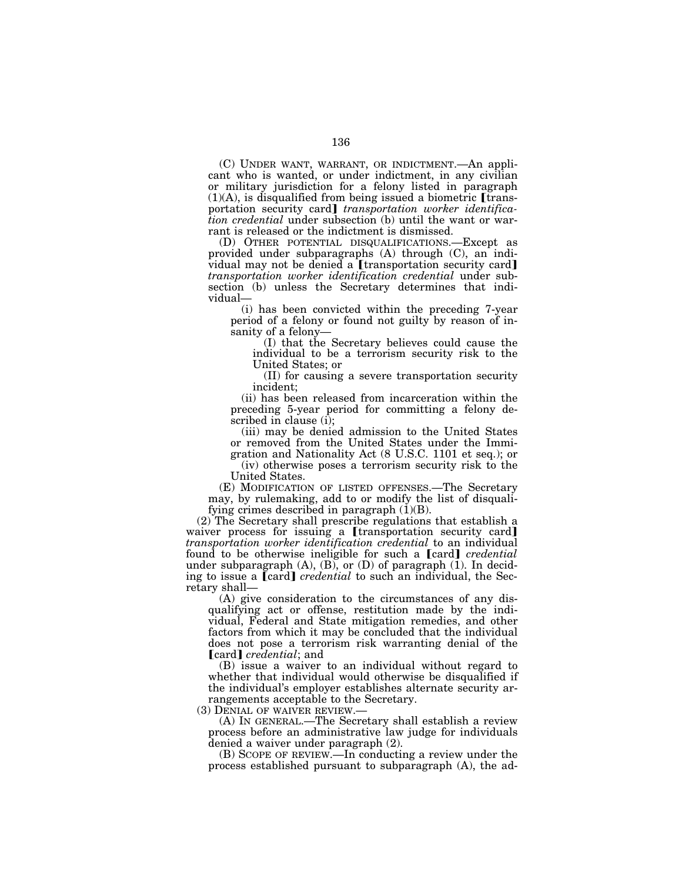(C) UNDER WANT, WARRANT, OR INDICTMENT.—An applicant who is wanted, or under indictment, in any civilian or military jurisdiction for a felony listed in paragraph (1)(A), is disqualified from being issued a biometric 【transportation security card】 *transportation worker identification credential* under subsection (b) until the want or warrant is released or the indictment is dismissed.

(D) OTHER POTENTIAL DISQUALIFICATIONS.—Except as provided under subparagraphs (A) through (C), an individual may not be denied a 【transportation security card】 *transportation worker identification credential* under subsection (b) unless the Secretary determines that individual—

(i) has been convicted within the preceding 7-year period of a felony or found not guilty by reason of insanity of a felony—

(I) that the Secretary believes could cause the individual to be a terrorism security risk to the United States; or

(II) for causing a severe transportation security incident;

(ii) has been released from incarceration within the preceding 5-year period for committing a felony described in clause (i);

(iii) may be denied admission to the United States or removed from the United States under the Immigration and Nationality Act (8 U.S.C. 1101 et seq.); or

(iv) otherwise poses a terrorism security risk to the United States.

(E) MODIFICATION OF LISTED OFFENSES.—The Secretary may, by rulemaking, add to or modify the list of disqualifying crimes described in paragraph (1)(B).

(2) The Secretary shall prescribe regulations that establish a waiver process for issuing a 【transportation security card】 *transportation worker identification credential* to an individual found to be otherwise ineligible for such a 【card】 *credential* under subparagraph (A), (B), or (D) of paragraph (1). In deciding to issue a 【card】 *credential* to such an individual, the Secretary shall—

(A) give consideration to the circumstances of any disqualifying act or offense, restitution made by the individual, Federal and State mitigation remedies, and other factors from which it may be concluded that the individual does not pose a terrorism risk warranting denial of the 【card】 *credential*; and

(B) issue a waiver to an individual without regard to whether that individual would otherwise be disqualified if the individual's employer establishes alternate security arrangements acceptable to the Secretary.

(3) DENIAL OF WAIVER REVIEW.—

(A) IN GENERAL.—The Secretary shall establish a review process before an administrative law judge for individuals denied a waiver under paragraph (2).

(B) SCOPE OF REVIEW.—In conducting a review under the process established pursuant to subparagraph (A), the ad-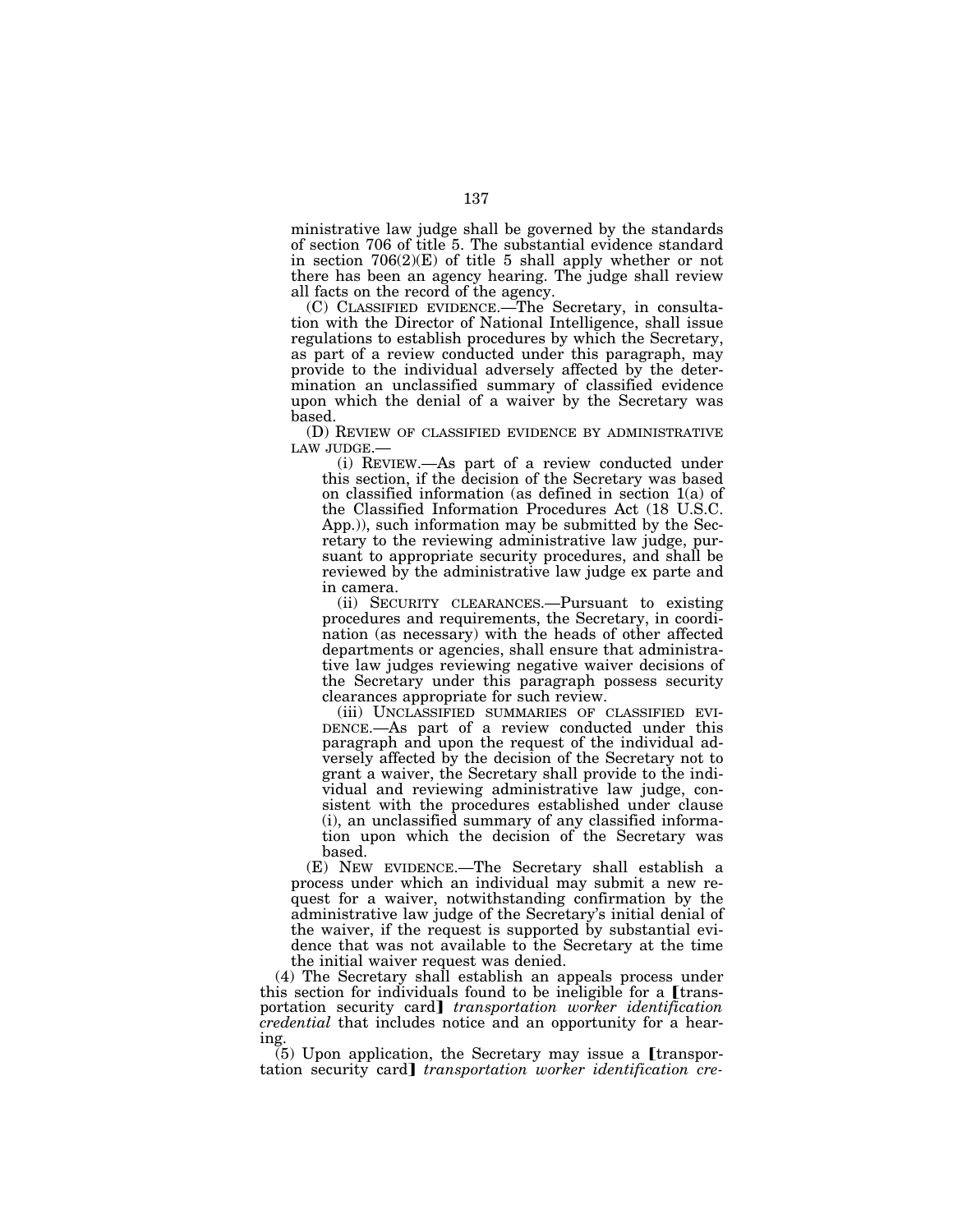ministrative law judge shall be governed by the standards of section 706 of title 5. The substantial evidence standard in section 706(2)(E) of title 5 shall apply whether or not there has been an agency hearing. The judge shall review all facts on the record of the agency.

(C) CLASSIFIED EVIDENCE.—The Secretary, in consultation with the Director of National Intelligence, shall issue regulations to establish procedures by which the Secretary, as part of a review conducted under this paragraph, may provide to the individual adversely affected by the determination an unclassified summary of classified evidence upon which the denial of a waiver by the Secretary was based.

(D) REVIEW OF CLASSIFIED EVIDENCE BY ADMINISTRATIVE LAW JUDGE.—

(i) REVIEW.—As part of a review conducted under this section, if the decision of the Secretary was based on classified information (as defined in section 1(a) of the Classified Information Procedures Act (18 U.S.C. App.)), such information may be submitted by the Secretary to the reviewing administrative law judge, pursuant to appropriate security procedures, and shall be reviewed by the administrative law judge ex parte and in camera.

(ii) SECURITY CLEARANCES.—Pursuant to existing procedures and requirements, the Secretary, in coordination (as necessary) with the heads of other affected departments or agencies, shall ensure that administrative law judges reviewing negative waiver decisions of the Secretary under this paragraph possess security clearances appropriate for such review.

(iii) UNCLASSIFIED SUMMARIES OF CLASSIFIED EVIDENCE.—As part of a review conducted under this paragraph and upon the request of the individual adversely affected by the decision of the Secretary not to grant a waiver, the Secretary shall provide to the individual and reviewing administrative law judge, consistent with the procedures established under clause (i), an unclassified summary of any classified information upon which the decision of the Secretary was based.

(E) NEW EVIDENCE.—The Secretary shall establish a process under which an individual may submit a new request for a waiver, notwithstanding confirmation by the administrative law judge of the Secretary's initial denial of the waiver, if the request is supported by substantial evidence that was not available to the Secretary at the time the initial waiver request was denied.

(4) The Secretary shall establish an appeals process under this section for individuals found to be ineligible for a ⟦transportation security card⟧ *transportation worker identification credential* that includes notice and an opportunity for a hearing.

(5) Upon application, the Secretary may issue a ⟦transportation security card⟧ *transportation worker identification cre-*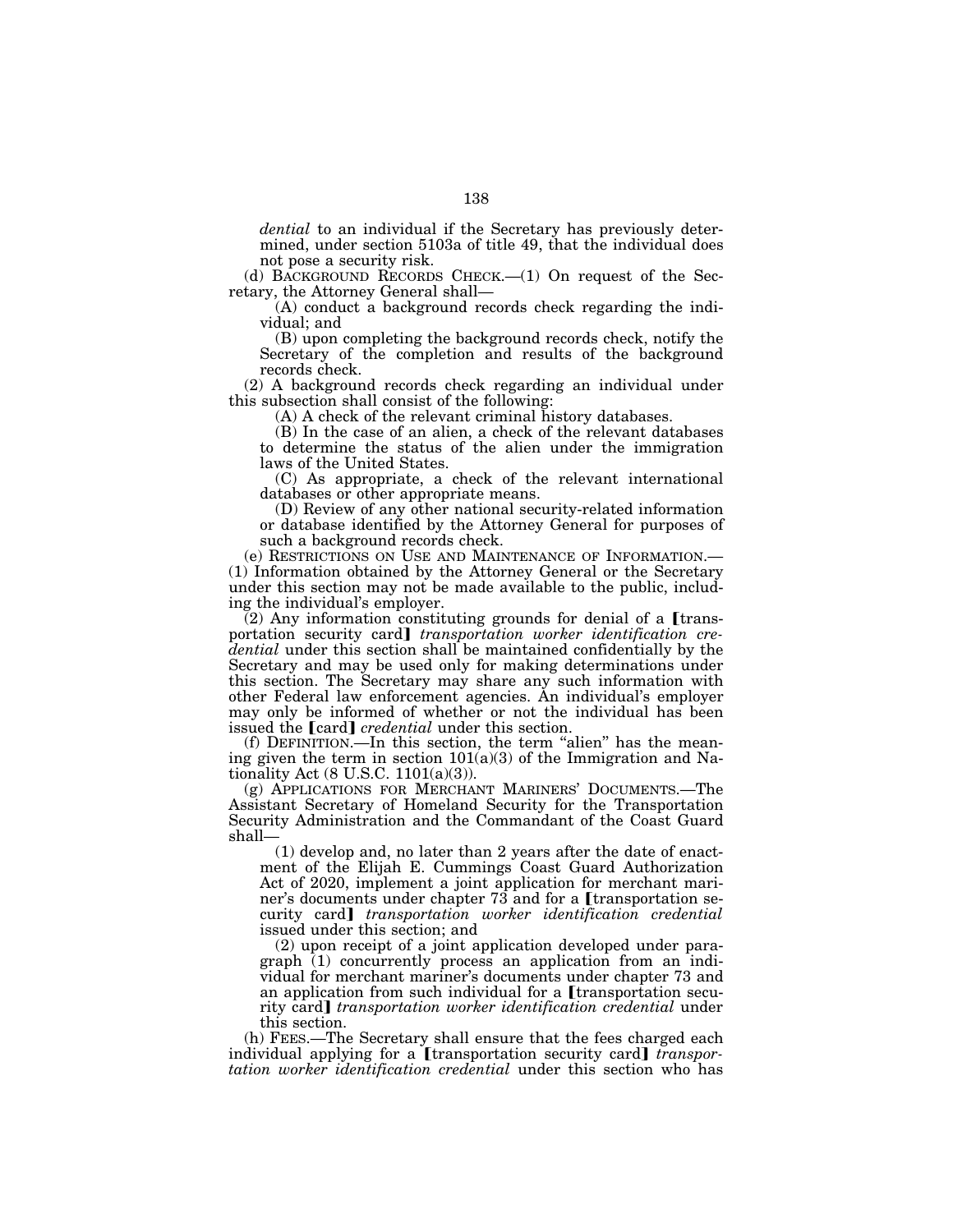*dential* to an individual if the Secretary has previously determined, under section 5103a of title 49, that the individual does not pose a security risk.

(d) BACKGROUND RECORDS CHECK.—(1) On request of the Secretary, the Attorney General shall—

(A) conduct a background records check regarding the individual; and

(B) upon completing the background records check, notify the Secretary of the completion and results of the background records check.

(2) A background records check regarding an individual under this subsection shall consist of the following:

(A) A check of the relevant criminal history databases.

(B) In the case of an alien, a check of the relevant databases to determine the status of the alien under the immigration laws of the United States.

(C) As appropriate, a check of the relevant international databases or other appropriate means.

(D) Review of any other national security-related information or database identified by the Attorney General for purposes of such a background records check.

(e) RESTRICTIONS ON USE AND MAINTENANCE OF INFORMATION.—(1) Information obtained by the Attorney General or the Secretary under this section may not be made available to the public, including the individual's employer.

(2) Any information constituting grounds for denial of a 【transportation security card】 *transportation worker identification credential* under this section shall be maintained confidentially by the Secretary and may be used only for making determinations under this section. The Secretary may share any such information with other Federal law enforcement agencies. An individual's employer may only be informed of whether or not the individual has been issued the 【card】 *credential* under this section.

(f) DEFINITION.—In this section, the term "alien" has the meaning given the term in section 101(a)(3) of the Immigration and Nationality Act (8 U.S.C. 1101(a)(3)).

(g) APPLICATIONS FOR MERCHANT MARINERS' DOCUMENTS.—The Assistant Secretary of Homeland Security for the Transportation Security Administration and the Commandant of the Coast Guard shall—

(1) develop and, no later than 2 years after the date of enactment of the Elijah E. Cummings Coast Guard Authorization Act of 2020, implement a joint application for merchant mariner's documents under chapter 73 and for a 【transportation security card】 *transportation worker identification credential* issued under this section; and

(2) upon receipt of a joint application developed under paragraph (1) concurrently process an application from an individual for merchant mariner's documents under chapter 73 and an application from such individual for a 【transportation security card】 *transportation worker identification credential* under this section.

(h) FEES.—The Secretary shall ensure that the fees charged each individual applying for a 【transportation security card】 *transportation worker identification credential* under this section who has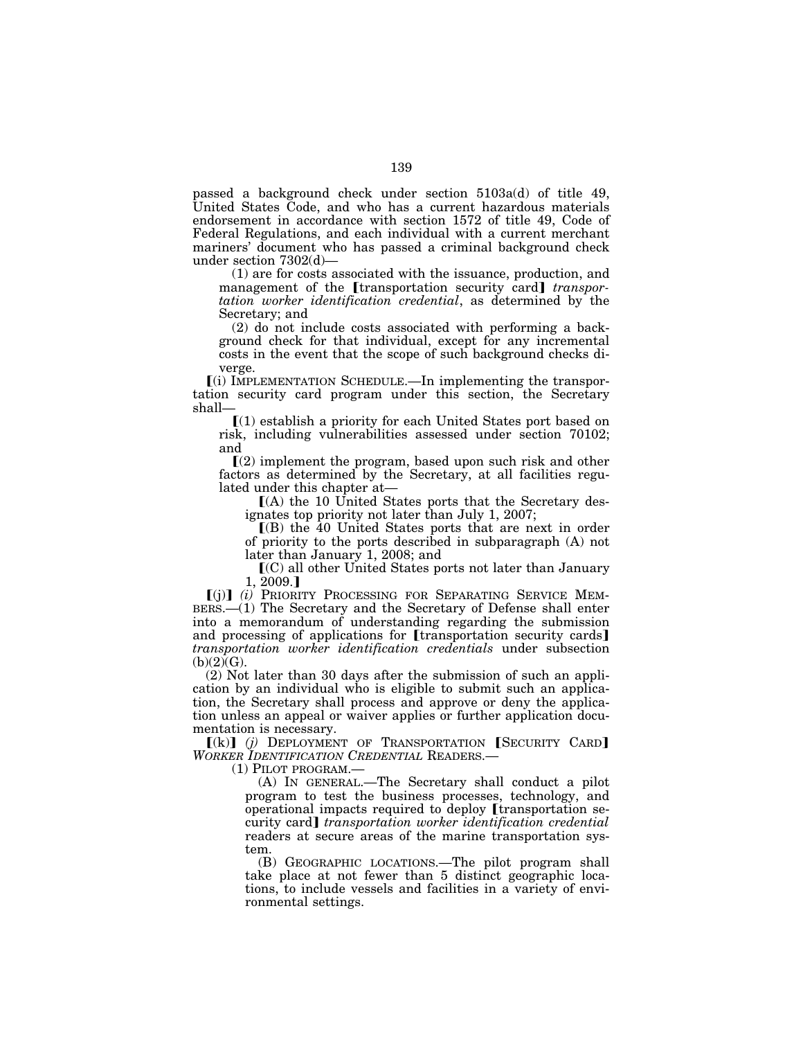passed a background check under section 5103a(d) of title 49, United States Code, and who has a current hazardous materials endorsement in accordance with section 1572 of title 49, Code of Federal Regulations, and each individual with a current merchant mariners' document who has passed a criminal background check under section 7302(d)—

(1) are for costs associated with the issuance, production, and management of the [transportation security card] *transportation worker identification credential*, as determined by the Secretary; and

(2) do not include costs associated with performing a background check for that individual, except for any incremental costs in the event that the scope of such background checks diverge.

[(i) IMPLEMENTATION SCHEDULE.—In implementing the transportation security card program under this section, the Secretary shall—

[(1) establish a priority for each United States port based on risk, including vulnerabilities assessed under section 70102; and

[(2) implement the program, based upon such risk and other factors as determined by the Secretary, at all facilities regulated under this chapter at—

[(A) the 10 United States ports that the Secretary designates top priority not later than July 1, 2007;

[(B) the 40 United States ports that are next in order of priority to the ports described in subparagraph (A) not later than January 1, 2008; and

[(C) all other United States ports not later than January 1, 2009.]

[(j)] *(i)* PRIORITY PROCESSING FOR SEPARATING SERVICE MEMBERS.—(1) The Secretary and the Secretary of Defense shall enter into a memorandum of understanding regarding the submission and processing of applications for [transportation security cards] *transportation worker identification credentials* under subsection (b)(2)(G).

(2) Not later than 30 days after the submission of such an application by an individual who is eligible to submit such an application, the Secretary shall process and approve or deny the application unless an appeal or waiver applies or further application documentation is necessary.

[(k)] *(j)* DEPLOYMENT OF TRANSPORTATION [SECURITY CARD] *WORKER IDENTIFICATION CREDENTIAL* READERS.—

(1) PILOT PROGRAM.—

(A) IN GENERAL.—The Secretary shall conduct a pilot program to test the business processes, technology, and operational impacts required to deploy [transportation security card] *transportation worker identification credential* readers at secure areas of the marine transportation system.

(B) GEOGRAPHIC LOCATIONS.—The pilot program shall take place at not fewer than 5 distinct geographic locations, to include vessels and facilities in a variety of environmental settings.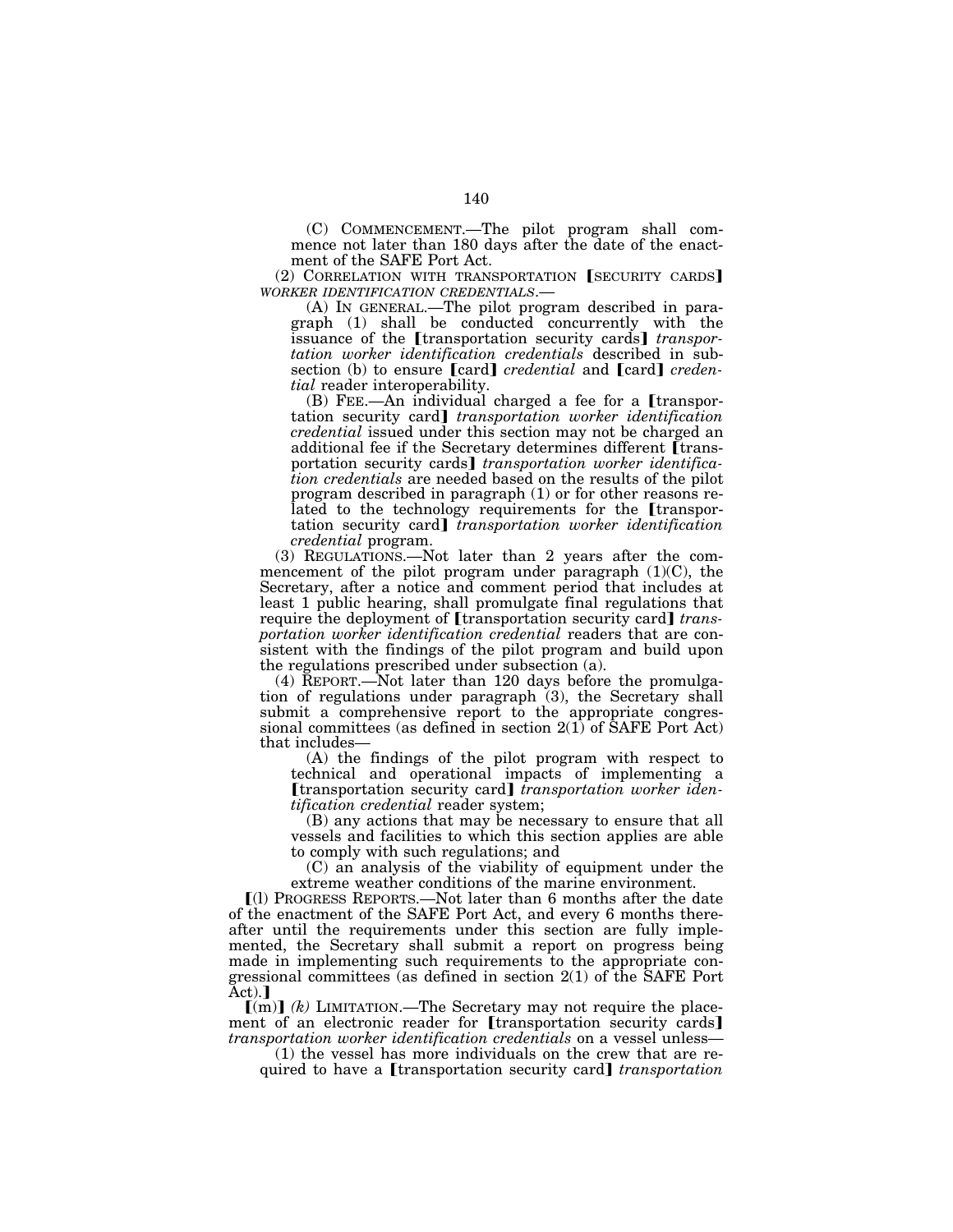(C) COMMENCEMENT.—The pilot program shall commence not later than 180 days after the date of the enactment of the SAFE Port Act.

(2) CORRELATION WITH TRANSPORTATION ⟦SECURITY CARDS⟧ *WORKER IDENTIFICATION CREDENTIALS*.—

(A) IN GENERAL.—The pilot program described in paragraph (1) shall be conducted concurrently with the issuance of the ⟦transportation security cards⟧ *transportation worker identification credentials* described in subsection (b) to ensure ⟦card⟧ *credential* and ⟦card⟧ *credential* reader interoperability.

(B) FEE.—An individual charged a fee for a ⟦transportation security card⟧ *transportation worker identification credential* issued under this section may not be charged an additional fee if the Secretary determines different ⟦transportation security cards⟧ *transportation worker identification credentials* are needed based on the results of the pilot program described in paragraph (1) or for other reasons related to the technology requirements for the ⟦transportation security card⟧ *transportation worker identification credential* program.

(3) REGULATIONS.—Not later than 2 years after the commencement of the pilot program under paragraph (1)(C), the Secretary, after a notice and comment period that includes at least 1 public hearing, shall promulgate final regulations that require the deployment of ⟦transportation security card⟧ *transportation worker identification credential* readers that are consistent with the findings of the pilot program and build upon the regulations prescribed under subsection (a).

(4) REPORT.—Not later than 120 days before the promulgation of regulations under paragraph (3), the Secretary shall submit a comprehensive report to the appropriate congressional committees (as defined in section 2(1) of SAFE Port Act) that includes—

(A) the findings of the pilot program with respect to technical and operational impacts of implementing a ⟦transportation security card⟧ *transportation worker identification credential* reader system;

(B) any actions that may be necessary to ensure that all vessels and facilities to which this section applies are able to comply with such regulations; and

(C) an analysis of the viability of equipment under the extreme weather conditions of the marine environment.

⟦(l) PROGRESS REPORTS.—Not later than 6 months after the date of the enactment of the SAFE Port Act, and every 6 months thereafter until the requirements under this section are fully implemented, the Secretary shall submit a report on progress being made in implementing such requirements to the appropriate congressional committees (as defined in section 2(1) of the SAFE Port Act).⟧

⟦(m)⟧ *(k)* LIMITATION.—The Secretary may not require the placement of an electronic reader for ⟦transportation security cards⟧ *transportation worker identification credentials* on a vessel unless—

(1) the vessel has more individuals on the crew that are required to have a ⟦transportation security card⟧ *transportation*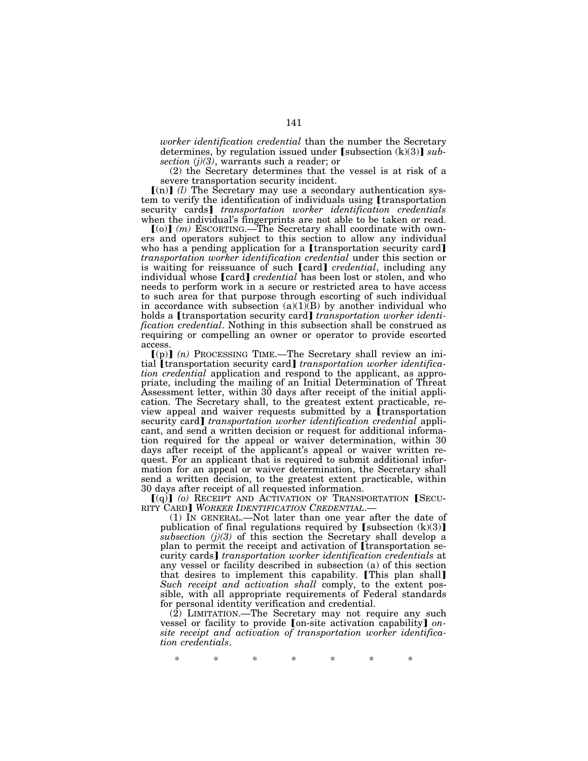*worker identification credential* than the number the Secretary determines, by regulation issued under [subsection (k)(3)] *subsection (j)(3)*, warrants such a reader; or

(2) the Secretary determines that the vessel is at risk of a severe transportation security incident.

[(n)] *(l)* The Secretary may use a secondary authentication system to verify the identification of individuals using [transportation security cards] *transportation worker identification credentials* when the individual's fingerprints are not able to be taken or read.

[(o)] *(m)* ESCORTING.—The Secretary shall coordinate with owners and operators subject to this section to allow any individual who has a pending application for a [transportation security card] *transportation worker identification credential* under this section or is waiting for reissuance of such [card] *credential*, including any individual whose [card] *credential* has been lost or stolen, and who needs to perform work in a secure or restricted area to have access to such area for that purpose through escorting of such individual in accordance with subsection (a)(1)(B) by another individual who holds a [transportation security card] *transportation worker identification credential*. Nothing in this subsection shall be construed as requiring or compelling an owner or operator to provide escorted access.

[(p)] *(n)* PROCESSING TIME.—The Secretary shall review an initial [transportation security card] *transportation worker identification credential* application and respond to the applicant, as appropriate, including the mailing of an Initial Determination of Threat Assessment letter, within 30 days after receipt of the initial application. The Secretary shall, to the greatest extent practicable, review appeal and waiver requests submitted by a [transportation security card] *transportation worker identification credential* applicant, and send a written decision or request for additional information required for the appeal or waiver determination, within 30 days after receipt of the applicant's appeal or waiver written request. For an applicant that is required to submit additional information for an appeal or waiver determination, the Secretary shall send a written decision, to the greatest extent practicable, within 30 days after receipt of all requested information.

[(q)] *(o)* RECEIPT AND ACTIVATION OF TRANSPORTATION [SECURITY CARD] *WORKER IDENTIFICATION CREDENTIAL*.—

(1) IN GENERAL.—Not later than one year after the date of publication of final regulations required by [subsection (k)(3)] *subsection (j)(3)* of this section the Secretary shall develop a plan to permit the receipt and activation of [transportation security cards] *transportation worker identification credentials* at any vessel or facility described in subsection (a) of this section that desires to implement this capability. [This plan shall] *Such receipt and activation shall* comply, to the extent possible, with all appropriate requirements of Federal standards for personal identity verification and credential.

(2) LIMITATION.—The Secretary may not require any such vessel or facility to provide [on-site activation capability] *onsite receipt and activation of transportation worker identification credentials*.

\* \* \* \* \* \* \*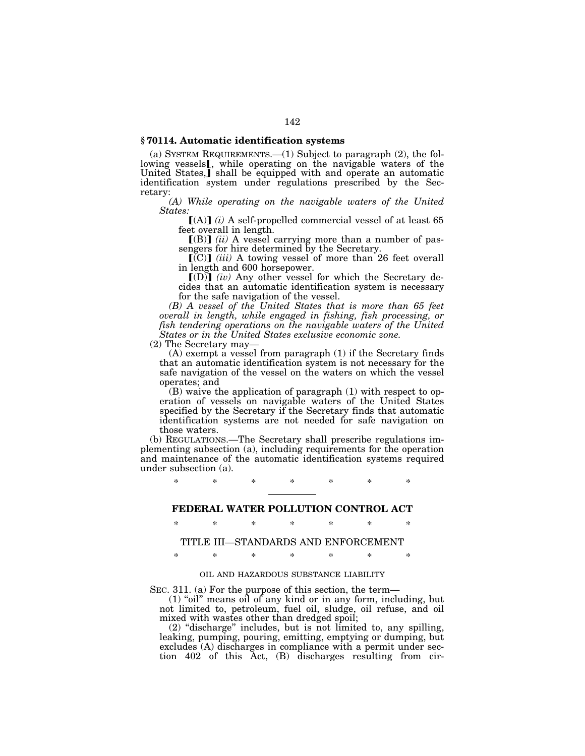### § 70114. Automatic identification systems

(a) SYSTEM REQUIREMENTS.—(1) Subject to paragraph (2), the following vessels[, while operating on the navigable waters of the United States,] shall be equipped with and operate an automatic identification system under regulations prescribed by the Secretary:

*(A) While operating on the navigable waters of the United States:*

[(A)] *(i)* A self-propelled commercial vessel of at least 65 feet overall in length.

[(B)] *(ii)* A vessel carrying more than a number of passengers for hire determined by the Secretary.

[(C)] *(iii)* A towing vessel of more than 26 feet overall in length and 600 horsepower.

[(D)] *(iv)* Any other vessel for which the Secretary decides that an automatic identification system is necessary for the safe navigation of the vessel.

*(B) A vessel of the United States that is more than 65 feet overall in length, while engaged in fishing, fish processing, or fish tendering operations on the navigable waters of the United States or in the United States exclusive economic zone.*

(2) The Secretary may—

(A) exempt a vessel from paragraph (1) if the Secretary finds that an automatic identification system is not necessary for the safe navigation of the vessel on the waters on which the vessel operates; and

(B) waive the application of paragraph (1) with respect to operation of vessels on navigable waters of the United States specified by the Secretary if the Secretary finds that automatic identification systems are not needed for safe navigation on those waters.

(b) REGULATIONS.—The Secretary shall prescribe regulations implementing subsection (a), including requirements for the operation and maintenance of the automatic identification systems required under subsection (a).

\* \* \* \* \* \* \*

---

## FEDERAL WATER POLLUTION CONTROL ACT

\* \* \* \* \* \* \*

### TITLE III—STANDARDS AND ENFORCEMENT

\* \* \* \* \* \* \*

#### OIL AND HAZARDOUS SUBSTANCE LIABILITY

SEC. 311. (a) For the purpose of this section, the term—

(1) "oil" means oil of any kind or in any form, including, but not limited to, petroleum, fuel oil, sludge, oil refuse, and oil mixed with wastes other than dredged spoil;

(2) "discharge" includes, but is not limited to, any spilling, leaking, pumping, pouring, emitting, emptying or dumping, but excludes (A) discharges in compliance with a permit under section 402 of this Act, (B) discharges resulting from cir-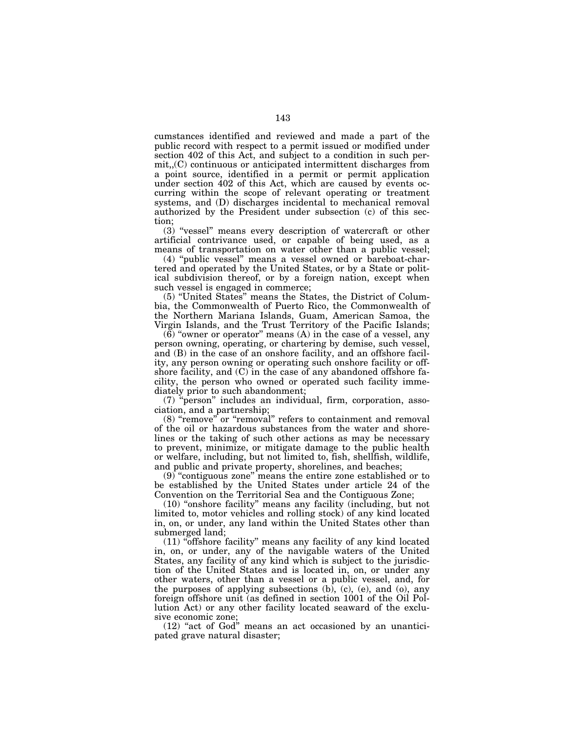cumstances identified and reviewed and made a part of the public record with respect to a permit issued or modified under section 402 of this Act, and subject to a condition in such permit,,(C) continuous or anticipated intermittent discharges from a point source, identified in a permit or permit application under section 402 of this Act, which are caused by events occurring within the scope of relevant operating or treatment systems, and (D) discharges incidental to mechanical removal authorized by the President under subsection (c) of this section;

(3) "vessel" means every description of watercraft or other artificial contrivance used, or capable of being used, as a means of transportation on water other than a public vessel;

(4) "public vessel" means a vessel owned or bareboat-chartered and operated by the United States, or by a State or political subdivision thereof, or by a foreign nation, except when such vessel is engaged in commerce;

(5) "United States" means the States, the District of Columbia, the Commonwealth of Puerto Rico, the Commonwealth of the Northern Mariana Islands, Guam, American Samoa, the Virgin Islands, and the Trust Territory of the Pacific Islands;

(6) "owner or operator" means (A) in the case of a vessel, any person owning, operating, or chartering by demise, such vessel, and (B) in the case of an onshore facility, and an offshore facility, any person owning or operating such onshore facility or offshore facility, and (C) in the case of any abandoned offshore facility, the person who owned or operated such facility immediately prior to such abandonment;

(7) "person" includes an individual, firm, corporation, association, and a partnership;

(8) "remove" or "removal" refers to containment and removal of the oil or hazardous substances from the water and shorelines or the taking of such other actions as may be necessary to prevent, minimize, or mitigate damage to the public health or welfare, including, but not limited to, fish, shellfish, wildlife, and public and private property, shorelines, and beaches;

(9) "contiguous zone" means the entire zone established or to be established by the United States under article 24 of the Convention on the Territorial Sea and the Contiguous Zone;

(10) "onshore facility" means any facility (including, but not limited to, motor vehicles and rolling stock) of any kind located in, on, or under, any land within the United States other than submerged land;

(11) "offshore facility" means any facility of any kind located in, on, or under, any of the navigable waters of the United States, any facility of any kind which is subject to the jurisdiction of the United States and is located in, on, or under any other waters, other than a vessel or a public vessel, and, for the purposes of applying subsections (b), (c), (e), and (o), any foreign offshore unit (as defined in section 1001 of the Oil Pollution Act) or any other facility located seaward of the exclusive economic zone;

(12) "act of God" means an act occasioned by an unanticipated grave natural disaster;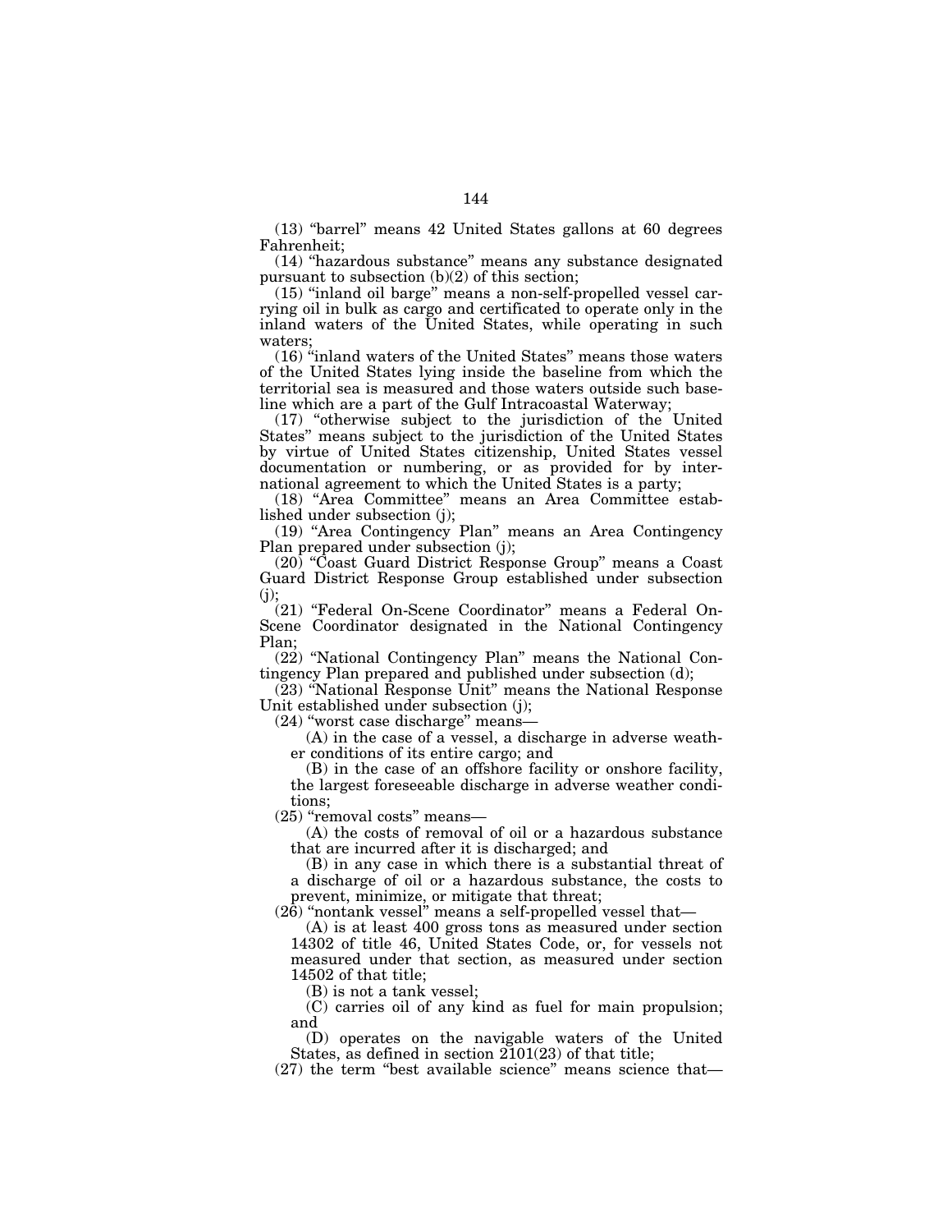(13) "barrel" means 42 United States gallons at 60 degrees Fahrenheit;

(14) "hazardous substance" means any substance designated pursuant to subsection (b)(2) of this section;

(15) "inland oil barge" means a non-self-propelled vessel carrying oil in bulk as cargo and certificated to operate only in the inland waters of the United States, while operating in such waters;

(16) "inland waters of the United States" means those waters of the United States lying inside the baseline from which the territorial sea is measured and those waters outside such baseline which are a part of the Gulf Intracoastal Waterway;

(17) "otherwise subject to the jurisdiction of the United States" means subject to the jurisdiction of the United States by virtue of United States citizenship, United States vessel documentation or numbering, or as provided for by international agreement to which the United States is a party;

(18) "Area Committee" means an Area Committee established under subsection (j);

(19) "Area Contingency Plan" means an Area Contingency Plan prepared under subsection (j);

(20) "Coast Guard District Response Group" means a Coast Guard District Response Group established under subsection (j);

(21) "Federal On-Scene Coordinator" means a Federal On-Scene Coordinator designated in the National Contingency Plan;

(22) "National Contingency Plan" means the National Contingency Plan prepared and published under subsection (d);

(23) "National Response Unit" means the National Response Unit established under subsection (j);

(24) "worst case discharge" means—

(A) in the case of a vessel, a discharge in adverse weather conditions of its entire cargo; and

(B) in the case of an offshore facility or onshore facility, the largest foreseeable discharge in adverse weather conditions;

(25) "removal costs" means—

(A) the costs of removal of oil or a hazardous substance that are incurred after it is discharged; and

(B) in any case in which there is a substantial threat of a discharge of oil or a hazardous substance, the costs to prevent, minimize, or mitigate that threat;

(26) "nontank vessel" means a self-propelled vessel that—

(A) is at least 400 gross tons as measured under section 14302 of title 46, United States Code, or, for vessels not measured under that section, as measured under section 14502 of that title;

(B) is not a tank vessel;

(C) carries oil of any kind as fuel for main propulsion; and

(D) operates on the navigable waters of the United States, as defined in section 2101(23) of that title;

(27) the term "best available science" means science that—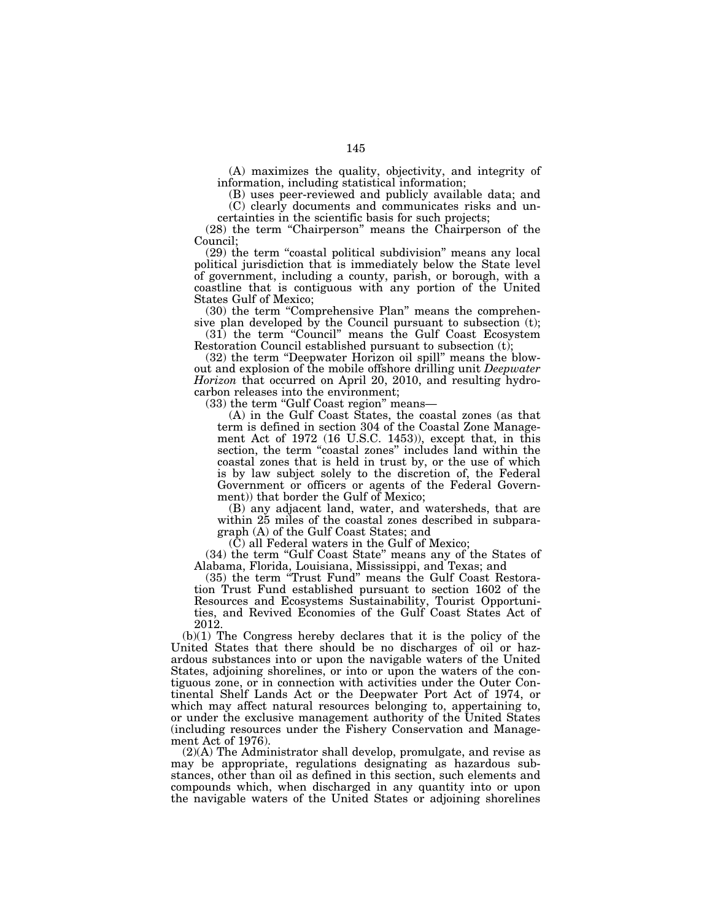(A) maximizes the quality, objectivity, and integrity of information, including statistical information;

(B) uses peer-reviewed and publicly available data; and

(C) clearly documents and communicates risks and uncertainties in the scientific basis for such projects;

(28) the term "Chairperson" means the Chairperson of the Council;

(29) the term "coastal political subdivision" means any local political jurisdiction that is immediately below the State level of government, including a county, parish, or borough, with a coastline that is contiguous with any portion of the United States Gulf of Mexico;

(30) the term "Comprehensive Plan" means the comprehensive plan developed by the Council pursuant to subsection (t);

(31) the term "Council" means the Gulf Coast Ecosystem Restoration Council established pursuant to subsection (t);

(32) the term "Deepwater Horizon oil spill" means the blowout and explosion of the mobile offshore drilling unit *Deepwater Horizon* that occurred on April 20, 2010, and resulting hydrocarbon releases into the environment;

(33) the term "Gulf Coast region" means—

(A) in the Gulf Coast States, the coastal zones (as that term is defined in section 304 of the Coastal Zone Management Act of 1972 (16 U.S.C. 1453)), except that, in this section, the term "coastal zones" includes land within the coastal zones that is held in trust by, or the use of which is by law subject solely to the discretion of, the Federal Government or officers or agents of the Federal Government)) that border the Gulf of Mexico;

(B) any adjacent land, water, and watersheds, that are within 25 miles of the coastal zones described in subparagraph (A) of the Gulf Coast States; and

(C) all Federal waters in the Gulf of Mexico;

(34) the term "Gulf Coast State" means any of the States of Alabama, Florida, Louisiana, Mississippi, and Texas; and

(35) the term "Trust Fund" means the Gulf Coast Restoration Trust Fund established pursuant to section 1602 of the Resources and Ecosystems Sustainability, Tourist Opportunities, and Revived Economies of the Gulf Coast States Act of 2012.

(b)(1) The Congress hereby declares that it is the policy of the United States that there should be no discharges of oil or hazardous substances into or upon the navigable waters of the United States, adjoining shorelines, or into or upon the waters of the contiguous zone, or in connection with activities under the Outer Continental Shelf Lands Act or the Deepwater Port Act of 1974, or which may affect natural resources belonging to, appertaining to, or under the exclusive management authority of the United States (including resources under the Fishery Conservation and Management Act of 1976).

(2)(A) The Administrator shall develop, promulgate, and revise as may be appropriate, regulations designating as hazardous substances, other than oil as defined in this section, such elements and compounds which, when discharged in any quantity into or upon the navigable waters of the United States or adjoining shorelines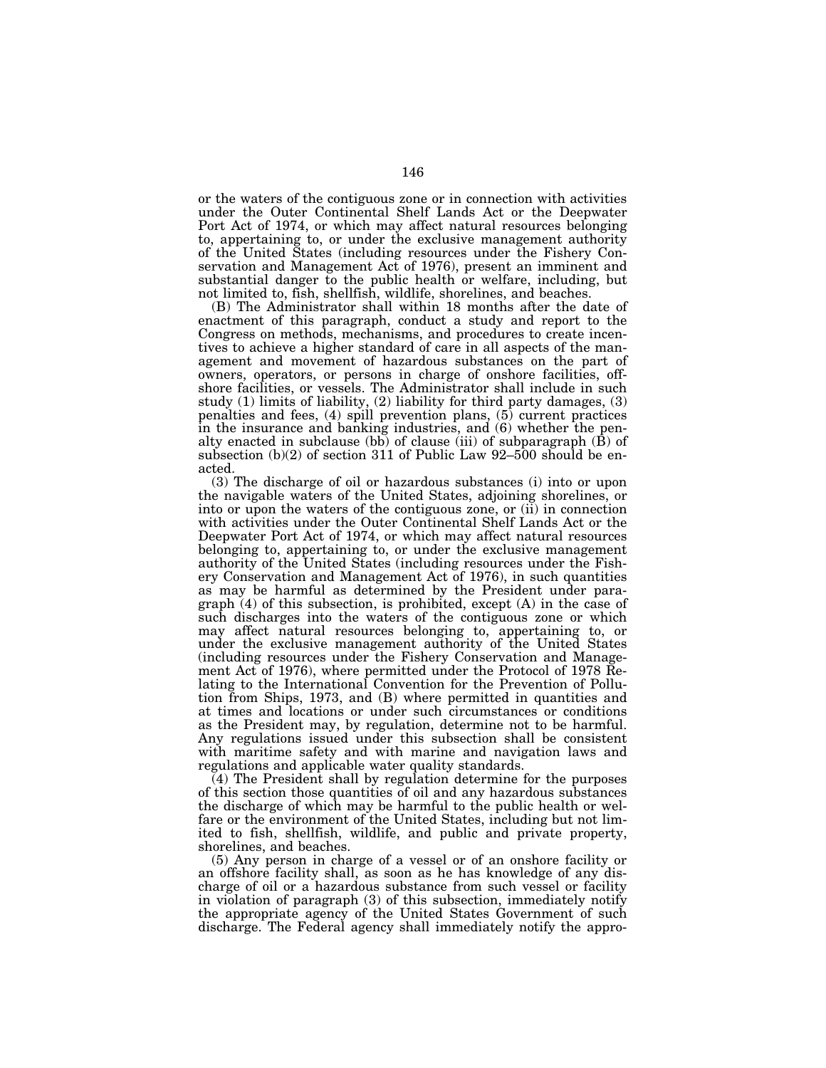or the waters of the contiguous zone or in connection with activities under the Outer Continental Shelf Lands Act or the Deepwater Port Act of 1974, or which may affect natural resources belonging to, appertaining to, or under the exclusive management authority of the United States (including resources under the Fishery Conservation and Management Act of 1976), present an imminent and substantial danger to the public health or welfare, including, but not limited to, fish, shellfish, wildlife, shorelines, and beaches.

(B) The Administrator shall within 18 months after the date of enactment of this paragraph, conduct a study and report to the Congress on methods, mechanisms, and procedures to create incentives to achieve a higher standard of care in all aspects of the management and movement of hazardous substances on the part of owners, operators, or persons in charge of onshore facilities, offshore facilities, or vessels. The Administrator shall include in such study (1) limits of liability, (2) liability for third party damages, (3) penalties and fees, (4) spill prevention plans, (5) current practices in the insurance and banking industries, and (6) whether the penalty enacted in subclause (bb) of clause (iii) of subparagraph (B) of subsection (b)(2) of section 311 of Public Law 92–500 should be enacted.

(3) The discharge of oil or hazardous substances (i) into or upon the navigable waters of the United States, adjoining shorelines, or into or upon the waters of the contiguous zone, or (ii) in connection with activities under the Outer Continental Shelf Lands Act or the Deepwater Port Act of 1974, or which may affect natural resources belonging to, appertaining to, or under the exclusive management authority of the United States (including resources under the Fishery Conservation and Management Act of 1976), in such quantities as may be harmful as determined by the President under paragraph (4) of this subsection, is prohibited, except (A) in the case of such discharges into the waters of the contiguous zone or which may affect natural resources belonging to, appertaining to, or under the exclusive management authority of the United States (including resources under the Fishery Conservation and Management Act of 1976), where permitted under the Protocol of 1978 Relating to the International Convention for the Prevention of Pollution from Ships, 1973, and (B) where permitted in quantities and at times and locations or under such circumstances or conditions as the President may, by regulation, determine not to be harmful. Any regulations issued under this subsection shall be consistent with maritime safety and with marine and navigation laws and regulations and applicable water quality standards.

(4) The President shall by regulation determine for the purposes of this section those quantities of oil and any hazardous substances the discharge of which may be harmful to the public health or welfare or the environment of the United States, including but not limited to fish, shellfish, wildlife, and public and private property, shorelines, and beaches.

(5) Any person in charge of a vessel or of an onshore facility or an offshore facility shall, as soon as he has knowledge of any discharge of oil or a hazardous substance from such vessel or facility in violation of paragraph (3) of this subsection, immediately notify the appropriate agency of the United States Government of such discharge. The Federal agency shall immediately notify the appro-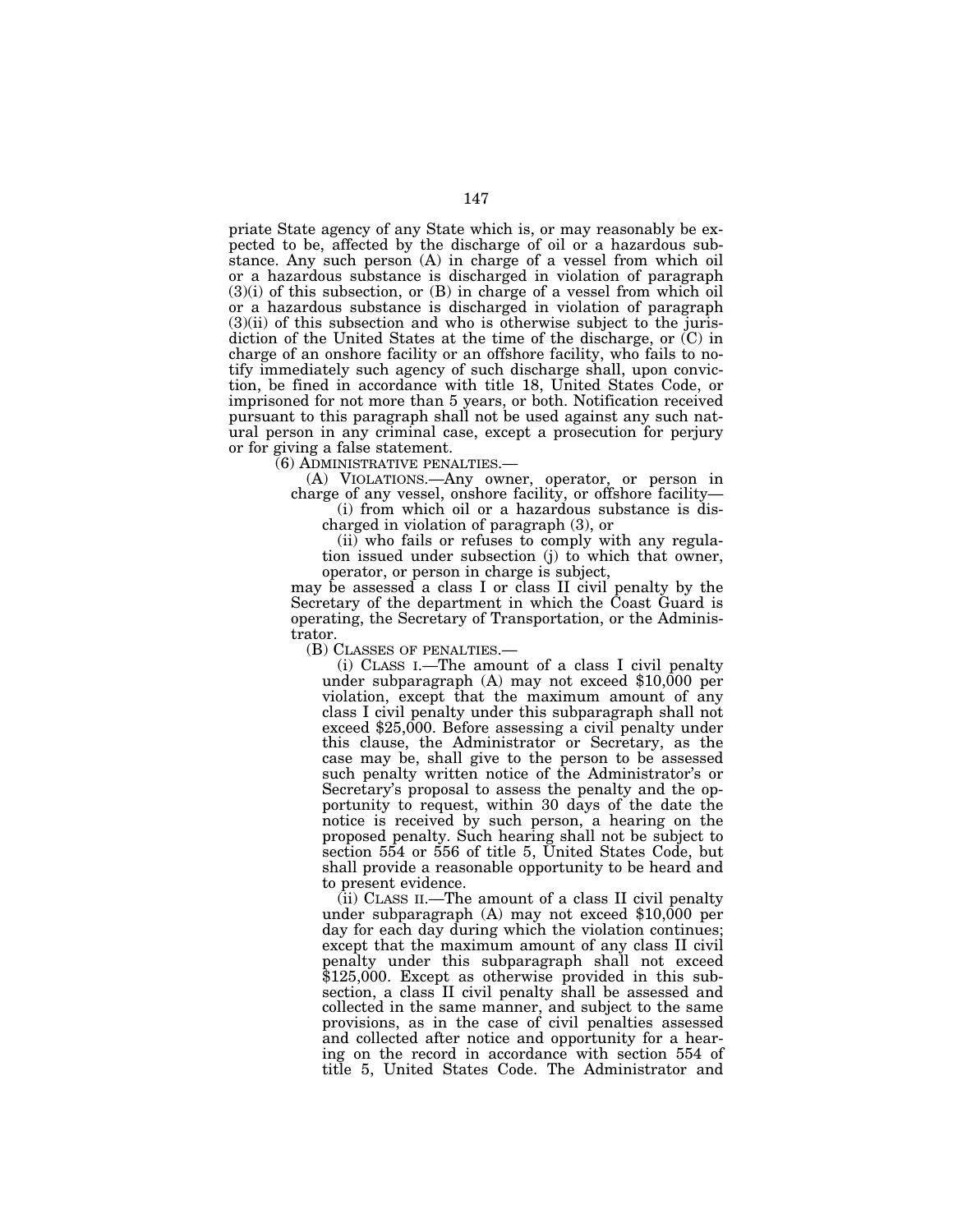priate State agency of any State which is, or may reasonably be expected to be, affected by the discharge of oil or a hazardous substance. Any such person (A) in charge of a vessel from which oil or a hazardous substance is discharged in violation of paragraph (3)(i) of this subsection, or (B) in charge of a vessel from which oil or a hazardous substance is discharged in violation of paragraph (3)(ii) of this subsection and who is otherwise subject to the jurisdiction of the United States at the time of the discharge, or (C) in charge of an onshore facility or an offshore facility, who fails to notify immediately such agency of such discharge shall, upon conviction, be fined in accordance with title 18, United States Code, or imprisoned for not more than 5 years, or both. Notification received pursuant to this paragraph shall not be used against any such natural person in any criminal case, except a prosecution for perjury or for giving a false statement.

(6) ADMINISTRATIVE PENALTIES.—

(A) VIOLATIONS.—Any owner, operator, or person in charge of any vessel, onshore facility, or offshore facility—

(i) from which oil or a hazardous substance is discharged in violation of paragraph (3), or

(ii) who fails or refuses to comply with any regulation issued under subsection (j) to which that owner, operator, or person in charge is subject,

may be assessed a class I or class II civil penalty by the Secretary of the department in which the Coast Guard is operating, the Secretary of Transportation, or the Administrator.

(B) CLASSES OF PENALTIES.—

(i) CLASS I.—The amount of a class I civil penalty under subparagraph (A) may not exceed $10,000 per violation, except that the maximum amount of any class I civil penalty under this subparagraph shall not exceed $25,000. Before assessing a civil penalty under this clause, the Administrator or Secretary, as the case may be, shall give to the person to be assessed such penalty written notice of the Administrator's or Secretary's proposal to assess the penalty and the opportunity to request, within 30 days of the date the notice is received by such person, a hearing on the proposed penalty. Such hearing shall not be subject to section 554 or 556 of title 5, United States Code, but shall provide a reasonable opportunity to be heard and to present evidence.

(ii) CLASS II.—The amount of a class II civil penalty under subparagraph (A) may not exceed $10,000 per day for each day during which the violation continues; except that the maximum amount of any class II civil penalty under this subparagraph shall not exceed $125,000. Except as otherwise provided in this subsection, a class II civil penalty shall be assessed and collected in the same manner, and subject to the same provisions, as in the case of civil penalties assessed and collected after notice and opportunity for a hearing on the record in accordance with section 554 of title 5, United States Code. The Administrator and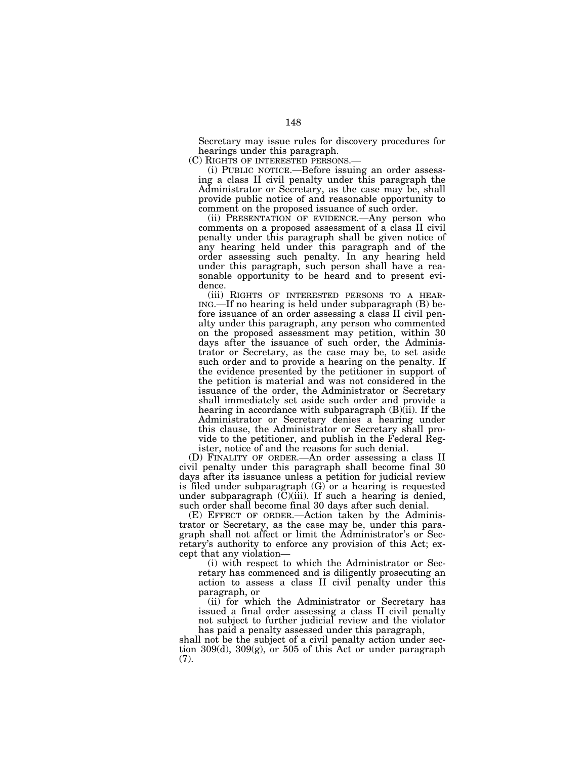Secretary may issue rules for discovery procedures for hearings under this paragraph.

(C) RIGHTS OF INTERESTED PERSONS.—

(i) PUBLIC NOTICE.—Before issuing an order assessing a class II civil penalty under this paragraph the Administrator or Secretary, as the case may be, shall provide public notice of and reasonable opportunity to comment on the proposed issuance of such order.

(ii) PRESENTATION OF EVIDENCE.—Any person who comments on a proposed assessment of a class II civil penalty under this paragraph shall be given notice of any hearing held under this paragraph and of the order assessing such penalty. In any hearing held under this paragraph, such person shall have a reasonable opportunity to be heard and to present evidence.

(iii) RIGHTS OF INTERESTED PERSONS TO A HEARING.—If no hearing is held under subparagraph (B) before issuance of an order assessing a class II civil penalty under this paragraph, any person who commented on the proposed assessment may petition, within 30 days after the issuance of such order, the Administrator or Secretary, as the case may be, to set aside such order and to provide a hearing on the penalty. If the evidence presented by the petitioner in support of the petition is material and was not considered in the issuance of the order, the Administrator or Secretary shall immediately set aside such order and provide a hearing in accordance with subparagraph (B)(ii). If the Administrator or Secretary denies a hearing under this clause, the Administrator or Secretary shall provide to the petitioner, and publish in the Federal Register, notice of and the reasons for such denial.

(D) FINALITY OF ORDER.—An order assessing a class II civil penalty under this paragraph shall become final 30 days after its issuance unless a petition for judicial review is filed under subparagraph (G) or a hearing is requested under subparagraph (C)(iii). If such a hearing is denied, such order shall become final 30 days after such denial.

(E) EFFECT OF ORDER.—Action taken by the Administrator or Secretary, as the case may be, under this paragraph shall not affect or limit the Administrator's or Secretary's authority to enforce any provision of this Act; except that any violation—

(i) with respect to which the Administrator or Secretary has commenced and is diligently prosecuting an action to assess a class II civil penalty under this paragraph, or

(ii) for which the Administrator or Secretary has issued a final order assessing a class II civil penalty not subject to further judicial review and the violator has paid a penalty assessed under this paragraph,

shall not be the subject of a civil penalty action under section 309(d), 309(g), or 505 of this Act or under paragraph (7).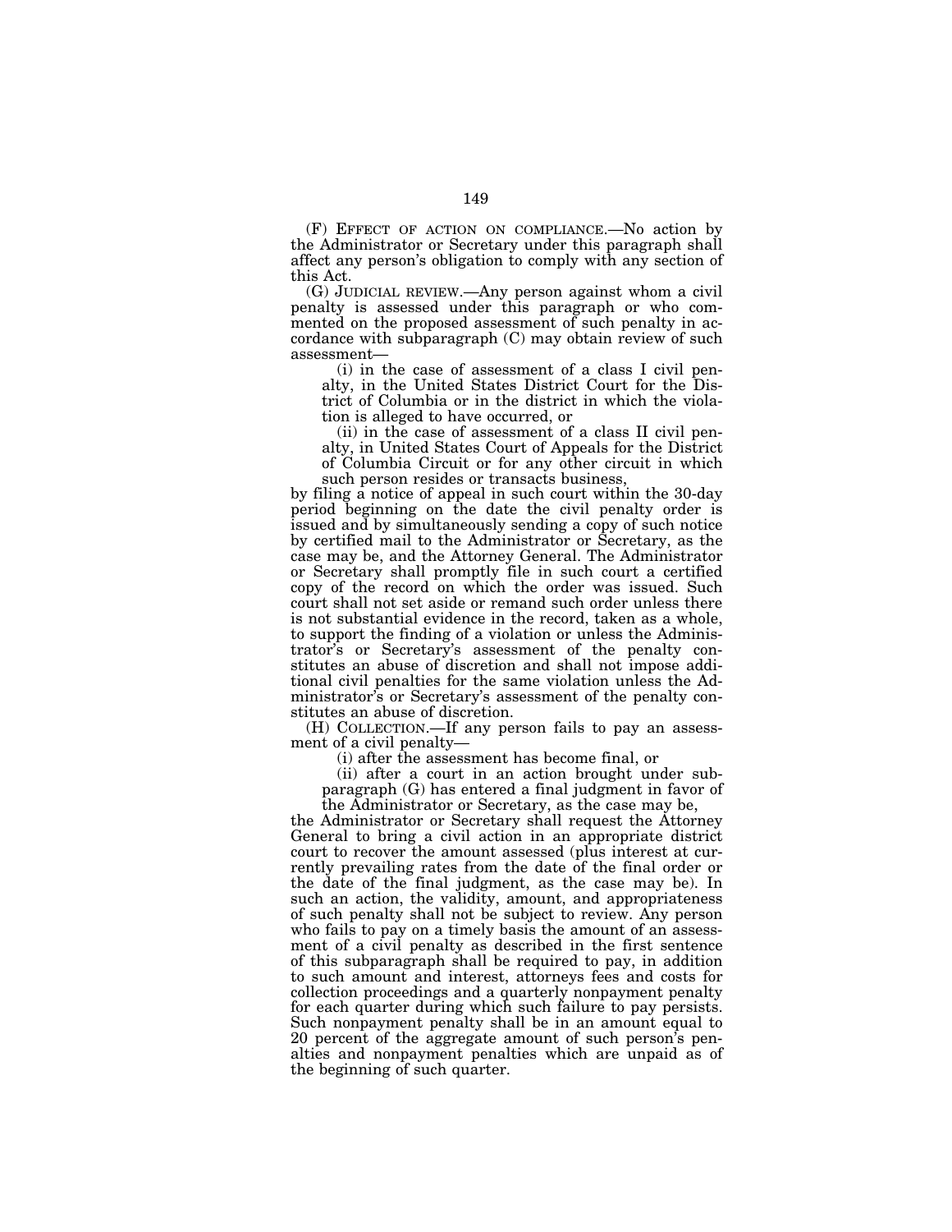(F) EFFECT OF ACTION ON COMPLIANCE.—No action by the Administrator or Secretary under this paragraph shall affect any person's obligation to comply with any section of this Act.

(G) JUDICIAL REVIEW.—Any person against whom a civil penalty is assessed under this paragraph or who commented on the proposed assessment of such penalty in accordance with subparagraph (C) may obtain review of such assessment—

(i) in the case of assessment of a class I civil penalty, in the United States District Court for the District of Columbia or in the district in which the violation is alleged to have occurred, or

(ii) in the case of assessment of a class II civil penalty, in United States Court of Appeals for the District of Columbia Circuit or for any other circuit in which such person resides or transacts business,

by filing a notice of appeal in such court within the 30-day period beginning on the date the civil penalty order is issued and by simultaneously sending a copy of such notice by certified mail to the Administrator or Secretary, as the case may be, and the Attorney General. The Administrator or Secretary shall promptly file in such court a certified copy of the record on which the order was issued. Such court shall not set aside or remand such order unless there is not substantial evidence in the record, taken as a whole, to support the finding of a violation or unless the Administrator's or Secretary's assessment of the penalty constitutes an abuse of discretion and shall not impose additional civil penalties for the same violation unless the Administrator's or Secretary's assessment of the penalty constitutes an abuse of discretion.

(H) COLLECTION.—If any person fails to pay an assessment of a civil penalty—

(i) after the assessment has become final, or

(ii) after a court in an action brought under subparagraph (G) has entered a final judgment in favor of the Administrator or Secretary, as the case may be,

the Administrator or Secretary shall request the Attorney General to bring a civil action in an appropriate district court to recover the amount assessed (plus interest at currently prevailing rates from the date of the final order or the date of the final judgment, as the case may be). In such an action, the validity, amount, and appropriateness of such penalty shall not be subject to review. Any person who fails to pay on a timely basis the amount of an assessment of a civil penalty as described in the first sentence of this subparagraph shall be required to pay, in addition to such amount and interest, attorneys fees and costs for collection proceedings and a quarterly nonpayment penalty for each quarter during which such failure to pay persists. Such nonpayment penalty shall be in an amount equal to 20 percent of the aggregate amount of such person's penalties and nonpayment penalties which are unpaid as of the beginning of such quarter.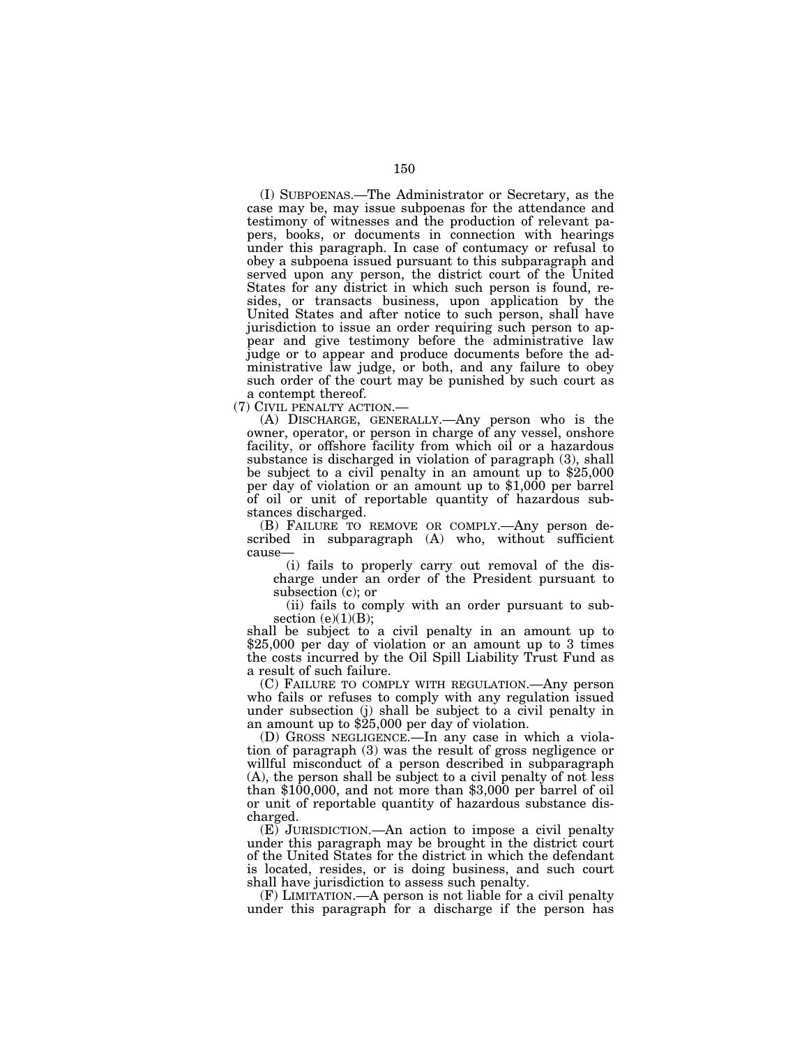(I) SUBPOENAS.—The Administrator or Secretary, as the case may be, may issue subpoenas for the attendance and testimony of witnesses and the production of relevant papers, books, or documents in connection with hearings under this paragraph. In case of contumacy or refusal to obey a subpoena issued pursuant to this subparagraph and served upon any person, the district court of the United States for any district in which such person is found, resides, or transacts business, upon application by the United States and after notice to such person, shall have jurisdiction to issue an order requiring such person to appear and give testimony before the administrative law judge or to appear and produce documents before the administrative law judge, or both, and any failure to obey such order of the court may be punished by such court as a contempt thereof.

(7) CIVIL PENALTY ACTION.—

(A) DISCHARGE, GENERALLY.—Any person who is the owner, operator, or person in charge of any vessel, onshore facility, or offshore facility from which oil or a hazardous substance is discharged in violation of paragraph (3), shall be subject to a civil penalty in an amount up to $25,000 per day of violation or an amount up to $1,000 per barrel of oil or unit of reportable quantity of hazardous substances discharged.

(B) FAILURE TO REMOVE OR COMPLY.—Any person described in subparagraph (A) who, without sufficient cause—

(i) fails to properly carry out removal of the discharge under an order of the President pursuant to subsection (c); or

(ii) fails to comply with an order pursuant to subsection (e)(1)(B);

shall be subject to a civil penalty in an amount up to $25,000 per day of violation or an amount up to 3 times the costs incurred by the Oil Spill Liability Trust Fund as a result of such failure.

(C) FAILURE TO COMPLY WITH REGULATION.—Any person who fails or refuses to comply with any regulation issued under subsection (j) shall be subject to a civil penalty in an amount up to $25,000 per day of violation.

(D) GROSS NEGLIGENCE.—In any case in which a violation of paragraph (3) was the result of gross negligence or willful misconduct of a person described in subparagraph (A), the person shall be subject to a civil penalty of not less than $100,000, and not more than $3,000 per barrel of oil or unit of reportable quantity of hazardous substance discharged.

(E) JURISDICTION.—An action to impose a civil penalty under this paragraph may be brought in the district court of the United States for the district in which the defendant is located, resides, or is doing business, and such court shall have jurisdiction to assess such penalty.

(F) LIMITATION.—A person is not liable for a civil penalty under this paragraph for a discharge if the person has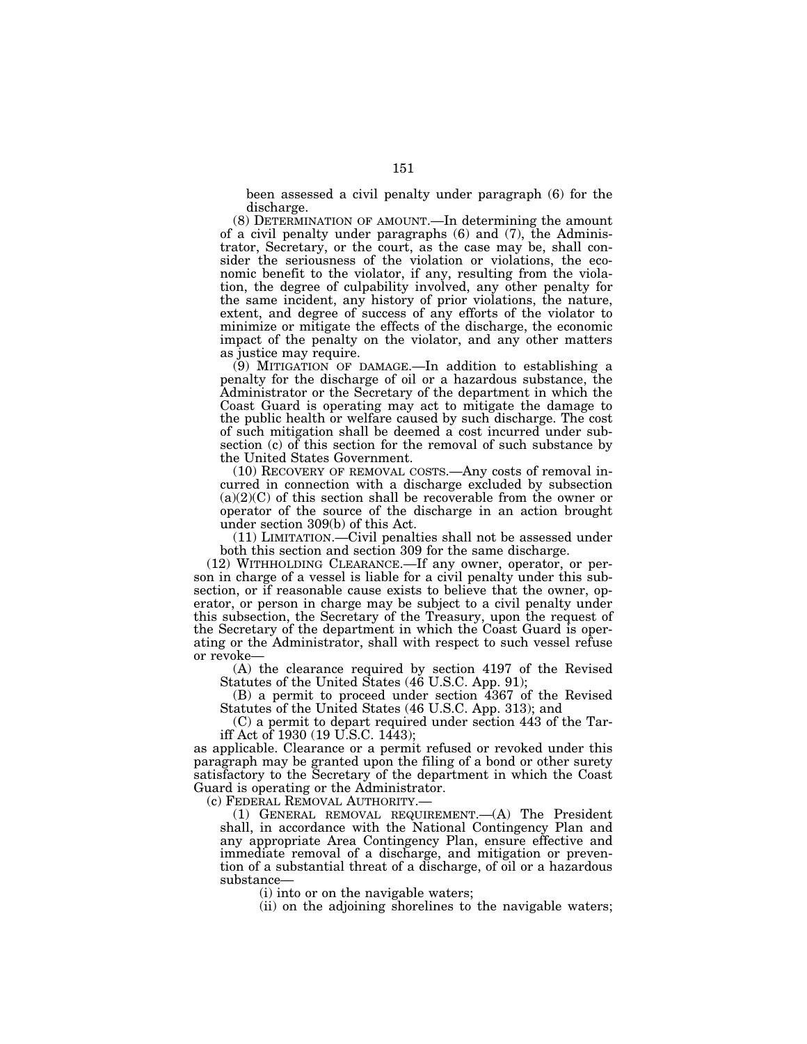been assessed a civil penalty under paragraph (6) for the discharge.

(8) DETERMINATION OF AMOUNT.—In determining the amount of a civil penalty under paragraphs (6) and (7), the Administrator, Secretary, or the court, as the case may be, shall consider the seriousness of the violation or violations, the economic benefit to the violator, if any, resulting from the violation, the degree of culpability involved, any other penalty for the same incident, any history of prior violations, the nature, extent, and degree of success of any efforts of the violator to minimize or mitigate the effects of the discharge, the economic impact of the penalty on the violator, and any other matters as justice may require.

(9) MITIGATION OF DAMAGE.—In addition to establishing a penalty for the discharge of oil or a hazardous substance, the Administrator or the Secretary of the department in which the Coast Guard is operating may act to mitigate the damage to the public health or welfare caused by such discharge. The cost of such mitigation shall be deemed a cost incurred under subsection (c) of this section for the removal of such substance by the United States Government.

(10) RECOVERY OF REMOVAL COSTS.—Any costs of removal incurred in connection with a discharge excluded by subsection (a)(2)(C) of this section shall be recoverable from the owner or operator of the source of the discharge in an action brought under section 309(b) of this Act.

(11) LIMITATION.—Civil penalties shall not be assessed under both this section and section 309 for the same discharge.

(12) WITHHOLDING CLEARANCE.—If any owner, operator, or person in charge of a vessel is liable for a civil penalty under this subsection, or if reasonable cause exists to believe that the owner, operator, or person in charge may be subject to a civil penalty under this subsection, the Secretary of the Treasury, upon the request of the Secretary of the department in which the Coast Guard is operating or the Administrator, shall with respect to such vessel refuse or revoke—

(A) the clearance required by section 4197 of the Revised Statutes of the United States (46 U.S.C. App. 91);

(B) a permit to proceed under section 4367 of the Revised Statutes of the United States (46 U.S.C. App. 313); and

(C) a permit to depart required under section 443 of the Tariff Act of 1930 (19 U.S.C. 1443);

as applicable. Clearance or a permit refused or revoked under this paragraph may be granted upon the filing of a bond or other surety satisfactory to the Secretary of the department in which the Coast Guard is operating or the Administrator.

(c) FEDERAL REMOVAL AUTHORITY.—

(1) GENERAL REMOVAL REQUIREMENT.—(A) The President shall, in accordance with the National Contingency Plan and any appropriate Area Contingency Plan, ensure effective and immediate removal of a discharge, and mitigation or prevention of a substantial threat of a discharge, of oil or a hazardous substance—

(i) into or on the navigable waters;

(ii) on the adjoining shorelines to the navigable waters;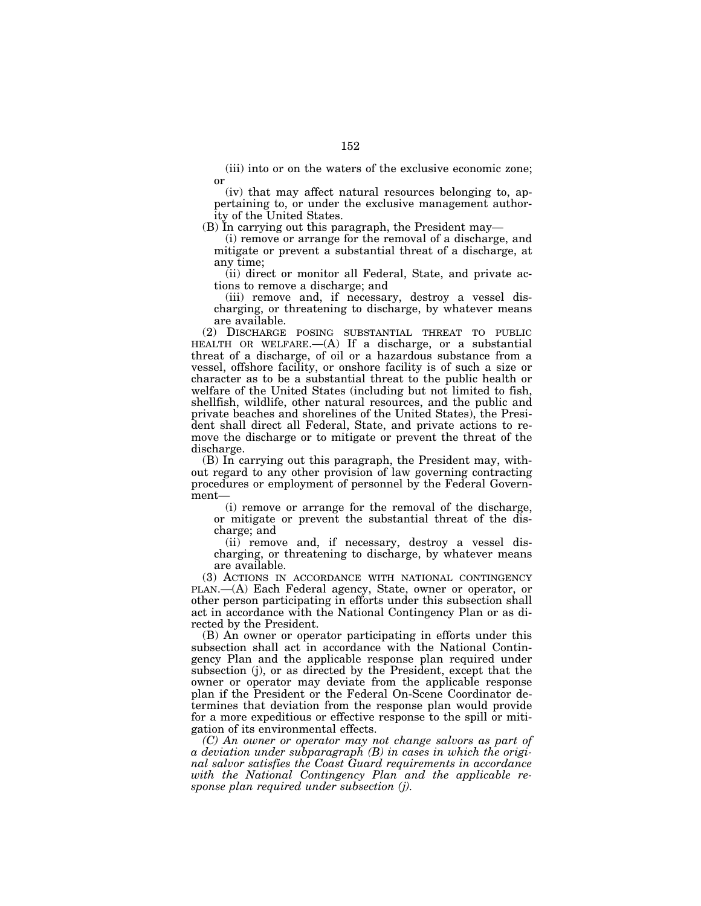(iii) into or on the waters of the exclusive economic zone; or

(iv) that may affect natural resources belonging to, appertaining to, or under the exclusive management authority of the United States.

(B) In carrying out this paragraph, the President may—

(i) remove or arrange for the removal of a discharge, and mitigate or prevent a substantial threat of a discharge, at any time;

(ii) direct or monitor all Federal, State, and private actions to remove a discharge; and

(iii) remove and, if necessary, destroy a vessel discharging, or threatening to discharge, by whatever means are available.

(2) DISCHARGE POSING SUBSTANTIAL THREAT TO PUBLIC HEALTH OR WELFARE.—(A) If a discharge, or a substantial threat of a discharge, of oil or a hazardous substance from a vessel, offshore facility, or onshore facility is of such a size or character as to be a substantial threat to the public health or welfare of the United States (including but not limited to fish, shellfish, wildlife, other natural resources, and the public and private beaches and shorelines of the United States), the President shall direct all Federal, State, and private actions to remove the discharge or to mitigate or prevent the threat of the discharge.

(B) In carrying out this paragraph, the President may, without regard to any other provision of law governing contracting procedures or employment of personnel by the Federal Government—

(i) remove or arrange for the removal of the discharge, or mitigate or prevent the substantial threat of the discharge; and

(ii) remove and, if necessary, destroy a vessel discharging, or threatening to discharge, by whatever means are available.

(3) ACTIONS IN ACCORDANCE WITH NATIONAL CONTINGENCY PLAN.—(A) Each Federal agency, State, owner or operator, or other person participating in efforts under this subsection shall act in accordance with the National Contingency Plan or as directed by the President.

(B) An owner or operator participating in efforts under this subsection shall act in accordance with the National Contingency Plan and the applicable response plan required under subsection (j), or as directed by the President, except that the owner or operator may deviate from the applicable response plan if the President or the Federal On-Scene Coordinator determines that deviation from the response plan would provide for a more expeditious or effective response to the spill or mitigation of its environmental effects.

*(C) An owner or operator may not change salvors as part of a deviation under subparagraph (B) in cases in which the original salvor satisfies the Coast Guard requirements in accordance with the National Contingency Plan and the applicable response plan required under subsection (j).*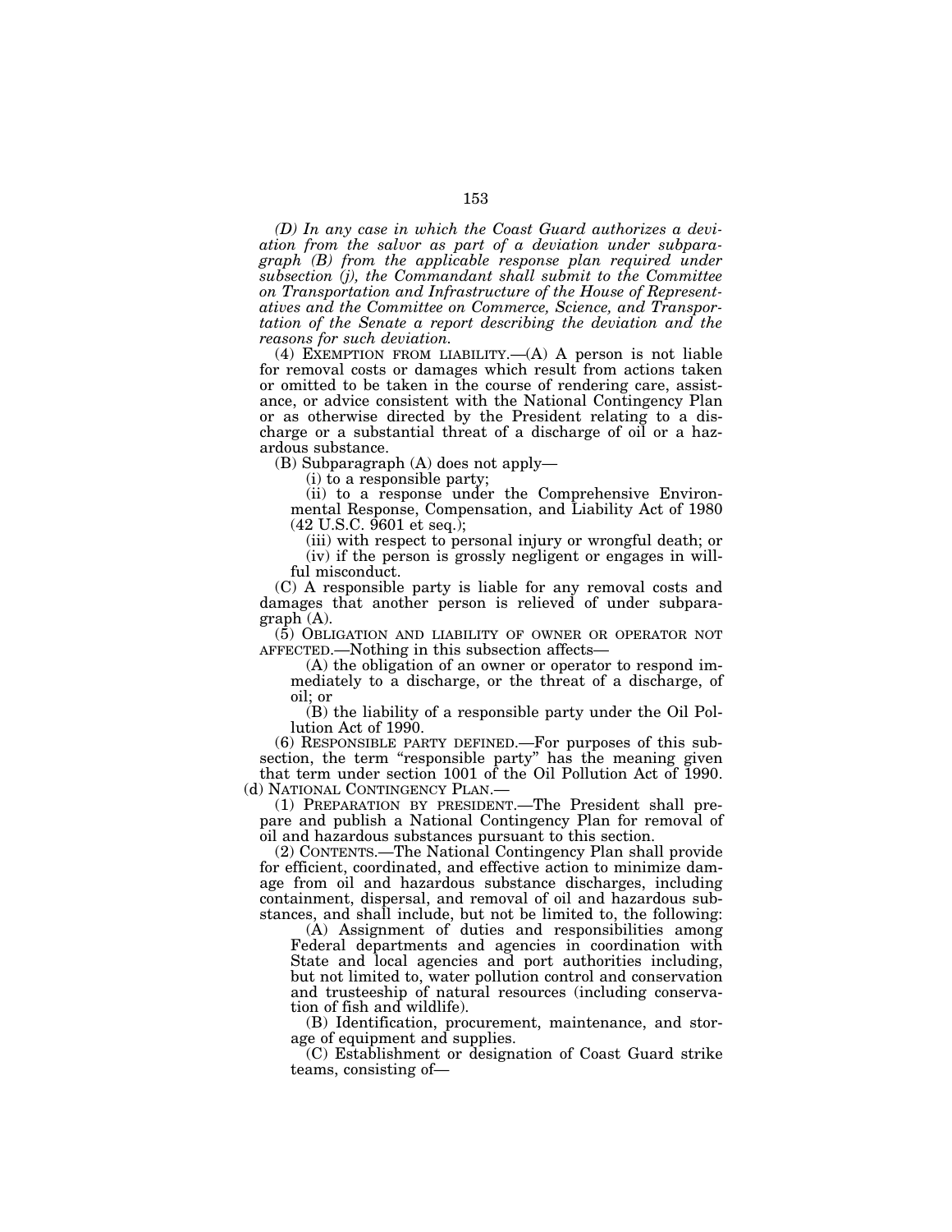*(D) In any case in which the Coast Guard authorizes a deviation from the salvor as part of a deviation under subparagraph (B) from the applicable response plan required under subsection (j), the Commandant shall submit to the Committee on Transportation and Infrastructure of the House of Representatives and the Committee on Commerce, Science, and Transportation of the Senate a report describing the deviation and the reasons for such deviation.*

(4) EXEMPTION FROM LIABILITY.—(A) A person is not liable for removal costs or damages which result from actions taken or omitted to be taken in the course of rendering care, assistance, or advice consistent with the National Contingency Plan or as otherwise directed by the President relating to a discharge or a substantial threat of a discharge of oil or a hazardous substance.

(B) Subparagraph (A) does not apply—

(i) to a responsible party;

(ii) to a response under the Comprehensive Environmental Response, Compensation, and Liability Act of 1980 (42 U.S.C. 9601 et seq.);

(iii) with respect to personal injury or wrongful death; or

(iv) if the person is grossly negligent or engages in willful misconduct.

(C) A responsible party is liable for any removal costs and damages that another person is relieved of under subparagraph (A).

(5) OBLIGATION AND LIABILITY OF OWNER OR OPERATOR NOT AFFECTED.—Nothing in this subsection affects—

(A) the obligation of an owner or operator to respond immediately to a discharge, or the threat of a discharge, of oil; or

(B) the liability of a responsible party under the Oil Pollution Act of 1990.

(6) RESPONSIBLE PARTY DEFINED.—For purposes of this subsection, the term "responsible party" has the meaning given that term under section 1001 of the Oil Pollution Act of 1990.

(d) NATIONAL CONTINGENCY PLAN.—

(1) PREPARATION BY PRESIDENT.—The President shall prepare and publish a National Contingency Plan for removal of oil and hazardous substances pursuant to this section.

(2) CONTENTS.—The National Contingency Plan shall provide for efficient, coordinated, and effective action to minimize damage from oil and hazardous substance discharges, including containment, dispersal, and removal of oil and hazardous substances, and shall include, but not be limited to, the following:

(A) Assignment of duties and responsibilities among Federal departments and agencies in coordination with State and local agencies and port authorities including, but not limited to, water pollution control and conservation and trusteeship of natural resources (including conservation of fish and wildlife).

(B) Identification, procurement, maintenance, and storage of equipment and supplies.

(C) Establishment or designation of Coast Guard strike teams, consisting of—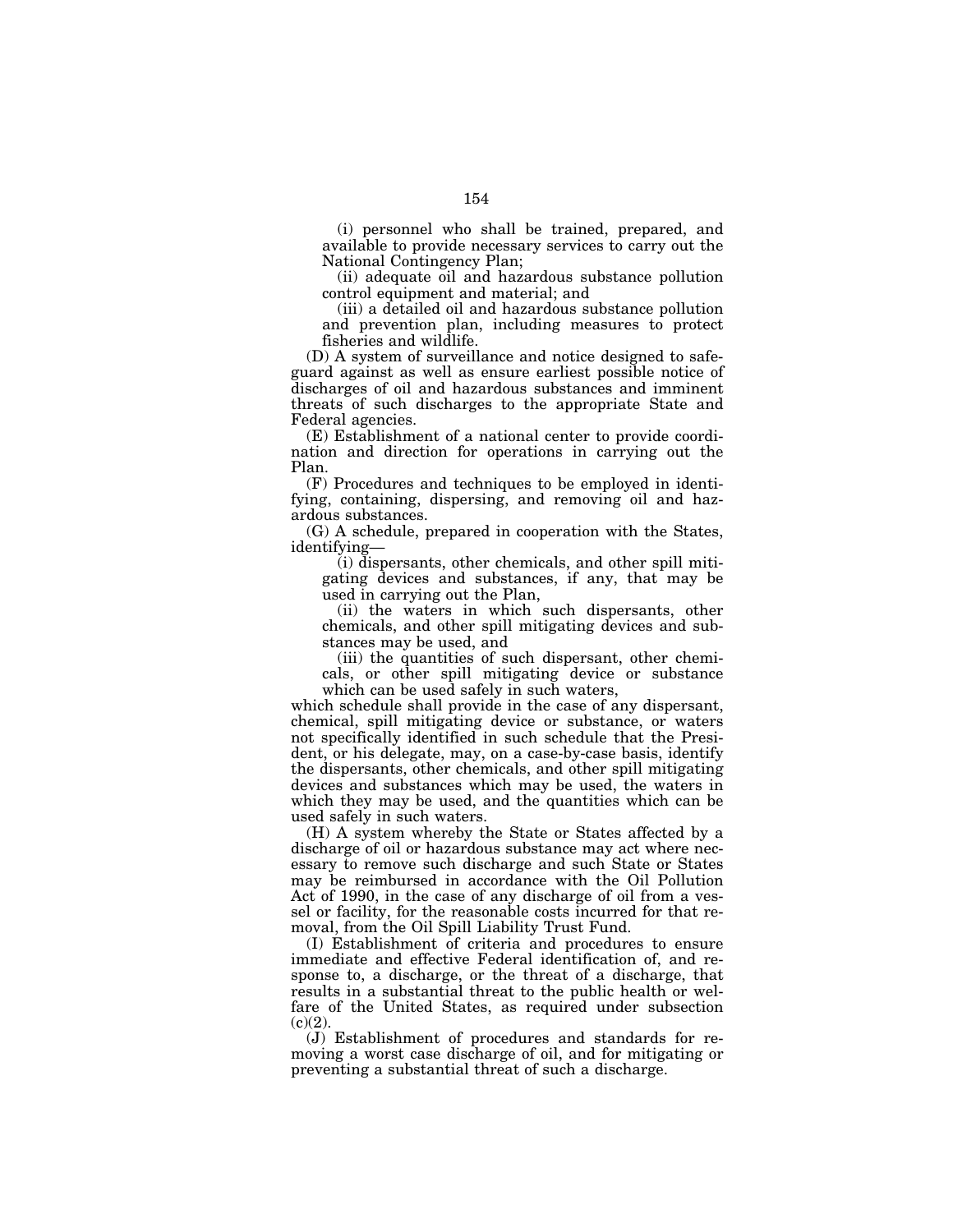(i) personnel who shall be trained, prepared, and available to provide necessary services to carry out the National Contingency Plan;

(ii) adequate oil and hazardous substance pollution control equipment and material; and

(iii) a detailed oil and hazardous substance pollution and prevention plan, including measures to protect fisheries and wildlife.

(D) A system of surveillance and notice designed to safeguard against as well as ensure earliest possible notice of discharges of oil and hazardous substances and imminent threats of such discharges to the appropriate State and Federal agencies.

(E) Establishment of a national center to provide coordination and direction for operations in carrying out the Plan.

(F) Procedures and techniques to be employed in identifying, containing, dispersing, and removing oil and hazardous substances.

(G) A schedule, prepared in cooperation with the States, identifying—

(i) dispersants, other chemicals, and other spill mitigating devices and substances, if any, that may be used in carrying out the Plan,

(ii) the waters in which such dispersants, other chemicals, and other spill mitigating devices and substances may be used, and

(iii) the quantities of such dispersant, other chemicals, or other spill mitigating device or substance which can be used safely in such waters,

which schedule shall provide in the case of any dispersant, chemical, spill mitigating device or substance, or waters not specifically identified in such schedule that the President, or his delegate, may, on a case-by-case basis, identify the dispersants, other chemicals, and other spill mitigating devices and substances which may be used, the waters in which they may be used, and the quantities which can be used safely in such waters.

(H) A system whereby the State or States affected by a discharge of oil or hazardous substance may act where necessary to remove such discharge and such State or States may be reimbursed in accordance with the Oil Pollution Act of 1990, in the case of any discharge of oil from a vessel or facility, for the reasonable costs incurred for that removal, from the Oil Spill Liability Trust Fund.

(I) Establishment of criteria and procedures to ensure immediate and effective Federal identification of, and response to, a discharge, or the threat of a discharge, that results in a substantial threat to the public health or welfare of the United States, as required under subsection (c)(2).

(J) Establishment of procedures and standards for removing a worst case discharge of oil, and for mitigating or preventing a substantial threat of such a discharge.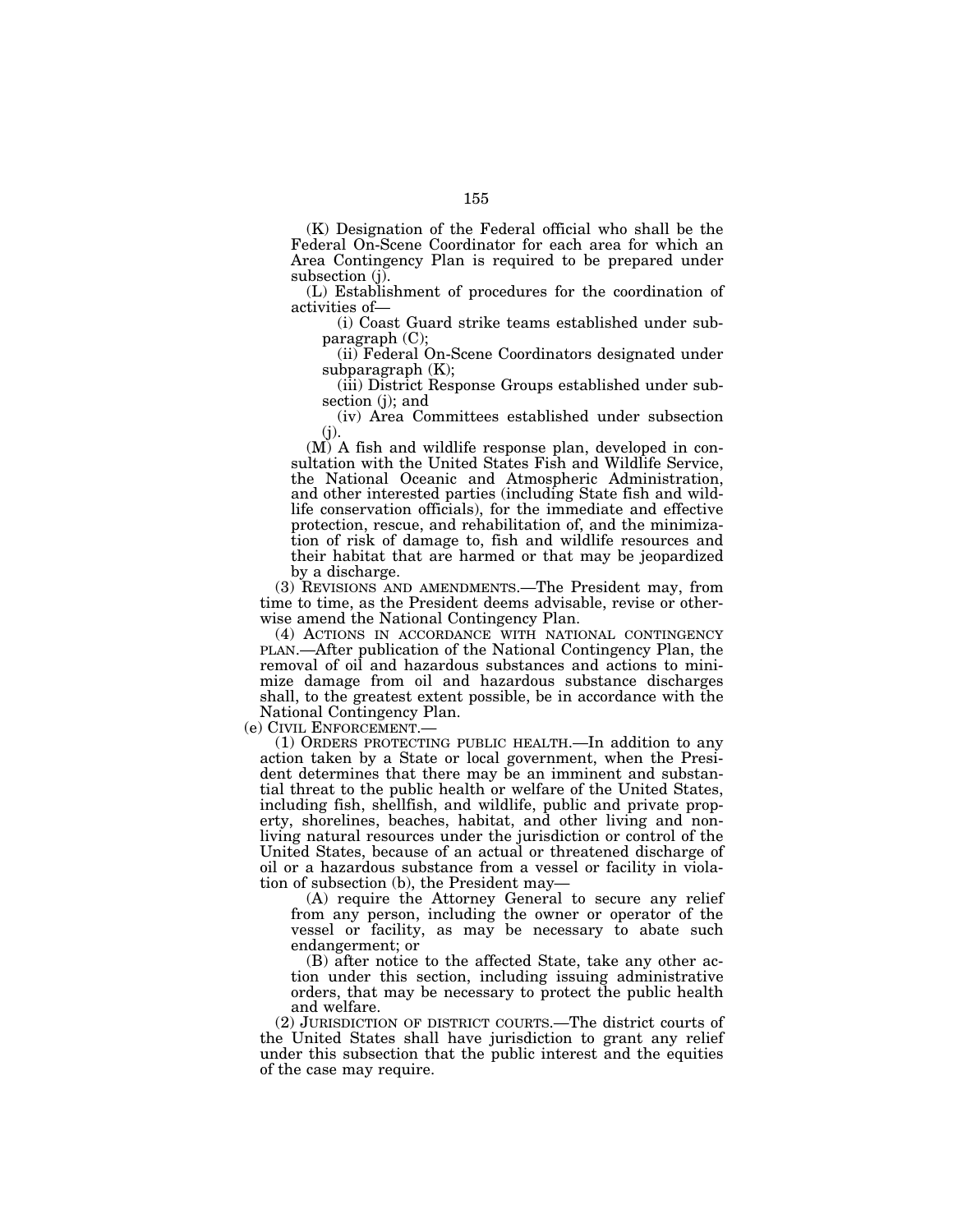(K) Designation of the Federal official who shall be the Federal On-Scene Coordinator for each area for which an Area Contingency Plan is required to be prepared under subsection (j).

(L) Establishment of procedures for the coordination of activities of—

(i) Coast Guard strike teams established under subparagraph (C);

(ii) Federal On-Scene Coordinators designated under subparagraph (K);

(iii) District Response Groups established under subsection (j); and

(iv) Area Committees established under subsection (j).

(M) A fish and wildlife response plan, developed in consultation with the United States Fish and Wildlife Service, the National Oceanic and Atmospheric Administration, and other interested parties (including State fish and wildlife conservation officials), for the immediate and effective protection, rescue, and rehabilitation of, and the minimization of risk of damage to, fish and wildlife resources and their habitat that are harmed or that may be jeopardized by a discharge.

(3) REVISIONS AND AMENDMENTS.—The President may, from time to time, as the President deems advisable, revise or otherwise amend the National Contingency Plan.

(4) ACTIONS IN ACCORDANCE WITH NATIONAL CONTINGENCY PLAN.—After publication of the National Contingency Plan, the removal of oil and hazardous substances and actions to minimize damage from oil and hazardous substance discharges shall, to the greatest extent possible, be in accordance with the National Contingency Plan.

(e) CIVIL ENFORCEMENT.—

(1) ORDERS PROTECTING PUBLIC HEALTH.—In addition to any action taken by a State or local government, when the President determines that there may be an imminent and substantial threat to the public health or welfare of the United States, including fish, shellfish, and wildlife, public and private property, shorelines, beaches, habitat, and other living and nonliving natural resources under the jurisdiction or control of the United States, because of an actual or threatened discharge of oil or a hazardous substance from a vessel or facility in violation of subsection (b), the President may—

(A) require the Attorney General to secure any relief from any person, including the owner or operator of the vessel or facility, as may be necessary to abate such endangerment; or

(B) after notice to the affected State, take any other action under this section, including issuing administrative orders, that may be necessary to protect the public health and welfare.

(2) JURISDICTION OF DISTRICT COURTS.—The district courts of the United States shall have jurisdiction to grant any relief under this subsection that the public interest and the equities of the case may require.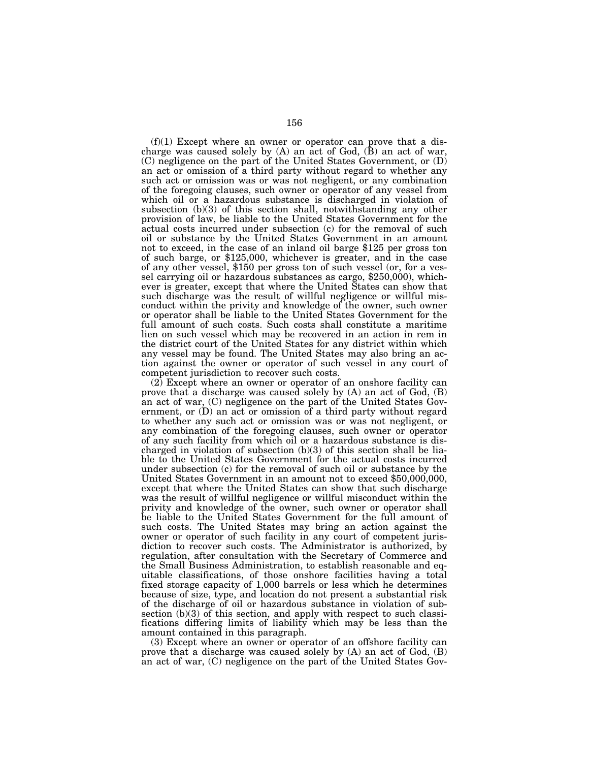(f)(1) Except where an owner or operator can prove that a discharge was caused solely by (A) an act of God, (B) an act of war, (C) negligence on the part of the United States Government, or (D) an act or omission of a third party without regard to whether any such act or omission was or was not negligent, or any combination of the foregoing clauses, such owner or operator of any vessel from which oil or a hazardous substance is discharged in violation of subsection (b)(3) of this section shall, notwithstanding any other provision of law, be liable to the United States Government for the actual costs incurred under subsection (c) for the removal of such oil or substance by the United States Government in an amount not to exceed, in the case of an inland oil barge $125 per gross ton of such barge, or $125,000, whichever is greater, and in the case of any other vessel, $150 per gross ton of such vessel (or, for a vessel carrying oil or hazardous substances as cargo, $250,000), whichever is greater, except that where the United States can show that such discharge was the result of willful negligence or willful misconduct within the privity and knowledge of the owner, such owner or operator shall be liable to the United States Government for the full amount of such costs. Such costs shall constitute a maritime lien on such vessel which may be recovered in an action in rem in the district court of the United States for any district within which any vessel may be found. The United States may also bring an action against the owner or operator of such vessel in any court of competent jurisdiction to recover such costs.

(2) Except where an owner or operator of an onshore facility can prove that a discharge was caused solely by (A) an act of God, (B) an act of war, (C) negligence on the part of the United States Government, or (D) an act or omission of a third party without regard to whether any such act or omission was or was not negligent, or any combination of the foregoing clauses, such owner or operator of any such facility from which oil or a hazardous substance is discharged in violation of subsection (b)(3) of this section shall be liable to the United States Government for the actual costs incurred under subsection (c) for the removal of such oil or substance by the United States Government in an amount not to exceed $50,000,000, except that where the United States can show that such discharge was the result of willful negligence or willful misconduct within the privity and knowledge of the owner, such owner or operator shall be liable to the United States Government for the full amount of such costs. The United States may bring an action against the owner or operator of such facility in any court of competent jurisdiction to recover such costs. The Administrator is authorized, by regulation, after consultation with the Secretary of Commerce and the Small Business Administration, to establish reasonable and equitable classifications, of those onshore facilities having a total fixed storage capacity of 1,000 barrels or less which he determines because of size, type, and location do not present a substantial risk of the discharge of oil or hazardous substance in violation of subsection (b)(3) of this section, and apply with respect to such classifications differing limits of liability which may be less than the amount contained in this paragraph.

(3) Except where an owner or operator of an offshore facility can prove that a discharge was caused solely by (A) an act of God, (B) an act of war, (C) negligence on the part of the United States Gov-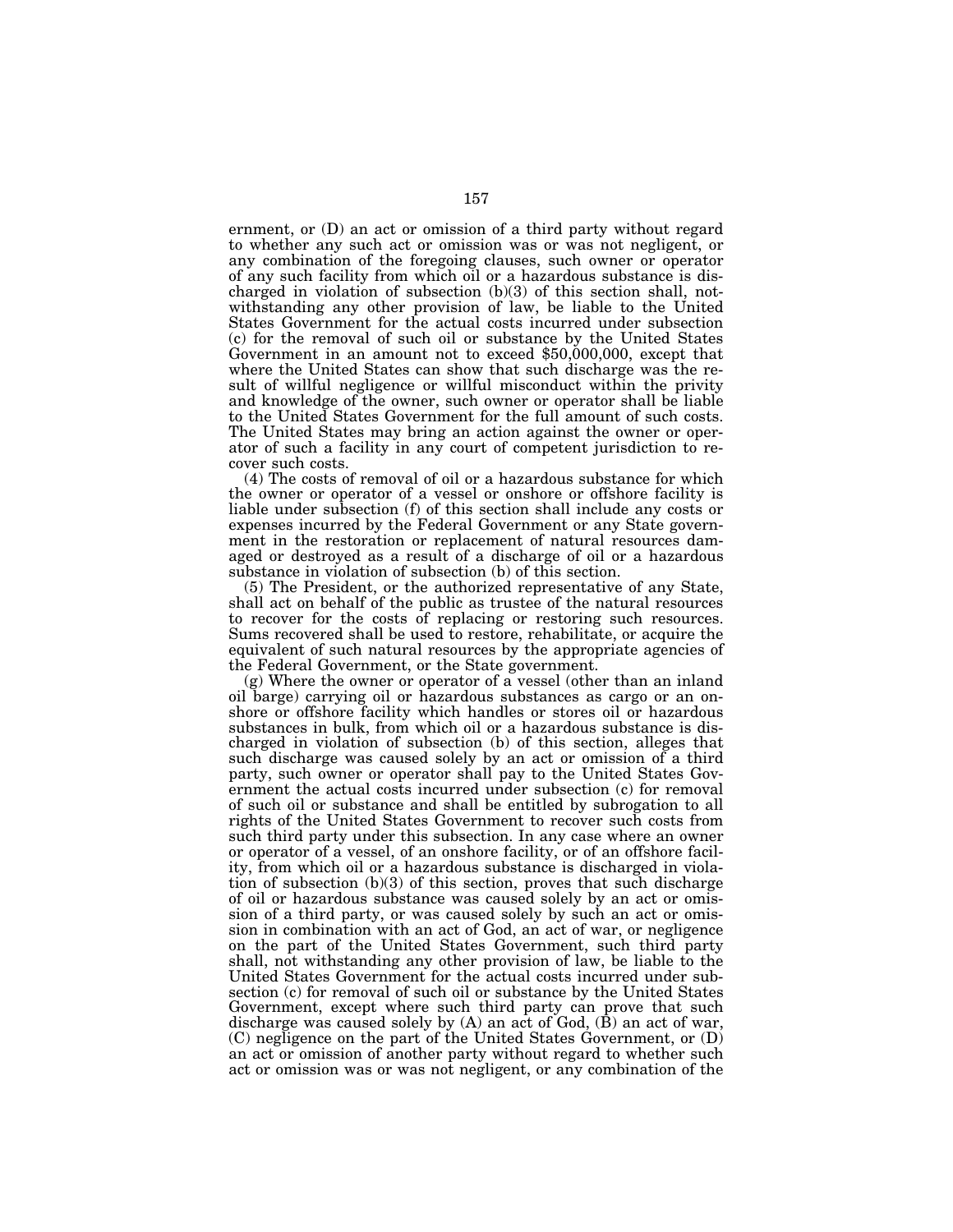ernment, or (D) an act or omission of a third party without regard to whether any such act or omission was or was not negligent, or any combination of the foregoing clauses, such owner or operator of any such facility from which oil or a hazardous substance is discharged in violation of subsection (b)(3) of this section shall, notwithstanding any other provision of law, be liable to the United States Government for the actual costs incurred under subsection (c) for the removal of such oil or substance by the United States Government in an amount not to exceed $50,000,000, except that where the United States can show that such discharge was the result of willful negligence or willful misconduct within the privity and knowledge of the owner, such owner or operator shall be liable to the United States Government for the full amount of such costs. The United States may bring an action against the owner or operator of such a facility in any court of competent jurisdiction to recover such costs.

(4) The costs of removal of oil or a hazardous substance for which the owner or operator of a vessel or onshore or offshore facility is liable under subsection (f) of this section shall include any costs or expenses incurred by the Federal Government or any State government in the restoration or replacement of natural resources damaged or destroyed as a result of a discharge of oil or a hazardous substance in violation of subsection (b) of this section.

(5) The President, or the authorized representative of any State, shall act on behalf of the public as trustee of the natural resources to recover for the costs of replacing or restoring such resources. Sums recovered shall be used to restore, rehabilitate, or acquire the equivalent of such natural resources by the appropriate agencies of the Federal Government, or the State government.

(g) Where the owner or operator of a vessel (other than an inland oil barge) carrying oil or hazardous substances as cargo or an onshore or offshore facility which handles or stores oil or hazardous substances in bulk, from which oil or a hazardous substance is discharged in violation of subsection (b) of this section, alleges that such discharge was caused solely by an act or omission of a third party, such owner or operator shall pay to the United States Government the actual costs incurred under subsection (c) for removal of such oil or substance and shall be entitled by subrogation to all rights of the United States Government to recover such costs from such third party under this subsection. In any case where an owner or operator of a vessel, of an onshore facility, or of an offshore facility, from which oil or a hazardous substance is discharged in violation of subsection (b)(3) of this section, proves that such discharge of oil or hazardous substance was caused solely by an act or omission of a third party, or was caused solely by such an act or omission in combination with an act of God, an act of war, or negligence on the part of the United States Government, such third party shall, not withstanding any other provision of law, be liable to the United States Government for the actual costs incurred under subsection (c) for removal of such oil or substance by the United States Government, except where such third party can prove that such discharge was caused solely by (A) an act of God, (B) an act of war, (C) negligence on the part of the United States Government, or (D) an act or omission of another party without regard to whether such act or omission was or was not negligent, or any combination of the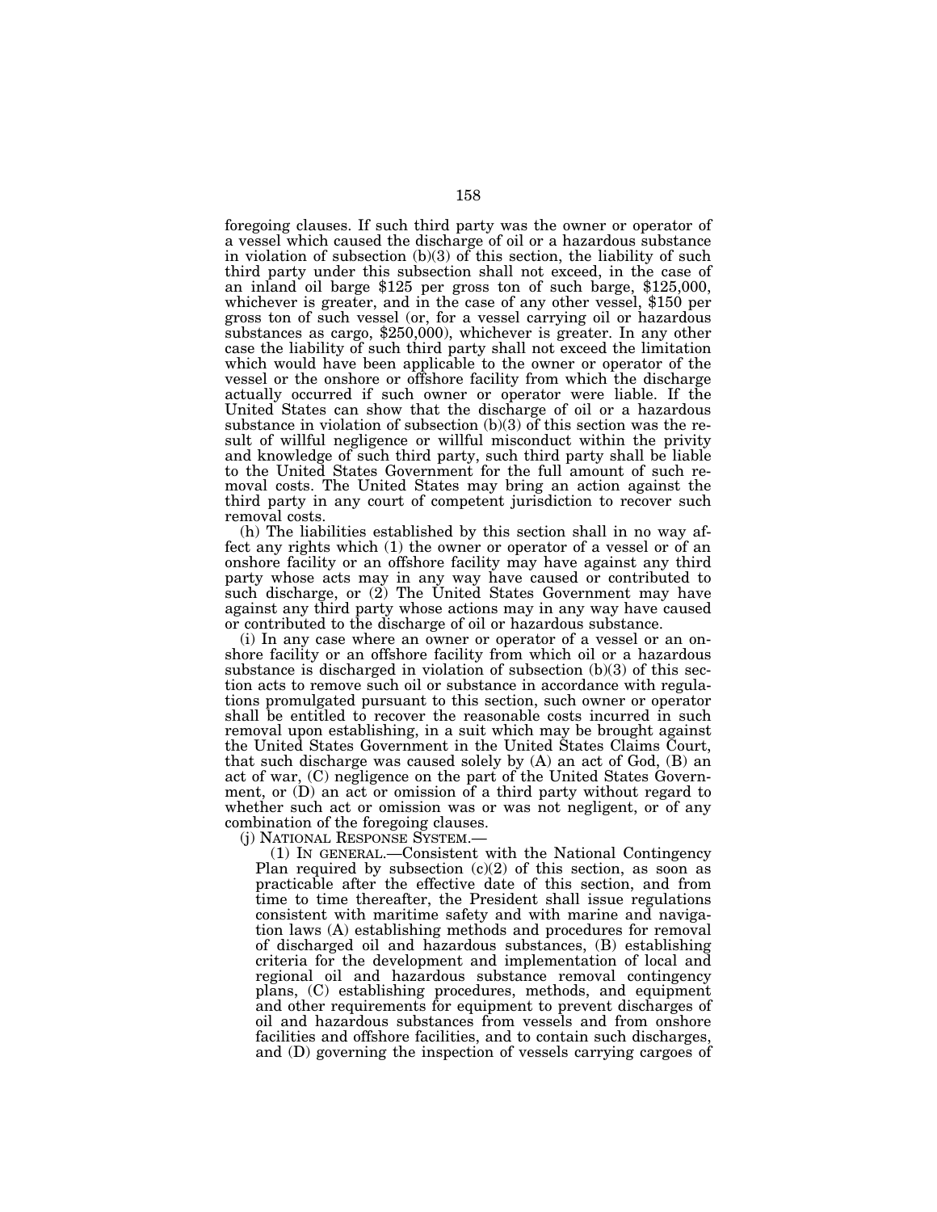foregoing clauses. If such third party was the owner or operator of a vessel which caused the discharge of oil or a hazardous substance in violation of subsection (b)(3) of this section, the liability of such third party under this subsection shall not exceed, in the case of an inland oil barge $125 per gross ton of such barge, $125,000, whichever is greater, and in the case of any other vessel, $150 per gross ton of such vessel (or, for a vessel carrying oil or hazardous substances as cargo, $250,000), whichever is greater. In any other case the liability of such third party shall not exceed the limitation which would have been applicable to the owner or operator of the vessel or the onshore or offshore facility from which the discharge actually occurred if such owner or operator were liable. If the United States can show that the discharge of oil or a hazardous substance in violation of subsection (b)(3) of this section was the result of willful negligence or willful misconduct within the privity and knowledge of such third party, such third party shall be liable to the United States Government for the full amount of such removal costs. The United States may bring an action against the third party in any court of competent jurisdiction to recover such removal costs.

(h) The liabilities established by this section shall in no way affect any rights which (1) the owner or operator of a vessel or of an onshore facility or an offshore facility may have against any third party whose acts may in any way have caused or contributed to such discharge, or (2) The United States Government may have against any third party whose actions may in any way have caused or contributed to the discharge of oil or hazardous substance.

(i) In any case where an owner or operator of a vessel or an onshore facility or an offshore facility from which oil or a hazardous substance is discharged in violation of subsection (b)(3) of this section acts to remove such oil or substance in accordance with regulations promulgated pursuant to this section, such owner or operator shall be entitled to recover the reasonable costs incurred in such removal upon establishing, in a suit which may be brought against the United States Government in the United States Claims Court, that such discharge was caused solely by (A) an act of God, (B) an act of war, (C) negligence on the part of the United States Government, or (D) an act or omission of a third party without regard to whether such act or omission was or was not negligent, or of any combination of the foregoing clauses.

(j) NATIONAL RESPONSE SYSTEM.—

(1) IN GENERAL.—Consistent with the National Contingency Plan required by subsection (c)(2) of this section, as soon as practicable after the effective date of this section, and from time to time thereafter, the President shall issue regulations consistent with maritime safety and with marine and navigation laws (A) establishing methods and procedures for removal of discharged oil and hazardous substances, (B) establishing criteria for the development and implementation of local and regional oil and hazardous substance removal contingency plans, (C) establishing procedures, methods, and equipment and other requirements for equipment to prevent discharges of oil and hazardous substances from vessels and from onshore facilities and offshore facilities, and to contain such discharges, and (D) governing the inspection of vessels carrying cargoes of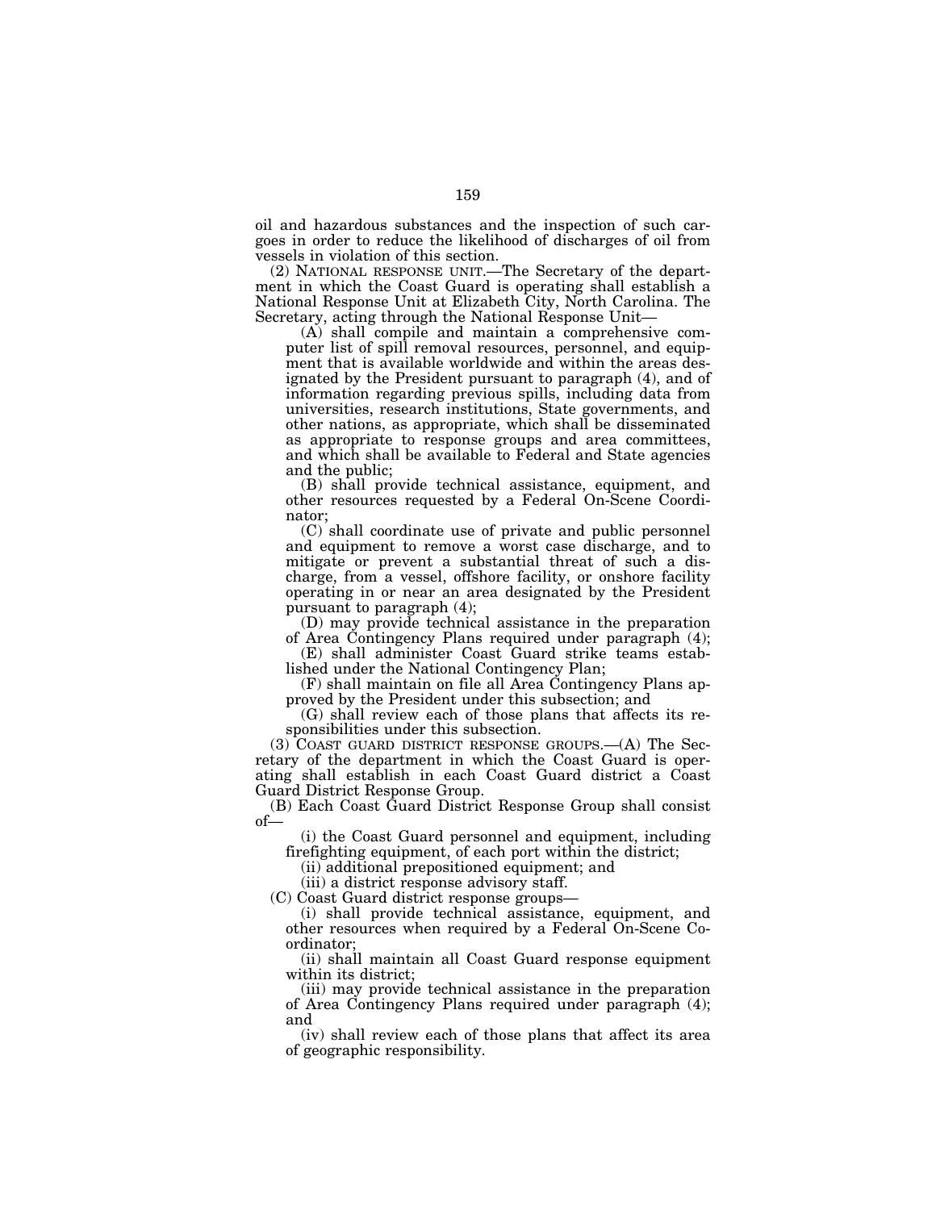oil and hazardous substances and the inspection of such cargoes in order to reduce the likelihood of discharges of oil from vessels in violation of this section.

(2) NATIONAL RESPONSE UNIT.—The Secretary of the department in which the Coast Guard is operating shall establish a National Response Unit at Elizabeth City, North Carolina. The Secretary, acting through the National Response Unit—

(A) shall compile and maintain a comprehensive computer list of spill removal resources, personnel, and equipment that is available worldwide and within the areas designated by the President pursuant to paragraph (4), and of information regarding previous spills, including data from universities, research institutions, State governments, and other nations, as appropriate, which shall be disseminated as appropriate to response groups and area committees, and which shall be available to Federal and State agencies and the public;

(B) shall provide technical assistance, equipment, and other resources requested by a Federal On-Scene Coordinator;

(C) shall coordinate use of private and public personnel and equipment to remove a worst case discharge, and to mitigate or prevent a substantial threat of such a discharge, from a vessel, offshore facility, or onshore facility operating in or near an area designated by the President pursuant to paragraph (4);

(D) may provide technical assistance in the preparation of Area Contingency Plans required under paragraph (4);

(E) shall administer Coast Guard strike teams established under the National Contingency Plan;

(F) shall maintain on file all Area Contingency Plans approved by the President under this subsection; and

(G) shall review each of those plans that affects its responsibilities under this subsection.

(3) COAST GUARD DISTRICT RESPONSE GROUPS.—(A) The Secretary of the department in which the Coast Guard is operating shall establish in each Coast Guard district a Coast Guard District Response Group.

(B) Each Coast Guard District Response Group shall consist of—

(i) the Coast Guard personnel and equipment, including firefighting equipment, of each port within the district;

(ii) additional prepositioned equipment; and

(iii) a district response advisory staff.

(C) Coast Guard district response groups—

(i) shall provide technical assistance, equipment, and other resources when required by a Federal On-Scene Coordinator;

(ii) shall maintain all Coast Guard response equipment within its district;

(iii) may provide technical assistance in the preparation of Area Contingency Plans required under paragraph (4); and

(iv) shall review each of those plans that affect its area of geographic responsibility.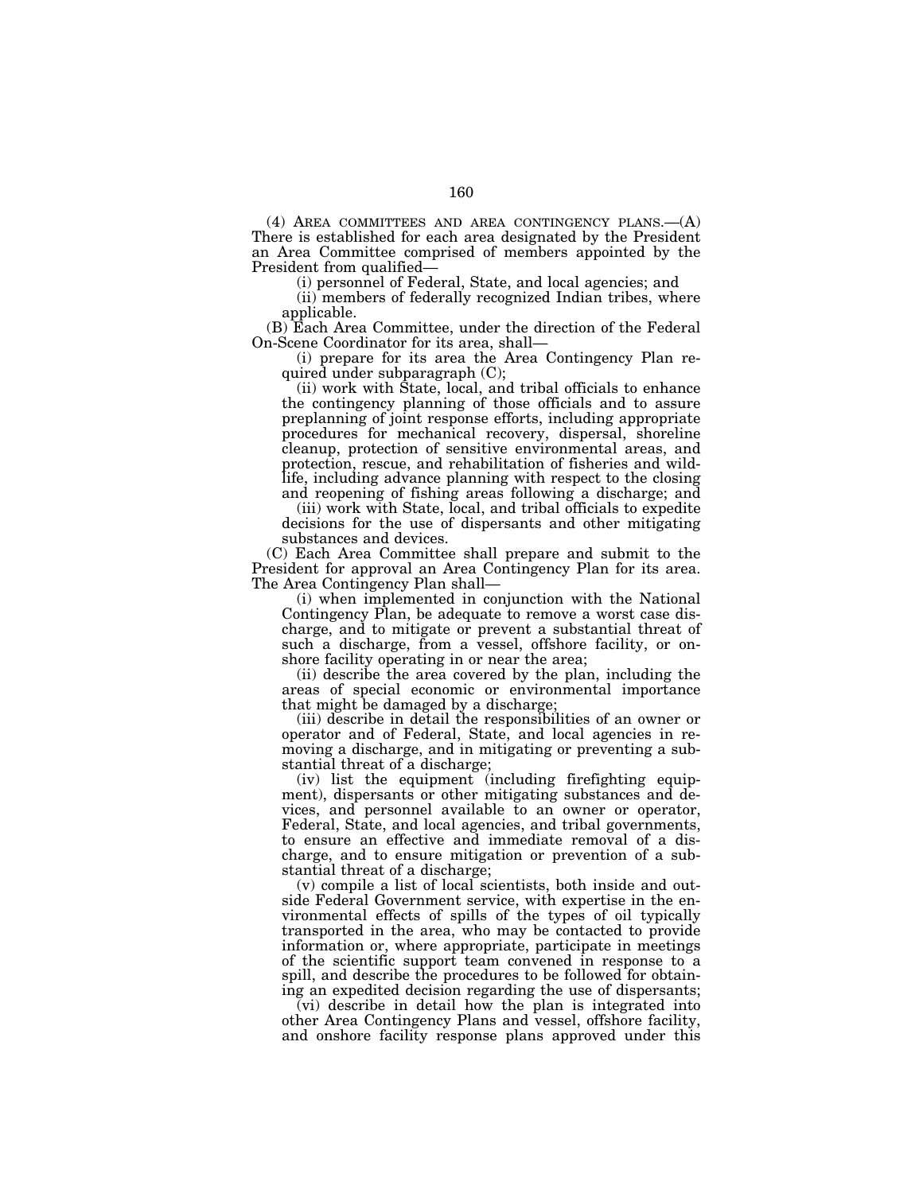(4) AREA COMMITTEES AND AREA CONTINGENCY PLANS.—(A) There is established for each area designated by the President an Area Committee comprised of members appointed by the President from qualified—

(i) personnel of Federal, State, and local agencies; and

(ii) members of federally recognized Indian tribes, where applicable.

(B) Each Area Committee, under the direction of the Federal On-Scene Coordinator for its area, shall—

(i) prepare for its area the Area Contingency Plan required under subparagraph (C);

(ii) work with State, local, and tribal officials to enhance the contingency planning of those officials and to assure preplanning of joint response efforts, including appropriate procedures for mechanical recovery, dispersal, shoreline cleanup, protection of sensitive environmental areas, and protection, rescue, and rehabilitation of fisheries and wildlife, including advance planning with respect to the closing and reopening of fishing areas following a discharge; and

(iii) work with State, local, and tribal officials to expedite decisions for the use of dispersants and other mitigating substances and devices.

(C) Each Area Committee shall prepare and submit to the President for approval an Area Contingency Plan for its area. The Area Contingency Plan shall—

(i) when implemented in conjunction with the National Contingency Plan, be adequate to remove a worst case discharge, and to mitigate or prevent a substantial threat of such a discharge, from a vessel, offshore facility, or onshore facility operating in or near the area;

(ii) describe the area covered by the plan, including the areas of special economic or environmental importance that might be damaged by a discharge;

(iii) describe in detail the responsibilities of an owner or operator and of Federal, State, and local agencies in removing a discharge, and in mitigating or preventing a substantial threat of a discharge;

(iv) list the equipment (including firefighting equipment), dispersants or other mitigating substances and devices, and personnel available to an owner or operator, Federal, State, and local agencies, and tribal governments, to ensure an effective and immediate removal of a discharge, and to ensure mitigation or prevention of a substantial threat of a discharge;

(v) compile a list of local scientists, both inside and outside Federal Government service, with expertise in the environmental effects of spills of the types of oil typically transported in the area, who may be contacted to provide information or, where appropriate, participate in meetings of the scientific support team convened in response to a spill, and describe the procedures to be followed for obtaining an expedited decision regarding the use of dispersants;

(vi) describe in detail how the plan is integrated into other Area Contingency Plans and vessel, offshore facility, and onshore facility response plans approved under this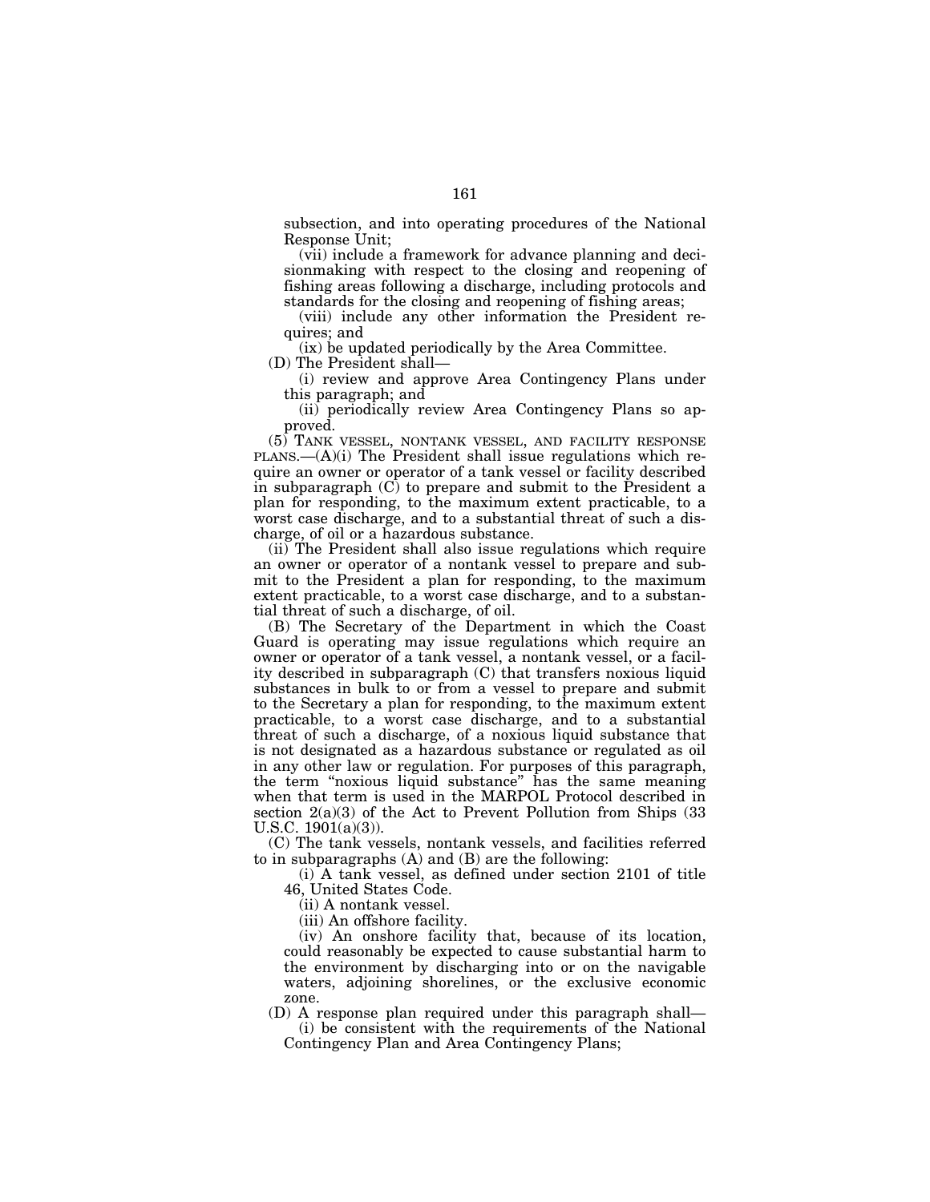subsection, and into operating procedures of the National Response Unit;

(vii) include a framework for advance planning and decisionmaking with respect to the closing and reopening of fishing areas following a discharge, including protocols and standards for the closing and reopening of fishing areas;

(viii) include any other information the President requires; and

(ix) be updated periodically by the Area Committee.

(D) The President shall—

(i) review and approve Area Contingency Plans under this paragraph; and

(ii) periodically review Area Contingency Plans so approved.

(5) TANK VESSEL, NONTANK VESSEL, AND FACILITY RESPONSE PLANS.—(A)(i) The President shall issue regulations which require an owner or operator of a tank vessel or facility described in subparagraph (C) to prepare and submit to the President a plan for responding, to the maximum extent practicable, to a worst case discharge, and to a substantial threat of such a discharge, of oil or a hazardous substance.

(ii) The President shall also issue regulations which require an owner or operator of a nontank vessel to prepare and submit to the President a plan for responding, to the maximum extent practicable, to a worst case discharge, and to a substantial threat of such a discharge, of oil.

(B) The Secretary of the Department in which the Coast Guard is operating may issue regulations which require an owner or operator of a tank vessel, a nontank vessel, or a facility described in subparagraph (C) that transfers noxious liquid substances in bulk to or from a vessel to prepare and submit to the Secretary a plan for responding, to the maximum extent practicable, to a worst case discharge, and to a substantial threat of such a discharge, of a noxious liquid substance that is not designated as a hazardous substance or regulated as oil in any other law or regulation. For purposes of this paragraph, the term "noxious liquid substance" has the same meaning when that term is used in the MARPOL Protocol described in section 2(a)(3) of the Act to Prevent Pollution from Ships (33 U.S.C. 1901(a)(3)).

(C) The tank vessels, nontank vessels, and facilities referred to in subparagraphs (A) and (B) are the following:

(i) A tank vessel, as defined under section 2101 of title 46, United States Code.

(ii) A nontank vessel.

(iii) An offshore facility.

(iv) An onshore facility that, because of its location, could reasonably be expected to cause substantial harm to the environment by discharging into or on the navigable waters, adjoining shorelines, or the exclusive economic zone.

(D) A response plan required under this paragraph shall—

(i) be consistent with the requirements of the National Contingency Plan and Area Contingency Plans;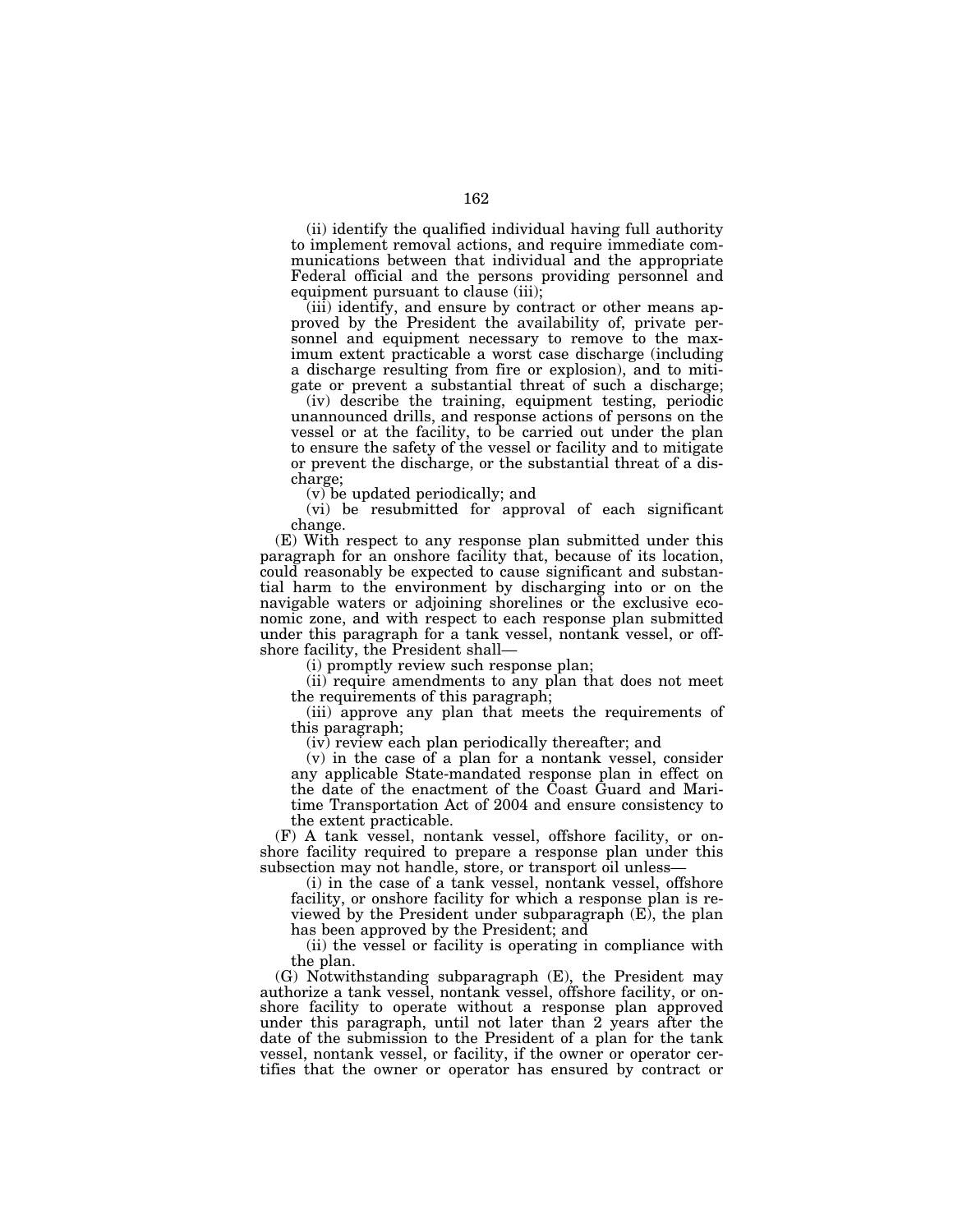(ii) identify the qualified individual having full authority to implement removal actions, and require immediate communications between that individual and the appropriate Federal official and the persons providing personnel and equipment pursuant to clause (iii);

(iii) identify, and ensure by contract or other means approved by the President the availability of, private personnel and equipment necessary to remove to the maximum extent practicable a worst case discharge (including a discharge resulting from fire or explosion), and to mitigate or prevent a substantial threat of such a discharge;

(iv) describe the training, equipment testing, periodic unannounced drills, and response actions of persons on the vessel or at the facility, to be carried out under the plan to ensure the safety of the vessel or facility and to mitigate or prevent the discharge, or the substantial threat of a discharge;

(v) be updated periodically; and

(vi) be resubmitted for approval of each significant change.

(E) With respect to any response plan submitted under this paragraph for an onshore facility that, because of its location, could reasonably be expected to cause significant and substantial harm to the environment by discharging into or on the navigable waters or adjoining shorelines or the exclusive economic zone, and with respect to each response plan submitted under this paragraph for a tank vessel, nontank vessel, or offshore facility, the President shall—

(i) promptly review such response plan;

(ii) require amendments to any plan that does not meet the requirements of this paragraph;

(iii) approve any plan that meets the requirements of this paragraph;

(iv) review each plan periodically thereafter; and

(v) in the case of a plan for a nontank vessel, consider any applicable State-mandated response plan in effect on the date of the enactment of the Coast Guard and Maritime Transportation Act of 2004 and ensure consistency to the extent practicable.

(F) A tank vessel, nontank vessel, offshore facility, or onshore facility required to prepare a response plan under this subsection may not handle, store, or transport oil unless—

(i) in the case of a tank vessel, nontank vessel, offshore facility, or onshore facility for which a response plan is reviewed by the President under subparagraph (E), the plan has been approved by the President; and

(ii) the vessel or facility is operating in compliance with the plan.

(G) Notwithstanding subparagraph (E), the President may authorize a tank vessel, nontank vessel, offshore facility, or onshore facility to operate without a response plan approved under this paragraph, until not later than 2 years after the date of the submission to the President of a plan for the tank vessel, nontank vessel, or facility, if the owner or operator certifies that the owner or operator has ensured by contract or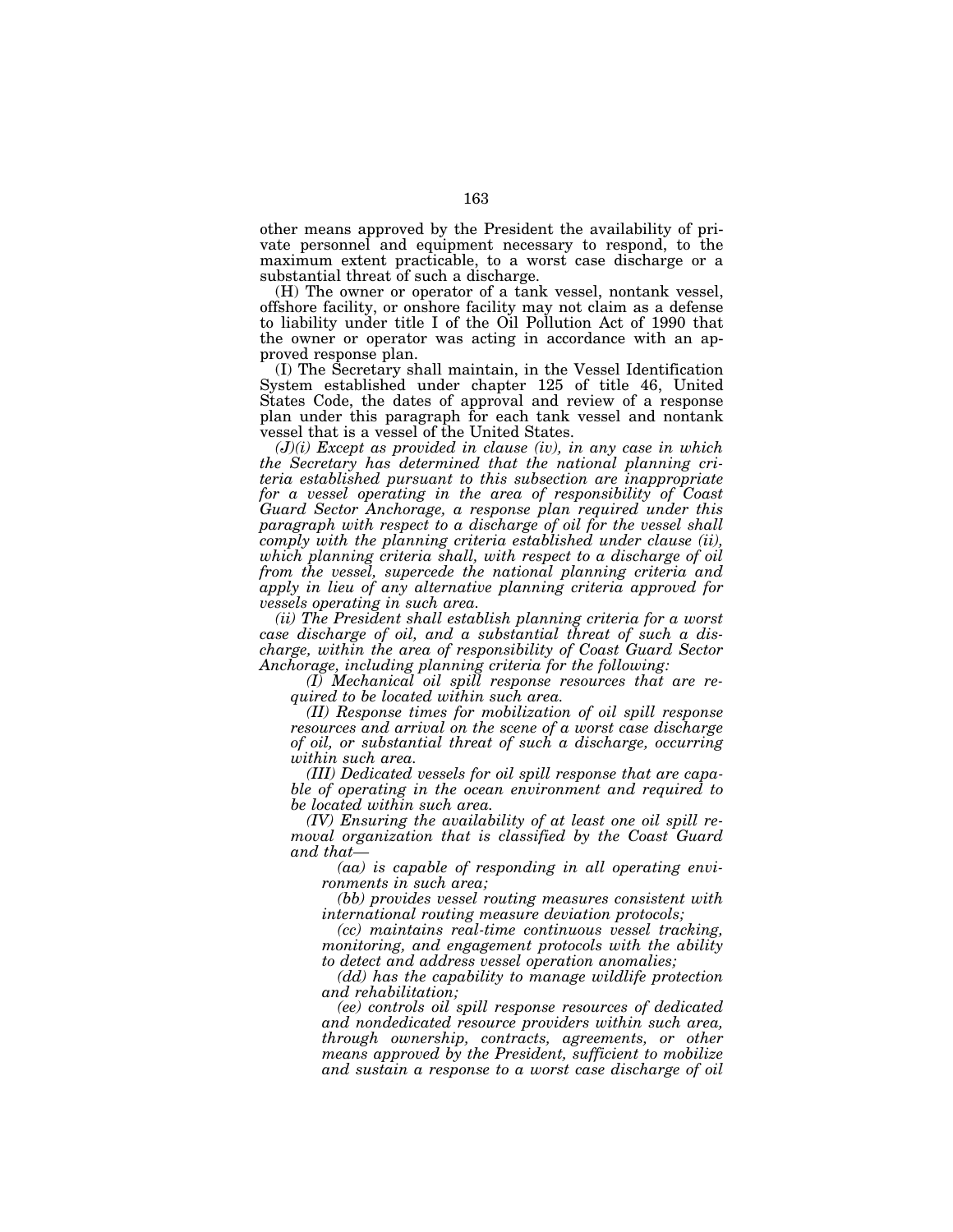other means approved by the President the availability of private personnel and equipment necessary to respond, to the maximum extent practicable, to a worst case discharge or a substantial threat of such a discharge.

(H) The owner or operator of a tank vessel, nontank vessel, offshore facility, or onshore facility may not claim as a defense to liability under title I of the Oil Pollution Act of 1990 that the owner or operator was acting in accordance with an approved response plan.

(I) The Secretary shall maintain, in the Vessel Identification System established under chapter 125 of title 46, United States Code, the dates of approval and review of a response plan under this paragraph for each tank vessel and nontank vessel that is a vessel of the United States.

*(J)(i) Except as provided in clause (iv), in any case in which the Secretary has determined that the national planning criteria established pursuant to this subsection are inappropriate for a vessel operating in the area of responsibility of Coast Guard Sector Anchorage, a response plan required under this paragraph with respect to a discharge of oil for the vessel shall comply with the planning criteria established under clause (ii), which planning criteria shall, with respect to a discharge of oil from the vessel, supercede the national planning criteria and apply in lieu of any alternative planning criteria approved for vessels operating in such area.*

*(ii) The President shall establish planning criteria for a worst case discharge of oil, and a substantial threat of such a discharge, within the area of responsibility of Coast Guard Sector Anchorage, including planning criteria for the following:*

*(I) Mechanical oil spill response resources that are required to be located within such area.*

*(II) Response times for mobilization of oil spill response resources and arrival on the scene of a worst case discharge of oil, or substantial threat of such a discharge, occurring within such area.*

*(III) Dedicated vessels for oil spill response that are capable of operating in the ocean environment and required to be located within such area.*

*(IV) Ensuring the availability of at least one oil spill removal organization that is classified by the Coast Guard and that—*

*(aa) is capable of responding in all operating environments in such area;*

*(bb) provides vessel routing measures consistent with international routing measure deviation protocols;*

*(cc) maintains real-time continuous vessel tracking, monitoring, and engagement protocols with the ability to detect and address vessel operation anomalies;*

*(dd) has the capability to manage wildlife protection and rehabilitation;*

*(ee) controls oil spill response resources of dedicated and nondedicated resource providers within such area, through ownership, contracts, agreements, or other means approved by the President, sufficient to mobilize and sustain a response to a worst case discharge of oil*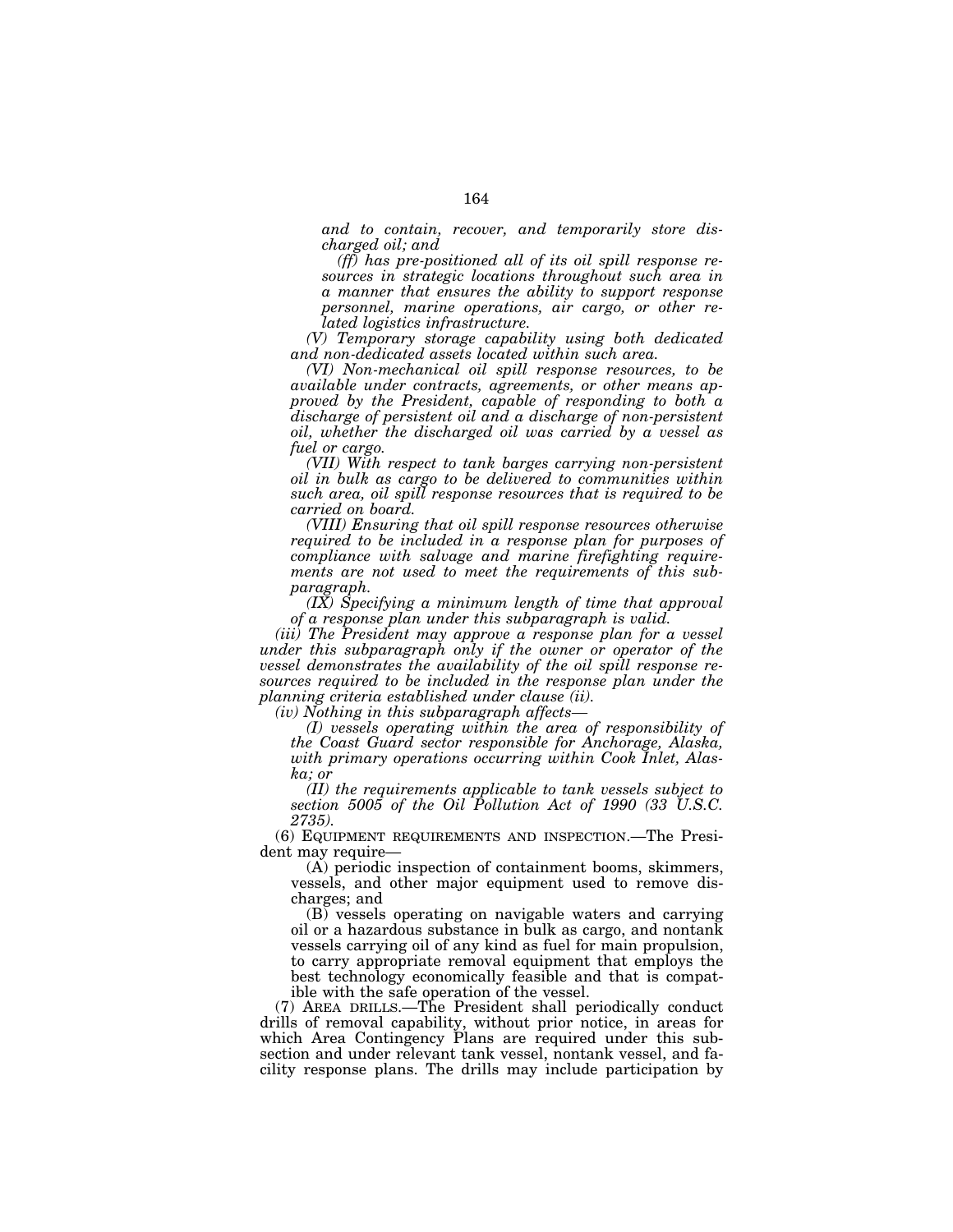*and to contain, recover, and temporarily store discharged oil; and*

*(ff) has pre-positioned all of its oil spill response resources in strategic locations throughout such area in a manner that ensures the ability to support response personnel, marine operations, air cargo, or other related logistics infrastructure.*

*(V) Temporary storage capability using both dedicated and non-dedicated assets located within such area.*

*(VI) Non-mechanical oil spill response resources, to be available under contracts, agreements, or other means approved by the President, capable of responding to both a discharge of persistent oil and a discharge of non-persistent oil, whether the discharged oil was carried by a vessel as fuel or cargo.*

*(VII) With respect to tank barges carrying non-persistent oil in bulk as cargo to be delivered to communities within such area, oil spill response resources that is required to be carried on board.*

*(VIII) Ensuring that oil spill response resources otherwise required to be included in a response plan for purposes of compliance with salvage and marine firefighting requirements are not used to meet the requirements of this subparagraph.*

*(IX) Specifying a minimum length of time that approval of a response plan under this subparagraph is valid.*

*(iii) The President may approve a response plan for a vessel under this subparagraph only if the owner or operator of the vessel demonstrates the availability of the oil spill response resources required to be included in the response plan under the planning criteria established under clause (ii).*

*(iv) Nothing in this subparagraph affects—*

*(I) vessels operating within the area of responsibility of the Coast Guard sector responsible for Anchorage, Alaska, with primary operations occurring within Cook Inlet, Alaska; or*

*(II) the requirements applicable to tank vessels subject to section 5005 of the Oil Pollution Act of 1990 (33 U.S.C. 2735).*

(6) EQUIPMENT REQUIREMENTS AND INSPECTION.—The President may require—

(A) periodic inspection of containment booms, skimmers, vessels, and other major equipment used to remove discharges; and

(B) vessels operating on navigable waters and carrying oil or a hazardous substance in bulk as cargo, and nontank vessels carrying oil of any kind as fuel for main propulsion, to carry appropriate removal equipment that employs the best technology economically feasible and that is compatible with the safe operation of the vessel.

(7) AREA DRILLS.—The President shall periodically conduct drills of removal capability, without prior notice, in areas for which Area Contingency Plans are required under this subsection and under relevant tank vessel, nontank vessel, and facility response plans. The drills may include participation by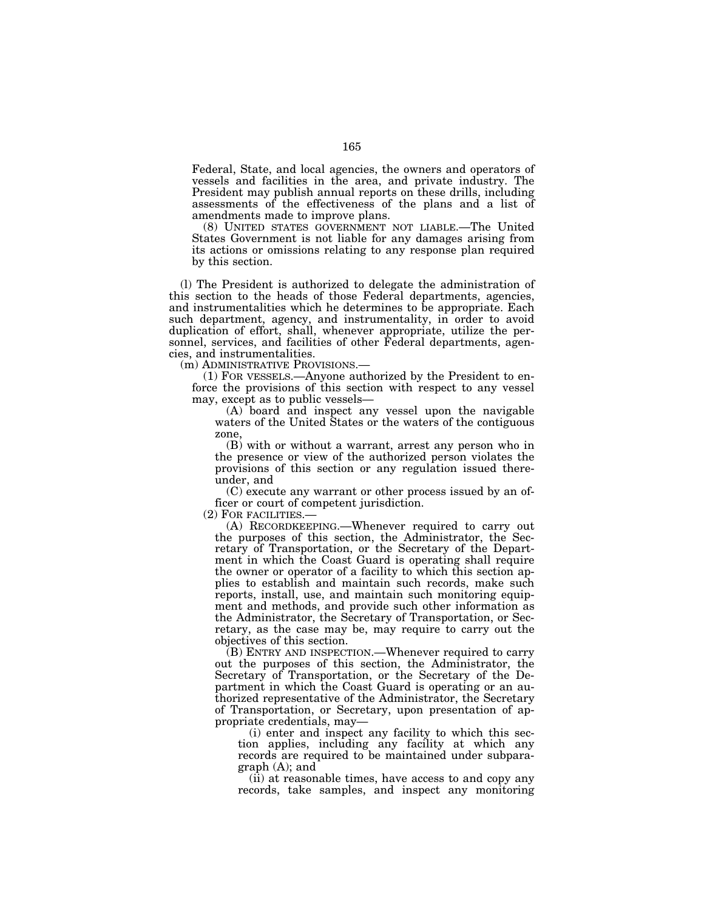Federal, State, and local agencies, the owners and operators of vessels and facilities in the area, and private industry. The President may publish annual reports on these drills, including assessments of the effectiveness of the plans and a list of amendments made to improve plans.

(8) UNITED STATES GOVERNMENT NOT LIABLE.—The United States Government is not liable for any damages arising from its actions or omissions relating to any response plan required by this section.

(l) The President is authorized to delegate the administration of this section to the heads of those Federal departments, agencies, and instrumentalities which he determines to be appropriate. Each such department, agency, and instrumentality, in order to avoid duplication of effort, shall, whenever appropriate, utilize the personnel, services, and facilities of other Federal departments, agencies, and instrumentalities.

(m) ADMINISTRATIVE PROVISIONS.—

(1) FOR VESSELS.—Anyone authorized by the President to enforce the provisions of this section with respect to any vessel may, except as to public vessels—

(A) board and inspect any vessel upon the navigable waters of the United States or the waters of the contiguous zone,

(B) with or without a warrant, arrest any person who in the presence or view of the authorized person violates the provisions of this section or any regulation issued thereunder, and

(C) execute any warrant or other process issued by an officer or court of competent jurisdiction.

(2) FOR FACILITIES.—

(A) RECORDKEEPING.—Whenever required to carry out the purposes of this section, the Administrator, the Secretary of Transportation, or the Secretary of the Department in which the Coast Guard is operating shall require the owner or operator of a facility to which this section applies to establish and maintain such records, make such reports, install, use, and maintain such monitoring equipment and methods, and provide such other information as the Administrator, the Secretary of Transportation, or Secretary, as the case may be, may require to carry out the objectives of this section.

(B) ENTRY AND INSPECTION.—Whenever required to carry out the purposes of this section, the Administrator, the Secretary of Transportation, or the Secretary of the Department in which the Coast Guard is operating or an authorized representative of the Administrator, the Secretary of Transportation, or Secretary, upon presentation of appropriate credentials, may—

(i) enter and inspect any facility to which this section applies, including any facility at which any records are required to be maintained under subparagraph (A); and

(ii) at reasonable times, have access to and copy any records, take samples, and inspect any monitoring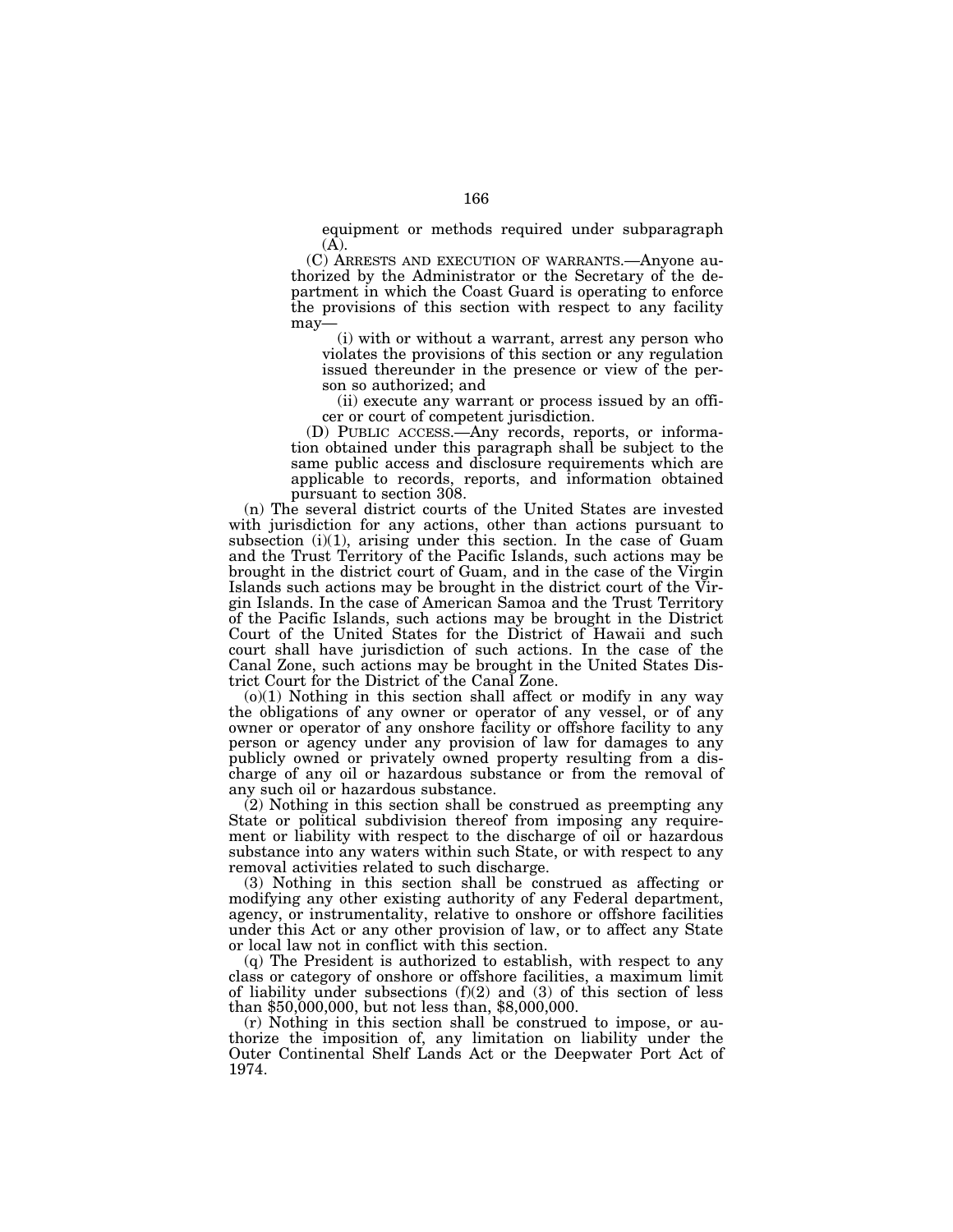equipment or methods required under subparagraph (A).

(C) ARRESTS AND EXECUTION OF WARRANTS.—Anyone authorized by the Administrator or the Secretary of the department in which the Coast Guard is operating to enforce the provisions of this section with respect to any facility may—

(i) with or without a warrant, arrest any person who violates the provisions of this section or any regulation issued thereunder in the presence or view of the person so authorized; and

(ii) execute any warrant or process issued by an officer or court of competent jurisdiction.

(D) PUBLIC ACCESS.—Any records, reports, or information obtained under this paragraph shall be subject to the same public access and disclosure requirements which are applicable to records, reports, and information obtained pursuant to section 308.

(n) The several district courts of the United States are invested with jurisdiction for any actions, other than actions pursuant to subsection (i)(1), arising under this section. In the case of Guam and the Trust Territory of the Pacific Islands, such actions may be brought in the district court of Guam, and in the case of the Virgin Islands such actions may be brought in the district court of the Virgin Islands. In the case of American Samoa and the Trust Territory of the Pacific Islands, such actions may be brought in the District Court of the United States for the District of Hawaii and such court shall have jurisdiction of such actions. In the case of the Canal Zone, such actions may be brought in the United States District Court for the District of the Canal Zone.

(o)(1) Nothing in this section shall affect or modify in any way the obligations of any owner or operator of any vessel, or of any owner or operator of any onshore facility or offshore facility to any person or agency under any provision of law for damages to any publicly owned or privately owned property resulting from a discharge of any oil or hazardous substance or from the removal of any such oil or hazardous substance.

(2) Nothing in this section shall be construed as preempting any State or political subdivision thereof from imposing any requirement or liability with respect to the discharge of oil or hazardous substance into any waters within such State, or with respect to any removal activities related to such discharge.

(3) Nothing in this section shall be construed as affecting or modifying any other existing authority of any Federal department, agency, or instrumentality, relative to onshore or offshore facilities under this Act or any other provision of law, or to affect any State or local law not in conflict with this section.

(q) The President is authorized to establish, with respect to any class or category of onshore or offshore facilities, a maximum limit of liability under subsections (f)(2) and (3) of this section of less than $50,000,000, but not less than, $8,000,000.

(r) Nothing in this section shall be construed to impose, or authorize the imposition of, any limitation on liability under the Outer Continental Shelf Lands Act or the Deepwater Port Act of 1974.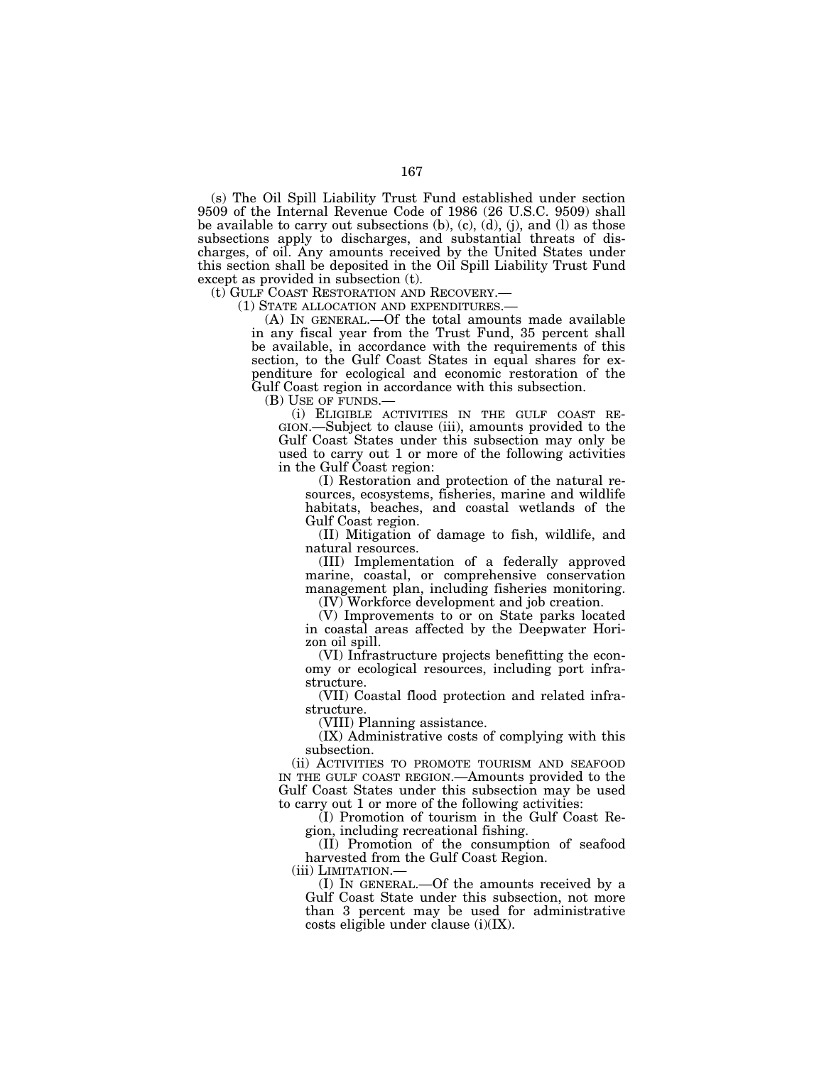(s) The Oil Spill Liability Trust Fund established under section 9509 of the Internal Revenue Code of 1986 (26 U.S.C. 9509) shall be available to carry out subsections (b), (c), (d), (j), and (l) as those subsections apply to discharges, and substantial threats of discharges, of oil. Any amounts received by the United States under this section shall be deposited in the Oil Spill Liability Trust Fund except as provided in subsection (t).

(t) GULF COAST RESTORATION AND RECOVERY.—

(1) STATE ALLOCATION AND EXPENDITURES.—

(A) IN GENERAL.—Of the total amounts made available in any fiscal year from the Trust Fund, 35 percent shall be available, in accordance with the requirements of this section, to the Gulf Coast States in equal shares for expenditure for ecological and economic restoration of the Gulf Coast region in accordance with this subsection.

(B) USE OF FUNDS.—

(i) ELIGIBLE ACTIVITIES IN THE GULF COAST REGION.—Subject to clause (iii), amounts provided to the Gulf Coast States under this subsection may only be used to carry out 1 or more of the following activities in the Gulf Coast region:

(I) Restoration and protection of the natural resources, ecosystems, fisheries, marine and wildlife habitats, beaches, and coastal wetlands of the Gulf Coast region.

(II) Mitigation of damage to fish, wildlife, and natural resources.

(III) Implementation of a federally approved marine, coastal, or comprehensive conservation management plan, including fisheries monitoring.

(IV) Workforce development and job creation.

(V) Improvements to or on State parks located in coastal areas affected by the Deepwater Horizon oil spill.

(VI) Infrastructure projects benefitting the economy or ecological resources, including port infrastructure.

(VII) Coastal flood protection and related infrastructure.

(VIII) Planning assistance.

(IX) Administrative costs of complying with this subsection.

(ii) ACTIVITIES TO PROMOTE TOURISM AND SEAFOOD IN THE GULF COAST REGION.—Amounts provided to the Gulf Coast States under this subsection may be used to carry out 1 or more of the following activities:

(I) Promotion of tourism in the Gulf Coast Region, including recreational fishing.

(II) Promotion of the consumption of seafood harvested from the Gulf Coast Region.

(iii) LIMITATION.—

(I) IN GENERAL.—Of the amounts received by a Gulf Coast State under this subsection, not more than 3 percent may be used for administrative costs eligible under clause (i)(IX).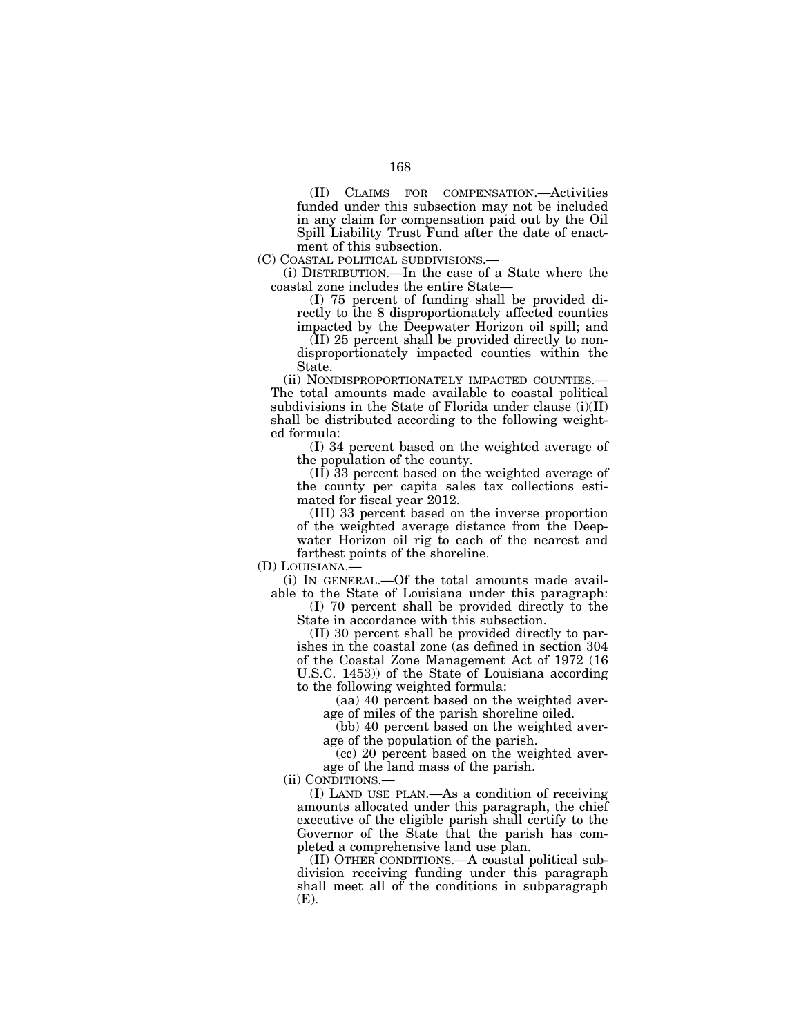(II) CLAIMS FOR COMPENSATION.—Activities funded under this subsection may not be included in any claim for compensation paid out by the Oil Spill Liability Trust Fund after the date of enactment of this subsection.

(C) COASTAL POLITICAL SUBDIVISIONS.—

(i) DISTRIBUTION.—In the case of a State where the coastal zone includes the entire State—

(I) 75 percent of funding shall be provided directly to the 8 disproportionately affected counties impacted by the Deepwater Horizon oil spill; and

(II) 25 percent shall be provided directly to nondisproportionately impacted counties within the State.

(ii) NONDISPROPORTIONATELY IMPACTED COUNTIES.—The total amounts made available to coastal political subdivisions in the State of Florida under clause (i)(II) shall be distributed according to the following weighted formula:

(I) 34 percent based on the weighted average of the population of the county.

(II) 33 percent based on the weighted average of the county per capita sales tax collections estimated for fiscal year 2012.

(III) 33 percent based on the inverse proportion of the weighted average distance from the Deepwater Horizon oil rig to each of the nearest and farthest points of the shoreline.

(D) LOUISIANA.—

(i) IN GENERAL.—Of the total amounts made available to the State of Louisiana under this paragraph:

(I) 70 percent shall be provided directly to the State in accordance with this subsection.

(II) 30 percent shall be provided directly to parishes in the coastal zone (as defined in section 304 of the Coastal Zone Management Act of 1972 (16 U.S.C. 1453)) of the State of Louisiana according to the following weighted formula:

(aa) 40 percent based on the weighted average of miles of the parish shoreline oiled.

(bb) 40 percent based on the weighted average of the population of the parish.

(cc) 20 percent based on the weighted average of the land mass of the parish.

(ii) CONDITIONS.—

(I) LAND USE PLAN.—As a condition of receiving amounts allocated under this paragraph, the chief executive of the eligible parish shall certify to the Governor of the State that the parish has completed a comprehensive land use plan.

(II) OTHER CONDITIONS.—A coastal political subdivision receiving funding under this paragraph shall meet all of the conditions in subparagraph (E).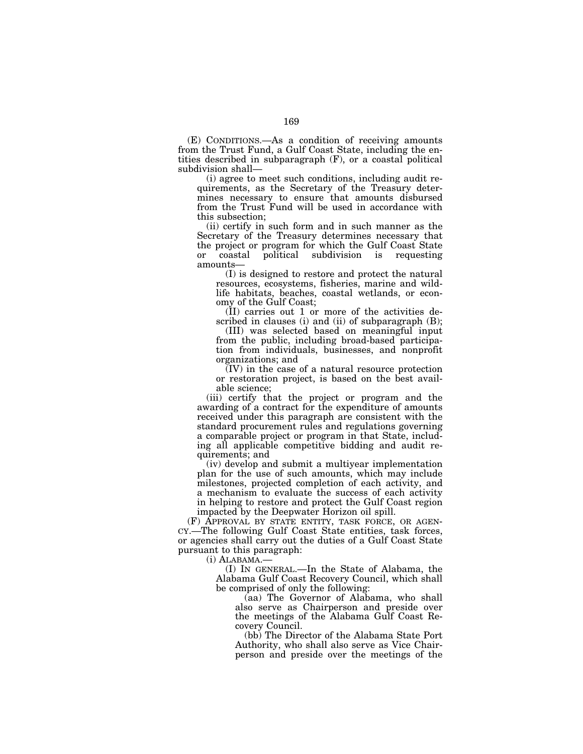(E) CONDITIONS.—As a condition of receiving amounts from the Trust Fund, a Gulf Coast State, including the entities described in subparagraph (F), or a coastal political subdivision shall—

(i) agree to meet such conditions, including audit requirements, as the Secretary of the Treasury determines necessary to ensure that amounts disbursed from the Trust Fund will be used in accordance with this subsection;

(ii) certify in such form and in such manner as the Secretary of the Treasury determines necessary that the project or program for which the Gulf Coast State or coastal political subdivision is requesting amounts—

(I) is designed to restore and protect the natural resources, ecosystems, fisheries, marine and wildlife habitats, beaches, coastal wetlands, or economy of the Gulf Coast;

(II) carries out 1 or more of the activities described in clauses (i) and (ii) of subparagraph (B);

(III) was selected based on meaningful input from the public, including broad-based participation from individuals, businesses, and nonprofit organizations; and

(IV) in the case of a natural resource protection or restoration project, is based on the best available science;

(iii) certify that the project or program and the awarding of a contract for the expenditure of amounts received under this paragraph are consistent with the standard procurement rules and regulations governing a comparable project or program in that State, including all applicable competitive bidding and audit requirements; and

(iv) develop and submit a multiyear implementation plan for the use of such amounts, which may include milestones, projected completion of each activity, and a mechanism to evaluate the success of each activity in helping to restore and protect the Gulf Coast region impacted by the Deepwater Horizon oil spill.

(F) APPROVAL BY STATE ENTITY, TASK FORCE, OR AGENCY.—The following Gulf Coast State entities, task forces, or agencies shall carry out the duties of a Gulf Coast State pursuant to this paragraph:

(i) ALABAMA.—

(I) IN GENERAL.—In the State of Alabama, the Alabama Gulf Coast Recovery Council, which shall be comprised of only the following:

(aa) The Governor of Alabama, who shall also serve as Chairperson and preside over the meetings of the Alabama Gulf Coast Recovery Council.

(bb) The Director of the Alabama State Port Authority, who shall also serve as Vice Chairperson and preside over the meetings of the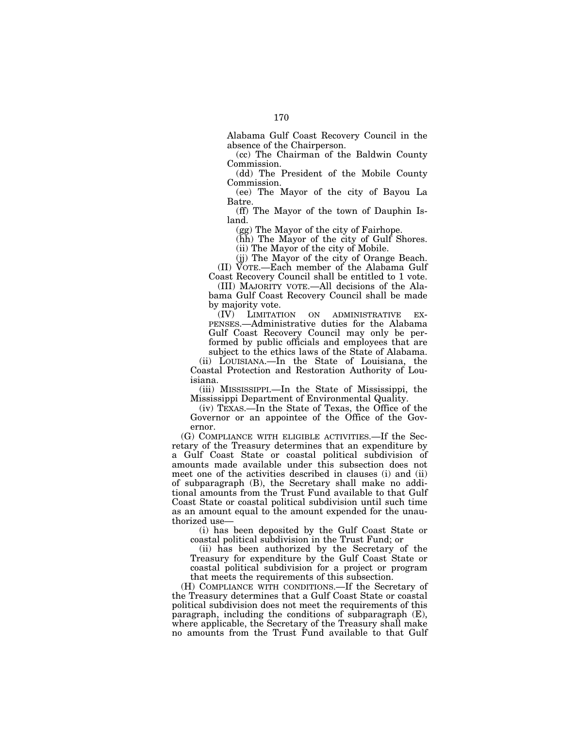Alabama Gulf Coast Recovery Council in the absence of the Chairperson.

(cc) The Chairman of the Baldwin County Commission.

(dd) The President of the Mobile County Commission.

(ee) The Mayor of the city of Bayou La Batre.

(ff) The Mayor of the town of Dauphin Island.

(gg) The Mayor of the city of Fairhope.

(hh) The Mayor of the city of Gulf Shores.

(ii) The Mayor of the city of Mobile.

(jj) The Mayor of the city of Orange Beach.

(II) VOTE.—Each member of the Alabama Gulf Coast Recovery Council shall be entitled to 1 vote.

(III) MAJORITY VOTE.—All decisions of the Alabama Gulf Coast Recovery Council shall be made by majority vote.

(IV) LIMITATION ON ADMINISTRATIVE EXPENSES.—Administrative duties for the Alabama Gulf Coast Recovery Council may only be performed by public officials and employees that are subject to the ethics laws of the State of Alabama.

(ii) LOUISIANA.—In the State of Louisiana, the Coastal Protection and Restoration Authority of Louisiana.

(iii) MISSISSIPPI.—In the State of Mississippi, the Mississippi Department of Environmental Quality.

(iv) TEXAS.—In the State of Texas, the Office of the Governor or an appointee of the Office of the Governor.

(G) COMPLIANCE WITH ELIGIBLE ACTIVITIES.—If the Secretary of the Treasury determines that an expenditure by a Gulf Coast State or coastal political subdivision of amounts made available under this subsection does not meet one of the activities described in clauses (i) and (ii) of subparagraph (B), the Secretary shall make no additional amounts from the Trust Fund available to that Gulf Coast State or coastal political subdivision until such time as an amount equal to the amount expended for the unauthorized use—

(i) has been deposited by the Gulf Coast State or coastal political subdivision in the Trust Fund; or

(ii) has been authorized by the Secretary of the Treasury for expenditure by the Gulf Coast State or coastal political subdivision for a project or program that meets the requirements of this subsection.

(H) COMPLIANCE WITH CONDITIONS.—If the Secretary of the Treasury determines that a Gulf Coast State or coastal political subdivision does not meet the requirements of this paragraph, including the conditions of subparagraph (E), where applicable, the Secretary of the Treasury shall make no amounts from the Trust Fund available to that Gulf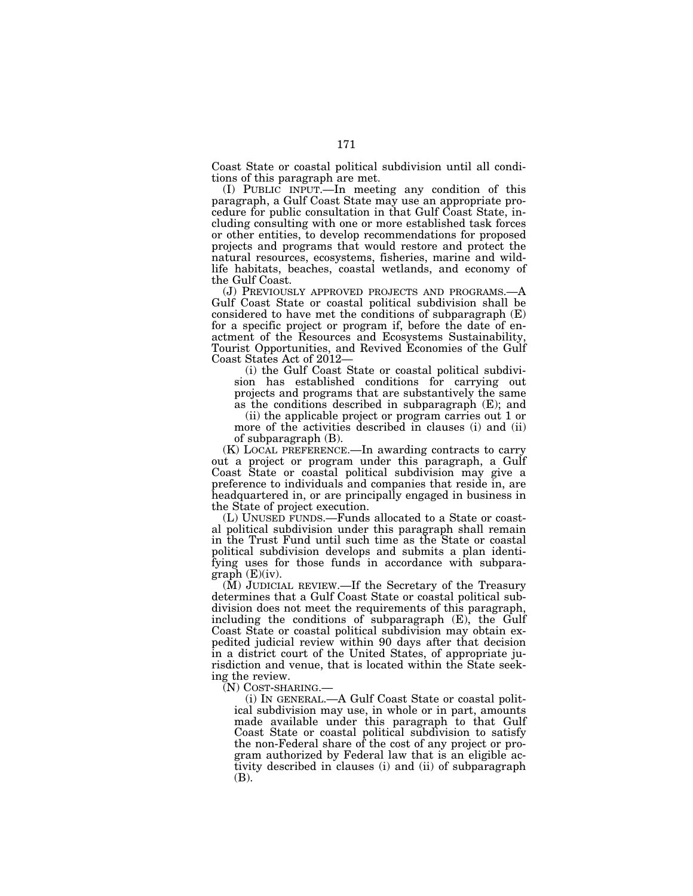Coast State or coastal political subdivision until all conditions of this paragraph are met.

(I) PUBLIC INPUT.—In meeting any condition of this paragraph, a Gulf Coast State may use an appropriate procedure for public consultation in that Gulf Coast State, including consulting with one or more established task forces or other entities, to develop recommendations for proposed projects and programs that would restore and protect the natural resources, ecosystems, fisheries, marine and wildlife habitats, beaches, coastal wetlands, and economy of the Gulf Coast.

(J) PREVIOUSLY APPROVED PROJECTS AND PROGRAMS.—A Gulf Coast State or coastal political subdivision shall be considered to have met the conditions of subparagraph (E) for a specific project or program if, before the date of enactment of the Resources and Ecosystems Sustainability, Tourist Opportunities, and Revived Economies of the Gulf Coast States Act of 2012—

(i) the Gulf Coast State or coastal political subdivision has established conditions for carrying out projects and programs that are substantively the same as the conditions described in subparagraph (E); and

(ii) the applicable project or program carries out 1 or more of the activities described in clauses (i) and (ii) of subparagraph (B).

(K) LOCAL PREFERENCE.—In awarding contracts to carry out a project or program under this paragraph, a Gulf Coast State or coastal political subdivision may give a preference to individuals and companies that reside in, are headquartered in, or are principally engaged in business in the State of project execution.

(L) UNUSED FUNDS.—Funds allocated to a State or coastal political subdivision under this paragraph shall remain in the Trust Fund until such time as the State or coastal political subdivision develops and submits a plan identifying uses for those funds in accordance with subparagraph (E)(iv).

(M) JUDICIAL REVIEW.—If the Secretary of the Treasury determines that a Gulf Coast State or coastal political subdivision does not meet the requirements of this paragraph, including the conditions of subparagraph (E), the Gulf Coast State or coastal political subdivision may obtain expedited judicial review within 90 days after that decision in a district court of the United States, of appropriate jurisdiction and venue, that is located within the State seeking the review.

(N) COST-SHARING.—

(i) IN GENERAL.—A Gulf Coast State or coastal political subdivision may use, in whole or in part, amounts made available under this paragraph to that Gulf Coast State or coastal political subdivision to satisfy the non-Federal share of the cost of any project or program authorized by Federal law that is an eligible activity described in clauses (i) and (ii) of subparagraph (B).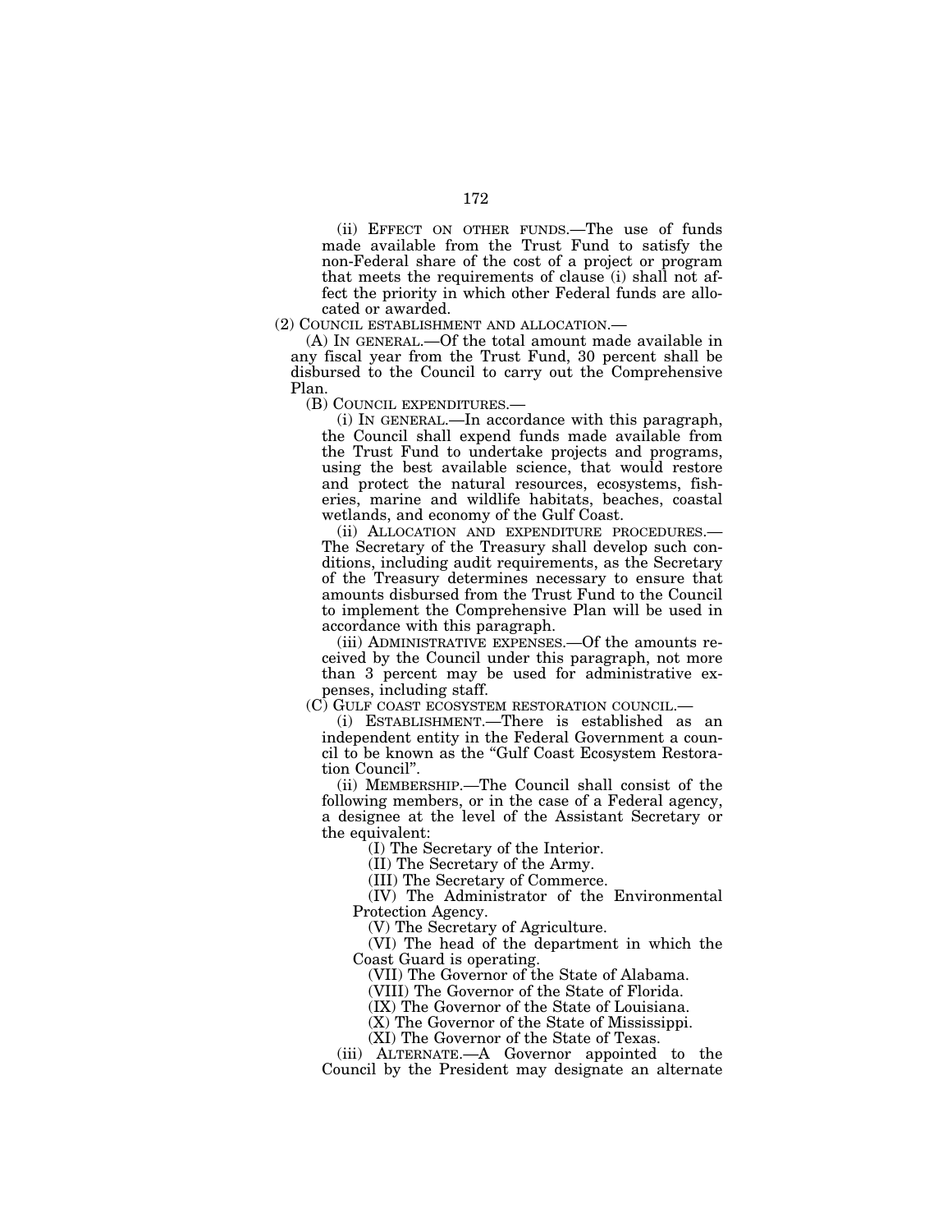(ii) EFFECT ON OTHER FUNDS.—The use of funds made available from the Trust Fund to satisfy the non-Federal share of the cost of a project or program that meets the requirements of clause (i) shall not affect the priority in which other Federal funds are allocated or awarded.

(2) COUNCIL ESTABLISHMENT AND ALLOCATION.—

(A) IN GENERAL.—Of the total amount made available in any fiscal year from the Trust Fund, 30 percent shall be disbursed to the Council to carry out the Comprehensive Plan.

(B) COUNCIL EXPENDITURES.—

(i) IN GENERAL.—In accordance with this paragraph, the Council shall expend funds made available from the Trust Fund to undertake projects and programs, using the best available science, that would restore and protect the natural resources, ecosystems, fisheries, marine and wildlife habitats, beaches, coastal wetlands, and economy of the Gulf Coast.

(ii) ALLOCATION AND EXPENDITURE PROCEDURES.—The Secretary of the Treasury shall develop such conditions, including audit requirements, as the Secretary of the Treasury determines necessary to ensure that amounts disbursed from the Trust Fund to the Council to implement the Comprehensive Plan will be used in accordance with this paragraph.

(iii) ADMINISTRATIVE EXPENSES.—Of the amounts received by the Council under this paragraph, not more than 3 percent may be used for administrative expenses, including staff.

(C) GULF COAST ECOSYSTEM RESTORATION COUNCIL.—

(i) ESTABLISHMENT.—There is established as an independent entity in the Federal Government a council to be known as the "Gulf Coast Ecosystem Restoration Council".

(ii) MEMBERSHIP.—The Council shall consist of the following members, or in the case of a Federal agency, a designee at the level of the Assistant Secretary or the equivalent:

(I) The Secretary of the Interior.

(II) The Secretary of the Army.

(III) The Secretary of Commerce.

(IV) The Administrator of the Environmental Protection Agency.

(V) The Secretary of Agriculture.

(VI) The head of the department in which the Coast Guard is operating.

(VII) The Governor of the State of Alabama.

(VIII) The Governor of the State of Florida.

(IX) The Governor of the State of Louisiana.

(X) The Governor of the State of Mississippi.

(XI) The Governor of the State of Texas.

(iii) ALTERNATE.—A Governor appointed to the Council by the President may designate an alternate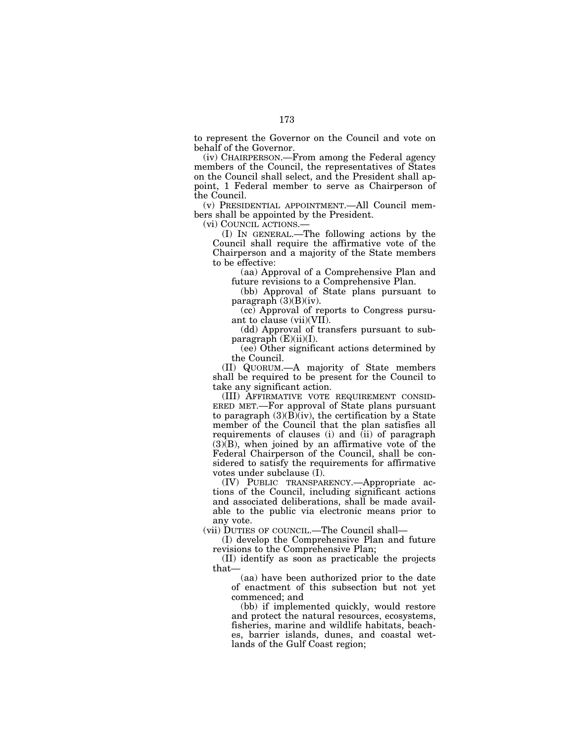to represent the Governor on the Council and vote on behalf of the Governor.

(iv) CHAIRPERSON.—From among the Federal agency members of the Council, the representatives of States on the Council shall select, and the President shall appoint, 1 Federal member to serve as Chairperson of the Council.

(v) PRESIDENTIAL APPOINTMENT.—All Council members shall be appointed by the President.

(vi) COUNCIL ACTIONS.—

(I) IN GENERAL.—The following actions by the Council shall require the affirmative vote of the Chairperson and a majority of the State members to be effective:

(aa) Approval of a Comprehensive Plan and future revisions to a Comprehensive Plan.

(bb) Approval of State plans pursuant to paragraph (3)(B)(iv).

(cc) Approval of reports to Congress pursuant to clause (vii)(VII).

(dd) Approval of transfers pursuant to subparagraph (E)(ii)(I).

(ee) Other significant actions determined by the Council.

(II) QUORUM.—A majority of State members shall be required to be present for the Council to take any significant action.

(III) AFFIRMATIVE VOTE REQUIREMENT CONSIDERED MET.—For approval of State plans pursuant to paragraph (3)(B)(iv), the certification by a State member of the Council that the plan satisfies all requirements of clauses (i) and (ii) of paragraph (3)(B), when joined by an affirmative vote of the Federal Chairperson of the Council, shall be considered to satisfy the requirements for affirmative votes under subclause (I).

(IV) PUBLIC TRANSPARENCY.—Appropriate actions of the Council, including significant actions and associated deliberations, shall be made available to the public via electronic means prior to any vote.

(vii) DUTIES OF COUNCIL.—The Council shall—

(I) develop the Comprehensive Plan and future revisions to the Comprehensive Plan;

(II) identify as soon as practicable the projects that—

(aa) have been authorized prior to the date of enactment of this subsection but not yet commenced; and

(bb) if implemented quickly, would restore and protect the natural resources, ecosystems, fisheries, marine and wildlife habitats, beaches, barrier islands, dunes, and coastal wetlands of the Gulf Coast region;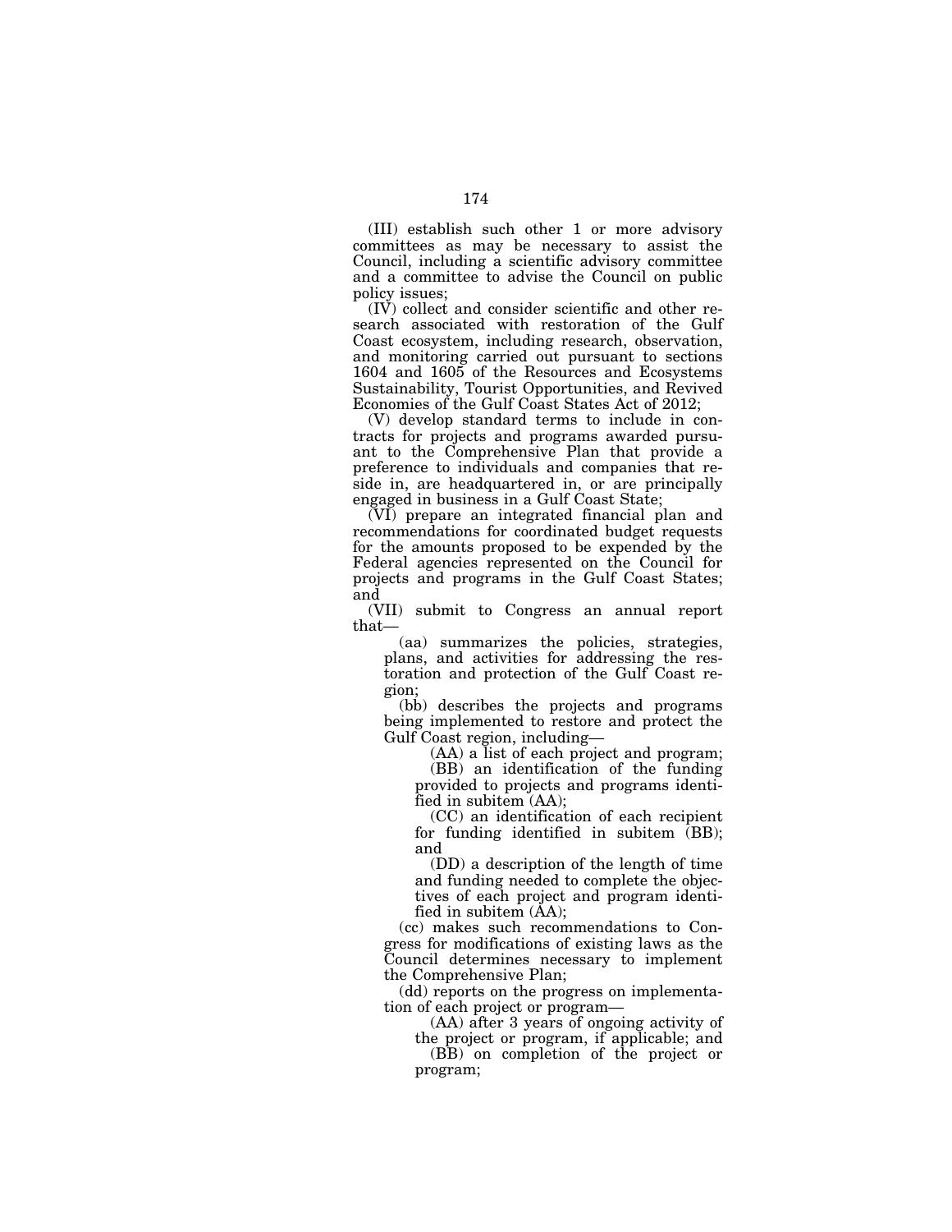(III) establish such other 1 or more advisory committees as may be necessary to assist the Council, including a scientific advisory committee and a committee to advise the Council on public policy issues;

(IV) collect and consider scientific and other research associated with restoration of the Gulf Coast ecosystem, including research, observation, and monitoring carried out pursuant to sections 1604 and 1605 of the Resources and Ecosystems Sustainability, Tourist Opportunities, and Revived Economies of the Gulf Coast States Act of 2012;

(V) develop standard terms to include in contracts for projects and programs awarded pursuant to the Comprehensive Plan that provide a preference to individuals and companies that reside in, are headquartered in, or are principally engaged in business in a Gulf Coast State;

(VI) prepare an integrated financial plan and recommendations for coordinated budget requests for the amounts proposed to be expended by the Federal agencies represented on the Council for projects and programs in the Gulf Coast States; and

(VII) submit to Congress an annual report that—

(aa) summarizes the policies, strategies, plans, and activities for addressing the restoration and protection of the Gulf Coast region;

(bb) describes the projects and programs being implemented to restore and protect the Gulf Coast region, including—

(AA) a list of each project and program;

(BB) an identification of the funding provided to projects and programs identified in subitem (AA);

(CC) an identification of each recipient for funding identified in subitem (BB); and

(DD) a description of the length of time and funding needed to complete the objectives of each project and program identified in subitem (AA);

(cc) makes such recommendations to Congress for modifications of existing laws as the Council determines necessary to implement the Comprehensive Plan;

(dd) reports on the progress on implementation of each project or program—

(AA) after 3 years of ongoing activity of the project or program, if applicable; and

(BB) on completion of the project or program;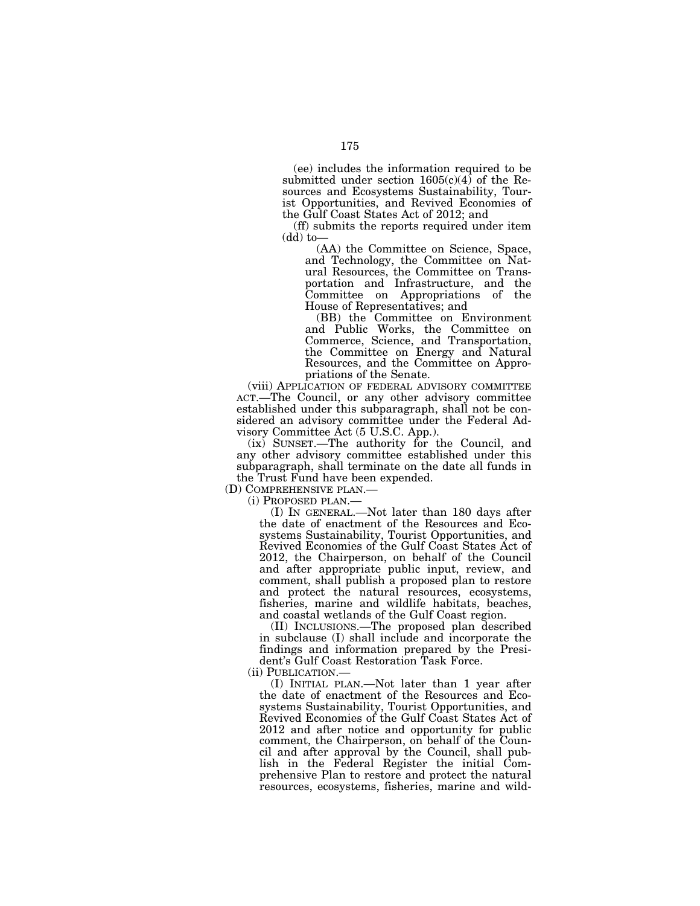(ee) includes the information required to be submitted under section 1605(c)(4) of the Resources and Ecosystems Sustainability, Tourist Opportunities, and Revived Economies of the Gulf Coast States Act of 2012; and

(ff) submits the reports required under item (dd) to—

(AA) the Committee on Science, Space, and Technology, the Committee on Natural Resources, the Committee on Transportation and Infrastructure, and the Committee on Appropriations of the House of Representatives; and

(BB) the Committee on Environment and Public Works, the Committee on Commerce, Science, and Transportation, the Committee on Energy and Natural Resources, and the Committee on Appropriations of the Senate.

(viii) APPLICATION OF FEDERAL ADVISORY COMMITTEE ACT.—The Council, or any other advisory committee established under this subparagraph, shall not be considered an advisory committee under the Federal Advisory Committee Act (5 U.S.C. App.).

(ix) SUNSET.—The authority for the Council, and any other advisory committee established under this subparagraph, shall terminate on the date all funds in the Trust Fund have been expended.

(D) COMPREHENSIVE PLAN.—

(i) PROPOSED PLAN.—

(I) IN GENERAL.—Not later than 180 days after the date of enactment of the Resources and Ecosystems Sustainability, Tourist Opportunities, and Revived Economies of the Gulf Coast States Act of 2012, the Chairperson, on behalf of the Council and after appropriate public input, review, and comment, shall publish a proposed plan to restore and protect the natural resources, ecosystems, fisheries, marine and wildlife habitats, beaches, and coastal wetlands of the Gulf Coast region.

(II) INCLUSIONS.—The proposed plan described in subclause (I) shall include and incorporate the findings and information prepared by the President's Gulf Coast Restoration Task Force.

(ii) PUBLICATION.—

(I) INITIAL PLAN.—Not later than 1 year after the date of enactment of the Resources and Ecosystems Sustainability, Tourist Opportunities, and Revived Economies of the Gulf Coast States Act of 2012 and after notice and opportunity for public comment, the Chairperson, on behalf of the Council and after approval by the Council, shall publish in the Federal Register the initial Comprehensive Plan to restore and protect the natural resources, ecosystems, fisheries, marine and wild-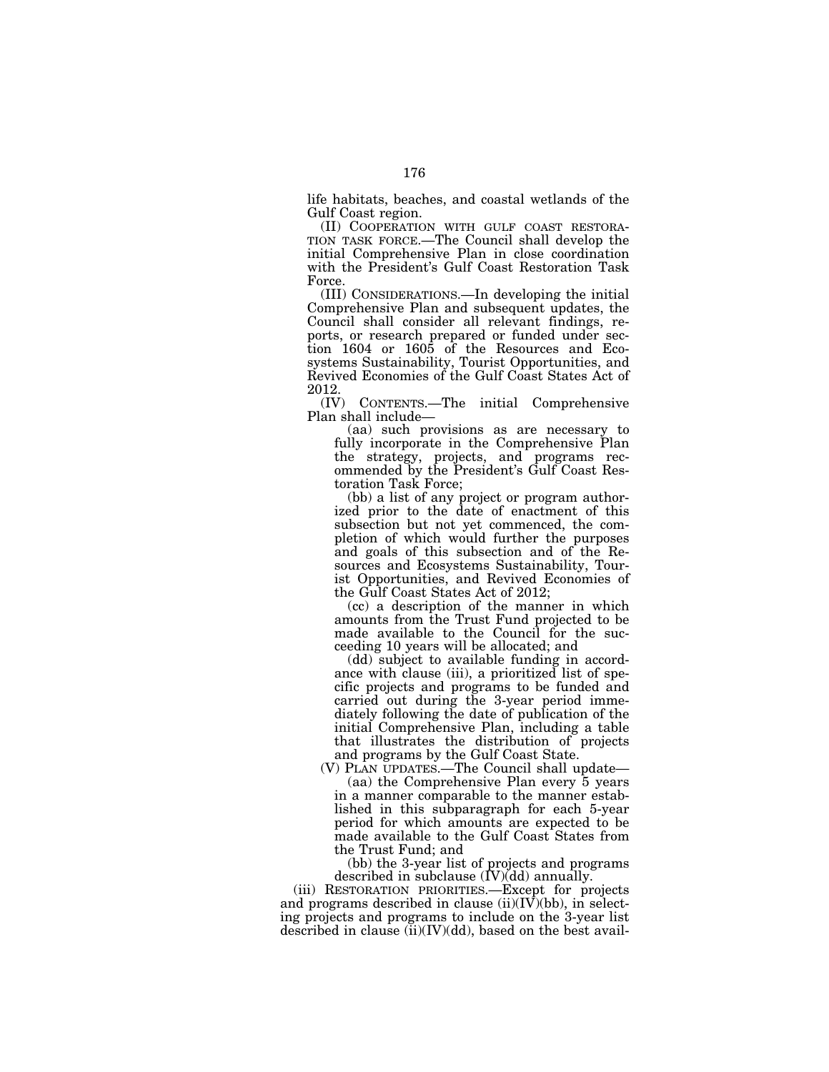life habitats, beaches, and coastal wetlands of the Gulf Coast region.

(II) COOPERATION WITH GULF COAST RESTORATION TASK FORCE.—The Council shall develop the initial Comprehensive Plan in close coordination with the President's Gulf Coast Restoration Task Force.

(III) CONSIDERATIONS.—In developing the initial Comprehensive Plan and subsequent updates, the Council shall consider all relevant findings, reports, or research prepared or funded under section 1604 or 1605 of the Resources and Ecosystems Sustainability, Tourist Opportunities, and Revived Economies of the Gulf Coast States Act of 2012.

(IV) CONTENTS.—The initial Comprehensive Plan shall include—

(aa) such provisions as are necessary to fully incorporate in the Comprehensive Plan the strategy, projects, and programs recommended by the President's Gulf Coast Restoration Task Force;

(bb) a list of any project or program authorized prior to the date of enactment of this subsection but not yet commenced, the completion of which would further the purposes and goals of this subsection and of the Resources and Ecosystems Sustainability, Tourist Opportunities, and Revived Economies of the Gulf Coast States Act of 2012;

(cc) a description of the manner in which amounts from the Trust Fund projected to be made available to the Council for the succeeding 10 years will be allocated; and

(dd) subject to available funding in accordance with clause (iii), a prioritized list of specific projects and programs to be funded and carried out during the 3-year period immediately following the date of publication of the initial Comprehensive Plan, including a table that illustrates the distribution of projects and programs by the Gulf Coast State.

(V) PLAN UPDATES.—The Council shall update—

(aa) the Comprehensive Plan every 5 years in a manner comparable to the manner established in this subparagraph for each 5-year period for which amounts are expected to be made available to the Gulf Coast States from the Trust Fund; and

(bb) the 3-year list of projects and programs described in subclause (IV)(dd) annually.

(iii) RESTORATION PRIORITIES.—Except for projects and programs described in clause (ii)(IV)(bb), in selecting projects and programs to include on the 3-year list described in clause (ii)(IV)(dd), based on the best avail-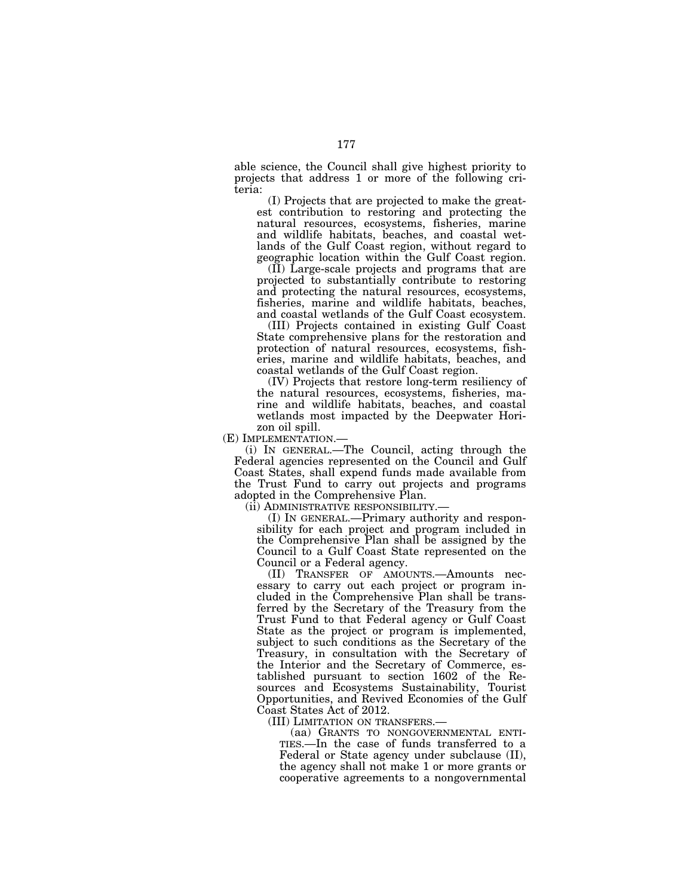able science, the Council shall give highest priority to projects that address 1 or more of the following criteria:

(I) Projects that are projected to make the greatest contribution to restoring and protecting the natural resources, ecosystems, fisheries, marine and wildlife habitats, beaches, and coastal wetlands of the Gulf Coast region, without regard to geographic location within the Gulf Coast region.

(II) Large-scale projects and programs that are projected to substantially contribute to restoring and protecting the natural resources, ecosystems, fisheries, marine and wildlife habitats, beaches, and coastal wetlands of the Gulf Coast ecosystem.

(III) Projects contained in existing Gulf Coast State comprehensive plans for the restoration and protection of natural resources, ecosystems, fisheries, marine and wildlife habitats, beaches, and coastal wetlands of the Gulf Coast region.

(IV) Projects that restore long-term resiliency of the natural resources, ecosystems, fisheries, marine and wildlife habitats, beaches, and coastal wetlands most impacted by the Deepwater Horizon oil spill.

(E) IMPLEMENTATION.—

(i) IN GENERAL.—The Council, acting through the Federal agencies represented on the Council and Gulf Coast States, shall expend funds made available from the Trust Fund to carry out projects and programs adopted in the Comprehensive Plan.

(ii) ADMINISTRATIVE RESPONSIBILITY.—

(I) IN GENERAL.—Primary authority and responsibility for each project and program included in the Comprehensive Plan shall be assigned by the Council to a Gulf Coast State represented on the Council or a Federal agency.

(II) TRANSFER OF AMOUNTS.—Amounts necessary to carry out each project or program included in the Comprehensive Plan shall be transferred by the Secretary of the Treasury from the Trust Fund to that Federal agency or Gulf Coast State as the project or program is implemented, subject to such conditions as the Secretary of the Treasury, in consultation with the Secretary of the Interior and the Secretary of Commerce, established pursuant to section 1602 of the Resources and Ecosystems Sustainability, Tourist Opportunities, and Revived Economies of the Gulf Coast States Act of 2012.

(III) LIMITATION ON TRANSFERS.—

(aa) GRANTS TO NONGOVERNMENTAL ENTITIES.—In the case of funds transferred to a Federal or State agency under subclause (II), the agency shall not make 1 or more grants or cooperative agreements to a nongovernmental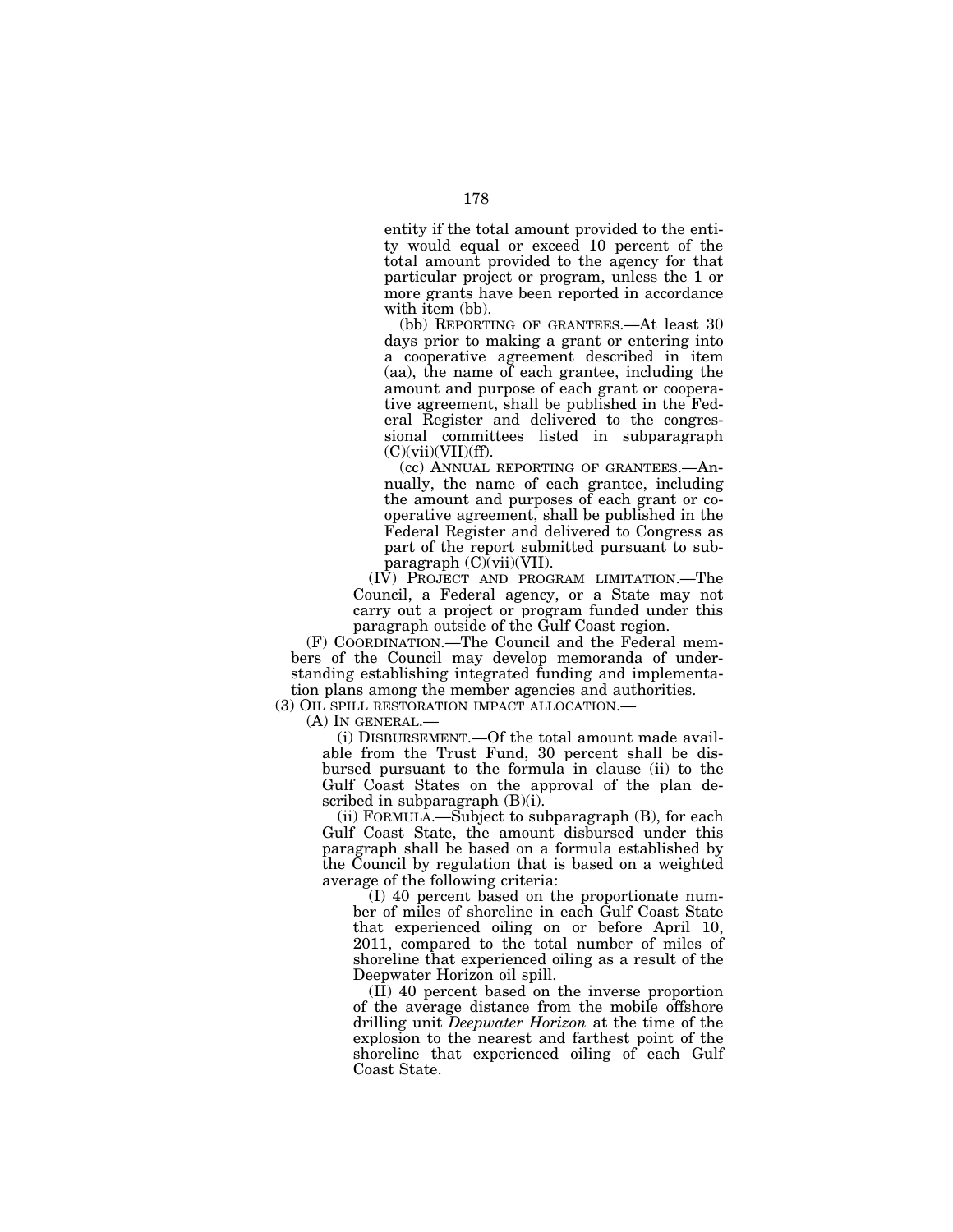entity if the total amount provided to the entity would equal or exceed 10 percent of the total amount provided to the agency for that particular project or program, unless the 1 or more grants have been reported in accordance with item (bb).

(bb) REPORTING OF GRANTEES.—At least 30 days prior to making a grant or entering into a cooperative agreement described in item (aa), the name of each grantee, including the amount and purpose of each grant or cooperative agreement, shall be published in the Federal Register and delivered to the congressional committees listed in subparagraph (C)(vii)(VII)(ff).

(cc) ANNUAL REPORTING OF GRANTEES.—Annually, the name of each grantee, including the amount and purposes of each grant or cooperative agreement, shall be published in the Federal Register and delivered to Congress as part of the report submitted pursuant to subparagraph (C)(vii)(VII).

(IV) PROJECT AND PROGRAM LIMITATION.—The Council, a Federal agency, or a State may not carry out a project or program funded under this paragraph outside of the Gulf Coast region.

(F) COORDINATION.—The Council and the Federal members of the Council may develop memoranda of understanding establishing integrated funding and implementation plans among the member agencies and authorities.

(3) OIL SPILL RESTORATION IMPACT ALLOCATION.—

(A) IN GENERAL.—

(i) DISBURSEMENT.—Of the total amount made available from the Trust Fund, 30 percent shall be disbursed pursuant to the formula in clause (ii) to the Gulf Coast States on the approval of the plan described in subparagraph (B)(i).

(ii) FORMULA.—Subject to subparagraph (B), for each Gulf Coast State, the amount disbursed under this paragraph shall be based on a formula established by the Council by regulation that is based on a weighted average of the following criteria:

(I) 40 percent based on the proportionate number of miles of shoreline in each Gulf Coast State that experienced oiling on or before April 10, 2011, compared to the total number of miles of shoreline that experienced oiling as a result of the Deepwater Horizon oil spill.

(II) 40 percent based on the inverse proportion of the average distance from the mobile offshore drilling unit *Deepwater Horizon* at the time of the explosion to the nearest and farthest point of the shoreline that experienced oiling of each Gulf Coast State.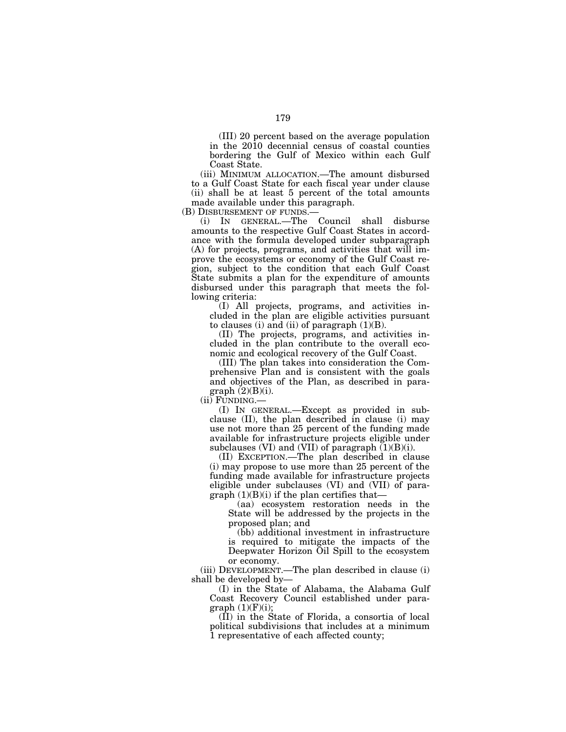(III) 20 percent based on the average population in the 2010 decennial census of coastal counties bordering the Gulf of Mexico within each Gulf Coast State.

(iii) MINIMUM ALLOCATION.—The amount disbursed to a Gulf Coast State for each fiscal year under clause (ii) shall be at least 5 percent of the total amounts made available under this paragraph.

(B) DISBURSEMENT OF FUNDS.—

(i) IN GENERAL.—The Council shall disburse amounts to the respective Gulf Coast States in accordance with the formula developed under subparagraph (A) for projects, programs, and activities that will improve the ecosystems or economy of the Gulf Coast region, subject to the condition that each Gulf Coast State submits a plan for the expenditure of amounts disbursed under this paragraph that meets the following criteria:

(I) All projects, programs, and activities included in the plan are eligible activities pursuant to clauses (i) and (ii) of paragraph (1)(B).

(II) The projects, programs, and activities included in the plan contribute to the overall economic and ecological recovery of the Gulf Coast.

(III) The plan takes into consideration the Comprehensive Plan and is consistent with the goals and objectives of the Plan, as described in paragraph (2)(B)(i).

(ii) FUNDING.—

(I) IN GENERAL.—Except as provided in subclause (II), the plan described in clause (i) may use not more than 25 percent of the funding made available for infrastructure projects eligible under subclauses (VI) and (VII) of paragraph (1)(B)(i).

(II) EXCEPTION.—The plan described in clause (i) may propose to use more than 25 percent of the funding made available for infrastructure projects eligible under subclauses (VI) and (VII) of paragraph (1)(B)(i) if the plan certifies that—

(aa) ecosystem restoration needs in the State will be addressed by the projects in the proposed plan; and

(bb) additional investment in infrastructure is required to mitigate the impacts of the Deepwater Horizon Oil Spill to the ecosystem or economy.

(iii) DEVELOPMENT.—The plan described in clause (i) shall be developed by—

(I) in the State of Alabama, the Alabama Gulf Coast Recovery Council established under paragraph (1)(F)(i);

(II) in the State of Florida, a consortia of local political subdivisions that includes at a minimum 1 representative of each affected county;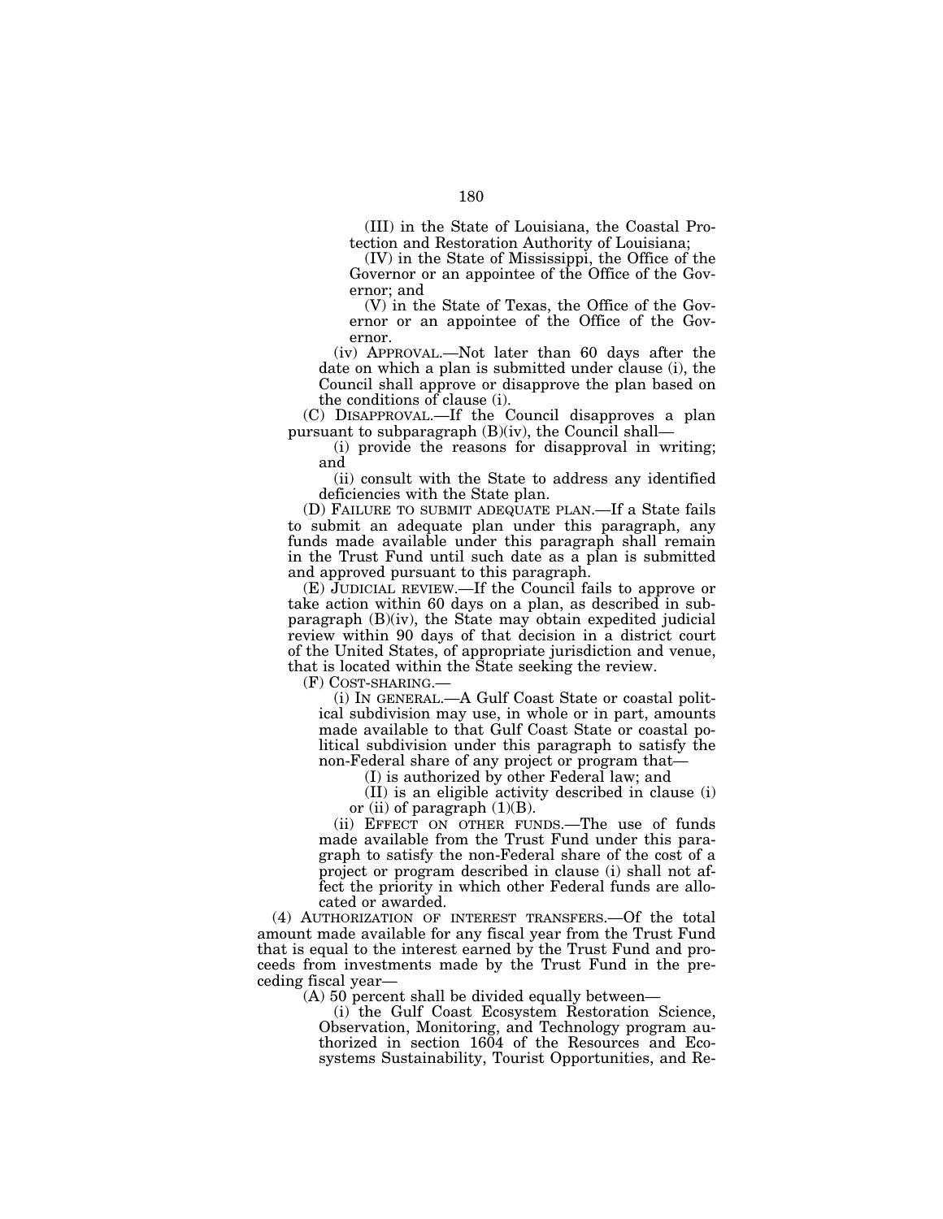(III) in the State of Louisiana, the Coastal Protection and Restoration Authority of Louisiana;

(IV) in the State of Mississippi, the Office of the Governor or an appointee of the Office of the Governor; and

(V) in the State of Texas, the Office of the Governor or an appointee of the Office of the Governor.

(iv) APPROVAL.—Not later than 60 days after the date on which a plan is submitted under clause (i), the Council shall approve or disapprove the plan based on the conditions of clause (i).

(C) DISAPPROVAL.—If the Council disapproves a plan pursuant to subparagraph (B)(iv), the Council shall—

(i) provide the reasons for disapproval in writing; and

(ii) consult with the State to address any identified deficiencies with the State plan.

(D) FAILURE TO SUBMIT ADEQUATE PLAN.—If a State fails to submit an adequate plan under this paragraph, any funds made available under this paragraph shall remain in the Trust Fund until such date as a plan is submitted and approved pursuant to this paragraph.

(E) JUDICIAL REVIEW.—If the Council fails to approve or take action within 60 days on a plan, as described in subparagraph (B)(iv), the State may obtain expedited judicial review within 90 days of that decision in a district court of the United States, of appropriate jurisdiction and venue, that is located within the State seeking the review.

(F) COST-SHARING.—

(i) IN GENERAL.—A Gulf Coast State or coastal political subdivision may use, in whole or in part, amounts made available to that Gulf Coast State or coastal political subdivision under this paragraph to satisfy the non-Federal share of any project or program that—

(I) is authorized by other Federal law; and

(II) is an eligible activity described in clause (i) or (ii) of paragraph (1)(B).

(ii) EFFECT ON OTHER FUNDS.—The use of funds made available from the Trust Fund under this paragraph to satisfy the non-Federal share of the cost of a project or program described in clause (i) shall not affect the priority in which other Federal funds are allocated or awarded.

(4) AUTHORIZATION OF INTEREST TRANSFERS.—Of the total amount made available for any fiscal year from the Trust Fund that is equal to the interest earned by the Trust Fund and proceeds from investments made by the Trust Fund in the preceding fiscal year—

(A) 50 percent shall be divided equally between—

(i) the Gulf Coast Ecosystem Restoration Science, Observation, Monitoring, and Technology program authorized in section 1604 of the Resources and Ecosystems Sustainability, Tourist Opportunities, and Re-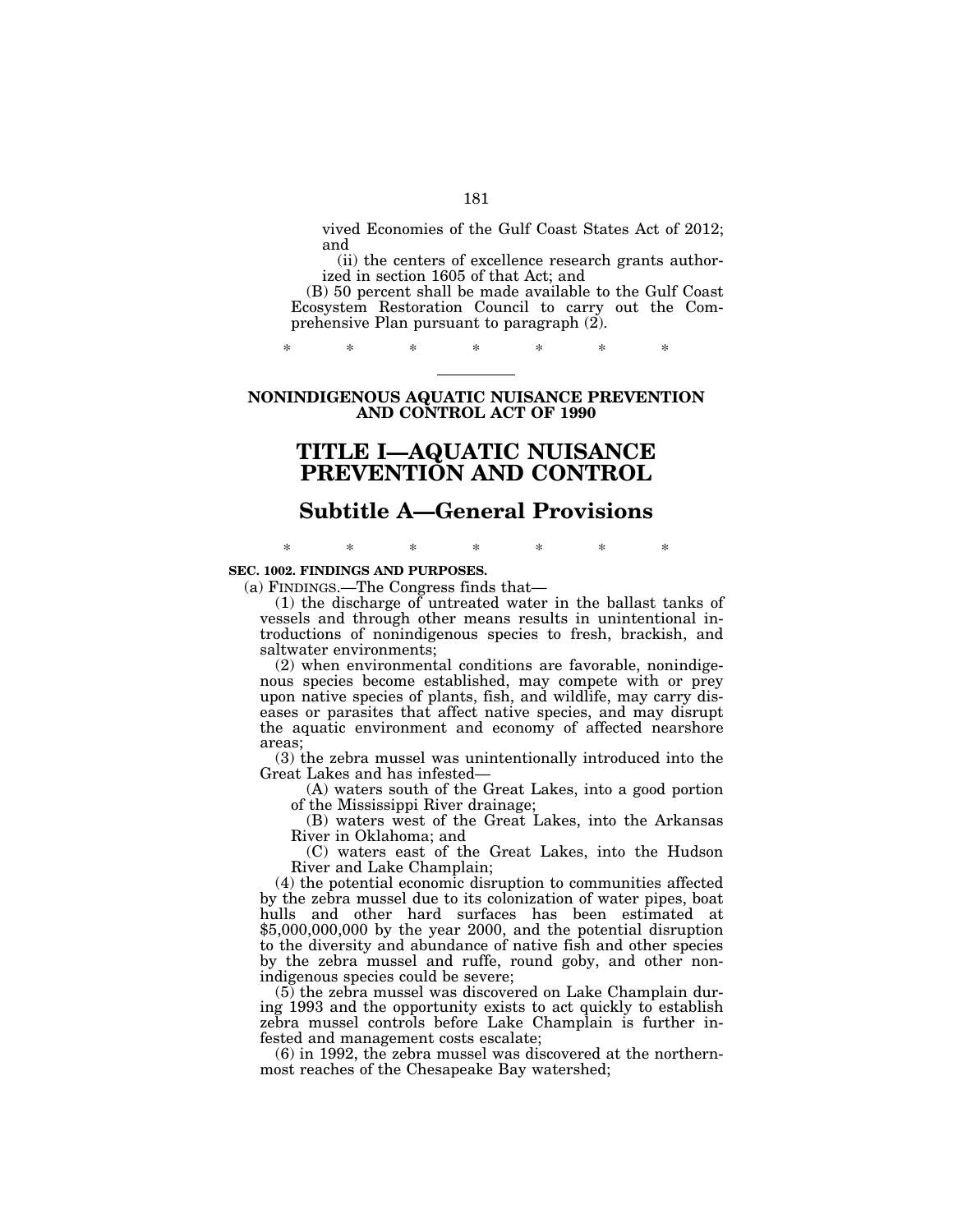vived Economies of the Gulf Coast States Act of 2012; and

(ii) the centers of excellence research grants authorized in section 1605 of that Act; and

(B) 50 percent shall be made available to the Gulf Coast Ecosystem Restoration Council to carry out the Comprehensive Plan pursuant to paragraph (2).

\* \* \* \* \* \* \*

---

**NONINDIGENOUS AQUATIC NUISANCE PREVENTION AND CONTROL ACT OF 1990**

# TITLE I—AQUATIC NUISANCE PREVENTION AND CONTROL

## Subtitle A—General Provisions

\* \* \* \* \* \* \*

**SEC. 1002. FINDINGS AND PURPOSES.**

(a) FINDINGS.—The Congress finds that—

(1) the discharge of untreated water in the ballast tanks of vessels and through other means results in unintentional introductions of nonindigenous species to fresh, brackish, and saltwater environments;

(2) when environmental conditions are favorable, nonindigenous species become established, may compete with or prey upon native species of plants, fish, and wildlife, may carry diseases or parasites that affect native species, and may disrupt the aquatic environment and economy of affected nearshore areas;

(3) the zebra mussel was unintentionally introduced into the Great Lakes and has infested—

(A) waters south of the Great Lakes, into a good portion of the Mississippi River drainage;

(B) waters west of the Great Lakes, into the Arkansas River in Oklahoma; and

(C) waters east of the Great Lakes, into the Hudson River and Lake Champlain;

(4) the potential economic disruption to communities affected by the zebra mussel due to its colonization of water pipes, boat hulls and other hard surfaces has been estimated at $5,000,000,000 by the year 2000, and the potential disruption to the diversity and abundance of native fish and other species by the zebra mussel and ruffe, round goby, and other nonindigenous species could be severe;

(5) the zebra mussel was discovered on Lake Champlain during 1993 and the opportunity exists to act quickly to establish zebra mussel controls before Lake Champlain is further infested and management costs escalate;

(6) in 1992, the zebra mussel was discovered at the northernmost reaches of the Chesapeake Bay watershed;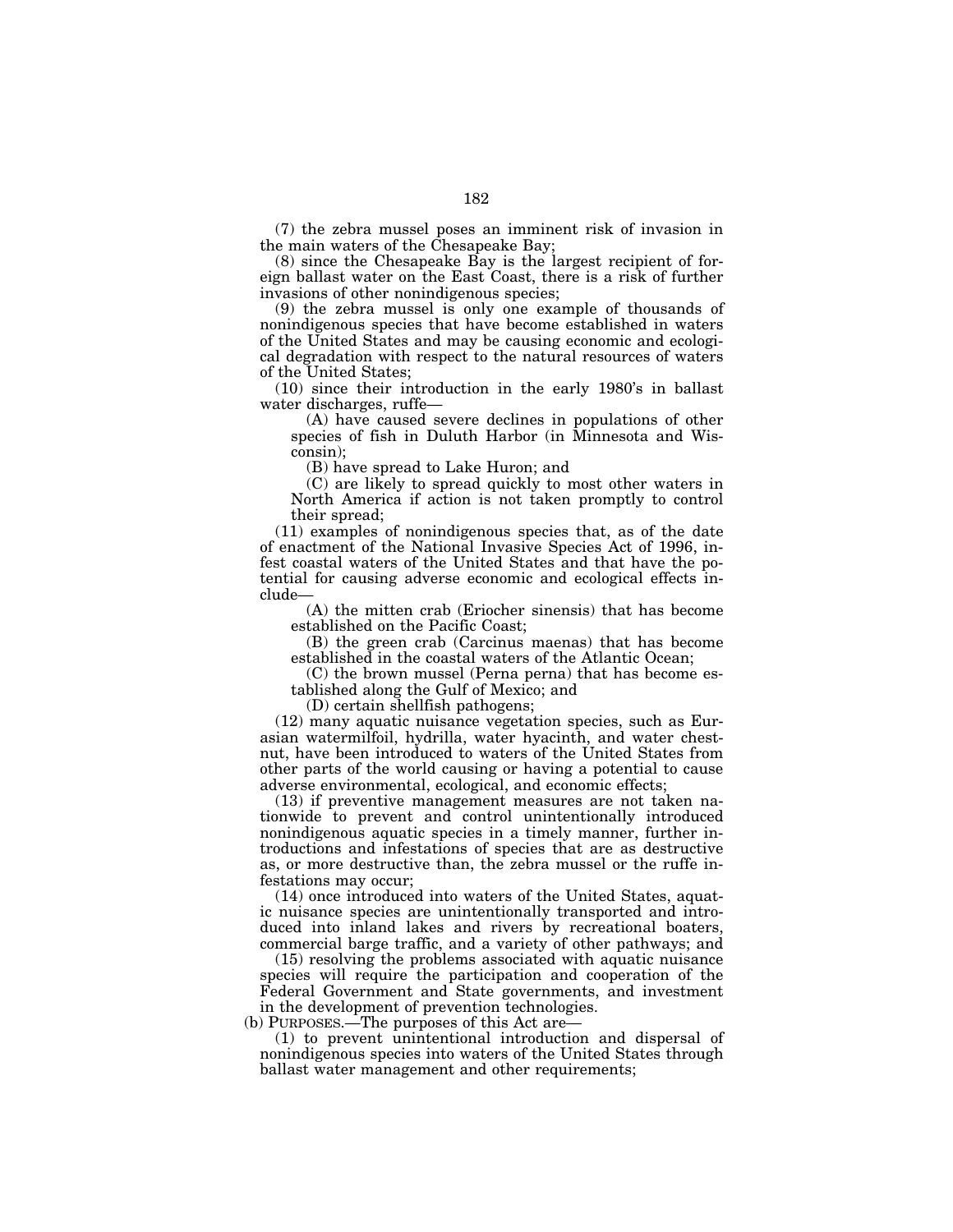(7) the zebra mussel poses an imminent risk of invasion in the main waters of the Chesapeake Bay;

(8) since the Chesapeake Bay is the largest recipient of foreign ballast water on the East Coast, there is a risk of further invasions of other nonindigenous species;

(9) the zebra mussel is only one example of thousands of nonindigenous species that have become established in waters of the United States and may be causing economic and ecological degradation with respect to the natural resources of waters of the United States;

(10) since their introduction in the early 1980's in ballast water discharges, ruffe—

(A) have caused severe declines in populations of other species of fish in Duluth Harbor (in Minnesota and Wisconsin);

(B) have spread to Lake Huron; and

(C) are likely to spread quickly to most other waters in North America if action is not taken promptly to control their spread;

(11) examples of nonindigenous species that, as of the date of enactment of the National Invasive Species Act of 1996, infest coastal waters of the United States and that have the potential for causing adverse economic and ecological effects include—

(A) the mitten crab (Eriocher sinensis) that has become established on the Pacific Coast;

(B) the green crab (Carcinus maenas) that has become established in the coastal waters of the Atlantic Ocean;

(C) the brown mussel (Perna perna) that has become established along the Gulf of Mexico; and

(D) certain shellfish pathogens;

(12) many aquatic nuisance vegetation species, such as Eurasian watermilfoil, hydrilla, water hyacinth, and water chestnut, have been introduced to waters of the United States from other parts of the world causing or having a potential to cause adverse environmental, ecological, and economic effects;

(13) if preventive management measures are not taken nationwide to prevent and control unintentionally introduced nonindigenous aquatic species in a timely manner, further introductions and infestations of species that are as destructive as, or more destructive than, the zebra mussel or the ruffe infestations may occur;

(14) once introduced into waters of the United States, aquatic nuisance species are unintentionally transported and introduced into inland lakes and rivers by recreational boaters, commercial barge traffic, and a variety of other pathways; and

(15) resolving the problems associated with aquatic nuisance species will require the participation and cooperation of the Federal Government and State governments, and investment in the development of prevention technologies.

(b) PURPOSES.—The purposes of this Act are—

(1) to prevent unintentional introduction and dispersal of nonindigenous species into waters of the United States through ballast water management and other requirements;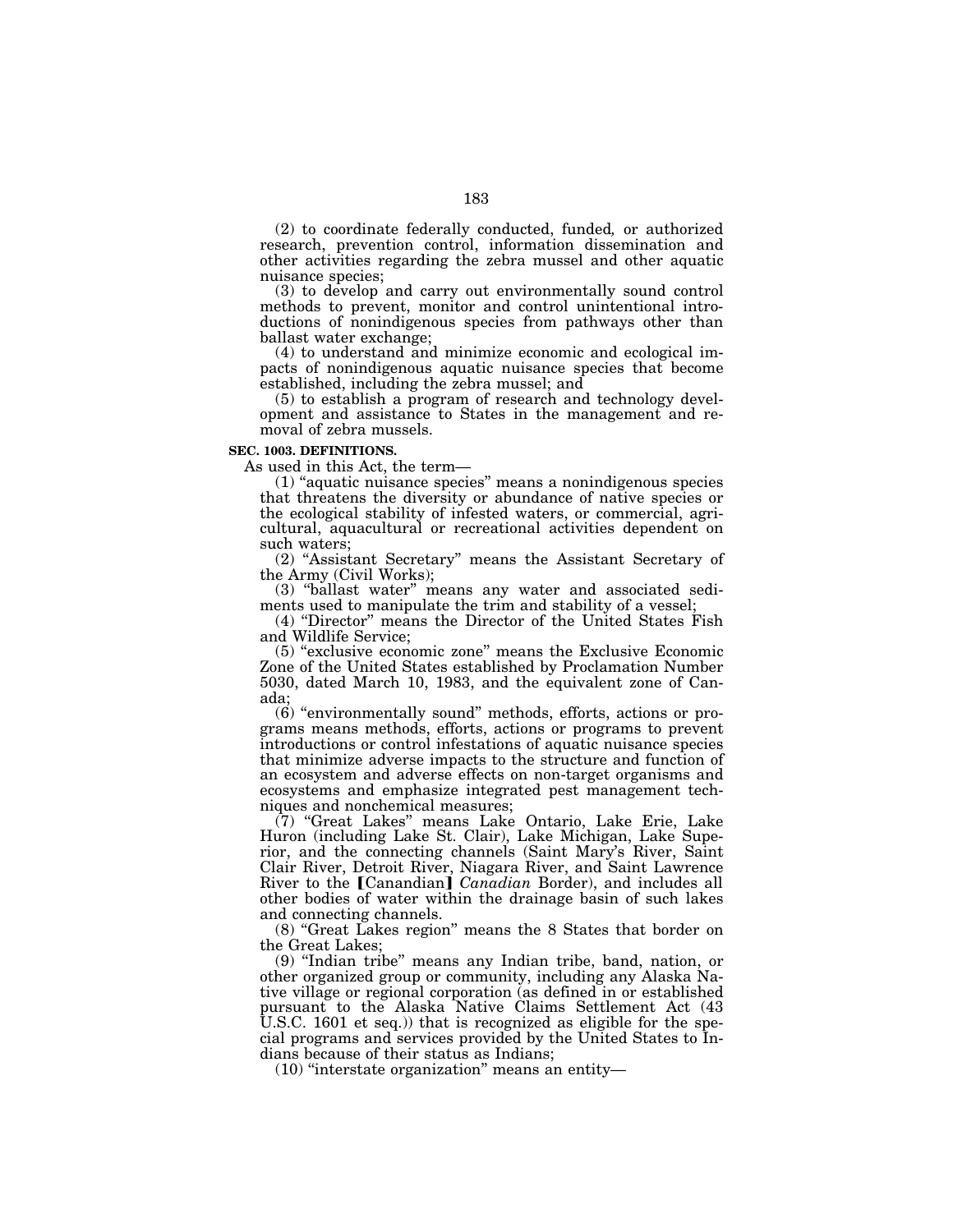(2) to coordinate federally conducted, funded, or authorized research, prevention control, information dissemination and other activities regarding the zebra mussel and other aquatic nuisance species;

(3) to develop and carry out environmentally sound control methods to prevent, monitor and control unintentional introductions of nonindigenous species from pathways other than ballast water exchange;

(4) to understand and minimize economic and ecological impacts of nonindigenous aquatic nuisance species that become established, including the zebra mussel; and

(5) to establish a program of research and technology development and assistance to States in the management and removal of zebra mussels.

**SEC. 1003. DEFINITIONS.**

As used in this Act, the term—

(1) "aquatic nuisance species" means a nonindigenous species that threatens the diversity or abundance of native species or the ecological stability of infested waters, or commercial, agricultural, aquacultural or recreational activities dependent on such waters;

(2) "Assistant Secretary" means the Assistant Secretary of the Army (Civil Works);

(3) "ballast water" means any water and associated sediments used to manipulate the trim and stability of a vessel;

(4) "Director" means the Director of the United States Fish and Wildlife Service;

(5) "exclusive economic zone" means the Exclusive Economic Zone of the United States established by Proclamation Number 5030, dated March 10, 1983, and the equivalent zone of Canada;

(6) "environmentally sound" methods, efforts, actions or programs means methods, efforts, actions or programs to prevent introductions or control infestations of aquatic nuisance species that minimize adverse impacts to the structure and function of an ecosystem and adverse effects on non-target organisms and ecosystems and emphasize integrated pest management techniques and nonchemical measures;

(7) "Great Lakes" means Lake Ontario, Lake Erie, Lake Huron (including Lake St. Clair), Lake Michigan, Lake Superior, and the connecting channels (Saint Mary's River, Saint Clair River, Detroit River, Niagara River, and Saint Lawrence River to the [Canandian] *Canadian* Border), and includes all other bodies of water within the drainage basin of such lakes and connecting channels.

(8) "Great Lakes region" means the 8 States that border on the Great Lakes;

(9) "Indian tribe" means any Indian tribe, band, nation, or other organized group or community, including any Alaska Native village or regional corporation (as defined in or established pursuant to the Alaska Native Claims Settlement Act (43 U.S.C. 1601 et seq.)) that is recognized as eligible for the special programs and services provided by the United States to Indians because of their status as Indians;

(10) "interstate organization" means an entity—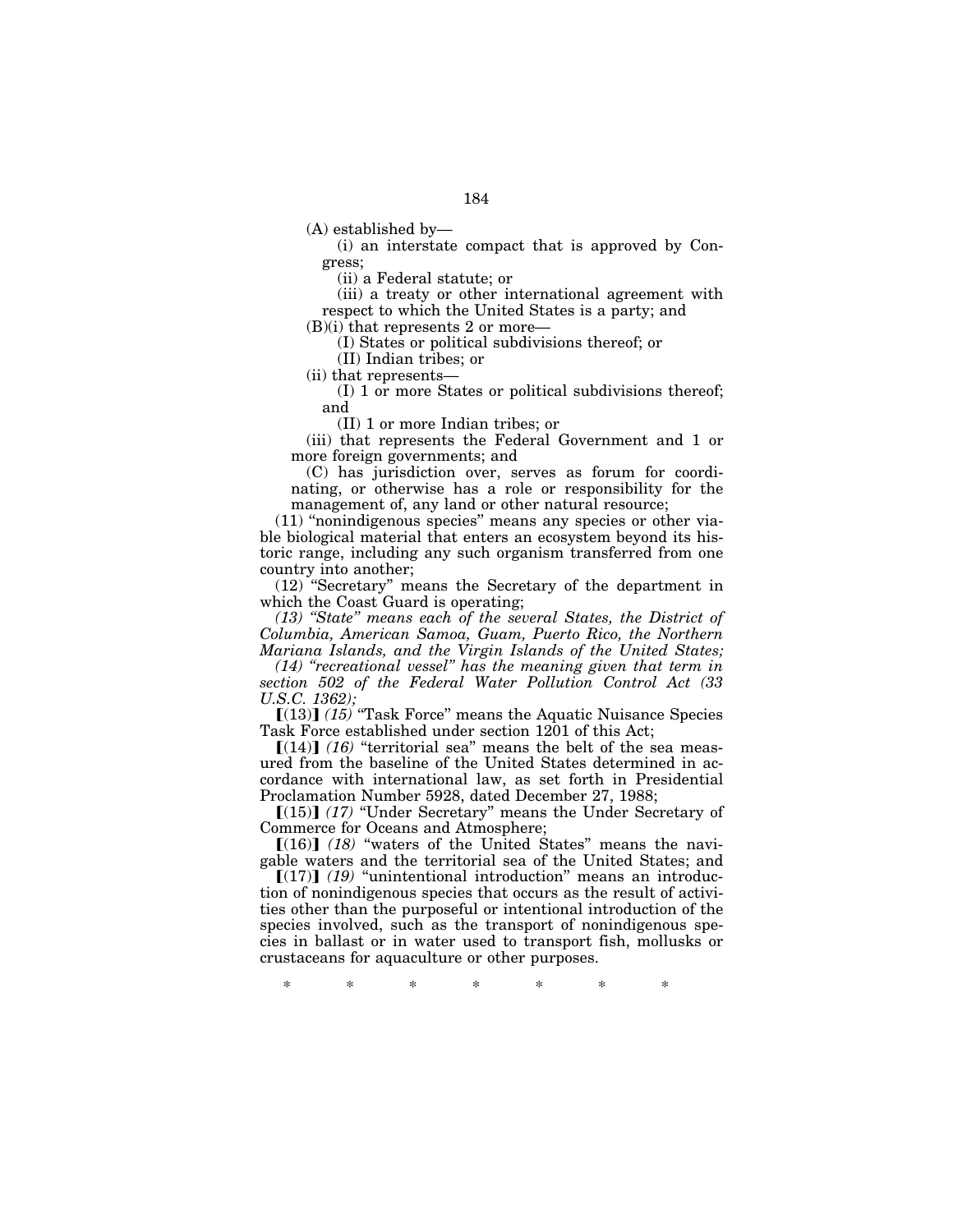(A) established by—

(i) an interstate compact that is approved by Congress;

(ii) a Federal statute; or

(iii) a treaty or other international agreement with respect to which the United States is a party; and

(B)(i) that represents 2 or more—

(I) States or political subdivisions thereof; or

(II) Indian tribes; or

(ii) that represents—

(I) 1 or more States or political subdivisions thereof; and

(II) 1 or more Indian tribes; or

(iii) that represents the Federal Government and 1 or more foreign governments; and

(C) has jurisdiction over, serves as forum for coordinating, or otherwise has a role or responsibility for the management of, any land or other natural resource;

(11) "nonindigenous species" means any species or other viable biological material that enters an ecosystem beyond its historic range, including any such organism transferred from one country into another;

(12) "Secretary" means the Secretary of the department in which the Coast Guard is operating;

*(13) "State" means each of the several States, the District of Columbia, American Samoa, Guam, Puerto Rico, the Northern Mariana Islands, and the Virgin Islands of the United States;*

*(14) "recreational vessel" has the meaning given that term in section 502 of the Federal Water Pollution Control Act (33 U.S.C. 1362);*

⟦(13)⟧ *(15)* "Task Force" means the Aquatic Nuisance Species Task Force established under section 1201 of this Act;

⟦(14)⟧ *(16)* "territorial sea" means the belt of the sea measured from the baseline of the United States determined in accordance with international law, as set forth in Presidential Proclamation Number 5928, dated December 27, 1988;

⟦(15)⟧ *(17)* "Under Secretary" means the Under Secretary of Commerce for Oceans and Atmosphere;

⟦(16)⟧ *(18)* "waters of the United States" means the navigable waters and the territorial sea of the United States; and

⟦(17)⟧ *(19)* "unintentional introduction" means an introduction of nonindigenous species that occurs as the result of activities other than the purposeful or intentional introduction of the species involved, such as the transport of nonindigenous species in ballast or in water used to transport fish, mollusks or crustaceans for aquaculture or other purposes.

\* \* \* \* \* \* \*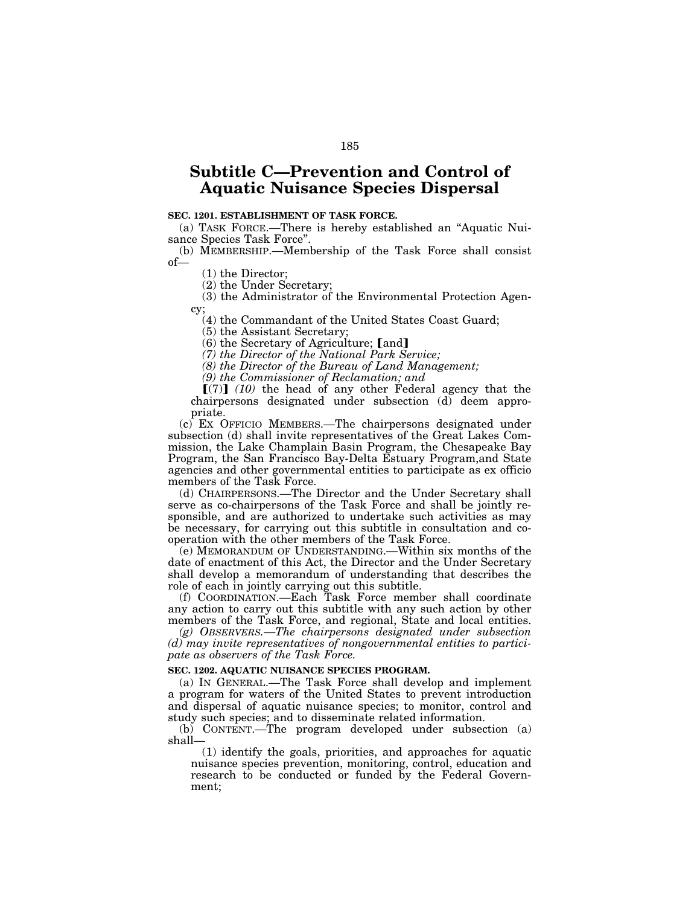# Subtitle C—Prevention and Control of Aquatic Nuisance Species Dispersal

**SEC. 1201. ESTABLISHMENT OF TASK FORCE.**

(a) TASK FORCE.—There is hereby established an "Aquatic Nuisance Species Task Force".

(b) MEMBERSHIP.—Membership of the Task Force shall consist of—

(1) the Director;

(2) the Under Secretary;

(3) the Administrator of the Environmental Protection Agency;

(4) the Commandant of the United States Coast Guard;

(5) the Assistant Secretary;

(6) the Secretary of Agriculture; [and]

*(7) the Director of the National Park Service;*

*(8) the Director of the Bureau of Land Management;*

*(9) the Commissioner of Reclamation; and*

[(7)] *(10)* the head of any other Federal agency that the chairpersons designated under subsection (d) deem appropriate.

(c) EX OFFICIO MEMBERS.—The chairpersons designated under subsection (d) shall invite representatives of the Great Lakes Commission, the Lake Champlain Basin Program, the Chesapeake Bay Program, the San Francisco Bay-Delta Estuary Program,and State agencies and other governmental entities to participate as ex officio members of the Task Force.

(d) CHAIRPERSONS.—The Director and the Under Secretary shall serve as co-chairpersons of the Task Force and shall be jointly responsible, and are authorized to undertake such activities as may be necessary, for carrying out this subtitle in consultation and cooperation with the other members of the Task Force.

(e) MEMORANDUM OF UNDERSTANDING.—Within six months of the date of enactment of this Act, the Director and the Under Secretary shall develop a memorandum of understanding that describes the role of each in jointly carrying out this subtitle.

(f) COORDINATION.—Each Task Force member shall coordinate any action to carry out this subtitle with any such action by other members of the Task Force, and regional, State and local entities.

*(g) OBSERVERS.—The chairpersons designated under subsection (d) may invite representatives of nongovernmental entities to participate as observers of the Task Force.*

**SEC. 1202. AQUATIC NUISANCE SPECIES PROGRAM.**

(a) IN GENERAL.—The Task Force shall develop and implement a program for waters of the United States to prevent introduction and dispersal of aquatic nuisance species; to monitor, control and study such species; and to disseminate related information.

(b) CONTENT.—The program developed under subsection (a) shall—

(1) identify the goals, priorities, and approaches for aquatic nuisance species prevention, monitoring, control, education and research to be conducted or funded by the Federal Government;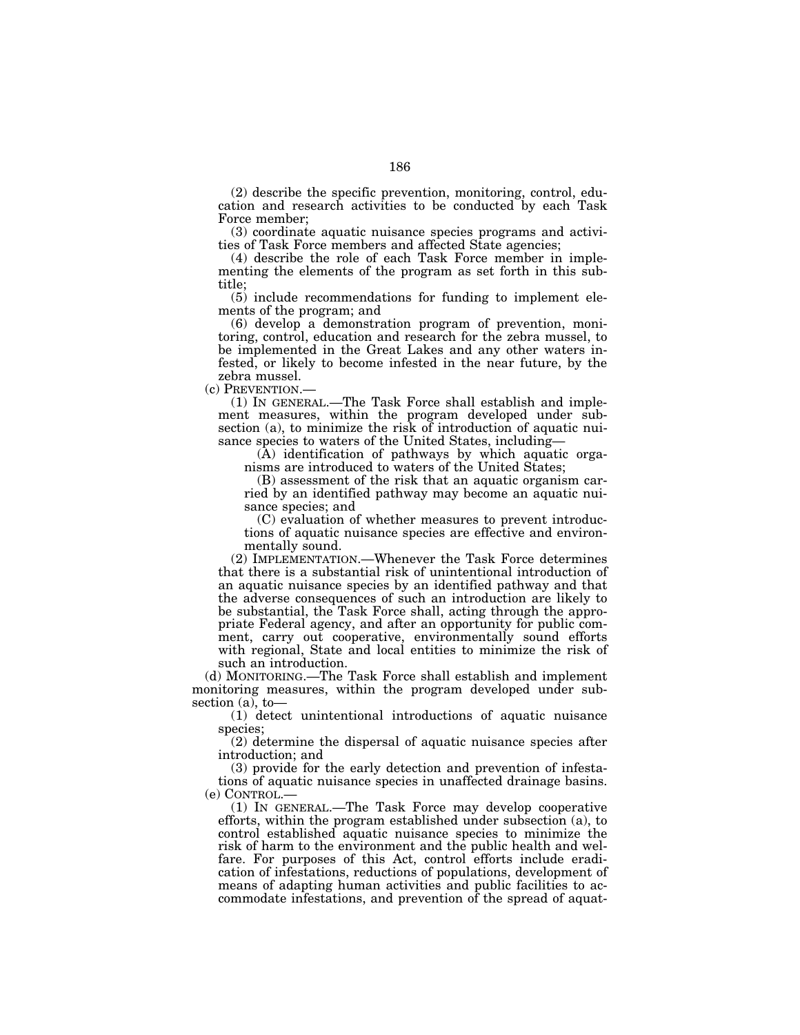(2) describe the specific prevention, monitoring, control, education and research activities to be conducted by each Task Force member;

(3) coordinate aquatic nuisance species programs and activities of Task Force members and affected State agencies;

(4) describe the role of each Task Force member in implementing the elements of the program as set forth in this subtitle;

(5) include recommendations for funding to implement elements of the program; and

(6) develop a demonstration program of prevention, monitoring, control, education and research for the zebra mussel, to be implemented in the Great Lakes and any other waters infested, or likely to become infested in the near future, by the zebra mussel.

(c) PREVENTION.—

(1) IN GENERAL.—The Task Force shall establish and implement measures, within the program developed under subsection (a), to minimize the risk of introduction of aquatic nuisance species to waters of the United States, including—

(A) identification of pathways by which aquatic organisms are introduced to waters of the United States;

(B) assessment of the risk that an aquatic organism carried by an identified pathway may become an aquatic nuisance species; and

(C) evaluation of whether measures to prevent introductions of aquatic nuisance species are effective and environmentally sound.

(2) IMPLEMENTATION.—Whenever the Task Force determines that there is a substantial risk of unintentional introduction of an aquatic nuisance species by an identified pathway and that the adverse consequences of such an introduction are likely to be substantial, the Task Force shall, acting through the appropriate Federal agency, and after an opportunity for public comment, carry out cooperative, environmentally sound efforts with regional, State and local entities to minimize the risk of such an introduction.

(d) MONITORING.—The Task Force shall establish and implement monitoring measures, within the program developed under subsection (a), to—

(1) detect unintentional introductions of aquatic nuisance species;

(2) determine the dispersal of aquatic nuisance species after introduction; and

(3) provide for the early detection and prevention of infestations of aquatic nuisance species in unaffected drainage basins.

(e) CONTROL.—

(1) IN GENERAL.—The Task Force may develop cooperative efforts, within the program established under subsection (a), to control established aquatic nuisance species to minimize the risk of harm to the environment and the public health and welfare. For purposes of this Act, control efforts include eradication of infestations, reductions of populations, development of means of adapting human activities and public facilities to accommodate infestations, and prevention of the spread of aquat-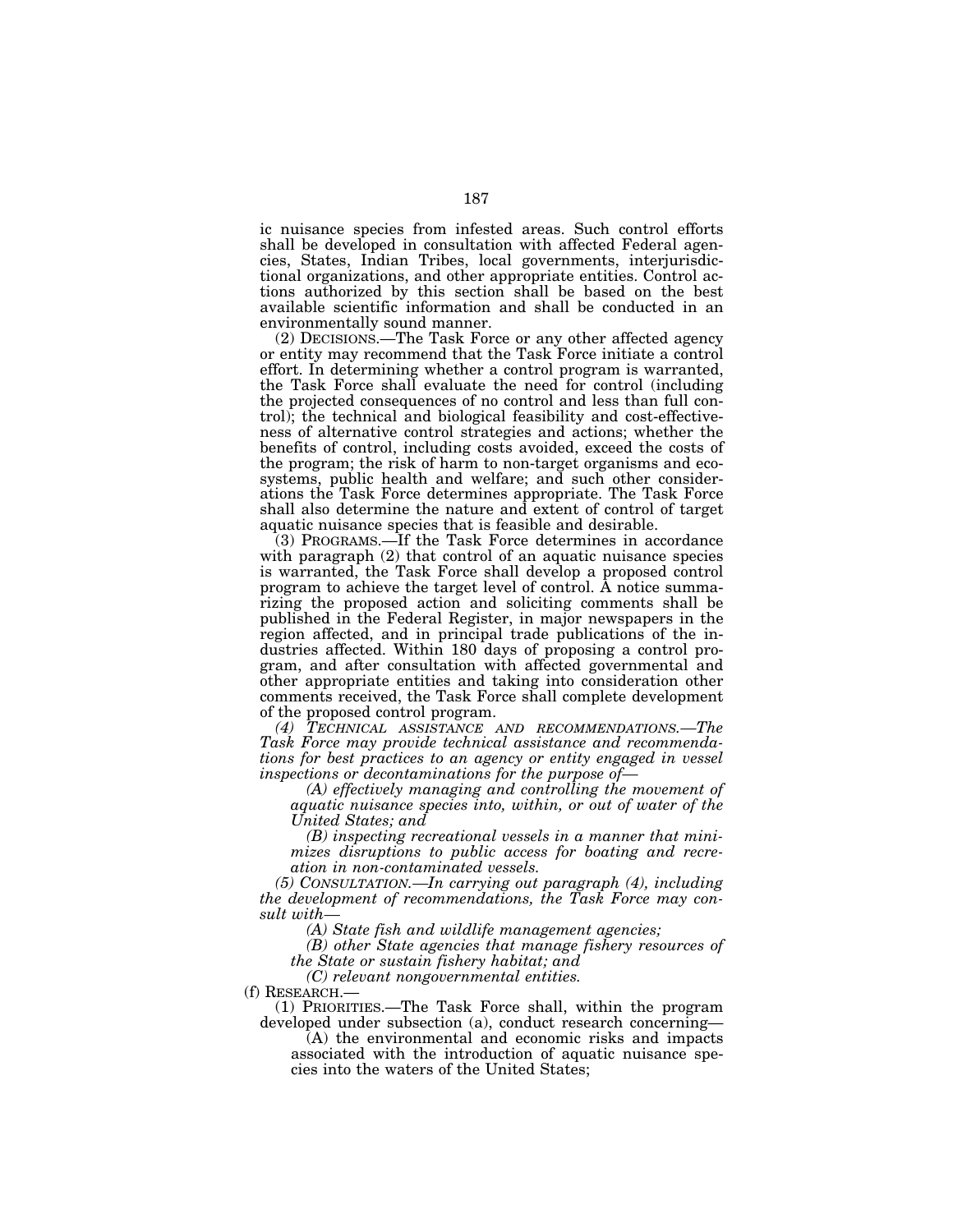ic nuisance species from infested areas. Such control efforts shall be developed in consultation with affected Federal agencies, States, Indian Tribes, local governments, interjurisdictional organizations, and other appropriate entities. Control actions authorized by this section shall be based on the best available scientific information and shall be conducted in an environmentally sound manner.

(2) DECISIONS.—The Task Force or any other affected agency or entity may recommend that the Task Force initiate a control effort. In determining whether a control program is warranted, the Task Force shall evaluate the need for control (including the projected consequences of no control and less than full control); the technical and biological feasibility and cost-effectiveness of alternative control strategies and actions; whether the benefits of control, including costs avoided, exceed the costs of the program; the risk of harm to non-target organisms and ecosystems, public health and welfare; and such other considerations the Task Force determines appropriate. The Task Force shall also determine the nature and extent of control of target aquatic nuisance species that is feasible and desirable.

(3) PROGRAMS.—If the Task Force determines in accordance with paragraph (2) that control of an aquatic nuisance species is warranted, the Task Force shall develop a proposed control program to achieve the target level of control. A notice summarizing the proposed action and soliciting comments shall be published in the Federal Register, in major newspapers in the region affected, and in principal trade publications of the industries affected. Within 180 days of proposing a control program, and after consultation with affected governmental and other appropriate entities and taking into consideration other comments received, the Task Force shall complete development of the proposed control program.

*(4) TECHNICAL ASSISTANCE AND RECOMMENDATIONS.—The Task Force may provide technical assistance and recommendations for best practices to an agency or entity engaged in vessel inspections or decontaminations for the purpose of—*

*(A) effectively managing and controlling the movement of aquatic nuisance species into, within, or out of water of the United States; and*

*(B) inspecting recreational vessels in a manner that minimizes disruptions to public access for boating and recreation in non-contaminated vessels.*

*(5) CONSULTATION.—In carrying out paragraph (4), including the development of recommendations, the Task Force may consult with—*

*(A) State fish and wildlife management agencies;*

*(B) other State agencies that manage fishery resources of the State or sustain fishery habitat; and*

*(C) relevant nongovernmental entities.*

(f) RESEARCH.—

(1) PRIORITIES.—The Task Force shall, within the program developed under subsection (a), conduct research concerning—

(A) the environmental and economic risks and impacts associated with the introduction of aquatic nuisance species into the waters of the United States;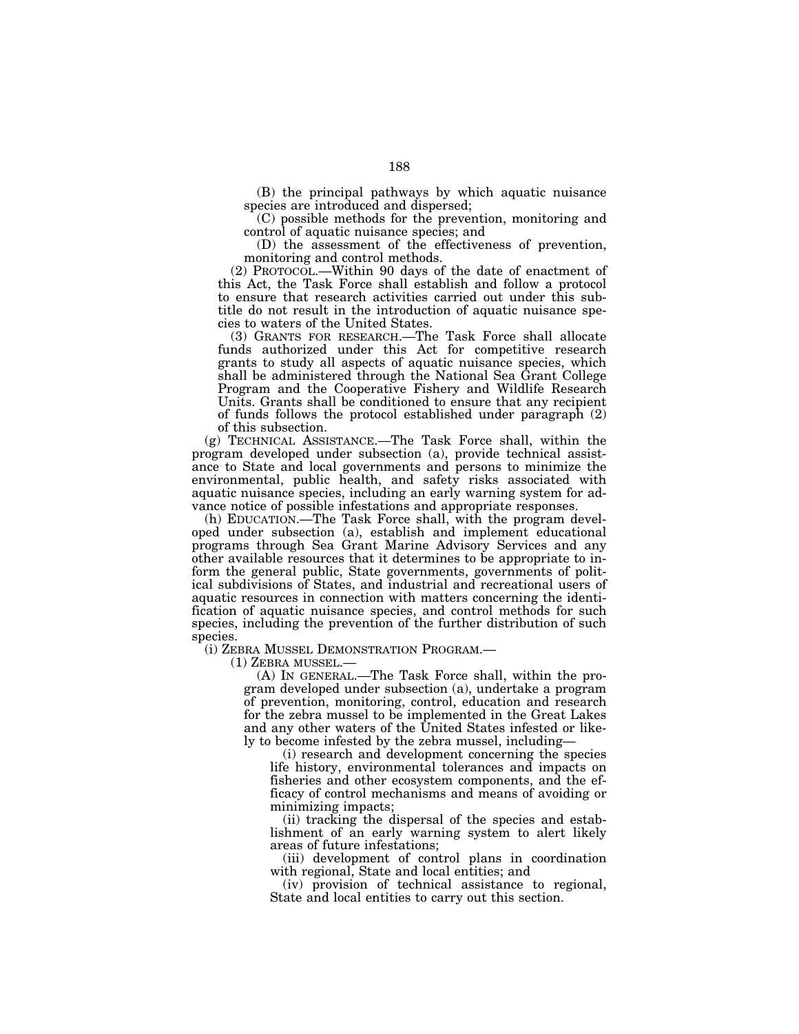(B) the principal pathways by which aquatic nuisance species are introduced and dispersed;

(C) possible methods for the prevention, monitoring and control of aquatic nuisance species; and

(D) the assessment of the effectiveness of prevention, monitoring and control methods.

(2) PROTOCOL.—Within 90 days of the date of enactment of this Act, the Task Force shall establish and follow a protocol to ensure that research activities carried out under this subtitle do not result in the introduction of aquatic nuisance species to waters of the United States.

(3) GRANTS FOR RESEARCH.—The Task Force shall allocate funds authorized under this Act for competitive research grants to study all aspects of aquatic nuisance species, which shall be administered through the National Sea Grant College Program and the Cooperative Fishery and Wildlife Research Units. Grants shall be conditioned to ensure that any recipient of funds follows the protocol established under paragraph (2) of this subsection.

(g) TECHNICAL ASSISTANCE.—The Task Force shall, within the program developed under subsection (a), provide technical assistance to State and local governments and persons to minimize the environmental, public health, and safety risks associated with aquatic nuisance species, including an early warning system for advance notice of possible infestations and appropriate responses.

(h) EDUCATION.—The Task Force shall, with the program developed under subsection (a), establish and implement educational programs through Sea Grant Marine Advisory Services and any other available resources that it determines to be appropriate to inform the general public, State governments, governments of political subdivisions of States, and industrial and recreational users of aquatic resources in connection with matters concerning the identification of aquatic nuisance species, and control methods for such species, including the prevention of the further distribution of such species.

(i) ZEBRA MUSSEL DEMONSTRATION PROGRAM.—

(1) ZEBRA MUSSEL.—

(A) IN GENERAL.—The Task Force shall, within the program developed under subsection (a), undertake a program of prevention, monitoring, control, education and research for the zebra mussel to be implemented in the Great Lakes and any other waters of the United States infested or likely to become infested by the zebra mussel, including—

(i) research and development concerning the species life history, environmental tolerances and impacts on fisheries and other ecosystem components, and the efficacy of control mechanisms and means of avoiding or minimizing impacts;

(ii) tracking the dispersal of the species and establishment of an early warning system to alert likely areas of future infestations;

(iii) development of control plans in coordination with regional, State and local entities; and

(iv) provision of technical assistance to regional, State and local entities to carry out this section.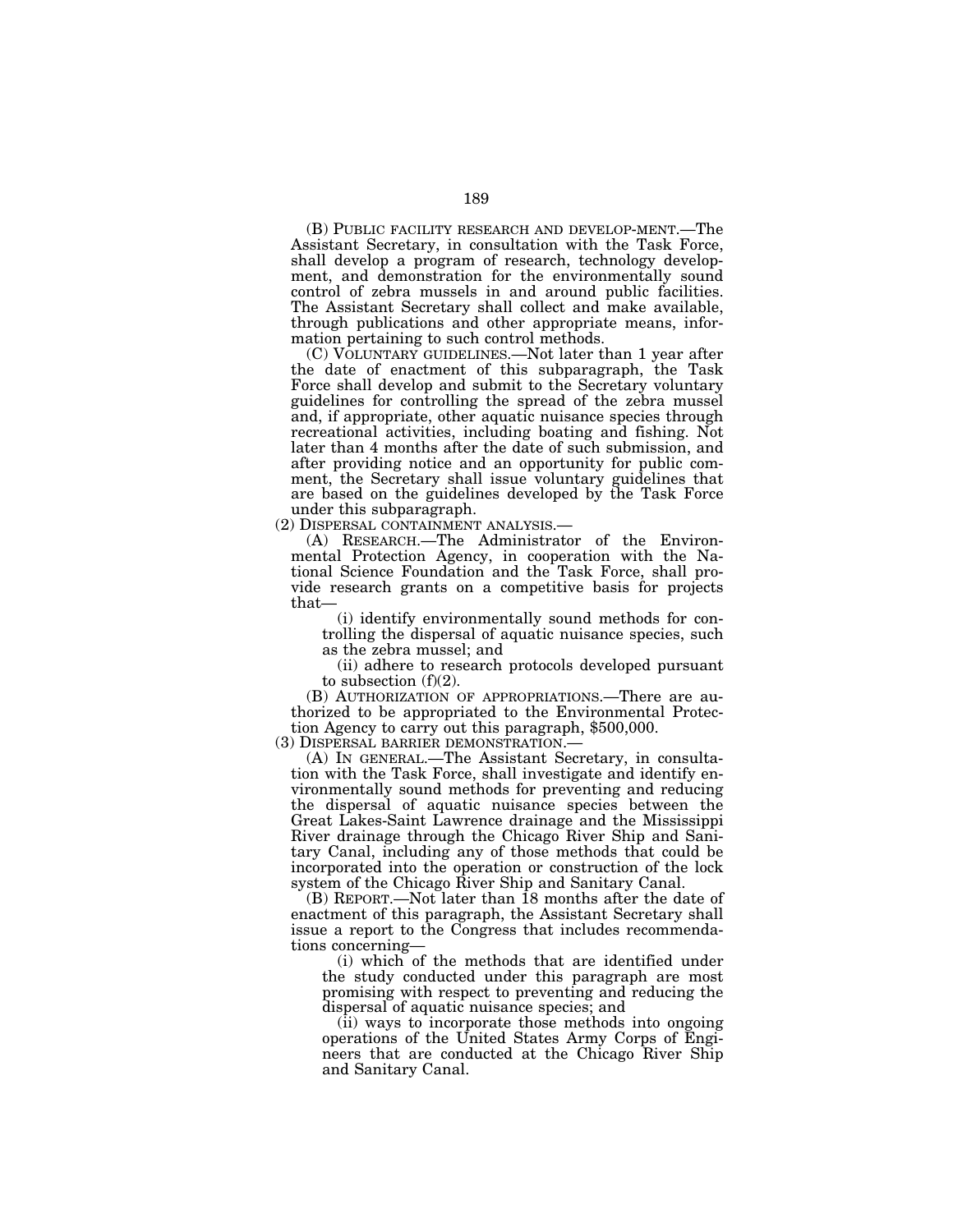(B) PUBLIC FACILITY RESEARCH AND DEVELOP-MENT.—The Assistant Secretary, in consultation with the Task Force, shall develop a program of research, technology development, and demonstration for the environmentally sound control of zebra mussels in and around public facilities. The Assistant Secretary shall collect and make available, through publications and other appropriate means, information pertaining to such control methods.

(C) VOLUNTARY GUIDELINES.—Not later than 1 year after the date of enactment of this subparagraph, the Task Force shall develop and submit to the Secretary voluntary guidelines for controlling the spread of the zebra mussel and, if appropriate, other aquatic nuisance species through recreational activities, including boating and fishing. Not later than 4 months after the date of such submission, and after providing notice and an opportunity for public comment, the Secretary shall issue voluntary guidelines that are based on the guidelines developed by the Task Force under this subparagraph.

(2) DISPERSAL CONTAINMENT ANALYSIS.—

(A) RESEARCH.—The Administrator of the Environmental Protection Agency, in cooperation with the National Science Foundation and the Task Force, shall provide research grants on a competitive basis for projects that—

(i) identify environmentally sound methods for controlling the dispersal of aquatic nuisance species, such as the zebra mussel; and

(ii) adhere to research protocols developed pursuant to subsection (f)(2).

(B) AUTHORIZATION OF APPROPRIATIONS.—There are authorized to be appropriated to the Environmental Protection Agency to carry out this paragraph, $500,000.

(3) DISPERSAL BARRIER DEMONSTRATION.—

(A) IN GENERAL.—The Assistant Secretary, in consultation with the Task Force, shall investigate and identify environmentally sound methods for preventing and reducing the dispersal of aquatic nuisance species between the Great Lakes-Saint Lawrence drainage and the Mississippi River drainage through the Chicago River Ship and Sanitary Canal, including any of those methods that could be incorporated into the operation or construction of the lock system of the Chicago River Ship and Sanitary Canal.

(B) REPORT.—Not later than 18 months after the date of enactment of this paragraph, the Assistant Secretary shall issue a report to the Congress that includes recommendations concerning—

(i) which of the methods that are identified under the study conducted under this paragraph are most promising with respect to preventing and reducing the dispersal of aquatic nuisance species; and

(ii) ways to incorporate those methods into ongoing operations of the United States Army Corps of Engineers that are conducted at the Chicago River Ship and Sanitary Canal.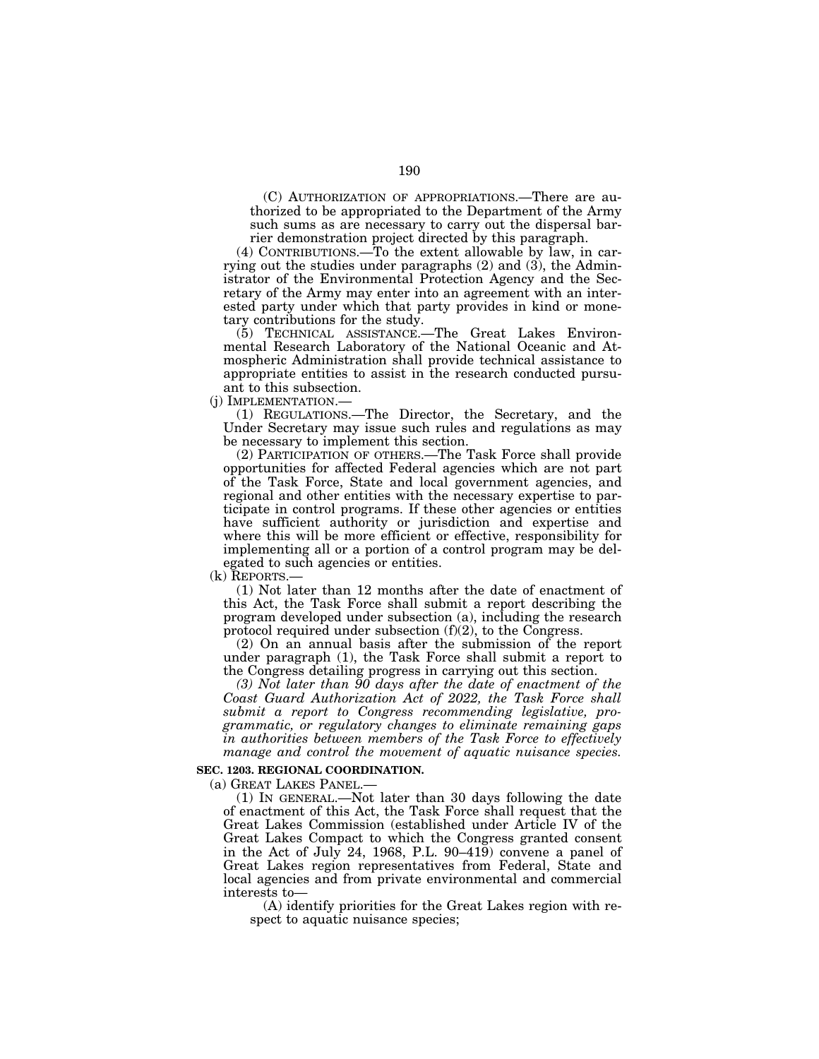(C) AUTHORIZATION OF APPROPRIATIONS.—There are authorized to be appropriated to the Department of the Army such sums as are necessary to carry out the dispersal barrier demonstration project directed by this paragraph.

(4) CONTRIBUTIONS.—To the extent allowable by law, in carrying out the studies under paragraphs (2) and (3), the Administrator of the Environmental Protection Agency and the Secretary of the Army may enter into an agreement with an interested party under which that party provides in kind or monetary contributions for the study.

(5) TECHNICAL ASSISTANCE.—The Great Lakes Environmental Research Laboratory of the National Oceanic and Atmospheric Administration shall provide technical assistance to appropriate entities to assist in the research conducted pursuant to this subsection.

(j) IMPLEMENTATION.—

(1) REGULATIONS.—The Director, the Secretary, and the Under Secretary may issue such rules and regulations as may be necessary to implement this section.

(2) PARTICIPATION OF OTHERS.—The Task Force shall provide opportunities for affected Federal agencies which are not part of the Task Force, State and local government agencies, and regional and other entities with the necessary expertise to participate in control programs. If these other agencies or entities have sufficient authority or jurisdiction and expertise and where this will be more efficient or effective, responsibility for implementing all or a portion of a control program may be delegated to such agencies or entities.

(k) REPORTS.—

(1) Not later than 12 months after the date of enactment of this Act, the Task Force shall submit a report describing the program developed under subsection (a), including the research protocol required under subsection (f)(2), to the Congress.

(2) On an annual basis after the submission of the report under paragraph (1), the Task Force shall submit a report to the Congress detailing progress in carrying out this section.

*(3) Not later than 90 days after the date of enactment of the Coast Guard Authorization Act of 2022, the Task Force shall submit a report to Congress recommending legislative, programmatic, or regulatory changes to eliminate remaining gaps in authorities between members of the Task Force to effectively manage and control the movement of aquatic nuisance species.*

**SEC. 1203. REGIONAL COORDINATION.**

(a) GREAT LAKES PANEL.—

(1) IN GENERAL.—Not later than 30 days following the date of enactment of this Act, the Task Force shall request that the Great Lakes Commission (established under Article IV of the Great Lakes Compact to which the Congress granted consent in the Act of July 24, 1968, P.L. 90–419) convene a panel of Great Lakes region representatives from Federal, State and local agencies and from private environmental and commercial interests to—

(A) identify priorities for the Great Lakes region with respect to aquatic nuisance species;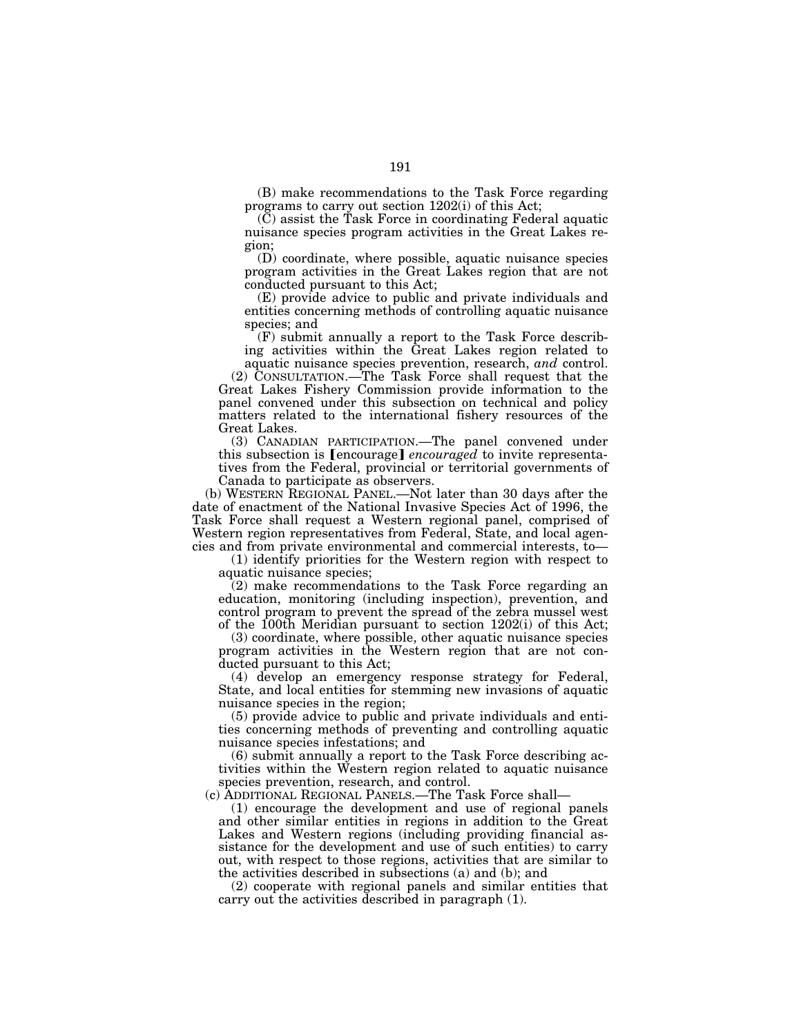(B) make recommendations to the Task Force regarding programs to carry out section 1202(i) of this Act;

(C) assist the Task Force in coordinating Federal aquatic nuisance species program activities in the Great Lakes region;

(D) coordinate, where possible, aquatic nuisance species program activities in the Great Lakes region that are not conducted pursuant to this Act;

(E) provide advice to public and private individuals and entities concerning methods of controlling aquatic nuisance species; and

(F) submit annually a report to the Task Force describing activities within the Great Lakes region related to aquatic nuisance species prevention, research, *and* control.

(2) CONSULTATION.—The Task Force shall request that the Great Lakes Fishery Commission provide information to the panel convened under this subsection on technical and policy matters related to the international fishery resources of the Great Lakes.

(3) CANADIAN PARTICIPATION.—The panel convened under this subsection is 【encourage】 *encouraged* to invite representatives from the Federal, provincial or territorial governments of Canada to participate as observers.

(b) WESTERN REGIONAL PANEL.—Not later than 30 days after the date of enactment of the National Invasive Species Act of 1996, the Task Force shall request a Western regional panel, comprised of Western region representatives from Federal, State, and local agencies and from private environmental and commercial interests, to—

(1) identify priorities for the Western region with respect to aquatic nuisance species;

(2) make recommendations to the Task Force regarding an education, monitoring (including inspection), prevention, and control program to prevent the spread of the zebra mussel west of the 100th Meridian pursuant to section 1202(i) of this Act;

(3) coordinate, where possible, other aquatic nuisance species program activities in the Western region that are not conducted pursuant to this Act;

(4) develop an emergency response strategy for Federal, State, and local entities for stemming new invasions of aquatic nuisance species in the region;

(5) provide advice to public and private individuals and entities concerning methods of preventing and controlling aquatic nuisance species infestations; and

(6) submit annually a report to the Task Force describing activities within the Western region related to aquatic nuisance species prevention, research, and control.

(c) ADDITIONAL REGIONAL PANELS.—The Task Force shall—

(1) encourage the development and use of regional panels and other similar entities in regions in addition to the Great Lakes and Western regions (including providing financial assistance for the development and use of such entities) to carry out, with respect to those regions, activities that are similar to the activities described in subsections (a) and (b); and

(2) cooperate with regional panels and similar entities that carry out the activities described in paragraph (1).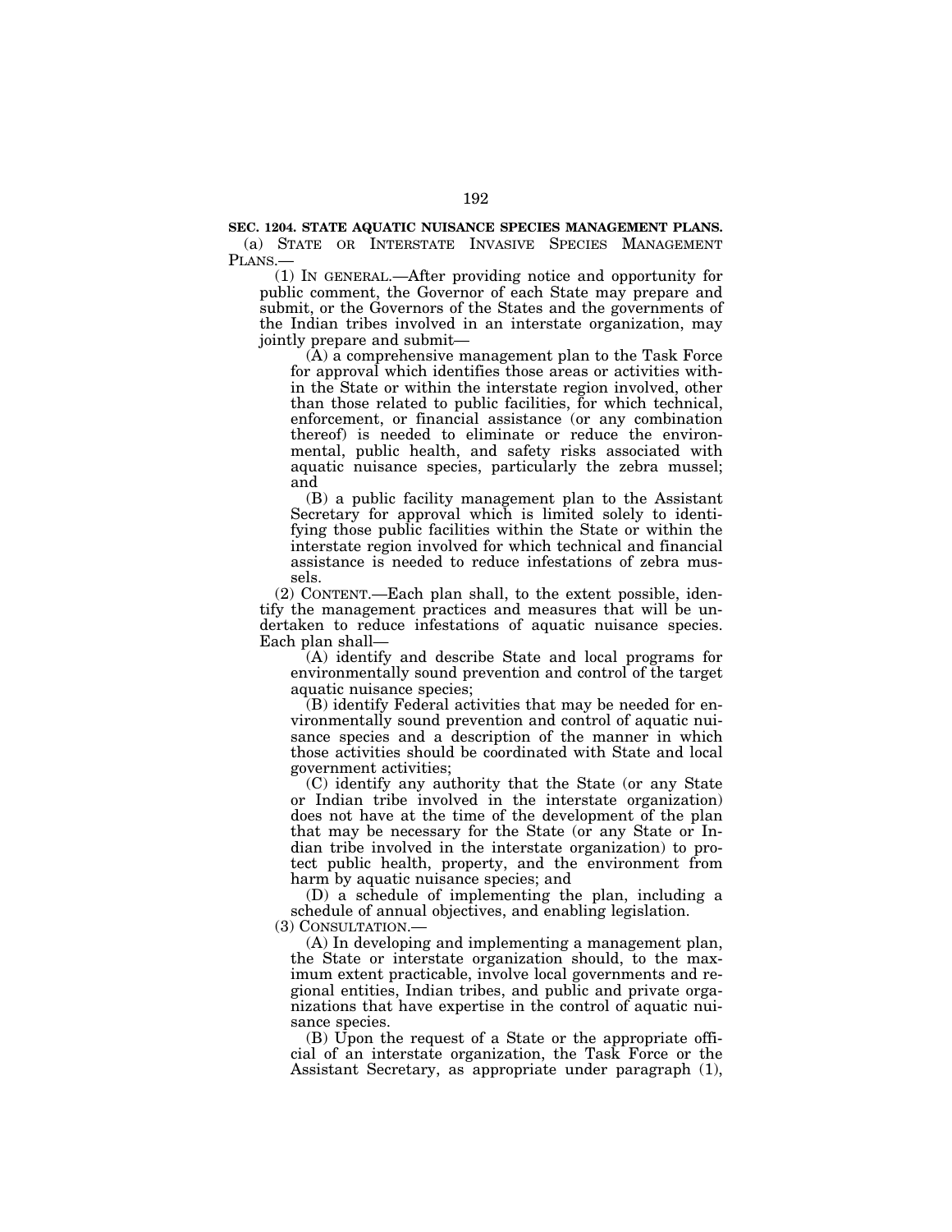**SEC. 1204. STATE AQUATIC NUISANCE SPECIES MANAGEMENT PLANS.**

(a) STATE OR INTERSTATE INVASIVE SPECIES MANAGEMENT PLANS.—

(1) IN GENERAL.—After providing notice and opportunity for public comment, the Governor of each State may prepare and submit, or the Governors of the States and the governments of the Indian tribes involved in an interstate organization, may jointly prepare and submit—

(A) a comprehensive management plan to the Task Force for approval which identifies those areas or activities within the State or within the interstate region involved, other than those related to public facilities, for which technical, enforcement, or financial assistance (or any combination thereof) is needed to eliminate or reduce the environmental, public health, and safety risks associated with aquatic nuisance species, particularly the zebra mussel; and

(B) a public facility management plan to the Assistant Secretary for approval which is limited solely to identifying those public facilities within the State or within the interstate region involved for which technical and financial assistance is needed to reduce infestations of zebra mussels.

(2) CONTENT.—Each plan shall, to the extent possible, identify the management practices and measures that will be undertaken to reduce infestations of aquatic nuisance species. Each plan shall—

(A) identify and describe State and local programs for environmentally sound prevention and control of the target aquatic nuisance species;

(B) identify Federal activities that may be needed for environmentally sound prevention and control of aquatic nuisance species and a description of the manner in which those activities should be coordinated with State and local government activities;

(C) identify any authority that the State (or any State or Indian tribe involved in the interstate organization) does not have at the time of the development of the plan that may be necessary for the State (or any State or Indian tribe involved in the interstate organization) to protect public health, property, and the environment from harm by aquatic nuisance species; and

(D) a schedule of implementing the plan, including a schedule of annual objectives, and enabling legislation.

(3) CONSULTATION.—

(A) In developing and implementing a management plan, the State or interstate organization should, to the maximum extent practicable, involve local governments and regional entities, Indian tribes, and public and private organizations that have expertise in the control of aquatic nuisance species.

(B) Upon the request of a State or the appropriate official of an interstate organization, the Task Force or the Assistant Secretary, as appropriate under paragraph (1),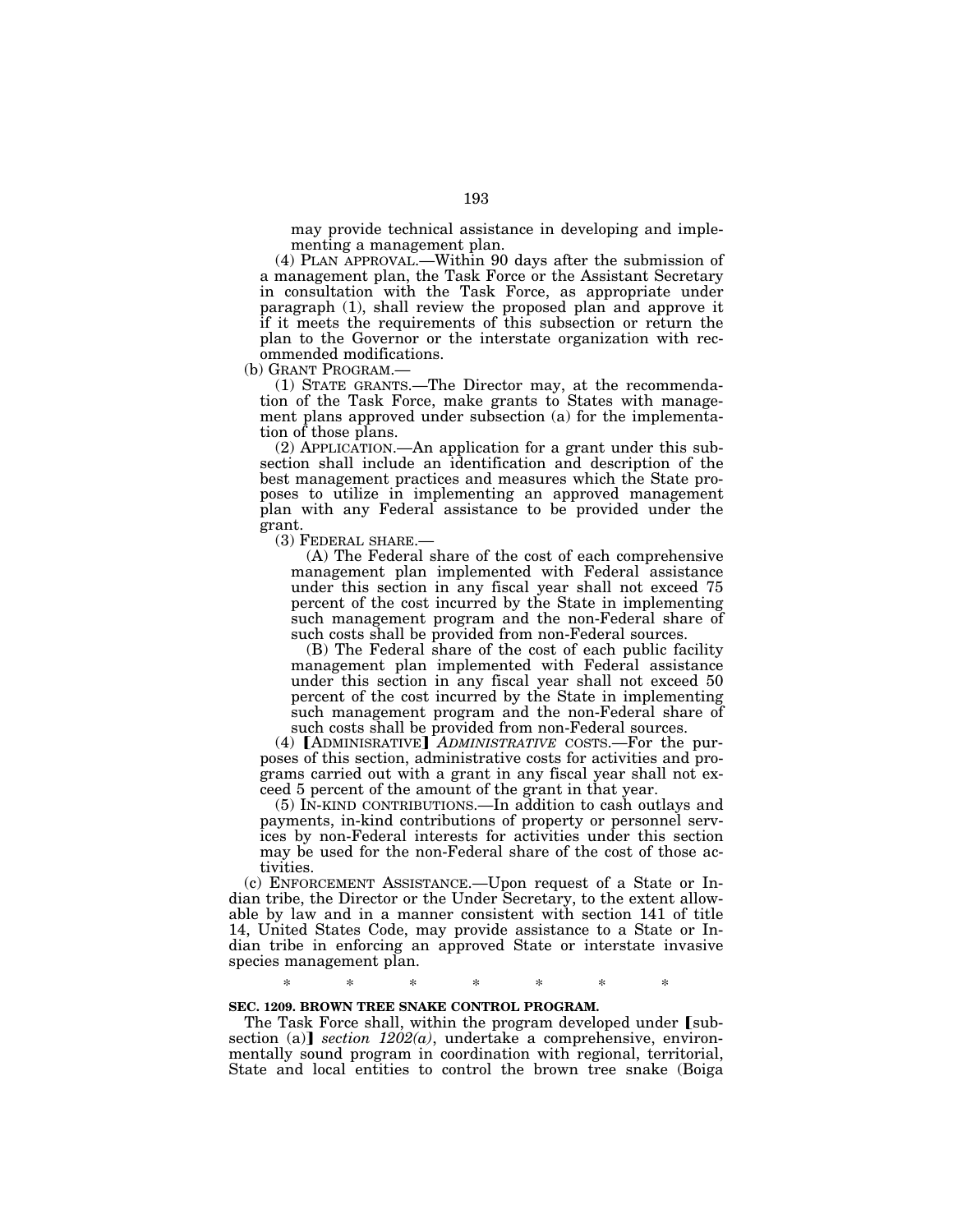may provide technical assistance in developing and implementing a management plan.

(4) PLAN APPROVAL.—Within 90 days after the submission of a management plan, the Task Force or the Assistant Secretary in consultation with the Task Force, as appropriate under paragraph (1), shall review the proposed plan and approve it if it meets the requirements of this subsection or return the plan to the Governor or the interstate organization with recommended modifications.

(b) GRANT PROGRAM.—

(1) STATE GRANTS.—The Director may, at the recommendation of the Task Force, make grants to States with management plans approved under subsection (a) for the implementation of those plans.

(2) APPLICATION.—An application for a grant under this subsection shall include an identification and description of the best management practices and measures which the State proposes to utilize in implementing an approved management plan with any Federal assistance to be provided under the grant.

(3) FEDERAL SHARE.—

(A) The Federal share of the cost of each comprehensive management plan implemented with Federal assistance under this section in any fiscal year shall not exceed 75 percent of the cost incurred by the State in implementing such management program and the non-Federal share of such costs shall be provided from non-Federal sources.

(B) The Federal share of the cost of each public facility management plan implemented with Federal assistance under this section in any fiscal year shall not exceed 50 percent of the cost incurred by the State in implementing such management program and the non-Federal share of such costs shall be provided from non-Federal sources.

(4) [ADMINISRATIVE] *ADMINISTRATIVE* COSTS.—For the purposes of this section, administrative costs for activities and programs carried out with a grant in any fiscal year shall not exceed 5 percent of the amount of the grant in that year.

(5) IN-KIND CONTRIBUTIONS.—In addition to cash outlays and payments, in-kind contributions of property or personnel services by non-Federal interests for activities under this section may be used for the non-Federal share of the cost of those activities.

(c) ENFORCEMENT ASSISTANCE.—Upon request of a State or Indian tribe, the Director or the Under Secretary, to the extent allowable by law and in a manner consistent with section 141 of title 14, United States Code, may provide assistance to a State or Indian tribe in enforcing an approved State or interstate invasive species management plan.

\* \* \* \* \* \* \*

**SEC. 1209. BROWN TREE SNAKE CONTROL PROGRAM.**

The Task Force shall, within the program developed under [subsection (a)] *section 1202(a)*, undertake a comprehensive, environmentally sound program in coordination with regional, territorial, State and local entities to control the brown tree snake (Boiga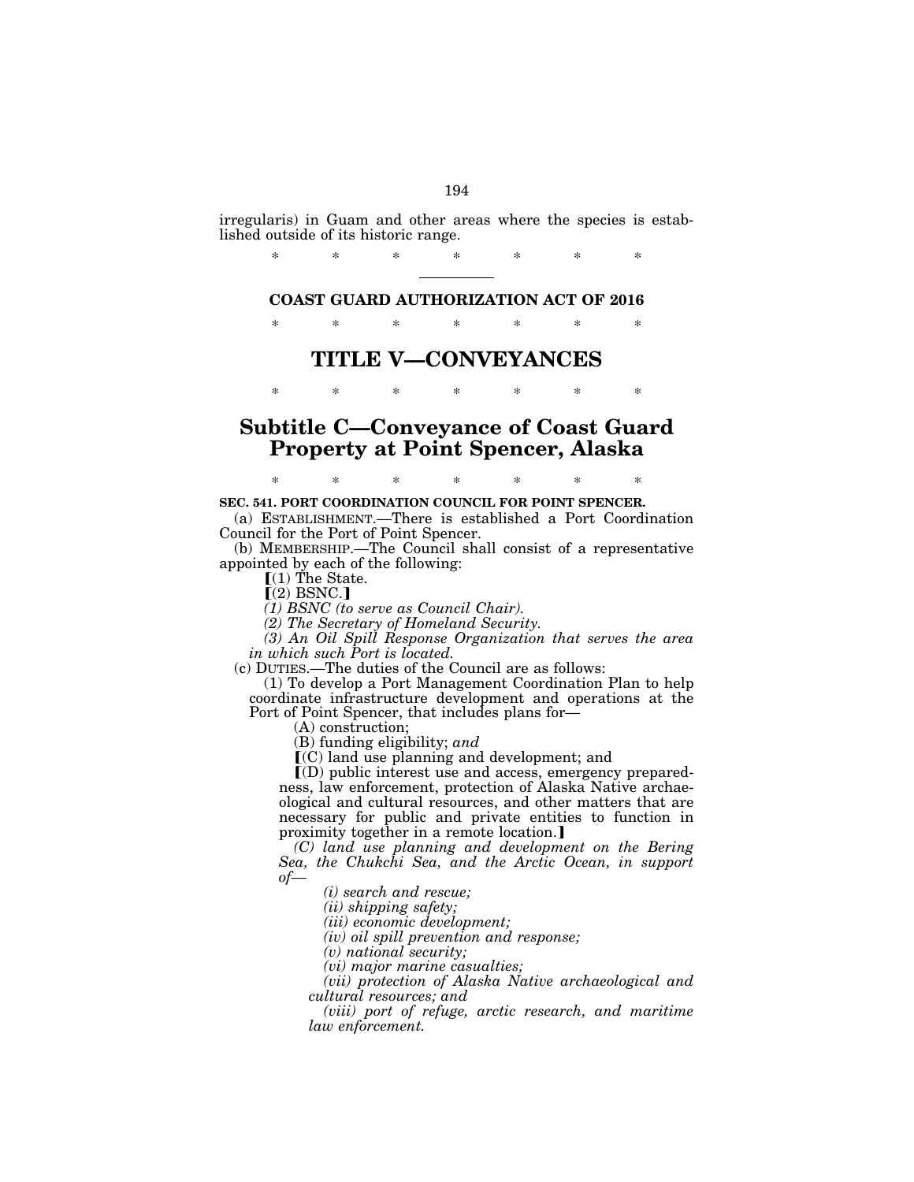irregularis) in Guam and other areas where the species is established outside of its historic range.

\* \* \* \* \* \* \*

---

**COAST GUARD AUTHORIZATION ACT OF 2016**

\* \* \* \* \* \* \*

# TITLE V—CONVEYANCES

\* \* \* \* \* \* \*

# Subtitle C—Conveyance of Coast Guard Property at Point Spencer, Alaska

\* \* \* \* \* \* \*

**SEC. 541. PORT COORDINATION COUNCIL FOR POINT SPENCER.**

(a) ESTABLISHMENT.—There is established a Port Coordination Council for the Port of Point Spencer.

(b) MEMBERSHIP.—The Council shall consist of a representative appointed by each of the following:

【(1) The State.

【(2) BSNC.】

*(1) BSNC (to serve as Council Chair).*

*(2) The Secretary of Homeland Security.*

*(3) An Oil Spill Response Organization that serves the area in which such Port is located.*

(c) DUTIES.—The duties of the Council are as follows:

(1) To develop a Port Management Coordination Plan to help coordinate infrastructure development and operations at the Port of Point Spencer, that includes plans for—

(A) construction;

(B) funding eligibility; *and*

【(C) land use planning and development; and

【(D) public interest use and access, emergency preparedness, law enforcement, protection of Alaska Native archaeological and cultural resources, and other matters that are necessary for public and private entities to function in proximity together in a remote location.】

*(C) land use planning and development on the Bering Sea, the Chukchi Sea, and the Arctic Ocean, in support of—*

*(i) search and rescue;*

*(ii) shipping safety;*

*(iii) economic development;*

*(iv) oil spill prevention and response;*

*(v) national security;*

*(vi) major marine casualties;*

*(vii) protection of Alaska Native archaeological and cultural resources; and*

*(viii) port of refuge, arctic research, and maritime law enforcement.*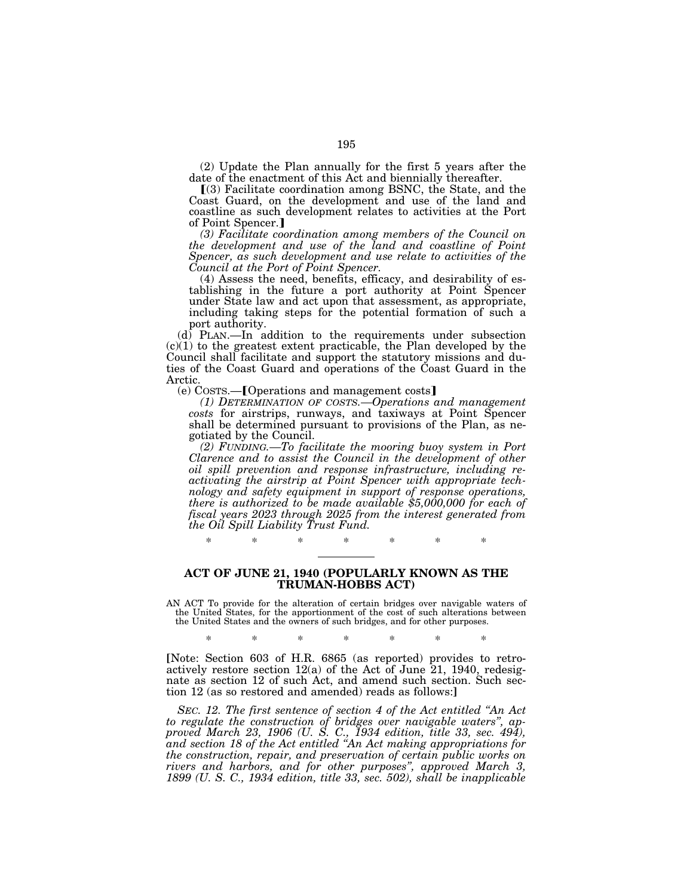(2) Update the Plan annually for the first 5 years after the date of the enactment of this Act and biennially thereafter.

[(3) Facilitate coordination among BSNC, the State, and the Coast Guard, on the development and use of the land and coastline as such development relates to activities at the Port of Point Spencer.]

*(3) Facilitate coordination among members of the Council on the development and use of the land and coastline of Point Spencer, as such development and use relate to activities of the Council at the Port of Point Spencer.*

(4) Assess the need, benefits, efficacy, and desirability of establishing in the future a port authority at Point Spencer under State law and act upon that assessment, as appropriate, including taking steps for the potential formation of such a port authority.

(d) PLAN.—In addition to the requirements under subsection (c)(1) to the greatest extent practicable, the Plan developed by the Council shall facilitate and support the statutory missions and duties of the Coast Guard and operations of the Coast Guard in the Arctic.

(e) COSTS.—[Operations and management costs]

*(1) DETERMINATION OF COSTS.—Operations and management costs for airstrips, runways, and taxiways at Point Spencer shall be determined pursuant to provisions of the Plan, as negotiated by the Council.*

*(2) FUNDING.—To facilitate the mooring buoy system in Port Clarence and to assist the Council in the development of other oil spill prevention and response infrastructure, including reactivating the airstrip at Point Spencer with appropriate technology and safety equipment in support of response operations, there is authorized to be made available $5,000,000 for each of fiscal years 2023 through 2025 from the interest generated from the Oil Spill Liability Trust Fund.*

\* \* \* \* \* \* \*

---

## ACT OF JUNE 21, 1940 (POPULARLY KNOWN AS THE TRUMAN-HOBBS ACT)

AN ACT To provide for the alteration of certain bridges over navigable waters of the United States, for the apportionment of the cost of such alterations between the United States and the owners of such bridges, and for other purposes.

\* \* \* \* \* \* \*

[Note: Section 603 of H.R. 6865 (as reported) provides to retroactively restore section 12(a) of the Act of June 21, 1940, redesignate as section 12 of such Act, and amend such section. Such section 12 (as so restored and amended) reads as follows:]

*SEC. 12. The first sentence of section 4 of the Act entitled "An Act to regulate the construction of bridges over navigable waters", approved March 23, 1906 (U. S. C., 1934 edition, title 33, sec. 494), and section 18 of the Act entitled "An Act making appropriations for the construction, repair, and preservation of certain public works on rivers and harbors, and for other purposes", approved March 3, 1899 (U. S. C., 1934 edition, title 33, sec. 502), shall be inapplicable*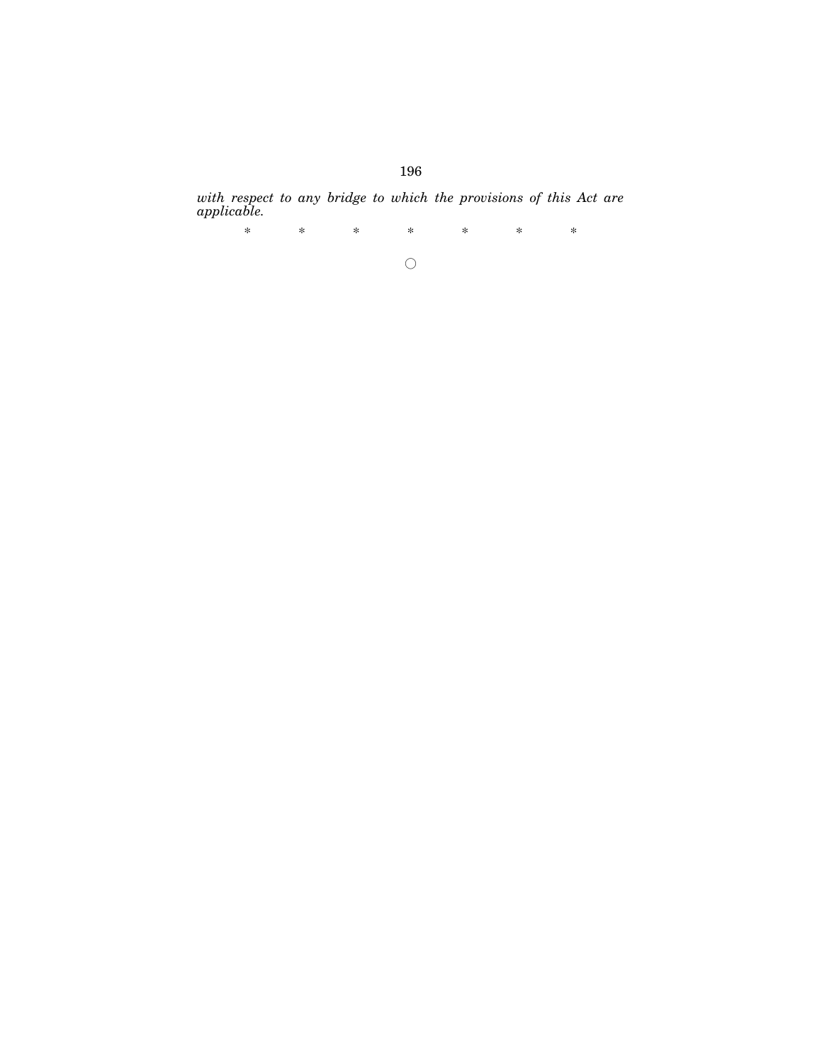*with respect to any bridge to which the provisions of this Act are applicable.*

\* \* \* \* \* \* \*